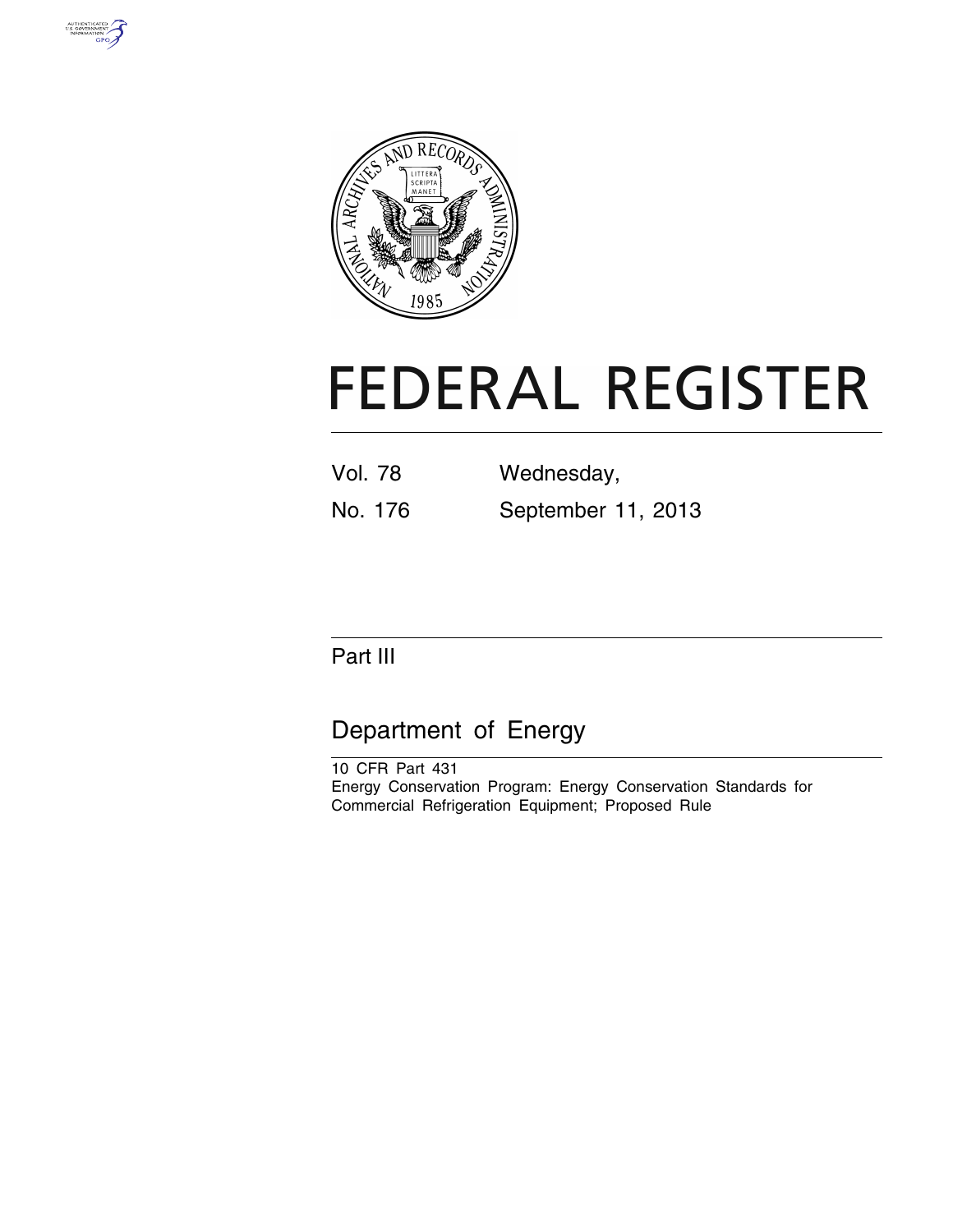# FEDERAL REGISTER

Vol. 78 Wednesday,

No. 176 September 11, 2013

## Part III

## Department of Energy

10 CFR Part 431

Energy Conservation Program: Energy Conservation Standards for Commercial Refrigeration Equipment; Proposed Rule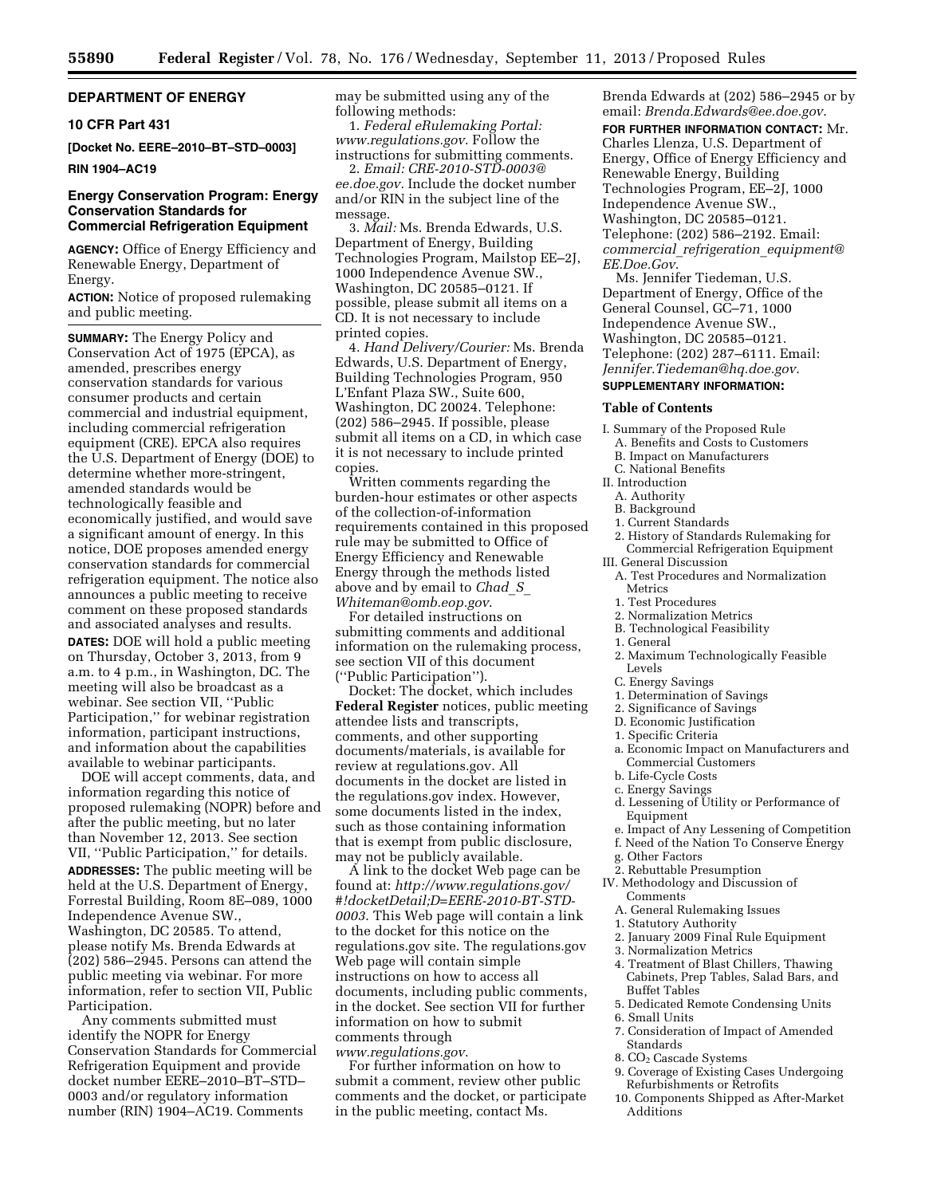**DEPARTMENT OF ENERGY**

**10 CFR Part 431**

**[Docket No. EERE–2010–BT–STD–0003]**

**RIN 1904–AC19**

## Energy Conservation Program: Energy Conservation Standards for Commercial Refrigeration Equipment

**AGENCY:** Office of Energy Efficiency and Renewable Energy, Department of Energy.

**ACTION:** Notice of proposed rulemaking and public meeting.

**SUMMARY:** The Energy Policy and Conservation Act of 1975 (EPCA), as amended, prescribes energy conservation standards for various consumer products and certain commercial and industrial equipment, including commercial refrigeration equipment (CRE). EPCA also requires the U.S. Department of Energy (DOE) to determine whether more-stringent, amended standards would be technologically feasible and economically justified, and would save a significant amount of energy. In this notice, DOE proposes amended energy conservation standards for commercial refrigeration equipment. The notice also announces a public meeting to receive comment on these proposed standards and associated analyses and results.

**DATES:** DOE will hold a public meeting on Thursday, October 3, 2013, from 9 a.m. to 4 p.m., in Washington, DC. The meeting will also be broadcast as a webinar. See section VII, ''Public Participation,'' for webinar registration information, participant instructions, and information about the capabilities available to webinar participants.

DOE will accept comments, data, and information regarding this notice of proposed rulemaking (NOPR) before and after the public meeting, but no later than November 12, 2013. See section VII, ''Public Participation,'' for details.

**ADDRESSES:** The public meeting will be held at the U.S. Department of Energy, Forrestal Building, Room 8E–089, 1000 Independence Avenue SW., Washington, DC 20585. To attend, please notify Ms. Brenda Edwards at (202) 586–2945. Persons can attend the public meeting via webinar. For more information, refer to section VII, Public Participation.

Any comments submitted must identify the NOPR for Energy Conservation Standards for Commercial Refrigeration Equipment and provide docket number EERE–2010–BT–STD–0003 and/or regulatory information number (RIN) 1904–AC19. Comments may be submitted using any of the following methods:

1. *Federal eRulemaking Portal: www.regulations.gov.* Follow the instructions for submitting comments.
2. *Email: CRE-2010-STD-0003@ee.doe.gov.* Include the docket number and/or RIN in the subject line of the message.
3. *Mail:* Ms. Brenda Edwards, U.S. Department of Energy, Building Technologies Program, Mailstop EE–2J, 1000 Independence Avenue SW., Washington, DC 20585–0121. If possible, please submit all items on a CD. It is not necessary to include printed copies.
4. *Hand Delivery/Courier:* Ms. Brenda Edwards, U.S. Department of Energy, Building Technologies Program, 950 L'Enfant Plaza SW., Suite 600, Washington, DC 20024. Telephone: (202) 586–2945. If possible, please submit all items on a CD, in which case it is not necessary to include printed copies.

Written comments regarding the burden-hour estimates or other aspects of the collection-of-information requirements contained in this proposed rule may be submitted to Office of Energy Efficiency and Renewable Energy through the methods listed above and by email to *Chad_S_Whiteman@omb.eop.gov.*

For detailed instructions on submitting comments and additional information on the rulemaking process, see section VII of this document (''Public Participation'').

Docket: The docket, which includes **Federal Register** notices, public meeting attendee lists and transcripts, comments, and other supporting documents/materials, is available for review at regulations.gov. All documents in the docket are listed in the regulations.gov index. However, some documents listed in the index, such as those containing information that is exempt from public disclosure, may not be publicly available.

A link to the docket Web page can be found at: *http://www.regulations.gov/#!docketDetail;D=EERE-2010-BT-STD-0003.* This Web page will contain a link to the docket for this notice on the regulations.gov site. The regulations.gov Web page will contain simple instructions on how to access all documents, including public comments, in the docket. See section VII for further information on how to submit comments through *www.regulations.gov.*

For further information on how to submit a comment, review other public comments and the docket, or participate in the public meeting, contact Ms. Brenda Edwards at (202) 586–2945 or by email: *Brenda.Edwards@ee.doe.gov.*

**FOR FURTHER INFORMATION CONTACT:** Mr. Charles Llenza, U.S. Department of Energy, Office of Energy Efficiency and Renewable Energy, Building Technologies Program, EE–2J, 1000 Independence Avenue SW., Washington, DC 20585–0121. Telephone: (202) 586–2192. Email: *commercial_refrigeration_equipment@EE.Doe.Gov.*

Ms. Jennifer Tiedeman, U.S. Department of Energy, Office of the General Counsel, GC–71, 1000 Independence Avenue SW., Washington, DC 20585–0121. Telephone: (202) 287–6111. Email: *Jennifer.Tiedeman@hq.doe.gov.*

**SUPPLEMENTARY INFORMATION:**

### Table of Contents

I. Summary of the Proposed Rule
 A. Benefits and Costs to Customers
 B. Impact on Manufacturers
 C. National Benefits
II. Introduction
 A. Authority
 B. Background
 1. Current Standards
 2. History of Standards Rulemaking for Commercial Refrigeration Equipment
III. General Discussion
 A. Test Procedures and Normalization Metrics
 1. Test Procedures
 2. Normalization Metrics
 B. Technological Feasibility
 1. General
 2. Maximum Technologically Feasible Levels
 C. Energy Savings
 1. Determination of Savings
 2. Significance of Savings
 D. Economic Justification
 1. Specific Criteria
 a. Economic Impact on Manufacturers and Commercial Customers
 b. Life-Cycle Costs
 c. Energy Savings
 d. Lessening of Utility or Performance of Equipment
 e. Impact of Any Lessening of Competition
 f. Need of the Nation To Conserve Energy
 g. Other Factors
 2. Rebuttable Presumption
IV. Methodology and Discussion of Comments
 A. General Rulemaking Issues
 1. Statutory Authority
 2. January 2009 Final Rule Equipment
 3. Normalization Metrics
 4. Treatment of Blast Chillers, Thawing Cabinets, Prep Tables, Salad Bars, and Buffet Tables
 5. Dedicated Remote Condensing Units
 6. Small Units
 7. Consideration of Impact of Amended Standards
 8. $CO_2$ Cascade Systems
 9. Coverage of Existing Cases Undergoing Refurbishments or Retrofits
 10. Components Shipped as After-Market Additions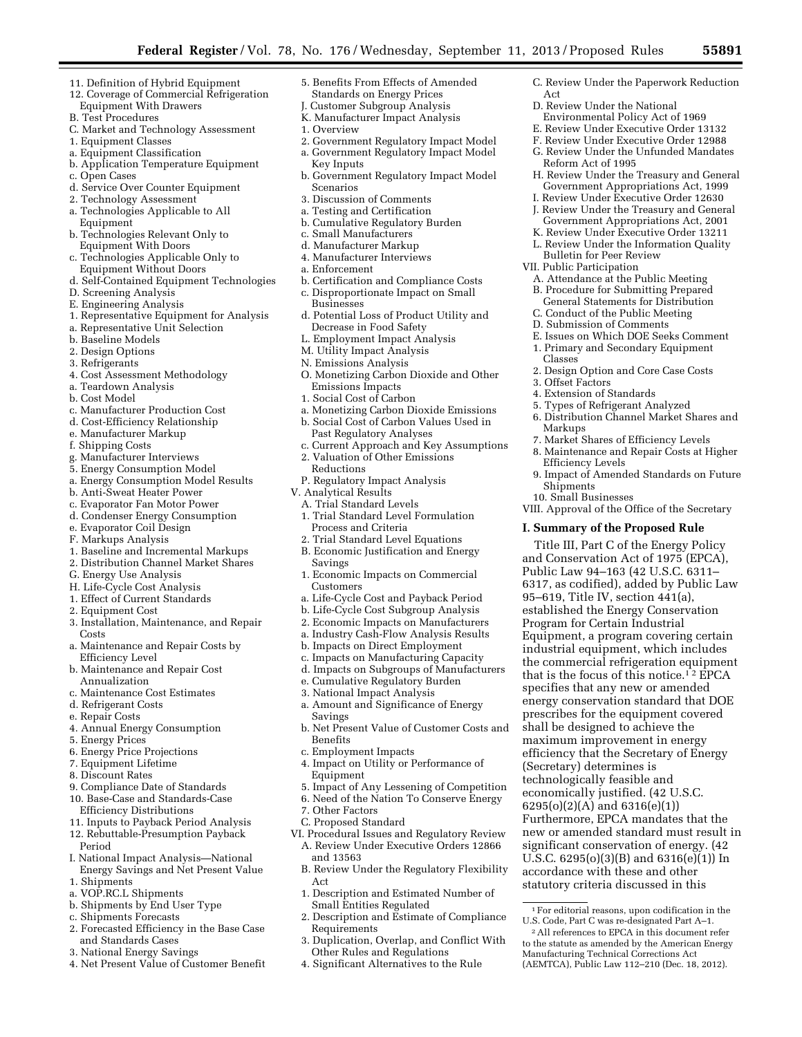11. Definition of Hybrid Equipment
12. Coverage of Commercial Refrigeration Equipment With Drawers

B. Test Procedures
C. Market and Technology Assessment
1. Equipment Classes
a. Equipment Classification
b. Application Temperature Equipment
c. Open Cases
d. Service Over Counter Equipment
2. Technology Assessment
a. Technologies Applicable to All Equipment
b. Technologies Relevant Only to Equipment With Doors
c. Technologies Applicable Only to Equipment Without Doors
d. Self-Contained Equipment Technologies
D. Screening Analysis
E. Engineering Analysis
1. Representative Equipment for Analysis
a. Representative Unit Selection
b. Baseline Models
2. Design Options
3. Refrigerants
4. Cost Assessment Methodology
a. Teardown Analysis
b. Cost Model
c. Manufacturer Production Cost
d. Cost-Efficiency Relationship
e. Manufacturer Markup
f. Shipping Costs
g. Manufacturer Interviews
5. Energy Consumption Model
a. Energy Consumption Model Results
b. Anti-Sweat Heater Power
c. Evaporator Fan Motor Power
d. Condenser Energy Consumption
e. Evaporator Coil Design
F. Markups Analysis
1. Baseline and Incremental Markups
2. Distribution Channel Market Shares
G. Energy Use Analysis
H. Life-Cycle Cost Analysis
1. Effect of Current Standards
2. Equipment Cost
3. Installation, Maintenance, and Repair Costs
a. Maintenance and Repair Costs by Efficiency Level
b. Maintenance and Repair Cost Annualization
c. Maintenance Cost Estimates
d. Refrigerant Costs
e. Repair Costs
4. Annual Energy Consumption
5. Energy Prices
6. Energy Price Projections
7. Equipment Lifetime
8. Discount Rates
9. Compliance Date of Standards
10. Base-Case and Standards-Case Efficiency Distributions
11. Inputs to Payback Period Analysis
12. Rebuttable-Presumption Payback Period
I. National Impact Analysis—National Energy Savings and Net Present Value
1. Shipments
a. VOP.RC.L Shipments
b. Shipments by End User Type
c. Shipments Forecasts
2. Forecasted Efficiency in the Base Case and Standards Cases
3. National Energy Savings
4. Net Present Value of Customer Benefit
5. Benefits From Effects of Amended Standards on Energy Prices
J. Customer Subgroup Analysis
K. Manufacturer Impact Analysis
1. Overview
2. Government Regulatory Impact Model
a. Government Regulatory Impact Model Key Inputs
b. Government Regulatory Impact Model Scenarios
3. Discussion of Comments
a. Testing and Certification
b. Cumulative Regulatory Burden
c. Small Manufacturers
d. Manufacturer Markup
4. Manufacturer Interviews
a. Enforcement
b. Certification and Compliance Costs
c. Disproportionate Impact on Small Businesses
d. Potential Loss of Product Utility and Decrease in Food Safety
L. Employment Impact Analysis
M. Utility Impact Analysis
N. Emissions Analysis
O. Monetizing Carbon Dioxide and Other Emissions Impacts
1. Social Cost of Carbon
a. Monetizing Carbon Dioxide Emissions
b. Social Cost of Carbon Values Used in Past Regulatory Analyses
c. Current Approach and Key Assumptions
2. Valuation of Other Emissions Reductions
P. Regulatory Impact Analysis

V. Analytical Results
A. Trial Standard Levels
1. Trial Standard Level Formulation Process and Criteria
2. Trial Standard Level Equations
B. Economic Justification and Energy Savings
1. Economic Impacts on Commercial Customers
a. Life-Cycle Cost and Payback Period
b. Life-Cycle Cost Subgroup Analysis
2. Economic Impacts on Manufacturers
a. Industry Cash-Flow Analysis Results
b. Impacts on Direct Employment
c. Impacts on Manufacturing Capacity
d. Impacts on Subgroups of Manufacturers
e. Cumulative Regulatory Burden
3. National Impact Analysis
a. Amount and Significance of Energy Savings
b. Net Present Value of Customer Costs and Benefits
c. Employment Impacts
4. Impact on Utility or Performance of Equipment
5. Impact of Any Lessening of Competition
6. Need of the Nation To Conserve Energy
7. Other Factors
C. Proposed Standard

VI. Procedural Issues and Regulatory Review
A. Review Under Executive Orders 12866 and 13563
B. Review Under the Regulatory Flexibility Act
1. Description and Estimated Number of Small Entities Regulated
2. Description and Estimate of Compliance Requirements
3. Duplication, Overlap, and Conflict With Other Rules and Regulations
4. Significant Alternatives to the Rule
C. Review Under the Paperwork Reduction Act
D. Review Under the National Environmental Policy Act of 1969
E. Review Under Executive Order 13132
F. Review Under Executive Order 12988
G. Review Under the Unfunded Mandates Reform Act of 1995
H. Review Under the Treasury and General Government Appropriations Act, 1999
I. Review Under Executive Order 12630
J. Review Under the Treasury and General Government Appropriations Act, 2001
K. Review Under Executive Order 13211
L. Review Under the Information Quality Bulletin for Peer Review

VII. Public Participation
A. Attendance at the Public Meeting
B. Procedure for Submitting Prepared General Statements for Distribution
C. Conduct of the Public Meeting
D. Submission of Comments
E. Issues on Which DOE Seeks Comment
1. Primary and Secondary Equipment Classes
2. Design Option and Core Case Costs
3. Offset Factors
4. Extension of Standards
5. Types of Refrigerant Analyzed
6. Distribution Channel Market Shares and Markups
7. Market Shares of Efficiency Levels
8. Maintenance and Repair Costs at Higher Efficiency Levels
9. Impact of Amended Standards on Future Shipments
10. Small Businesses

VIII. Approval of the Office of the Secretary

## I. Summary of the Proposed Rule

Title III, Part C of the Energy Policy and Conservation Act of 1975 (EPCA), Public Law 94–163 (42 U.S.C. 6311–6317, as codified), added by Public Law 95–619, Title IV, section 441(a), established the Energy Conservation Program for Certain Industrial Equipment, a program covering certain industrial equipment, which includes the commercial refrigeration equipment that is the focus of this notice.[1 2] EPCA specifies that any new or amended energy conservation standard that DOE prescribes for the equipment covered shall be designed to achieve the maximum improvement in energy efficiency that the Secretary of Energy (Secretary) determines is technologically feasible and economically justified. (42 U.S.C. 6295(o)(2)(A) and 6316(e)(1)) Furthermore, EPCA mandates that the new or amended standard must result in significant conservation of energy. (42 U.S.C. 6295(o)(3)(B) and 6316(e)(1)) In accordance with these and other statutory criteria discussed in this

---

[1] For editorial reasons, upon codification in the U.S. Code, Part C was re-designated Part A–1.

[2] All references to EPCA in this document refer to the statute as amended by the American Energy Manufacturing Technical Corrections Act (AEMTCA), Public Law 112–210 (Dec. 18, 2012).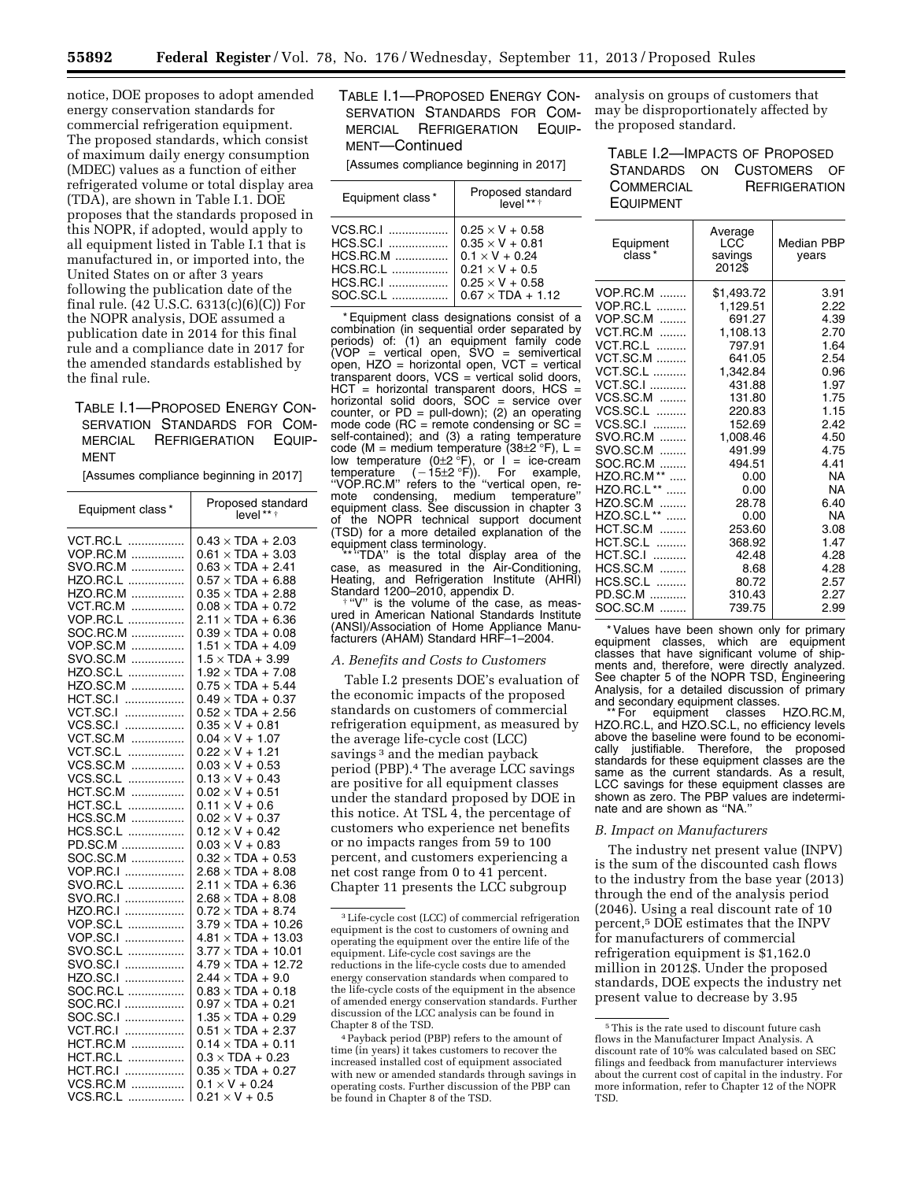notice, DOE proposes to adopt amended energy conservation standards for commercial refrigeration equipment. The proposed standards, which consist of maximum daily energy consumption (MDEC) values as a function of either refrigerated volume or total display area (TDA), are shown in Table I.1. DOE proposes that the standards proposed in this NOPR, if adopted, would apply to all equipment listed in Table I.1 that is manufactured in, or imported into, the United States on or after 3 years following the publication date of the final rule. (42 U.S.C. 6313(c)(6)(C)) For the NOPR analysis, DOE assumed a publication date in 2014 for this final rule and a compliance date in 2017 for the amended standards established by the final rule.

TABLE I.1—PROPOSED ENERGY CONSERVATION STANDARDS FOR COMMERCIAL REFRIGERATION EQUIPMENT

[Assumes compliance beginning in 2017]

| Equipment class* | Proposed standard level** † |
|---|---|
| VCT.RC.L | 0.43 × TDA + 2.03 |
| VOP.RC.M | 0.61 × TDA + 3.03 |
| SVO.RC.M | 0.63 × TDA + 2.41 |
| HZO.RC.L | 0.57 × TDA + 6.88 |
| HZO.RC.M | 0.35 × TDA + 2.88 |
| VCT.RC.M | 0.08 × TDA + 0.72 |
| VOP.RC.L | 2.11 × TDA + 6.36 |
| SOC.RC.M | 0.39 × TDA + 0.08 |
| VOP.SC.M | 1.51 × TDA + 4.09 |
| SVO.SC.M | 1.5 × TDA + 3.99 |
| HZO.SC.L | 1.92 × TDA + 7.08 |
| HZO.SC.M | 0.75 × TDA + 5.44 |
| HCT.SC.I | 0.49 × TDA + 0.37 |
| VCT.SC.I | 0.52 × TDA + 2.56 |
| VCS.SC.I | 0.35 × V + 0.81 |
| VCT.SC.M | 0.04 × V + 1.07 |
| VCT.SC.L | 0.22 × V + 1.21 |
| VCS.SC.M | 0.03 × V + 0.53 |
| VCS.SC.L | 0.13 × V + 0.43 |
| HCT.SC.M | 0.02 × V + 0.51 |
| HCT.SC.L | 0.11 × V + 0.6 |
| HCS.SC.M | 0.02 × V + 0.37 |
| HCS.SC.L | 0.12 × V + 0.42 |
| PD.SC.M | 0.03 × V + 0.83 |
| SOC.SC.M | 0.32 × TDA + 0.53 |
| VOP.RC.I | 2.68 × TDA + 8.08 |
| SVO.RC.L | 2.11 × TDA + 6.36 |
| SVO.RC.I | 2.68 × TDA + 8.08 |
| HZO.RC.I | 0.72 × TDA + 8.74 |
| VOP.SC.L | 3.79 × TDA + 10.26 |
| VOP.SC.I | 4.81 × TDA + 13.03 |
| SVO.SC.L | 3.77 × TDA + 10.01 |
| SVO.SC.I | 4.79 × TDA + 12.72 |
| HZO.SC.I | 2.44 × TDA + 9.0 |
| SOC.RC.L | 0.83 × TDA + 0.18 |
| SOC.RC.I | 0.97 × TDA + 0.21 |
| SOC.SC.I | 1.35 × TDA + 0.29 |
| VCT.RC.I | 0.51 × TDA + 2.37 |
| HCT.RC.M | 0.14 × TDA + 0.11 |
| HCT.RC.L | 0.3 × TDA + 0.23 |
| HCT.RC.I | 0.35 × TDA + 0.27 |
| VCS.RC.M | 0.1 × V + 0.24 |
| VCS.RC.L | 0.21 × V + 0.5 |
| VCS.RC.I | 0.25 × V + 0.58 |
| HCS.SC.I | 0.35 × V + 0.81 |
| HCS.RC.M | 0.1 × V + 0.24 |
| HCS.RC.L | 0.21 × V + 0.5 |
| HCS.RC.I | 0.25 × V + 0.58 |
| SOC.SC.L | 0.67 × TDA + 1.12 |

\* Equipment class designations consist of a combination (in sequential order separated by periods) of: (1) an equipment family code (VOP = vertical open, SVO = semivertical open, HZO = horizontal open, VCT = vertical transparent doors, VCS = vertical solid doors, HCT = horizontal transparent doors, HCS = horizontal solid doors, SOC = service over counter, or PD = pull-down); (2) an operating mode code (RC = remote condensing or SC = self-contained); and (3) a rating temperature code (M = medium temperature (38±2 °F), L = low temperature (0±2 °F), or I = ice-cream temperature (−15±2 °F)). For example, "VOP.RC.M" refers to the "vertical open, remote condensing, medium temperature" equipment class. See discussion in chapter 3 of the NOPR technical support document (TSD) for a more detailed explanation of the equipment class terminology.

\*\* "TDA" is the total display area of the case, as measured in the Air-Conditioning, Heating, and Refrigeration Institute (AHRI) Standard 1200–2010, appendix D.

† "V" is the volume of the case, as measured in American National Standards Institute (ANSI)/Association of Home Appliance Manufacturers (AHAM) Standard HRF–1–2004.

### A. Benefits and Costs to Customers

Table I.2 presents DOE's evaluation of the economic impacts of the proposed standards on customers of commercial refrigeration equipment, as measured by the average life-cycle cost (LCC) savings[3] and the median payback period (PBP).[4] The average LCC savings are positive for all equipment classes under the standard proposed by DOE in this notice. At TSL 4, the percentage of customers who experience net benefits or no impacts ranges from 59 to 100 percent, and customers experiencing a net cost range from 0 to 41 percent. Chapter 11 presents the LCC subgroup analysis on groups of customers that may be disproportionately affected by the proposed standard.

[3] Life-cycle cost (LCC) of commercial refrigeration equipment is the cost to customers of owning and operating the equipment over the entire life of the equipment. Life-cycle cost savings are the reductions in the life-cycle costs due to amended energy conservation standards when compared to the life-cycle costs of the equipment in the absence of amended energy conservation standards. Further discussion of the LCC analysis can be found in Chapter 8 of the TSD.

[4] Payback period (PBP) refers to the amount of time (in years) it takes customers to recover the increased installed cost of equipment associated with new or amended standards through savings in operating costs. Further discussion of the PBP can be found in Chapter 8 of the TSD.

TABLE I.2—IMPACTS OF PROPOSED STANDARDS ON CUSTOMERS OF COMMERCIAL REFRIGERATION EQUIPMENT

| Equipment class* | Average LCC savings 2012$ | Median PBP years |
|---|---|---|
| VOP.RC.M | $1,493.72 | 3.91 |
| VOP.RC.L | 1,129.51 | 2.22 |
| VOP.SC.M | 691.27 | 4.39 |
| VCT.RC.M | 1,108.13 | 2.70 |
| VCT.RC.L | 797.91 | 1.64 |
| VCT.SC.M | 641.05 | 2.54 |
| VCT.SC.L | 1,342.84 | 0.96 |
| VCT.SC.I | 431.88 | 1.97 |
| VCS.SC.M | 131.80 | 1.75 |
| VCS.SC.L | 220.83 | 1.15 |
| VCS.SC.I | 152.69 | 2.42 |
| SVO.RC.M | 1,008.46 | 4.50 |
| SVO.SC.M | 491.99 | 4.75 |
| SOC.RC.M | 494.51 | 4.41 |
| HZO.RC.M** | 0.00 | NA |
| HZO.RC.L** | 0.00 | NA |
| HZO.SC.M | 28.78 | 6.40 |
| HZO.SC.L** | 0.00 | NA |
| HCT.SC.M | 253.60 | 3.08 |
| HCT.SC.L | 368.92 | 1.47 |
| HCT.SC.I | 42.48 | 4.28 |
| HCS.SC.M | 8.68 | 4.28 |
| HCS.SC.L | 80.72 | 2.57 |
| PD.SC.M | 310.43 | 2.27 |
| SOC.SC.M | 739.75 | 2.99 |

\* Values have been shown only for primary equipment classes, which are equipment classes that have significant volume of shipments and, therefore, were directly analyzed. See chapter 5 of the NOPR TSD, Engineering Analysis, for a detailed discussion of primary and secondary equipment classes.

\*\* For equipment classes HZO.RC.M, HZO.RC.L, and HZO.SC.L, no efficiency levels above the baseline were found to be economically justifiable. Therefore, the proposed standards for these equipment classes are the same as the current standards. As a result, LCC savings for these equipment classes are shown as zero. The PBP values are indeterminate and are shown as "NA."

### B. Impact on Manufacturers

The industry net present value (INPV) is the sum of the discounted cash flows to the industry from the base year (2013) through the end of the analysis period (2046). Using a real discount rate of 10 percent,[5] DOE estimates that the INPV for manufacturers of commercial refrigeration equipment is $1,162.0 million in 2012$. Under the proposed standards, DOE expects the industry net present value to decrease by 3.95

[5] This is the rate used to discount future cash flows in the Manufacturer Impact Analysis. A discount rate of 10% was calculated based on SEC filings and feedback from manufacturer interviews about the current cost of capital in the industry. For more information, refer to Chapter 12 of the NOPR TSD.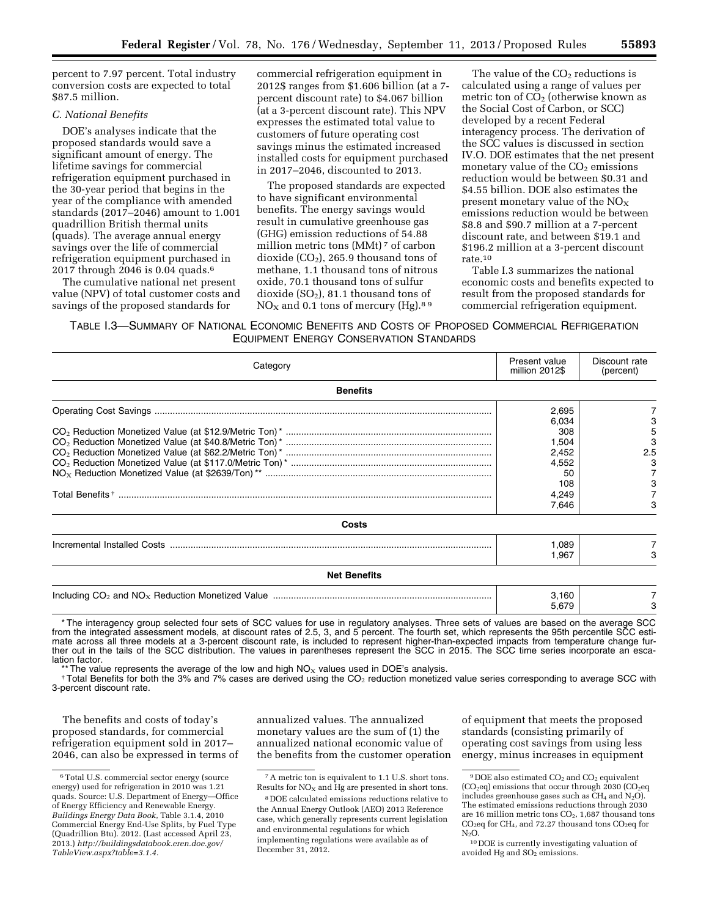percent to 7.97 percent. Total industry conversion costs are expected to total \$87.5 million.

*C. National Benefits*

DOE's analyses indicate that the proposed standards would save a significant amount of energy. The lifetime savings for commercial refrigeration equipment purchased in the 30-year period that begins in the year of the compliance with amended standards (2017–2046) amount to 1.001 quadrillion British thermal units (quads). The average annual energy savings over the life of commercial refrigeration equipment purchased in 2017 through 2046 is 0.04 quads.[6]

The cumulative national net present value (NPV) of total customer costs and savings of the proposed standards for commercial refrigeration equipment in 2012\$ ranges from \$1.606 billion (at a 7-percent discount rate) to \$4.067 billion (at a 3-percent discount rate). This NPV expresses the estimated total value to customers of future operating cost savings minus the estimated increased installed costs for equipment purchased in 2017–2046, discounted to 2013.

The proposed standards are expected to have significant environmental benefits. The energy savings would result in cumulative greenhouse gas (GHG) emission reductions of 54.88 million metric tons (MMt)[7] of carbon dioxide ($CO_2$), 265.9 thousand tons of methane, 1.1 thousand tons of nitrous oxide, 70.1 thousand tons of sulfur dioxide ($SO_2$), 81.1 thousand tons of $NO_X$ and 0.1 tons of mercury (Hg).[8] [9]

The value of the $CO_2$ reductions is calculated using a range of values per metric ton of $CO_2$ (otherwise known as the Social Cost of Carbon, or SCC) developed by a recent Federal interagency process. The derivation of the SCC values is discussed in section IV.O. DOE estimates that the net present monetary value of the $CO_2$ emissions reduction would be between \$0.31 and \$4.55 billion. DOE also estimates the present monetary value of the $NO_X$ emissions reduction would be between \$8.8 and \$90.7 million at a 7-percent discount rate, and between \$19.1 and \$196.2 million at a 3-percent discount rate.[10]

Table I.3 summarizes the national economic costs and benefits expected to result from the proposed standards for commercial refrigeration equipment.

TABLE I.3—SUMMARY OF NATIONAL ECONOMIC BENEFITS AND COSTS OF PROPOSED COMMERCIAL REFRIGERATION EQUIPMENT ENERGY CONSERVATION STANDARDS

| Category | Present value million 2012\$ | Discount rate (percent) |
|---|---|---|
| **Benefits** | | |
| Operating Cost Savings | 2,695 | 7 |
| | 6,034 | 3 |
| $CO_2$ Reduction Monetized Value (at \$12.9/Metric Ton)* | 308 | 5 |
| $CO_2$ Reduction Monetized Value (at \$40.8/Metric Ton)* | 1,504 | 3 |
| $CO_2$ Reduction Monetized Value (at \$62.2/Metric Ton)* | 2,452 | 2.5 |
| $CO_2$ Reduction Monetized Value (at \$117.0/Metric Ton)* | 4,552 | 3 |
| $NO_X$ Reduction Monetized Value (at \$2639/Ton)** | 50 | 7 |
| | 108 | 3 |
| Total Benefits † | 4,249 | 7 |
| | 7,646 | 3 |
| **Costs** | | |
| Incremental Installed Costs | 1,089 | 7 |
| | 1,967 | 3 |
| **Net Benefits** | | |
| Including $CO_2$ and $NO_X$ Reduction Monetized Value | 3,160 | 7 |
| | 5,679 | 3 |

\* The interagency group selected four sets of SCC values for use in regulatory analyses. Three sets of values are based on the average SCC from the integrated assessment models, at discount rates of 2.5, 3, and 5 percent. The fourth set, which represents the 95th percentile SCC estimate across all three models at a 3-percent discount rate, is included to represent higher-than-expected impacts from temperature change further out in the tails of the SCC distribution. The values in parentheses represent the SCC in 2015. The SCC time series incorporate an escalation factor.

\*\* The value represents the average of the low and high $NO_X$ values used in DOE's analysis.

† Total Benefits for both the 3% and 7% cases are derived using the $CO_2$ reduction monetized value series corresponding to average SCC with 3-percent discount rate.

The benefits and costs of today's proposed standards, for commercial refrigeration equipment sold in 2017–2046, can also be expressed in terms of annualized values. The annualized monetary values are the sum of (1) the annualized national economic value of the benefits from the customer operation of equipment that meets the proposed standards (consisting primarily of operating cost savings from using less energy, minus increases in equipment

---

[6] Total U.S. commercial sector energy (source energy) used for refrigeration in 2010 was 1.21 quads. Source: U.S. Department of Energy—Office of Energy Efficiency and Renewable Energy. *Buildings Energy Data Book,* Table 3.1.4, 2010 Commercial Energy End-Use Splits, by Fuel Type (Quadrillion Btu). 2012. (Last accessed April 23, 2013.) *http://buildingsdatabook.eren.doe.gov/TableView.aspx?table=3.1.4.*

[7] A metric ton is equivalent to 1.1 U.S. short tons. Results for $NO_X$ and Hg are presented in short tons.

[8] DOE calculated emissions reductions relative to the Annual Energy Outlook (AEO) 2013 Reference case, which generally represents current legislation and environmental regulations for which implementing regulations were available as of December 31, 2012.

[9] DOE also estimated $CO_2$ and $CO_2$ equivalent ($CO_2eq$) emissions that occur through 2030 ($CO_2eq$ includes greenhouse gases such as $CH_4$ and $N_2O$). The estimated emissions reductions through 2030 are 16 million metric tons $CO_2$, 1,687 thousand tons $CO_2eq$ for $CH_4$, and 72.27 thousand tons $CO_2eq$ for $N_2O$.

[10] DOE is currently investigating valuation of avoided Hg and $SO_2$ emissions.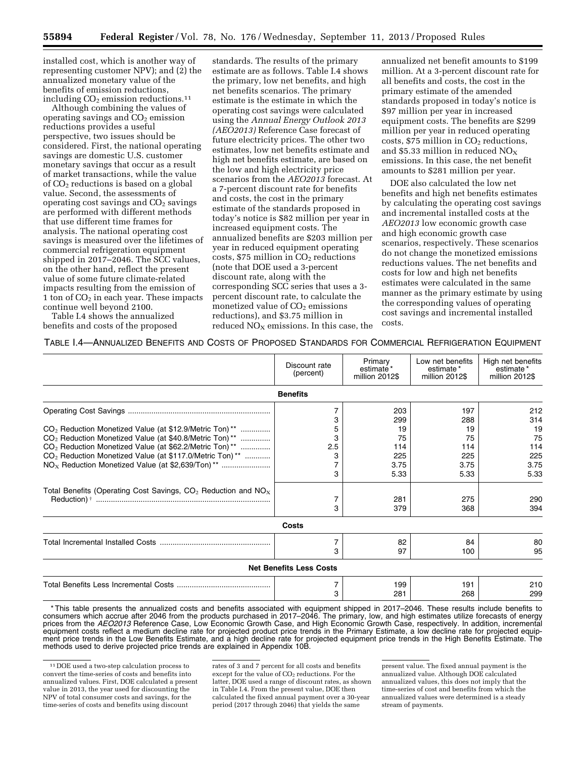installed cost, which is another way of representing customer NPV); and (2) the annualized monetary value of the benefits of emission reductions, including $CO_2$ emission reductions.[11]

Although combining the values of operating savings and $CO_2$ emission reductions provides a useful perspective, two issues should be considered. First, the national operating savings are domestic U.S. customer monetary savings that occur as a result of market transactions, while the value of $CO_2$ reductions is based on a global value. Second, the assessments of operating cost savings and $CO_2$ savings are performed with different methods that use different time frames for analysis. The national operating cost savings is measured over the lifetimes of commercial refrigeration equipment shipped in 2017–2046. The SCC values, on the other hand, reflect the present value of some future climate-related impacts resulting from the emission of 1 ton of $CO_2$ in each year. These impacts continue well beyond 2100.

Table I.4 shows the annualized benefits and costs of the proposed standards. The results of the primary estimate are as follows. Table I.4 shows the primary, low net benefits, and high net benefits scenarios. The primary estimate is the estimate in which the operating cost savings were calculated using the *Annual Energy Outlook 2013 (AEO2013)* Reference Case forecast of future electricity prices. The other two estimates, low net benefits estimate and high net benefits estimate, are based on the low and high electricity price scenarios from the *AEO2013* forecast. At a 7-percent discount rate for benefits and costs, the cost in the primary estimate of the standards proposed in today's notice is $82 million per year in increased equipment costs. The annualized benefits are $203 million per year in reduced equipment operating costs, $75 million in $CO_2$ reductions (note that DOE used a 3-percent discount rate, along with the corresponding SCC series that uses a 3-percent discount rate, to calculate the monetized value of $CO_2$ emissions reductions), and $3.75 million in reduced $NO_X$ emissions. In this case, the annualized net benefit amounts to $199 million. At a 3-percent discount rate for all benefits and costs, the cost in the primary estimate of the amended standards proposed in today's notice is $97 million per year in increased equipment costs. The benefits are $299 million per year in reduced operating costs, $75 million in $CO_2$ reductions, and $5.33 million in reduced $NO_X$ emissions. In this case, the net benefit amounts to $281 million per year.

DOE also calculated the low net benefits and high net benefits estimates by calculating the operating cost savings and incremental installed costs at the *AEO2013* low economic growth case and high economic growth case scenarios, respectively. These scenarios do not change the monetized emissions reductions values. The net benefits and costs for low and high net benefits estimates were calculated in the same manner as the primary estimate by using the corresponding values of operating cost savings and incremental installed costs.

TABLE I.4—ANNUALIZED BENEFITS AND COSTS OF PROPOSED STANDARDS FOR COMMERCIAL REFRIGERATION EQUIPMENT

| | Discount rate (percent) | Primary estimate* million 2012$ | Low net benefits estimate* million 2012$ | High net benefits estimate* million 2012$ |
|---|---|---|---|---|
| **Benefits** | | | | |
| Operating Cost Savings | 7 | 203 | 197 | 212 |
| | 3 | 299 | 288 | 314 |
| $CO_2$ Reduction Monetized Value (at $12.9/Metric Ton)** | 5 | 19 | 19 | 19 |
| $CO_2$ Reduction Monetized Value (at $40.8/Metric Ton)** | 3 | 75 | 75 | 75 |
| $CO_2$ Reduction Monetized Value (at $62.2/Metric Ton)** | 2.5 | 114 | 114 | 114 |
| $CO_2$ Reduction Monetized Value (at $117.0/Metric Ton)** | 3 | 225 | 225 | 225 |
| $NO_X$ Reduction Monetized Value (at $2,639/Ton)** | 7 | 3.75 | 3.75 | 3.75 |
| | 3 | 5.33 | 5.33 | 5.33 |
| Total Benefits (Operating Cost Savings, $CO_2$ Reduction and $NO_X$ Reduction)† | 7 | 281 | 275 | 290 |
| | 3 | 379 | 368 | 394 |
| **Costs** | | | | |
| Total Incremental Installed Costs | 7 | 82 | 84 | 80 |
| | 3 | 97 | 100 | 95 |
| **Net Benefits Less Costs** | | | | |
| Total Benefits Less Incremental Costs | 7 | 199 | 191 | 210 |
| | 3 | 281 | 268 | 299 |

\* This table presents the annualized costs and benefits associated with equipment shipped in 2017–2046. These results include benefits to consumers which accrue after 2046 from the products purchased in 2017–2046. The primary, low, and high estimates utilize forecasts of energy prices from the *AEO2013* Reference Case, Low Economic Growth Case, and High Economic Growth Case, respectively. In addition, incremental equipment costs reflect a medium decline rate for projected product price trends in the Primary Estimate, a low decline rate for projected equipment price trends in the Low Benefits Estimate, and a high decline rate for projected equipment price trends in the High Benefits Estimate. The methods used to derive projected price trends are explained in Appendix 10B.

[11] DOE used a two-step calculation process to convert the time-series of costs and benefits into annualized values. First, DOE calculated a present value in 2013, the year used for discounting the NPV of total consumer costs and savings, for the time-series of costs and benefits using discount rates of 3 and 7 percent for all costs and benefits except for the value of $CO_2$ reductions. For the latter, DOE used a range of discount rates, as shown in Table I.4. From the present value, DOE then calculated the fixed annual payment over a 30-year period (2017 through 2046) that yields the same present value. The fixed annual payment is the annualized value. Although DOE calculated annualized values, this does not imply that the time-series of cost and benefits from which the annualized values were determined is a steady stream of payments.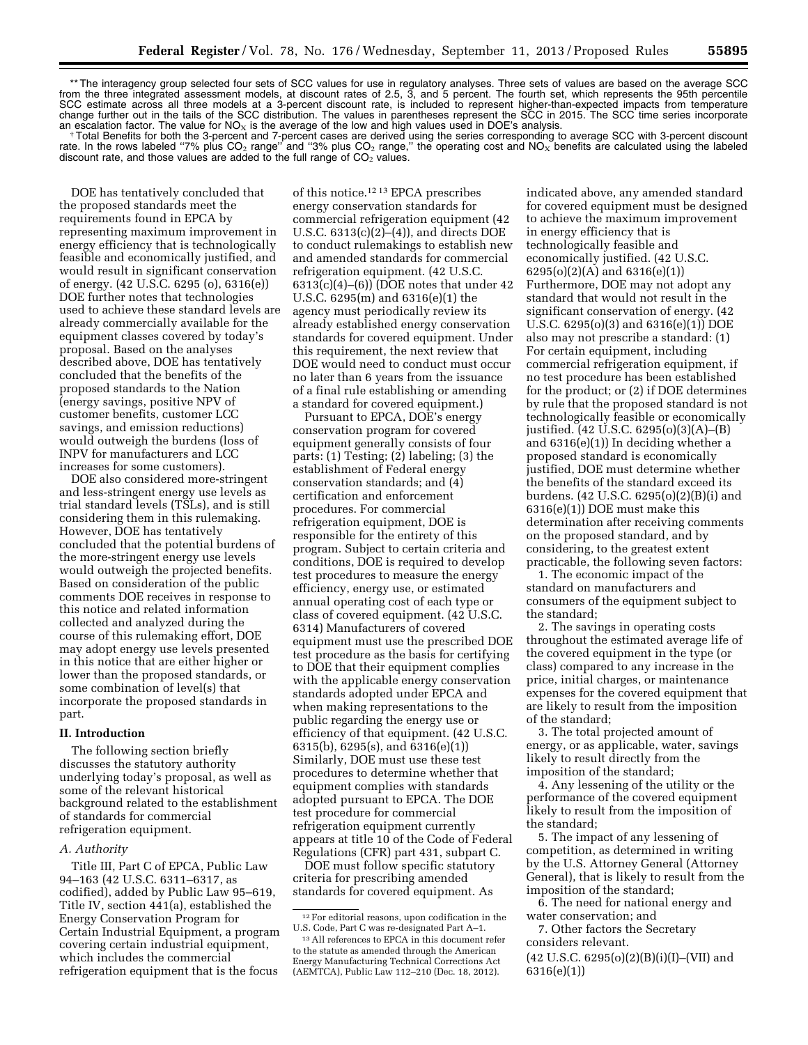** The interagency group selected four sets of SCC values for use in regulatory analyses. Three sets of values are based on the average SCC from the three integrated assessment models, at discount rates of 2.5, 3, and 5 percent. The fourth set, which represents the 95th percentile SCC estimate across all three models at a 3-percent discount rate, is included to represent higher-than-expected impacts from temperature change further out in the tails of the SCC distribution. The values in parentheses represent the SCC in 2015. The SCC time series incorporate an escalation factor. The value for $NO_X$ is the average of the low and high values used in DOE's analysis.

† Total Benefits for both the 3-percent and 7-percent cases are derived using the series corresponding to average SCC with 3-percent discount rate. In the rows labeled "7% plus $CO_2$ range" and "3% plus $CO_2$ range," the operating cost and $NO_X$ benefits are calculated using the labeled discount rate, and those values are added to the full range of $CO_2$ values.

DOE has tentatively concluded that the proposed standards meet the requirements found in EPCA by representing maximum improvement in energy efficiency that is technologically feasible and economically justified, and would result in significant conservation of energy. (42 U.S.C. 6295 (o), 6316(e)) DOE further notes that technologies used to achieve these standard levels are already commercially available for the equipment classes covered by today's proposal. Based on the analyses described above, DOE has tentatively concluded that the benefits of the proposed standards to the Nation (energy savings, positive NPV of customer benefits, customer LCC savings, and emission reductions) would outweigh the burdens (loss of INPV for manufacturers and LCC increases for some customers).

DOE also considered more-stringent and less-stringent energy use levels as trial standard levels (TSLs), and is still considering them in this rulemaking. However, DOE has tentatively concluded that the potential burdens of the more-stringent energy use levels would outweigh the projected benefits. Based on consideration of the public comments DOE receives in response to this notice and related information collected and analyzed during the course of this rulemaking effort, DOE may adopt energy use levels presented in this notice that are either higher or lower than the proposed standards, or some combination of level(s) that incorporate the proposed standards in part.

## II. Introduction

The following section briefly discusses the statutory authority underlying today's proposal, as well as some of the relevant historical background related to the establishment of standards for commercial refrigeration equipment.

### A. Authority

Title III, Part C of EPCA, Public Law 94–163 (42 U.S.C. 6311–6317, as codified), added by Public Law 95–619, Title IV, section 441(a), established the Energy Conservation Program for Certain Industrial Equipment, a program covering certain industrial equipment, which includes the commercial refrigeration equipment that is the focus of this notice.[12] [13] EPCA prescribes energy conservation standards for commercial refrigeration equipment (42 U.S.C. 6313(c)(2)–(4)), and directs DOE to conduct rulemakings to establish new and amended standards for commercial refrigeration equipment. (42 U.S.C. 6313(c)(4)–(6)) (DOE notes that under 42 U.S.C. 6295(m) and 6316(e)(1) the agency must periodically review its already established energy conservation standards for covered equipment. Under this requirement, the next review that DOE would need to conduct must occur no later than 6 years from the issuance of a final rule establishing or amending a standard for covered equipment.)

Pursuant to EPCA, DOE's energy conservation program for covered equipment generally consists of four parts: (1) Testing; (2) labeling; (3) the establishment of Federal energy conservation standards; and (4) certification and enforcement procedures. For commercial refrigeration equipment, DOE is responsible for the entirety of this program. Subject to certain criteria and conditions, DOE is required to develop test procedures to measure the energy efficiency, energy use, or estimated annual operating cost of each type or class of covered equipment. (42 U.S.C. 6314) Manufacturers of covered equipment must use the prescribed DOE test procedure as the basis for certifying to DOE that their equipment complies with the applicable energy conservation standards adopted under EPCA and when making representations to the public regarding the energy use or efficiency of that equipment. (42 U.S.C. 6315(b), 6295(s), and 6316(e)(1)) Similarly, DOE must use these test procedures to determine whether that equipment complies with standards adopted pursuant to EPCA. The DOE test procedure for commercial refrigeration equipment currently appears at title 10 of the Code of Federal Regulations (CFR) part 431, subpart C.

DOE must follow specific statutory criteria for prescribing amended standards for covered equipment. As indicated above, any amended standard for covered equipment must be designed to achieve the maximum improvement in energy efficiency that is technologically feasible and economically justified. (42 U.S.C. 6295(o)(2)(A) and 6316(e)(1)) Furthermore, DOE may not adopt any standard that would not result in the significant conservation of energy. (42 U.S.C. 6295(o)(3) and 6316(e)(1)) DOE also may not prescribe a standard: (1) For certain equipment, including commercial refrigeration equipment, if no test procedure has been established for the product; or (2) if DOE determines by rule that the proposed standard is not technologically feasible or economically justified. (42 U.S.C. 6295(o)(3)(A)–(B) and 6316(e)(1)) In deciding whether a proposed standard is economically justified, DOE must determine whether the benefits of the standard exceed its burdens. (42 U.S.C. 6295(o)(2)(B)(i) and 6316(e)(1)) DOE must make this determination after receiving comments on the proposed standard, and by considering, to the greatest extent practicable, the following seven factors:

1. The economic impact of the standard on manufacturers and consumers of the equipment subject to the standard;
2. The savings in operating costs throughout the estimated average life of the covered equipment in the type (or class) compared to any increase in the price, initial charges, or maintenance expenses for the covered equipment that are likely to result from the imposition of the standard;
3. The total projected amount of energy, or as applicable, water, savings likely to result directly from the imposition of the standard;
4. Any lessening of the utility or the performance of the covered equipment likely to result from the imposition of the standard;
5. The impact of any lessening of competition, as determined in writing by the U.S. Attorney General (Attorney General), that is likely to result from the imposition of the standard;
6. The need for national energy and water conservation; and
7. Other factors the Secretary considers relevant.

(42 U.S.C. 6295(o)(2)(B)(i)(I)–(VII) and 6316(e)(1))

[12] For editorial reasons, upon codification in the U.S. Code, Part C was re-designated Part A–1.

[13] All references to EPCA in this document refer to the statute as amended through the American Energy Manufacturing Technical Corrections Act (AEMTCA), Public Law 112–210 (Dec. 18, 2012).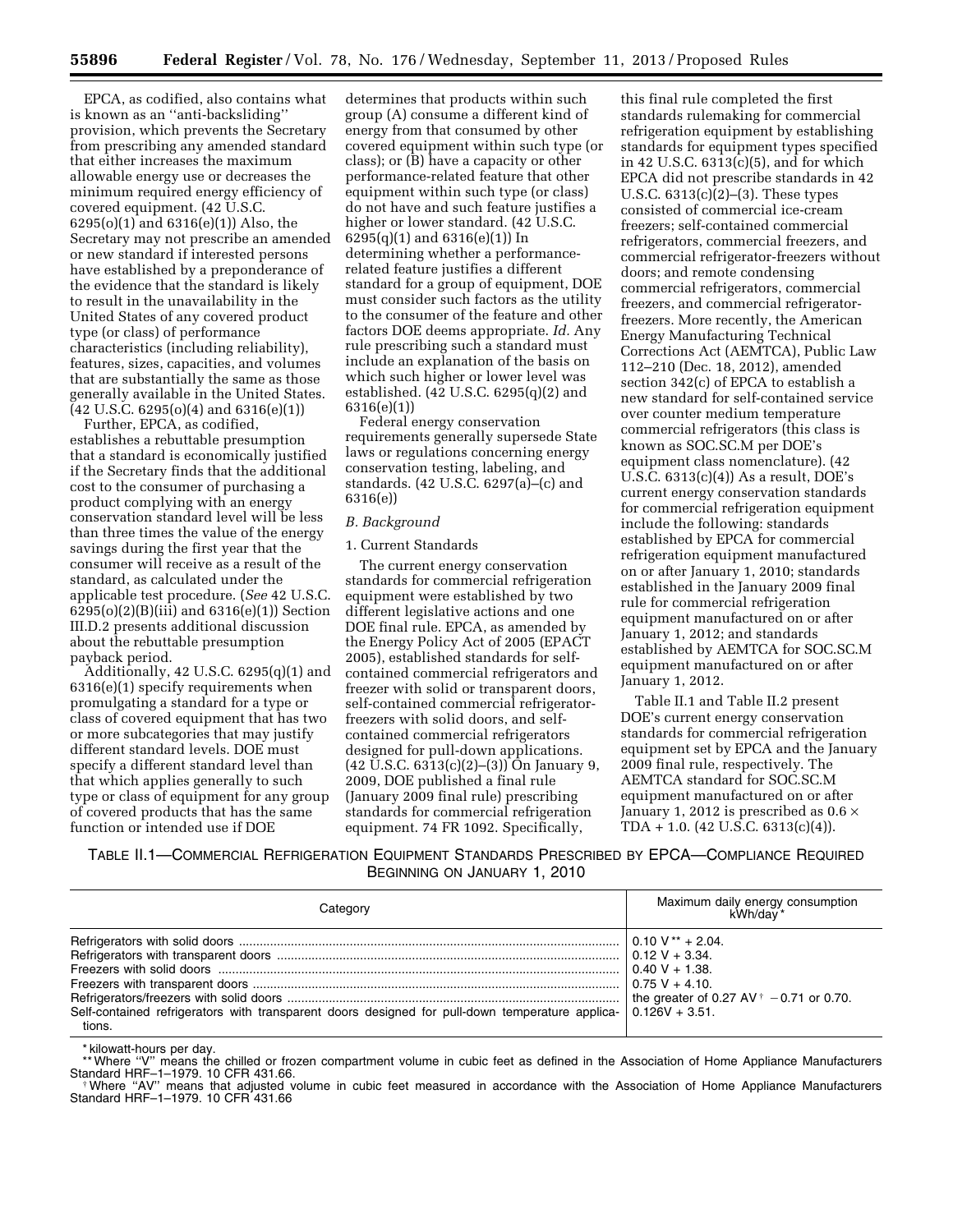EPCA, as codified, also contains what is known as an ''anti-backsliding'' provision, which prevents the Secretary from prescribing any amended standard that either increases the maximum allowable energy use or decreases the minimum required energy efficiency of covered equipment. (42 U.S.C. 6295(o)(1) and 6316(e)(1)) Also, the Secretary may not prescribe an amended or new standard if interested persons have established by a preponderance of the evidence that the standard is likely to result in the unavailability in the United States of any covered product type (or class) of performance characteristics (including reliability), features, sizes, capacities, and volumes that are substantially the same as those generally available in the United States. (42 U.S.C. 6295(o)(4) and 6316(e)(1))

Further, EPCA, as codified, establishes a rebuttable presumption that a standard is economically justified if the Secretary finds that the additional cost to the consumer of purchasing a product complying with an energy conservation standard level will be less than three times the value of the energy savings during the first year that the consumer will receive as a result of the standard, as calculated under the applicable test procedure. (*See* 42 U.S.C. 6295(o)(2)(B)(iii) and 6316(e)(1)) Section III.D.2 presents additional discussion about the rebuttable presumption payback period.

Additionally, 42 U.S.C. 6295(q)(1) and 6316(e)(1) specify requirements when promulgating a standard for a type or class of covered equipment that has two or more subcategories that may justify different standard levels. DOE must specify a different standard level than that which applies generally to such type or class of equipment for any group of covered products that has the same function or intended use if DOE determines that products within such group (A) consume a different kind of energy from that consumed by other covered equipment within such type (or class); or (B) have a capacity or other performance-related feature that other equipment within such type (or class) do not have and such feature justifies a higher or lower standard. (42 U.S.C. 6295(q)(1) and 6316(e)(1)) In determining whether a performance-related feature justifies a different standard for a group of equipment, DOE must consider such factors as the utility to the consumer of the feature and other factors DOE deems appropriate. *Id.* Any rule prescribing such a standard must include an explanation of the basis on which such higher or lower level was established. (42 U.S.C. 6295(q)(2) and 6316(e)(1))

Federal energy conservation requirements generally supersede State laws or regulations concerning energy conservation testing, labeling, and standards. (42 U.S.C. 6297(a)–(c) and 6316(e))

### *B. Background*

#### 1. Current Standards

The current energy conservation standards for commercial refrigeration equipment were established by two different legislative actions and one DOE final rule. EPCA, as amended by the Energy Policy Act of 2005 (EPACT 2005), established standards for self-contained commercial refrigerators and freezer with solid or transparent doors, self-contained commercial refrigerator-freezers with solid doors, and self-contained commercial refrigerators designed for pull-down applications. (42 U.S.C. 6313(c)(2)–(3)) On January 9, 2009, DOE published a final rule (January 2009 final rule) prescribing standards for commercial refrigeration equipment. 74 FR 1092. Specifically, this final rule completed the first standards rulemaking for commercial refrigeration equipment by establishing standards for equipment types specified in 42 U.S.C. 6313(c)(5), and for which EPCA did not prescribe standards in 42 U.S.C. 6313(c)(2)–(3). These types consisted of commercial ice-cream freezers; self-contained commercial refrigerators, commercial freezers, and commercial refrigerator-freezers without doors; and remote condensing commercial refrigerators, commercial freezers, and commercial refrigerator-freezers. More recently, the American Energy Manufacturing Technical Corrections Act (AEMTCA), Public Law 112–210 (Dec. 18, 2012), amended section 342(c) of EPCA to establish a new standard for self-contained service over counter medium temperature commercial refrigerators (this class is known as SOC.SC.M per DOE's equipment class nomenclature). (42 U.S.C. 6313(c)(4)) As a result, DOE's current energy conservation standards for commercial refrigeration equipment include the following: standards established by EPCA for commercial refrigeration equipment manufactured on or after January 1, 2010; standards established in the January 2009 final rule for commercial refrigeration equipment manufactured on or after January 1, 2012; and standards established by AEMTCA for SOC.SC.M equipment manufactured on or after January 1, 2012.

Table II.1 and Table II.2 present DOE's current energy conservation standards for commercial refrigeration equipment set by EPCA and the January 2009 final rule, respectively. The AEMTCA standard for SOC.SC.M equipment manufactured on or after January 1, 2012 is prescribed as $0.6 \times TDA + 1.0$. (42 U.S.C. 6313(c)(4)).

TABLE II.1—COMMERCIAL REFRIGERATION EQUIPMENT STANDARDS PRESCRIBED BY EPCA—COMPLIANCE REQUIRED BEGINNING ON JANUARY 1, 2010

| Category | Maximum daily energy consumption kWh/day* |
|---|---|
| Refrigerators with solid doors | 0.10 V** + 2.04. |
| Refrigerators with transparent doors | 0.12 V + 3.34. |
| Freezers with solid doors | 0.40 V + 1.38. |
| Freezers with transparent doors | 0.75 V + 4.10. |
| Refrigerators/freezers with solid doors | the greater of 0.27 AV† − 0.71 or 0.70. |
| Self-contained refrigerators with transparent doors designed for pull-down temperature applications. | 0.126V + 3.51. |

\* kilowatt-hours per day.

\*\* Where ''V'' means the chilled or frozen compartment volume in cubic feet as defined in the Association of Home Appliance Manufacturers Standard HRF–1–1979. 10 CFR 431.66.

† Where ''AV'' means that adjusted volume in cubic feet measured in accordance with the Association of Home Appliance Manufacturers Standard HRF–1–1979. 10 CFR 431.66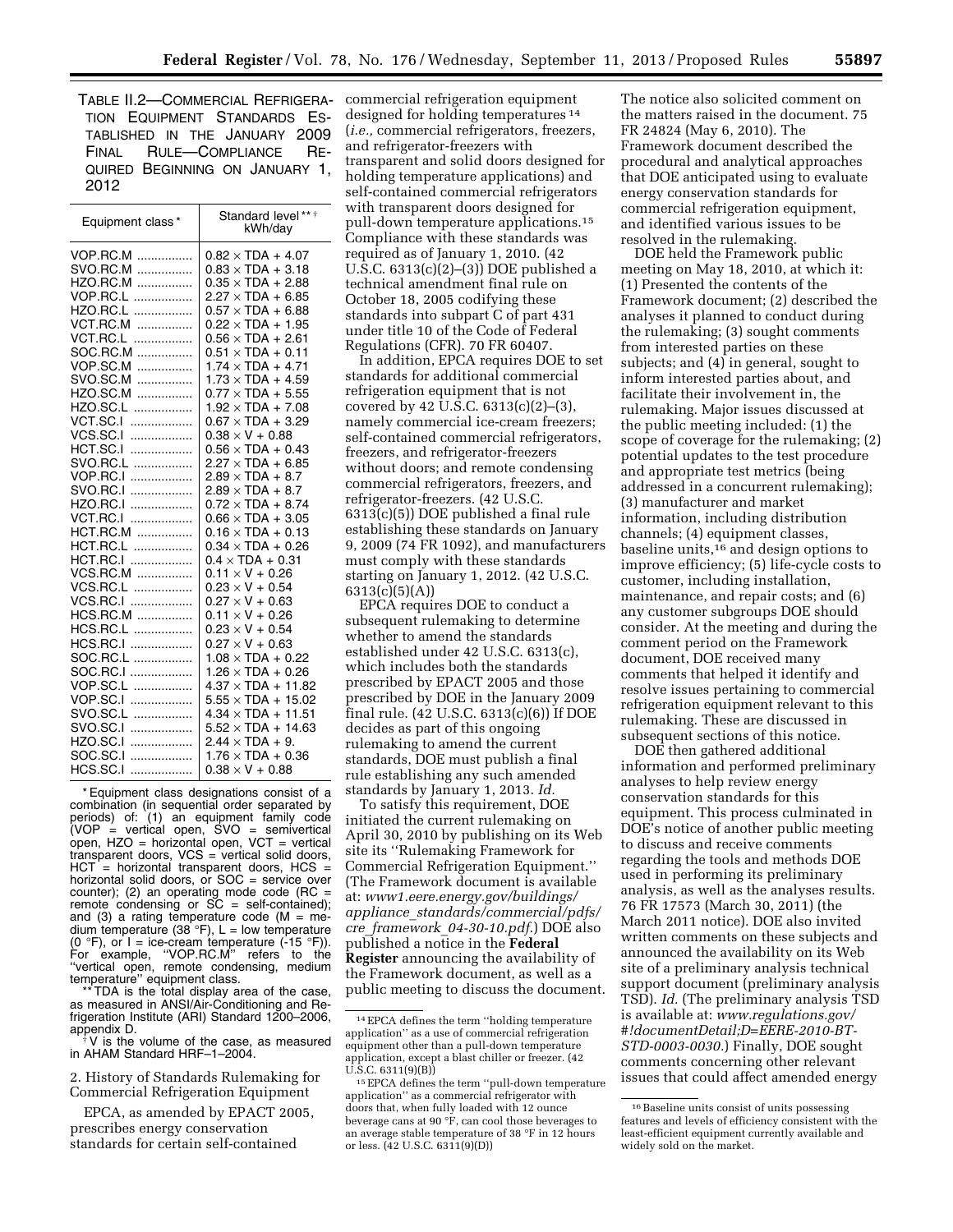TABLE II.2—COMMERCIAL REFRIGERATION EQUIPMENT STANDARDS ESTABLISHED IN THE JANUARY 2009 FINAL RULE—COMPLIANCE REQUIRED BEGINNING ON JANUARY 1, 2012

| Equipment class* | Standard level**† kWh/day |
|---|---|
| VOP.RC.M | 0.82 × TDA + 4.07 |
| SVO.RC.M | 0.83 × TDA + 3.18 |
| HZO.RC.M | 0.35 × TDA + 2.88 |
| VOP.RC.L | 2.27 × TDA + 6.85 |
| HZO.RC.L | 0.57 × TDA + 6.88 |
| VCT.RC.M | 0.22 × TDA + 1.95 |
| VCT.RC.L | 0.56 × TDA + 2.61 |
| SOC.RC.M | 0.51 × TDA + 0.11 |
| VOP.SC.M | 1.74 × TDA + 4.71 |
| SVO.SC.M | 1.73 × TDA + 4.59 |
| HZO.SC.M | 0.77 × TDA + 5.55 |
| HZO.SC.L | 1.92 × TDA + 7.08 |
| VCT.SC.I | 0.67 × TDA + 3.29 |
| VCS.SC.I | 0.38 × V + 0.88 |
| HCT.SC.I | 0.56 × TDA + 0.43 |
| SVO.RC.L | 2.27 × TDA + 6.85 |
| VOP.RC.I | 2.89 × TDA + 8.7 |
| SVO.RC.I | 2.89 × TDA + 8.7 |
| HZO.RC.I | 0.72 × TDA + 8.74 |
| VCT.RC.I | 0.66 × TDA + 3.05 |
| HCT.RC.M | 0.16 × TDA + 0.13 |
| HCT.RC.L | 0.34 × TDA + 0.26 |
| HCT.RC.I | 0.4 × TDA + 0.31 |
| VCS.RC.M | 0.11 × V + 0.26 |
| VCS.RC.L | 0.23 × V + 0.54 |
| VCS.RC.I | 0.27 × V + 0.63 |
| HCS.RC.M | 0.11 × V + 0.26 |
| HCS.RC.L | 0.23 × V + 0.54 |
| HCS.RC.I | 0.27 × V + 0.63 |
| SOC.RC.L | 1.08 × TDA + 0.22 |
| SOC.RC.I | 1.26 × TDA + 0.26 |
| VOP.SC.L | 4.37 × TDA + 11.82 |
| VOP.SC.I | 5.55 × TDA + 15.02 |
| SVO.SC.L | 4.34 × TDA + 11.51 |
| SVO.SC.I | 5.52 × TDA + 14.63 |
| HZO.SC.I | 2.44 × TDA + 9. |
| SOC.SC.I | 1.76 × TDA + 0.36 |
| HCS.SC.I | 0.38 × V + 0.88 |

\* Equipment class designations consist of a combination (in sequential order separated by periods) of: (1) an equipment family code (VOP = vertical open, SVO = semivertical open, HZO = horizontal open, VCT = vertical transparent doors, VCS = vertical solid doors, HCT = horizontal transparent doors, HCS = horizontal solid doors, or SOC = service over counter); (2) an operating mode code (RC = remote condensing or SC = self-contained); and (3) a rating temperature code (M = medium temperature (38 °F), L = low temperature (0 °F), or I = ice-cream temperature (-15 °F)). For example, "VOP.RC.M" refers to the "vertical open, remote condensing, medium temperature" equipment class.

\*\* TDA is the total display area of the case, as measured in ANSI/Air-Conditioning and Refrigeration Institute (ARI) Standard 1200–2006, appendix D.

† V is the volume of the case, as measured in AHAM Standard HRF–1–2004.

2. History of Standards Rulemaking for Commercial Refrigeration Equipment

EPCA, as amended by EPACT 2005, prescribes energy conservation standards for certain self-contained commercial refrigeration equipment designed for holding temperatures[14] (*i.e.,* commercial refrigerators, freezers, and refrigerator-freezers with transparent and solid doors designed for holding temperature applications) and self-contained commercial refrigerators with transparent doors designed for pull-down temperature applications.[15] Compliance with these standards was required as of January 1, 2010. (42 U.S.C. 6313(c)(2)–(3)) DOE published a technical amendment final rule on October 18, 2005 codifying these standards into subpart C of part 431 under title 10 of the Code of Federal Regulations (CFR). 70 FR 60407.

In addition, EPCA requires DOE to set standards for additional commercial refrigeration equipment that is not covered by 42 U.S.C. 6313(c)(2)–(3), namely commercial ice-cream freezers; self-contained commercial refrigerators, freezers, and refrigerator-freezers without doors; and remote condensing commercial refrigerators, freezers, and refrigerator-freezers. (42 U.S.C. 6313(c)(5)) DOE published a final rule establishing these standards on January 9, 2009 (74 FR 1092), and manufacturers must comply with these standards starting on January 1, 2012. (42 U.S.C. 6313(c)(5)(A))

EPCA requires DOE to conduct a subsequent rulemaking to determine whether to amend the standards established under 42 U.S.C. 6313(c), which includes both the standards prescribed by EPACT 2005 and those prescribed by DOE in the January 2009 final rule. (42 U.S.C. 6313(c)(6)) If DOE decides as part of this ongoing rulemaking to amend the current standards, DOE must publish a final rule establishing any such amended standards by January 1, 2013. *Id.*

To satisfy this requirement, DOE initiated the current rulemaking on April 30, 2010 by publishing on its Web site its "Rulemaking Framework for Commercial Refrigeration Equipment." (The Framework document is available at: *www1.eere.energy.gov/buildings/appliance_standards/commercial/pdfs/cre_framework_04-30-10.pdf.*) DOE also published a notice in the **Federal Register** announcing the availability of the Framework document, as well as a public meeting to discuss the document. The notice also solicited comment on the matters raised in the document. 75 FR 24824 (May 6, 2010). The Framework document described the procedural and analytical approaches that DOE anticipated using to evaluate energy conservation standards for commercial refrigeration equipment, and identified various issues to be resolved in the rulemaking.

DOE held the Framework public meeting on May 18, 2010, at which it: (1) Presented the contents of the Framework document; (2) described the analyses it planned to conduct during the rulemaking; (3) sought comments from interested parties on these subjects; and (4) in general, sought to inform interested parties about, and facilitate their involvement in, the rulemaking. Major issues discussed at the public meeting included: (1) the scope of coverage for the rulemaking; (2) potential updates to the test procedure and appropriate test metrics (being addressed in a concurrent rulemaking); (3) manufacturer and market information, including distribution channels; (4) equipment classes, baseline units,[16] and design options to improve efficiency; (5) life-cycle costs to customer, including installation, maintenance, and repair costs; and (6) any customer subgroups DOE should consider. At the meeting and during the comment period on the Framework document, DOE received many comments that helped it identify and resolve issues pertaining to commercial refrigeration equipment relevant to this rulemaking. These are discussed in subsequent sections of this notice.

DOE then gathered additional information and performed preliminary analyses to help review energy conservation standards for this equipment. This process culminated in DOE's notice of another public meeting to discuss and receive comments regarding the tools and methods DOE used in performing its preliminary analysis, as well as the analyses results. 76 FR 17573 (March 30, 2011) (the March 2011 notice). DOE also invited written comments on these subjects and announced the availability on its Web site of a preliminary analysis technical support document (preliminary analysis TSD). *Id.* (The preliminary analysis TSD is available at: *www.regulations.gov/#!documentDetail;D=EERE-2010-BT-STD-0003-0030.*) Finally, DOE sought comments concerning other relevant issues that could affect amended energy

[14] EPCA defines the term "holding temperature application" as a use of commercial refrigeration equipment other than a pull-down temperature application, except a blast chiller or freezer. (42 U.S.C. 6311(9)(B))

[15] EPCA defines the term "pull-down temperature application" as a commercial refrigerator with doors that, when fully loaded with 12 ounce beverage cans at 90 °F, can cool those beverages to an average stable temperature of 38 °F in 12 hours or less. (42 U.S.C. 6311(9)(D))

[16] Baseline units consist of units possessing features and levels of efficiency consistent with the least-efficient equipment currently available and widely sold on the market.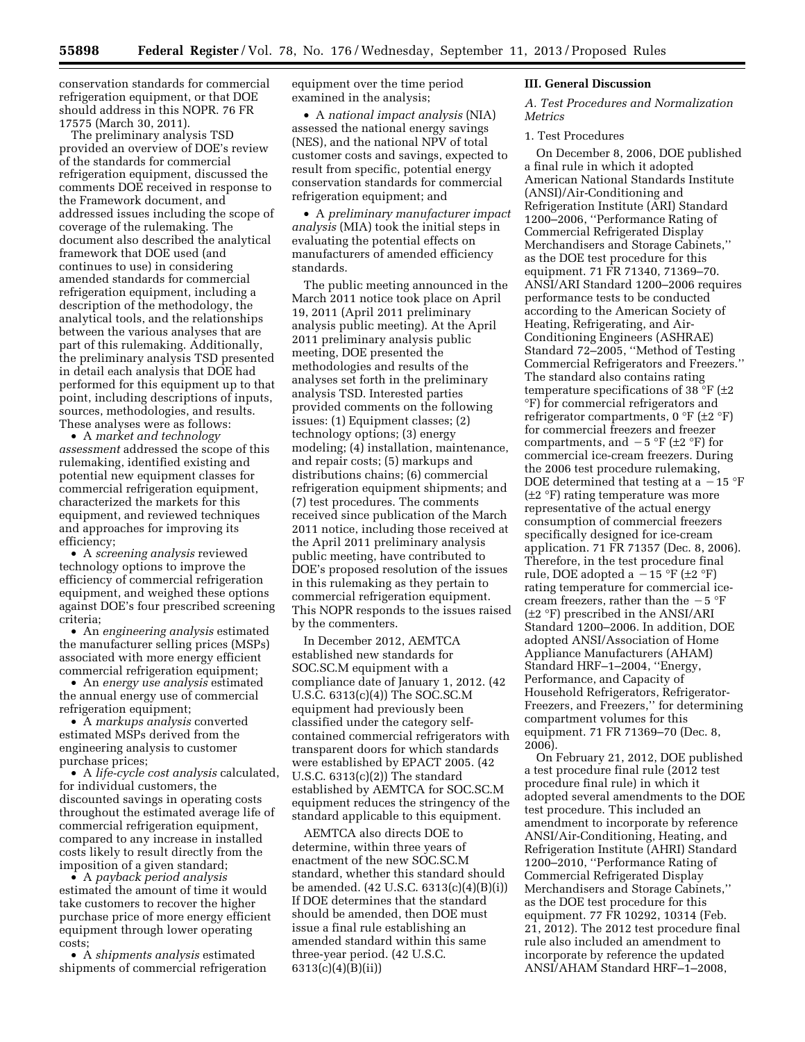conservation standards for commercial refrigeration equipment, or that DOE should address in this NOPR. 76 FR 17575 (March 30, 2011).

The preliminary analysis TSD provided an overview of DOE's review of the standards for commercial refrigeration equipment, discussed the comments DOE received in response to the Framework document, and addressed issues including the scope of coverage of the rulemaking. The document also described the analytical framework that DOE used (and continues to use) in considering amended standards for commercial refrigeration equipment, including a description of the methodology, the analytical tools, and the relationships between the various analyses that are part of this rulemaking. Additionally, the preliminary analysis TSD presented in detail each analysis that DOE had performed for this equipment up to that point, including descriptions of inputs, sources, methodologies, and results. These analyses were as follows:

- A *market and technology assessment* addressed the scope of this rulemaking, identified existing and potential new equipment classes for commercial refrigeration equipment, characterized the markets for this equipment, and reviewed techniques and approaches for improving its efficiency;
- A *screening analysis* reviewed technology options to improve the efficiency of commercial refrigeration equipment, and weighed these options against DOE's four prescribed screening criteria;
- An *engineering analysis* estimated the manufacturer selling prices (MSPs) associated with more energy efficient commercial refrigeration equipment;
- An *energy use analysis* estimated the annual energy use of commercial refrigeration equipment;
- A *markups analysis* converted estimated MSPs derived from the engineering analysis to customer purchase prices;
- A *life-cycle cost analysis* calculated, for individual customers, the discounted savings in operating costs throughout the estimated average life of commercial refrigeration equipment, compared to any increase in installed costs likely to result directly from the imposition of a given standard;
- A *payback period analysis* estimated the amount of time it would take customers to recover the higher purchase price of more energy efficient equipment through lower operating costs;
- A *shipments analysis* estimated shipments of commercial refrigeration equipment over the time period examined in the analysis;
- A *national impact analysis* (NIA) assessed the national energy savings (NES), and the national NPV of total customer costs and savings, expected to result from specific, potential energy conservation standards for commercial refrigeration equipment; and
- A *preliminary manufacturer impact analysis* (MIA) took the initial steps in evaluating the potential effects on manufacturers of amended efficiency standards.

The public meeting announced in the March 2011 notice took place on April 19, 2011 (April 2011 preliminary analysis public meeting). At the April 2011 preliminary analysis public meeting, DOE presented the methodologies and results of the analyses set forth in the preliminary analysis TSD. Interested parties provided comments on the following issues: (1) Equipment classes; (2) technology options; (3) energy modeling; (4) installation, maintenance, and repair costs; (5) markups and distributions chains; (6) commercial refrigeration equipment shipments; and (7) test procedures. The comments received since publication of the March 2011 notice, including those received at the April 2011 preliminary analysis public meeting, have contributed to DOE's proposed resolution of the issues in this rulemaking as they pertain to commercial refrigeration equipment. This NOPR responds to the issues raised by the commenters.

In December 2012, AEMTCA established new standards for SOC.SC.M equipment with a compliance date of January 1, 2012. (42 U.S.C. 6313(c)(4)) The SOC.SC.M equipment had previously been classified under the category self-contained commercial refrigerators with transparent doors for which standards were established by EPACT 2005. (42 U.S.C. 6313(c)(2)) The standard established by AEMTCA for SOC.SC.M equipment reduces the stringency of the standard applicable to this equipment.

AEMTCA also directs DOE to determine, within three years of enactment of the new SOC.SC.M standard, whether this standard should be amended. (42 U.S.C. 6313(c)(4)(B)(i)) If DOE determines that the standard should be amended, then DOE must issue a final rule establishing an amended standard within this same three-year period. (42 U.S.C. 6313(c)(4)(B)(ii))

## III. General Discussion

### A. Test Procedures and Normalization Metrics

#### 1. Test Procedures

On December 8, 2006, DOE published a final rule in which it adopted American National Standards Institute (ANSI)/Air-Conditioning and Refrigeration Institute (ARI) Standard 1200–2006, ''Performance Rating of Commercial Refrigerated Display Merchandisers and Storage Cabinets,'' as the DOE test procedure for this equipment. 71 FR 71340, 71369–70. ANSI/ARI Standard 1200–2006 requires performance tests to be conducted according to the American Society of Heating, Refrigerating, and Air-Conditioning Engineers (ASHRAE) Standard 72–2005, ''Method of Testing Commercial Refrigerators and Freezers.'' The standard also contains rating temperature specifications of 38 °F (±2 °F) for commercial refrigerators and refrigerator compartments, 0 °F (±2 °F) for commercial freezers and freezer compartments, and −5 °F (±2 °F) for commercial ice-cream freezers. During the 2006 test procedure rulemaking, DOE determined that testing at a −15 °F (±2 °F) rating temperature was more representative of the actual energy consumption of commercial freezers specifically designed for ice-cream application. 71 FR 71357 (Dec. 8, 2006). Therefore, in the test procedure final rule, DOE adopted a −15 °F (±2 °F) rating temperature for commercial ice-cream freezers, rather than the −5 °F (±2 °F) prescribed in the ANSI/ARI Standard 1200–2006. In addition, DOE adopted ANSI/Association of Home Appliance Manufacturers (AHAM) Standard HRF–1–2004, ''Energy, Performance, and Capacity of Household Refrigerators, Refrigerator-Freezers, and Freezers,'' for determining compartment volumes for this equipment. 71 FR 71369–70 (Dec. 8, 2006).

On February 21, 2012, DOE published a test procedure final rule (2012 test procedure final rule) in which it adopted several amendments to the DOE test procedure. This included an amendment to incorporate by reference ANSI/Air-Conditioning, Heating, and Refrigeration Institute (AHRI) Standard 1200–2010, ''Performance Rating of Commercial Refrigerated Display Merchandisers and Storage Cabinets,'' as the DOE test procedure for this equipment. 77 FR 10292, 10314 (Feb. 21, 2012). The 2012 test procedure final rule also included an amendment to incorporate by reference the updated ANSI/AHAM Standard HRF–1–2008,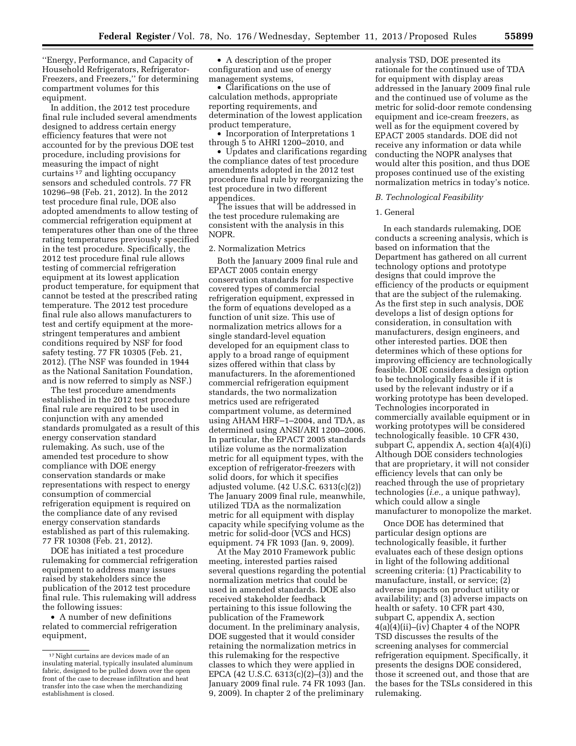''Energy, Performance, and Capacity of Household Refrigerators, Refrigerator-Freezers, and Freezers,'' for determining compartment volumes for this equipment.

In addition, the 2012 test procedure final rule included several amendments designed to address certain energy efficiency features that were not accounted for by the previous DOE test procedure, including provisions for measuring the impact of night curtains [17] and lighting occupancy sensors and scheduled controls. 77 FR 10296–98 (Feb. 21, 2012). In the 2012 test procedure final rule, DOE also adopted amendments to allow testing of commercial refrigeration equipment at temperatures other than one of the three rating temperatures previously specified in the test procedure. Specifically, the 2012 test procedure final rule allows testing of commercial refrigeration equipment at its lowest application product temperature, for equipment that cannot be tested at the prescribed rating temperature. The 2012 test procedure final rule also allows manufacturers to test and certify equipment at the more-stringent temperatures and ambient conditions required by NSF for food safety testing. 77 FR 10305 (Feb. 21, 2012). (The NSF was founded in 1944 as the National Sanitation Foundation, and is now referred to simply as NSF.)

The test procedure amendments established in the 2012 test procedure final rule are required to be used in conjunction with any amended standards promulgated as a result of this energy conservation standard rulemaking. As such, use of the amended test procedure to show compliance with DOE energy conservation standards or make representations with respect to energy consumption of commercial refrigeration equipment is required on the compliance date of any revised energy conservation standards established as part of this rulemaking. 77 FR 10308 (Feb. 21, 2012).

DOE has initiated a test procedure rulemaking for commercial refrigeration equipment to address many issues raised by stakeholders since the publication of the 2012 test procedure final rule. This rulemaking will address the following issues:

- A number of new definitions related to commercial refrigeration equipment,
- A description of the proper configuration and use of energy management systems,
- Clarifications on the use of calculation methods, appropriate reporting requirements, and determination of the lowest application product temperature,
- Incorporation of Interpretations 1 through 5 to AHRI 1200–2010, and
- Updates and clarifications regarding the compliance dates of test procedure amendments adopted in the 2012 test procedure final rule by reorganizing the test procedure in two different appendices.

The issues that will be addressed in the test procedure rulemaking are consistent with the analysis in this NOPR.

2. Normalization Metrics

Both the January 2009 final rule and EPACT 2005 contain energy conservation standards for respective covered types of commercial refrigeration equipment, expressed in the form of equations developed as a function of unit size. This use of normalization metrics allows for a single standard-level equation developed for an equipment class to apply to a broad range of equipment sizes offered within that class by manufacturers. In the aforementioned commercial refrigeration equipment standards, the two normalization metrics used are refrigerated compartment volume, as determined using AHAM HRF–1–2004, and TDA, as determined using ANSI/ARI 1200–2006. In particular, the EPACT 2005 standards utilize volume as the normalization metric for all equipment types, with the exception of refrigerator-freezers with solid doors, for which it specifies adjusted volume. (42 U.S.C. 6313(c)(2)) The January 2009 final rule, meanwhile, utilized TDA as the normalization metric for all equipment with display capacity while specifying volume as the metric for solid-door (VCS and HCS) equipment. 74 FR 1093 (Jan. 9, 2009).

At the May 2010 Framework public meeting, interested parties raised several questions regarding the potential normalization metrics that could be used in amended standards. DOE also received stakeholder feedback pertaining to this issue following the publication of the Framework document. In the preliminary analysis, DOE suggested that it would consider retaining the normalization metrics in this rulemaking for the respective classes to which they were applied in EPCA (42 U.S.C. 6313(c)(2)–(3)) and the January 2009 final rule. 74 FR 1093 (Jan. 9, 2009). In chapter 2 of the preliminary analysis TSD, DOE presented its rationale for the continued use of TDA for equipment with display areas addressed in the January 2009 final rule and the continued use of volume as the metric for solid-door remote condensing equipment and ice-cream freezers, as well as for the equipment covered by EPACT 2005 standards. DOE did not receive any information or data while conducting the NOPR analyses that would alter this position, and thus DOE proposes continued use of the existing normalization metrics in today's notice.

### B. Technological Feasibility

1. General

In each standards rulemaking, DOE conducts a screening analysis, which is based on information that the Department has gathered on all current technology options and prototype designs that could improve the efficiency of the products or equipment that are the subject of the rulemaking. As the first step in such analysis, DOE develops a list of design options for consideration, in consultation with manufacturers, design engineers, and other interested parties. DOE then determines which of these options for improving efficiency are technologically feasible. DOE considers a design option to be technologically feasible if it is used by the relevant industry or if a working prototype has been developed. Technologies incorporated in commercially available equipment or in working prototypes will be considered technologically feasible. 10 CFR 430, subpart C, appendix A, section 4(a)(4)(i) Although DOE considers technologies that are proprietary, it will not consider efficiency levels that can only be reached through the use of proprietary technologies (*i.e.,* a unique pathway), which could allow a single manufacturer to monopolize the market.

Once DOE has determined that particular design options are technologically feasible, it further evaluates each of these design options in light of the following additional screening criteria: (1) Practicability to manufacture, install, or service; (2) adverse impacts on product utility or availability; and (3) adverse impacts on health or safety. 10 CFR part 430, subpart C, appendix A, section 4(a)(4)(ii)–(iv) Chapter 4 of the NOPR TSD discusses the results of the screening analyses for commercial refrigeration equipment. Specifically, it presents the designs DOE considered, those it screened out, and those that are the bases for the TSLs considered in this rulemaking.

[17] Night curtains are devices made of an insulating material, typically insulated aluminum fabric, designed to be pulled down over the open front of the case to decrease infiltration and heat transfer into the case when the merchandizing establishment is closed.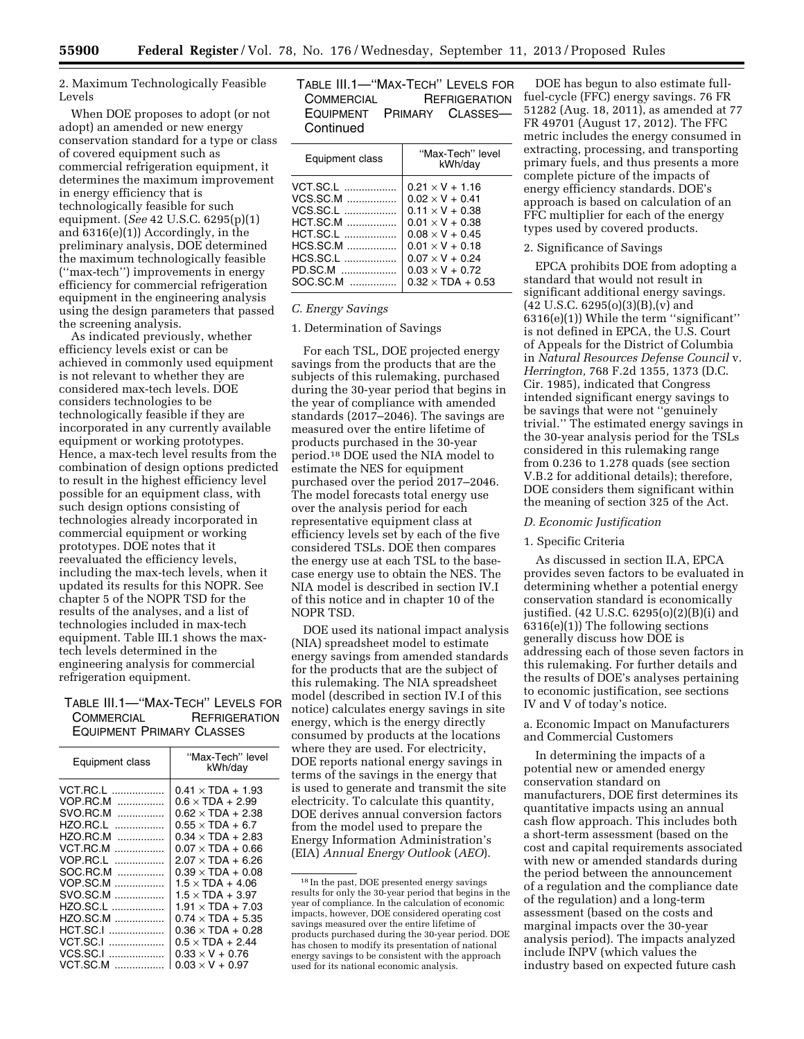2. Maximum Technologically Feasible Levels

When DOE proposes to adopt (or not adopt) an amended or new energy conservation standard for a type or class of covered equipment such as commercial refrigeration equipment, it determines the maximum improvement in energy efficiency that is technologically feasible for such equipment. (*See* 42 U.S.C. 6295(p)(1) and 6316(e)(1)) Accordingly, in the preliminary analysis, DOE determined the maximum technologically feasible (''max-tech'') improvements in energy efficiency for commercial refrigeration equipment in the engineering analysis using the design parameters that passed the screening analysis.

As indicated previously, whether efficiency levels exist or can be achieved in commonly used equipment is not relevant to whether they are considered max-tech levels. DOE considers technologies to be technologically feasible if they are incorporated in any currently available equipment or working prototypes. Hence, a max-tech level results from the combination of design options predicted to result in the highest efficiency level possible for an equipment class, with such design options consisting of technologies already incorporated in commercial equipment or working prototypes. DOE notes that it reevaluated the efficiency levels, including the max-tech levels, when it updated its results for this NOPR. See chapter 5 of the NOPR TSD for the results of the analyses, and a list of technologies included in max-tech equipment. Table III.1 shows the max-tech levels determined in the engineering analysis for commercial refrigeration equipment.

TABLE III.1—''MAX-TECH'' LEVELS FOR COMMERCIAL REFRIGERATION EQUIPMENT PRIMARY CLASSES

| Equipment class | ''Max-Tech'' level kWh/day |
|---|---|
| VCT.RC.L | $0.41 \times \text{TDA} + 1.93$ |
| VOP.RC.M | $0.6 \times \text{TDA} + 2.99$ |
| SVO.RC.M | $0.62 \times \text{TDA} + 2.38$ |
| HZO.RC.L | $0.55 \times \text{TDA} + 6.7$ |
| HZO.RC.M | $0.34 \times \text{TDA} + 2.83$ |
| VCT.RC.M | $0.07 \times \text{TDA} + 0.66$ |
| VOP.RC.L | $2.07 \times \text{TDA} + 6.26$ |
| SOC.RC.M | $0.39 \times \text{TDA} + 0.08$ |
| VOP.SC.M | $1.5 \times \text{TDA} + 4.06$ |
| SVO.SC.M | $1.5 \times \text{TDA} + 3.97$ |
| HZO.SC.L | $1.91 \times \text{TDA} + 7.03$ |
| HZO.SC.M | $0.74 \times \text{TDA} + 5.35$ |
| HCT.SC.I | $0.36 \times \text{TDA} + 0.28$ |
| VCT.SC.I | $0.5 \times \text{TDA} + 2.44$ |
| VCS.SC.I | $0.33 \times \text{V} + 0.76$ |
| VCT.SC.M | $0.03 \times \text{V} + 0.97$ |
| VCT.SC.L | $0.21 \times \text{V} + 1.16$ |
| VCS.SC.M | $0.02 \times \text{V} + 0.41$ |
| VCS.SC.L | $0.11 \times \text{V} + 0.38$ |
| HCT.SC.M | $0.01 \times \text{V} + 0.38$ |
| HCT.SC.L | $0.08 \times \text{V} + 0.45$ |
| HCS.SC.M | $0.01 \times \text{V} + 0.18$ |
| HCS.SC.L | $0.07 \times \text{V} + 0.24$ |
| PD.SC.M | $0.03 \times \text{V} + 0.72$ |
| SOC.SC.M | $0.32 \times \text{TDA} + 0.53$ |

*C. Energy Savings*

1. Determination of Savings

For each TSL, DOE projected energy savings from the products that are the subjects of this rulemaking, purchased during the 30-year period that begins in the year of compliance with amended standards (2017–2046). The savings are measured over the entire lifetime of products purchased in the 30-year period.[18] DOE used the NIA model to estimate the NES for equipment purchased over the period 2017–2046. The model forecasts total energy use over the analysis period for each representative equipment class at efficiency levels set by each of the five considered TSLs. DOE then compares the energy use at each TSL to the base-case energy use to obtain the NES. The NIA model is described in section IV.I of this notice and in chapter 10 of the NOPR TSD.

DOE used its national impact analysis (NIA) spreadsheet model to estimate energy savings from amended standards for the products that are the subject of this rulemaking. The NIA spreadsheet model (described in section IV.I of this notice) calculates energy savings in site energy, which is the energy directly consumed by products at the locations where they are used. For electricity, DOE reports national energy savings in terms of the savings in the energy that is used to generate and transmit the site electricity. To calculate this quantity, DOE derives annual conversion factors from the model used to prepare the Energy Information Administration's (EIA) *Annual Energy Outlook* (*AEO*).

[18] In the past, DOE presented energy savings results for only the 30-year period that begins in the year of compliance. In the calculation of economic impacts, however, DOE considered operating cost savings measured over the entire lifetime of products purchased during the 30-year period. DOE has chosen to modify its presentation of national energy savings to be consistent with the approach used for its national economic analysis.

DOE has begun to also estimate full-fuel-cycle (FFC) energy savings. 76 FR 51282 (Aug. 18, 2011), as amended at 77 FR 49701 (August 17, 2012). The FFC metric includes the energy consumed in extracting, processing, and transporting primary fuels, and thus presents a more complete picture of the impacts of energy efficiency standards. DOE's approach is based on calculation of an FFC multiplier for each of the energy types used by covered products.

2. Significance of Savings

EPCA prohibits DOE from adopting a standard that would not result in significant additional energy savings. (42 U.S.C. 6295(o)(3)(B),(v) and 6316(e)(1)) While the term ''significant'' is not defined in EPCA, the U.S. Court of Appeals for the District of Columbia in *Natural Resources Defense Council* v. *Herrington,* 768 F.2d 1355, 1373 (D.C. Cir. 1985), indicated that Congress intended significant energy savings to be savings that were not ''genuinely trivial.'' The estimated energy savings in the 30-year analysis period for the TSLs considered in this rulemaking range from 0.236 to 1.278 quads (see section V.B.2 for additional details); therefore, DOE considers them significant within the meaning of section 325 of the Act.

*D. Economic Justification*

1. Specific Criteria

As discussed in section II.A, EPCA provides seven factors to be evaluated in determining whether a potential energy conservation standard is economically justified. (42 U.S.C. 6295(o)(2)(B)(i) and 6316(e)(1)) The following sections generally discuss how DOE is addressing each of those seven factors in this rulemaking. For further details and the results of DOE's analyses pertaining to economic justification, see sections IV and V of today's notice.

a. Economic Impact on Manufacturers and Commercial Customers

In determining the impacts of a potential new or amended energy conservation standard on manufacturers, DOE first determines its quantitative impacts using an annual cash flow approach. This includes both a short-term assessment (based on the cost and capital requirements associated with new or amended standards during the period between the announcement of a regulation and the compliance date of the regulation) and a long-term assessment (based on the costs and marginal impacts over the 30-year analysis period). The impacts analyzed include INPV (which values the industry based on expected future cash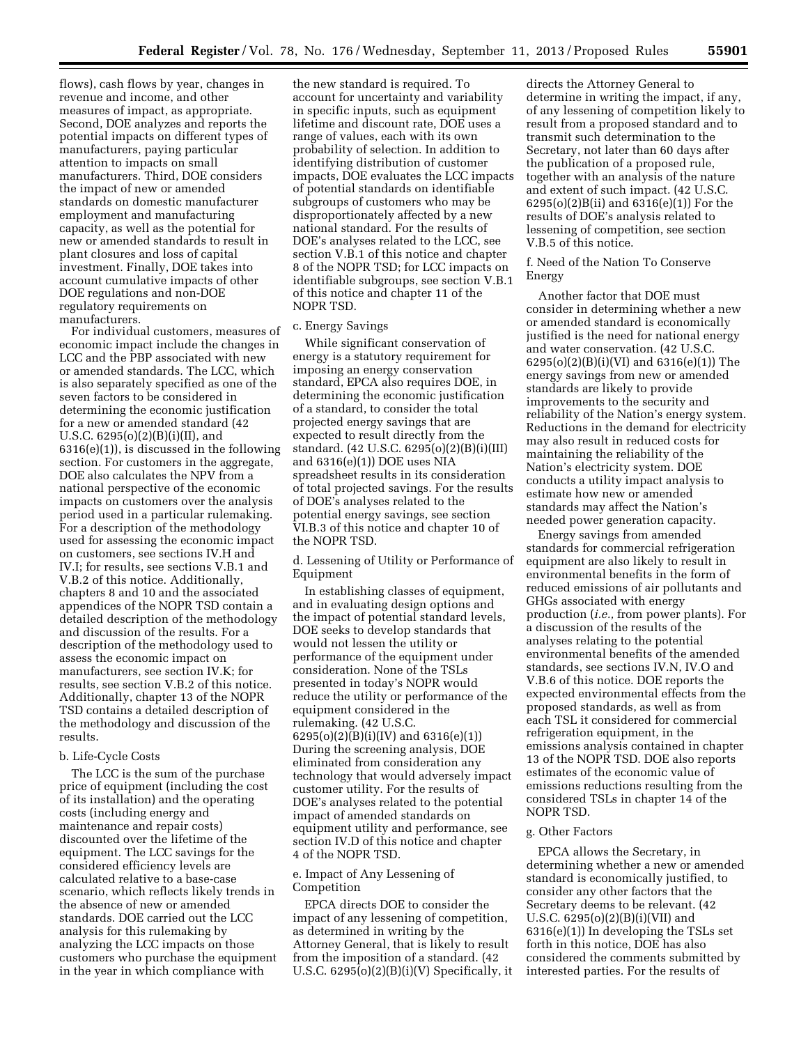flows), cash flows by year, changes in revenue and income, and other measures of impact, as appropriate. Second, DOE analyzes and reports the potential impacts on different types of manufacturers, paying particular attention to impacts on small manufacturers. Third, DOE considers the impact of new or amended standards on domestic manufacturer employment and manufacturing capacity, as well as the potential for new or amended standards to result in plant closures and loss of capital investment. Finally, DOE takes into account cumulative impacts of other DOE regulations and non-DOE regulatory requirements on manufacturers.

For individual customers, measures of economic impact include the changes in LCC and the PBP associated with new or amended standards. The LCC, which is also separately specified as one of the seven factors to be considered in determining the economic justification for a new or amended standard (42 U.S.C. 6295(o)(2)(B)(i)(II), and 6316(e)(1)), is discussed in the following section. For customers in the aggregate, DOE also calculates the NPV from a national perspective of the economic impacts on customers over the analysis period used in a particular rulemaking. For a description of the methodology used for assessing the economic impact on customers, see sections IV.H and IV.I; for results, see sections V.B.1 and V.B.2 of this notice. Additionally, chapters 8 and 10 and the associated appendices of the NOPR TSD contain a detailed description of the methodology and discussion of the results. For a description of the methodology used to assess the economic impact on manufacturers, see section IV.K; for results, see section V.B.2 of this notice. Additionally, chapter 13 of the NOPR TSD contains a detailed description of the methodology and discussion of the results.

b. Life-Cycle Costs

The LCC is the sum of the purchase price of equipment (including the cost of its installation) and the operating costs (including energy and maintenance and repair costs) discounted over the lifetime of the equipment. The LCC savings for the considered efficiency levels are calculated relative to a base-case scenario, which reflects likely trends in the absence of new or amended standards. DOE carried out the LCC analysis for this rulemaking by analyzing the LCC impacts on those customers who purchase the equipment in the year in which compliance with the new standard is required. To account for uncertainty and variability in specific inputs, such as equipment lifetime and discount rate, DOE uses a range of values, each with its own probability of selection. In addition to identifying distribution of customer impacts, DOE evaluates the LCC impacts of potential standards on identifiable subgroups of customers who may be disproportionately affected by a new national standard. For the results of DOE's analyses related to the LCC, see section V.B.1 of this notice and chapter 8 of the NOPR TSD; for LCC impacts on identifiable subgroups, see section V.B.1 of this notice and chapter 11 of the NOPR TSD.

c. Energy Savings

While significant conservation of energy is a statutory requirement for imposing an energy conservation standard, EPCA also requires DOE, in determining the economic justification of a standard, to consider the total projected energy savings that are expected to result directly from the standard. (42 U.S.C. 6295(o)(2)(B)(i)(III) and 6316(e)(1)) DOE uses NIA spreadsheet results in its consideration of total projected savings. For the results of DOE's analyses related to the potential energy savings, see section VI.B.3 of this notice and chapter 10 of the NOPR TSD.

d. Lessening of Utility or Performance of Equipment

In establishing classes of equipment, and in evaluating design options and the impact of potential standard levels, DOE seeks to develop standards that would not lessen the utility or performance of the equipment under consideration. None of the TSLs presented in today's NOPR would reduce the utility or performance of the equipment considered in the rulemaking. (42 U.S.C. 6295(o)(2)(B)(i)(IV) and 6316(e)(1)) During the screening analysis, DOE eliminated from consideration any technology that would adversely impact customer utility. For the results of DOE's analyses related to the potential impact of amended standards on equipment utility and performance, see section IV.D of this notice and chapter 4 of the NOPR TSD.

e. Impact of Any Lessening of Competition

EPCA directs DOE to consider the impact of any lessening of competition, as determined in writing by the Attorney General, that is likely to result from the imposition of a standard. (42 U.S.C. 6295(o)(2)(B)(i)(V) Specifically, it directs the Attorney General to determine in writing the impact, if any, of any lessening of competition likely to result from a proposed standard and to transmit such determination to the Secretary, not later than 60 days after the publication of a proposed rule, together with an analysis of the nature and extent of such impact. (42 U.S.C. 6295(o)(2)B(ii) and 6316(e)(1)) For the results of DOE's analysis related to lessening of competition, see section V.B.5 of this notice.

f. Need of the Nation To Conserve Energy

Another factor that DOE must consider in determining whether a new or amended standard is economically justified is the need for national energy and water conservation. (42 U.S.C. 6295(o)(2)(B)(i)(VI) and 6316(e)(1)) The energy savings from new or amended standards are likely to provide improvements to the security and reliability of the Nation's energy system. Reductions in the demand for electricity may also result in reduced costs for maintaining the reliability of the Nation's electricity system. DOE conducts a utility impact analysis to estimate how new or amended standards may affect the Nation's needed power generation capacity.

Energy savings from amended standards for commercial refrigeration equipment are also likely to result in environmental benefits in the form of reduced emissions of air pollutants and GHGs associated with energy production (*i.e.,* from power plants). For a discussion of the results of the analyses relating to the potential environmental benefits of the amended standards, see sections IV.N, IV.O and V.B.6 of this notice. DOE reports the expected environmental effects from the proposed standards, as well as from each TSL it considered for commercial refrigeration equipment, in the emissions analysis contained in chapter 13 of the NOPR TSD. DOE also reports estimates of the economic value of emissions reductions resulting from the considered TSLs in chapter 14 of the NOPR TSD.

g. Other Factors

EPCA allows the Secretary, in determining whether a new or amended standard is economically justified, to consider any other factors that the Secretary deems to be relevant. (42 U.S.C. 6295(o)(2)(B)(i)(VII) and 6316(e)(1)) In developing the TSLs set forth in this notice, DOE has also considered the comments submitted by interested parties. For the results of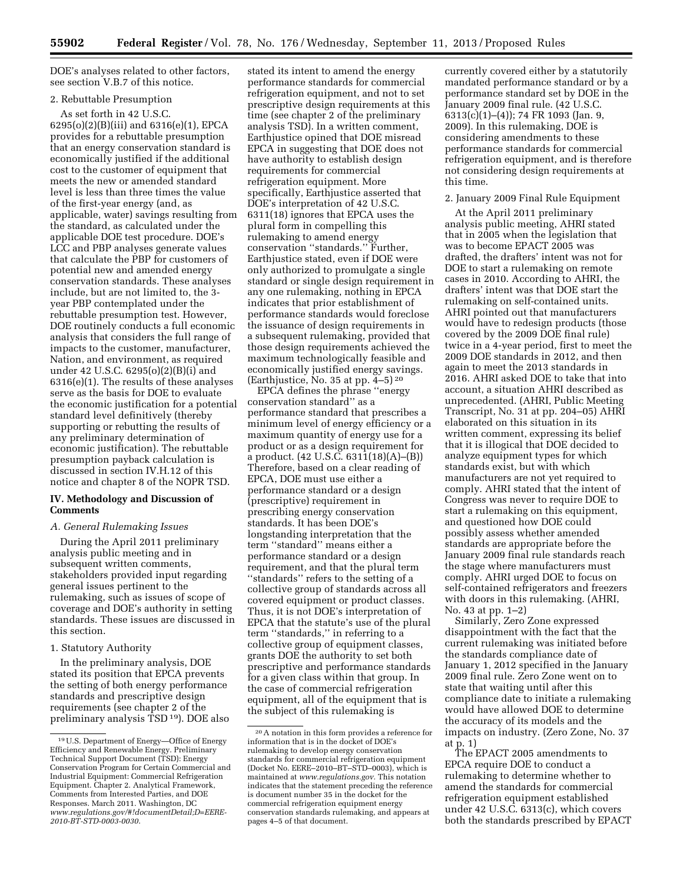DOE's analyses related to other factors, see section V.B.7 of this notice.

2. Rebuttable Presumption

As set forth in 42 U.S.C. 6295(o)(2)(B)(iii) and 6316(e)(1), EPCA provides for a rebuttable presumption that an energy conservation standard is economically justified if the additional cost to the customer of equipment that meets the new or amended standard level is less than three times the value of the first-year energy (and, as applicable, water) savings resulting from the standard, as calculated under the applicable DOE test procedure. DOE's LCC and PBP analyses generate values that calculate the PBP for customers of potential new and amended energy conservation standards. These analyses include, but are not limited to, the 3-year PBP contemplated under the rebuttable presumption test. However, DOE routinely conducts a full economic analysis that considers the full range of impacts to the customer, manufacturer, Nation, and environment, as required under 42 U.S.C. 6295(o)(2)(B)(i) and 6316(e)(1). The results of these analyses serve as the basis for DOE to evaluate the economic justification for a potential standard level definitively (thereby supporting or rebutting the results of any preliminary determination of economic justification). The rebuttable presumption payback calculation is discussed in section IV.H.12 of this notice and chapter 8 of the NOPR TSD.

## IV. Methodology and Discussion of Comments

### A. General Rulemaking Issues

During the April 2011 preliminary analysis public meeting and in subsequent written comments, stakeholders provided input regarding general issues pertinent to the rulemaking, such as issues of scope of coverage and DOE's authority in setting standards. These issues are discussed in this section.

1. Statutory Authority

In the preliminary analysis, DOE stated its position that EPCA prevents the setting of both energy performance standards and prescriptive design requirements (see chapter 2 of the preliminary analysis TSD [19]). DOE also stated its intent to amend the energy performance standards for commercial refrigeration equipment, and not to set prescriptive design requirements at this time (see chapter 2 of the preliminary analysis TSD). In a written comment, Earthjustice opined that DOE misread EPCA in suggesting that DOE does not have authority to establish design requirements for commercial refrigeration equipment. More specifically, Earthjustice asserted that DOE's interpretation of 42 U.S.C. 6311(18) ignores that EPCA uses the plural form in compelling this rulemaking to amend energy conservation "standards." Further, Earthjustice stated, even if DOE were only authorized to promulgate a single standard or single design requirement in any one rulemaking, nothing in EPCA indicates that prior establishment of performance standards would foreclose the issuance of design requirements in a subsequent rulemaking, provided that those design requirements achieved the maximum technologically feasible and economically justified energy savings. (Earthjustice, No. 35 at pp. 4–5) [20]

EPCA defines the phrase "energy conservation standard" as a performance standard that prescribes a minimum level of energy efficiency or a maximum quantity of energy use for a product or as a design requirement for a product. (42 U.S.C. 6311(18)(A)–(B)) Therefore, based on a clear reading of EPCA, DOE must use either a performance standard or a design (prescriptive) requirement in prescribing energy conservation standards. It has been DOE's longstanding interpretation that the term "standard" means either a performance standard or a design requirement, and that the plural term "standards" refers to the setting of a collective group of standards across all covered equipment or product classes. Thus, it is not DOE's interpretation of EPCA that the statute's use of the plural term "standards," in referring to a collective group of equipment classes, grants DOE the authority to set both prescriptive and performance standards for a given class within that group. In the case of commercial refrigeration equipment, all of the equipment that is the subject of this rulemaking is currently covered either by a statutorily mandated performance standard or by a performance standard set by DOE in the January 2009 final rule. (42 U.S.C. 6313(c)(1)–(4)); 74 FR 1093 (Jan. 9, 2009). In this rulemaking, DOE is considering amendments to these performance standards for commercial refrigeration equipment, and is therefore not considering design requirements at this time.

2. January 2009 Final Rule Equipment

At the April 2011 preliminary analysis public meeting, AHRI stated that in 2005 when the legislation that was to become EPACT 2005 was drafted, the drafters' intent was not for DOE to start a rulemaking on remote cases in 2010. According to AHRI, the drafters' intent was that DOE start the rulemaking on self-contained units. AHRI pointed out that manufacturers would have to redesign products (those covered by the 2009 DOE final rule) twice in a 4-year period, first to meet the 2009 DOE standards in 2012, and then again to meet the 2013 standards in 2016. AHRI asked DOE to take that into account, a situation AHRI described as unprecedented. (AHRI, Public Meeting Transcript, No. 31 at pp. 204–05) AHRI elaborated on this situation in its written comment, expressing its belief that it is illogical that DOE decided to analyze equipment types for which standards exist, but with which manufacturers are not yet required to comply. AHRI stated that the intent of Congress was never to require DOE to start a rulemaking on this equipment, and questioned how DOE could possibly assess whether amended standards are appropriate before the January 2009 final rule standards reach the stage where manufacturers must comply. AHRI urged DOE to focus on self-contained refrigerators and freezers with doors in this rulemaking. (AHRI, No. 43 at pp. 1–2)

Similarly, Zero Zone expressed disappointment with the fact that the current rulemaking was initiated before the standards compliance date of January 1, 2012 specified in the January 2009 final rule. Zero Zone went on to state that waiting until after this compliance date to initiate a rulemaking would have allowed DOE to determine the accuracy of its models and the impacts on industry. (Zero Zone, No. 37 at p. 1)

The EPACT 2005 amendments to EPCA require DOE to conduct a rulemaking to determine whether to amend the standards for commercial refrigeration equipment established under 42 U.S.C. 6313(c), which covers both the standards prescribed by EPACT

[19] U.S. Department of Energy—Office of Energy Efficiency and Renewable Energy. Preliminary Technical Support Document (TSD): Energy Conservation Program for Certain Commercial and Industrial Equipment: Commercial Refrigeration Equipment. Chapter 2. Analytical Framework, Comments from Interested Parties, and DOE Responses. March 2011. Washington, DC *www.regulations.gov/#!documentDetail;D=EERE-2010-BT-STD-0003-0030.*

[20] A notation in this form provides a reference for information that is in the docket of DOE's rulemaking to develop energy conservation standards for commercial refrigeration equipment (Docket No. EERE–2010–BT–STD–0003), which is maintained at *www.regulations.gov.* This notation indicates that the statement preceding the reference is document number 35 in the docket for the commercial refrigeration equipment energy conservation standards rulemaking, and appears at pages 4–5 of that document.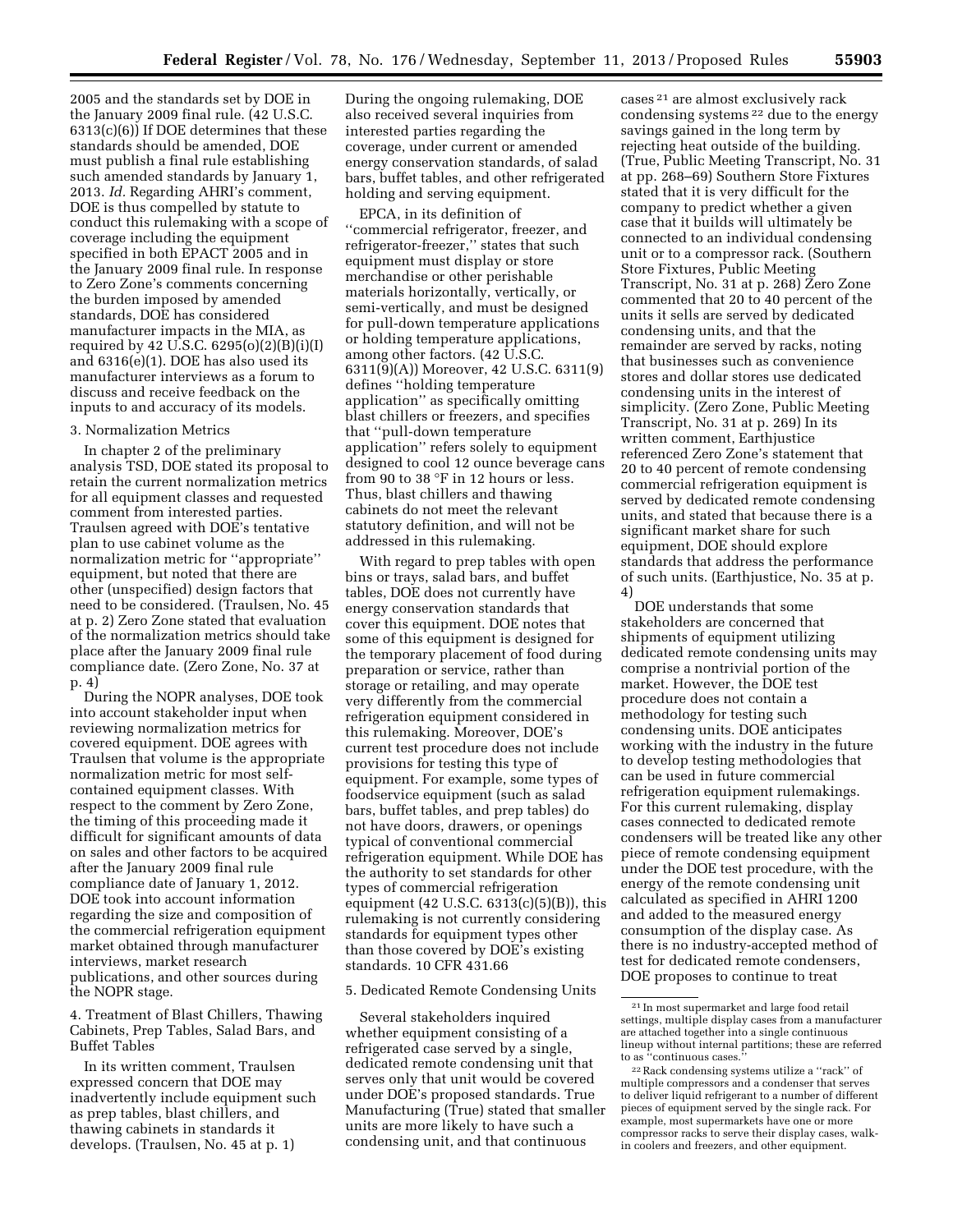2005 and the standards set by DOE in the January 2009 final rule. (42 U.S.C. 6313(c)(6)) If DOE determines that these standards should be amended, DOE must publish a final rule establishing such amended standards by January 1, 2013. *Id.* Regarding AHRI's comment, DOE is thus compelled by statute to conduct this rulemaking with a scope of coverage including the equipment specified in both EPACT 2005 and in the January 2009 final rule. In response to Zero Zone's comments concerning the burden imposed by amended standards, DOE has considered manufacturer impacts in the MIA, as required by 42 U.S.C. 6295(o)(2)(B)(i)(I) and 6316(e)(1). DOE has also used its manufacturer interviews as a forum to discuss and receive feedback on the inputs to and accuracy of its models.

3. Normalization Metrics

In chapter 2 of the preliminary analysis TSD, DOE stated its proposal to retain the current normalization metrics for all equipment classes and requested comment from interested parties. Traulsen agreed with DOE's tentative plan to use cabinet volume as the normalization metric for "appropriate" equipment, but noted that there are other (unspecified) design factors that need to be considered. (Traulsen, No. 45 at p. 2) Zero Zone stated that evaluation of the normalization metrics should take place after the January 2009 final rule compliance date. (Zero Zone, No. 37 at p. 4)

During the NOPR analyses, DOE took into account stakeholder input when reviewing normalization metrics for covered equipment. DOE agrees with Traulsen that volume is the appropriate normalization metric for most self-contained equipment classes. With respect to the comment by Zero Zone, the timing of this proceeding made it difficult for significant amounts of data on sales and other factors to be acquired after the January 2009 final rule compliance date of January 1, 2012. DOE took into account information regarding the size and composition of the commercial refrigeration equipment market obtained through manufacturer interviews, market research publications, and other sources during the NOPR stage.

4. Treatment of Blast Chillers, Thawing Cabinets, Prep Tables, Salad Bars, and Buffet Tables

In its written comment, Traulsen expressed concern that DOE may inadvertently include equipment such as prep tables, blast chillers, and thawing cabinets in standards it develops. (Traulsen, No. 45 at p. 1)

During the ongoing rulemaking, DOE also received several inquiries from interested parties regarding the coverage, under current or amended energy conservation standards, of salad bars, buffet tables, and other refrigerated holding and serving equipment.

EPCA, in its definition of "commercial refrigerator, freezer, and refrigerator-freezer," states that such equipment must display or store merchandise or other perishable materials horizontally, vertically, or semi-vertically, and must be designed for pull-down temperature applications or holding temperature applications, among other factors. (42 U.S.C. 6311(9)(A)) Moreover, 42 U.S.C. 6311(9) defines "holding temperature application" as specifically omitting blast chillers or freezers, and specifies that "pull-down temperature application" refers solely to equipment designed to cool 12 ounce beverage cans from 90 to 38 °F in 12 hours or less. Thus, blast chillers and thawing cabinets do not meet the relevant statutory definition, and will not be addressed in this rulemaking.

With regard to prep tables with open bins or trays, salad bars, and buffet tables, DOE does not currently have energy conservation standards that cover this equipment. DOE notes that some of this equipment is designed for the temporary placement of food during preparation or service, rather than storage or retailing, and may operate very differently from the commercial refrigeration equipment considered in this rulemaking. Moreover, DOE's current test procedure does not include provisions for testing this type of equipment. For example, some types of foodservice equipment (such as salad bars, buffet tables, and prep tables) do not have doors, drawers, or openings typical of conventional commercial refrigeration equipment. While DOE has the authority to set standards for other types of commercial refrigeration equipment (42 U.S.C. 6313(c)(5)(B)), this rulemaking is not currently considering standards for equipment types other than those covered by DOE's existing standards. 10 CFR 431.66

5. Dedicated Remote Condensing Units

Several stakeholders inquired whether equipment consisting of a refrigerated case served by a single, dedicated remote condensing unit that serves only that unit would be covered under DOE's proposed standards. True Manufacturing (True) stated that smaller units are more likely to have such a condensing unit, and that continuous cases[21] are almost exclusively rack condensing systems[22] due to the energy savings gained in the long term by rejecting heat outside of the building. (True, Public Meeting Transcript, No. 31 at pp. 268–69) Southern Store Fixtures stated that it is very difficult for the company to predict whether a given case that it builds will ultimately be connected to an individual condensing unit or to a compressor rack. (Southern Store Fixtures, Public Meeting Transcript, No. 31 at p. 268) Zero Zone commented that 20 to 40 percent of the units it sells are served by dedicated condensing units, and that the remainder are served by racks, noting that businesses such as convenience stores and dollar stores use dedicated condensing units in the interest of simplicity. (Zero Zone, Public Meeting Transcript, No. 31 at p. 269) In its written comment, Earthjustice referenced Zero Zone's statement that 20 to 40 percent of remote condensing commercial refrigeration equipment is served by dedicated remote condensing units, and stated that because there is a significant market share for such equipment, DOE should explore standards that address the performance of such units. (Earthjustice, No. 35 at p. 4)

DOE understands that some stakeholders are concerned that shipments of equipment utilizing dedicated remote condensing units may comprise a nontrivial portion of the market. However, the DOE test procedure does not contain a methodology for testing such condensing units. DOE anticipates working with the industry in the future to develop testing methodologies that can be used in future commercial refrigeration equipment rulemakings. For this current rulemaking, display cases connected to dedicated remote condensers will be treated like any other piece of remote condensing equipment under the DOE test procedure, with the energy of the remote condensing unit calculated as specified in AHRI 1200 and added to the measured energy consumption of the display case. As there is no industry-accepted method of test for dedicated remote condensers, DOE proposes to continue to treat

[21] In most supermarket and large food retail settings, multiple display cases from a manufacturer are attached together into a single continuous lineup without internal partitions; these are referred to as "continuous cases."

[22] Rack condensing systems utilize a "rack" of multiple compressors and a condenser that serves to deliver liquid refrigerant to a number of different pieces of equipment served by the single rack. For example, most supermarkets have one or more compressor racks to serve their display cases, walk-in coolers and freezers, and other equipment.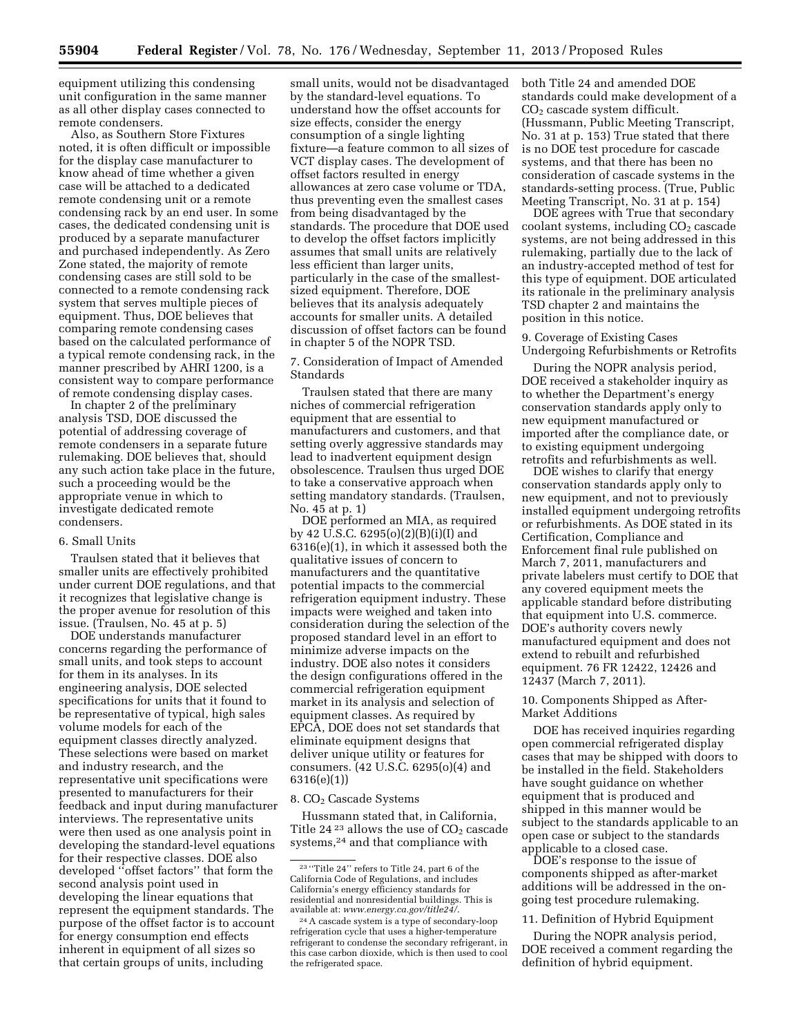equipment utilizing this condensing unit configuration in the same manner as all other display cases connected to remote condensers.

Also, as Southern Store Fixtures noted, it is often difficult or impossible for the display case manufacturer to know ahead of time whether a given case will be attached to a dedicated remote condensing unit or a remote condensing rack by an end user. In some cases, the dedicated condensing unit is produced by a separate manufacturer and purchased independently. As Zero Zone stated, the majority of remote condensing cases are still sold to be connected to a remote condensing rack system that serves multiple pieces of equipment. Thus, DOE believes that comparing remote condensing cases based on the calculated performance of a typical remote condensing rack, in the manner prescribed by AHRI 1200, is a consistent way to compare performance of remote condensing display cases.

In chapter 2 of the preliminary analysis TSD, DOE discussed the potential of addressing coverage of remote condensers in a separate future rulemaking. DOE believes that, should any such action take place in the future, such a proceeding would be the appropriate venue in which to investigate dedicated remote condensers.

6. Small Units

Traulsen stated that it believes that smaller units are effectively prohibited under current DOE regulations, and that it recognizes that legislative change is the proper avenue for resolution of this issue. (Traulsen, No. 45 at p. 5)

DOE understands manufacturer concerns regarding the performance of small units, and took steps to account for them in its analyses. In its engineering analysis, DOE selected specifications for units that it found to be representative of typical, high sales volume models for each of the equipment classes directly analyzed. These selections were based on market and industry research, and the representative unit specifications were presented to manufacturers for their feedback and input during manufacturer interviews. The representative units were then used as one analysis point in developing the standard-level equations for their respective classes. DOE also developed "offset factors" that form the second analysis point used in developing the linear equations that represent the equipment standards. The purpose of the offset factor is to account for energy consumption end effects inherent in equipment of all sizes so that certain groups of units, including small units, would not be disadvantaged by the standard-level equations. To understand how the offset accounts for size effects, consider the energy consumption of a single lighting fixture—a feature common to all sizes of VCT display cases. The development of offset factors resulted in energy allowances at zero case volume or TDA, thus preventing even the smallest cases from being disadvantaged by the standards. The procedure that DOE used to develop the offset factors implicitly assumes that small units are relatively less efficient than larger units, particularly in the case of the smallest-sized equipment. Therefore, DOE believes that its analysis adequately accounts for smaller units. A detailed discussion of offset factors can be found in chapter 5 of the NOPR TSD.

7. Consideration of Impact of Amended Standards

Traulsen stated that there are many niches of commercial refrigeration equipment that are essential to manufacturers and customers, and that setting overly aggressive standards may lead to inadvertent equipment design obsolescence. Traulsen thus urged DOE to take a conservative approach when setting mandatory standards. (Traulsen, No. 45 at p. 1)

DOE performed an MIA, as required by 42 U.S.C. 6295(o)(2)(B)(i)(I) and 6316(e)(1), in which it assessed both the qualitative issues of concern to manufacturers and the quantitative potential impacts to the commercial refrigeration equipment industry. These impacts were weighed and taken into consideration during the selection of the proposed standard level in an effort to minimize adverse impacts on the industry. DOE also notes it considers the design configurations offered in the commercial refrigeration equipment market in its analysis and selection of equipment classes. As required by EPCA, DOE does not set standards that eliminate equipment designs that deliver unique utility or features for consumers. (42 U.S.C. 6295(o)(4) and 6316(e)(1))

8. $CO_2$ Cascade Systems

Hussmann stated that, in California, Title 24 [23] allows the use of $CO_2$ cascade systems,[24] and that compliance with both Title 24 and amended DOE standards could make development of a $CO_2$ cascade system difficult. (Hussmann, Public Meeting Transcript, No. 31 at p. 153) True stated that there is no DOE test procedure for cascade systems, and that there has been no consideration of cascade systems in the standards-setting process. (True, Public Meeting Transcript, No. 31 at p. 154)

DOE agrees with True that secondary coolant systems, including $CO_2$ cascade systems, are not being addressed in this rulemaking, partially due to the lack of an industry-accepted method of test for this type of equipment. DOE articulated its rationale in the preliminary analysis TSD chapter 2 and maintains the position in this notice.

9. Coverage of Existing Cases Undergoing Refurbishments or Retrofits

During the NOPR analysis period, DOE received a stakeholder inquiry as to whether the Department's energy conservation standards apply only to new equipment manufactured or imported after the compliance date, or to existing equipment undergoing retrofits and refurbishments as well.

DOE wishes to clarify that energy conservation standards apply only to new equipment, and not to previously installed equipment undergoing retrofits or refurbishments. As DOE stated in its Certification, Compliance and Enforcement final rule published on March 7, 2011, manufacturers and private labelers must certify to DOE that any covered equipment meets the applicable standard before distributing that equipment into U.S. commerce. DOE's authority covers newly manufactured equipment and does not extend to rebuilt and refurbished equipment. 76 FR 12422, 12426 and 12437 (March 7, 2011).

10. Components Shipped as After-Market Additions

DOE has received inquiries regarding open commercial refrigerated display cases that may be shipped with doors to be installed in the field. Stakeholders have sought guidance on whether equipment that is produced and shipped in this manner would be subject to the standards applicable to an open case or subject to the standards applicable to a closed case.

DOE's response to the issue of components shipped as after-market additions will be addressed in the on-going test procedure rulemaking.

11. Definition of Hybrid Equipment

During the NOPR analysis period, DOE received a comment regarding the definition of hybrid equipment.

[23] "Title 24" refers to Title 24, part 6 of the California Code of Regulations, and includes California's energy efficiency standards for residential and nonresidential buildings. This is available at: *www.energy.ca.gov/title24/*.

[24] A cascade system is a type of secondary-loop refrigeration cycle that uses a higher-temperature refrigerant to condense the secondary refrigerant, in this case carbon dioxide, which is then used to cool the refrigerated space.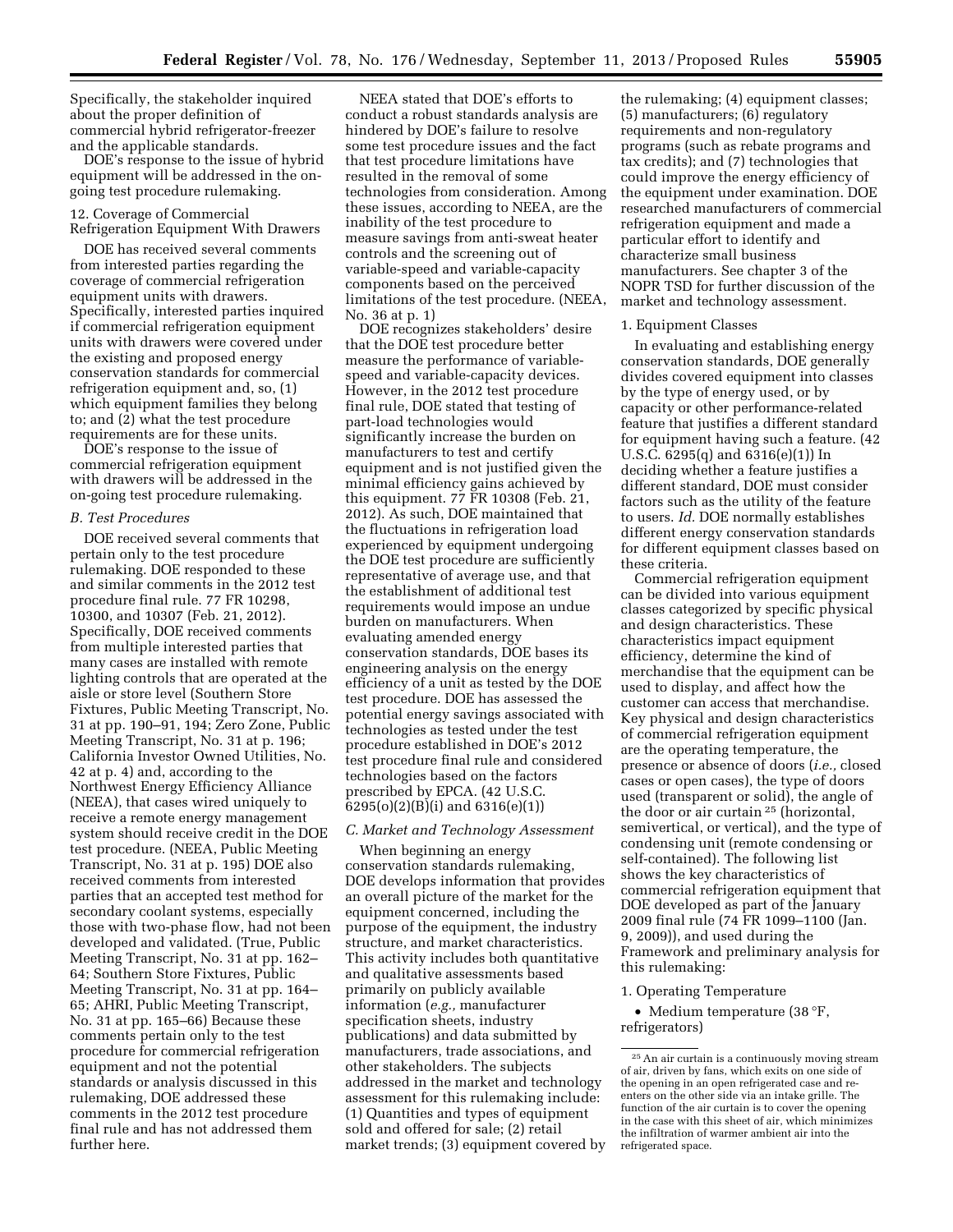Specifically, the stakeholder inquired about the proper definition of commercial hybrid refrigerator-freezer and the applicable standards.

DOE's response to the issue of hybrid equipment will be addressed in the on-going test procedure rulemaking.

12. Coverage of Commercial Refrigeration Equipment With Drawers

DOE has received several comments from interested parties regarding the coverage of commercial refrigeration equipment units with drawers. Specifically, interested parties inquired if commercial refrigeration equipment units with drawers were covered under the existing and proposed energy conservation standards for commercial refrigeration equipment and, so, (1) which equipment families they belong to; and (2) what the test procedure requirements are for these units.

DOE's response to the issue of commercial refrigeration equipment with drawers will be addressed in the on-going test procedure rulemaking.

### *B. Test Procedures*

DOE received several comments that pertain only to the test procedure rulemaking. DOE responded to these and similar comments in the 2012 test procedure final rule. 77 FR 10298, 10300, and 10307 (Feb. 21, 2012). Specifically, DOE received comments from multiple interested parties that many cases are installed with remote lighting controls that are operated at the aisle or store level (Southern Store Fixtures, Public Meeting Transcript, No. 31 at pp. 190–91, 194; Zero Zone, Public Meeting Transcript, No. 31 at p. 196; California Investor Owned Utilities, No. 42 at p. 4) and, according to the Northwest Energy Efficiency Alliance (NEEA), that cases wired uniquely to receive a remote energy management system should receive credit in the DOE test procedure. (NEEA, Public Meeting Transcript, No. 31 at p. 195) DOE also received comments from interested parties that an accepted test method for secondary coolant systems, especially those with two-phase flow, had not been developed and validated. (True, Public Meeting Transcript, No. 31 at pp. 162–64; Southern Store Fixtures, Public Meeting Transcript, No. 31 at pp. 164–65; AHRI, Public Meeting Transcript, No. 31 at pp. 165–66) Because these comments pertain only to the test procedure for commercial refrigeration equipment and not the potential standards or analysis discussed in this rulemaking, DOE addressed these comments in the 2012 test procedure final rule and has not addressed them further here.

NEEA stated that DOE's efforts to conduct a robust standards analysis are hindered by DOE's failure to resolve some test procedure issues and the fact that test procedure limitations have resulted in the removal of some technologies from consideration. Among these issues, according to NEEA, are the inability of the test procedure to measure savings from anti-sweat heater controls and the screening out of variable-speed and variable-capacity components based on the perceived limitations of the test procedure. (NEEA, No. 36 at p. 1)

DOE recognizes stakeholders' desire that the DOE test procedure better measure the performance of variable-speed and variable-capacity devices. However, in the 2012 test procedure final rule, DOE stated that testing of part-load technologies would significantly increase the burden on manufacturers to test and certify equipment and is not justified given the minimal efficiency gains achieved by this equipment. 77 FR 10308 (Feb. 21, 2012). As such, DOE maintained that the fluctuations in refrigeration load experienced by equipment undergoing the DOE test procedure are sufficiently representative of average use, and that the establishment of additional test requirements would impose an undue burden on manufacturers. When evaluating amended energy conservation standards, DOE bases its engineering analysis on the energy efficiency of a unit as tested by the DOE test procedure. DOE has assessed the potential energy savings associated with technologies as tested under the test procedure established in DOE's 2012 test procedure final rule and considered technologies based on the factors prescribed by EPCA. (42 U.S.C. 6295(o)(2)(B)(i) and 6316(e)(1))

### *C. Market and Technology Assessment*

When beginning an energy conservation standards rulemaking, DOE develops information that provides an overall picture of the market for the equipment concerned, including the purpose of the equipment, the industry structure, and market characteristics. This activity includes both quantitative and qualitative assessments based primarily on publicly available information (*e.g.,* manufacturer specification sheets, industry publications) and data submitted by manufacturers, trade associations, and other stakeholders. The subjects addressed in the market and technology assessment for this rulemaking include: (1) Quantities and types of equipment sold and offered for sale; (2) retail market trends; (3) equipment covered by the rulemaking; (4) equipment classes; (5) manufacturers; (6) regulatory requirements and non-regulatory programs (such as rebate programs and tax credits); and (7) technologies that could improve the energy efficiency of the equipment under examination. DOE researched manufacturers of commercial refrigeration equipment and made a particular effort to identify and characterize small business manufacturers. See chapter 3 of the NOPR TSD for further discussion of the market and technology assessment.

1. Equipment Classes

In evaluating and establishing energy conservation standards, DOE generally divides covered equipment into classes by the type of energy used, or by capacity or other performance-related feature that justifies a different standard for equipment having such a feature. (42 U.S.C. 6295(q) and 6316(e)(1)) In deciding whether a feature justifies a different standard, DOE must consider factors such as the utility of the feature to users. *Id.* DOE normally establishes different energy conservation standards for different equipment classes based on these criteria.

Commercial refrigeration equipment can be divided into various equipment classes categorized by specific physical and design characteristics. These characteristics impact equipment efficiency, determine the kind of merchandise that the equipment can be used to display, and affect how the customer can access that merchandise. Key physical and design characteristics of commercial refrigeration equipment are the operating temperature, the presence or absence of doors (*i.e.,* closed cases or open cases), the type of doors used (transparent or solid), the angle of the door or air curtain [25] (horizontal, semivertical, or vertical), and the type of condensing unit (remote condensing or self-contained). The following list shows the key characteristics of commercial refrigeration equipment that DOE developed as part of the January 2009 final rule (74 FR 1099–1100 (Jan. 9, 2009)), and used during the Framework and preliminary analysis for this rulemaking:

1. Operating Temperature

- Medium temperature (38 °F, refrigerators)

[25] An air curtain is a continuously moving stream of air, driven by fans, which exits on one side of the opening in an open refrigerated case and re-enters on the other side via an intake grille. The function of the air curtain is to cover the opening in the case with this sheet of air, which minimizes the infiltration of warmer ambient air into the refrigerated space.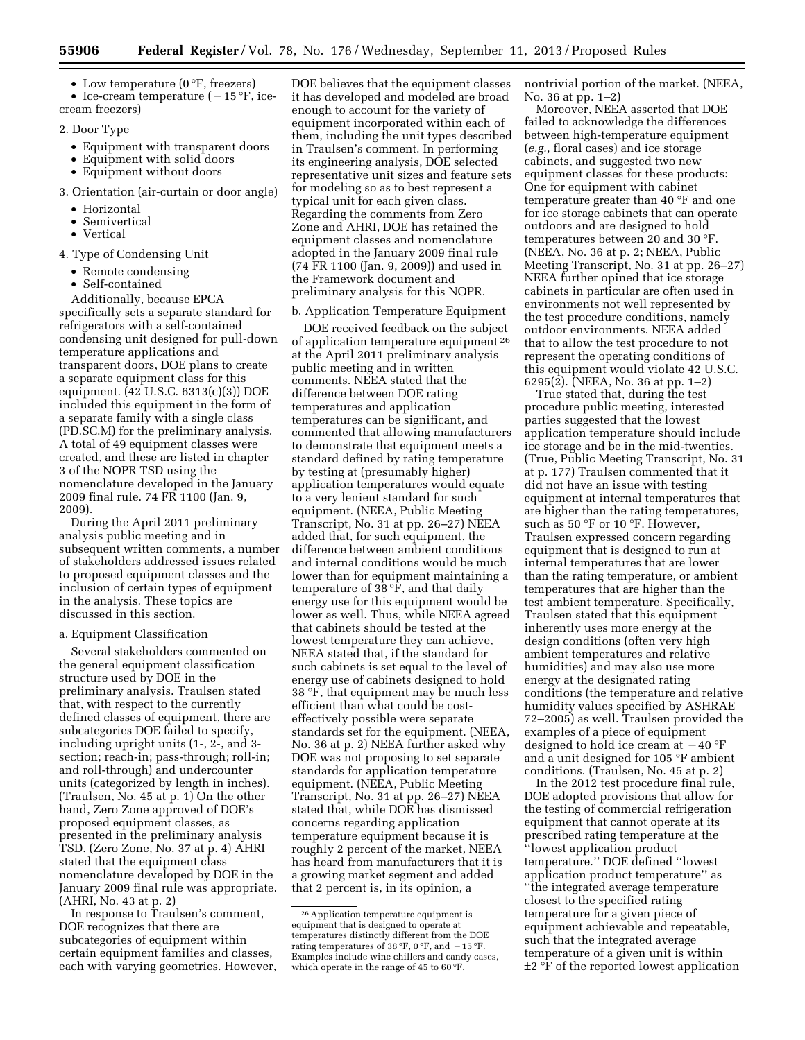- Low temperature (0 °F, freezers)
- Ice-cream temperature (−15 °F, ice-cream freezers)

2. Door Type
- Equipment with transparent doors
- Equipment with solid doors
- Equipment without doors

3. Orientation (air-curtain or door angle)
- Horizontal
- Semivertical
- Vertical

4. Type of Condensing Unit
- Remote condensing
- Self-contained

Additionally, because EPCA specifically sets a separate standard for refrigerators with a self-contained condensing unit designed for pull-down temperature applications and transparent doors, DOE plans to create a separate equipment class for this equipment. (42 U.S.C. 6313(c)(3)) DOE included this equipment in the form of a separate family with a single class (PD.SC.M) for the preliminary analysis. A total of 49 equipment classes were created, and these are listed in chapter 3 of the NOPR TSD using the nomenclature developed in the January 2009 final rule. 74 FR 1100 (Jan. 9, 2009).

During the April 2011 preliminary analysis public meeting and in subsequent written comments, a number of stakeholders addressed issues related to proposed equipment classes and the inclusion of certain types of equipment in the analysis. These topics are discussed in this section.

a. Equipment Classification

Several stakeholders commented on the general equipment classification structure used by DOE in the preliminary analysis. Traulsen stated that, with respect to the currently defined classes of equipment, there are subcategories DOE failed to specify, including upright units (1-, 2-, and 3-section; reach-in; pass-through; roll-in; and roll-through) and undercounter units (categorized by length in inches). (Traulsen, No. 45 at p. 1) On the other hand, Zero Zone approved of DOE's proposed equipment classes, as presented in the preliminary analysis TSD. (Zero Zone, No. 37 at p. 4) AHRI stated that the equipment class nomenclature developed by DOE in the January 2009 final rule was appropriate. (AHRI, No. 43 at p. 2)

In response to Traulsen's comment, DOE recognizes that there are subcategories of equipment within certain equipment families and classes, each with varying geometries. However, DOE believes that the equipment classes it has developed and modeled are broad enough to account for the variety of equipment incorporated within each of them, including the unit types described in Traulsen's comment. In performing its engineering analysis, DOE selected representative unit sizes and feature sets for modeling so as to best represent a typical unit for each given class. Regarding the comments from Zero Zone and AHRI, DOE has retained the equipment classes and nomenclature adopted in the January 2009 final rule (74 FR 1100 (Jan. 9, 2009)) and used in the Framework document and preliminary analysis for this NOPR.

b. Application Temperature Equipment

DOE received feedback on the subject of application temperature equipment [26] at the April 2011 preliminary analysis public meeting and in written comments. NEEA stated that the difference between DOE rating temperatures and application temperatures can be significant, and commented that allowing manufacturers to demonstrate that equipment meets a standard defined by rating temperature by testing at (presumably higher) application temperatures would equate to a very lenient standard for such equipment. (NEEA, Public Meeting Transcript, No. 31 at pp. 26–27) NEEA added that, for such equipment, the difference between ambient conditions and internal conditions would be much lower than for equipment maintaining a temperature of 38 °F, and that daily energy use for this equipment would be lower as well. Thus, while NEEA agreed that cabinets should be tested at the lowest temperature they can achieve, NEEA stated that, if the standard for such cabinets is set equal to the level of energy use of cabinets designed to hold 38 °F, that equipment may be much less efficient than what could be cost-effectively possible were separate standards set for the equipment. (NEEA, No. 36 at p. 2) NEEA further asked why DOE was not proposing to set separate standards for application temperature equipment. (NEEA, Public Meeting Transcript, No. 31 at pp. 26–27) NEEA stated that, while DOE has dismissed concerns regarding application temperature equipment because it is roughly 2 percent of the market, NEEA has heard from manufacturers that it is a growing market segment and added that 2 percent is, in its opinion, a nontrivial portion of the market. (NEEA, No. 36 at pp. 1–2)

Moreover, NEEA asserted that DOE failed to acknowledge the differences between high-temperature equipment (*e.g.,* floral cases) and ice storage cabinets, and suggested two new equipment classes for these products: One for equipment with cabinet temperature greater than 40 °F and one for ice storage cabinets that can operate outdoors and are designed to hold temperatures between 20 and 30 °F. (NEEA, No. 36 at p. 2; NEEA, Public Meeting Transcript, No. 31 at pp. 26–27) NEEA further opined that ice storage cabinets in particular are often used in environments not well represented by the test procedure conditions, namely outdoor environments. NEEA added that to allow the test procedure to not represent the operating conditions of this equipment would violate 42 U.S.C. 6295(2). (NEEA, No. 36 at pp. 1–2)

True stated that, during the test procedure public meeting, interested parties suggested that the lowest application temperature should include ice storage and be in the mid-twenties. (True, Public Meeting Transcript, No. 31 at p. 177) Traulsen commented that it did not have an issue with testing equipment at internal temperatures that are higher than the rating temperatures, such as 50 °F or 10 °F. However, Traulsen expressed concern regarding equipment that is designed to run at internal temperatures that are lower than the rating temperature, or ambient temperatures that are higher than the test ambient temperature. Specifically, Traulsen stated that this equipment inherently uses more energy at the design conditions (often very high ambient temperatures and relative humidities) and may also use more energy at the designated rating conditions (the temperature and relative humidity values specified by ASHRAE 72–2005) as well. Traulsen provided the examples of a piece of equipment designed to hold ice cream at −40 °F and a unit designed for 105 °F ambient conditions. (Traulsen, No. 45 at p. 2)

In the 2012 test procedure final rule, DOE adopted provisions that allow for the testing of commercial refrigeration equipment that cannot operate at its prescribed rating temperature at the "lowest application product temperature." DOE defined "lowest application product temperature" as "the integrated average temperature closest to the specified rating temperature for a given piece of equipment achievable and repeatable, such that the integrated average temperature of a given unit is within ±2 °F of the reported lowest application

[26] Application temperature equipment is equipment that is designed to operate at temperatures distinctly different from the DOE rating temperatures of 38 °F, 0 °F, and −15 °F. Examples include wine chillers and candy cases, which operate in the range of 45 to 60 °F.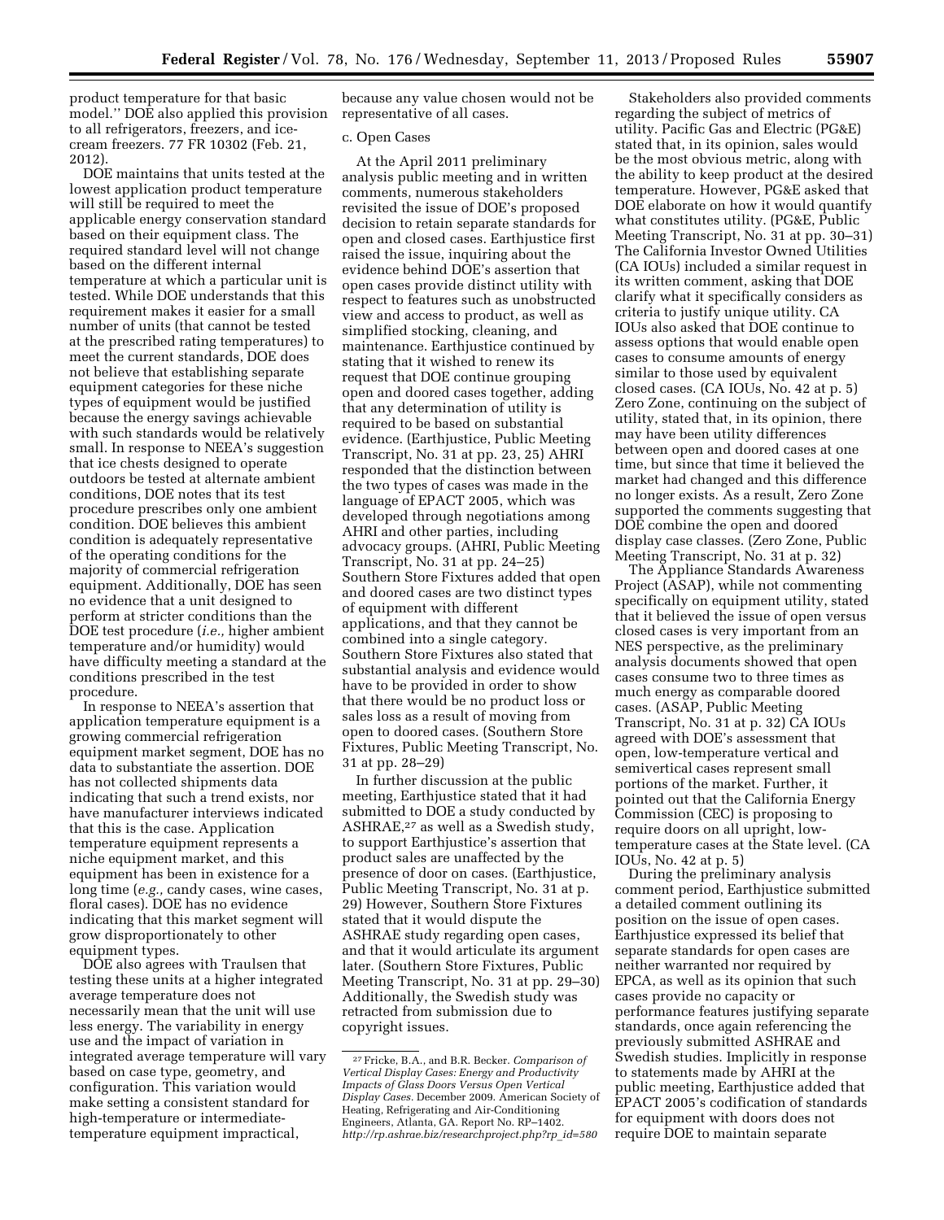product temperature for that basic model.'' DOE also applied this provision to all refrigerators, freezers, and ice-cream freezers. 77 FR 10302 (Feb. 21, 2012).

DOE maintains that units tested at the lowest application product temperature will still be required to meet the applicable energy conservation standard based on their equipment class. The required standard level will not change based on the different internal temperature at which a particular unit is tested. While DOE understands that this requirement makes it easier for a small number of units (that cannot be tested at the prescribed rating temperatures) to meet the current standards, DOE does not believe that establishing separate equipment categories for these niche types of equipment would be justified because the energy savings achievable with such standards would be relatively small. In response to NEEA's suggestion that ice chests designed to operate outdoors be tested at alternate ambient conditions, DOE notes that its test procedure prescribes only one ambient condition. DOE believes this ambient condition is adequately representative of the operating conditions for the majority of commercial refrigeration equipment. Additionally, DOE has seen no evidence that a unit designed to perform at stricter conditions than the DOE test procedure (*i.e.,* higher ambient temperature and/or humidity) would have difficulty meeting a standard at the conditions prescribed in the test procedure.

In response to NEEA's assertion that application temperature equipment is a growing commercial refrigeration equipment market segment, DOE has no data to substantiate the assertion. DOE has not collected shipments data indicating that such a trend exists, nor have manufacturer interviews indicated that this is the case. Application temperature equipment represents a niche equipment market, and this equipment has been in existence for a long time (*e.g.,* candy cases, wine cases, floral cases). DOE has no evidence indicating that this market segment will grow disproportionately to other equipment types.

DOE also agrees with Traulsen that testing these units at a higher integrated average temperature does not necessarily mean that the unit will use less energy. The variability in energy use and the impact of variation in integrated average temperature will vary based on case type, geometry, and configuration. This variation would make setting a consistent standard for high-temperature or intermediate-temperature equipment impractical, because any value chosen would not be representative of all cases.

c. Open Cases

At the April 2011 preliminary analysis public meeting and in written comments, numerous stakeholders revisited the issue of DOE's proposed decision to retain separate standards for open and closed cases. Earthjustice first raised the issue, inquiring about the evidence behind DOE's assertion that open cases provide distinct utility with respect to features such as unobstructed view and access to product, as well as simplified stocking, cleaning, and maintenance. Earthjustice continued by stating that it wished to renew its request that DOE continue grouping open and doored cases together, adding that any determination of utility is required to be based on substantial evidence. (Earthjustice, Public Meeting Transcript, No. 31 at pp. 23, 25) AHRI responded that the distinction between the two types of cases was made in the language of EPACT 2005, which was developed through negotiations among AHRI and other parties, including advocacy groups. (AHRI, Public Meeting Transcript, No. 31 at pp. 24–25) Southern Store Fixtures added that open and doored cases are two distinct types of equipment with different applications, and that they cannot be combined into a single category. Southern Store Fixtures also stated that substantial analysis and evidence would have to be provided in order to show that there would be no product loss or sales loss as a result of moving from open to doored cases. (Southern Store Fixtures, Public Meeting Transcript, No. 31 at pp. 28–29)

In further discussion at the public meeting, Earthjustice stated that it had submitted to DOE a study conducted by ASHRAE,[27] as well as a Swedish study, to support Earthjustice's assertion that product sales are unaffected by the presence of door on cases. (Earthjustice, Public Meeting Transcript, No. 31 at p. 29) However, Southern Store Fixtures stated that it would dispute the ASHRAE study regarding open cases, and that it would articulate its argument later. (Southern Store Fixtures, Public Meeting Transcript, No. 31 at pp. 29–30) Additionally, the Swedish study was retracted from submission due to copyright issues.

Stakeholders also provided comments regarding the subject of metrics of utility. Pacific Gas and Electric (PG&E) stated that, in its opinion, sales would be the most obvious metric, along with the ability to keep product at the desired temperature. However, PG&E asked that DOE elaborate on how it would quantify what constitutes utility. (PG&E, Public Meeting Transcript, No. 31 at pp. 30–31) The California Investor Owned Utilities (CA IOUs) included a similar request in its written comment, asking that DOE clarify what it specifically considers as criteria to justify unique utility. CA IOUs also asked that DOE continue to assess options that would enable open cases to consume amounts of energy similar to those used by equivalent closed cases. (CA IOUs, No. 42 at p. 5) Zero Zone, continuing on the subject of utility, stated that, in its opinion, there may have been utility differences between open and doored cases at one time, but since that time it believed the market had changed and this difference no longer exists. As a result, Zero Zone supported the comments suggesting that DOE combine the open and doored display case classes. (Zero Zone, Public Meeting Transcript, No. 31 at p. 32)

The Appliance Standards Awareness Project (ASAP), while not commenting specifically on equipment utility, stated that it believed the issue of open versus closed cases is very important from an NES perspective, as the preliminary analysis documents showed that open cases consume two to three times as much energy as comparable doored cases. (ASAP, Public Meeting Transcript, No. 31 at p. 32) CA IOUs agreed with DOE's assessment that open, low-temperature vertical and semivertical cases represent small portions of the market. Further, it pointed out that the California Energy Commission (CEC) is proposing to require doors on all upright, low-temperature cases at the State level. (CA IOUs, No. 42 at p. 5)

During the preliminary analysis comment period, Earthjustice submitted a detailed comment outlining its position on the issue of open cases. Earthjustice expressed its belief that separate standards for open cases are neither warranted nor required by EPCA, as well as its opinion that such cases provide no capacity or performance features justifying separate standards, once again referencing the previously submitted ASHRAE and Swedish studies. Implicitly in response to statements made by AHRI at the public meeting, Earthjustice added that EPACT 2005's codification of standards for equipment with doors does not require DOE to maintain separate

---

[27] Fricke, B.A., and B.R. Becker. *Comparison of Vertical Display Cases: Energy and Productivity Impacts of Glass Doors Versus Open Vertical Display Cases.* December 2009. American Society of Heating, Refrigerating and Air-Conditioning Engineers, Atlanta, GA. Report No. RP–1402. *http://rp.ashrae.biz/researchproject.php?rp_id=580*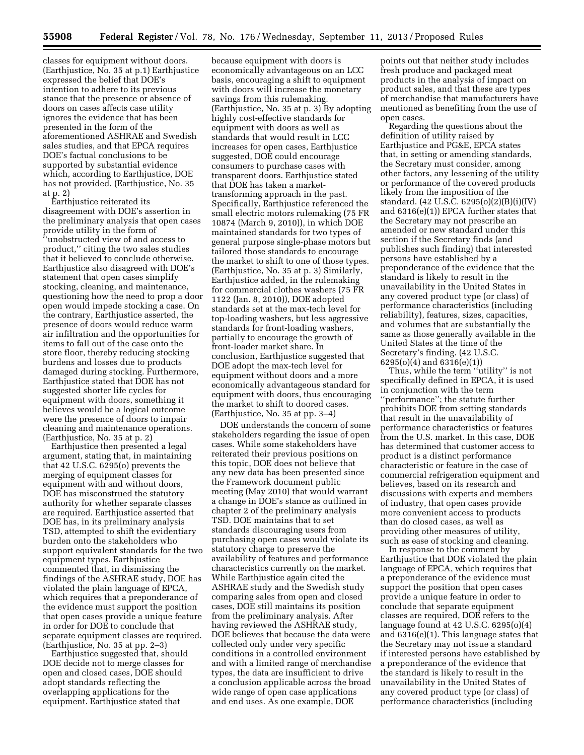classes for equipment without doors. (Earthjustice, No. 35 at p.1) Earthjustice expressed the belief that DOE's intention to adhere to its previous stance that the presence or absence of doors on cases affects case utility ignores the evidence that has been presented in the form of the aforementioned ASHRAE and Swedish sales studies, and that EPCA requires DOE's factual conclusions to be supported by substantial evidence which, according to Earthjustice, DOE has not provided. (Earthjustice, No. 35 at p. 2)

Earthjustice reiterated its disagreement with DOE's assertion in the preliminary analysis that open cases provide utility in the form of ''unobstructed view of and access to product,'' citing the two sales studies that it believed to conclude otherwise. Earthjustice also disagreed with DOE's statement that open cases simplify stocking, cleaning, and maintenance, questioning how the need to prop a door open would impede stocking a case. On the contrary, Earthjustice asserted, the presence of doors would reduce warm air infiltration and the opportunities for items to fall out of the case onto the store floor, thereby reducing stocking burdens and losses due to products damaged during stocking. Furthermore, Earthjustice stated that DOE has not suggested shorter life cycles for equipment with doors, something it believes would be a logical outcome were the presence of doors to impair cleaning and maintenance operations. (Earthjustice, No. 35 at p. 2)

Earthjustice then presented a legal argument, stating that, in maintaining that 42 U.S.C. 6295(o) prevents the merging of equipment classes for equipment with and without doors, DOE has misconstrued the statutory authority for whether separate classes are required. Earthjustice asserted that DOE has, in its preliminary analysis TSD, attempted to shift the evidentiary burden onto the stakeholders who support equivalent standards for the two equipment types. Earthjustice commented that, in dismissing the findings of the ASHRAE study, DOE has violated the plain language of EPCA, which requires that a preponderance of the evidence must support the position that open cases provide a unique feature in order for DOE to conclude that separate equipment classes are required. (Earthjustice, No. 35 at pp. 2–3)

Earthjustice suggested that, should DOE decide not to merge classes for open and closed cases, DOE should adopt standards reflecting the overlapping applications for the equipment. Earthjustice stated that because equipment with doors is economically advantageous on an LCC basis, encouraging a shift to equipment with doors will increase the monetary savings from this rulemaking. (Earthjustice, No. 35 at p. 3) By adopting highly cost-effective standards for equipment with doors as well as standards that would result in LCC increases for open cases, Earthjustice suggested, DOE could encourage consumers to purchase cases with transparent doors. Earthjustice stated that DOE has taken a market-transforming approach in the past. Specifically, Earthjustice referenced the small electric motors rulemaking (75 FR 10874 (March 9, 2010)), in which DOE maintained standards for two types of general purpose single-phase motors but tailored those standards to encourage the market to shift to one of those types. (Earthjustice, No. 35 at p. 3) Similarly, Earthjustice added, in the rulemaking for commercial clothes washers (75 FR 1122 (Jan. 8, 2010)), DOE adopted standards set at the max-tech level for top-loading washers, but less aggressive standards for front-loading washers, partially to encourage the growth of front-loader market share. In conclusion, Earthjustice suggested that DOE adopt the max-tech level for equipment without doors and a more economically advantageous standard for equipment with doors, thus encouraging the market to shift to doored cases. (Earthjustice, No. 35 at pp. 3–4)

DOE understands the concern of some stakeholders regarding the issue of open cases. While some stakeholders have reiterated their previous positions on this topic, DOE does not believe that any new data has been presented since the Framework document public meeting (May 2010) that would warrant a change in DOE's stance as outlined in chapter 2 of the preliminary analysis TSD. DOE maintains that to set standards discouraging users from purchasing open cases would violate its statutory charge to preserve the availability of features and performance characteristics currently on the market. While Earthjustice again cited the ASHRAE study and the Swedish study comparing sales from open and closed cases, DOE still maintains its position from the preliminary analysis. After having reviewed the ASHRAE study, DOE believes that because the data were collected only under very specific conditions in a controlled environment and with a limited range of merchandise types, the data are insufficient to drive a conclusion applicable across the broad wide range of open case applications and end uses. As one example, DOE points out that neither study includes fresh produce and packaged meat products in the analysis of impact on product sales, and that these are types of merchandise that manufacturers have mentioned as benefiting from the use of open cases.

Regarding the questions about the definition of utility raised by Earthjustice and PG&E, EPCA states that, in setting or amending standards, the Secretary must consider, among other factors, any lessening of the utility or performance of the covered products likely from the imposition of the standard. (42 U.S.C. 6295(o)(2)(B)(i)(IV) and 6316(e)(1)) EPCA further states that the Secretary may not prescribe an amended or new standard under this section if the Secretary finds (and publishes such finding) that interested persons have established by a preponderance of the evidence that the standard is likely to result in the unavailability in the United States in any covered product type (or class) of performance characteristics (including reliability), features, sizes, capacities, and volumes that are substantially the same as those generally available in the United States at the time of the Secretary's finding. (42 U.S.C. 6295(o)(4) and 6316(e)(1))

Thus, while the term ''utility'' is not specifically defined in EPCA, it is used in conjunction with the term ''performance''; the statute further prohibits DOE from setting standards that result in the unavailability of performance characteristics or features from the U.S. market. In this case, DOE has determined that customer access to product is a distinct performance characteristic or feature in the case of commercial refrigeration equipment and believes, based on its research and discussions with experts and members of industry, that open cases provide more convenient access to products than do closed cases, as well as providing other measures of utility, such as ease of stocking and cleaning.

In response to the comment by Earthjustice that DOE violated the plain language of EPCA, which requires that a preponderance of the evidence must support the position that open cases provide a unique feature in order to conclude that separate equipment classes are required, DOE refers to the language found at 42 U.S.C. 6295(o)(4) and 6316(e)(1). This language states that the Secretary may not issue a standard if interested persons have established by a preponderance of the evidence that the standard is likely to result in the unavailability in the United States of any covered product type (or class) of performance characteristics (including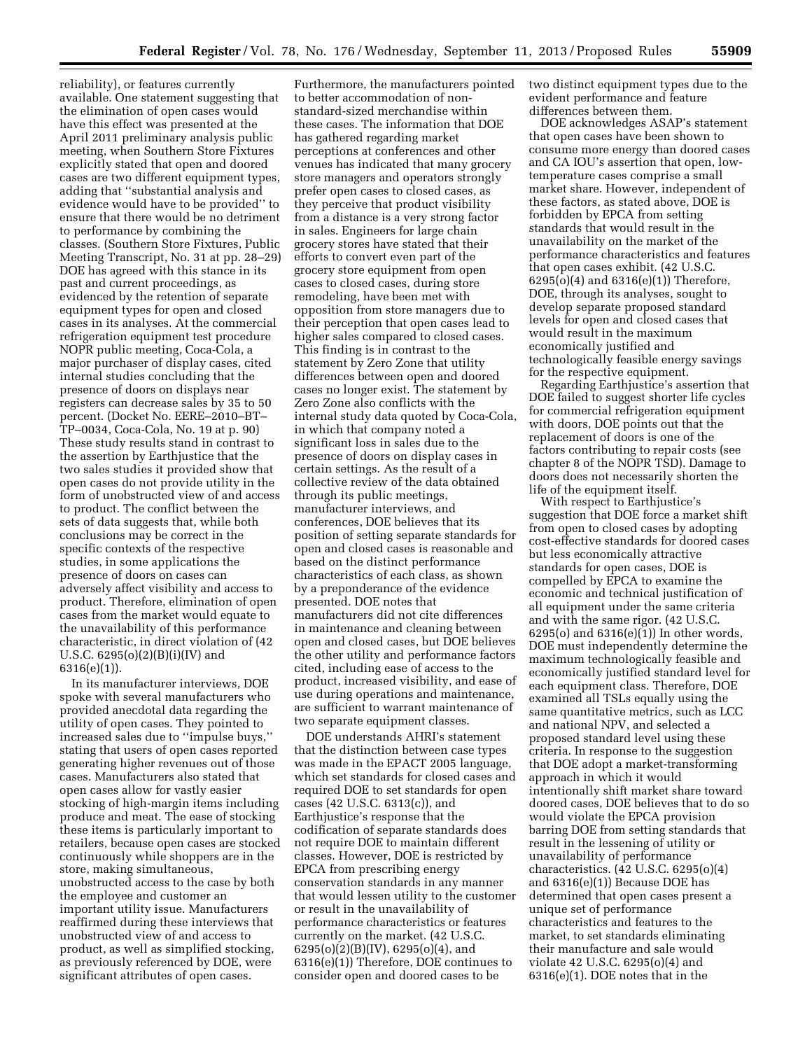reliability), or features currently available. One statement suggesting that the elimination of open cases would have this effect was presented at the April 2011 preliminary analysis public meeting, when Southern Store Fixtures explicitly stated that open and doored cases are two different equipment types, adding that ''substantial analysis and evidence would have to be provided'' to ensure that there would be no detriment to performance by combining the classes. (Southern Store Fixtures, Public Meeting Transcript, No. 31 at pp. 28–29) DOE has agreed with this stance in its past and current proceedings, as evidenced by the retention of separate equipment types for open and closed cases in its analyses. At the commercial refrigeration equipment test procedure NOPR public meeting, Coca-Cola, a major purchaser of display cases, cited internal studies concluding that the presence of doors on displays near registers can decrease sales by 35 to 50 percent. (Docket No. EERE–2010–BT–TP–0034, Coca-Cola, No. 19 at p. 90) These study results stand in contrast to the assertion by Earthjustice that the two sales studies it provided show that open cases do not provide utility in the form of unobstructed view of and access to product. The conflict between the sets of data suggests that, while both conclusions may be correct in the specific contexts of the respective studies, in some applications the presence of doors on cases can adversely affect visibility and access to product. Therefore, elimination of open cases from the market would equate to the unavailability of this performance characteristic, in direct violation of (42 U.S.C. 6295(o)(2)(B)(i)(IV) and 6316(e)(1)).

In its manufacturer interviews, DOE spoke with several manufacturers who provided anecdotal data regarding the utility of open cases. They pointed to increased sales due to ''impulse buys,'' stating that users of open cases reported generating higher revenues out of those cases. Manufacturers also stated that open cases allow for vastly easier stocking of high-margin items including produce and meat. The ease of stocking these items is particularly important to retailers, because open cases are stocked continuously while shoppers are in the store, making simultaneous, unobstructed access to the case by both the employee and customer an important utility issue. Manufacturers reaffirmed during these interviews that unobstructed view of and access to product, as well as simplified stocking, as previously referenced by DOE, were significant attributes of open cases. Furthermore, the manufacturers pointed to better accommodation of non-standard-sized merchandise within these cases. The information that DOE has gathered regarding market perceptions at conferences and other venues has indicated that many grocery store managers and operators strongly prefer open cases to closed cases, as they perceive that product visibility from a distance is a very strong factor in sales. Engineers for large chain grocery stores have stated that their efforts to convert even part of the grocery store equipment from open cases to closed cases, during store remodeling, have been met with opposition from store managers due to their perception that open cases lead to higher sales compared to closed cases. This finding is in contrast to the statement by Zero Zone that utility differences between open and doored cases no longer exist. The statement by Zero Zone also conflicts with the internal study data quoted by Coca-Cola, in which that company noted a significant loss in sales due to the presence of doors on display cases in certain settings. As the result of a collective review of the data obtained through its public meetings, manufacturer interviews, and conferences, DOE believes that its position of setting separate standards for open and closed cases is reasonable and based on the distinct performance characteristics of each class, as shown by a preponderance of the evidence presented. DOE notes that manufacturers did not cite differences in maintenance and cleaning between open and closed cases, but DOE believes the other utility and performance factors cited, including ease of access to the product, increased visibility, and ease of use during operations and maintenance, are sufficient to warrant maintenance of two separate equipment classes.

DOE understands AHRI's statement that the distinction between case types was made in the EPACT 2005 language, which set standards for closed cases and required DOE to set standards for open cases (42 U.S.C. 6313(c)), and Earthjustice's response that the codification of separate standards does not require DOE to maintain different classes. However, DOE is restricted by EPCA from prescribing energy conservation standards in any manner that would lessen utility to the customer or result in the unavailability of performance characteristics or features currently on the market. (42 U.S.C. 6295(o)(2)(B)(IV), 6295(o)(4), and 6316(e)(1)) Therefore, DOE continues to consider open and doored cases to be two distinct equipment types due to the evident performance and feature differences between them.

DOE acknowledges ASAP's statement that open cases have been shown to consume more energy than doored cases and CA IOU's assertion that open, low-temperature cases comprise a small market share. However, independent of these factors, as stated above, DOE is forbidden by EPCA from setting standards that would result in the unavailability on the market of the performance characteristics and features that open cases exhibit. (42 U.S.C. 6295(o)(4) and 6316(e)(1)) Therefore, DOE, through its analyses, sought to develop separate proposed standard levels for open and closed cases that would result in the maximum economically justified and technologically feasible energy savings for the respective equipment.

Regarding Earthjustice's assertion that DOE failed to suggest shorter life cycles for commercial refrigeration equipment with doors, DOE points out that the replacement of doors is one of the factors contributing to repair costs (see chapter 8 of the NOPR TSD). Damage to doors does not necessarily shorten the life of the equipment itself.

With respect to Earthjustice's suggestion that DOE force a market shift from open to closed cases by adopting cost-effective standards for doored cases but less economically attractive standards for open cases, DOE is compelled by EPCA to examine the economic and technical justification of all equipment under the same criteria and with the same rigor. (42 U.S.C. 6295(o) and 6316(e)(1)) In other words, DOE must independently determine the maximum technologically feasible and economically justified standard level for each equipment class. Therefore, DOE examined all TSLs equally using the same quantitative metrics, such as LCC and national NPV, and selected a proposed standard level using these criteria. In response to the suggestion that DOE adopt a market-transforming approach in which it would intentionally shift market share toward doored cases, DOE believes that to do so would violate the EPCA provision barring DOE from setting standards that result in the lessening of utility or unavailability of performance characteristics. (42 U.S.C. 6295(o)(4) and 6316(e)(1)) Because DOE has determined that open cases present a unique set of performance characteristics and features to the market, to set standards eliminating their manufacture and sale would violate 42 U.S.C. 6295(o)(4) and 6316(e)(1). DOE notes that in the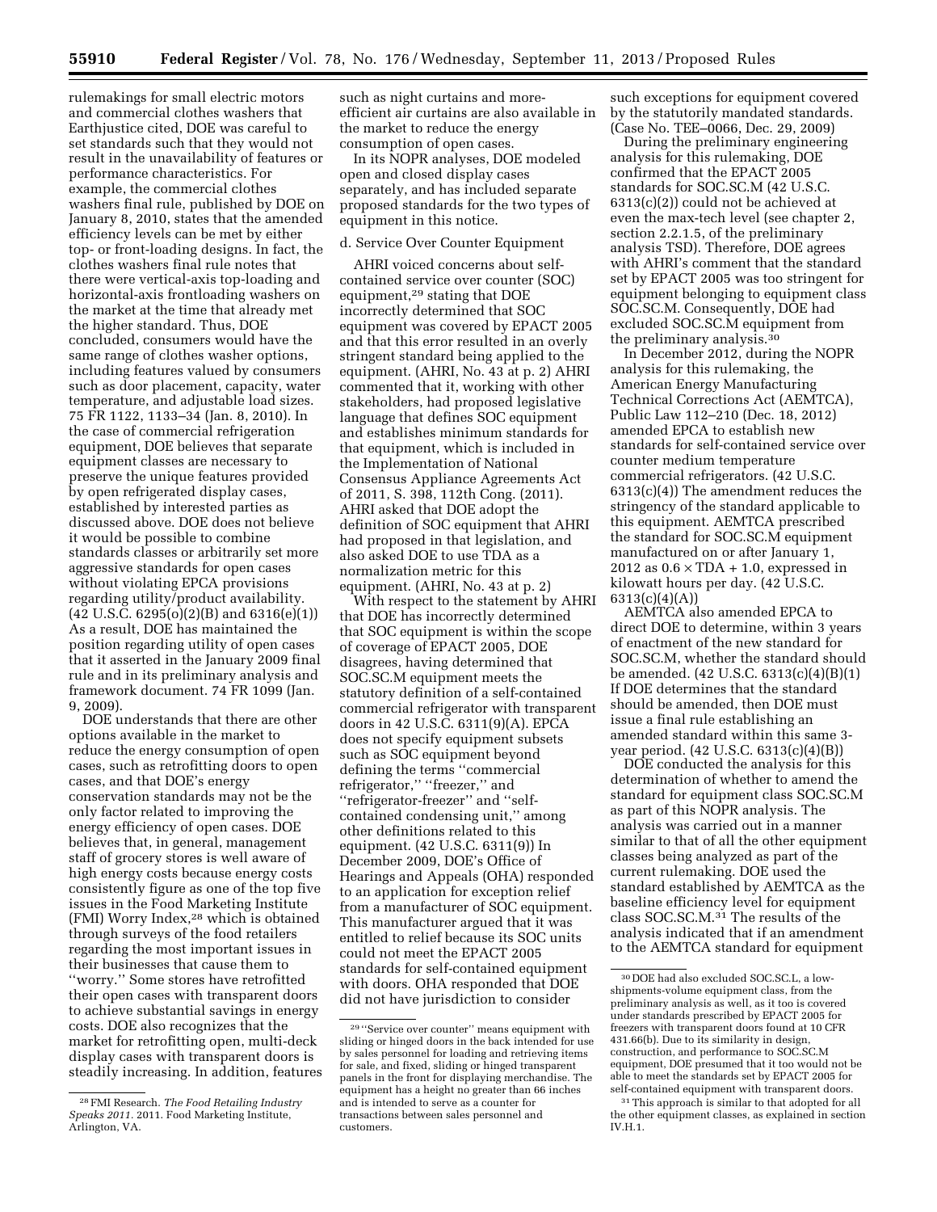rulemakings for small electric motors and commercial clothes washers that Earthjustice cited, DOE was careful to set standards such that they would not result in the unavailability of features or performance characteristics. For example, the commercial clothes washers final rule, published by DOE on January 8, 2010, states that the amended efficiency levels can be met by either top- or front-loading designs. In fact, the clothes washers final rule notes that there were vertical-axis top-loading and horizontal-axis frontloading washers on the market at the time that already met the higher standard. Thus, DOE concluded, consumers would have the same range of clothes washer options, including features valued by consumers such as door placement, capacity, water temperature, and adjustable load sizes. 75 FR 1122, 1133–34 (Jan. 8, 2010). In the case of commercial refrigeration equipment, DOE believes that separate equipment classes are necessary to preserve the unique features provided by open refrigerated display cases, established by interested parties as discussed above. DOE does not believe it would be possible to combine standards classes or arbitrarily set more aggressive standards for open cases without violating EPCA provisions regarding utility/product availability. (42 U.S.C. 6295(o)(2)(B) and 6316(e)(1)) As a result, DOE has maintained the position regarding utility of open cases that it asserted in the January 2009 final rule and in its preliminary analysis and framework document. 74 FR 1099 (Jan. 9, 2009).

DOE understands that there are other options available in the market to reduce the energy consumption of open cases, such as retrofitting doors to open cases, and that DOE's energy conservation standards may not be the only factor related to improving the energy efficiency of open cases. DOE believes that, in general, management staff of grocery stores is well aware of high energy costs because energy costs consistently figure as one of the top five issues in the Food Marketing Institute (FMI) Worry Index,[28] which is obtained through surveys of the food retailers regarding the most important issues in their businesses that cause them to ''worry.'' Some stores have retrofitted their open cases with transparent doors to achieve substantial savings in energy costs. DOE also recognizes that the market for retrofitting open, multi-deck display cases with transparent doors is steadily increasing. In addition, features such as night curtains and more-efficient air curtains are also available in the market to reduce the energy consumption of open cases.

In its NOPR analyses, DOE modeled open and closed display cases separately, and has included separate proposed standards for the two types of equipment in this notice.

d. Service Over Counter Equipment

AHRI voiced concerns about self-contained service over counter (SOC) equipment,[29] stating that DOE incorrectly determined that SOC equipment was covered by EPACT 2005 and that this error resulted in an overly stringent standard being applied to the equipment. (AHRI, No. 43 at p. 2) AHRI commented that it, working with other stakeholders, had proposed legislative language that defines SOC equipment and establishes minimum standards for that equipment, which is included in the Implementation of National Consensus Appliance Agreements Act of 2011, S. 398, 112th Cong. (2011). AHRI asked that DOE adopt the definition of SOC equipment that AHRI had proposed in that legislation, and also asked DOE to use TDA as a normalization metric for this equipment. (AHRI, No. 43 at p. 2)

With respect to the statement by AHRI that DOE has incorrectly determined that SOC equipment is within the scope of coverage of EPACT 2005, DOE disagrees, having determined that SOC.SC.M equipment meets the statutory definition of a self-contained commercial refrigerator with transparent doors in 42 U.S.C. 6311(9)(A). EPCA does not specify equipment subsets such as SOC equipment beyond defining the terms ''commercial refrigerator,'' ''freezer,'' and ''refrigerator-freezer'' and ''self-contained condensing unit,'' among other definitions related to this equipment. (42 U.S.C. 6311(9)) In December 2009, DOE's Office of Hearings and Appeals (OHA) responded to an application for exception relief from a manufacturer of SOC equipment. This manufacturer argued that it was entitled to relief because its SOC units could not meet the EPACT 2005 standards for self-contained equipment with doors. OHA responded that DOE did not have jurisdiction to consider such exceptions for equipment covered by the statutorily mandated standards. (Case No. TEE–0066, Dec. 29, 2009)

During the preliminary engineering analysis for this rulemaking, DOE confirmed that the EPACT 2005 standards for SOC.SC.M (42 U.S.C. 6313(c)(2)) could not be achieved at even the max-tech level (see chapter 2, section 2.2.1.5, of the preliminary analysis TSD). Therefore, DOE agrees with AHRI's comment that the standard set by EPACT 2005 was too stringent for equipment belonging to equipment class SOC.SC.M. Consequently, DOE had excluded SOC.SC.M equipment from the preliminary analysis.[30]

In December 2012, during the NOPR analysis for this rulemaking, the American Energy Manufacturing Technical Corrections Act (AEMTCA), Public Law 112–210 (Dec. 18, 2012) amended EPCA to establish new standards for self-contained service over counter medium temperature commercial refrigerators. (42 U.S.C. 6313(c)(4)) The amendment reduces the stringency of the standard applicable to this equipment. AEMTCA prescribed the standard for SOC.SC.M equipment manufactured on or after January 1, 2012 as $0.6 \times \text{TDA} + 1.0$, expressed in kilowatt hours per day. (42 U.S.C. 6313(c)(4)(A))

AEMTCA also amended EPCA to direct DOE to determine, within 3 years of enactment of the new standard for SOC.SC.M, whether the standard should be amended. (42 U.S.C. 6313(c)(4)(B)(1) If DOE determines that the standard should be amended, then DOE must issue a final rule establishing an amended standard within this same 3-year period. (42 U.S.C. 6313(c)(4)(B))

DOE conducted the analysis for this determination of whether to amend the standard for equipment class SOC.SC.M as part of this NOPR analysis. The analysis was carried out in a manner similar to that of all the other equipment classes being analyzed as part of the current rulemaking. DOE used the standard established by AEMTCA as the baseline efficiency level for equipment class SOC.SC.M.[31] The results of the analysis indicated that if an amendment to the AEMTCA standard for equipment

---

[28] FMI Research. *The Food Retailing Industry Speaks 2011*. 2011. Food Marketing Institute, Arlington, VA.

[29] ''Service over counter'' means equipment with sliding or hinged doors in the back intended for use by sales personnel for loading and retrieving items for sale, and fixed, sliding or hinged transparent panels in the front for displaying merchandise. The equipment has a height no greater than 66 inches and is intended to serve as a counter for transactions between sales personnel and customers.

[30] DOE had also excluded SOC.SC.L, a low-shipments-volume equipment class, from the preliminary analysis as well, as it too is covered under standards prescribed by EPACT 2005 for freezers with transparent doors found at 10 CFR 431.66(b). Due to its similarity in design, construction, and performance to SOC.SC.M equipment, DOE presumed that it too would not be able to meet the standards set by EPACT 2005 for self-contained equipment with transparent doors.

[31] This approach is similar to that adopted for all the other equipment classes, as explained in section IV.H.1.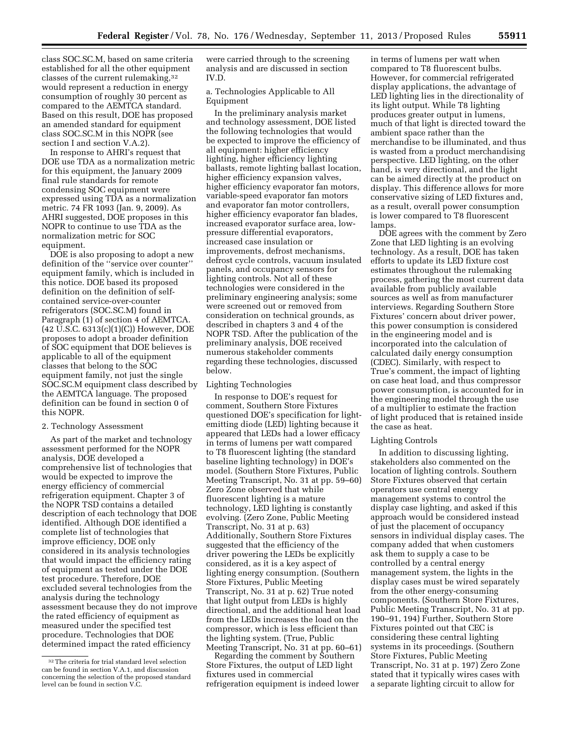class SOC.SC.M, based on same criteria established for all the other equipment classes of the current rulemaking,[32] would represent a reduction in energy consumption of roughly 30 percent as compared to the AEMTCA standard. Based on this result, DOE has proposed an amended standard for equipment class SOC.SC.M in this NOPR (see section I and section V.A.2).

In response to AHRI's request that DOE use TDA as a normalization metric for this equipment, the January 2009 final rule standards for remote condensing SOC equipment were expressed using TDA as a normalization metric. 74 FR 1093 (Jan. 9, 2009). As AHRI suggested, DOE proposes in this NOPR to continue to use TDA as the normalization metric for SOC equipment.

DOE is also proposing to adopt a new definition of the ''service over counter'' equipment family, which is included in this notice. DOE based its proposed definition on the definition of self-contained service-over-counter refrigerators (SOC.SC.M) found in Paragraph (1) of section 4 of AEMTCA. (42 U.S.C. 6313(c)(1)(C)) However, DOE proposes to adopt a broader definition of SOC equipment that DOE believes is applicable to all of the equipment classes that belong to the SOC equipment family, not just the single SOC.SC.M equipment class described by the AEMTCA language. The proposed definition can be found in section 0 of this NOPR.

## 2. Technology Assessment

As part of the market and technology assessment performed for the NOPR analysis, DOE developed a comprehensive list of technologies that would be expected to improve the energy efficiency of commercial refrigeration equipment. Chapter 3 of the NOPR TSD contains a detailed description of each technology that DOE identified. Although DOE identified a complete list of technologies that improve efficiency, DOE only considered in its analysis technologies that would impact the efficiency rating of equipment as tested under the DOE test procedure. Therefore, DOE excluded several technologies from the analysis during the technology assessment because they do not improve the rated efficiency of equipment as measured under the specified test procedure. Technologies that DOE determined impact the rated efficiency were carried through to the screening analysis and are discussed in section IV.D.

### a. Technologies Applicable to All Equipment

In the preliminary analysis market and technology assessment, DOE listed the following technologies that would be expected to improve the efficiency of all equipment: higher efficiency lighting, higher efficiency lighting ballasts, remote lighting ballast location, higher efficiency expansion valves, higher efficiency evaporator fan motors, variable-speed evaporator fan motors and evaporator fan motor controllers, higher efficiency evaporator fan blades, increased evaporator surface area, low-pressure differential evaporators, increased case insulation or improvements, defrost mechanisms, defrost cycle controls, vacuum insulated panels, and occupancy sensors for lighting controls. Not all of these technologies were considered in the preliminary engineering analysis; some were screened out or removed from consideration on technical grounds, as described in chapters 3 and 4 of the NOPR TSD. After the publication of the preliminary analysis, DOE received numerous stakeholder comments regarding these technologies, discussed below.

#### Lighting Technologies

In response to DOE's request for comment, Southern Store Fixtures questioned DOE's specification for light-emitting diode (LED) lighting because it appeared that LEDs had a lower efficacy in terms of lumens per watt compared to T8 fluorescent lighting (the standard baseline lighting technology) in DOE's model. (Southern Store Fixtures, Public Meeting Transcript, No. 31 at pp. 59–60) Zero Zone observed that while fluorescent lighting is a mature technology, LED lighting is constantly evolving. (Zero Zone, Public Meeting Transcript, No. 31 at p. 63) Additionally, Southern Store Fixtures suggested that the efficiency of the driver powering the LEDs be explicitly considered, as it is a key aspect of lighting energy consumption. (Southern Store Fixtures, Public Meeting Transcript, No. 31 at p. 62) True noted that light output from LEDs is highly directional, and the additional heat load from the LEDs increases the load on the compressor, which is less efficient than the lighting system. (True, Public Meeting Transcript, No. 31 at pp. 60–61)

Regarding the comment by Southern Store Fixtures, the output of LED light fixtures used in commercial refrigeration equipment is indeed lower in terms of lumens per watt when compared to T8 fluorescent bulbs. However, for commercial refrigerated display applications, the advantage of LED lighting lies in the directionality of its light output. While T8 lighting produces greater output in lumens, much of that light is directed toward the ambient space rather than the merchandise to be illuminated, and thus is wasted from a product merchandising perspective. LED lighting, on the other hand, is very directional, and the light can be aimed directly at the product on display. This difference allows for more conservative sizing of LED fixtures and, as a result, overall power consumption is lower compared to T8 fluorescent lamps.

DOE agrees with the comment by Zero Zone that LED lighting is an evolving technology. As a result, DOE has taken efforts to update its LED fixture cost estimates throughout the rulemaking process, gathering the most current data available from publicly available sources as well as from manufacturer interviews. Regarding Southern Store Fixtures' concern about driver power, this power consumption is considered in the engineering model and is incorporated into the calculation of calculated daily energy consumption (CDEC). Similarly, with respect to True's comment, the impact of lighting on case heat load, and thus compressor power consumption, is accounted for in the engineering model through the use of a multiplier to estimate the fraction of light produced that is retained inside the case as heat.

#### Lighting Controls

In addition to discussing lighting, stakeholders also commented on the location of lighting controls. Southern Store Fixtures observed that certain operators use central energy management systems to control the display case lighting, and asked if this approach would be considered instead of just the placement of occupancy sensors in individual display cases. The company added that when customers ask them to supply a case to be controlled by a central energy management system, the lights in the display cases must be wired separately from the other energy-consuming components. (Southern Store Fixtures, Public Meeting Transcript, No. 31 at pp. 190–91, 194) Further, Southern Store Fixtures pointed out that CEC is considering these central lighting systems in its proceedings. (Southern Store Fixtures, Public Meeting Transcript, No. 31 at p. 197) Zero Zone stated that it typically wires cases with a separate lighting circuit to allow for

[32] The criteria for trial standard level selection can be found in section V.A.1, and discussion concerning the selection of the proposed standard level can be found in section V.C.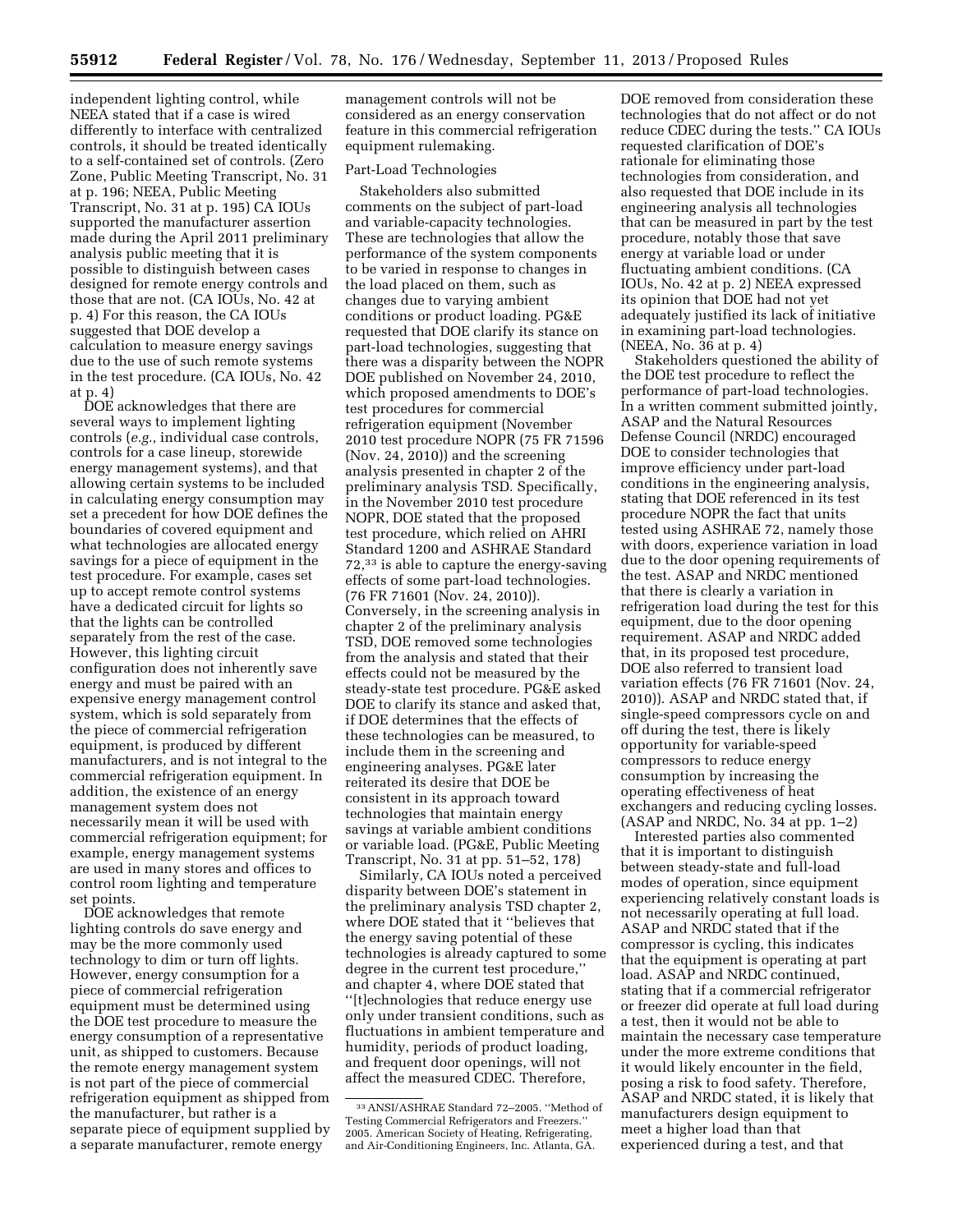independent lighting control, while NEEA stated that if a case is wired differently to interface with centralized controls, it should be treated identically to a self-contained set of controls. (Zero Zone, Public Meeting Transcript, No. 31 at p. 196; NEEA, Public Meeting Transcript, No. 31 at p. 195) CA IOUs supported the manufacturer assertion made during the April 2011 preliminary analysis public meeting that it is possible to distinguish between cases designed for remote energy controls and those that are not. (CA IOUs, No. 42 at p. 4) For this reason, the CA IOUs suggested that DOE develop a calculation to measure energy savings due to the use of such remote systems in the test procedure. (CA IOUs, No. 42 at p. 4)

DOE acknowledges that there are several ways to implement lighting controls (*e.g.,* individual case controls, controls for a case lineup, storewide energy management systems), and that allowing certain systems to be included in calculating energy consumption may set a precedent for how DOE defines the boundaries of covered equipment and what technologies are allocated energy savings for a piece of equipment in the test procedure. For example, cases set up to accept remote control systems have a dedicated circuit for lights so that the lights can be controlled separately from the rest of the case. However, this lighting circuit configuration does not inherently save energy and must be paired with an expensive energy management control system, which is sold separately from the piece of commercial refrigeration equipment, is produced by different manufacturers, and is not integral to the commercial refrigeration equipment. In addition, the existence of an energy management system does not necessarily mean it will be used with commercial refrigeration equipment; for example, energy management systems are used in many stores and offices to control room lighting and temperature set points.

DOE acknowledges that remote lighting controls do save energy and may be the more commonly used technology to dim or turn off lights. However, energy consumption for a piece of commercial refrigeration equipment must be determined using the DOE test procedure to measure the energy consumption of a representative unit, as shipped to customers. Because the remote energy management system is not part of the piece of commercial refrigeration equipment as shipped from the manufacturer, but rather is a separate piece of equipment supplied by a separate manufacturer, remote energy management controls will not be considered as an energy conservation feature in this commercial refrigeration equipment rulemaking.

Part-Load Technologies

Stakeholders also submitted comments on the subject of part-load and variable-capacity technologies. These are technologies that allow the performance of the system components to be varied in response to changes in the load placed on them, such as changes due to varying ambient conditions or product loading. PG&E requested that DOE clarify its stance on part-load technologies, suggesting that there was a disparity between the NOPR DOE published on November 24, 2010, which proposed amendments to DOE's test procedures for commercial refrigeration equipment (November 2010 test procedure NOPR (75 FR 71596 (Nov. 24, 2010)) and the screening analysis presented in chapter 2 of the preliminary analysis TSD. Specifically, in the November 2010 test procedure NOPR, DOE stated that the proposed test procedure, which relied on AHRI Standard 1200 and ASHRAE Standard 72,[33] is able to capture the energy-saving effects of some part-load technologies. (76 FR 71601 (Nov. 24, 2010)). Conversely, in the screening analysis in chapter 2 of the preliminary analysis TSD, DOE removed some technologies from the analysis and stated that their effects could not be measured by the steady-state test procedure. PG&E asked DOE to clarify its stance and asked that, if DOE determines that the effects of these technologies can be measured, to include them in the screening and engineering analyses. PG&E later reiterated its desire that DOE be consistent in its approach toward technologies that maintain energy savings at variable ambient conditions or variable load. (PG&E, Public Meeting Transcript, No. 31 at pp. 51–52, 178)

Similarly, CA IOUs noted a perceived disparity between DOE's statement in the preliminary analysis TSD chapter 2, where DOE stated that it "believes that the energy saving potential of these technologies is already captured to some degree in the current test procedure," and chapter 4, where DOE stated that "[t]echnologies that reduce energy use only under transient conditions, such as fluctuations in ambient temperature and humidity, periods of product loading, and frequent door openings, will not affect the measured CDEC. Therefore, DOE removed from consideration these technologies that do not affect or do not reduce CDEC during the tests." CA IOUs requested clarification of DOE's rationale for eliminating those technologies from consideration, and also requested that DOE include in its engineering analysis all technologies that can be measured in part by the test procedure, notably those that save energy at variable load or under fluctuating ambient conditions. (CA IOUs, No. 42 at p. 2) NEEA expressed its opinion that DOE had not yet adequately justified its lack of initiative in examining part-load technologies. (NEEA, No. 36 at p. 4)

Stakeholders questioned the ability of the DOE test procedure to reflect the performance of part-load technologies. In a written comment submitted jointly, ASAP and the Natural Resources Defense Council (NRDC) encouraged DOE to consider technologies that improve efficiency under part-load conditions in the engineering analysis, stating that DOE referenced in its test procedure NOPR the fact that units tested using ASHRAE 72, namely those with doors, experience variation in load due to the door opening requirements of the test. ASAP and NRDC mentioned that there is clearly a variation in refrigeration load during the test for this equipment, due to the door opening requirement. ASAP and NRDC added that, in its proposed test procedure, DOE also referred to transient load variation effects (76 FR 71601 (Nov. 24, 2010)). ASAP and NRDC stated that, if single-speed compressors cycle on and off during the test, there is likely opportunity for variable-speed compressors to reduce energy consumption by increasing the operating effectiveness of heat exchangers and reducing cycling losses. (ASAP and NRDC, No. 34 at pp. 1–2)

Interested parties also commented that it is important to distinguish between steady-state and full-load modes of operation, since equipment experiencing relatively constant loads is not necessarily operating at full load. ASAP and NRDC stated that if the compressor is cycling, this indicates that the equipment is operating at part load. ASAP and NRDC continued, stating that if a commercial refrigerator or freezer did operate at full load during a test, then it would not be able to maintain the necessary case temperature under the more extreme conditions that it would likely encounter in the field, posing a risk to food safety. Therefore, ASAP and NRDC stated, it is likely that manufacturers design equipment to meet a higher load than that experienced during a test, and that

[33] ANSI/ASHRAE Standard 72–2005. "Method of Testing Commercial Refrigerators and Freezers." 2005. American Society of Heating, Refrigerating, and Air-Conditioning Engineers, Inc. Atlanta, GA.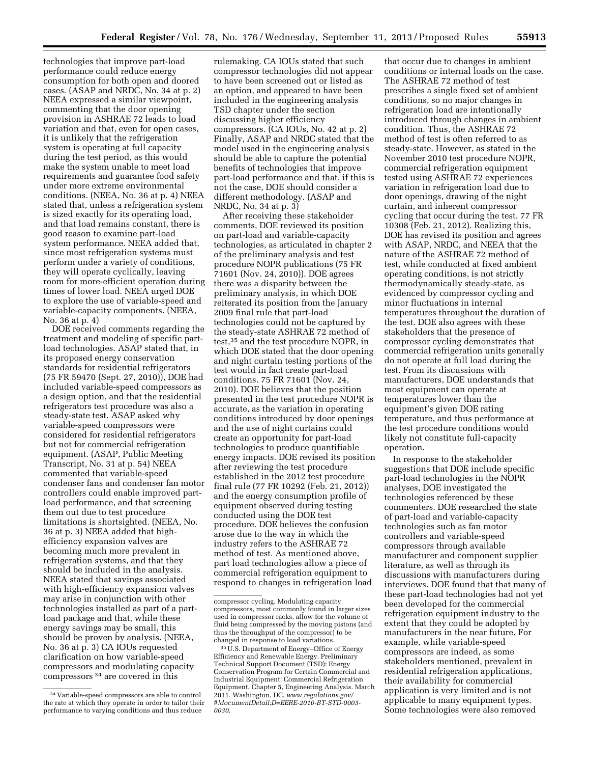technologies that improve part-load performance could reduce energy consumption for both open and doored cases. (ASAP and NRDC, No. 34 at p. 2) NEEA expressed a similar viewpoint, commenting that the door opening provision in ASHRAE 72 leads to load variation and that, even for open cases, it is unlikely that the refrigeration system is operating at full capacity during the test period, as this would make the system unable to meet load requirements and guarantee food safety under more extreme environmental conditions. (NEEA, No. 36 at p. 4) NEEA stated that, unless a refrigeration system is sized exactly for its operating load, and that load remains constant, there is good reason to examine part-load system performance. NEEA added that, since most refrigeration systems must perform under a variety of conditions, they will operate cyclically, leaving room for more-efficient operation during times of lower load. NEEA urged DOE to explore the use of variable-speed and variable-capacity components. (NEEA, No. 36 at p. 4)

DOE received comments regarding the treatment and modeling of specific part-load technologies. ASAP stated that, in its proposed energy conservation standards for residential refrigerators (75 FR 59470 (Sept. 27, 2010)), DOE had included variable-speed compressors as a design option, and that the residential refrigerators test procedure was also a steady-state test. ASAP asked why variable-speed compressors were considered for residential refrigerators but not for commercial refrigeration equipment. (ASAP, Public Meeting Transcript, No. 31 at p. 54) NEEA commented that variable-speed condenser fans and condenser fan motor controllers could enable improved part-load performance, and that screening them out due to test procedure limitations is shortsighted. (NEEA, No. 36 at p. 3) NEEA added that high-efficiency expansion valves are becoming much more prevalent in refrigeration systems, and that they should be included in the analysis. NEEA stated that savings associated with high-efficiency expansion valves may arise in conjunction with other technologies installed as part of a part-load package and that, while these energy savings may be small, this should be proven by analysis. (NEEA, No. 36 at p. 3) CA IOUs requested clarification on how variable-speed compressors and modulating capacity compressors [34] are covered in this rulemaking. CA IOUs stated that such compressor technologies did not appear to have been screened out or listed as an option, and appeared to have been included in the engineering analysis TSD chapter under the section discussing higher efficiency compressors. (CA IOUs, No. 42 at p. 2) Finally, ASAP and NRDC stated that the model used in the engineering analysis should be able to capture the potential benefits of technologies that improve part-load performance and that, if this is not the case, DOE should consider a different methodology. (ASAP and NRDC, No. 34 at p. 3)

After receiving these stakeholder comments, DOE reviewed its position on part-load and variable-capacity technologies, as articulated in chapter 2 of the preliminary analysis and test procedure NOPR publications (75 FR 71601 (Nov. 24, 2010)). DOE agrees there was a disparity between the preliminary analysis, in which DOE reiterated its position from the January 2009 final rule that part-load technologies could not be captured by the steady-state ASHRAE 72 method of test,[35] and the test procedure NOPR, in which DOE stated that the door opening and night curtain testing portions of the test would in fact create part-load conditions. 75 FR 71601 (Nov. 24, 2010). DOE believes that the position presented in the test procedure NOPR is accurate, as the variation in operating conditions introduced by door openings and the use of night curtains could create an opportunity for part-load technologies to produce quantifiable energy impacts. DOE revised its position after reviewing the test procedure established in the 2012 test procedure final rule (77 FR 10292 (Feb. 21, 2012)) and the energy consumption profile of equipment observed during testing conducted using the DOE test procedure. DOE believes the confusion arose due to the way in which the industry refers to the ASHRAE 72 method of test. As mentioned above, part load technologies allow a piece of commercial refrigeration equipment to respond to changes in refrigeration load that occur due to changes in ambient conditions or internal loads on the case. The ASHRAE 72 method of test prescribes a single fixed set of ambient conditions, so no major changes in refrigeration load are intentionally introduced through changes in ambient condition. Thus, the ASHRAE 72 method of test is often referred to as steady-state. However, as stated in the November 2010 test procedure NOPR, commercial refrigeration equipment tested using ASHRAE 72 experiences variation in refrigeration load due to door openings, drawing of the night curtain, and inherent compressor cycling that occur during the test. 77 FR 10308 (Feb. 21, 2012). Realizing this, DOE has revised its position and agrees with ASAP, NRDC, and NEEA that the nature of the ASHRAE 72 method of test, while conducted at fixed ambient operating conditions, is not strictly thermodynamically steady-state, as evidenced by compressor cycling and minor fluctuations in internal temperatures throughout the duration of the test. DOE also agrees with these stakeholders that the presence of compressor cycling demonstrates that commercial refrigeration units generally do not operate at full load during the test. From its discussions with manufacturers, DOE understands that most equipment can operate at temperatures lower than the equipment's given DOE rating temperature, and thus performance at the test procedure conditions would likely not constitute full-capacity operation.

In response to the stakeholder suggestions that DOE include specific part-load technologies in the NOPR analyses, DOE investigated the technologies referenced by these commenters. DOE researched the state of part-load and variable-capacity technologies such as fan motor controllers and variable-speed compressors through available manufacturer and component supplier literature, as well as through its discussions with manufacturers during interviews. DOE found that that many of these part-load technologies had not yet been developed for the commercial refrigeration equipment industry to the extent that they could be adopted by manufacturers in the near future. For example, while variable-speed compressors are indeed, as some stakeholders mentioned, prevalent in residential refrigeration applications, their availability for commercial application is very limited and is not applicable to many equipment types. Some technologies were also removed

---

[34] Variable-speed compressors are able to control the rate at which they operate in order to tailor their performance to varying conditions and thus reduce compressor cycling. Modulating capacity compressors, most commonly found in larger sizes used in compressor racks, allow for the volume of fluid being compressed by the moving pistons (and thus the throughput of the compressor) to be changed in response to load variations.

[35] U.S. Department of Energy–Office of Energy Efficiency and Renewable Energy. Preliminary Technical Support Document (TSD): Energy Conservation Program for Certain Commercial and Industrial Equipment: Commercial Refrigeration Equipment. Chapter 5, Engineering Analysis. March 2011. Washington, DC. *www.regulations.gov/#!documentDetail;D=EERE-2010-BT-STD-0003-0030.*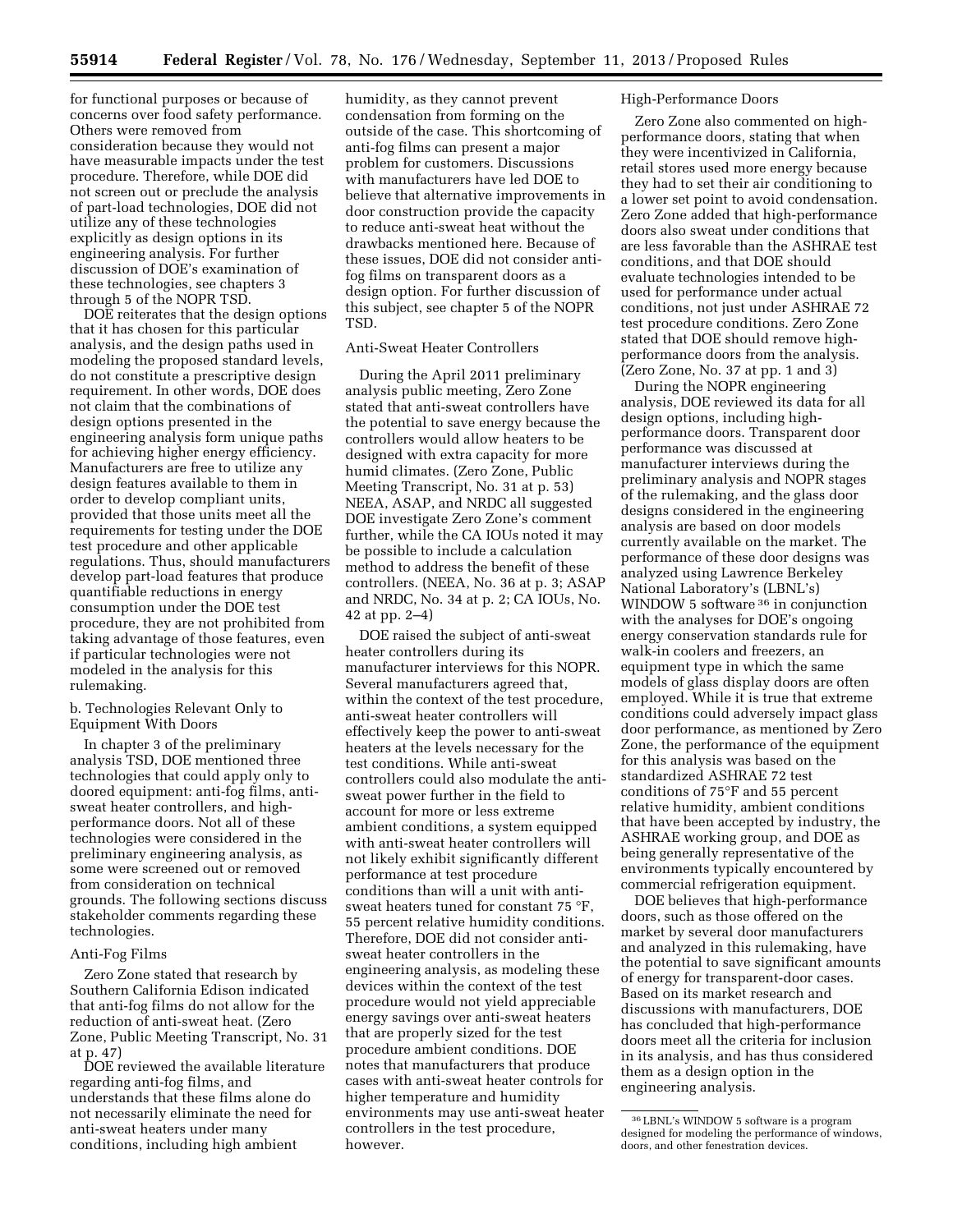for functional purposes or because of concerns over food safety performance. Others were removed from consideration because they would not have measurable impacts under the test procedure. Therefore, while DOE did not screen out or preclude the analysis of part-load technologies, DOE did not utilize any of these technologies explicitly as design options in its engineering analysis. For further discussion of DOE's examination of these technologies, see chapters 3 through 5 of the NOPR TSD.

DOE reiterates that the design options that it has chosen for this particular analysis, and the design paths used in modeling the proposed standard levels, do not constitute a prescriptive design requirement. In other words, DOE does not claim that the combinations of design options presented in the engineering analysis form unique paths for achieving higher energy efficiency. Manufacturers are free to utilize any design features available to them in order to develop compliant units, provided that those units meet all the requirements for testing under the DOE test procedure and other applicable regulations. Thus, should manufacturers develop part-load features that produce quantifiable reductions in energy consumption under the DOE test procedure, they are not prohibited from taking advantage of those features, even if particular technologies were not modeled in the analysis for this rulemaking.

b. Technologies Relevant Only to Equipment With Doors

In chapter 3 of the preliminary analysis TSD, DOE mentioned three technologies that could apply only to doored equipment: anti-fog films, anti-sweat heater controllers, and high-performance doors. Not all of these technologies were considered in the preliminary engineering analysis, as some were screened out or removed from consideration on technical grounds. The following sections discuss stakeholder comments regarding these technologies.

Anti-Fog Films

Zero Zone stated that research by Southern California Edison indicated that anti-fog films do not allow for the reduction of anti-sweat heat. (Zero Zone, Public Meeting Transcript, No. 31 at p. 47)

DOE reviewed the available literature regarding anti-fog films, and understands that these films alone do not necessarily eliminate the need for anti-sweat heaters under many conditions, including high ambient humidity, as they cannot prevent condensation from forming on the outside of the case. This shortcoming of anti-fog films can present a major problem for customers. Discussions with manufacturers have led DOE to believe that alternative improvements in door construction provide the capacity to reduce anti-sweat heat without the drawbacks mentioned here. Because of these issues, DOE did not consider anti-fog films on transparent doors as a design option. For further discussion of this subject, see chapter 5 of the NOPR TSD.

Anti-Sweat Heater Controllers

During the April 2011 preliminary analysis public meeting, Zero Zone stated that anti-sweat controllers have the potential to save energy because the controllers would allow heaters to be designed with extra capacity for more humid climates. (Zero Zone, Public Meeting Transcript, No. 31 at p. 53) NEEA, ASAP, and NRDC all suggested DOE investigate Zero Zone's comment further, while the CA IOUs noted it may be possible to include a calculation method to address the benefit of these controllers. (NEEA, No. 36 at p. 3; ASAP and NRDC, No. 34 at p. 2; CA IOUs, No. 42 at pp. 2–4)

DOE raised the subject of anti-sweat heater controllers during its manufacturer interviews for this NOPR. Several manufacturers agreed that, within the context of the test procedure, anti-sweat heater controllers will effectively keep the power to anti-sweat heaters at the levels necessary for the test conditions. While anti-sweat controllers could also modulate the anti-sweat power further in the field to account for more or less extreme ambient conditions, a system equipped with anti-sweat heater controllers will not likely exhibit significantly different performance at test procedure conditions than will a unit with anti-sweat heaters tuned for constant 75 °F, 55 percent relative humidity conditions. Therefore, DOE did not consider anti-sweat heater controllers in the engineering analysis, as modeling these devices within the context of the test procedure would not yield appreciable energy savings over anti-sweat heaters that are properly sized for the test procedure ambient conditions. DOE notes that manufacturers that produce cases with anti-sweat heater controls for higher temperature and humidity environments may use anti-sweat heater controllers in the test procedure, however.

High-Performance Doors

Zero Zone also commented on high-performance doors, stating that when they were incentivized in California, retail stores used more energy because they had to set their air conditioning to a lower set point to avoid condensation. Zero Zone added that high-performance doors also sweat under conditions that are less favorable than the ASHRAE test conditions, and that DOE should evaluate technologies intended to be used for performance under actual conditions, not just under ASHRAE 72 test procedure conditions. Zero Zone stated that DOE should remove high-performance doors from the analysis. (Zero Zone, No. 37 at pp. 1 and 3)

During the NOPR engineering analysis, DOE reviewed its data for all design options, including high-performance doors. Transparent door performance was discussed at manufacturer interviews during the preliminary analysis and NOPR stages of the rulemaking, and the glass door designs considered in the engineering analysis are based on door models currently available on the market. The performance of these door designs was analyzed using Lawrence Berkeley National Laboratory's (LBNL's) WINDOW 5 software [36] in conjunction with the analyses for DOE's ongoing energy conservation standards rule for walk-in coolers and freezers, an equipment type in which the same models of glass display doors are often employed. While it is true that extreme conditions could adversely impact glass door performance, as mentioned by Zero Zone, the performance of the equipment for this analysis was based on the standardized ASHRAE 72 test conditions of 75°F and 55 percent relative humidity, ambient conditions that have been accepted by industry, the ASHRAE working group, and DOE as being generally representative of the environments typically encountered by commercial refrigeration equipment.

DOE believes that high-performance doors, such as those offered on the market by several door manufacturers and analyzed in this rulemaking, have the potential to save significant amounts of energy for transparent-door cases. Based on its market research and discussions with manufacturers, DOE has concluded that high-performance doors meet all the criteria for inclusion in its analysis, and has thus considered them as a design option in the engineering analysis.

[36] LBNL's WINDOW 5 software is a program designed for modeling the performance of windows, doors, and other fenestration devices.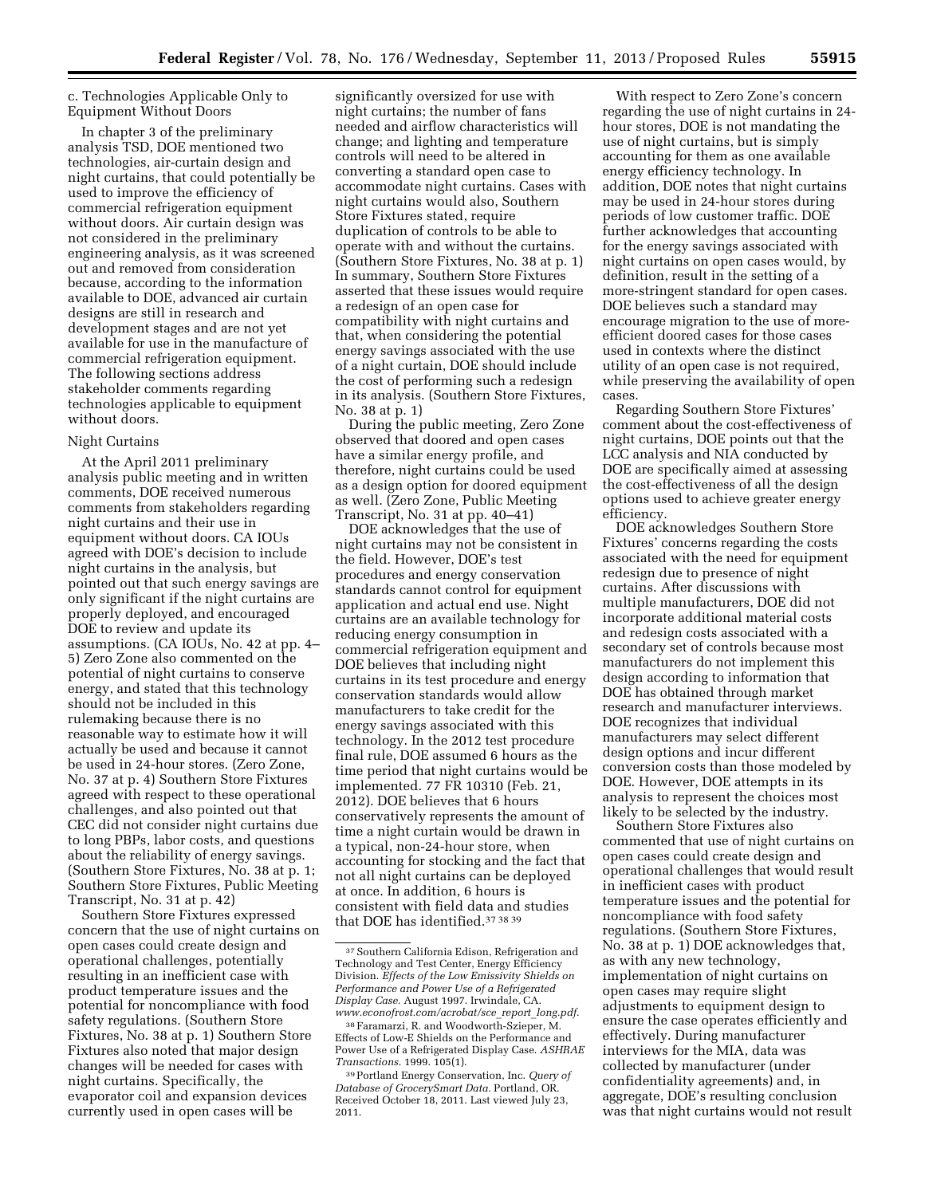c. Technologies Applicable Only to Equipment Without Doors

In chapter 3 of the preliminary analysis TSD, DOE mentioned two technologies, air-curtain design and night curtains, that could potentially be used to improve the efficiency of commercial refrigeration equipment without doors. Air curtain design was not considered in the preliminary engineering analysis, as it was screened out and removed from consideration because, according to the information available to DOE, advanced air curtain designs are still in research and development stages and are not yet available for use in the manufacture of commercial refrigeration equipment. The following sections address stakeholder comments regarding technologies applicable to equipment without doors.

Night Curtains

At the April 2011 preliminary analysis public meeting and in written comments, DOE received numerous comments from stakeholders regarding night curtains and their use in equipment without doors. CA IOUs agreed with DOE's decision to include night curtains in the analysis, but pointed out that such energy savings are only significant if the night curtains are properly deployed, and encouraged DOE to review and update its assumptions. (CA IOUs, No. 42 at pp. 4–5) Zero Zone also commented on the potential of night curtains to conserve energy, and stated that this technology should not be included in this rulemaking because there is no reasonable way to estimate how it will actually be used and because it cannot be used in 24-hour stores. (Zero Zone, No. 37 at p. 4) Southern Store Fixtures agreed with respect to these operational challenges, and also pointed out that CEC did not consider night curtains due to long PBPs, labor costs, and questions about the reliability of energy savings. (Southern Store Fixtures, No. 38 at p. 1; Southern Store Fixtures, Public Meeting Transcript, No. 31 at p. 42)

Southern Store Fixtures expressed concern that the use of night curtains on open cases could create design and operational challenges, potentially resulting in an inefficient case with product temperature issues and the potential for noncompliance with food safety regulations. (Southern Store Fixtures, No. 38 at p. 1) Southern Store Fixtures also noted that major design changes will be needed for cases with night curtains. Specifically, the evaporator coil and expansion devices currently used in open cases will be significantly oversized for use with night curtains; the number of fans needed and airflow characteristics will change; and lighting and temperature controls will need to be altered in converting a standard open case to accommodate night curtains. Cases with night curtains would also, Southern Store Fixtures stated, require duplication of controls to be able to operate with and without the curtains. (Southern Store Fixtures, No. 38 at p. 1) In summary, Southern Store Fixtures asserted that these issues would require a redesign of an open case for compatibility with night curtains and that, when considering the potential energy savings associated with the use of a night curtain, DOE should include the cost of performing such a redesign in its analysis. (Southern Store Fixtures, No. 38 at p. 1)

During the public meeting, Zero Zone observed that doored and open cases have a similar energy profile, and therefore, night curtains could be used as a design option for doored equipment as well. (Zero Zone, Public Meeting Transcript, No. 31 at pp. 40–41)

DOE acknowledges that the use of night curtains may not be consistent in the field. However, DOE's test procedures and energy conservation standards cannot control for equipment application and actual end use. Night curtains are an available technology for reducing energy consumption in commercial refrigeration equipment and DOE believes that including night curtains in its test procedure and energy conservation standards would allow manufacturers to take credit for the energy savings associated with this technology. In the 2012 test procedure final rule, DOE assumed 6 hours as the time period that night curtains would be implemented. 77 FR 10310 (Feb. 21, 2012). DOE believes that 6 hours conservatively represents the amount of time a night curtain would be drawn in a typical, non-24-hour store, when accounting for stocking and the fact that not all night curtains can be deployed at once. In addition, 6 hours is consistent with field data and studies that DOE has identified.[37 38 39]

With respect to Zero Zone's concern regarding the use of night curtains in 24-hour stores, DOE is not mandating the use of night curtains, but is simply accounting for them as one available energy efficiency technology. In addition, DOE notes that night curtains may be used in 24-hour stores during periods of low customer traffic. DOE further acknowledges that accounting for the energy savings associated with night curtains on open cases would, by definition, result in the setting of a more-stringent standard for open cases. DOE believes such a standard may encourage migration to the use of more-efficient doored cases for those cases used in contexts where the distinct utility of an open case is not required, while preserving the availability of open cases.

Regarding Southern Store Fixtures' comment about the cost-effectiveness of night curtains, DOE points out that the LCC analysis and NIA conducted by DOE are specifically aimed at assessing the cost-effectiveness of all the design options used to achieve greater energy efficiency.

DOE acknowledges Southern Store Fixtures' concerns regarding the costs associated with the need for equipment redesign due to presence of night curtains. After discussions with multiple manufacturers, DOE did not incorporate additional material costs and redesign costs associated with a secondary set of controls because most manufacturers do not implement this design according to information that DOE has obtained through market research and manufacturer interviews. DOE recognizes that individual manufacturers may select different design options and incur different conversion costs than those modeled by DOE. However, DOE attempts in its analysis to represent the choices most likely to be selected by the industry.

Southern Store Fixtures also commented that use of night curtains on open cases could create design and operational challenges that would result in inefficient cases with product temperature issues and the potential for noncompliance with food safety regulations. (Southern Store Fixtures, No. 38 at p. 1) DOE acknowledges that, as with any new technology, implementation of night curtains on open cases may require slight adjustments to equipment design to ensure the case operates efficiently and effectively. During manufacturer interviews for the MIA, data was collected by manufacturer (under confidentiality agreements) and, in aggregate, DOE's resulting conclusion was that night curtains would not result

---

[37] Southern California Edison, Refrigeration and Technology and Test Center, Energy Efficiency Division. *Effects of the Low Emissivity Shields on Performance and Power Use of a Refrigerated Display Case.* August 1997. Irwindale, CA. *www.econofrost.com/acrobat/sce_report_long.pdf*.

[38] Faramarzi, R. and Woodworth-Szieper, M. Effects of Low-E Shields on the Performance and Power Use of a Refrigerated Display Case. *ASHRAE Transactions*. 1999. 105(1).

[39] Portland Energy Conservation, Inc. *Query of Database of GrocerySmart Data.* Portland, OR. Received October 18, 2011. Last viewed July 23, 2011.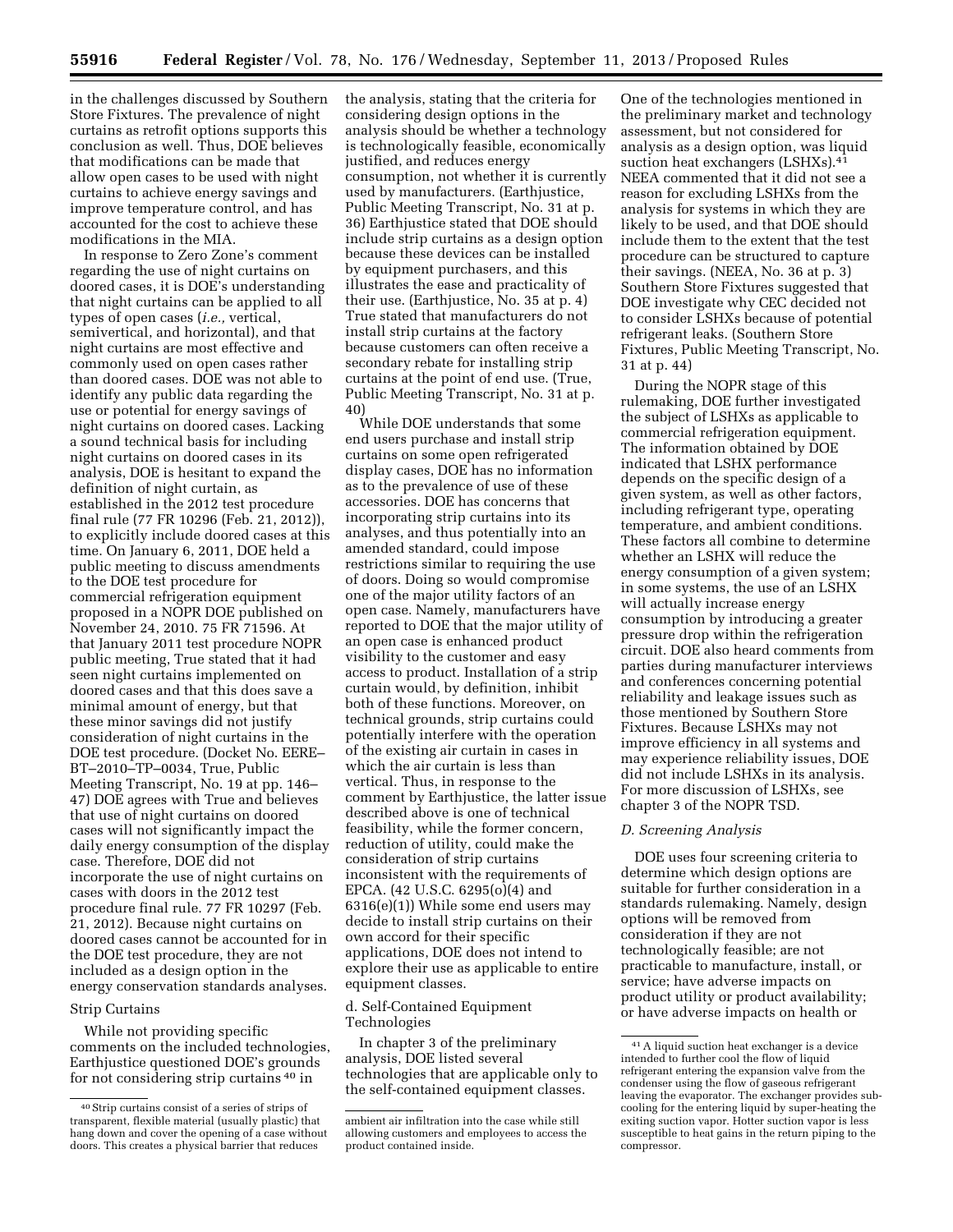in the challenges discussed by Southern Store Fixtures. The prevalence of night curtains as retrofit options supports this conclusion as well. Thus, DOE believes that modifications can be made that allow open cases to be used with night curtains to achieve energy savings and improve temperature control, and has accounted for the cost to achieve these modifications in the MIA.

In response to Zero Zone's comment regarding the use of night curtains on doored cases, it is DOE's understanding that night curtains can be applied to all types of open cases (*i.e.,* vertical, semivertical, and horizontal), and that night curtains are most effective and commonly used on open cases rather than doored cases. DOE was not able to identify any public data regarding the use or potential for energy savings of night curtains on doored cases. Lacking a sound technical basis for including night curtains on doored cases in its analysis, DOE is hesitant to expand the definition of night curtain, as established in the 2012 test procedure final rule (77 FR 10296 (Feb. 21, 2012)), to explicitly include doored cases at this time. On January 6, 2011, DOE held a public meeting to discuss amendments to the DOE test procedure for commercial refrigeration equipment proposed in a NOPR DOE published on November 24, 2010. 75 FR 71596. At that January 2011 test procedure NOPR public meeting, True stated that it had seen night curtains implemented on doored cases and that this does save a minimal amount of energy, but that these minor savings did not justify consideration of night curtains in the DOE test procedure. (Docket No. EERE–BT–2010–TP–0034, True, Public Meeting Transcript, No. 19 at pp. 146–47) DOE agrees with True and believes that use of night curtains on doored cases will not significantly impact the daily energy consumption of the display case. Therefore, DOE did not incorporate the use of night curtains on cases with doors in the 2012 test procedure final rule. 77 FR 10297 (Feb. 21, 2012). Because night curtains on doored cases cannot be accounted for in the DOE test procedure, they are not included as a design option in the energy conservation standards analyses.

Strip Curtains

While not providing specific comments on the included technologies, Earthjustice questioned DOE's grounds for not considering strip curtains [40] in the analysis, stating that the criteria for considering design options in the analysis should be whether a technology is technologically feasible, economically justified, and reduces energy consumption, not whether it is currently used by manufacturers. (Earthjustice, Public Meeting Transcript, No. 31 at p. 36) Earthjustice stated that DOE should include strip curtains as a design option because these devices can be installed by equipment purchasers, and this illustrates the ease and practicality of their use. (Earthjustice, No. 35 at p. 4) True stated that manufacturers do not install strip curtains at the factory because customers can often receive a secondary rebate for installing strip curtains at the point of end use. (True, Public Meeting Transcript, No. 31 at p. 40)

While DOE understands that some end users purchase and install strip curtains on some open refrigerated display cases, DOE has no information as to the prevalence of use of these accessories. DOE has concerns that incorporating strip curtains into its analyses, and thus potentially into an amended standard, could impose restrictions similar to requiring the use of doors. Doing so would compromise one of the major utility factors of an open case. Namely, manufacturers have reported to DOE that the major utility of an open case is enhanced product visibility to the customer and easy access to product. Installation of a strip curtain would, by definition, inhibit both of these functions. Moreover, on technical grounds, strip curtains could potentially interfere with the operation of the existing air curtain in cases in which the air curtain is less than vertical. Thus, in response to the comment by Earthjustice, the latter issue described above is one of technical feasibility, while the former concern, reduction of utility, could make the consideration of strip curtains inconsistent with the requirements of EPCA. (42 U.S.C. 6295(o)(4) and 6316(e)(1)) While some end users may decide to install strip curtains on their own accord for their specific applications, DOE does not intend to explore their use as applicable to entire equipment classes.

d. Self-Contained Equipment Technologies

In chapter 3 of the preliminary analysis, DOE listed several technologies that are applicable only to the self-contained equipment classes. One of the technologies mentioned in the preliminary market and technology assessment, but not considered for analysis as a design option, was liquid suction heat exchangers (LSHXs).[41] NEEA commented that it did not see a reason for excluding LSHXs from the analysis for systems in which they are likely to be used, and that DOE should include them to the extent that the test procedure can be structured to capture their savings. (NEEA, No. 36 at p. 3) Southern Store Fixtures suggested that DOE investigate why CEC decided not to consider LSHXs because of potential refrigerant leaks. (Southern Store Fixtures, Public Meeting Transcript, No. 31 at p. 44)

During the NOPR stage of this rulemaking, DOE further investigated the subject of LSHXs as applicable to commercial refrigeration equipment. The information obtained by DOE indicated that LSHX performance depends on the specific design of a given system, as well as other factors, including refrigerant type, operating temperature, and ambient conditions. These factors all combine to determine whether an LSHX will reduce the energy consumption of a given system; in some systems, the use of an LSHX will actually increase energy consumption by introducing a greater pressure drop within the refrigeration circuit. DOE also heard comments from parties during manufacturer interviews and conferences concerning potential reliability and leakage issues such as those mentioned by Southern Store Fixtures. Because LSHXs may not improve efficiency in all systems and may experience reliability issues, DOE did not include LSHXs in its analysis. For more discussion of LSHXs, see chapter 3 of the NOPR TSD.

*D. Screening Analysis*

DOE uses four screening criteria to determine which design options are suitable for further consideration in a standards rulemaking. Namely, design options will be removed from consideration if they are not technologically feasible; are not practicable to manufacture, install, or service; have adverse impacts on product utility or product availability; or have adverse impacts on health or

[40] Strip curtains consist of a series of strips of transparent, flexible material (usually plastic) that hang down and cover the opening of a case without doors. This creates a physical barrier that reduces ambient air infiltration into the case while still allowing customers and employees to access the product contained inside.

[41] A liquid suction heat exchanger is a device intended to further cool the flow of liquid refrigerant entering the expansion valve from the condenser using the flow of gaseous refrigerant leaving the evaporator. The exchanger provides sub-cooling for the entering liquid by super-heating the exiting suction vapor. Hotter suction vapor is less susceptible to heat gains in the return piping to the compressor.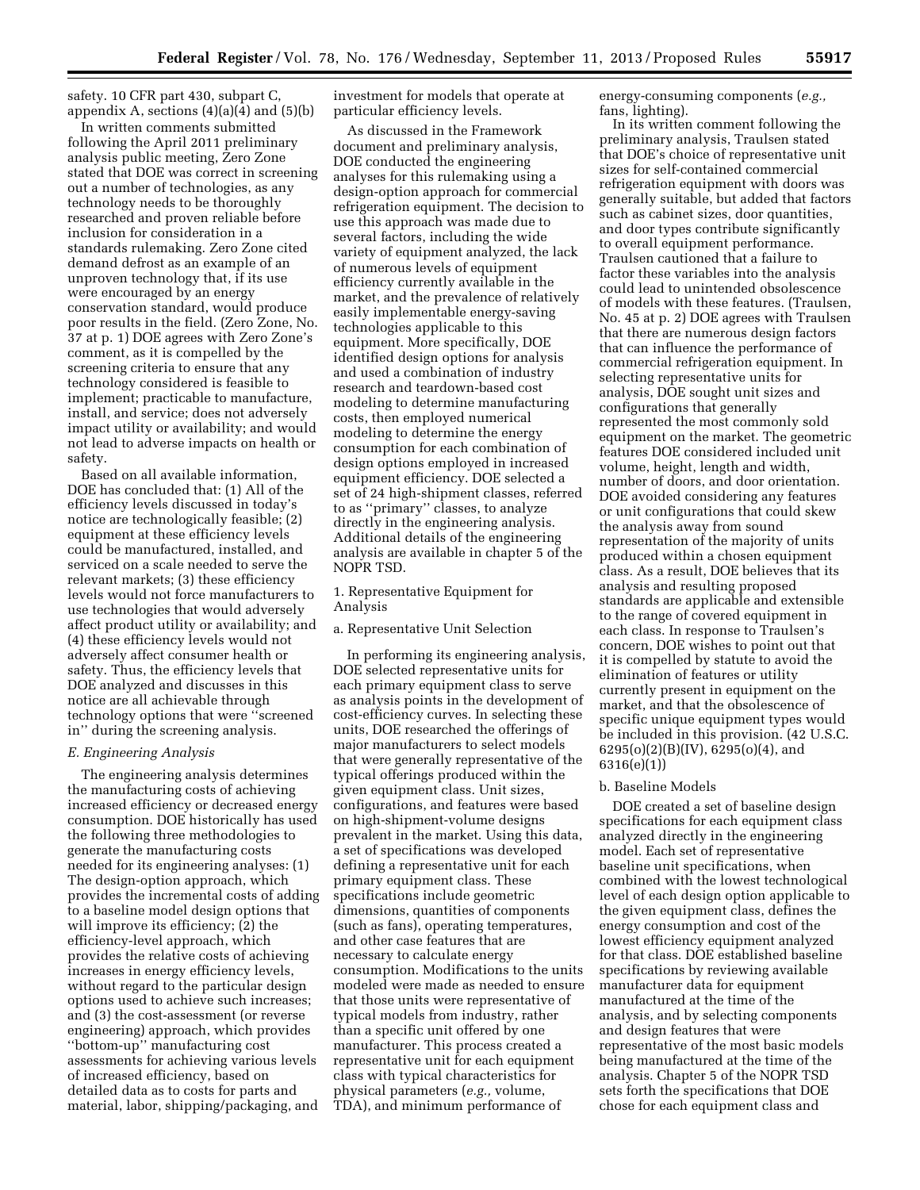safety. 10 CFR part 430, subpart C, appendix A, sections (4)(a)(4) and (5)(b)

In written comments submitted following the April 2011 preliminary analysis public meeting, Zero Zone stated that DOE was correct in screening out a number of technologies, as any technology needs to be thoroughly researched and proven reliable before inclusion for consideration in a standards rulemaking. Zero Zone cited demand defrost as an example of an unproven technology that, if its use were encouraged by an energy conservation standard, would produce poor results in the field. (Zero Zone, No. 37 at p. 1) DOE agrees with Zero Zone's comment, as it is compelled by the screening criteria to ensure that any technology considered is feasible to implement; practicable to manufacture, install, and service; does not adversely impact utility or availability; and would not lead to adverse impacts on health or safety.

Based on all available information, DOE has concluded that: (1) All of the efficiency levels discussed in today's notice are technologically feasible; (2) equipment at these efficiency levels could be manufactured, installed, and serviced on a scale needed to serve the relevant markets; (3) these efficiency levels would not force manufacturers to use technologies that would adversely affect product utility or availability; and (4) these efficiency levels would not adversely affect consumer health or safety. Thus, the efficiency levels that DOE analyzed and discusses in this notice are all achievable through technology options that were ''screened in'' during the screening analysis.

### *E. Engineering Analysis*

The engineering analysis determines the manufacturing costs of achieving increased efficiency or decreased energy consumption. DOE historically has used the following three methodologies to generate the manufacturing costs needed for its engineering analyses: (1) The design-option approach, which provides the incremental costs of adding to a baseline model design options that will improve its efficiency; (2) the efficiency-level approach, which provides the relative costs of achieving increases in energy efficiency levels, without regard to the particular design options used to achieve such increases; and (3) the cost-assessment (or reverse engineering) approach, which provides ''bottom-up'' manufacturing cost assessments for achieving various levels of increased efficiency, based on detailed data as to costs for parts and material, labor, shipping/packaging, and investment for models that operate at particular efficiency levels.

As discussed in the Framework document and preliminary analysis, DOE conducted the engineering analyses for this rulemaking using a design-option approach for commercial refrigeration equipment. The decision to use this approach was made due to several factors, including the wide variety of equipment analyzed, the lack of numerous levels of equipment efficiency currently available in the market, and the prevalence of relatively easily implementable energy-saving technologies applicable to this equipment. More specifically, DOE identified design options for analysis and used a combination of industry research and teardown-based cost modeling to determine manufacturing costs, then employed numerical modeling to determine the energy consumption for each combination of design options employed in increased equipment efficiency. DOE selected a set of 24 high-shipment classes, referred to as ''primary'' classes, to analyze directly in the engineering analysis. Additional details of the engineering analysis are available in chapter 5 of the NOPR TSD.

#### 1. Representative Equipment for Analysis

##### a. Representative Unit Selection

In performing its engineering analysis, DOE selected representative units for each primary equipment class to serve as analysis points in the development of cost-efficiency curves. In selecting these units, DOE researched the offerings of major manufacturers to select models that were generally representative of the typical offerings produced within the given equipment class. Unit sizes, configurations, and features were based on high-shipment-volume designs prevalent in the market. Using this data, a set of specifications was developed defining a representative unit for each primary equipment class. These specifications include geometric dimensions, quantities of components (such as fans), operating temperatures, and other case features that are necessary to calculate energy consumption. Modifications to the units modeled were made as needed to ensure that those units were representative of typical models from industry, rather than a specific unit offered by one manufacturer. This process created a representative unit for each equipment class with typical characteristics for physical parameters (*e.g.,* volume, TDA), and minimum performance of energy-consuming components (*e.g.,* fans, lighting).

In its written comment following the preliminary analysis, Traulsen stated that DOE's choice of representative unit sizes for self-contained commercial refrigeration equipment with doors was generally suitable, but added that factors such as cabinet sizes, door quantities, and door types contribute significantly to overall equipment performance. Traulsen cautioned that a failure to factor these variables into the analysis could lead to unintended obsolescence of models with these features. (Traulsen, No. 45 at p. 2) DOE agrees with Traulsen that there are numerous design factors that can influence the performance of commercial refrigeration equipment. In selecting representative units for analysis, DOE sought unit sizes and configurations that generally represented the most commonly sold equipment on the market. The geometric features DOE considered included unit volume, height, length and width, number of doors, and door orientation. DOE avoided considering any features or unit configurations that could skew the analysis away from sound representation of the majority of units produced within a chosen equipment class. As a result, DOE believes that its analysis and resulting proposed standards are applicable and extensible to the range of covered equipment in each class. In response to Traulsen's concern, DOE wishes to point out that it is compelled by statute to avoid the elimination of features or utility currently present in equipment on the market, and that the obsolescence of specific unique equipment types would be included in this provision. (42 U.S.C. 6295(o)(2)(B)(IV), 6295(o)(4), and 6316(e)(1))

##### b. Baseline Models

DOE created a set of baseline design specifications for each equipment class analyzed directly in the engineering model. Each set of representative baseline unit specifications, when combined with the lowest technological level of each design option applicable to the given equipment class, defines the energy consumption and cost of the lowest efficiency equipment analyzed for that class. DOE established baseline specifications by reviewing available manufacturer data for equipment manufactured at the time of the analysis, and by selecting components and design features that were representative of the most basic models being manufactured at the time of the analysis. Chapter 5 of the NOPR TSD sets forth the specifications that DOE chose for each equipment class and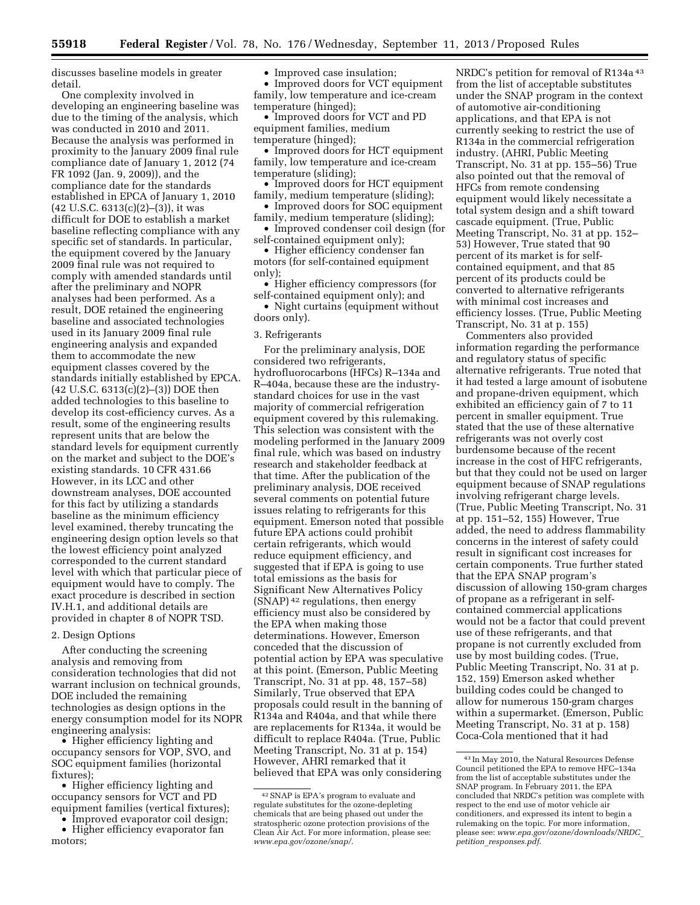discusses baseline models in greater detail.

One complexity involved in developing an engineering baseline was due to the timing of the analysis, which was conducted in 2010 and 2011. Because the analysis was performed in proximity to the January 2009 final rule compliance date of January 1, 2012 (74 FR 1092 (Jan. 9, 2009)), and the compliance date for the standards established in EPCA of January 1, 2010 (42 U.S.C. 6313(c)(2)–(3)), it was difficult for DOE to establish a market baseline reflecting compliance with any specific set of standards. In particular, the equipment covered by the January 2009 final rule was not required to comply with amended standards until after the preliminary and NOPR analyses had been performed. As a result, DOE retained the engineering baseline and associated technologies used in its January 2009 final rule engineering analysis and expanded them to accommodate the new equipment classes covered by the standards initially established by EPCA. (42 U.S.C. 6313(c)(2)–(3)) DOE then added technologies to this baseline to develop its cost-efficiency curves. As a result, some of the engineering results represent units that are below the standard levels for equipment currently on the market and subject to the DOE's existing standards. 10 CFR 431.66 However, in its LCC and other downstream analyses, DOE accounted for this fact by utilizing a standards baseline as the minimum efficiency level examined, thereby truncating the engineering design option levels so that the lowest efficiency point analyzed corresponded to the current standard level with which that particular piece of equipment would have to comply. The exact procedure is described in section IV.H.1, and additional details are provided in chapter 8 of NOPR TSD.

2. Design Options

After conducting the screening analysis and removing from consideration technologies that did not warrant inclusion on technical grounds, DOE included the remaining technologies as design options in the energy consumption model for its NOPR engineering analysis:

- Higher efficiency lighting and occupancy sensors for VOP, SVO, and SOC equipment families (horizontal fixtures);
- Higher efficiency lighting and occupancy sensors for VCT and PD equipment families (vertical fixtures);
- Improved evaporator coil design;
- Higher efficiency evaporator fan motors;
- Improved case insulation;
- Improved doors for VCT equipment family, low temperature and ice-cream temperature (hinged);
- Improved doors for VCT and PD equipment families, medium temperature (hinged);
- Improved doors for HCT equipment family, low temperature and ice-cream temperature (sliding);
- Improved doors for HCT equipment family, medium temperature (sliding);
- Improved doors for SOC equipment family, medium temperature (sliding);
- Improved condenser coil design (for self-contained equipment only);
- Higher efficiency condenser fan motors (for self-contained equipment only);
- Higher efficiency compressors (for self-contained equipment only); and
- Night curtains (equipment without doors only).

3. Refrigerants

For the preliminary analysis, DOE considered two refrigerants, hydrofluorocarbons (HFCs) R–134a and R–404a, because these are the industry-standard choices for use in the vast majority of commercial refrigeration equipment covered by this rulemaking. This selection was consistent with the modeling performed in the January 2009 final rule, which was based on industry research and stakeholder feedback at that time. After the publication of the preliminary analysis, DOE received several comments on potential future issues relating to refrigerants for this equipment. Emerson noted that possible future EPA actions could prohibit certain refrigerants, which would reduce equipment efficiency, and suggested that if EPA is going to use total emissions as the basis for Significant New Alternatives Policy (SNAP)[42] regulations, then energy efficiency must also be considered by the EPA when making those determinations. However, Emerson conceded that the discussion of potential action by EPA was speculative at this point. (Emerson, Public Meeting Transcript, No. 31 at pp. 48, 157–58) Similarly, True observed that EPA proposals could result in the banning of R134a and R404a, and that while there are replacements for R134a, it would be difficult to replace R404a. (True, Public Meeting Transcript, No. 31 at p. 154) However, AHRI remarked that it believed that EPA was only considering NRDC's petition for removal of R134a[43] from the list of acceptable substitutes under the SNAP program in the context of automotive air-conditioning applications, and that EPA is not currently seeking to restrict the use of R134a in the commercial refrigeration industry. (AHRI, Public Meeting Transcript, No. 31 at pp. 155–56) True also pointed out that the removal of HFCs from remote condensing equipment would likely necessitate a total system design and a shift toward cascade equipment. (True, Public Meeting Transcript, No. 31 at pp. 152–53) However, True stated that 90 percent of its market is for self-contained equipment, and that 85 percent of its products could be converted to alternative refrigerants with minimal cost increases and efficiency losses. (True, Public Meeting Transcript, No. 31 at p. 155)

Commenters also provided information regarding the performance and regulatory status of specific alternative refrigerants. True noted that it had tested a large amount of isobutene and propane-driven equipment, which exhibited an efficiency gain of 7 to 11 percent in smaller equipment. True stated that the use of these alternative refrigerants was not overly cost burdensome because of the recent increase in the cost of HFC refrigerants, but that they could not be used on larger equipment because of SNAP regulations involving refrigerant charge levels. (True, Public Meeting Transcript, No. 31 at pp. 151–52, 155) However, True added, the need to address flammability concerns in the interest of safety could result in significant cost increases for certain components. True further stated that the EPA SNAP program's discussion of allowing 150-gram charges of propane as a refrigerant in self-contained commercial applications would not be a factor that could prevent use of these refrigerants, and that propane is not currently excluded from use by most building codes. (True, Public Meeting Transcript, No. 31 at p. 152, 159) Emerson asked whether building codes could be changed to allow for numerous 150-gram charges within a supermarket. (Emerson, Public Meeting Transcript, No. 31 at p. 158) Coca-Cola mentioned that it had

[42] SNAP is EPA's program to evaluate and regulate substitutes for the ozone-depleting chemicals that are being phased out under the stratospheric ozone protection provisions of the Clean Air Act. For more information, please see: *www.epa.gov/ozone/snap/*.

[43] In May 2010, the Natural Resources Defense Council petitioned the EPA to remove HFC–134a from the list of acceptable substitutes under the SNAP program. In February 2011, the EPA concluded that NRDC's petition was complete with respect to the end use of motor vehicle air conditioners, and expressed its intent to begin a rulemaking on the topic. For more information, please see: *www.epa.gov/ozone/downloads/NRDC_petition_responses.pdf*.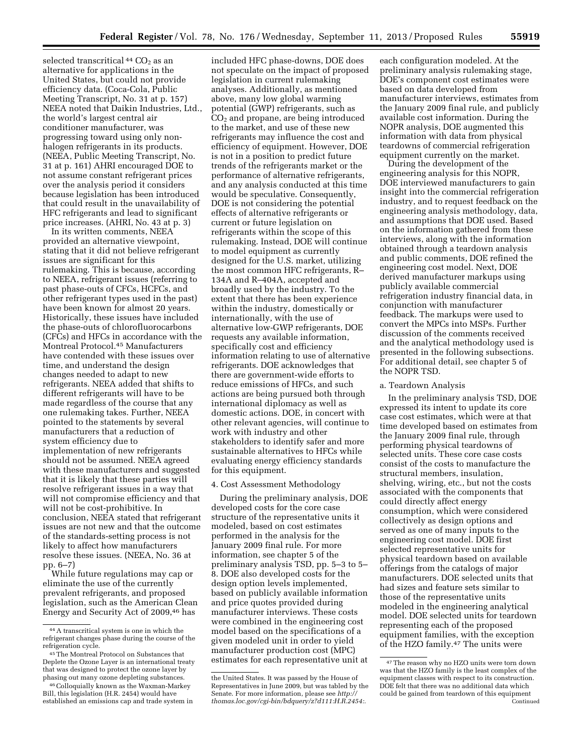selected transcritical[44] $CO_2$ as an alternative for applications in the United States, but could not provide efficiency data. (Coca-Cola, Public Meeting Transcript, No. 31 at p. 157) NEEA noted that Daikin Industries, Ltd., the world's largest central air conditioner manufacturer, was progressing toward using only non-halogen refrigerants in its products. (NEEA, Public Meeting Transcript, No. 31 at p. 161) AHRI encouraged DOE to not assume constant refrigerant prices over the analysis period it considers because legislation has been introduced that could result in the unavailability of HFC refrigerants and lead to significant price increases. (AHRI, No. 43 at p. 3)

In its written comments, NEEA provided an alternative viewpoint, stating that it did not believe refrigerant issues are significant for this rulemaking. This is because, according to NEEA, refrigerant issues (referring to past phase-outs of CFCs, HCFCs, and other refrigerant types used in the past) have been known for almost 20 years. Historically, these issues have included the phase-outs of chlorofluorocarbons (CFCs) and HFCs in accordance with the Montreal Protocol.[45] Manufacturers have contended with these issues over time, and understand the design changes needed to adapt to new refrigerants. NEEA added that shifts to different refrigerants will have to be made regardless of the course that any one rulemaking takes. Further, NEEA pointed to the statements by several manufacturers that a reduction of system efficiency due to implementation of new refrigerants should not be assumed. NEEA agreed with these manufacturers and suggested that it is likely that these parties will resolve refrigerant issues in a way that will not compromise efficiency and that will not be cost-prohibitive. In conclusion, NEEA stated that refrigerant issues are not new and that the outcome of the standards-setting process is not likely to affect how manufacturers resolve these issues. (NEEA, No. 36 at pp. 6–7)

While future regulations may cap or eliminate the use of the currently prevalent refrigerants, and proposed legislation, such as the American Clean Energy and Security Act of 2009,[46] has included HFC phase-downs, DOE does not speculate on the impact of proposed legislation in current rulemaking analyses. Additionally, as mentioned above, many low global warming potential (GWP) refrigerants, such as $CO_2$ and propane, are being introduced to the market, and use of these new refrigerants may influence the cost and efficiency of equipment. However, DOE is not in a position to predict future trends of the refrigerants market or the performance of alternative refrigerants, and any analysis conducted at this time would be speculative. Consequently, DOE is not considering the potential effects of alternative refrigerants or current or future legislation on refrigerants within the scope of this rulemaking. Instead, DOE will continue to model equipment as currently designed for the U.S. market, utilizing the most common HFC refrigerants, R–134A and R–404A, accepted and broadly used by the industry. To the extent that there has been experience within the industry, domestically or internationally, with the use of alternative low-GWP refrigerants, DOE requests any available information, specifically cost and efficiency information relating to use of alternative refrigerants. DOE acknowledges that there are government-wide efforts to reduce emissions of HFCs, and such actions are being pursued both through international diplomacy as well as domestic actions. DOE, in concert with other relevant agencies, will continue to work with industry and other stakeholders to identify safer and more sustainable alternatives to HFCs while evaluating energy efficiency standards for this equipment.

4. Cost Assessment Methodology

During the preliminary analysis, DOE developed costs for the core case structure of the representative units it modeled, based on cost estimates performed in the analysis for the January 2009 final rule. For more information, see chapter 5 of the preliminary analysis TSD, pp. 5–3 to 5–8. DOE also developed costs for the design option levels implemented, based on publicly available information and price quotes provided during manufacturer interviews. These costs were combined in the engineering cost model based on the specifications of a given modeled unit in order to yield manufacturer production cost (MPC) estimates for each representative unit at each configuration modeled. At the preliminary analysis rulemaking stage, DOE's component cost estimates were based on data developed from manufacturer interviews, estimates from the January 2009 final rule, and publicly available cost information. During the NOPR analysis, DOE augmented this information with data from physical teardowns of commercial refrigeration equipment currently on the market.

During the development of the engineering analysis for this NOPR, DOE interviewed manufacturers to gain insight into the commercial refrigeration industry, and to request feedback on the engineering analysis methodology, data, and assumptions that DOE used. Based on the information gathered from these interviews, along with the information obtained through a teardown analysis and public comments, DOE refined the engineering cost model. Next, DOE derived manufacturer markups using publicly available commercial refrigeration industry financial data, in conjunction with manufacturer feedback. The markups were used to convert the MPCs into MSPs. Further discussion of the comments received and the analytical methodology used is presented in the following subsections. For additional detail, see chapter 5 of the NOPR TSD.

a. Teardown Analysis

In the preliminary analysis TSD, DOE expressed its intent to update its core case cost estimates, which were at that time developed based on estimates from the January 2009 final rule, through performing physical teardowns of selected units. These core case costs consist of the costs to manufacture the structural members, insulation, shelving, wiring, etc., but not the costs associated with the components that could directly affect energy consumption, which were considered collectively as design options and served as one of many inputs to the engineering cost model. DOE first selected representative units for physical teardown based on available offerings from the catalogs of major manufacturers. DOE selected units that had sizes and feature sets similar to those of the representative units modeled in the engineering analytical model. DOE selected units for teardown representing each of the proposed equipment families, with the exception of the HZO family.[47] The units were

---

[44] A transcritical system is one in which the refrigerant changes phase during the course of the refrigeration cycle.

[45] The Montreal Protocol on Substances that Deplete the Ozone Layer is an international treaty that was designed to protect the ozone layer by phasing out many ozone depleting substances.

[46] Colloquially known as the Waxman-Markey Bill, this legislation (H.R. 2454) would have established an emissions cap and trade system in the United States. It was passed by the House of Representatives in June 2009, but was tabled by the Senate. For more information, please see *http://thomas.loc.gov/cgi-bin/bdquery/z?d111:H.R.2454:*.

[47] The reason why no HZO units were torn down was that the HZO family is the least complex of the equipment classes with respect to its construction. DOE felt that there was no additional data which could be gained from teardown of this equipment
Continued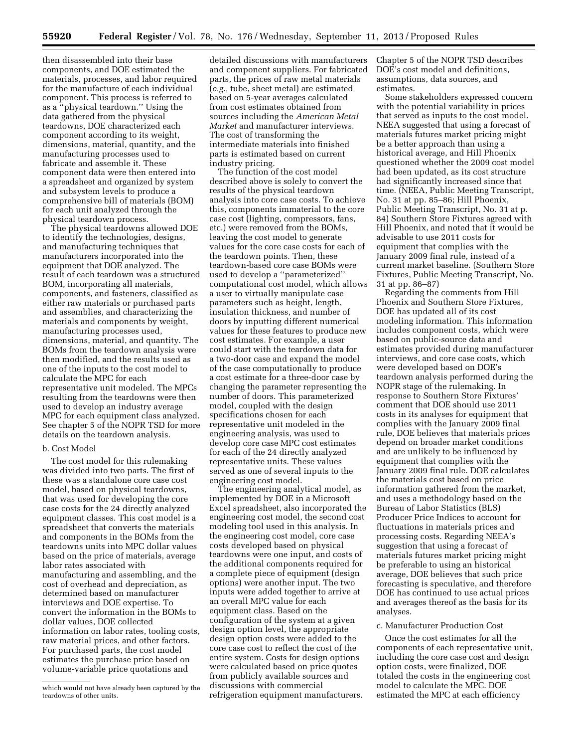then disassembled into their base components, and DOE estimated the materials, processes, and labor required for the manufacture of each individual component. This process is referred to as a "physical teardown." Using the data gathered from the physical teardowns, DOE characterized each component according to its weight, dimensions, material, quantity, and the manufacturing processes used to fabricate and assemble it. These component data were then entered into a spreadsheet and organized by system and subsystem levels to produce a comprehensive bill of materials (BOM) for each unit analyzed through the physical teardown process.

The physical teardowns allowed DOE to identify the technologies, designs, and manufacturing techniques that manufacturers incorporated into the equipment that DOE analyzed. The result of each teardown was a structured BOM, incorporating all materials, components, and fasteners, classified as either raw materials or purchased parts and assemblies, and characterizing the materials and components by weight, manufacturing processes used, dimensions, material, and quantity. The BOMs from the teardown analysis were then modified, and the results used as one of the inputs to the cost model to calculate the MPC for each representative unit modeled. The MPCs resulting from the teardowns were then used to develop an industry average MPC for each equipment class analyzed. See chapter 5 of the NOPR TSD for more details on the teardown analysis.

b. Cost Model

The cost model for this rulemaking was divided into two parts. The first of these was a standalone core case cost model, based on physical teardowns, that was used for developing the core case costs for the 24 directly analyzed equipment classes. This cost model is a spreadsheet that converts the materials and components in the BOMs from the teardowns units into MPC dollar values based on the price of materials, average labor rates associated with manufacturing and assembling, and the cost of overhead and depreciation, as determined based on manufacturer interviews and DOE expertise. To convert the information in the BOMs to dollar values, DOE collected information on labor rates, tooling costs, raw material prices, and other factors. For purchased parts, the cost model estimates the purchase price based on volume-variable price quotations and detailed discussions with manufacturers and component suppliers. For fabricated parts, the prices of raw metal materials (*e.g.,* tube, sheet metal) are estimated based on 5-year averages calculated from cost estimates obtained from sources including the *American Metal Market* and manufacturer interviews. The cost of transforming the intermediate materials into finished parts is estimated based on current industry pricing.

The function of the cost model described above is solely to convert the results of the physical teardown analysis into core case costs. To achieve this, components immaterial to the core case cost (lighting, compressors, fans, etc.) were removed from the BOMs, leaving the cost model to generate values for the core case costs for each of the teardown points. Then, these teardown-based core case BOMs were used to develop a "parameterized" computational cost model, which allows a user to virtually manipulate case parameters such as height, length, insulation thickness, and number of doors by inputting different numerical values for these features to produce new cost estimates. For example, a user could start with the teardown data for a two-door case and expand the model of the case computationally to produce a cost estimate for a three-door case by changing the parameter representing the number of doors. This parameterized model, coupled with the design specifications chosen for each representative unit modeled in the engineering analysis, was used to develop core case MPC cost estimates for each of the 24 directly analyzed representative units. These values served as one of several inputs to the engineering cost model.

The engineering analytical model, as implemented by DOE in a Microsoft Excel spreadsheet, also incorporated the engineering cost model, the second cost modeling tool used in this analysis. In the engineering cost model, core case costs developed based on physical teardowns were one input, and costs of the additional components required for a complete piece of equipment (design options) were another input. The two inputs were added together to arrive at an overall MPC value for each equipment class. Based on the configuration of the system at a given design option level, the appropriate design option costs were added to the core case cost to reflect the cost of the entire system. Costs for design options were calculated based on price quotes from publicly available sources and discussions with commercial refrigeration equipment manufacturers. Chapter 5 of the NOPR TSD describes DOE's cost model and definitions, assumptions, data sources, and estimates.

Some stakeholders expressed concern with the potential variability in prices that served as inputs to the cost model. NEEA suggested that using a forecast of materials futures market pricing might be a better approach than using a historical average, and Hill Phoenix questioned whether the 2009 cost model had been updated, as its cost structure had significantly increased since that time. (NEEA, Public Meeting Transcript, No. 31 at pp. 85–86; Hill Phoenix, Public Meeting Transcript, No. 31 at p. 84) Southern Store Fixtures agreed with Hill Phoenix, and noted that it would be advisable to use 2011 costs for equipment that complies with the January 2009 final rule, instead of a current market baseline. (Southern Store Fixtures, Public Meeting Transcript, No. 31 at pp. 86–87)

Regarding the comments from Hill Phoenix and Southern Store Fixtures, DOE has updated all of its cost modeling information. This information includes component costs, which were based on public-source data and estimates provided during manufacturer interviews, and core case costs, which were developed based on DOE's teardown analysis performed during the NOPR stage of the rulemaking. In response to Southern Store Fixtures' comment that DOE should use 2011 costs in its analyses for equipment that complies with the January 2009 final rule, DOE believes that materials prices depend on broader market conditions and are unlikely to be influenced by equipment that complies with the January 2009 final rule. DOE calculates the materials cost based on price information gathered from the market, and uses a methodology based on the Bureau of Labor Statistics (BLS) Producer Price Indices to account for fluctuations in materials prices and processing costs. Regarding NEEA's suggestion that using a forecast of materials futures market pricing might be preferable to using an historical average, DOE believes that such price forecasting is speculative, and therefore DOE has continued to use actual prices and averages thereof as the basis for its analyses.

c. Manufacturer Production Cost

Once the cost estimates for all the components of each representative unit, including the core case cost and design option costs, were finalized, DOE totaled the costs in the engineering cost model to calculate the MPC. DOE estimated the MPC at each efficiency

which would not have already been captured by the teardowns of other units.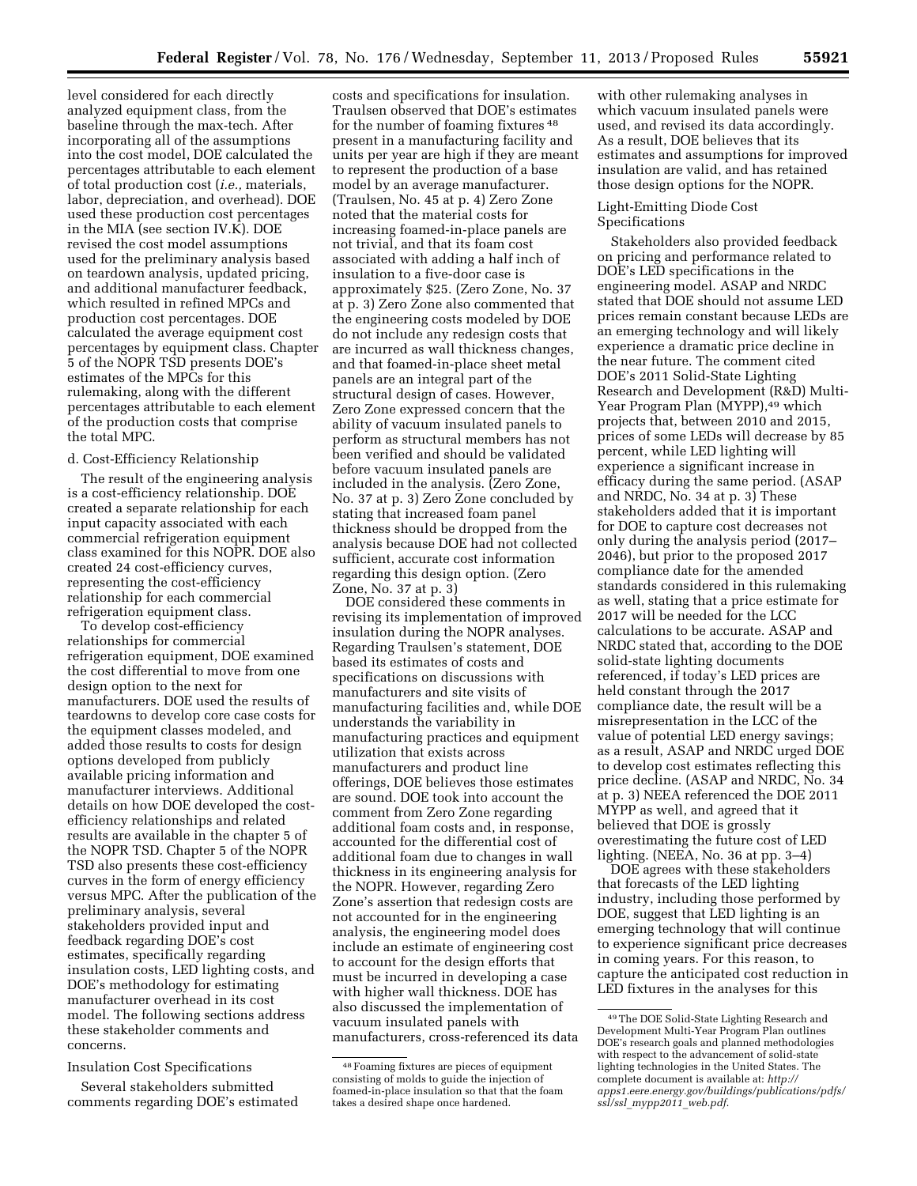level considered for each directly analyzed equipment class, from the baseline through the max-tech. After incorporating all of the assumptions into the cost model, DOE calculated the percentages attributable to each element of total production cost (*i.e.,* materials, labor, depreciation, and overhead). DOE used these production cost percentages in the MIA (see section IV.K). DOE revised the cost model assumptions used for the preliminary analysis based on teardown analysis, updated pricing, and additional manufacturer feedback, which resulted in refined MPCs and production cost percentages. DOE calculated the average equipment cost percentages by equipment class. Chapter 5 of the NOPR TSD presents DOE's estimates of the MPCs for this rulemaking, along with the different percentages attributable to each element of the production costs that comprise the total MPC.

d. Cost-Efficiency Relationship

The result of the engineering analysis is a cost-efficiency relationship. DOE created a separate relationship for each input capacity associated with each commercial refrigeration equipment class examined for this NOPR. DOE also created 24 cost-efficiency curves, representing the cost-efficiency relationship for each commercial refrigeration equipment class.

To develop cost-efficiency relationships for commercial refrigeration equipment, DOE examined the cost differential to move from one design option to the next for manufacturers. DOE used the results of teardowns to develop core case costs for the equipment classes modeled, and added those results to costs for design options developed from publicly available pricing information and manufacturer interviews. Additional details on how DOE developed the cost-efficiency relationships and related results are available in the chapter 5 of the NOPR TSD. Chapter 5 of the NOPR TSD also presents these cost-efficiency curves in the form of energy efficiency versus MPC. After the publication of the preliminary analysis, several stakeholders provided input and feedback regarding DOE's cost estimates, specifically regarding insulation costs, LED lighting costs, and DOE's methodology for estimating manufacturer overhead in its cost model. The following sections address these stakeholder comments and concerns.

Insulation Cost Specifications

Several stakeholders submitted comments regarding DOE's estimated costs and specifications for insulation. Traulsen observed that DOE's estimates for the number of foaming fixtures [48] present in a manufacturing facility and units per year are high if they are meant to represent the production of a base model by an average manufacturer. (Traulsen, No. 45 at p. 4) Zero Zone noted that the material costs for increasing foamed-in-place panels are not trivial, and that its foam cost associated with adding a half inch of insulation to a five-door case is approximately $25. (Zero Zone, No. 37 at p. 3) Zero Zone also commented that the engineering costs modeled by DOE do not include any redesign costs that are incurred as wall thickness changes, and that foamed-in-place sheet metal panels are an integral part of the structural design of cases. However, Zero Zone expressed concern that the ability of vacuum insulated panels to perform as structural members has not been verified and should be validated before vacuum insulated panels are included in the analysis. (Zero Zone, No. 37 at p. 3) Zero Zone concluded by stating that increased foam panel thickness should be dropped from the analysis because DOE had not collected sufficient, accurate cost information regarding this design option. (Zero Zone, No. 37 at p. 3)

DOE considered these comments in revising its implementation of improved insulation during the NOPR analyses. Regarding Traulsen's statement, DOE based its estimates of costs and specifications on discussions with manufacturers and site visits of manufacturing facilities and, while DOE understands the variability in manufacturing practices and equipment utilization that exists across manufacturers and product line offerings, DOE believes those estimates are sound. DOE took into account the comment from Zero Zone regarding additional foam costs and, in response, accounted for the differential cost of additional foam due to changes in wall thickness in its engineering analysis for the NOPR. However, regarding Zero Zone's assertion that redesign costs are not accounted for in the engineering analysis, the engineering model does include an estimate of engineering cost to account for the design efforts that must be incurred in developing a case with higher wall thickness. DOE has also discussed the implementation of vacuum insulated panels with manufacturers, cross-referenced its data with other rulemaking analyses in which vacuum insulated panels were used, and revised its data accordingly. As a result, DOE believes that its estimates and assumptions for improved insulation are valid, and has retained those design options for the NOPR.

Light-Emitting Diode Cost Specifications

Stakeholders also provided feedback on pricing and performance related to DOE's LED specifications in the engineering model. ASAP and NRDC stated that DOE should not assume LED prices remain constant because LEDs are an emerging technology and will likely experience a dramatic price decline in the near future. The comment cited DOE's 2011 Solid-State Lighting Research and Development (R&D) Multi-Year Program Plan (MYPP),[49] which projects that, between 2010 and 2015, prices of some LEDs will decrease by 85 percent, while LED lighting will experience a significant increase in efficacy during the same period. (ASAP and NRDC, No. 34 at p. 3) These stakeholders added that it is important for DOE to capture cost decreases not only during the analysis period (2017–2046), but prior to the proposed 2017 compliance date for the amended standards considered in this rulemaking as well, stating that a price estimate for 2017 will be needed for the LCC calculations to be accurate. ASAP and NRDC stated that, according to the DOE solid-state lighting documents referenced, if today's LED prices are held constant through the 2017 compliance date, the result will be a misrepresentation in the LCC of the value of potential LED energy savings; as a result, ASAP and NRDC urged DOE to develop cost estimates reflecting this price decline. (ASAP and NRDC, No. 34 at p. 3) NEEA referenced the DOE 2011 MYPP as well, and agreed that it believed that DOE is grossly overestimating the future cost of LED lighting. (NEEA, No. 36 at pp. 3–4)

DOE agrees with these stakeholders that forecasts of the LED lighting industry, including those performed by DOE, suggest that LED lighting is an emerging technology that will continue to experience significant price decreases in coming years. For this reason, to capture the anticipated cost reduction in LED fixtures in the analyses for this

[48] Foaming fixtures are pieces of equipment consisting of molds to guide the injection of foamed-in-place insulation so that that the foam takes a desired shape once hardened.

[49] The DOE Solid-State Lighting Research and Development Multi-Year Program Plan outlines DOE's research goals and planned methodologies with respect to the advancement of solid-state lighting technologies in the United States. The complete document is available at: *http://apps1.eere.energy.gov/buildings/publications/pdfs/ssl/ssl_mypp2011_web.pdf*.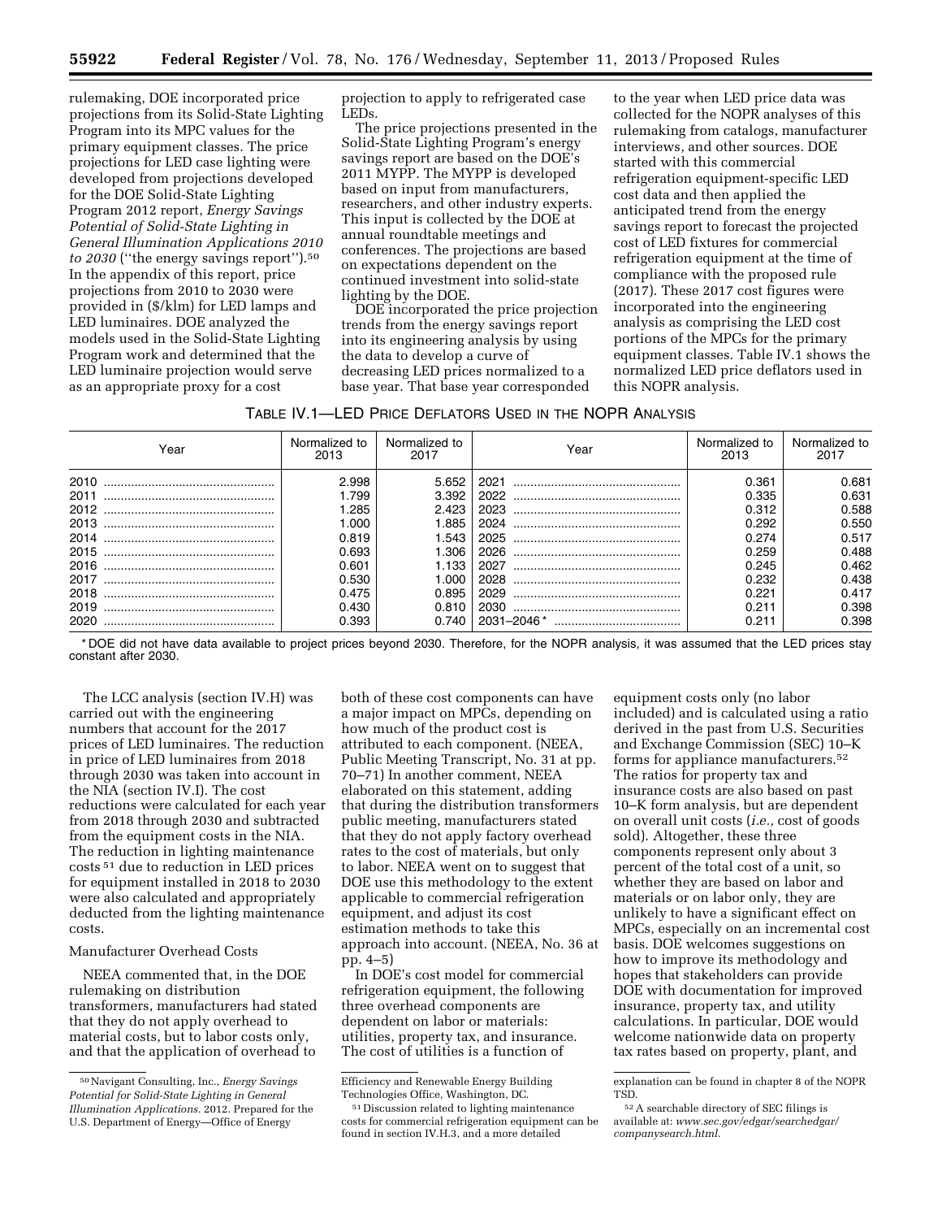rulemaking, DOE incorporated price projections from its Solid-State Lighting Program into its MPC values for the primary equipment classes. The price projections for LED case lighting were developed from projections developed for the DOE Solid-State Lighting Program 2012 report, *Energy Savings Potential of Solid-State Lighting in General Illumination Applications 2010 to 2030* (''the energy savings report'').[50] In the appendix of this report, price projections from 2010 to 2030 were provided in ($/klm) for LED lamps and LED luminaires. DOE analyzed the models used in the Solid-State Lighting Program work and determined that the LED luminaire projection would serve as an appropriate proxy for a cost projection to apply to refrigerated case LEDs.

The price projections presented in the Solid-State Lighting Program's energy savings report are based on the DOE's 2011 MYPP. The MYPP is developed based on input from manufacturers, researchers, and other industry experts. This input is collected by the DOE at annual roundtable meetings and conferences. The projections are based on expectations dependent on the continued investment into solid-state lighting by the DOE.

DOE incorporated the price projection trends from the energy savings report into its engineering analysis by using the data to develop a curve of decreasing LED prices normalized to a base year. That base year corresponded to the year when LED price data was collected for the NOPR analyses of this rulemaking from catalogs, manufacturer interviews, and other sources. DOE started with this commercial refrigeration equipment-specific LED cost data and then applied the anticipated trend from the energy savings report to forecast the projected cost of LED fixtures for commercial refrigeration equipment at the time of compliance with the proposed rule (2017). These 2017 cost figures were incorporated into the engineering analysis as comprising the LED cost portions of the MPCs for the primary equipment classes. Table IV.1 shows the normalized LED price deflators used in this NOPR analysis.

TABLE IV.1—LED PRICE DEFLATORS USED IN THE NOPR ANALYSIS

| Year | Normalized to 2013 | Normalized to 2017 | Year | Normalized to 2013 | Normalized to 2017 |
|---|---|---|---|---|---|
| 2010 | 2.998 | 5.652 | 2021 | 0.361 | 0.681 |
| 2011 | 1.799 | 3.392 | 2022 | 0.335 | 0.631 |
| 2012 | 1.285 | 2.423 | 2023 | 0.312 | 0.588 |
| 2013 | 1.000 | 1.885 | 2024 | 0.292 | 0.550 |
| 2014 | 0.819 | 1.543 | 2025 | 0.274 | 0.517 |
| 2015 | 0.693 | 1.306 | 2026 | 0.259 | 0.488 |
| 2016 | 0.601 | 1.133 | 2027 | 0.245 | 0.462 |
| 2017 | 0.530 | 1.000 | 2028 | 0.232 | 0.438 |
| 2018 | 0.475 | 0.895 | 2029 | 0.221 | 0.417 |
| 2019 | 0.430 | 0.810 | 2030 | 0.211 | 0.398 |
| 2020 | 0.393 | 0.740 | 2031–2046* | 0.211 | 0.398 |

* DOE did not have data available to project prices beyond 2030. Therefore, for the NOPR analysis, it was assumed that the LED prices stay constant after 2030.

The LCC analysis (section IV.H) was carried out with the engineering numbers that account for the 2017 prices of LED luminaires. The reduction in price of LED luminaires from 2018 through 2030 was taken into account in the NIA (section IV.I). The cost reductions were calculated for each year from 2018 through 2030 and subtracted from the equipment costs in the NIA. The reduction in lighting maintenance costs[51] due to reduction in LED prices for equipment installed in 2018 to 2030 were also calculated and appropriately deducted from the lighting maintenance costs.

Manufacturer Overhead Costs

NEEA commented that, in the DOE rulemaking on distribution transformers, manufacturers had stated that they do not apply overhead to material costs, but to labor costs only, and that the application of overhead to both of these cost components can have a major impact on MPCs, depending on how much of the product cost is attributed to each component. (NEEA, Public Meeting Transcript, No. 31 at pp. 70–71) In another comment, NEEA elaborated on this statement, adding that during the distribution transformers public meeting, manufacturers stated that they do not apply factory overhead rates to the cost of materials, but only to labor. NEEA went on to suggest that DOE use this methodology to the extent applicable to commercial refrigeration equipment, and adjust its cost estimation methods to take this approach into account. (NEEA, No. 36 at pp. 4–5)

In DOE's cost model for commercial refrigeration equipment, the following three overhead components are dependent on labor or materials: utilities, property tax, and insurance. The cost of utilities is a function of equipment costs only (no labor included) and is calculated using a ratio derived in the past from U.S. Securities and Exchange Commission (SEC) 10–K forms for appliance manufacturers.[52] The ratios for property tax and insurance costs are also based on past 10–K form analysis, but are dependent on overall unit costs (*i.e.*, cost of goods sold). Altogether, these three components represent only about 3 percent of the total cost of a unit, so whether they are based on labor and materials or on labor only, they are unlikely to have a significant effect on MPCs, especially on an incremental cost basis. DOE welcomes suggestions on how to improve its methodology and hopes that stakeholders can provide DOE with documentation for improved insurance, property tax, and utility calculations. In particular, DOE would welcome nationwide data on property tax rates based on property, plant, and

[50] Navigant Consulting, Inc., *Energy Savings Potential for Solid-State Lighting in General Illumination Applications.* 2012. Prepared for the U.S. Department of Energy—Office of Energy Efficiency and Renewable Energy Building Technologies Office, Washington, DC.

[51] Discussion related to lighting maintenance costs for commercial refrigeration equipment can be found in section IV.H.3, and a more detailed explanation can be found in chapter 8 of the NOPR TSD.

[52] A searchable directory of SEC filings is available at: *www.sec.gov/edgar/searchedgar/companysearch.html.*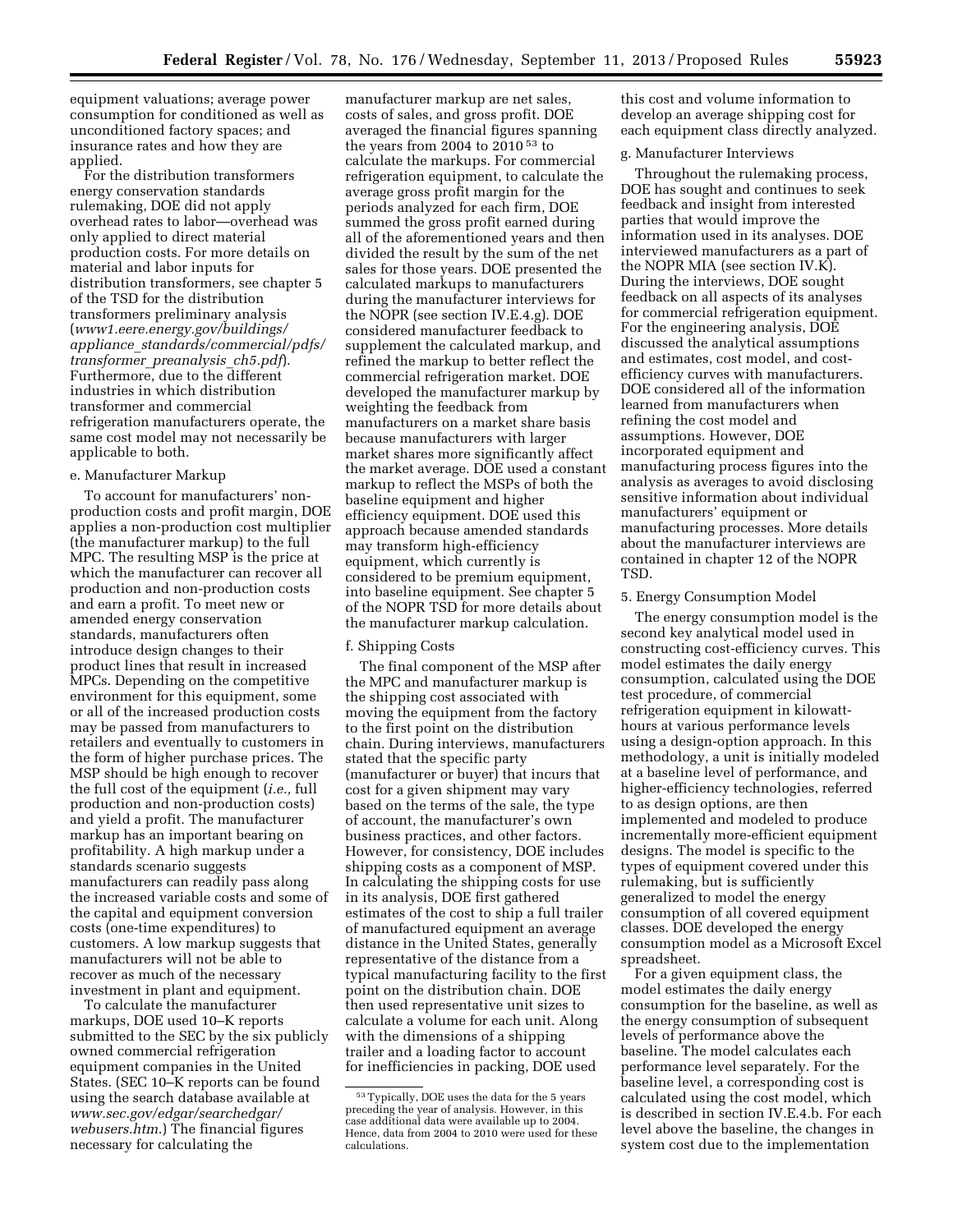equipment valuations; average power consumption for conditioned as well as unconditioned factory spaces; and insurance rates and how they are applied.

For the distribution transformers energy conservation standards rulemaking, DOE did not apply overhead rates to labor—overhead was only applied to direct material production costs. For more details on material and labor inputs for distribution transformers, see chapter 5 of the TSD for the distribution transformers preliminary analysis (*www1.eere.energy.gov/buildings/appliance_standards/commercial/pdfs/transformer_preanalysis_ch5.pdf*). Furthermore, due to the different industries in which distribution transformer and commercial refrigeration manufacturers operate, the same cost model may not necessarily be applicable to both.

e. Manufacturer Markup

To account for manufacturers' non-production costs and profit margin, DOE applies a non-production cost multiplier (the manufacturer markup) to the full MPC. The resulting MSP is the price at which the manufacturer can recover all production and non-production costs and earn a profit. To meet new or amended energy conservation standards, manufacturers often introduce design changes to their product lines that result in increased MPCs. Depending on the competitive environment for this equipment, some or all of the increased production costs may be passed from manufacturers to retailers and eventually to customers in the form of higher purchase prices. The MSP should be high enough to recover the full cost of the equipment (*i.e.,* full production and non-production costs) and yield a profit. The manufacturer markup has an important bearing on profitability. A high markup under a standards scenario suggests manufacturers can readily pass along the increased variable costs and some of the capital and equipment conversion costs (one-time expenditures) to customers. A low markup suggests that manufacturers will not be able to recover as much of the necessary investment in plant and equipment.

To calculate the manufacturer markups, DOE used 10–K reports submitted to the SEC by the six publicly owned commercial refrigeration equipment companies in the United States. (SEC 10–K reports can be found using the search database available at *www.sec.gov/edgar/searchedgar/webusers.htm*.) The financial figures necessary for calculating the manufacturer markup are net sales, costs of sales, and gross profit. DOE averaged the financial figures spanning the years from 2004 to 2010 [53] to calculate the markups. For commercial refrigeration equipment, to calculate the average gross profit margin for the periods analyzed for each firm, DOE summed the gross profit earned during all of the aforementioned years and then divided the result by the sum of the net sales for those years. DOE presented the calculated markups to manufacturers during the manufacturer interviews for the NOPR (see section IV.E.4.g). DOE considered manufacturer feedback to supplement the calculated markup, and refined the markup to better reflect the commercial refrigeration market. DOE developed the manufacturer markup by weighting the feedback from manufacturers on a market share basis because manufacturers with larger market shares more significantly affect the market average. DOE used a constant markup to reflect the MSPs of both the baseline equipment and higher efficiency equipment. DOE used this approach because amended standards may transform high-efficiency equipment, which currently is considered to be premium equipment, into baseline equipment. See chapter 5 of the NOPR TSD for more details about the manufacturer markup calculation.

f. Shipping Costs

The final component of the MSP after the MPC and manufacturer markup is the shipping cost associated with moving the equipment from the factory to the first point on the distribution chain. During interviews, manufacturers stated that the specific party (manufacturer or buyer) that incurs that cost for a given shipment may vary based on the terms of the sale, the type of account, the manufacturer's own business practices, and other factors. However, for consistency, DOE includes shipping costs as a component of MSP. In calculating the shipping costs for use in its analysis, DOE first gathered estimates of the cost to ship a full trailer of manufactured equipment an average distance in the United States, generally representative of the distance from a typical manufacturing facility to the first point on the distribution chain. DOE then used representative unit sizes to calculate a volume for each unit. Along with the dimensions of a shipping trailer and a loading factor to account for inefficiencies in packing, DOE used this cost and volume information to develop an average shipping cost for each equipment class directly analyzed.

g. Manufacturer Interviews

Throughout the rulemaking process, DOE has sought and continues to seek feedback and insight from interested parties that would improve the information used in its analyses. DOE interviewed manufacturers as a part of the NOPR MIA (see section IV.K). During the interviews, DOE sought feedback on all aspects of its analyses for commercial refrigeration equipment. For the engineering analysis, DOE discussed the analytical assumptions and estimates, cost model, and cost-efficiency curves with manufacturers. DOE considered all of the information learned from manufacturers when refining the cost model and assumptions. However, DOE incorporated equipment and manufacturing process figures into the analysis as averages to avoid disclosing sensitive information about individual manufacturers' equipment or manufacturing processes. More details about the manufacturer interviews are contained in chapter 12 of the NOPR TSD.

5. Energy Consumption Model

The energy consumption model is the second key analytical model used in constructing cost-efficiency curves. This model estimates the daily energy consumption, calculated using the DOE test procedure, of commercial refrigeration equipment in kilowatt-hours at various performance levels using a design-option approach. In this methodology, a unit is initially modeled at a baseline level of performance, and higher-efficiency technologies, referred to as design options, are then implemented and modeled to produce incrementally more-efficient equipment designs. The model is specific to the types of equipment covered under this rulemaking, but is sufficiently generalized to model the energy consumption of all covered equipment classes. DOE developed the energy consumption model as a Microsoft Excel spreadsheet.

For a given equipment class, the model estimates the daily energy consumption for the baseline, as well as the energy consumption of subsequent levels of performance above the baseline. The model calculates each performance level separately. For the baseline level, a corresponding cost is calculated using the cost model, which is described in section IV.E.4.b. For each level above the baseline, the changes in system cost due to the implementation

[53] Typically, DOE uses the data for the 5 years preceding the year of analysis. However, in this case additional data were available up to 2004. Hence, data from 2004 to 2010 were used for these calculations.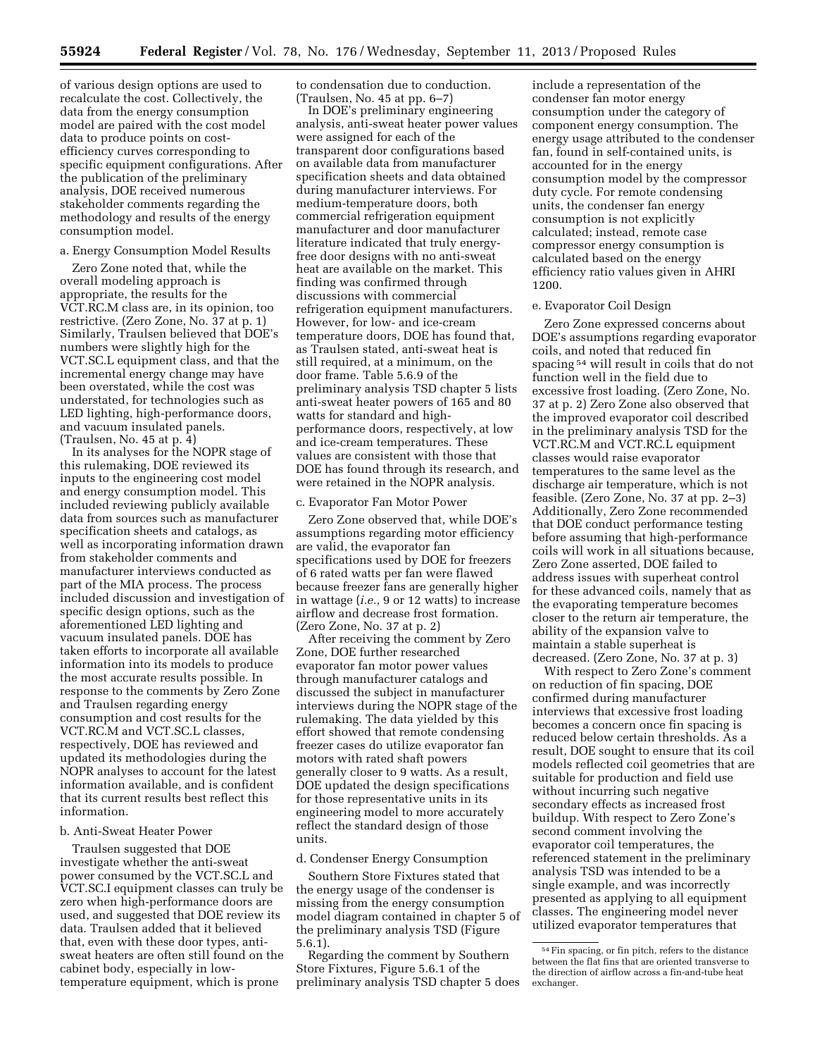of various design options are used to recalculate the cost. Collectively, the data from the energy consumption model are paired with the cost model data to produce points on cost-efficiency curves corresponding to specific equipment configurations. After the publication of the preliminary analysis, DOE received numerous stakeholder comments regarding the methodology and results of the energy consumption model.

a. Energy Consumption Model Results

Zero Zone noted that, while the overall modeling approach is appropriate, the results for the VCT.RC.M class are, in its opinion, too restrictive. (Zero Zone, No. 37 at p. 1) Similarly, Traulsen believed that DOE's numbers were slightly high for the VCT.SC.L equipment class, and that the incremental energy change may have been overstated, while the cost was understated, for technologies such as LED lighting, high-performance doors, and vacuum insulated panels. (Traulsen, No. 45 at p. 4)

In its analyses for the NOPR stage of this rulemaking, DOE reviewed its inputs to the engineering cost model and energy consumption model. This included reviewing publicly available data from sources such as manufacturer specification sheets and catalogs, as well as incorporating information drawn from stakeholder comments and manufacturer interviews conducted as part of the MIA process. The process included discussion and investigation of specific design options, such as the aforementioned LED lighting and vacuum insulated panels. DOE has taken efforts to incorporate all available information into its models to produce the most accurate results possible. In response to the comments by Zero Zone and Traulsen regarding energy consumption and cost results for the VCT.RC.M and VCT.SC.L classes, respectively, DOE has reviewed and updated its methodologies during the NOPR analyses to account for the latest information available, and is confident that its current results best reflect this information.

b. Anti-Sweat Heater Power

Traulsen suggested that DOE investigate whether the anti-sweat power consumed by the VCT.SC.L and VCT.SC.I equipment classes can truly be zero when high-performance doors are used, and suggested that DOE review its data. Traulsen added that it believed that, even with these door types, anti-sweat heaters are often still found on the cabinet body, especially in low-temperature equipment, which is prone to condensation due to conduction. (Traulsen, No. 45 at pp. 6–7)

In DOE's preliminary engineering analysis, anti-sweat heater power values were assigned for each of the transparent door configurations based on available data from manufacturer specification sheets and data obtained during manufacturer interviews. For medium-temperature doors, both commercial refrigeration equipment manufacturer and door manufacturer literature indicated that truly energy-free door designs with no anti-sweat heat are available on the market. This finding was confirmed through discussions with commercial refrigeration equipment manufacturers. However, for low- and ice-cream temperature doors, DOE has found that, as Traulsen stated, anti-sweat heat is still required, at a minimum, on the door frame. Table 5.6.9 of the preliminary analysis TSD chapter 5 lists anti-sweat heater powers of 165 and 80 watts for standard and high-performance doors, respectively, at low and ice-cream temperatures. These values are consistent with those that DOE has found through its research, and were retained in the NOPR analysis.

c. Evaporator Fan Motor Power

Zero Zone observed that, while DOE's assumptions regarding motor efficiency are valid, the evaporator fan specifications used by DOE for freezers of 6 rated watts per fan were flawed because freezer fans are generally higher in wattage (*i.e.,* 9 or 12 watts) to increase airflow and decrease frost formation. (Zero Zone, No. 37 at p. 2)

After receiving the comment by Zero Zone, DOE further researched evaporator fan motor power values through manufacturer catalogs and discussed the subject in manufacturer interviews during the NOPR stage of the rulemaking. The data yielded by this effort showed that remote condensing freezer cases do utilize evaporator fan motors with rated shaft powers generally closer to 9 watts. As a result, DOE updated the design specifications for those representative units in its engineering model to more accurately reflect the standard design of those units.

d. Condenser Energy Consumption

Southern Store Fixtures stated that the energy usage of the condenser is missing from the energy consumption model diagram contained in chapter 5 of the preliminary analysis TSD (Figure 5.6.1).

Regarding the comment by Southern Store Fixtures, Figure 5.6.1 of the preliminary analysis TSD chapter 5 does include a representation of the condenser fan motor energy consumption under the category of component energy consumption. The energy usage attributed to the condenser fan, found in self-contained units, is accounted for in the energy consumption model by the compressor duty cycle. For remote condensing units, the condenser fan energy consumption is not explicitly calculated; instead, remote case compressor energy consumption is calculated based on the energy efficiency ratio values given in AHRI 1200.

e. Evaporator Coil Design

Zero Zone expressed concerns about DOE's assumptions regarding evaporator coils, and noted that reduced fin spacing[54] will result in coils that do not function well in the field due to excessive frost loading. (Zero Zone, No. 37 at p. 2) Zero Zone also observed that the improved evaporator coil described in the preliminary analysis TSD for the VCT.RC.M and VCT.RC.L equipment classes would raise evaporator temperatures to the same level as the discharge air temperature, which is not feasible. (Zero Zone, No. 37 at pp. 2–3) Additionally, Zero Zone recommended that DOE conduct performance testing before assuming that high-performance coils will work in all situations because, Zero Zone asserted, DOE failed to address issues with superheat control for these advanced coils, namely that as the evaporating temperature becomes closer to the return air temperature, the ability of the expansion valve to maintain a stable superheat is decreased. (Zero Zone, No. 37 at p. 3)

With respect to Zero Zone's comment on reduction of fin spacing, DOE confirmed during manufacturer interviews that excessive frost loading becomes a concern once fin spacing is reduced below certain thresholds. As a result, DOE sought to ensure that its coil models reflected coil geometries that are suitable for production and field use without incurring such negative secondary effects as increased frost buildup. With respect to Zero Zone's second comment involving the evaporator coil temperatures, the referenced statement in the preliminary analysis TSD was intended to be a single example, and was incorrectly presented as applying to all equipment classes. The engineering model never utilized evaporator temperatures that

[54] Fin spacing, or fin pitch, refers to the distance between the flat fins that are oriented transverse to the direction of airflow across a fin-and-tube heat exchanger.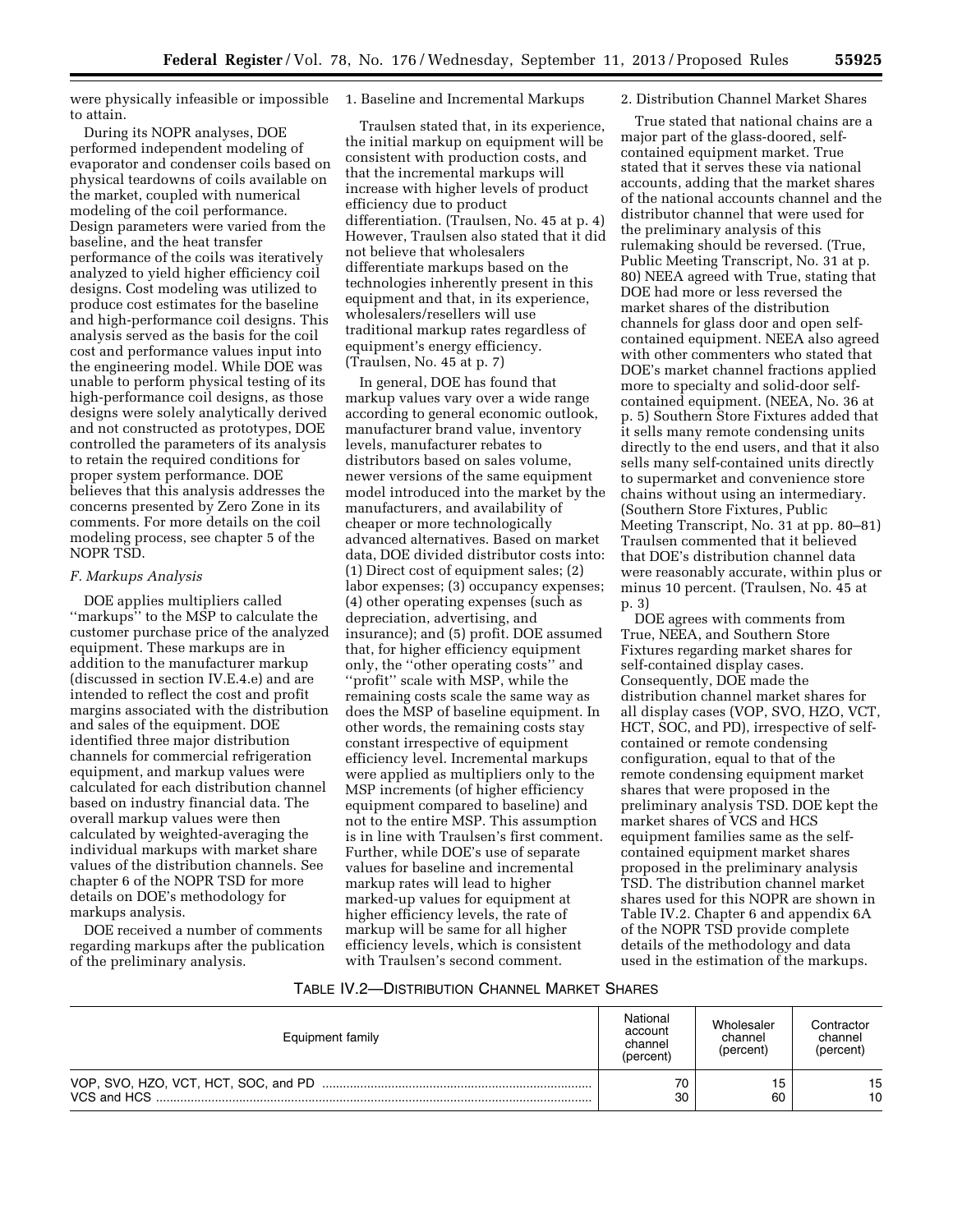were physically infeasible or impossible to attain.

During its NOPR analyses, DOE performed independent modeling of evaporator and condenser coils based on physical teardowns of coils available on the market, coupled with numerical modeling of the coil performance. Design parameters were varied from the baseline, and the heat transfer performance of the coils was iteratively analyzed to yield higher efficiency coil designs. Cost modeling was utilized to produce cost estimates for the baseline and high-performance coil designs. This analysis served as the basis for the coil cost and performance values input into the engineering model. While DOE was unable to perform physical testing of its high-performance coil designs, as those designs were solely analytically derived and not constructed as prototypes, DOE controlled the parameters of its analysis to retain the required conditions for proper system performance. DOE believes that this analysis addresses the concerns presented by Zero Zone in its comments. For more details on the coil modeling process, see chapter 5 of the NOPR TSD.

### *F. Markups Analysis*

DOE applies multipliers called ''markups'' to the MSP to calculate the customer purchase price of the analyzed equipment. These markups are in addition to the manufacturer markup (discussed in section IV.E.4.e) and are intended to reflect the cost and profit margins associated with the distribution and sales of the equipment. DOE identified three major distribution channels for commercial refrigeration equipment, and markup values were calculated for each distribution channel based on industry financial data. The overall markup values were then calculated by weighted-averaging the individual markups with market share values of the distribution channels. See chapter 6 of the NOPR TSD for more details on DOE's methodology for markups analysis.

DOE received a number of comments regarding markups after the publication of the preliminary analysis.

#### 1. Baseline and Incremental Markups

Traulsen stated that, in its experience, the initial markup on equipment will be consistent with production costs, and that the incremental markups will increase with higher levels of product efficiency due to product differentiation. (Traulsen, No. 45 at p. 4) However, Traulsen also stated that it did not believe that wholesalers differentiate markups based on the technologies inherently present in this equipment and that, in its experience, wholesalers/resellers will use traditional markup rates regardless of equipment's energy efficiency. (Traulsen, No. 45 at p. 7)

In general, DOE has found that markup values vary over a wide range according to general economic outlook, manufacturer brand value, inventory levels, manufacturer rebates to distributors based on sales volume, newer versions of the same equipment model introduced into the market by the manufacturers, and availability of cheaper or more technologically advanced alternatives. Based on market data, DOE divided distributor costs into: (1) Direct cost of equipment sales; (2) labor expenses; (3) occupancy expenses; (4) other operating expenses (such as depreciation, advertising, and insurance); and (5) profit. DOE assumed that, for higher efficiency equipment only, the ''other operating costs'' and ''profit'' scale with MSP, while the remaining costs scale the same way as does the MSP of baseline equipment. In other words, the remaining costs stay constant irrespective of equipment efficiency level. Incremental markups were applied as multipliers only to the MSP increments (of higher efficiency equipment compared to baseline) and not to the entire MSP. This assumption is in line with Traulsen's first comment. Further, while DOE's use of separate values for baseline and incremental markup rates will lead to higher marked-up values for equipment at higher efficiency levels, the rate of markup will be same for all higher efficiency levels, which is consistent with Traulsen's second comment.

#### 2. Distribution Channel Market Shares

True stated that national chains are a major part of the glass-doored, self-contained equipment market. True stated that it serves these via national accounts, adding that the market shares of the national accounts channel and the distributor channel that were used for the preliminary analysis of this rulemaking should be reversed. (True, Public Meeting Transcript, No. 31 at p. 80) NEEA agreed with True, stating that DOE had more or less reversed the market shares of the distribution channels for glass door and open self-contained equipment. NEEA also agreed with other commenters who stated that DOE's market channel fractions applied more to specialty and solid-door self-contained equipment. (NEEA, No. 36 at p. 5) Southern Store Fixtures added that it sells many remote condensing units directly to the end users, and that it also sells many self-contained units directly to supermarket and convenience store chains without using an intermediary. (Southern Store Fixtures, Public Meeting Transcript, No. 31 at pp. 80–81) Traulsen commented that it believed that DOE's distribution channel data were reasonably accurate, within plus or minus 10 percent. (Traulsen, No. 45 at p. 3)

DOE agrees with comments from True, NEEA, and Southern Store Fixtures regarding market shares for self-contained display cases. Consequently, DOE made the distribution channel market shares for all display cases (VOP, SVO, HZO, VCT, HCT, SOC, and PD), irrespective of self-contained or remote condensing configuration, equal to that of the remote condensing equipment market shares that were proposed in the preliminary analysis TSD. DOE kept the market shares of VCS and HCS equipment families same as the self-contained equipment market shares proposed in the preliminary analysis TSD. The distribution channel market shares used for this NOPR are shown in Table IV.2. Chapter 6 and appendix 6A of the NOPR TSD provide complete details of the methodology and data used in the estimation of the markups.

TABLE IV.2—DISTRIBUTION CHANNEL MARKET SHARES

| Equipment family | National account channel (percent) | Wholesaler channel (percent) | Contractor channel (percent) |
|---|---|---|---|
| VOP, SVO, HZO, VCT, HCT, SOC, and PD | 70 | 15 | 15 |
| VCS and HCS | 30 | 60 | 10 |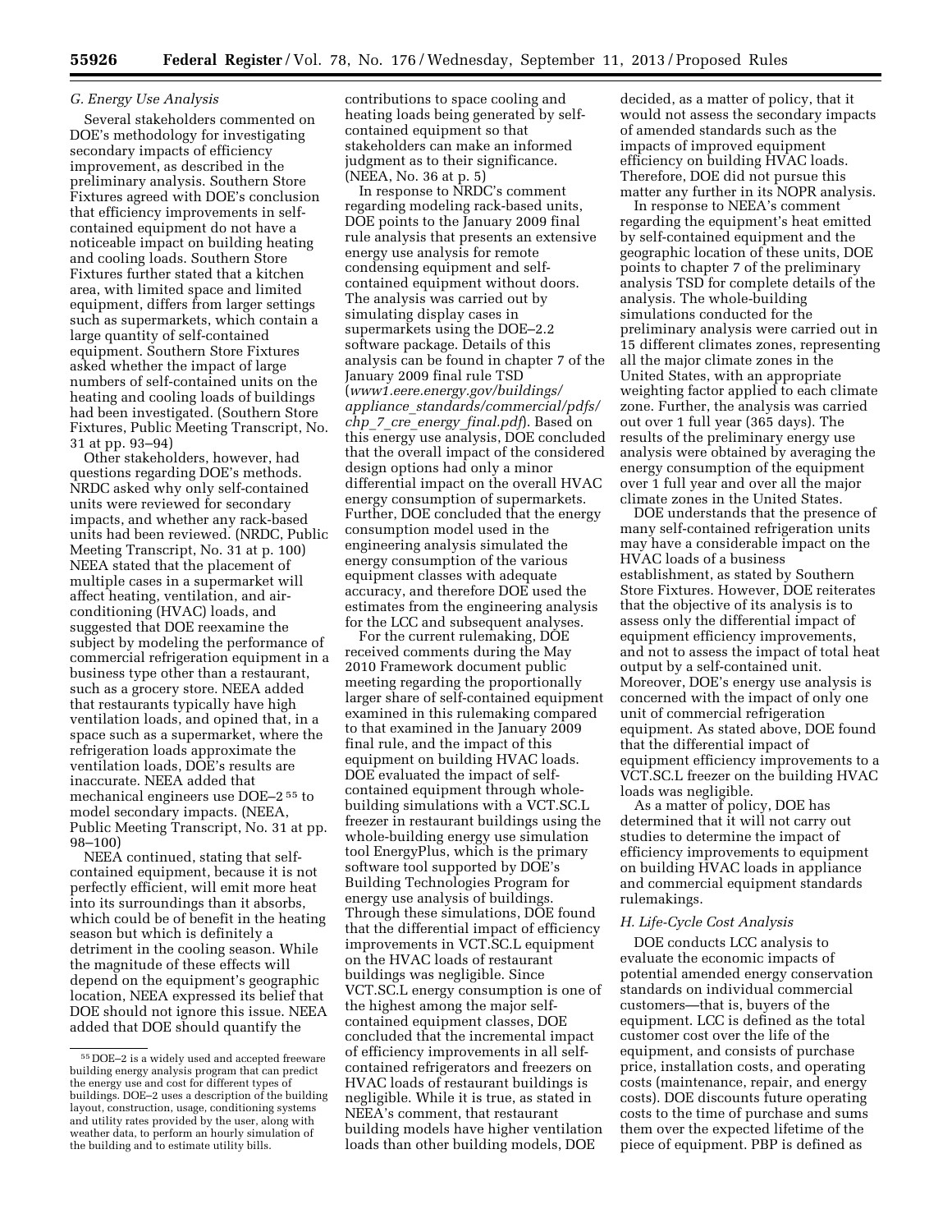### G. Energy Use Analysis

Several stakeholders commented on DOE's methodology for investigating secondary impacts of efficiency improvement, as described in the preliminary analysis. Southern Store Fixtures agreed with DOE's conclusion that efficiency improvements in self-contained equipment do not have a noticeable impact on building heating and cooling loads. Southern Store Fixtures further stated that a kitchen area, with limited space and limited equipment, differs from larger settings such as supermarkets, which contain a large quantity of self-contained equipment. Southern Store Fixtures asked whether the impact of large numbers of self-contained units on the heating and cooling loads of buildings had been investigated. (Southern Store Fixtures, Public Meeting Transcript, No. 31 at pp. 93–94)

Other stakeholders, however, had questions regarding DOE's methods. NRDC asked why only self-contained units were reviewed for secondary impacts, and whether any rack-based units had been reviewed. (NRDC, Public Meeting Transcript, No. 31 at p. 100) NEEA stated that the placement of multiple cases in a supermarket will affect heating, ventilation, and air-conditioning (HVAC) loads, and suggested that DOE reexamine the subject by modeling the performance of commercial refrigeration equipment in a business type other than a restaurant, such as a grocery store. NEEA added that restaurants typically have high ventilation loads, and opined that, in a space such as a supermarket, where the refrigeration loads approximate the ventilation loads, DOE's results are inaccurate. NEEA added that mechanical engineers use DOE–2 [55] to model secondary impacts. (NEEA, Public Meeting Transcript, No. 31 at pp. 98–100)

NEEA continued, stating that self-contained equipment, because it is not perfectly efficient, will emit more heat into its surroundings than it absorbs, which could be of benefit in the heating season but which is definitely a detriment in the cooling season. While the magnitude of these effects will depend on the equipment's geographic location, NEEA expressed its belief that DOE should not ignore this issue. NEEA added that DOE should quantify the contributions to space cooling and heating loads being generated by self-contained equipment so that stakeholders can make an informed judgment as to their significance. (NEEA, No. 36 at p. 5)

In response to NRDC's comment regarding modeling rack-based units, DOE points to the January 2009 final rule analysis that presents an extensive energy use analysis for remote condensing equipment and self-contained equipment without doors. The analysis was carried out by simulating display cases in supermarkets using the DOE–2.2 software package. Details of this analysis can be found in chapter 7 of the January 2009 final rule TSD (*www1.eere.energy.gov/buildings/appliance_standards/commercial/pdfs/chp_7_cre_energy_final.pdf*). Based on this energy use analysis, DOE concluded that the overall impact of the considered design options had only a minor differential impact on the overall HVAC energy consumption of supermarkets. Further, DOE concluded that the energy consumption model used in the engineering analysis simulated the energy consumption of the various equipment classes with adequate accuracy, and therefore DOE used the estimates from the engineering analysis for the LCC and subsequent analyses.

For the current rulemaking, DOE received comments during the May 2010 Framework document public meeting regarding the proportionally larger share of self-contained equipment examined in this rulemaking compared to that examined in the January 2009 final rule, and the impact of this equipment on building HVAC loads. DOE evaluated the impact of self-contained equipment through whole-building simulations with a VCT.SC.L freezer in restaurant buildings using the whole-building energy use simulation tool EnergyPlus, which is the primary software tool supported by DOE's Building Technologies Program for energy use analysis of buildings. Through these simulations, DOE found that the differential impact of efficiency improvements in VCT.SC.L equipment on the HVAC loads of restaurant buildings was negligible. Since VCT.SC.L energy consumption is one of the highest among the major self-contained equipment classes, DOE concluded that the incremental impact of efficiency improvements in all self-contained refrigerators and freezers on HVAC loads of restaurant buildings is negligible. While it is true, as stated in NEEA's comment, that restaurant building models have higher ventilation loads than other building models, DOE decided, as a matter of policy, that it would not assess the secondary impacts of amended standards such as the impacts of improved equipment efficiency on building HVAC loads. Therefore, DOE did not pursue this matter any further in its NOPR analysis.

In response to NEEA's comment regarding the equipment's heat emitted by self-contained equipment and the geographic location of these units, DOE points to chapter 7 of the preliminary analysis TSD for complete details of the analysis. The whole-building simulations conducted for the preliminary analysis were carried out in 15 different climates zones, representing all the major climate zones in the United States, with an appropriate weighting factor applied to each climate zone. Further, the analysis was carried out over 1 full year (365 days). The results of the preliminary energy use analysis were obtained by averaging the energy consumption of the equipment over 1 full year and over all the major climate zones in the United States.

DOE understands that the presence of many self-contained refrigeration units may have a considerable impact on the HVAC loads of a business establishment, as stated by Southern Store Fixtures. However, DOE reiterates that the objective of its analysis is to assess only the differential impact of equipment efficiency improvements, and not to assess the impact of total heat output by a self-contained unit. Moreover, DOE's energy use analysis is concerned with the impact of only one unit of commercial refrigeration equipment. As stated above, DOE found that the differential impact of equipment efficiency improvements to a VCT.SC.L freezer on the building HVAC loads was negligible.

As a matter of policy, DOE has determined that it will not carry out studies to determine the impact of efficiency improvements to equipment on building HVAC loads in appliance and commercial equipment standards rulemakings.

### H. Life-Cycle Cost Analysis

DOE conducts LCC analysis to evaluate the economic impacts of potential amended energy conservation standards on individual commercial customers—that is, buyers of the equipment. LCC is defined as the total customer cost over the life of the equipment, and consists of purchase price, installation costs, and operating costs (maintenance, repair, and energy costs). DOE discounts future operating costs to the time of purchase and sums them over the expected lifetime of the piece of equipment. PBP is defined as

[55] DOE–2 is a widely used and accepted freeware building energy analysis program that can predict the energy use and cost for different types of buildings. DOE–2 uses a description of the building layout, construction, usage, conditioning systems and utility rates provided by the user, along with weather data, to perform an hourly simulation of the building and to estimate utility bills.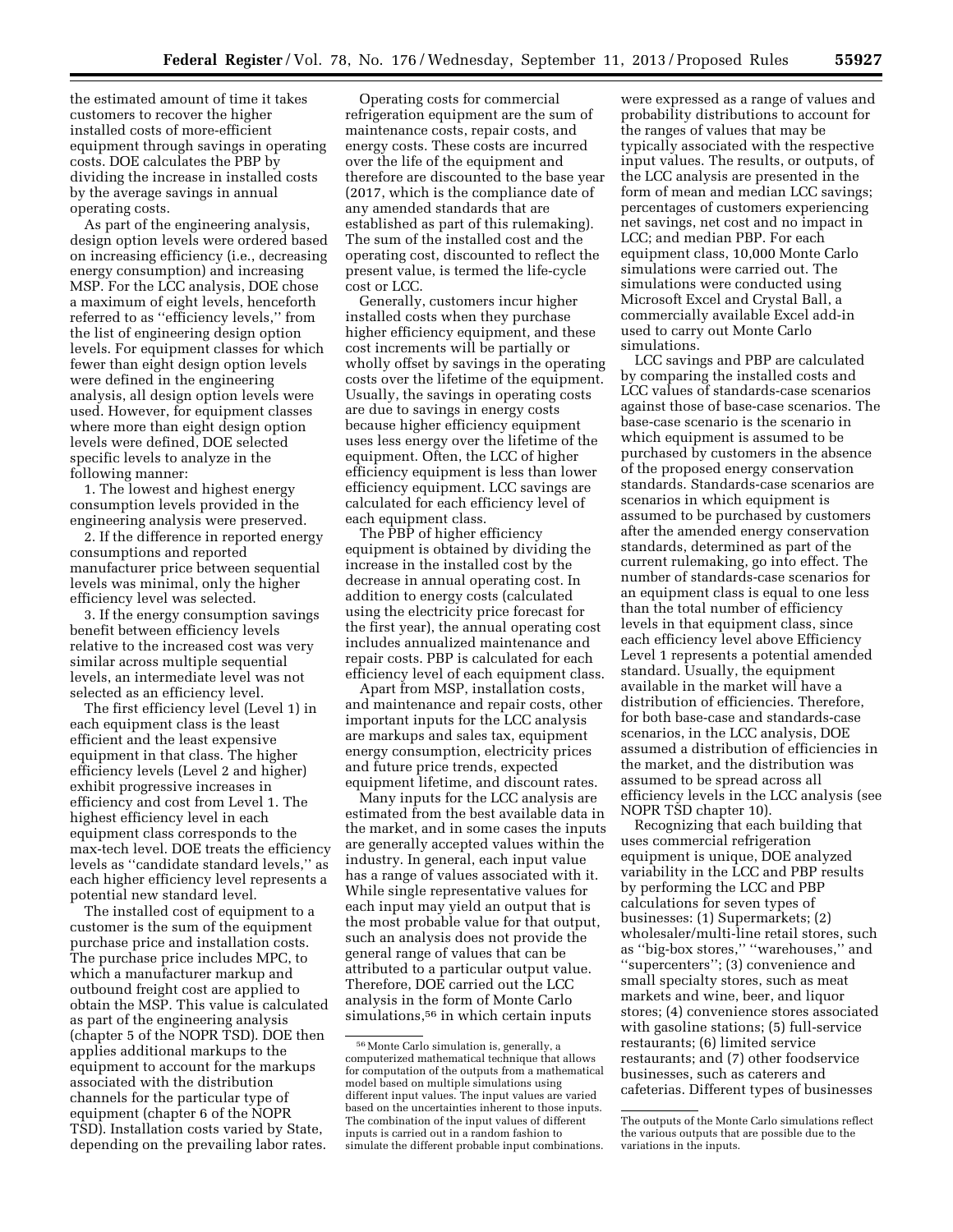the estimated amount of time it takes customers to recover the higher installed costs of more-efficient equipment through savings in operating costs. DOE calculates the PBP by dividing the increase in installed costs by the average savings in annual operating costs.

As part of the engineering analysis, design option levels were ordered based on increasing efficiency (i.e., decreasing energy consumption) and increasing MSP. For the LCC analysis, DOE chose a maximum of eight levels, henceforth referred to as ''efficiency levels,'' from the list of engineering design option levels. For equipment classes for which fewer than eight design option levels were defined in the engineering analysis, all design option levels were used. However, for equipment classes where more than eight design option levels were defined, DOE selected specific levels to analyze in the following manner:

1. The lowest and highest energy consumption levels provided in the engineering analysis were preserved.

2. If the difference in reported energy consumptions and reported manufacturer price between sequential levels was minimal, only the higher efficiency level was selected.

3. If the energy consumption savings benefit between efficiency levels relative to the increased cost was very similar across multiple sequential levels, an intermediate level was not selected as an efficiency level.

The first efficiency level (Level 1) in each equipment class is the least efficient and the least expensive equipment in that class. The higher efficiency levels (Level 2 and higher) exhibit progressive increases in efficiency and cost from Level 1. The highest efficiency level in each equipment class corresponds to the max-tech level. DOE treats the efficiency levels as ''candidate standard levels,'' as each higher efficiency level represents a potential new standard level.

The installed cost of equipment to a customer is the sum of the equipment purchase price and installation costs. The purchase price includes MPC, to which a manufacturer markup and outbound freight cost are applied to obtain the MSP. This value is calculated as part of the engineering analysis (chapter 5 of the NOPR TSD). DOE then applies additional markups to the equipment to account for the markups associated with the distribution channels for the particular type of equipment (chapter 6 of the NOPR TSD). Installation costs varied by State, depending on the prevailing labor rates.

Operating costs for commercial refrigeration equipment are the sum of maintenance costs, repair costs, and energy costs. These costs are incurred over the life of the equipment and therefore are discounted to the base year (2017, which is the compliance date of any amended standards that are established as part of this rulemaking). The sum of the installed cost and the operating cost, discounted to reflect the present value, is termed the life-cycle cost or LCC.

Generally, customers incur higher installed costs when they purchase higher efficiency equipment, and these cost increments will be partially or wholly offset by savings in the operating costs over the lifetime of the equipment. Usually, the savings in operating costs are due to savings in energy costs because higher efficiency equipment uses less energy over the lifetime of the equipment. Often, the LCC of higher efficiency equipment is less than lower efficiency equipment. LCC savings are calculated for each efficiency level of each equipment class.

The PBP of higher efficiency equipment is obtained by dividing the increase in the installed cost by the decrease in annual operating cost. In addition to energy costs (calculated using the electricity price forecast for the first year), the annual operating cost includes annualized maintenance and repair costs. PBP is calculated for each efficiency level of each equipment class.

Apart from MSP, installation costs, and maintenance and repair costs, other important inputs for the LCC analysis are markups and sales tax, equipment energy consumption, electricity prices and future price trends, expected equipment lifetime, and discount rates.

Many inputs for the LCC analysis are estimated from the best available data in the market, and in some cases the inputs are generally accepted values within the industry. In general, each input value has a range of values associated with it. While single representative values for each input may yield an output that is the most probable value for that output, such an analysis does not provide the general range of values that can be attributed to a particular output value. Therefore, DOE carried out the LCC analysis in the form of Monte Carlo simulations,[56] in which certain inputs were expressed as a range of values and probability distributions to account for the ranges of values that may be typically associated with the respective input values. The results, or outputs, of the LCC analysis are presented in the form of mean and median LCC savings; percentages of customers experiencing net savings, net cost and no impact in LCC; and median PBP. For each equipment class, 10,000 Monte Carlo simulations were carried out. The simulations were conducted using Microsoft Excel and Crystal Ball, a commercially available Excel add-in used to carry out Monte Carlo simulations.

LCC savings and PBP are calculated by comparing the installed costs and LCC values of standards-case scenarios against those of base-case scenarios. The base-case scenario is the scenario in which equipment is assumed to be purchased by customers in the absence of the proposed energy conservation standards. Standards-case scenarios are scenarios in which equipment is assumed to be purchased by customers after the amended energy conservation standards, determined as part of the current rulemaking, go into effect. The number of standards-case scenarios for an equipment class is equal to one less than the total number of efficiency levels in that equipment class, since each efficiency level above Efficiency Level 1 represents a potential amended standard. Usually, the equipment available in the market will have a distribution of efficiencies. Therefore, for both base-case and standards-case scenarios, in the LCC analysis, DOE assumed a distribution of efficiencies in the market, and the distribution was assumed to be spread across all efficiency levels in the LCC analysis (see NOPR TSD chapter 10).

Recognizing that each building that uses commercial refrigeration equipment is unique, DOE analyzed variability in the LCC and PBP results by performing the LCC and PBP calculations for seven types of businesses: (1) Supermarkets; (2) wholesaler/multi-line retail stores, such as ''big-box stores,'' ''warehouses,'' and ''supercenters''; (3) convenience and small specialty stores, such as meat markets and wine, beer, and liquor stores; (4) convenience stores associated with gasoline stations; (5) full-service restaurants; (6) limited service restaurants; and (7) other foodservice businesses, such as caterers and cafeterias. Different types of businesses

[56] Monte Carlo simulation is, generally, a computerized mathematical technique that allows for computation of the outputs from a mathematical model based on multiple simulations using different input values. The input values are varied based on the uncertainties inherent to those inputs. The combination of the input values of different inputs is carried out in a random fashion to simulate the different probable input combinations. The outputs of the Monte Carlo simulations reflect the various outputs that are possible due to the variations in the inputs.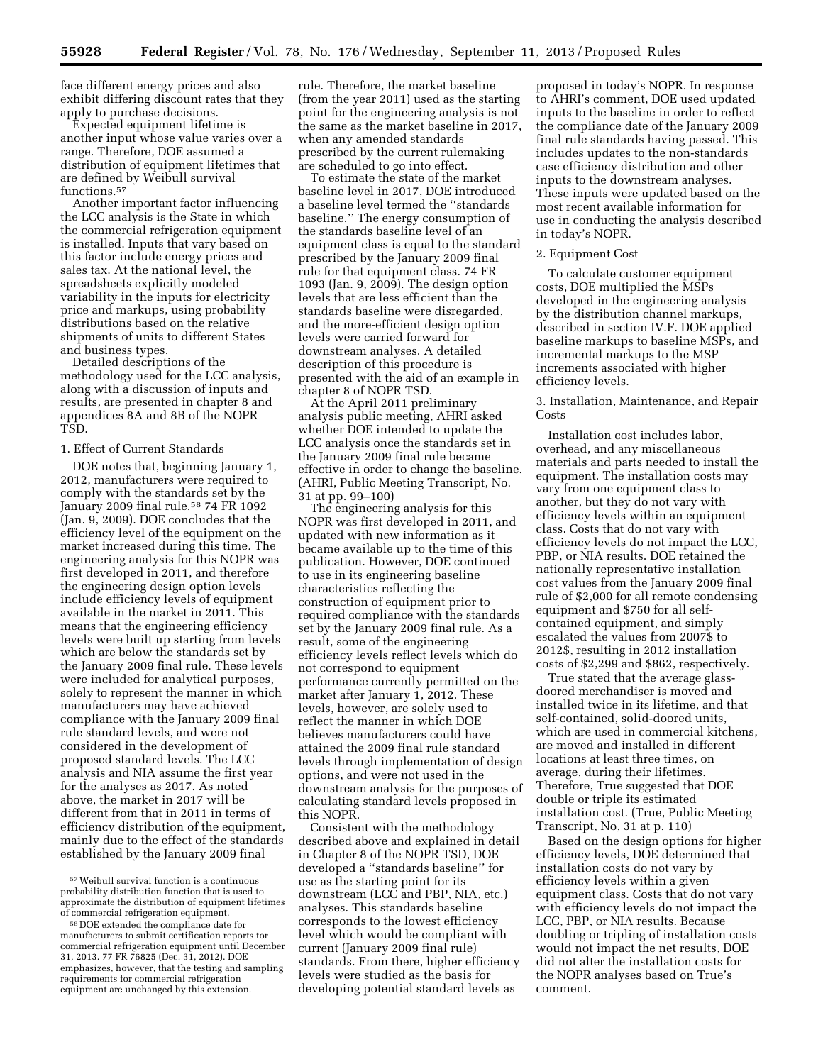face different energy prices and also exhibit differing discount rates that they apply to purchase decisions.

Expected equipment lifetime is another input whose value varies over a range. Therefore, DOE assumed a distribution of equipment lifetimes that are defined by Weibull survival functions.[57]

Another important factor influencing the LCC analysis is the State in which the commercial refrigeration equipment is installed. Inputs that vary based on this factor include energy prices and sales tax. At the national level, the spreadsheets explicitly modeled variability in the inputs for electricity price and markups, using probability distributions based on the relative shipments of units to different States and business types.

Detailed descriptions of the methodology used for the LCC analysis, along with a discussion of inputs and results, are presented in chapter 8 and appendices 8A and 8B of the NOPR TSD.

1. Effect of Current Standards

DOE notes that, beginning January 1, 2012, manufacturers were required to comply with the standards set by the January 2009 final rule.[58] 74 FR 1092 (Jan. 9, 2009). DOE concludes that the efficiency level of the equipment on the market increased during this time. The engineering analysis for this NOPR was first developed in 2011, and therefore the engineering design option levels include efficiency levels of equipment available in the market in 2011. This means that the engineering efficiency levels were built up starting from levels which are below the standards set by the January 2009 final rule. These levels were included for analytical purposes, solely to represent the manner in which manufacturers may have achieved compliance with the January 2009 final rule standard levels, and were not considered in the development of proposed standard levels. The LCC analysis and NIA assume the first year for the analyses as 2017. As noted above, the market in 2017 will be different from that in 2011 in terms of efficiency distribution of the equipment, mainly due to the effect of the standards established by the January 2009 final rule. Therefore, the market baseline (from the year 2011) used as the starting point for the engineering analysis is not the same as the market baseline in 2017, when any amended standards prescribed by the current rulemaking are scheduled to go into effect.

To estimate the state of the market baseline level in 2017, DOE introduced a baseline level termed the "standards baseline." The energy consumption of the standards baseline level of an equipment class is equal to the standard prescribed by the January 2009 final rule for that equipment class. 74 FR 1093 (Jan. 9, 2009). The design option levels that are less efficient than the standards baseline were disregarded, and the more-efficient design option levels were carried forward for downstream analyses. A detailed description of this procedure is presented with the aid of an example in chapter 8 of NOPR TSD.

At the April 2011 preliminary analysis public meeting, AHRI asked whether DOE intended to update the LCC analysis once the standards set in the January 2009 final rule became effective in order to change the baseline. (AHRI, Public Meeting Transcript, No. 31 at pp. 99–100)

The engineering analysis for this NOPR was first developed in 2011, and updated with new information as it became available up to the time of this publication. However, DOE continued to use in its engineering baseline characteristics reflecting the construction of equipment prior to required compliance with the standards set by the January 2009 final rule. As a result, some of the engineering efficiency levels reflect levels which do not correspond to equipment performance currently permitted on the market after January 1, 2012. These levels, however, are solely used to reflect the manner in which DOE believes manufacturers could have attained the 2009 final rule standard levels through implementation of design options, and were not used in the downstream analysis for the purposes of calculating standard levels proposed in this NOPR.

Consistent with the methodology described above and explained in detail in Chapter 8 of the NOPR TSD, DOE developed a "standards baseline" for use as the starting point for its downstream (LCC and PBP, NIA, etc.) analyses. This standards baseline corresponds to the lowest efficiency level which would be compliant with current (January 2009 final rule) standards. From there, higher efficiency levels were studied as the basis for developing potential standard levels as proposed in today's NOPR. In response to AHRI's comment, DOE used updated inputs to the baseline in order to reflect the compliance date of the January 2009 final rule standards having passed. This includes updates to the non-standards case efficiency distribution and other inputs to the downstream analyses. These inputs were updated based on the most recent available information for use in conducting the analysis described in today's NOPR.

2. Equipment Cost

To calculate customer equipment costs, DOE multiplied the MSPs developed in the engineering analysis by the distribution channel markups, described in section IV.F. DOE applied baseline markups to baseline MSPs, and incremental markups to the MSP increments associated with higher efficiency levels.

3. Installation, Maintenance, and Repair Costs

Installation cost includes labor, overhead, and any miscellaneous materials and parts needed to install the equipment. The installation costs may vary from one equipment class to another, but they do not vary with efficiency levels within an equipment class. Costs that do not vary with efficiency levels do not impact the LCC, PBP, or NIA results. DOE retained the nationally representative installation cost values from the January 2009 final rule of $2,000 for all remote condensing equipment and $750 for all self-contained equipment, and simply escalated the values from 2007$ to 2012$, resulting in 2012 installation costs of $2,299 and $862, respectively.

True stated that the average glass-doored merchandiser is moved and installed twice in its lifetime, and that self-contained, solid-doored units, which are used in commercial kitchens, are moved and installed in different locations at least three times, on average, during their lifetimes. Therefore, True suggested that DOE double or triple its estimated installation cost. (True, Public Meeting Transcript, No, 31 at p. 110)

Based on the design options for higher efficiency levels, DOE determined that installation costs do not vary by efficiency levels within a given equipment class. Costs that do not vary with efficiency levels do not impact the LCC, PBP, or NIA results. Because doubling or tripling of installation costs would not impact the net results, DOE did not alter the installation costs for the NOPR analyses based on True's comment.

[57] Weibull survival function is a continuous probability distribution function that is used to approximate the distribution of equipment lifetimes of commercial refrigeration equipment.

[58] DOE extended the compliance date for manufacturers to submit certification reports tor commercial refrigeration equipment until December 31, 2013. 77 FR 76825 (Dec. 31, 2012). DOE emphasizes, however, that the testing and sampling requirements for commercial refrigeration equipment are unchanged by this extension.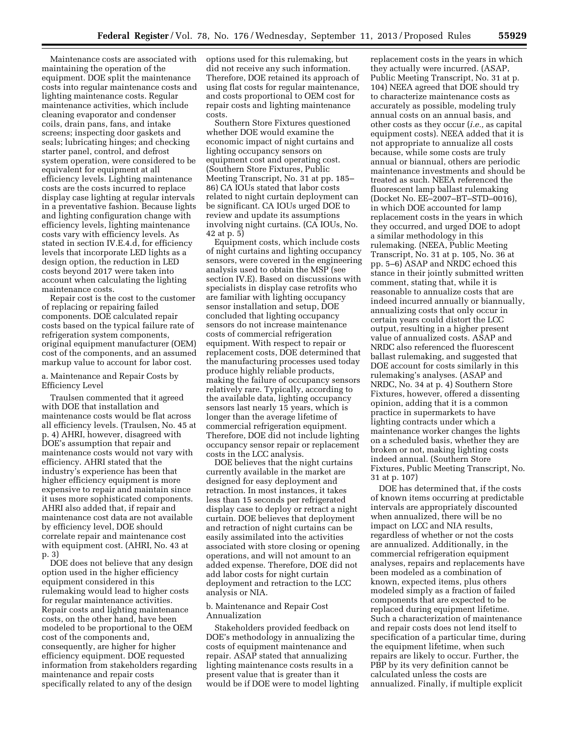Maintenance costs are associated with maintaining the operation of the equipment. DOE split the maintenance costs into regular maintenance costs and lighting maintenance costs. Regular maintenance activities, which include cleaning evaporator and condenser coils, drain pans, fans, and intake screens; inspecting door gaskets and seals; lubricating hinges; and checking starter panel, control, and defrost system operation, were considered to be equivalent for equipment at all efficiency levels. Lighting maintenance costs are the costs incurred to replace display case lighting at regular intervals in a preventative fashion. Because lights and lighting configuration change with efficiency levels, lighting maintenance costs vary with efficiency levels. As stated in section IV.E.4.d, for efficiency levels that incorporate LED lights as a design option, the reduction in LED costs beyond 2017 were taken into account when calculating the lighting maintenance costs.

Repair cost is the cost to the customer of replacing or repairing failed components. DOE calculated repair costs based on the typical failure rate of refrigeration system components, original equipment manufacturer (OEM) cost of the components, and an assumed markup value to account for labor cost.

a. Maintenance and Repair Costs by Efficiency Level

Traulsen commented that it agreed with DOE that installation and maintenance costs would be flat across all efficiency levels. (Traulsen, No. 45 at p. 4) AHRI, however, disagreed with DOE's assumption that repair and maintenance costs would not vary with efficiency. AHRI stated that the industry's experience has been that higher efficiency equipment is more expensive to repair and maintain since it uses more sophisticated components. AHRI also added that, if repair and maintenance cost data are not available by efficiency level, DOE should correlate repair and maintenance cost with equipment cost. (AHRI, No. 43 at p. 3)

DOE does not believe that any design option used in the higher efficiency equipment considered in this rulemaking would lead to higher costs for regular maintenance activities. Repair costs and lighting maintenance costs, on the other hand, have been modeled to be proportional to the OEM cost of the components and, consequently, are higher for higher efficiency equipment. DOE requested information from stakeholders regarding maintenance and repair costs specifically related to any of the design options used for this rulemaking, but did not receive any such information. Therefore, DOE retained its approach of using flat costs for regular maintenance, and costs proportional to OEM cost for repair costs and lighting maintenance costs.

Southern Store Fixtures questioned whether DOE would examine the economic impact of night curtains and lighting occupancy sensors on equipment cost and operating cost. (Southern Store Fixtures, Public Meeting Transcript, No. 31 at pp. 185–86) CA IOUs stated that labor costs related to night curtain deployment can be significant. CA IOUs urged DOE to review and update its assumptions involving night curtains. (CA IOUs, No. 42 at p. 5)

Equipment costs, which include costs of night curtains and lighting occupancy sensors, were covered in the engineering analysis used to obtain the MSP (see section IV.E). Based on discussions with specialists in display case retrofits who are familiar with lighting occupancy sensor installation and setup, DOE concluded that lighting occupancy sensors do not increase maintenance costs of commercial refrigeration equipment. With respect to repair or replacement costs, DOE determined that the manufacturing processes used today produce highly reliable products, making the failure of occupancy sensors relatively rare. Typically, according to the available data, lighting occupancy sensors last nearly 15 years, which is longer than the average lifetime of commercial refrigeration equipment. Therefore, DOE did not include lighting occupancy sensor repair or replacement costs in the LCC analysis.

DOE believes that the night curtains currently available in the market are designed for easy deployment and retraction. In most instances, it takes less than 15 seconds per refrigerated display case to deploy or retract a night curtain. DOE believes that deployment and retraction of night curtains can be easily assimilated into the activities associated with store closing or opening operations, and will not amount to an added expense. Therefore, DOE did not add labor costs for night curtain deployment and retraction to the LCC analysis or NIA.

b. Maintenance and Repair Cost Annualization

Stakeholders provided feedback on DOE's methodology in annualizing the costs of equipment maintenance and repair. ASAP stated that annualizing lighting maintenance costs results in a present value that is greater than it would be if DOE were to model lighting replacement costs in the years in which they actually were incurred. (ASAP, Public Meeting Transcript, No. 31 at p. 104) NEEA agreed that DOE should try to characterize maintenance costs as accurately as possible, modeling truly annual costs on an annual basis, and other costs as they occur (*i.e.,* as capital equipment costs). NEEA added that it is not appropriate to annualize all costs because, while some costs are truly annual or biannual, others are periodic maintenance investments and should be treated as such. NEEA referenced the fluorescent lamp ballast rulemaking (Docket No. EE–2007–BT–STD–0016), in which DOE accounted for lamp replacement costs in the years in which they occurred, and urged DOE to adopt a similar methodology in this rulemaking. (NEEA, Public Meeting Transcript, No. 31 at p. 105, No. 36 at pp. 5–6) ASAP and NRDC echoed this stance in their jointly submitted written comment, stating that, while it is reasonable to annualize costs that are indeed incurred annually or biannually, annualizing costs that only occur in certain years could distort the LCC output, resulting in a higher present value of annualized costs. ASAP and NRDC also referenced the fluorescent ballast rulemaking, and suggested that DOE account for costs similarly in this rulemaking's analyses. (ASAP and NRDC, No. 34 at p. 4) Southern Store Fixtures, however, offered a dissenting opinion, adding that it is a common practice in supermarkets to have lighting contracts under which a maintenance worker changes the lights on a scheduled basis, whether they are broken or not, making lighting costs indeed annual. (Southern Store Fixtures, Public Meeting Transcript, No. 31 at p. 107)

DOE has determined that, if the costs of known items occurring at predictable intervals are appropriately discounted when annualized, there will be no impact on LCC and NIA results, regardless of whether or not the costs are annualized. Additionally, in the commercial refrigeration equipment analyses, repairs and replacements have been modeled as a combination of known, expected items, plus others modeled simply as a fraction of failed components that are expected to be replaced during equipment lifetime. Such a characterization of maintenance and repair costs does not lend itself to specification of a particular time, during the equipment lifetime, when such repairs are likely to occur. Further, the PBP by its very definition cannot be calculated unless the costs are annualized. Finally, if multiple explicit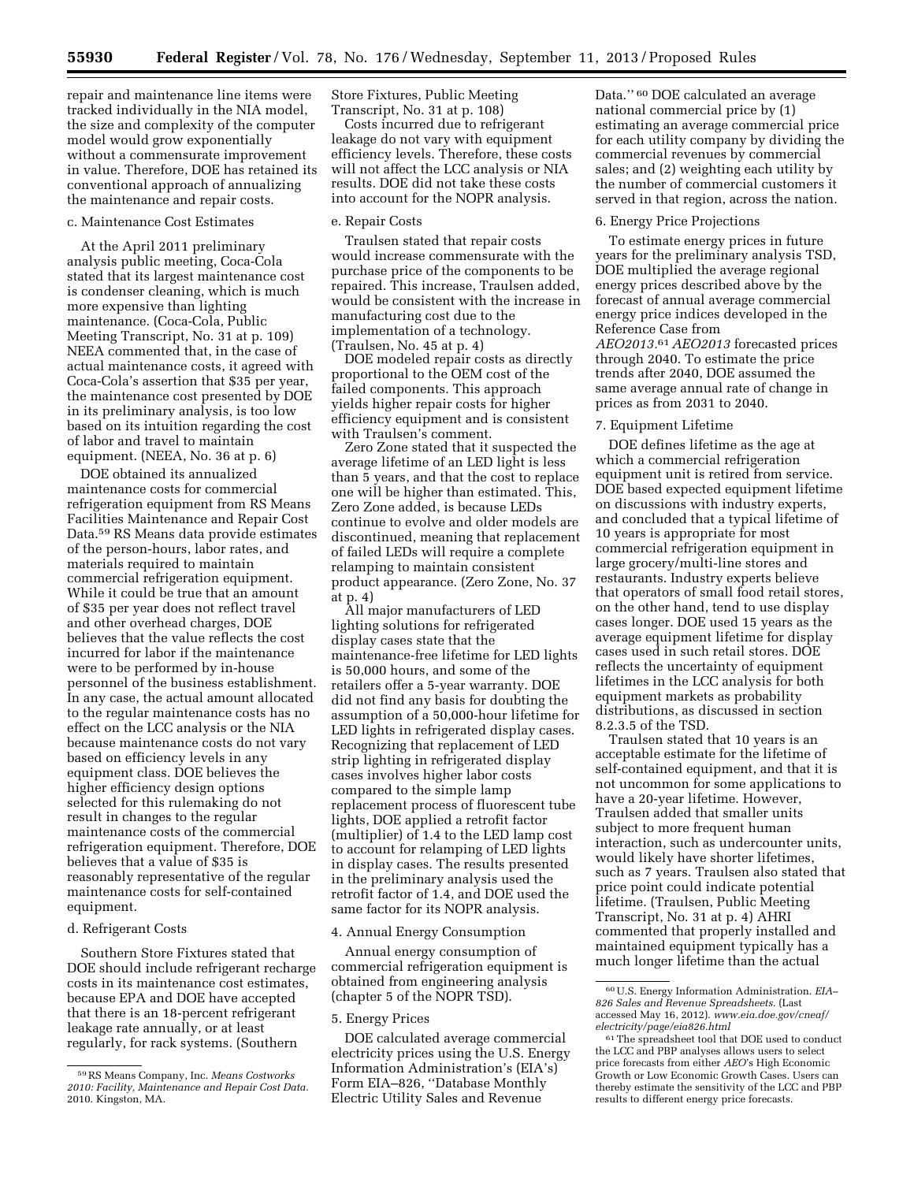repair and maintenance line items were tracked individually in the NIA model, the size and complexity of the computer model would grow exponentially without a commensurate improvement in value. Therefore, DOE has retained its conventional approach of annualizing the maintenance and repair costs.

c. Maintenance Cost Estimates

At the April 2011 preliminary analysis public meeting, Coca-Cola stated that its largest maintenance cost is condenser cleaning, which is much more expensive than lighting maintenance. (Coca-Cola, Public Meeting Transcript, No. 31 at p. 109) NEEA commented that, in the case of actual maintenance costs, it agreed with Coca-Cola's assertion that $35 per year, the maintenance cost presented by DOE in its preliminary analysis, is too low based on its intuition regarding the cost of labor and travel to maintain equipment. (NEEA, No. 36 at p. 6)

DOE obtained its annualized maintenance costs for commercial refrigeration equipment from RS Means Facilities Maintenance and Repair Cost Data.[59] RS Means data provide estimates of the person-hours, labor rates, and materials required to maintain commercial refrigeration equipment. While it could be true that an amount of $35 per year does not reflect travel and other overhead charges, DOE believes that the value reflects the cost incurred for labor if the maintenance were to be performed by in-house personnel of the business establishment. In any case, the actual amount allocated to the regular maintenance costs has no effect on the LCC analysis or the NIA because maintenance costs do not vary based on efficiency levels in any equipment class. DOE believes the higher efficiency design options selected for this rulemaking do not result in changes to the regular maintenance costs of the commercial refrigeration equipment. Therefore, DOE believes that a value of $35 is reasonably representative of the regular maintenance costs for self-contained equipment.

d. Refrigerant Costs

Southern Store Fixtures stated that DOE should include refrigerant recharge costs in its maintenance cost estimates, because EPA and DOE have accepted that there is an 18-percent refrigerant leakage rate annually, or at least regularly, for rack systems. (Southern Store Fixtures, Public Meeting Transcript, No. 31 at p. 108)

Costs incurred due to refrigerant leakage do not vary with equipment efficiency levels. Therefore, these costs will not affect the LCC analysis or NIA results. DOE did not take these costs into account for the NOPR analysis.

e. Repair Costs

Traulsen stated that repair costs would increase commensurate with the purchase price of the components to be repaired. This increase, Traulsen added, would be consistent with the increase in manufacturing cost due to the implementation of a technology. (Traulsen, No. 45 at p. 4)

DOE modeled repair costs as directly proportional to the OEM cost of the failed components. This approach yields higher repair costs for higher efficiency equipment and is consistent with Traulsen's comment.

Zero Zone stated that it suspected the average lifetime of an LED light is less than 5 years, and that the cost to replace one will be higher than estimated. This, Zero Zone added, is because LEDs continue to evolve and older models are discontinued, meaning that replacement of failed LEDs will require a complete relamping to maintain consistent product appearance. (Zero Zone, No. 37 at p. 4)

All major manufacturers of LED lighting solutions for refrigerated display cases state that the maintenance-free lifetime for LED lights is 50,000 hours, and some of the retailers offer a 5-year warranty. DOE did not find any basis for doubting the assumption of a 50,000-hour lifetime for LED lights in refrigerated display cases. Recognizing that replacement of LED strip lighting in refrigerated display cases involves higher labor costs compared to the simple lamp replacement process of fluorescent tube lights, DOE applied a retrofit factor (multiplier) of 1.4 to the LED lamp cost to account for relamping of LED lights in display cases. The results presented in the preliminary analysis used the retrofit factor of 1.4, and DOE used the same factor for its NOPR analysis.

4. Annual Energy Consumption

Annual energy consumption of commercial refrigeration equipment is obtained from engineering analysis (chapter 5 of the NOPR TSD).

5. Energy Prices

DOE calculated average commercial electricity prices using the U.S. Energy Information Administration's (EIA's) Form EIA–826, ''Database Monthly Electric Utility Sales and Revenue Data.''[60] DOE calculated an average national commercial price by (1) estimating an average commercial price for each utility company by dividing the commercial revenues by commercial sales; and (2) weighting each utility by the number of commercial customers it served in that region, across the nation.

6. Energy Price Projections

To estimate energy prices in future years for the preliminary analysis TSD, DOE multiplied the average regional energy prices described above by the forecast of annual average commercial energy price indices developed in the Reference Case from *AEO2013*.[61] *AEO2013* forecasted prices through 2040. To estimate the price trends after 2040, DOE assumed the same average annual rate of change in prices as from 2031 to 2040.

7. Equipment Lifetime

DOE defines lifetime as the age at which a commercial refrigeration equipment unit is retired from service. DOE based expected equipment lifetime on discussions with industry experts, and concluded that a typical lifetime of 10 years is appropriate for most commercial refrigeration equipment in large grocery/multi-line stores and restaurants. Industry experts believe that operators of small food retail stores, on the other hand, tend to use display cases longer. DOE used 15 years as the average equipment lifetime for display cases used in such retail stores. DOE reflects the uncertainty of equipment lifetimes in the LCC analysis for both equipment markets as probability distributions, as discussed in section 8.2.3.5 of the TSD.

Traulsen stated that 10 years is an acceptable estimate for the lifetime of self-contained equipment, and that it is not uncommon for some applications to have a 20-year lifetime. However, Traulsen added that smaller units subject to more frequent human interaction, such as undercounter units, would likely have shorter lifetimes, such as 7 years. Traulsen also stated that price point could indicate potential lifetime. (Traulsen, Public Meeting Transcript, No. 31 at p. 4) AHRI commented that properly installed and maintained equipment typically has a much longer lifetime than the actual

---

[59] RS Means Company, Inc. *Means Costworks 2010: Facility, Maintenance and Repair Cost Data.* 2010. Kingston, MA.

[60] U.S. Energy Information Administration. *EIA–826 Sales and Revenue Spreadsheets.* (Last accessed May 16, 2012). *www.eia.doe.gov/cneaf/electricity/page/eia826.html*

[61] The spreadsheet tool that DOE used to conduct the LCC and PBP analyses allows users to select price forecasts from either *AEO*'s High Economic Growth or Low Economic Growth Cases. Users can thereby estimate the sensitivity of the LCC and PBP results to different energy price forecasts.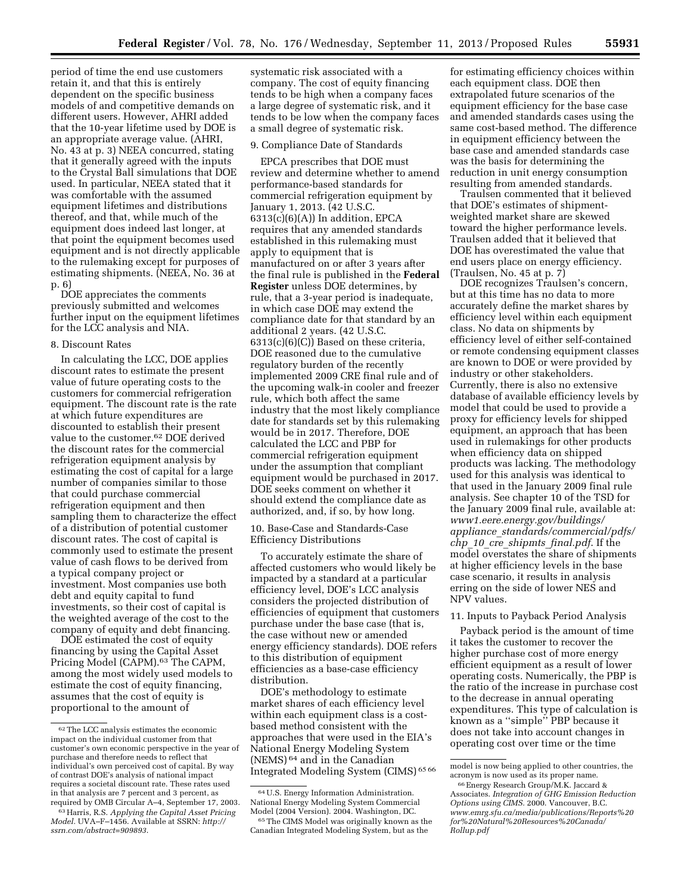period of time the end use customers retain it, and that this is entirely dependent on the specific business models of and competitive demands on different users. However, AHRI added that the 10-year lifetime used by DOE is an appropriate average value. (AHRI, No. 43 at p. 3) NEEA concurred, stating that it generally agreed with the inputs to the Crystal Ball simulations that DOE used. In particular, NEEA stated that it was comfortable with the assumed equipment lifetimes and distributions thereof, and that, while much of the equipment does indeed last longer, at that point the equipment becomes used equipment and is not directly applicable to the rulemaking except for purposes of estimating shipments. (NEEA, No. 36 at p. 6)

DOE appreciates the comments previously submitted and welcomes further input on the equipment lifetimes for the LCC analysis and NIA.

8. Discount Rates

In calculating the LCC, DOE applies discount rates to estimate the present value of future operating costs to the customers for commercial refrigeration equipment. The discount rate is the rate at which future expenditures are discounted to establish their present value to the customer.[62] DOE derived the discount rates for the commercial refrigeration equipment analysis by estimating the cost of capital for a large number of companies similar to those that could purchase commercial refrigeration equipment and then sampling them to characterize the effect of a distribution of potential customer discount rates. The cost of capital is commonly used to estimate the present value of cash flows to be derived from a typical company project or investment. Most companies use both debt and equity capital to fund investments, so their cost of capital is the weighted average of the cost to the company of equity and debt financing.

DOE estimated the cost of equity financing by using the Capital Asset Pricing Model (CAPM).[63] The CAPM, among the most widely used models to estimate the cost of equity financing, assumes that the cost of equity is proportional to the amount of systematic risk associated with a company. The cost of equity financing tends to be high when a company faces a large degree of systematic risk, and it tends to be low when the company faces a small degree of systematic risk.

9. Compliance Date of Standards

EPCA prescribes that DOE must review and determine whether to amend performance-based standards for commercial refrigeration equipment by January 1, 2013. (42 U.S.C. 6313(c)(6)(A)) In addition, EPCA requires that any amended standards established in this rulemaking must apply to equipment that is manufactured on or after 3 years after the final rule is published in the **Federal Register** unless DOE determines, by rule, that a 3-year period is inadequate, in which case DOE may extend the compliance date for that standard by an additional 2 years. (42 U.S.C. 6313(c)(6)(C)) Based on these criteria, DOE reasoned due to the cumulative regulatory burden of the recently implemented 2009 CRE final rule and of the upcoming walk-in cooler and freezer rule, which both affect the same industry that the most likely compliance date for standards set by this rulemaking would be in 2017. Therefore, DOE calculated the LCC and PBP for commercial refrigeration equipment under the assumption that compliant equipment would be purchased in 2017. DOE seeks comment on whether it should extend the compliance date as authorized, and, if so, by how long.

10. Base-Case and Standards-Case Efficiency Distributions

To accurately estimate the share of affected customers who would likely be impacted by a standard at a particular efficiency level, DOE's LCC analysis considers the projected distribution of efficiencies of equipment that customers purchase under the base case (that is, the case without new or amended energy efficiency standards). DOE refers to this distribution of equipment efficiencies as a base-case efficiency distribution.

DOE's methodology to estimate market shares of each efficiency level within each equipment class is a cost-based method consistent with the approaches that were used in the EIA's National Energy Modeling System (NEMS)[64] and in the Canadian Integrated Modeling System (CIMS)[65][66] for estimating efficiency choices within each equipment class. DOE then extrapolated future scenarios of the equipment efficiency for the base case and amended standards cases using the same cost-based method. The difference in equipment efficiency between the base case and amended standards case was the basis for determining the reduction in unit energy consumption resulting from amended standards.

Traulsen commented that it believed that DOE's estimates of shipment-weighted market share are skewed toward the higher performance levels. Traulsen added that it believed that DOE has overestimated the value that end users place on energy efficiency. (Traulsen, No. 45 at p. 7)

DOE recognizes Traulsen's concern, but at this time has no data to more accurately define the market shares by efficiency level within each equipment class. No data on shipments by efficiency level of either self-contained or remote condensing equipment classes are known to DOE or were provided by industry or other stakeholders. Currently, there is also no extensive database of available efficiency levels by model that could be used to provide a proxy for efficiency levels for shipped equipment, an approach that has been used in rulemakings for other products when efficiency data on shipped products was lacking. The methodology used for this analysis was identical to that used in the January 2009 final rule analysis. See chapter 10 of the TSD for the January 2009 final rule, available at: *www1.eere.energy.gov/buildings/appliance_standards/commercial/pdfs/chp_10_cre_shipmts_final.pdf*. If the model overstates the share of shipments at higher efficiency levels in the base case scenario, it results in analysis erring on the side of lower NES and NPV values.

11. Inputs to Payback Period Analysis

Payback period is the amount of time it takes the customer to recover the higher purchase cost of more energy efficient equipment as a result of lower operating costs. Numerically, the PBP is the ratio of the increase in purchase cost to the decrease in annual operating expenditures. This type of calculation is known as a "simple" PBP because it does not take into account changes in operating cost over time or the time

---

[62] The LCC analysis estimates the economic impact on the individual customer from that customer's own economic perspective in the year of purchase and therefore needs to reflect that individual's own perceived cost of capital. By way of contrast DOE's analysis of national impact requires a societal discount rate. These rates used in that analysis are 7 percent and 3 percent, as required by OMB Circular A–4, September 17, 2003.

[63] Harris, R.S. *Applying the Capital Asset Pricing Model.* UVA–F–1456. Available at SSRN: *http://ssrn.com/abstract=909893.*

[64] U.S. Energy Information Administration. National Energy Modeling System Commercial Model (2004 Version). 2004. Washington, DC.

[65] The CIMS Model was originally known as the Canadian Integrated Modeling System, but as the model is now being applied to other countries, the acronym is now used as its proper name.

[66] Energy Research Group/M.K. Jaccard & Associates. *Integration of GHG Emission Reduction Options using CIMS.* 2000. Vancouver, B.C. *www.emrg.sfu.ca/media/publications/Reports%20for%20Natural%20Resources%20Canada/Rollup.pdf*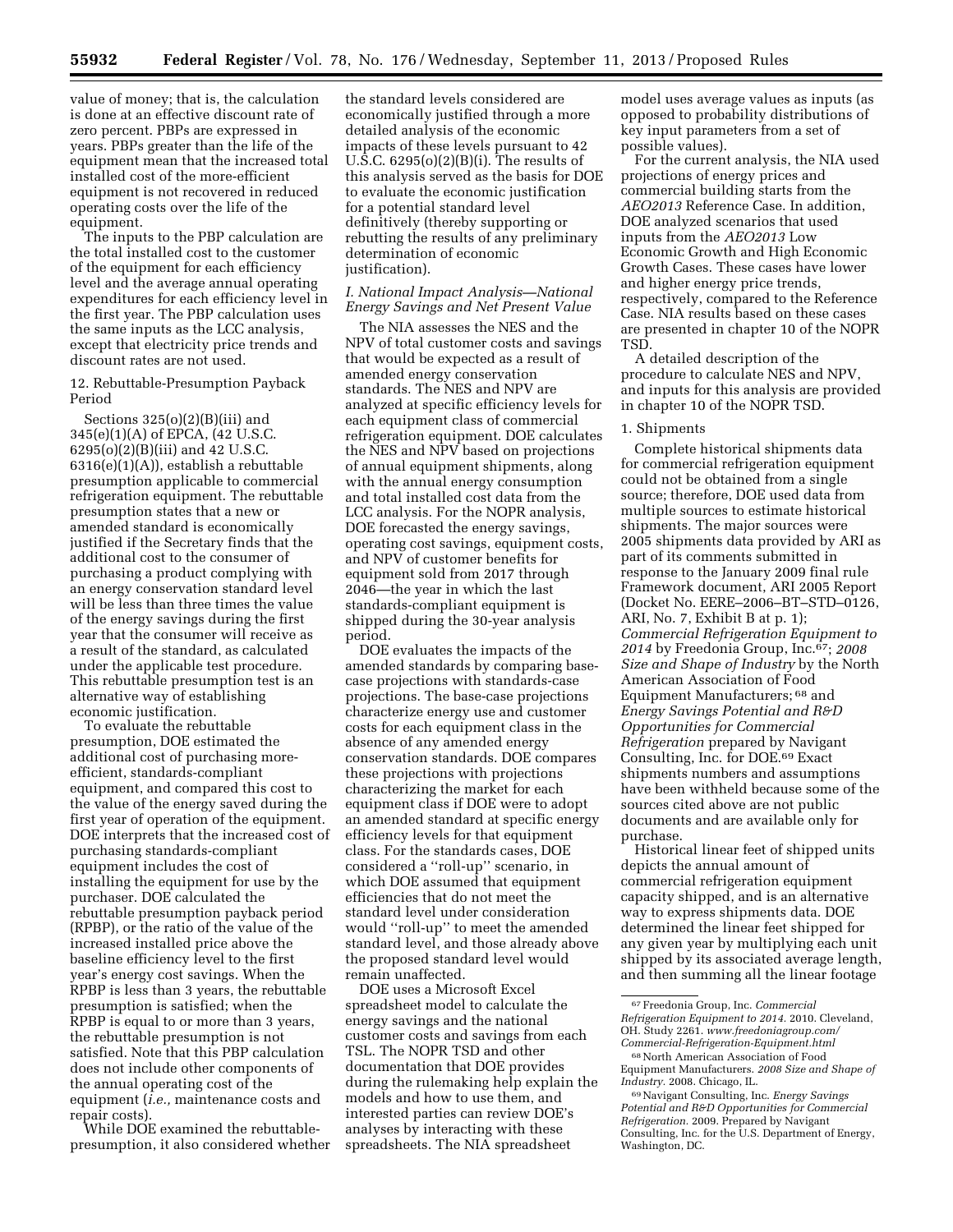value of money; that is, the calculation is done at an effective discount rate of zero percent. PBPs are expressed in years. PBPs greater than the life of the equipment mean that the increased total installed cost of the more-efficient equipment is not recovered in reduced operating costs over the life of the equipment.

The inputs to the PBP calculation are the total installed cost to the customer of the equipment for each efficiency level and the average annual operating expenditures for each efficiency level in the first year. The PBP calculation uses the same inputs as the LCC analysis, except that electricity price trends and discount rates are not used.

12. Rebuttable-Presumption Payback Period

Sections 325(o)(2)(B)(iii) and 345(e)(1)(A) of EPCA, (42 U.S.C. 6295(o)(2)(B)(iii) and 42 U.S.C. 6316(e)(1)(A)), establish a rebuttable presumption applicable to commercial refrigeration equipment. The rebuttable presumption states that a new or amended standard is economically justified if the Secretary finds that the additional cost to the consumer of purchasing a product complying with an energy conservation standard level will be less than three times the value of the energy savings during the first year that the consumer will receive as a result of the standard, as calculated under the applicable test procedure. This rebuttable presumption test is an alternative way of establishing economic justification.

To evaluate the rebuttable presumption, DOE estimated the additional cost of purchasing more-efficient, standards-compliant equipment, and compared this cost to the value of the energy saved during the first year of operation of the equipment. DOE interprets that the increased cost of purchasing standards-compliant equipment includes the cost of installing the equipment for use by the purchaser. DOE calculated the rebuttable presumption payback period (RPBP), or the ratio of the value of the increased installed price above the baseline efficiency level to the first year's energy cost savings. When the RPBP is less than 3 years, the rebuttable presumption is satisfied; when the RPBP is equal to or more than 3 years, the rebuttable presumption is not satisfied. Note that this PBP calculation does not include other components of the annual operating cost of the equipment (*i.e.,* maintenance costs and repair costs).

While DOE examined the rebuttable-presumption, it also considered whether the standard levels considered are economically justified through a more detailed analysis of the economic impacts of these levels pursuant to 42 U.S.C. 6295(o)(2)(B)(i). The results of this analysis served as the basis for DOE to evaluate the economic justification for a potential standard level definitively (thereby supporting or rebutting the results of any preliminary determination of economic justification).

### *I. National Impact Analysis—National Energy Savings and Net Present Value*

The NIA assesses the NES and the NPV of total customer costs and savings that would be expected as a result of amended energy conservation standards. The NES and NPV are analyzed at specific efficiency levels for each equipment class of commercial refrigeration equipment. DOE calculates the NES and NPV based on projections of annual equipment shipments, along with the annual energy consumption and total installed cost data from the LCC analysis. For the NOPR analysis, DOE forecasted the energy savings, operating cost savings, equipment costs, and NPV of customer benefits for equipment sold from 2017 through 2046—the year in which the last standards-compliant equipment is shipped during the 30-year analysis period.

DOE evaluates the impacts of the amended standards by comparing base-case projections with standards-case projections. The base-case projections characterize energy use and customer costs for each equipment class in the absence of any amended energy conservation standards. DOE compares these projections with projections characterizing the market for each equipment class if DOE were to adopt an amended standard at specific energy efficiency levels for that equipment class. For the standards cases, DOE considered a ''roll-up'' scenario, in which DOE assumed that equipment efficiencies that do not meet the standard level under consideration would ''roll-up'' to meet the amended standard level, and those already above the proposed standard level would remain unaffected.

DOE uses a Microsoft Excel spreadsheet model to calculate the energy savings and the national customer costs and savings from each TSL. The NOPR TSD and other documentation that DOE provides during the rulemaking help explain the models and how to use them, and interested parties can review DOE's analyses by interacting with these spreadsheets. The NIA spreadsheet model uses average values as inputs (as opposed to probability distributions of key input parameters from a set of possible values).

For the current analysis, the NIA used projections of energy prices and commercial building starts from the *AEO2013* Reference Case. In addition, DOE analyzed scenarios that used inputs from the *AEO2013* Low Economic Growth and High Economic Growth Cases. These cases have lower and higher energy price trends, respectively, compared to the Reference Case. NIA results based on these cases are presented in chapter 10 of the NOPR TSD.

A detailed description of the procedure to calculate NES and NPV, and inputs for this analysis are provided in chapter 10 of the NOPR TSD.

1. Shipments

Complete historical shipments data for commercial refrigeration equipment could not be obtained from a single source; therefore, DOE used data from multiple sources to estimate historical shipments. The major sources were 2005 shipments data provided by ARI as part of its comments submitted in response to the January 2009 final rule Framework document, ARI 2005 Report (Docket No. EERE–2006–BT–STD–0126, ARI, No. 7, Exhibit B at p. 1); *Commercial Refrigeration Equipment to 2014* by Freedonia Group, Inc.[67]; *2008 Size and Shape of Industry* by the North American Association of Food Equipment Manufacturers;[68] and *Energy Savings Potential and R&D Opportunities for Commercial Refrigeration* prepared by Navigant Consulting, Inc. for DOE.[69] Exact shipments numbers and assumptions have been withheld because some of the sources cited above are not public documents and are available only for purchase.

Historical linear feet of shipped units depicts the annual amount of commercial refrigeration equipment capacity shipped, and is an alternative way to express shipments data. DOE determined the linear feet shipped for any given year by multiplying each unit shipped by its associated average length, and then summing all the linear footage

[67] Freedonia Group, Inc. *Commercial Refrigeration Equipment to 2014.* 2010. Cleveland, OH. Study 2261. *www.freedoniagroup.com/Commercial-Refrigeration-Equipment.html*

[68] North American Association of Food Equipment Manufacturers. *2008 Size and Shape of Industry.* 2008. Chicago, IL.

[69] Navigant Consulting, Inc. *Energy Savings Potential and R&D Opportunities for Commercial Refrigeration.* 2009. Prepared by Navigant Consulting, Inc. for the U.S. Department of Energy, Washington, DC.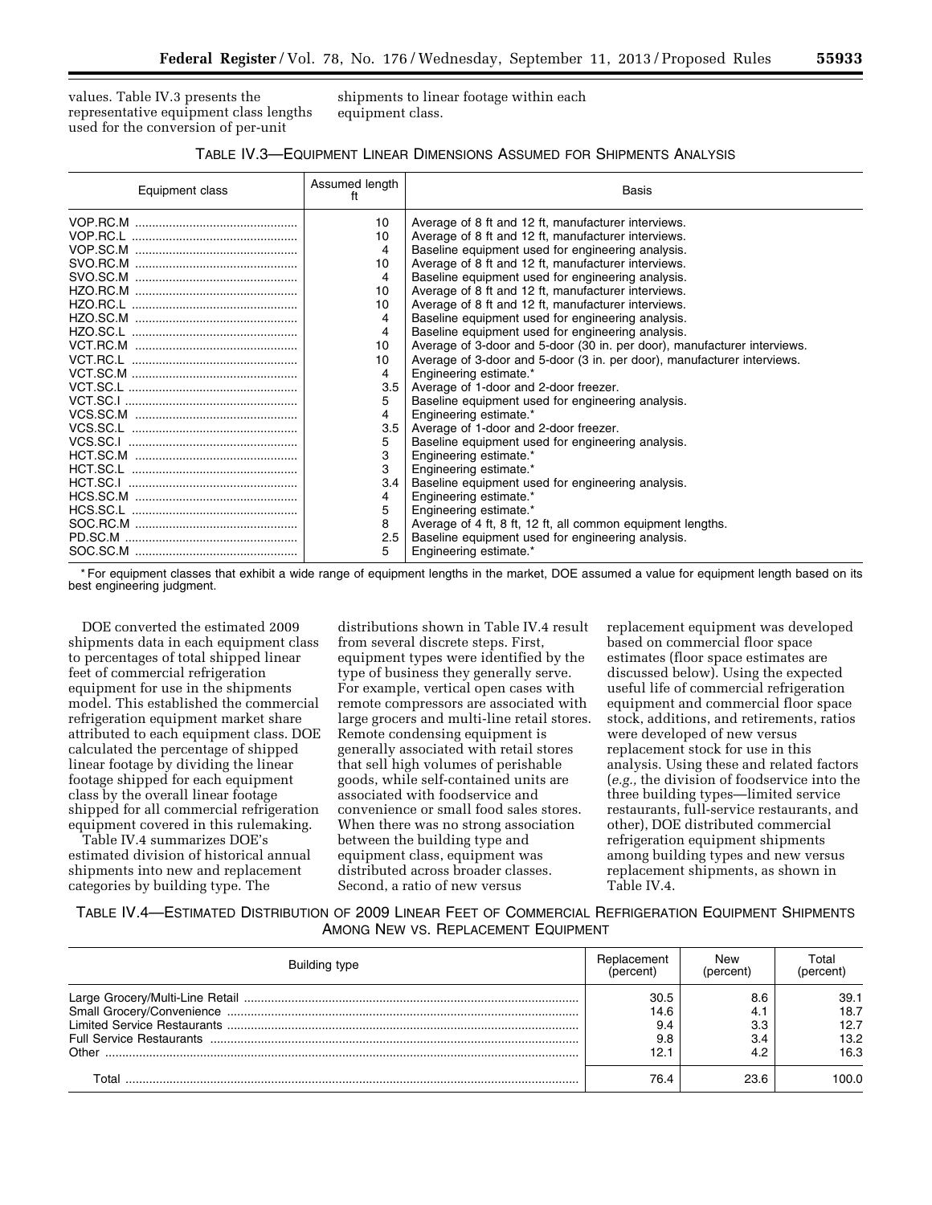values. Table IV.3 presents the representative equipment class lengths used for the conversion of per-unit shipments to linear footage within each equipment class.

TABLE IV.3—EQUIPMENT LINEAR DIMENSIONS ASSUMED FOR SHIPMENTS ANALYSIS

| Equipment class | Assumed length ft | Basis |
|---|---|---|
| VOP.RC.M | 10 | Average of 8 ft and 12 ft, manufacturer interviews. |
| VOP.RC.L | 10 | Average of 8 ft and 12 ft, manufacturer interviews. |
| VOP.SC.M | 4 | Baseline equipment used for engineering analysis. |
| SVO.RC.M | 10 | Average of 8 ft and 12 ft, manufacturer interviews. |
| SVO.SC.M | 4 | Baseline equipment used for engineering analysis. |
| HZO.RC.M | 10 | Average of 8 ft and 12 ft, manufacturer interviews. |
| HZO.RC.L | 10 | Average of 8 ft and 12 ft, manufacturer interviews. |
| HZO.SC.M | 4 | Baseline equipment used for engineering analysis. |
| HZO.SC.L | 4 | Baseline equipment used for engineering analysis. |
| VCT.RC.M | 10 | Average of 3-door and 5-door (30 in. per door), manufacturer interviews. |
| VCT.RC.L | 10 | Average of 3-door and 5-door (3 in. per door), manufacturer interviews. |
| VCT.SC.M | 4 | Engineering estimate.* |
| VCT.SC.L | 3.5 | Average of 1-door and 2-door freezer. |
| VCT.SC.I | 5 | Baseline equipment used for engineering analysis. |
| VCS.SC.M | 4 | Engineering estimate.* |
| VCS.SC.L | 3.5 | Average of 1-door and 2-door freezer. |
| VCS.SC.I | 5 | Baseline equipment used for engineering analysis. |
| HCT.SC.M | 3 | Engineering estimate.* |
| HCT.SC.L | 3 | Engineering estimate.* |
| HCT.SC.I | 3.4 | Baseline equipment used for engineering analysis. |
| HCS.SC.M | 4 | Engineering estimate.* |
| HCS.SC.L | 5 | Engineering estimate.* |
| SOC.RC.M | 8 | Average of 4 ft, 8 ft, 12 ft, all common equipment lengths. |
| PD.SC.M | 2.5 | Baseline equipment used for engineering analysis. |
| SOC.SC.M | 5 | Engineering estimate.* |

* For equipment classes that exhibit a wide range of equipment lengths in the market, DOE assumed a value for equipment length based on its best engineering judgment.

DOE converted the estimated 2009 shipments data in each equipment class to percentages of total shipped linear feet of commercial refrigeration equipment for use in the shipments model. This established the commercial refrigeration equipment market share attributed to each equipment class. DOE calculated the percentage of shipped linear footage by dividing the linear footage shipped for each equipment class by the overall linear footage shipped for all commercial refrigeration equipment covered in this rulemaking.

Table IV.4 summarizes DOE's estimated division of historical annual shipments into new and replacement categories by building type. The distributions shown in Table IV.4 result from several discrete steps. First, equipment types were identified by the type of business they generally serve. For example, vertical open cases with remote compressors are associated with large grocers and multi-line retail stores. Remote condensing equipment is generally associated with retail stores that sell high volumes of perishable goods, while self-contained units are associated with foodservice and convenience or small food sales stores. When there was no strong association between the building type and equipment class, equipment was distributed across broader classes. Second, a ratio of new versus replacement equipment was developed based on commercial floor space estimates (floor space estimates are discussed below). Using the expected useful life of commercial refrigeration equipment and commercial floor space stock, additions, and retirements, ratios were developed of new versus replacement stock for use in this analysis. Using these and related factors (*e.g.,* the division of foodservice into the three building types—limited service restaurants, full-service restaurants, and other), DOE distributed commercial refrigeration equipment shipments among building types and new versus replacement shipments, as shown in Table IV.4.

TABLE IV.4—ESTIMATED DISTRIBUTION OF 2009 LINEAR FEET OF COMMERCIAL REFRIGERATION EQUIPMENT SHIPMENTS AMONG NEW VS. REPLACEMENT EQUIPMENT

| Building type | Replacement (percent) | New (percent) | Total (percent) |
|---|---|---|---|
| Large Grocery/Multi-Line Retail | 30.5 | 8.6 | 39.1 |
| Small Grocery/Convenience | 14.6 | 4.1 | 18.7 |
| Limited Service Restaurants | 9.4 | 3.3 | 12.7 |
| Full Service Restaurants | 9.8 | 3.4 | 13.2 |
| Other | 12.1 | 4.2 | 16.3 |
| Total | 76.4 | 23.6 | 100.0 |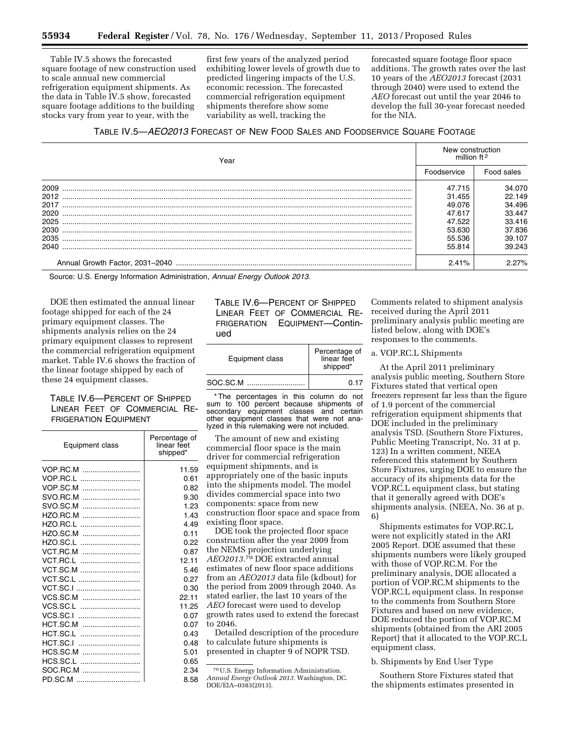Table IV.5 shows the forecasted square footage of new construction used to scale annual new commercial refrigeration equipment shipments. As the data in Table IV.5 show, forecasted square footage additions to the building stocks vary from year to year, with the first few years of the analyzed period exhibiting lower levels of growth due to predicted lingering impacts of the U.S. economic recession. The forecasted commercial refrigeration equipment shipments therefore show some variability as well, tracking the forecasted square footage floor space additions. The growth rates over the last 10 years of the *AEO2013* forecast (2031 through 2040) were used to extend the *AEO* forecast out until the year 2046 to develop the full 30-year forecast needed for the NIA.

TABLE IV.5—*AEO2013* FORECAST OF NEW FOOD SALES AND FOODSERVICE SQUARE FOOTAGE

| Year | New construction million ft² | |
|---|---|---|
| | Foodservice | Food sales |
| 2009 | 47.715 | 34.070 |
| 2012 | 31.455 | 22.149 |
| 2017 | 49.076 | 34.496 |
| 2020 | 47.617 | 33.447 |
| 2025 | 47.522 | 33.416 |
| 2030 | 53.630 | 37.836 |
| 2035 | 55.536 | 39.107 |
| 2040 | 55.814 | 39.243 |
| Annual Growth Factor, 2031–2040 | 2.41% | 2.27% |

Source: U.S. Energy Information Administration, *Annual Energy Outlook 2013*.

DOE then estimated the annual linear footage shipped for each of the 24 primary equipment classes. The shipments analysis relies on the 24 primary equipment classes to represent the commercial refrigeration equipment market. Table IV.6 shows the fraction of the linear footage shipped by each of these 24 equipment classes.

TABLE IV.6—PERCENT OF SHIPPED LINEAR FEET OF COMMERCIAL REFRIGERATION EQUIPMENT

| Equipment class | Percentage of linear feet shipped* |
|---|---|
| VOP.RC.M | 11.59 |
| VOP.RC.L | 0.61 |
| VOP.SC.M | 0.82 |
| SVO.RC.M | 9.30 |
| SVO.SC.M | 1.23 |
| HZO.RC.M | 1.43 |
| HZO.RC.L | 4.49 |
| HZO.SC.M | 0.11 |
| HZO.SC.L | 0.22 |
| VCT.RC.M | 0.87 |
| VCT.RC.L | 12.11 |
| VCT.SC.M | 5.46 |
| VCT.SC.L | 0.27 |
| VCT.SC.I | 0.30 |
| VCS.SC.M | 22.11 |
| VCS.SC.L | 11.25 |
| VCS.SC.I | 0.07 |
| HCT.SC.M | 0.07 |
| HCT.SC.L | 0.43 |
| HCT.SC.I | 0.48 |
| HCS.SC.M | 5.01 |
| HCS.SC.L | 0.65 |
| SOC.RC.M | 2.34 |
| PD.SC.M | 8.58 |
| SOC.SC.M | 0.17 |

\* The percentages in this column do not sum to 100 percent because shipments of secondary equipment classes and certain other equipment classes that were not analyzed in this rulemaking were not included.

The amount of new and existing commercial floor space is the main driver for commercial refrigeration equipment shipments, and is appropriately one of the basic inputs into the shipments model. The model divides commercial space into two components: space from new construction floor space and space from existing floor space.

DOE took the projected floor space construction after the year 2009 from the NEMS projection underlying *AEO2013*.[70] DOE extracted annual estimates of new floor space additions from an *AEO2013* data file (kdbout) for the period from 2009 through 2040. As stated earlier, the last 10 years of the *AEO* forecast were used to develop growth rates used to extend the forecast to 2046.

Detailed description of the procedure to calculate future shipments is presented in chapter 9 of NOPR TSD.

[70] U.S. Energy Information Administration. *Annual Energy Outlook 2013*. Washington, DC. DOE/EIA–0383(2013).

Comments related to shipment analysis received during the April 2011 preliminary analysis public meeting are listed below, along with DOE's responses to the comments.

a. VOP.RC.L Shipments

At the April 2011 preliminary analysis public meeting, Southern Store Fixtures stated that vertical open freezers represent far less than the figure of 1.9 percent of the commercial refrigeration equipment shipments that DOE included in the preliminary analysis TSD. (Southern Store Fixtures, Public Meeting Transcript, No. 31 at p. 123) In a written comment, NEEA referenced this statement by Southern Store Fixtures, urging DOE to ensure the accuracy of its shipments data for the VOP.RC.L equipment class, but stating that it generally agreed with DOE's shipments analysis. (NEEA, No. 36 at p. 6)

Shipments estimates for VOP.RC.L were not explicitly stated in the ARI 2005 Report. DOE assumed that these shipments numbers were likely grouped with those of VOP.RC.M. For the preliminary analysis, DOE allocated a portion of VOP.RC.M shipments to the VOP.RC.L equipment class. In response to the comments from Southern Store Fixtures and based on new evidence, DOE reduced the portion of VOP.RC.M shipments (obtained from the ARI 2005 Report) that it allocated to the VOP.RC.L equipment class.

b. Shipments by End User Type

Southern Store Fixtures stated that the shipments estimates presented in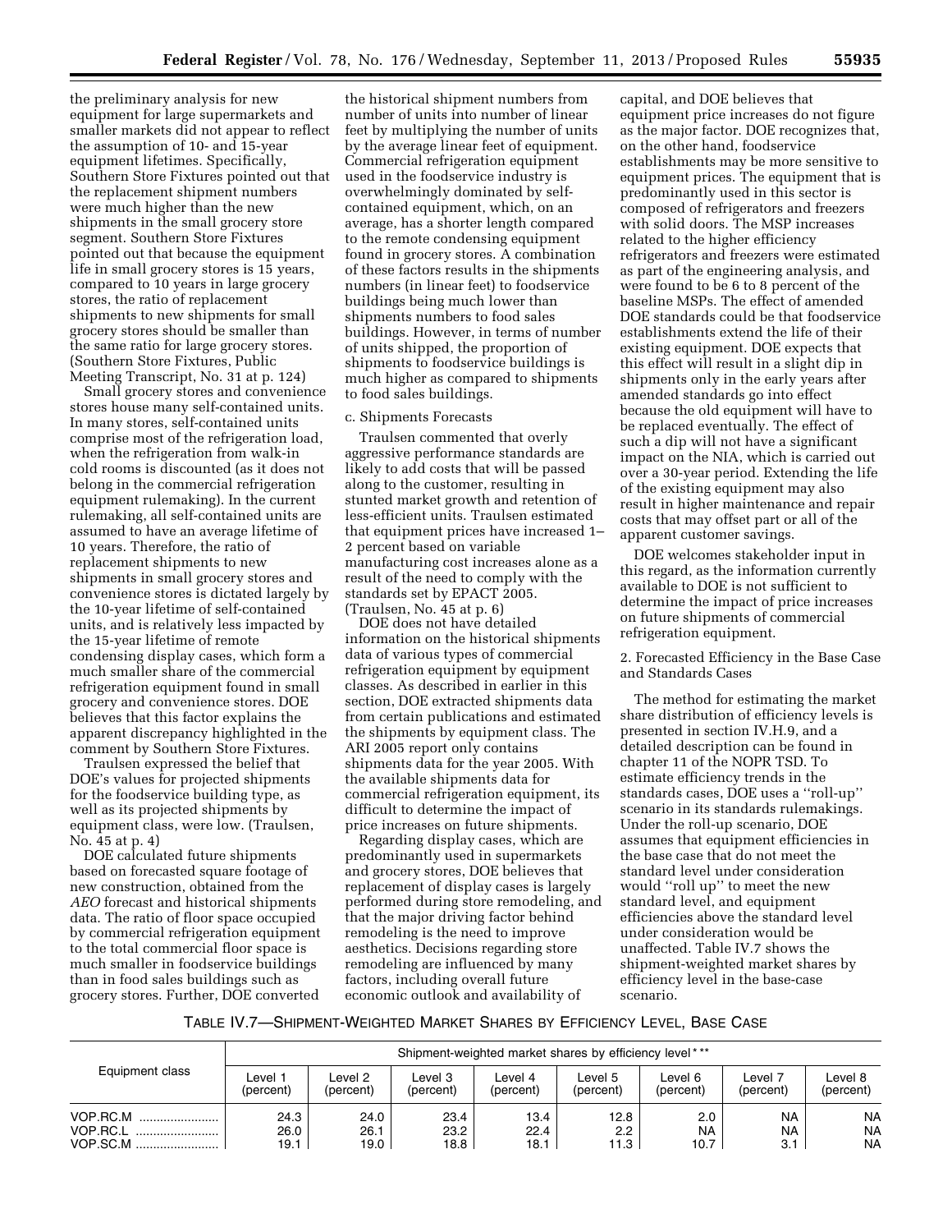the preliminary analysis for new equipment for large supermarkets and smaller markets did not appear to reflect the assumption of 10- and 15-year equipment lifetimes. Specifically, Southern Store Fixtures pointed out that the replacement shipment numbers were much higher than the new shipments in the small grocery store segment. Southern Store Fixtures pointed out that because the equipment life in small grocery stores is 15 years, compared to 10 years in large grocery stores, the ratio of replacement shipments to new shipments for small grocery stores should be smaller than the same ratio for large grocery stores. (Southern Store Fixtures, Public Meeting Transcript, No. 31 at p. 124)

Small grocery stores and convenience stores house many self-contained units. In many stores, self-contained units comprise most of the refrigeration load, when the refrigeration from walk-in cold rooms is discounted (as it does not belong in the commercial refrigeration equipment rulemaking). In the current rulemaking, all self-contained units are assumed to have an average lifetime of 10 years. Therefore, the ratio of replacement shipments to new shipments in small grocery stores and convenience stores is dictated largely by the 10-year lifetime of self-contained units, and is relatively less impacted by the 15-year lifetime of remote condensing display cases, which form a much smaller share of the commercial refrigeration equipment found in small grocery and convenience stores. DOE believes that this factor explains the apparent discrepancy highlighted in the comment by Southern Store Fixtures.

Traulsen expressed the belief that DOE's values for projected shipments for the foodservice building type, as well as its projected shipments by equipment class, were low. (Traulsen, No. 45 at p. 4)

DOE calculated future shipments based on forecasted square footage of new construction, obtained from the *AEO* forecast and historical shipments data. The ratio of floor space occupied by commercial refrigeration equipment to the total commercial floor space is much smaller in foodservice buildings than in food sales buildings such as grocery stores. Further, DOE converted the historical shipment numbers from number of units into number of linear feet by multiplying the number of units by the average linear feet of equipment. Commercial refrigeration equipment used in the foodservice industry is overwhelmingly dominated by self-contained equipment, which, on an average, has a shorter length compared to the remote condensing equipment found in grocery stores. A combination of these factors results in the shipments numbers (in linear feet) to foodservice buildings being much lower than shipments numbers to food sales buildings. However, in terms of number of units shipped, the proportion of shipments to foodservice buildings is much higher as compared to shipments to food sales buildings.

c. Shipments Forecasts

Traulsen commented that overly aggressive performance standards are likely to add costs that will be passed along to the customer, resulting in stunted market growth and retention of less-efficient units. Traulsen estimated that equipment prices have increased 1–2 percent based on variable manufacturing cost increases alone as a result of the need to comply with the standards set by EPACT 2005. (Traulsen, No. 45 at p. 6)

DOE does not have detailed information on the historical shipments data of various types of commercial refrigeration equipment by equipment classes. As described in earlier in this section, DOE extracted shipments data from certain publications and estimated the shipments by equipment class. The ARI 2005 report only contains shipments data for the year 2005. With the available shipments data for commercial refrigeration equipment, its difficult to determine the impact of price increases on future shipments.

Regarding display cases, which are predominantly used in supermarkets and grocery stores, DOE believes that replacement of display cases is largely performed during store remodeling, and that the major driving factor behind remodeling is the need to improve aesthetics. Decisions regarding store remodeling are influenced by many factors, including overall future economic outlook and availability of capital, and DOE believes that equipment price increases do not figure as the major factor. DOE recognizes that, on the other hand, foodservice establishments may be more sensitive to equipment prices. The equipment that is predominantly used in this sector is composed of refrigerators and freezers with solid doors. The MSP increases related to the higher efficiency refrigerators and freezers were estimated as part of the engineering analysis, and were found to be 6 to 8 percent of the baseline MSPs. The effect of amended DOE standards could be that foodservice establishments extend the life of their existing equipment. DOE expects that this effect will result in a slight dip in shipments only in the early years after amended standards go into effect because the old equipment will have to be replaced eventually. The effect of such a dip will not have a significant impact on the NIA, which is carried out over a 30-year period. Extending the life of the existing equipment may also result in higher maintenance and repair costs that may offset part or all of the apparent customer savings.

DOE welcomes stakeholder input in this regard, as the information currently available to DOE is not sufficient to determine the impact of price increases on future shipments of commercial refrigeration equipment.

2. Forecasted Efficiency in the Base Case and Standards Cases

The market for estimating the market share distribution of efficiency levels is presented in section IV.H.9, and a detailed description can be found in chapter 11 of the NOPR TSD. To estimate efficiency trends in the standards cases, DOE uses a ''roll-up'' scenario in its standards rulemakings. Under the roll-up scenario, DOE assumes that equipment efficiencies in the base case that do not meet the standard level under consideration would ''roll up'' to meet the new standard level, and equipment efficiencies above the standard level under consideration would be unaffected. Table IV.7 shows the shipment-weighted market shares by efficiency level in the base-case scenario.

TABLE IV.7—SHIPMENT-WEIGHTED MARKET SHARES BY EFFICIENCY LEVEL, BASE CASE

| Equipment class | Shipment-weighted market shares by efficiency level * ** | | | | | | | |
|---|---|---|---|---|---|---|---|---|
| | Level 1 (percent) | Level 2 (percent) | Level 3 (percent) | Level 4 (percent) | Level 5 (percent) | Level 6 (percent) | Level 7 (percent) | Level 8 (percent) |
| VOP.RC.M | 24.3 | 24.0 | 23.4 | 13.4 | 12.8 | 2.0 | NA | NA |
| VOP.RC.L | 26.0 | 26.1 | 23.2 | 22.4 | 2.2 | NA | NA | NA |
| VOP.SC.M | 19.1 | 19.0 | 18.8 | 18.1 | 11.3 | 10.7 | 3.1 | NA |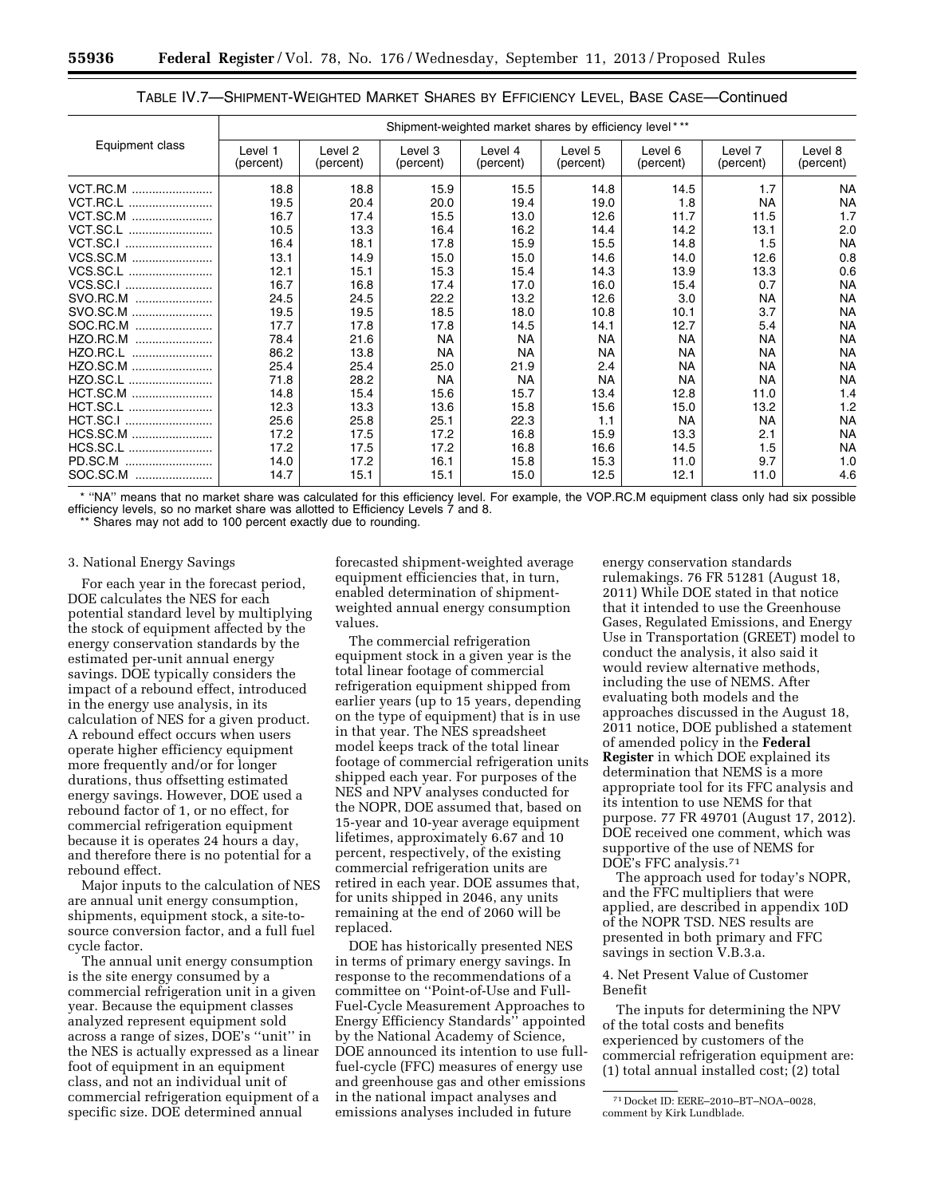TABLE IV.7—SHIPMENT-WEIGHTED MARKET SHARES BY EFFICIENCY LEVEL, BASE CASE—Continued

| Equipment class | Shipment-weighted market shares by efficiency level * ** | | | | | | | |
|---|---|---|---|---|---|---|---|---|
| | Level 1 (percent) | Level 2 (percent) | Level 3 (percent) | Level 4 (percent) | Level 5 (percent) | Level 6 (percent) | Level 7 (percent) | Level 8 (percent) |
| VCT.RC.M | 18.8 | 18.8 | 15.9 | 15.5 | 14.8 | 14.5 | 1.7 | NA |
| VCT.RC.L | 19.5 | 20.4 | 20.0 | 19.4 | 19.0 | 1.8 | NA | NA |
| VCT.SC.M | 16.7 | 17.4 | 15.5 | 13.0 | 12.6 | 11.7 | 11.5 | 1.7 |
| VCT.SC.L | 10.5 | 13.3 | 16.4 | 16.2 | 14.4 | 14.2 | 13.1 | 2.0 |
| VCT.SC.I | 16.4 | 18.1 | 17.8 | 15.9 | 15.5 | 14.8 | 1.5 | NA |
| VCS.SC.M | 13.1 | 14.9 | 15.0 | 15.0 | 14.6 | 14.0 | 12.6 | 0.8 |
| VCS.SC.L | 12.1 | 15.1 | 15.3 | 15.4 | 14.3 | 13.9 | 13.3 | 0.6 |
| VCS.SC.I | 16.7 | 16.8 | 17.4 | 17.0 | 16.0 | 15.4 | 0.7 | NA |
| SVO.RC.M | 24.5 | 24.5 | 22.2 | 13.2 | 12.6 | 3.0 | NA | NA |
| SVO.SC.M | 19.5 | 19.5 | 18.5 | 18.0 | 10.8 | 10.1 | 3.7 | NA |
| SOC.RC.M | 17.7 | 17.8 | 17.8 | 14.5 | 14.1 | 12.7 | 5.4 | NA |
| HZO.RC.M | 78.4 | 21.6 | NA | NA | NA | NA | NA | NA |
| HZO.RC.L | 86.2 | 13.8 | NA | NA | NA | NA | NA | NA |
| HZO.SC.M | 25.4 | 25.4 | 25.0 | 21.9 | 2.4 | NA | NA | NA |
| HZO.SC.L | 71.8 | 28.2 | NA | NA | NA | NA | NA | NA |
| HCT.SC.M | 14.8 | 15.4 | 15.6 | 15.7 | 13.4 | 12.8 | 11.0 | 1.4 |
| HCT.SC.L | 12.3 | 13.3 | 13.6 | 15.8 | 15.6 | 15.0 | 13.2 | 1.2 |
| HCT.SC.I | 25.6 | 25.8 | 25.1 | 22.3 | 1.1 | NA | NA | NA |
| HCS.SC.M | 17.2 | 17.5 | 17.2 | 16.8 | 15.9 | 13.3 | 2.1 | NA |
| HCS.SC.L | 17.2 | 17.5 | 17.2 | 16.8 | 16.6 | 14.5 | 1.5 | NA |
| PD.SC.M | 14.0 | 17.2 | 16.1 | 15.8 | 15.3 | 11.0 | 9.7 | 1.0 |
| SOC.SC.M | 14.7 | 15.1 | 15.1 | 15.0 | 12.5 | 12.1 | 11.0 | 4.6 |

* "NA" means that no market share was calculated for this efficiency level. For example, the VOP.RC.M equipment class only had six possible efficiency levels, so no market share was allotted to Efficiency Levels 7 and 8.

** Shares may not add to 100 percent exactly due to rounding.

3. National Energy Savings

For each year in the forecast period, DOE calculates the NES for each potential standard level by multiplying the stock of equipment affected by the energy conservation standards by the estimated per-unit annual energy savings. DOE typically considers the impact of a rebound effect, introduced in the energy use analysis, in its calculation of NES for a given product. A rebound effect occurs when users operate higher efficiency equipment more frequently and/or for longer durations, thus offsetting estimated energy savings. However, DOE used a rebound factor of 1, or no effect, for commercial refrigeration equipment because it is operates 24 hours a day, and therefore there is no potential for a rebound effect.

Major inputs to the calculation of NES are annual unit energy consumption, shipments, equipment stock, a site-to-source conversion factor, and a full fuel cycle factor.

The annual unit energy consumption is the site energy consumed by a commercial refrigeration unit in a given year. Because the equipment classes analyzed represent equipment sold across a range of sizes, DOE's "unit" in the NES is actually expressed as a linear foot of equipment in an equipment class, and not an individual unit of commercial refrigeration equipment of a specific size. DOE determined annual forecasted shipment-weighted average equipment efficiencies that, in turn, enabled determination of shipment-weighted annual energy consumption values.

The commercial refrigeration equipment stock in a given year is the total linear footage of commercial refrigeration equipment shipped from earlier years (up to 15 years, depending on the type of equipment) that is in use in that year. The NES spreadsheet model keeps track of the total linear footage of commercial refrigeration units shipped each year. For purposes of the NES and NPV analyses conducted for the NOPR, DOE assumed that, based on 15-year and 10-year average equipment lifetimes, approximately 6.67 and 10 percent, respectively, of the existing commercial refrigeration units are retired in each year. DOE assumes that, for units shipped in 2046, any units remaining at the end of 2060 will be replaced.

DOE has historically presented NES in terms of primary energy savings. In response to the recommendations of a committee on "Point-of-Use and Full-Fuel-Cycle Measurement Approaches to Energy Efficiency Standards" appointed by the National Academy of Science, DOE announced its intention to use full-fuel-cycle (FFC) measures of energy use and greenhouse gas and other emissions in the national impact analyses and emissions analyses included in future energy conservation standards rulemakings. 76 FR 51281 (August 18, 2011) While DOE stated in that notice that it intended to use the Greenhouse Gases, Regulated Emissions, and Energy Use in Transportation (GREET) model to conduct the analysis, it also said it would review alternative methods, including the use of NEMS. After evaluating both models and the approaches discussed in the August 18, 2011 notice, DOE published a statement of amended policy in the **Federal Register** in which DOE explained its determination that NEMS is a more appropriate tool for its FFC analysis and its intention to use NEMS for that purpose. 77 FR 49701 (August 17, 2012). DOE received one comment, which was supportive of the use of NEMS for DOE's FFC analysis.[71]

The approach used for today's NOPR, and the FFC multipliers that were applied, are described in appendix 10D of the NOPR TSD. NES results are presented in both primary and FFC savings in section V.B.3.a.

4. Net Present Value of Customer Benefit

The inputs for determining the NPV of the total costs and benefits experienced by customers of the commercial refrigeration equipment are: (1) total annual installed cost; (2) total

[71] Docket ID: EERE–2010–BT–NOA–0028, comment by Kirk Lundblade.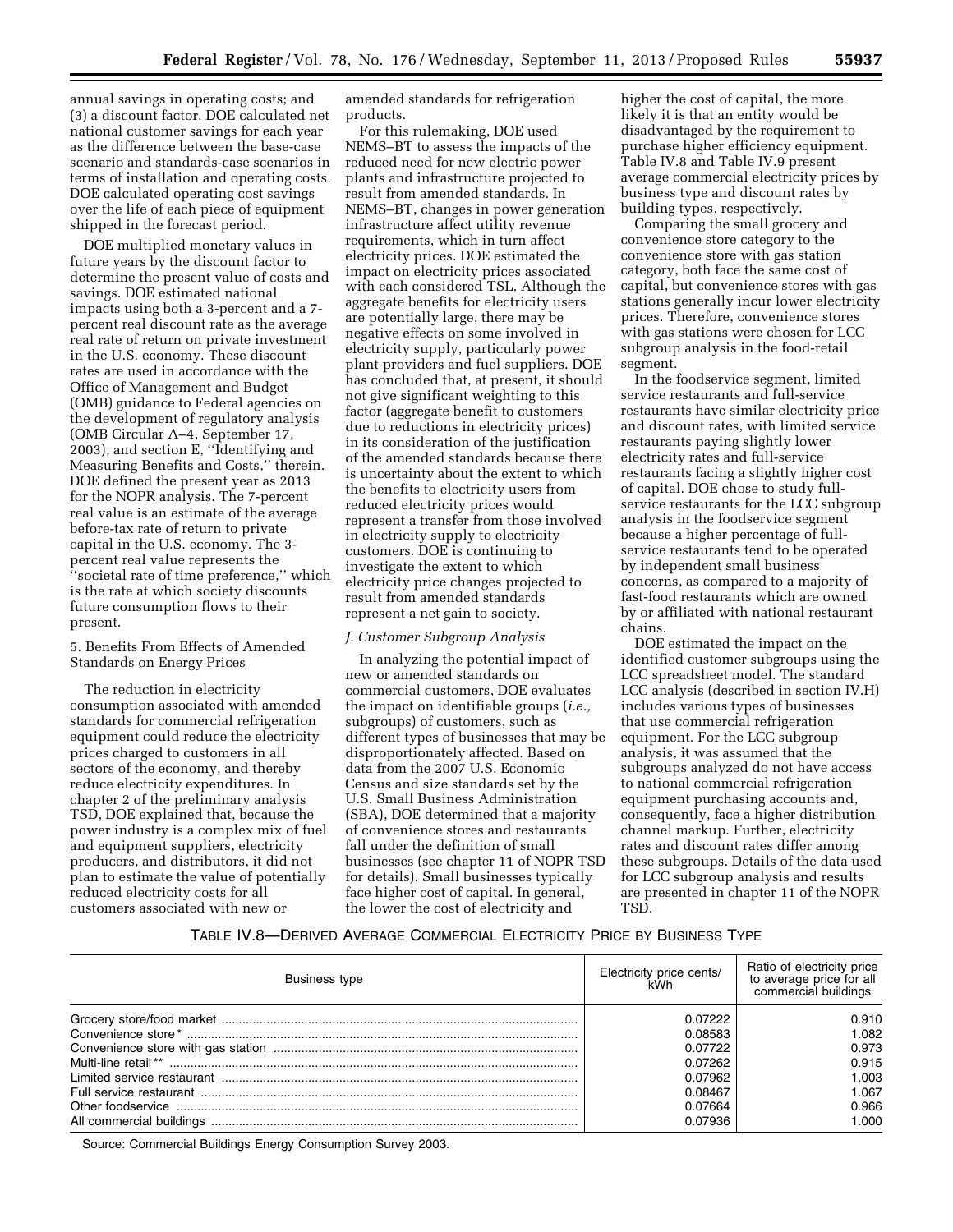annual savings in operating costs; and (3) a discount factor. DOE calculated net national customer savings for each year as the difference between the base-case scenario and standards-case scenarios in terms of installation and operating costs. DOE calculated operating cost savings over the life of each piece of equipment shipped in the forecast period.

DOE multiplied monetary values in future years by the discount factor to determine the present value of costs and savings. DOE estimated national impacts using both a 3-percent and a 7-percent real discount rate as the average real rate of return on private investment in the U.S. economy. These discount rates are used in accordance with the Office of Management and Budget (OMB) guidance to Federal agencies on the development of regulatory analysis (OMB Circular A–4, September 17, 2003), and section E, ''Identifying and Measuring Benefits and Costs,'' therein. DOE defined the present year as 2013 for the NOPR analysis. The 7-percent real value is an estimate of the average before-tax rate of return to private capital in the U.S. economy. The 3-percent real value represents the ''societal rate of time preference,'' which is the rate at which society discounts future consumption flows to their present.

5. Benefits From Effects of Amended Standards on Energy Prices

The reduction in electricity consumption associated with amended standards for commercial refrigeration equipment could reduce the electricity prices charged to customers in all sectors of the economy, and thereby reduce electricity expenditures. In chapter 2 of the preliminary analysis TSD, DOE explained that, because the power industry is a complex mix of fuel and equipment suppliers, electricity producers, and distributors, it did not plan to estimate the value of potentially reduced electricity costs for all customers associated with new or amended standards for refrigeration products.

For this rulemaking, DOE used NEMS–BT to assess the impacts of the reduced need for new electric power plants and infrastructure projected to result from amended standards. In NEMS–BT, changes in power generation infrastructure affect utility revenue requirements, which in turn affect electricity prices. DOE estimated the impact on electricity prices associated with each considered TSL. Although the aggregate benefits for electricity users are potentially large, there may be negative effects on some involved in electricity supply, particularly power plant providers and fuel suppliers. DOE has concluded that, at present, it should not give significant weighting to this factor (aggregate benefit to customers due to reductions in electricity prices) in its consideration of the justification of the amended standards because there is uncertainty about the extent to which the benefits to electricity users from reduced electricity prices would represent a transfer from those involved in electricity supply to electricity customers. DOE is continuing to investigate the extent to which electricity price changes projected to result from amended standards represent a net gain to society.

### *J. Customer Subgroup Analysis*

In analyzing the potential impact of new or amended standards on commercial customers, DOE evaluates the impact on identifiable groups (*i.e.,* subgroups) of customers, such as different types of businesses that may be disproportionately affected. Based on data from the 2007 U.S. Economic Census and size standards set by the U.S. Small Business Administration (SBA), DOE determined that a majority of convenience stores and restaurants fall under the definition of small businesses (see chapter 11 of NOPR TSD for details). Small businesses typically face higher cost of capital. In general, the lower the cost of electricity and higher the cost of capital, the more likely it is that an entity would be disadvantaged by the requirement to purchase higher efficiency equipment. Table IV.8 and Table IV.9 present average commercial electricity prices by business type and discount rates by building types, respectively.

Comparing the small grocery and convenience store category to the convenience store with gas station category, both face the same cost of capital, but convenience stores with gas stations generally incur lower electricity prices. Therefore, convenience stores with gas stations were chosen for LCC subgroup analysis in the food-retail segment.

In the foodservice segment, limited service restaurants and full-service restaurants have similar electricity price and discount rates, with limited service restaurants paying slightly lower electricity rates and full-service restaurants facing a slightly higher cost of capital. DOE chose to study full-service restaurants for the LCC subgroup analysis in the foodservice segment because a higher percentage of full-service restaurants tend to be operated by independent small business concerns, as compared to a majority of fast-food restaurants which are owned by or affiliated with national restaurant chains.

DOE estimated the impact on the identified customer subgroups using the LCC spreadsheet model. The standard LCC analysis (described in section IV.H) includes various types of businesses that use commercial refrigeration equipment. For the LCC subgroup analysis, it was assumed that the subgroups analyzed do not have access to national commercial refrigeration equipment purchasing accounts and, consequently, face a higher distribution channel markup. Further, electricity rates and discount rates differ among these subgroups. Details of the data used for LCC subgroup analysis and results are presented in chapter 11 of the NOPR TSD.

TABLE IV.8—DERIVED AVERAGE COMMERCIAL ELECTRICITY PRICE BY BUSINESS TYPE

| Business type | Electricity price cents/ kWh | Ratio of electricity price to average price for all commercial buildings |
|---|---|---|
| Grocery store/food market | 0.07222 | 0.910 |
| Convenience store * | 0.08583 | 1.082 |
| Convenience store with gas station | 0.07722 | 0.973 |
| Multi-line retail ** | 0.07262 | 0.915 |
| Limited service restaurant | 0.07962 | 1.003 |
| Full service restaurant | 0.08467 | 1.067 |
| Other foodservice | 0.07664 | 0.966 |
| All commercial buildings | 0.07936 | 1.000 |

Source: Commercial Buildings Energy Consumption Survey 2003.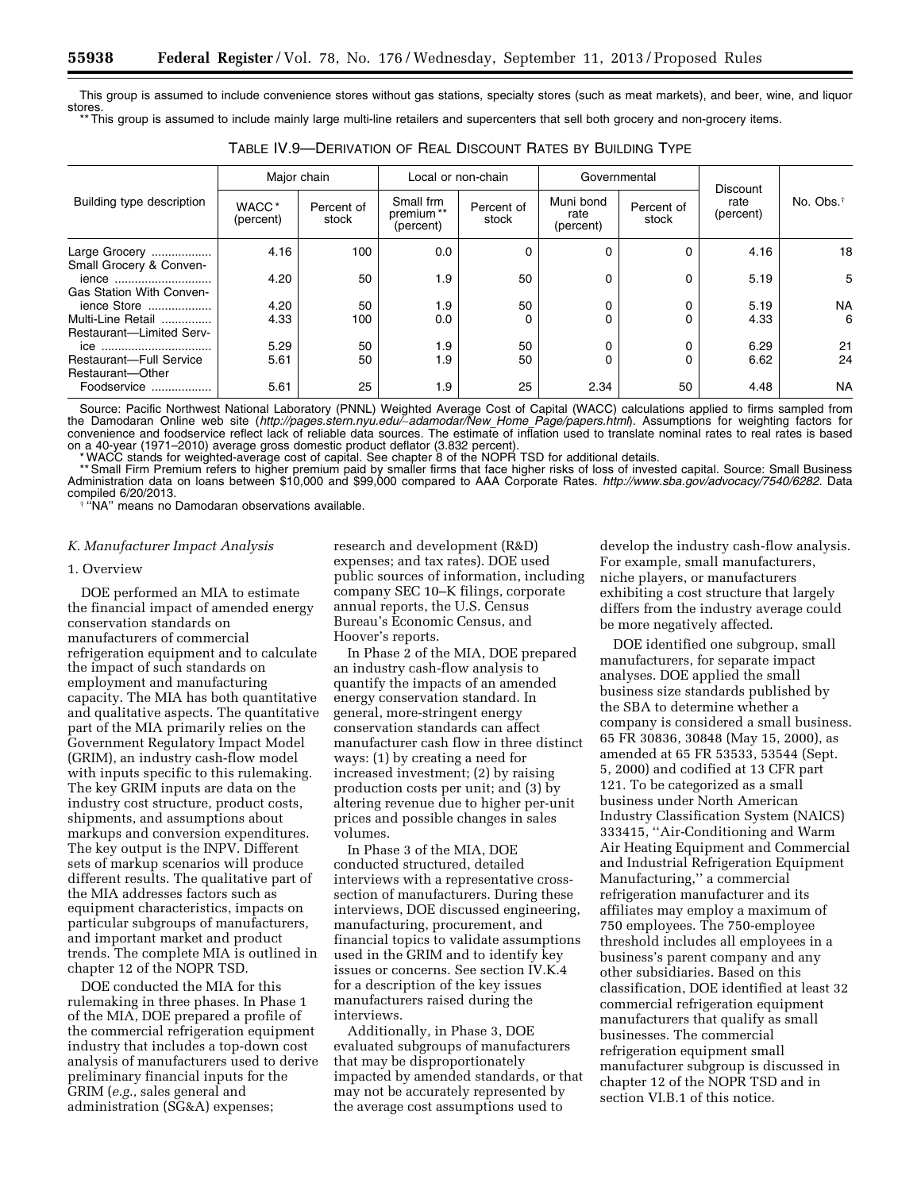This group is assumed to include convenience stores without gas stations, specialty stores (such as meat markets), and beer, wine, and liquor stores.

** This group is assumed to include mainly large multi-line retailers and supercenters that sell both grocery and non-grocery items.

TABLE IV.9—DERIVATION OF REAL DISCOUNT RATES BY BUILDING TYPE

| Building type description | Major chain | | Local or non-chain | | Governmental | | Discount rate (percent) | No. Obs.† |
|---|---|---|---|---|---|---|---|---|
| | WACC* (percent) | Percent of stock | Small frm premium** (percent) | Percent of stock | Muni bond rate (percent) | Percent of stock | | |
| Large Grocery | 4.16 | 100 | 0.0 | 0 | 0 | 0 | 4.16 | 18 |
| Small Grocery & Convenience | 4.20 | 50 | 1.9 | 50 | 0 | 0 | 5.19 | 5 |
| Gas Station With Convenience Store | 4.20 | 50 | 1.9 | 50 | 0 | 0 | 5.19 | NA |
| Multi-Line Retail | 4.33 | 100 | 0.0 | 0 | 0 | 0 | 4.33 | 6 |
| Restaurant—Limited Service | 5.29 | 50 | 1.9 | 50 | 0 | 0 | 6.29 | 21 |
| Restaurant—Full Service | 5.61 | 50 | 1.9 | 50 | 0 | 0 | 6.62 | 24 |
| Restaurant—Other Foodservice | 5.61 | 25 | 1.9 | 25 | 2.34 | 50 | 4.48 | NA |

Source: Pacific Northwest National Laboratory (PNNL) Weighted Average Cost of Capital (WACC) calculations applied to firms sampled from the Damodaran Online web site (*http://pages.stern.nyu.edu/~adamodar/New_Home_Page/papers.html*). Assumptions for weighting factors for convenience and foodservice reflect lack of reliable data sources. The estimate of inflation used to translate nominal rates to real rates is based on a 40-year (1971–2010) average gross domestic product deflator (3.832 percent).

* WACC stands for weighted-average cost of capital. See chapter 8 of the NOPR TSD for additional details.

** Small Firm Premium refers to higher premium paid by smaller firms that face higher risks of loss of invested capital. Source: Small Business Administration data on loans between $10,000 and $99,000 compared to AAA Corporate Rates. *http://www.sba.gov/advocacy/7540/6282*. Data compiled 6/20/2013.

† "NA" means no Damodaran observations available.

### *K. Manufacturer Impact Analysis*

#### 1. Overview

DOE performed an MIA to estimate the financial impact of amended energy conservation standards on manufacturers of commercial refrigeration equipment and to calculate the impact of such standards on employment and manufacturing capacity. The MIA has both quantitative and qualitative aspects. The quantitative part of the MIA primarily relies on the Government Regulatory Impact Model (GRIM), an industry cash-flow model with inputs specific to this rulemaking. The key GRIM inputs are data on the industry cost structure, product costs, shipments, and assumptions about markups and conversion expenditures. The key output is the INPV. Different sets of markup scenarios will produce different results. The qualitative part of the MIA addresses factors such as equipment characteristics, impacts on particular subgroups of manufacturers, and important market and product trends. The complete MIA is outlined in chapter 12 of the NOPR TSD.

DOE conducted the MIA for this rulemaking in three phases. In Phase 1 of the MIA, DOE prepared a profile of the commercial refrigeration equipment industry that includes a top-down cost analysis of manufacturers used to derive preliminary financial inputs for the GRIM (*e.g.,* sales general and administration (SG&A) expenses; research and development (R&D) expenses; and tax rates). DOE used public sources of information, including company SEC 10–K filings, corporate annual reports, the U.S. Census Bureau's Economic Census, and Hoover's reports.

In Phase 2 of the MIA, DOE prepared an industry cash-flow analysis to quantify the impacts of an amended energy conservation standard. In general, more-stringent energy conservation standards can affect manufacturer cash flow in three distinct ways: (1) by creating a need for increased investment; (2) by raising production costs per unit; and (3) by altering revenue due to higher per-unit prices and possible changes in sales volumes.

In Phase 3 of the MIA, DOE conducted structured, detailed interviews with a representative cross-section of manufacturers. During these interviews, DOE discussed engineering, manufacturing, procurement, and financial topics to validate assumptions used in the GRIM and to identify key issues or concerns. See section IV.K.4 for a description of the key issues manufacturers raised during the interviews.

Additionally, in Phase 3, DOE evaluated subgroups of manufacturers that may be disproportionately impacted by amended standards, or that may not be accurately represented by the average cost assumptions used to develop the industry cash-flow analysis. For example, small manufacturers, niche players, or manufacturers exhibiting a cost structure that largely differs from the industry average could be more negatively affected.

DOE identified one subgroup, small manufacturers, for separate impact analyses. DOE applied the small business size standards published by the SBA to determine whether a company is considered a small business. 65 FR 30836, 30848 (May 15, 2000), as amended at 65 FR 53533, 53544 (Sept. 5, 2000) and codified at 13 CFR part 121. To be categorized as a small business under North American Industry Classification System (NAICS) 333415, ''Air-Conditioning and Warm Air Heating Equipment and Commercial and Industrial Refrigeration Equipment Manufacturing,'' a commercial refrigeration manufacturer and its affiliates may employ a maximum of 750 employees. The 750-employee threshold includes all employees in a business's parent company and any other subsidiaries. Based on this classification, DOE identified at least 32 commercial refrigeration equipment manufacturers that qualify as small businesses. The commercial refrigeration equipment small manufacturer subgroup is discussed in chapter 12 of the NOPR TSD and in section VI.B.1 of this notice.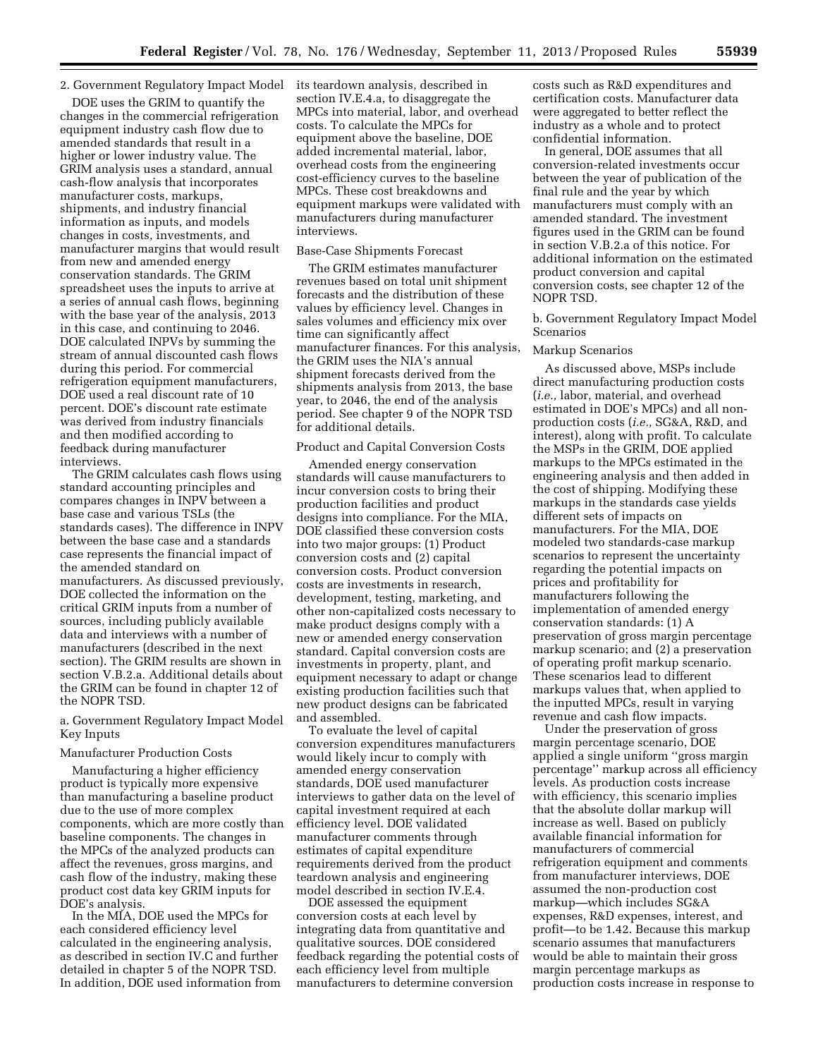2. Government Regulatory Impact Model

DOE uses the GRIM to quantify the changes in the commercial refrigeration equipment industry cash flow due to amended standards that result in a higher or lower industry value. The GRIM analysis uses a standard, annual cash-flow analysis that incorporates manufacturer costs, markups, shipments, and industry financial information as inputs, and models changes in costs, investments, and manufacturer margins that would result from new and amended energy conservation standards. The GRIM spreadsheet uses the inputs to arrive at a series of annual cash flows, beginning with the base year of the analysis, 2013 in this case, and continuing to 2046. DOE calculated INPVs by summing the stream of annual discounted cash flows during this period. For commercial refrigeration equipment manufacturers, DOE used a real discount rate of 10 percent. DOE's discount rate estimate was derived from industry financials and then modified according to feedback during manufacturer interviews.

The GRIM calculates cash flows using standard accounting principles and compares changes in INPV between a base case and various TSLs (the standards cases). The difference in INPV between the base case and a standards case represents the financial impact of the amended standard on manufacturers. As discussed previously, DOE collected the information on the critical GRIM inputs from a number of sources, including publicly available data and interviews with a number of manufacturers (described in the next section). The GRIM results are shown in section V.B.2.a. Additional details about the GRIM can be found in chapter 12 of the NOPR TSD.

a. Government Regulatory Impact Model Key Inputs

Manufacturer Production Costs

Manufacturing a higher efficiency product is typically more expensive than manufacturing a baseline product due to the use of more complex components, which are more costly than baseline components. The changes in the MPCs of the analyzed products can affect the revenues, gross margins, and cash flow of the industry, making these product cost data key GRIM inputs for DOE's analysis.

In the MIA, DOE used the MPCs for each considered efficiency level calculated in the engineering analysis, as described in section IV.C and further detailed in chapter 5 of the NOPR TSD. In addition, DOE used information from its teardown analysis, described in section IV.E.4.a, to disaggregate the MPCs into material, labor, and overhead costs. To calculate the MPCs for equipment above the baseline, DOE added incremental material, labor, overhead costs from the engineering cost-efficiency curves to the baseline MPCs. These cost breakdowns and equipment markups were validated with manufacturers during manufacturer interviews.

Base-Case Shipments Forecast

The GRIM estimates manufacturer revenues based on total unit shipment forecasts and the distribution of these values by efficiency level. Changes in sales volumes and efficiency mix over time can significantly affect manufacturer finances. For this analysis, the GRIM uses the NIA's annual shipment forecasts derived from the shipments analysis from 2013, the base year, to 2046, the end of the analysis period. See chapter 9 of the NOPR TSD for additional details.

Product and Capital Conversion Costs

Amended energy conservation standards will cause manufacturers to incur conversion costs to bring their production facilities and product designs into compliance. For the MIA, DOE classified these conversion costs into two major groups: (1) Product conversion costs and (2) capital conversion costs. Product conversion costs are investments in research, development, testing, marketing, and other non-capitalized costs necessary to make product designs comply with a new or amended energy conservation standard. Capital conversion costs are investments in property, plant, and equipment necessary to adapt or change existing production facilities such that new product designs can be fabricated and assembled.

To evaluate the level of capital conversion expenditures manufacturers would likely incur to comply with amended energy conservation standards, DOE used manufacturer interviews to gather data on the level of capital investment required at each efficiency level. DOE validated manufacturer comments through estimates of capital expenditure requirements derived from the product teardown analysis and engineering model described in section IV.E.4.

DOE assessed the equipment conversion costs at each level by integrating data from quantitative and qualitative sources. DOE considered feedback regarding the potential costs of each efficiency level from multiple manufacturers to determine conversion costs such as R&D expenditures and certification costs. Manufacturer data were aggregated to better reflect the industry as a whole and to protect confidential information.

In general, DOE assumes that all conversion-related investments occur between the year of publication of the final rule and the year by which manufacturers must comply with an amended standard. The investment figures used in the GRIM can be found in section V.B.2.a of this notice. For additional information on the estimated product conversion and capital conversion costs, see chapter 12 of the NOPR TSD.

b. Government Regulatory Impact Model Scenarios

Markup Scenarios

As discussed above, MSPs include direct manufacturing production costs (*i.e.,* labor, material, and overhead estimated in DOE's MPCs) and all non-production costs (*i.e.,* SG&A, R&D, and interest), along with profit. To calculate the MSPs in the GRIM, DOE applied markups to the MPCs estimated in the engineering analysis and then added in the cost of shipping. Modifying these markups in the standards case yields different sets of impacts on manufacturers. For the MIA, DOE modeled two standards-case markup scenarios to represent the uncertainty regarding the potential impacts on prices and profitability for manufacturers following the implementation of amended energy conservation standards: (1) A preservation of gross margin percentage markup scenario; and (2) a preservation of operating profit markup scenario. These scenarios lead to different markups values that, when applied to the inputted MPCs, result in varying revenue and cash flow impacts.

Under the preservation of gross margin percentage scenario, DOE applied a single uniform "gross margin percentage" markup across all efficiency levels. As production costs increase with efficiency, this scenario implies that the absolute dollar markup will increase as well. Based on publicly available financial information for manufacturers of commercial refrigeration equipment and comments from manufacturer interviews, DOE assumed the non-production cost markup—which includes SG&A expenses, R&D expenses, interest, and profit—to be 1.42. Because this markup scenario assumes that manufacturers would be able to maintain their gross margin percentage markups as production costs increase in response to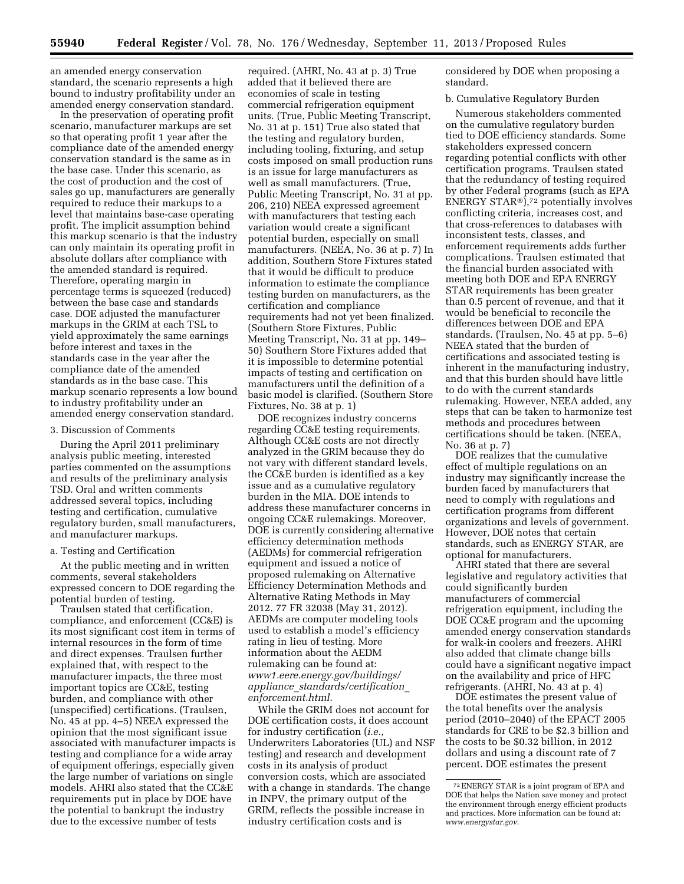an amended energy conservation standard, the scenario represents a high bound to industry profitability under an amended energy conservation standard.

In the preservation of operating profit scenario, manufacturer markups are set so that operating profit 1 year after the compliance date of the amended energy conservation standard is the same as in the base case. Under this scenario, as the cost of production and the cost of sales go up, manufacturers are generally required to reduce their markups to a level that maintains base-case operating profit. The implicit assumption behind this markup scenario is that the industry can only maintain its operating profit in absolute dollars after compliance with the amended standard is required. Therefore, operating margin in percentage terms is squeezed (reduced) between the base case and standards case. DOE adjusted the manufacturer markups in the GRIM at each TSL to yield approximately the same earnings before interest and taxes in the standards case in the year after the compliance date of the amended standards as in the base case. This markup scenario represents a low bound to industry profitability under an amended energy conservation standard.

3. Discussion of Comments

During the April 2011 preliminary analysis public meeting, interested parties commented on the assumptions and results of the preliminary analysis TSD. Oral and written comments addressed several topics, including testing and certification, cumulative regulatory burden, small manufacturers, and manufacturer markups.

a. Testing and Certification

At the public meeting and in written comments, several stakeholders expressed concern to DOE regarding the potential burden of testing.

Traulsen stated that certification, compliance, and enforcement (CC&E) is its most significant cost item in terms of internal resources in the form of time and direct expenses. Traulsen further explained that, with respect to the manufacturer impacts, the three most important topics are CC&E, testing burden, and compliance with other (unspecified) certifications. (Traulsen, No. 45 at pp. 4–5) NEEA expressed the opinion that the most significant issue associated with manufacturer impacts is testing and compliance for a wide array of equipment offerings, especially given the large number of variations on single models. AHRI also stated that the CC&E requirements put in place by DOE have the potential to bankrupt the industry due to the excessive number of tests required. (AHRI, No. 43 at p. 3) True added that it believed there are economies of scale in testing commercial refrigeration equipment units. (True, Public Meeting Transcript, No. 31 at p. 151) True also stated that the testing and regulatory burden, including tooling, fixturing, and setup costs imposed on small production runs is an issue for large manufacturers as well as small manufacturers. (True, Public Meeting Transcript, No. 31 at pp. 206, 210) NEEA expressed agreement with manufacturers that testing each variation would create a significant potential burden, especially on small manufacturers. (NEEA, No. 36 at p. 7) In addition, Southern Store Fixtures stated that it would be difficult to produce information to estimate the compliance testing burden on manufacturers, as the certification and compliance requirements had not yet been finalized. (Southern Store Fixtures, Public Meeting Transcript, No. 31 at pp. 149–50) Southern Store Fixtures added that it is impossible to determine potential impacts of testing and certification on manufacturers until the definition of a basic model is clarified. (Southern Store Fixtures, No. 38 at p. 1)

DOE recognizes industry concerns regarding CC&E testing requirements. Although CC&E costs are not directly analyzed in the GRIM because they do not vary with different standard levels, the CC&E burden is identified as a key issue and as a cumulative regulatory burden in the MIA. DOE intends to address these manufacturer concerns in ongoing CC&E rulemakings. Moreover, DOE is currently considering alternative efficiency determination methods (AEDMs) for commercial refrigeration equipment and issued a notice of proposed rulemaking on Alternative Efficiency Determination Methods and Alternative Rating Methods in May 2012. 77 FR 32038 (May 31, 2012). AEDMs are computer modeling tools used to establish a model's efficiency rating in lieu of testing. More information about the AEDM rulemaking can be found at: *www1.eere.energy.gov/buildings/appliance_standards/certification_enforcement.html.*

While the GRIM does not account for DOE certification costs, it does account for industry certification (*i.e.,* Underwriters Laboratories (UL) and NSF testing) and research and development costs in its analysis of product conversion costs, which are associated with a change in standards. The change in INPV, the primary output of the GRIM, reflects the possible increase in industry certification costs and is considered by DOE when proposing a standard.

b. Cumulative Regulatory Burden

Numerous stakeholders commented on the cumulative regulatory burden tied to DOE efficiency standards. Some stakeholders expressed concern regarding potential conflicts with other certification programs. Traulsen stated that the redundancy of testing required by other Federal programs (such as EPA ENERGY STAR®),[72] potentially involves conflicting criteria, increases cost, and that cross-references to databases with inconsistent tests, classes, and enforcement requirements adds further complications. Traulsen estimated that the financial burden associated with meeting both DOE and EPA ENERGY STAR requirements has been greater than 0.5 percent of revenue, and that it would be beneficial to reconcile the differences between DOE and EPA standards. (Traulsen, No. 45 at pp. 5–6) NEEA stated that the burden of certifications and associated testing is inherent in the manufacturing industry, and that this burden should have little to do with the current standards rulemaking. However, NEEA added, any steps that can be taken to harmonize test methods and procedures between certifications should be taken. (NEEA, No. 36 at p. 7)

DOE realizes that the cumulative effect of multiple regulations on an industry may significantly increase the burden faced by manufacturers that need to comply with regulations and certification programs from different organizations and levels of government. However, DOE notes that certain standards, such as ENERGY STAR, are optional for manufacturers.

AHRI stated that there are several legislative and regulatory activities that could significantly burden manufacturers of commercial refrigeration equipment, including the DOE CC&E program and the upcoming amended energy conservation standards for walk-in coolers and freezers. AHRI also added that climate change bills could have a significant negative impact on the availability and price of HFC refrigerants. (AHRI, No. 43 at p. 4)

DOE estimates the present value of the total benefits over the analysis period (2010–2040) of the EPACT 2005 standards for CRE to be $2.3 billion and the costs to be $0.32 billion, in 2012 dollars and using a discount rate of 7 percent. DOE estimates the present

[72] ENERGY STAR is a joint program of EPA and DOE that helps the Nation save money and protect the environment through energy efficient products and practices. More information can be found at: *www.energystar.gov.*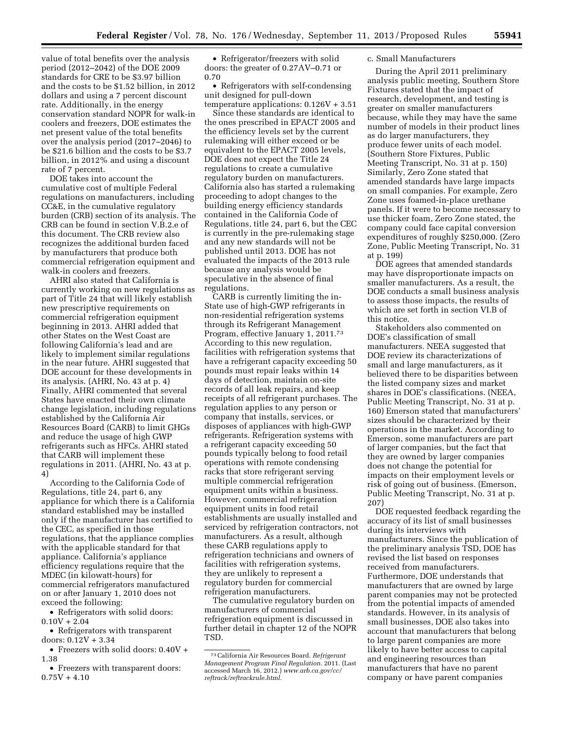value of total benefits over the analysis period (2012–2042) of the DOE 2009 standards for CRE to be $3.97 billion and the costs to be $1.52 billion, in 2012 dollars and using a 7 percent discount rate. Additionally, in the energy conservation standard NOPR for walk-in coolers and freezers, DOE estimates the net present value of the total benefits over the analysis period (2017–2046) to be $21.6 billion and the costs to be $3.7 billion, in 2012% and using a discount rate of 7 percent.

DOE takes into account the cumulative cost of multiple Federal regulations on manufacturers, including CC&E, in the cumulative regulatory burden (CRB) section of its analysis. The CRB can be found in section V.B.2.e of this document. The CRB review also recognizes the additional burden faced by manufacturers that produce both commercial refrigeration equipment and walk-in coolers and freezers.

AHRI also stated that California is currently working on new regulations as part of Title 24 that will likely establish new prescriptive requirements on commercial refrigeration equipment beginning in 2013. AHRI added that other States on the West Coast are following California's lead and are likely to implement similar regulations in the near future. AHRI suggested that DOE account for these developments in its analysis. (AHRI, No. 43 at p. 4) Finally, AHRI commented that several States have enacted their own climate change legislation, including regulations established by the California Air Resources Board (CARB) to limit GHGs and reduce the usage of high GWP refrigerants such as HFCs. AHRI stated that CARB will implement these regulations in 2011. (AHRI, No. 43 at p. 4)

According to the California Code of Regulations, title 24, part 6, any appliance for which there is a California standard established may be installed only if the manufacturer has certified to the CEC, as specified in those regulations, that the appliance complies with the applicable standard for that appliance. California's appliance efficiency regulations require that the MDEC (in kilowatt-hours) for commercial refrigerators manufactured on or after January 1, 2010 does not exceed the following:

- Refrigerators with solid doors: 0.10V + 2.04
- Refrigerators with transparent doors: 0.12V + 3.34
- Freezers with solid doors: 0.40V + 1.38
- Freezers with transparent doors: 0.75V + 4.10
- Refrigerator/freezers with solid doors: the greater of 0.27AV–0.71 or 0.70
- Refrigerators with self-condensing unit designed for pull-down temperature applications: 0.126V + 3.51

Since these standards are identical to the ones prescribed in EPACT 2005 and the efficiency levels set by the current rulemaking will either exceed or be equivalent to the EPACT 2005 levels, DOE does not expect the Title 24 regulations to create a cumulative regulatory burden on manufacturers. California also has started a rulemaking proceeding to adopt changes to the building energy efficiency standards contained in the California Code of Regulations, title 24, part 6, but the CEC is currently in the pre-rulemaking stage and any new standards will not be published until 2013. DOE has not evaluated the impacts of the 2013 rule because any analysis would be speculative in the absence of final regulations.

CARB is currently limiting the in-State use of high-GWP refrigerants in non-residential refrigeration systems through its Refrigerant Management Program, effective January 1, 2011.[73] According to this new regulation, facilities with refrigeration systems that have a refrigerant capacity exceeding 50 pounds must repair leaks within 14 days of detection, maintain on-site records of all leak repairs, and keep receipts of all refrigerant purchases. The regulation applies to any person or company that installs, services, or disposes of appliances with high-GWP refrigerants. Refrigeration systems with a refrigerant capacity exceeding 50 pounds typically belong to food retail operations with remote condensing racks that store refrigerant serving multiple commercial refrigeration equipment units within a business. However, commercial refrigeration equipment units in food retail establishments are usually installed and serviced by refrigeration contractors, not manufacturers. As a result, although these CARB regulations apply to refrigeration technicians and owners of facilities with refrigeration systems, they are unlikely to represent a regulatory burden for commercial refrigeration manufacturers.

The cumulative regulatory burden on manufacturers of commercial refrigeration equipment is discussed in further detail in chapter 12 of the NOPR TSD.

[73] California Air Resources Board. *Refrigerant Management Program Final Regulation.* 2011. (Last accessed March 16, 2012.) *www.arb.ca.gov/cc/reftrack/reftrackrule.html.*

c. Small Manufacturers

During the April 2011 preliminary analysis public meeting, Southern Store Fixtures stated that the impact of research, development, and testing is greater on smaller manufacturers because, while they may have the same number of models in their product lines as do larger manufacturers, they produce fewer units of each model. (Southern Store Fixtures, Public Meeting Transcript, No. 31 at p. 150) Similarly, Zero Zone stated that amended standards have large impacts on small companies. For example, Zero Zone uses foamed-in-place urethane panels. If it were to become necessary to use thicker foam, Zero Zone stated, the company could face capital conversion expenditures of roughly $250,000. (Zero Zone, Public Meeting Transcript, No. 31 at p. 199)

DOE agrees that amended standards may have disproportionate impacts on smaller manufacturers. As a result, the DOE conducts a small business analysis to assess those impacts, the results of which are set forth in section VI.B of this notice.

Stakeholders also commented on DOE's classification of small manufacturers. NEEA suggested that DOE review its characterizations of small and large manufacturers, as it believed there to be disparities between the listed company sizes and market shares in DOE's classifications. (NEEA, Public Meeting Transcript, No. 31 at p. 160) Emerson stated that manufacturers' sizes should be characterized by their operations in the market. According to Emerson, some manufacturers are part of larger companies, but the fact that they are owned by larger companies does not change the potential for impacts on their employment levels or risk of going out of business. (Emerson, Public Meeting Transcript, No. 31 at p. 207)

DOE requested feedback regarding the accuracy of its list of small businesses during its interviews with manufacturers. Since the publication of the preliminary analysis TSD, DOE has revised the list based on responses received from manufacturers. Furthermore, DOE understands that manufacturers that are owned by large parent companies may not be protected from the potential impacts of amended standards. However, in its analysis of small businesses, DOE also takes into account that manufacturers that belong to large parent companies are more likely to have better access to capital and engineering resources than manufacturers that have no parent company or have parent companies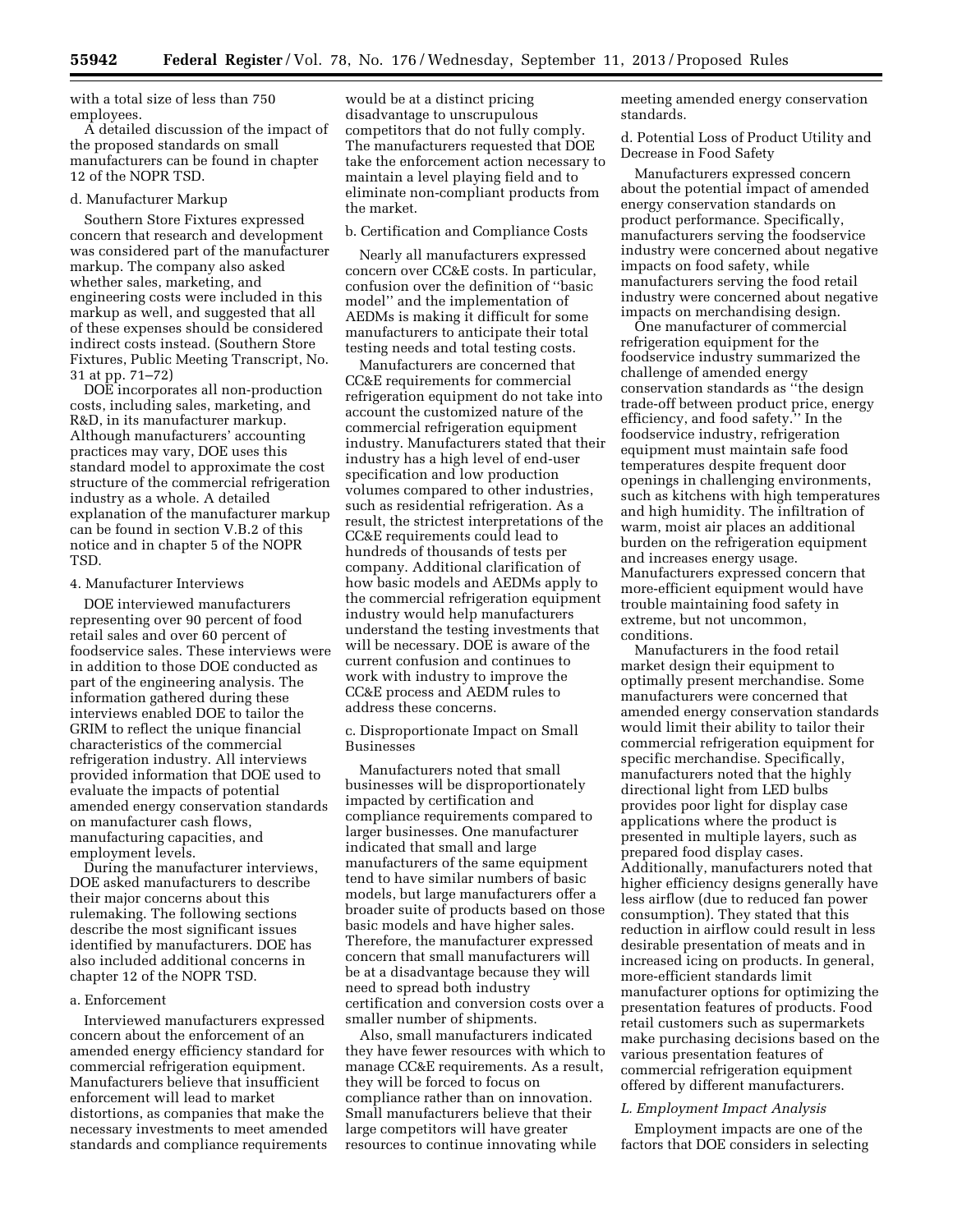with a total size of less than 750 employees.

A detailed discussion of the impact of the proposed standards on small manufacturers can be found in chapter 12 of the NOPR TSD.

d. Manufacturer Markup

Southern Store Fixtures expressed concern that research and development was considered part of the manufacturer markup. The company also asked whether sales, marketing, and engineering costs were included in this markup as well, and suggested that all of these expenses should be considered indirect costs instead. (Southern Store Fixtures, Public Meeting Transcript, No. 31 at pp. 71–72)

DOE incorporates all non-production costs, including sales, marketing, and R&D, in its manufacturer markup. Although manufacturers' accounting practices may vary, DOE uses this standard model to approximate the cost structure of the commercial refrigeration industry as a whole. A detailed explanation of the manufacturer markup can be found in section V.B.2 of this notice and in chapter 5 of the NOPR TSD.

4. Manufacturer Interviews

DOE interviewed manufacturers representing over 90 percent of food retail sales and over 60 percent of foodservice sales. These interviews were in addition to those DOE conducted as part of the engineering analysis. The information gathered during these interviews enabled DOE to tailor the GRIM to reflect the unique financial characteristics of the commercial refrigeration industry. All interviews provided information that DOE used to evaluate the impacts of potential amended energy conservation standards on manufacturer cash flows, manufacturing capacities, and employment levels.

During the manufacturer interviews, DOE asked manufacturers to describe their major concerns about this rulemaking. The following sections describe the most significant issues identified by manufacturers. DOE has also included additional concerns in chapter 12 of the NOPR TSD.

a. Enforcement

Interviewed manufacturers expressed concern about the enforcement of an amended energy efficiency standard for commercial refrigeration equipment. Manufacturers believe that insufficient enforcement will lead to market distortions, as companies that make the necessary investments to meet amended standards and compliance requirements would be at a distinct pricing disadvantage to unscrupulous competitors that do not fully comply. The manufacturers requested that DOE take the enforcement action necessary to maintain a level playing field and to eliminate non-compliant products from the market.

b. Certification and Compliance Costs

Nearly all manufacturers expressed concern over CC&E costs. In particular, confusion over the definition of ''basic model'' and the implementation of AEDMs is making it difficult for some manufacturers to anticipate their total testing needs and total testing costs.

Manufacturers are concerned that CC&E requirements for commercial refrigeration equipment do not take into account the customized nature of the commercial refrigeration equipment industry. Manufacturers stated that their industry has a high level of end-user specification and low production volumes compared to other industries, such as residential refrigeration. As a result, the strictest interpretations of the CC&E requirements could lead to hundreds of thousands of tests per company. Additional clarification of how basic models and AEDMs apply to the commercial refrigeration equipment industry would help manufacturers understand the testing investments that will be necessary. DOE is aware of the current confusion and continues to work with industry to improve the CC&E process and AEDM rules to address these concerns.

c. Disproportionate Impact on Small Businesses

Manufacturers noted that small businesses will be disproportionately impacted by certification and compliance requirements compared to larger businesses. One manufacturer indicated that small and large manufacturers of the same equipment tend to have similar numbers of basic models, but large manufacturers offer a broader suite of products based on those basic models and have higher sales. Therefore, the manufacturer expressed concern that small manufacturers will be at a disadvantage because they will need to spread both industry certification and conversion costs over a smaller number of shipments.

Also, small manufacturers indicated they have fewer resources with which to manage CC&E requirements. As a result, they will be forced to focus on compliance rather than on innovation. Small manufacturers believe that their large competitors will have greater resources to continue innovating while meeting amended energy conservation standards.

d. Potential Loss of Product Utility and Decrease in Food Safety

Manufacturers expressed concern about the potential impact of amended energy conservation standards on product performance. Specifically, manufacturers serving the foodservice industry were concerned about negative impacts on food safety, while manufacturers serving the food retail industry were concerned about negative impacts on merchandising design.

One manufacturer of commercial refrigeration equipment for the foodservice industry summarized the challenge of amended energy conservation standards as ''the design trade-off between product price, energy efficiency, and food safety.'' In the foodservice industry, refrigeration equipment must maintain safe food temperatures despite frequent door openings in challenging environments, such as kitchens with high temperatures and high humidity. The infiltration of warm, moist air places an additional burden on the refrigeration equipment and increases energy usage. Manufacturers expressed concern that more-efficient equipment would have trouble maintaining food safety in extreme, but not uncommon, conditions.

Manufacturers in the food retail market design their equipment to optimally present merchandise. Some manufacturers were concerned that amended energy conservation standards would limit their ability to tailor their commercial refrigeration equipment for specific merchandise. Specifically, manufacturers noted that the highly directional light from LED bulbs provides poor light for display case applications where the product is presented in multiple layers, such as prepared food display cases. Additionally, manufacturers noted that higher efficiency designs generally have less airflow (due to reduced fan power consumption). They stated that this reduction in airflow could result in less desirable presentation of meats and in increased icing on products. In general, more-efficient standards limit manufacturer options for optimizing the presentation features of products. Food retail customers such as supermarkets make purchasing decisions based on the various presentation features of commercial refrigeration equipment offered by different manufacturers.

### *L. Employment Impact Analysis*

Employment impacts are one of the factors that DOE considers in selecting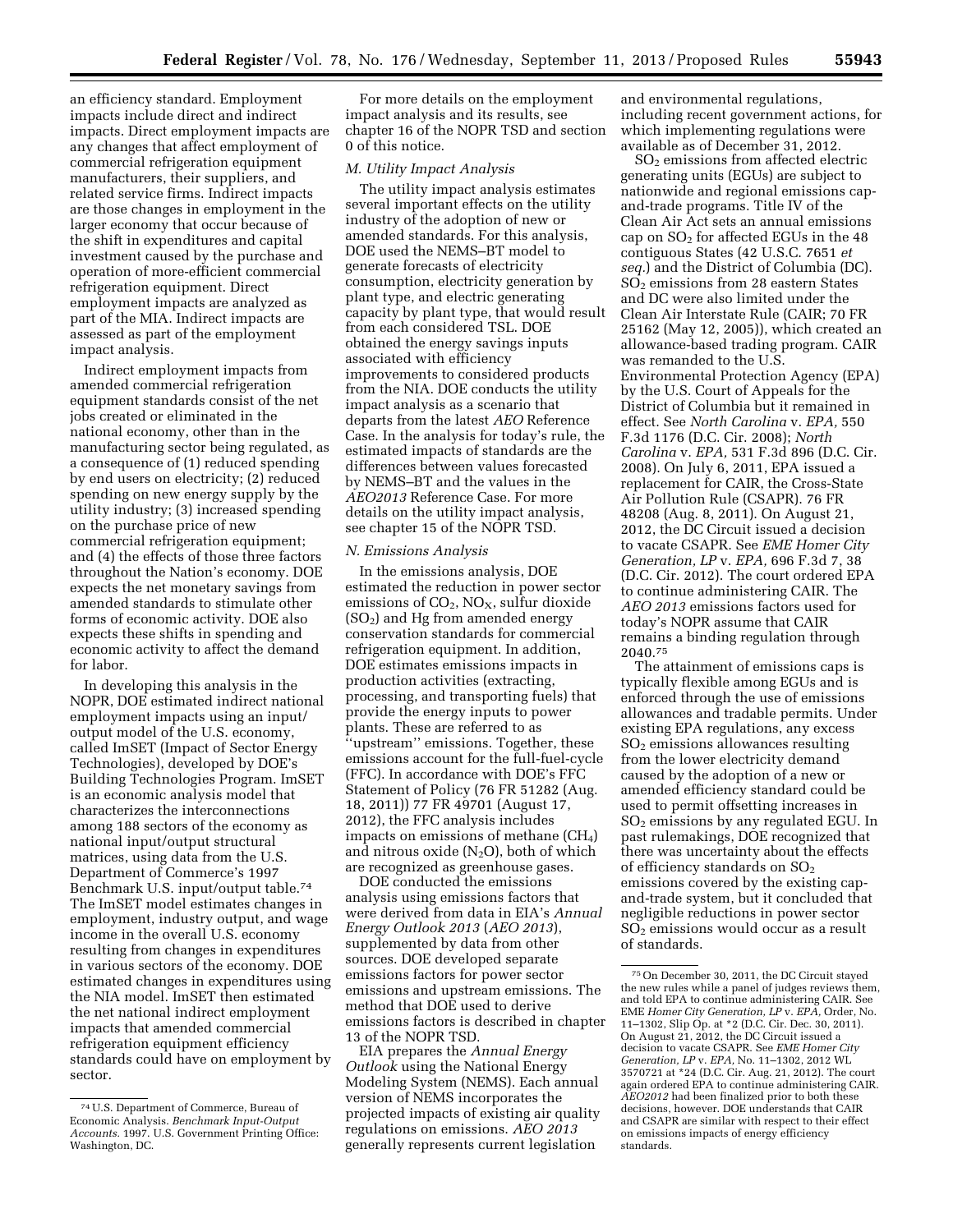an efficiency standard. Employment impacts include direct and indirect impacts. Direct employment impacts are any changes that affect employment of commercial refrigeration equipment manufacturers, their suppliers, and related service firms. Indirect impacts are those changes in employment in the larger economy that occur because of the shift in expenditures and capital investment caused by the purchase and operation of more-efficient commercial refrigeration equipment. Direct employment impacts are analyzed as part of the MIA. Indirect impacts are assessed as part of the employment impact analysis.

Indirect employment impacts from amended commercial refrigeration equipment standards consist of the net jobs created or eliminated in the national economy, other than in the manufacturing sector being regulated, as a consequence of (1) reduced spending by end users on electricity; (2) reduced spending on new energy supply by the utility industry; (3) increased spending on the purchase price of new commercial refrigeration equipment; and (4) the effects of those three factors throughout the Nation's economy. DOE expects the net monetary savings from amended standards to stimulate other forms of economic activity. DOE also expects these shifts in spending and economic activity to affect the demand for labor.

In developing this analysis in the NOPR, DOE estimated indirect national employment impacts using an input/output model of the U.S. economy, called ImSET (Impact of Sector Energy Technologies), developed by DOE's Building Technologies Program. ImSET is an economic analysis model that characterizes the interconnections among 188 sectors of the economy as national input/output structural matrices, using data from the U.S. Department of Commerce's 1997 Benchmark U.S. input/output table.[74] The ImSET model estimates changes in employment, industry output, and wage income in the overall U.S. economy resulting from changes in expenditures in various sectors of the economy. DOE estimated changes in expenditures using the NIA model. ImSET then estimated the net national indirect employment impacts that amended commercial refrigeration equipment efficiency standards could have on employment by sector.

For more details on the employment impact analysis and its results, see chapter 16 of the NOPR TSD and section 0 of this notice.

### *M. Utility Impact Analysis*

The utility impact analysis estimates several important effects on the utility industry of the adoption of new or amended standards. For this analysis, DOE used the NEMS–BT model to generate forecasts of electricity consumption, electricity generation by plant type, and electric generating capacity by plant type, that would result from each considered TSL. DOE obtained the energy savings inputs associated with efficiency improvements to considered products from the NIA. DOE conducts the utility impact analysis as a scenario that departs from the latest *AEO* Reference Case. In the analysis for today's rule, the estimated impacts of standards are the differences between values forecasted by NEMS–BT and the values in the *AEO2013* Reference Case. For more details on the utility impact analysis, see chapter 15 of the NOPR TSD.

### *N. Emissions Analysis*

In the emissions analysis, DOE estimated the reduction in power sector emissions of $CO_2$, $NO_X$, sulfur dioxide ($SO_2$) and Hg from amended energy conservation standards for commercial refrigeration equipment. In addition, DOE estimates emissions impacts in production activities (extracting, processing, and transporting fuels) that provide the energy inputs to power plants. These are referred to as "upstream" emissions. Together, these emissions account for the full-fuel-cycle (FFC). In accordance with DOE's FFC Statement of Policy (76 FR 51282 (Aug. 18, 2011)) 77 FR 49701 (August 17, 2012), the FFC analysis includes impacts on emissions of methane ($CH_4$) and nitrous oxide ($N_2O$), both of which are recognized as greenhouse gases.

DOE conducted the emissions analysis using emissions factors that were derived from data in EIA's *Annual Energy Outlook 2013* (*AEO 2013*), supplemented by data from other sources. DOE developed separate emissions factors for power sector emissions and upstream emissions. The method that DOE used to derive emissions factors is described in chapter 13 of the NOPR TSD.

EIA prepares the *Annual Energy Outlook* using the National Energy Modeling System (NEMS). Each annual version of NEMS incorporates the projected impacts of existing air quality regulations on emissions. *AEO 2013* generally represents current legislation and environmental regulations, including recent government actions, for which implementing regulations were available as of December 31, 2012.

$SO_2$ emissions from affected electric generating units (EGUs) are subject to nationwide and regional emissions cap-and-trade programs. Title IV of the Clean Air Act sets an annual emissions cap on $SO_2$ for affected EGUs in the 48 contiguous States (42 U.S.C. 7651 *et seq.*) and the District of Columbia (DC). $SO_2$ emissions from 28 eastern States and DC were also limited under the Clean Air Interstate Rule (CAIR; 70 FR 25162 (May 12, 2005)), which created an allowance-based trading program. CAIR was remanded to the U.S. Environmental Protection Agency (EPA) by the U.S. Court of Appeals for the District of Columbia but it remained in effect. See *North Carolina* v. *EPA,* 550 F.3d 1176 (D.C. Cir. 2008); *North Carolina* v. *EPA,* 531 F.3d 896 (D.C. Cir. 2008). On July 6, 2011, EPA issued a replacement for CAIR, the Cross-State Air Pollution Rule (CSAPR). 76 FR 48208 (Aug. 8, 2011). On August 21, 2012, the DC Circuit issued a decision to vacate CSAPR. See *EME Homer City Generation, LP* v. *EPA,* 696 F.3d 7, 38 (D.C. Cir. 2012). The court ordered EPA to continue administering CAIR. The *AEO 2013* emissions factors used for today's NOPR assume that CAIR remains a binding regulation through 2040.[75]

The attainment of emissions caps is typically flexible among EGUs and is enforced through the use of emissions allowances and tradable permits. Under existing EPA regulations, any excess $SO_2$ emissions allowances resulting from the lower electricity demand caused by the adoption of a new or amended efficiency standard could be used to permit offsetting increases in $SO_2$ emissions by any regulated EGU. In past rulemakings, DOE recognized that there was uncertainty about the effects of efficiency standards on $SO_2$ emissions covered by the existing cap-and-trade system, but it concluded that negligible reductions in power sector $SO_2$ emissions would occur as a result of standards.

---

[74] U.S. Department of Commerce, Bureau of Economic Analysis. *Benchmark Input-Output Accounts.* 1997. U.S. Government Printing Office: Washington, DC.

[75] On December 30, 2011, the DC Circuit stayed the new rules while a panel of judges reviews them, and told EPA to continue administering CAIR. See EME *Homer City Generation, LP* v. *EPA,* Order, No. 11–1302, Slip Op. at *2 (D.C. Cir. Dec. 30, 2011). On August 21, 2012, the DC Circuit issued a decision to vacate CSAPR. See *EME Homer City Generation, LP* v. *EPA,* No. 11–1302, 2012 WL 3570721 at *24 (D.C. Cir. Aug. 21, 2012). The court again ordered EPA to continue administering CAIR. *AEO2012* had been finalized prior to both these decisions, however. DOE understands that CAIR and CSAPR are similar with respect to their effect on emissions impacts of energy efficiency standards.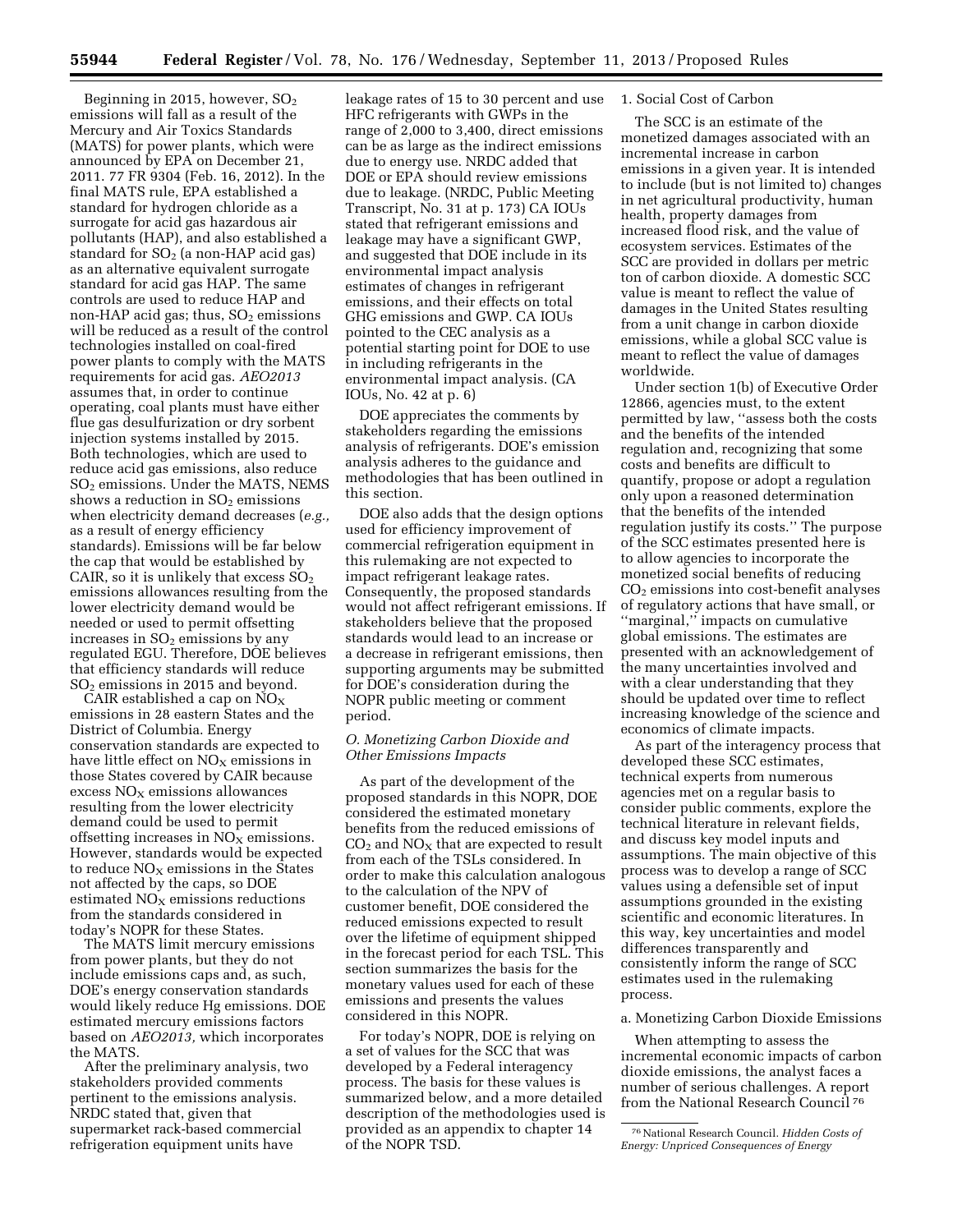Beginning in 2015, however, $SO_2$ emissions will fall as a result of the Mercury and Air Toxics Standards (MATS) for power plants, which were announced by EPA on December 21, 2011. 77 FR 9304 (Feb. 16, 2012). In the final MATS rule, EPA established a standard for hydrogen chloride as a surrogate for acid gas hazardous air pollutants (HAP), and also established a standard for $SO_2$ (a non-HAP acid gas) as an alternative equivalent surrogate standard for acid gas HAP. The same controls are used to reduce HAP and non-HAP acid gas; thus, $SO_2$ emissions will be reduced as a result of the control technologies installed on coal-fired power plants to comply with the MATS requirements for acid gas. *AEO2013* assumes that, in order to continue operating, coal plants must have either flue gas desulfurization or dry sorbent injection systems installed by 2015. Both technologies, which are used to reduce acid gas emissions, also reduce $SO_2$ emissions. Under the MATS, NEMS shows a reduction in $SO_2$ emissions when electricity demand decreases (*e.g.,* as a result of energy efficiency standards). Emissions will be far below the cap that would be established by CAIR, so it is unlikely that excess $SO_2$ emissions allowances resulting from the lower electricity demand would be needed or used to permit offsetting increases in $SO_2$ emissions by any regulated EGU. Therefore, DOE believes that efficiency standards will reduce $SO_2$ emissions in 2015 and beyond.

CAIR established a cap on $NO_X$ emissions in 28 eastern States and the District of Columbia. Energy conservation standards are expected to have little effect on $NO_X$ emissions in those States covered by CAIR because excess $NO_X$ emissions allowances resulting from the lower electricity demand could be used to permit offsetting increases in $NO_X$ emissions. However, standards would be expected to reduce $NO_X$ emissions in the States not affected by the caps, so DOE estimated $NO_X$ emissions reductions from the standards considered in today's NOPR for these States.

The MATS limit mercury emissions from power plants, but they do not include emissions caps and, as such, DOE's energy conservation standards would likely reduce Hg emissions. DOE estimated mercury emissions factors based on *AEO2013,* which incorporates the MATS.

After the preliminary analysis, two stakeholders provided comments pertinent to the emissions analysis. NRDC stated that, given that supermarket rack-based commercial refrigeration equipment units have leakage rates of 15 to 30 percent and use HFC refrigerants with GWPs in the range of 2,000 to 3,400, direct emissions can be as large as the indirect emissions due to energy use. NRDC added that DOE or EPA should review emissions due to leakage. (NRDC, Public Meeting Transcript, No. 31 at p. 173) CA IOUs stated that refrigerant emissions and leakage may have a significant GWP, and suggested that DOE include in its environmental impact analysis estimates of changes in refrigerant emissions, and their effects on total GHG emissions and GWP. CA IOUs pointed to the CEC analysis as a potential starting point for DOE to use in including refrigerants in the environmental impact analysis. (CA IOUs, No. 42 at p. 6)

DOE appreciates the comments by stakeholders regarding the emissions analysis of refrigerants. DOE's emission analysis adheres to the guidance and methodologies that has been outlined in this section.

DOE also adds that the design options used for efficiency improvement of commercial refrigeration equipment in this rulemaking are not expected to impact refrigerant leakage rates. Consequently, the proposed standards would not affect refrigerant emissions. If stakeholders believe that the proposed standards would lead to an increase or a decrease in refrigerant emissions, then supporting arguments may be submitted for DOE's consideration during the NOPR public meeting or comment period.

### *O. Monetizing Carbon Dioxide and Other Emissions Impacts*

As part of the development of the proposed standards in this NOPR, DOE considered the estimated monetary benefits from the reduced emissions of $CO_2$ and $NO_X$ that are expected to result from each of the TSLs considered. In order to make this calculation analogous to the calculation of the NPV of customer benefit, DOE considered the reduced emissions expected to result over the lifetime of equipment shipped in the forecast period for each TSL. This section summarizes the basis for the monetary values used for each of these emissions and presents the values considered in this NOPR.

For today's NOPR, DOE is relying on a set of values for the SCC that was developed by a Federal interagency process. The basis for these values is summarized below, and a more detailed description of the methodologies used is provided as an appendix to chapter 14 of the NOPR TSD.

#### 1. Social Cost of Carbon

The SCC is an estimate of the monetized damages associated with an incremental increase in carbon emissions in a given year. It is intended to include (but is not limited to) changes in net agricultural productivity, human health, property damages from increased flood risk, and the value of ecosystem services. Estimates of the SCC are provided in dollars per metric ton of carbon dioxide. A domestic SCC value is meant to reflect the value of damages in the United States resulting from a unit change in carbon dioxide emissions, while a global SCC value is meant to reflect the value of damages worldwide.

Under section 1(b) of Executive Order 12866, agencies must, to the extent permitted by law, ''assess both the costs and the benefits of the intended regulation and, recognizing that some costs and benefits are difficult to quantify, propose or adopt a regulation only upon a reasoned determination that the benefits of the intended regulation justify its costs.'' The purpose of the SCC estimates presented here is to allow agencies to incorporate the monetized social benefits of reducing $CO_2$ emissions into cost-benefit analyses of regulatory actions that have small, or ''marginal,'' impacts on cumulative global emissions. The estimates are presented with an acknowledgement of the many uncertainties involved and with a clear understanding that they should be updated over time to reflect increasing knowledge of the science and economics of climate impacts.

As part of the interagency process that developed these SCC estimates, technical experts from numerous agencies met on a regular basis to consider public comments, explore the technical literature in relevant fields, and discuss key model inputs and assumptions. The main objective of this process was to develop a range of SCC values using a defensible set of input assumptions grounded in the existing scientific and economic literatures. In this way, key uncertainties and model differences transparently and consistently inform the range of SCC estimates used in the rulemaking process.

##### a. Monetizing Carbon Dioxide Emissions

When attempting to assess the incremental economic impacts of carbon dioxide emissions, the analyst faces a number of serious challenges. A report from the National Research Council [76]

[76] National Research Council. *Hidden Costs of Energy: Unpriced Consequences of Energy*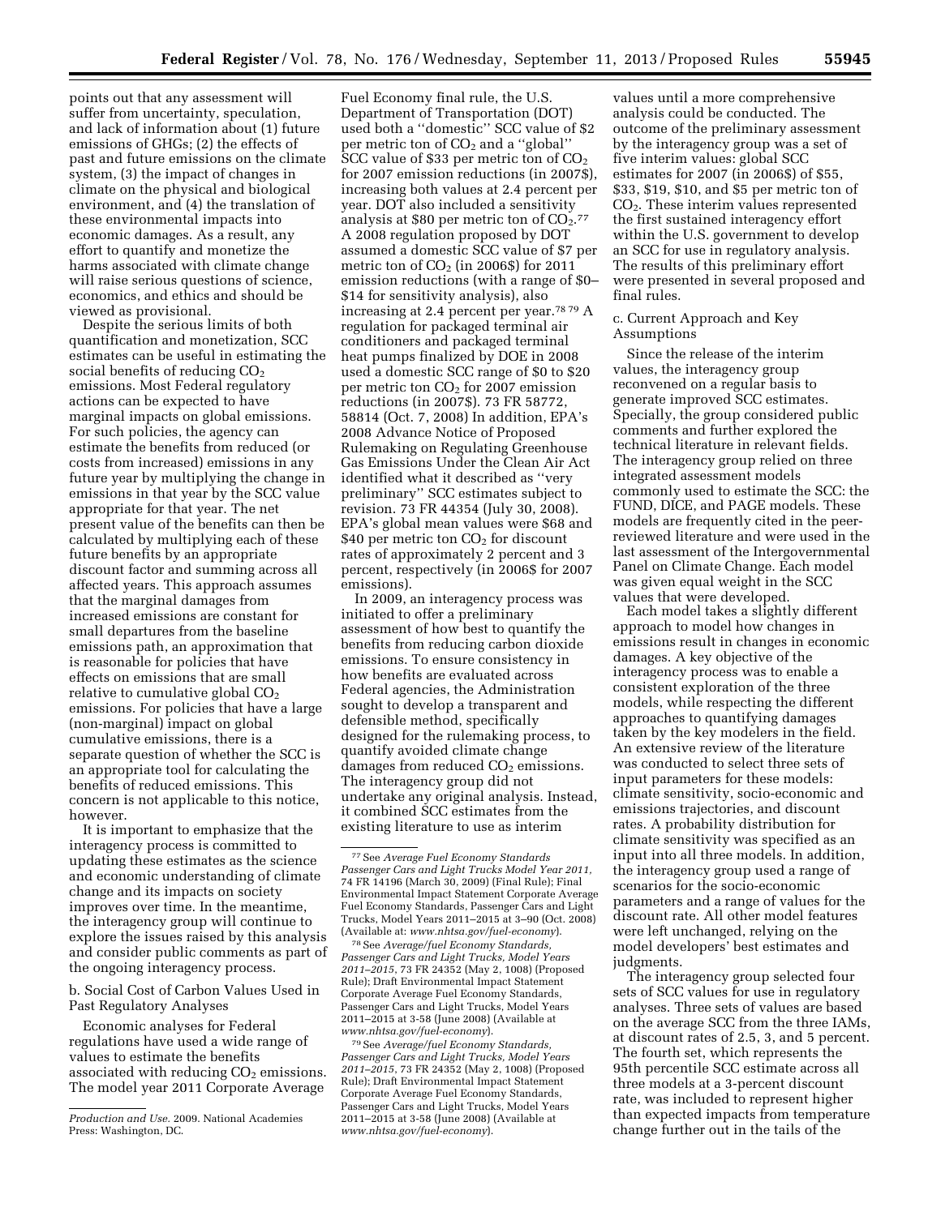points out that any assessment will suffer from uncertainty, speculation, and lack of information about (1) future emissions of GHGs; (2) the effects of past and future emissions on the climate system, (3) the impact of changes in climate on the physical and biological environment, and (4) the translation of these environmental impacts into economic damages. As a result, any effort to quantify and monetize the harms associated with climate change will raise serious questions of science, economics, and ethics and should be viewed as provisional.

Despite the serious limits of both quantification and monetization, SCC estimates can be useful in estimating the social benefits of reducing $CO_2$ emissions. Most Federal regulatory actions can be expected to have marginal impacts on global emissions. For such policies, the agency can estimate the benefits from reduced (or costs from increased) emissions in any future year by multiplying the change in emissions in that year by the SCC value appropriate for that year. The net present value of the benefits can then be calculated by multiplying each of these future benefits by an appropriate discount factor and summing across all affected years. This approach assumes that the marginal damages from increased emissions are constant for small departures from the baseline emissions path, an approximation that is reasonable for policies that have effects on emissions that are small relative to cumulative global $CO_2$ emissions. For policies that have a large (non-marginal) impact on global cumulative emissions, there is a separate question of whether the SCC is an appropriate tool for calculating the benefits of reduced emissions. This concern is not applicable to this notice, however.

It is important to emphasize that the interagency process is committed to updating these estimates as the science and economic understanding of climate change and its impacts on society improves over time. In the meantime, the interagency group will continue to explore the issues raised by this analysis and consider public comments as part of the ongoing interagency process.

b. Social Cost of Carbon Values Used in Past Regulatory Analyses

Economic analyses for Federal regulations have used a wide range of values to estimate the benefits associated with reducing $CO_2$ emissions. The model year 2011 Corporate Average Fuel Economy final rule, the U.S. Department of Transportation (DOT) used both a ''domestic'' SCC value of $2 per metric ton of $CO_2$ and a ''global'' SCC value of $33 per metric ton of $CO_2$ for 2007 emission reductions (in 2007$), increasing both values at 2.4 percent per year. DOT also included a sensitivity analysis at $80 per metric ton of $CO_2$.[77] A 2008 regulation proposed by DOT assumed a domestic SCC value of $7 per metric ton of $CO_2$ (in 2006$) for 2011 emission reductions (with a range of $0–$14 for sensitivity analysis), also increasing at 2.4 percent per year.[78 79] A regulation for packaged terminal air conditioners and packaged terminal heat pumps finalized by DOE in 2008 used a domestic SCC range of $0 to $20 per metric ton $CO_2$ for 2007 emission reductions (in 2007$). 73 FR 58772, 58814 (Oct. 7, 2008) In addition, EPA's 2008 Advance Notice of Proposed Rulemaking on Regulating Greenhouse Gas Emissions Under the Clean Air Act identified what it described as ''very preliminary'' SCC estimates subject to revision. 73 FR 44354 (July 30, 2008). EPA's global mean values were $68 and $40 per metric ton $CO_2$ for discount rates of approximately 2 percent and 3 percent, respectively (in 2006$ for 2007 emissions).

In 2009, an interagency process was initiated to offer a preliminary assessment of how best to quantify the benefits from reducing carbon dioxide emissions. To ensure consistency in how benefits are evaluated across Federal agencies, the Administration sought to develop a transparent and defensible method, specifically designed for the rulemaking process, to quantify avoided climate change damages from reduced $CO_2$ emissions. The interagency group did not undertake any original analysis. Instead, it combined SCC estimates from the existing literature to use as interim values until a more comprehensive analysis could be conducted. The outcome of the preliminary assessment by the interagency group was a set of five interim values: global SCC estimates for 2007 (in 2006$) of $55, $33, $19, $10, and $5 per metric ton of $CO_2$. These interim values represented the first sustained interagency effort within the U.S. government to develop an SCC for use in regulatory analysis. The results of this preliminary effort were presented in several proposed and final rules.

c. Current Approach and Key Assumptions

Since the release of the interim values, the interagency group reconvened on a regular basis to generate improved SCC estimates. Specially, the group considered public comments and further explored the technical literature in relevant fields. The interagency group relied on three integrated assessment models commonly used to estimate the SCC: the FUND, DICE, and PAGE models. These models are frequently cited in the peer-reviewed literature and were used in the last assessment of the Intergovernmental Panel on Climate Change. Each model was given equal weight in the SCC values that were developed.

Each model takes a slightly different approach to model how changes in emissions result in changes in economic damages. A key objective of the interagency process was to enable a consistent exploration of the three models, while respecting the different approaches to quantifying damages taken by the key modelers in the field. An extensive review of the literature was conducted to select three sets of input parameters for these models: climate sensitivity, socio-economic and emissions trajectories, and discount rates. A probability distribution for climate sensitivity was specified as an input into all three models. In addition, the interagency group used a range of scenarios for the socio-economic parameters and a range of values for the discount rate. All other model features were left unchanged, relying on the model developers' best estimates and judgments.

The interagency group selected four sets of SCC values for use in regulatory analyses. Three sets of values are based on the average SCC from the three IAMs, at discount rates of 2.5, 3, and 5 percent. The fourth set, which represents the 95th percentile SCC estimate across all three models at a 3-percent discount rate, was included to represent higher than expected impacts from temperature change further out in the tails of the

---

*Production and Use*. 2009. National Academies Press: Washington, DC.

[77] See *Average Fuel Economy Standards Passenger Cars and Light Trucks Model Year 2011*, 74 FR 14196 (March 30, 2009) (Final Rule); Final Environmental Impact Statement Corporate Average Fuel Economy Standards, Passenger Cars and Light Trucks, Model Years 2011–2015 at 3–90 (Oct. 2008) (Available at: *www.nhtsa.gov/fuel-economy*).

[78] See *Average/fuel Economy Standards, Passenger Cars and Light Trucks, Model Years 2011–2015*, 73 FR 24352 (May 2, 1008) (Proposed Rule); Draft Environmental Impact Statement Corporate Average Fuel Economy Standards, Passenger Cars and Light Trucks, Model Years 2011–2015 at 3-58 (June 2008) (Available at *www.nhtsa.gov/fuel-economy*).

[79] See *Average/fuel Economy Standards, Passenger Cars and Light Trucks, Model Years 2011–2015*, 73 FR 24352 (May 2, 2008) (Proposed Rule); Draft Environmental Impact Statement Corporate Average Fuel Economy Standards, Passenger Cars and Light Trucks, Model Years 2011–2015 at 3-58 (June 2008) (Available at *www.nhtsa.gov/fuel-economy*).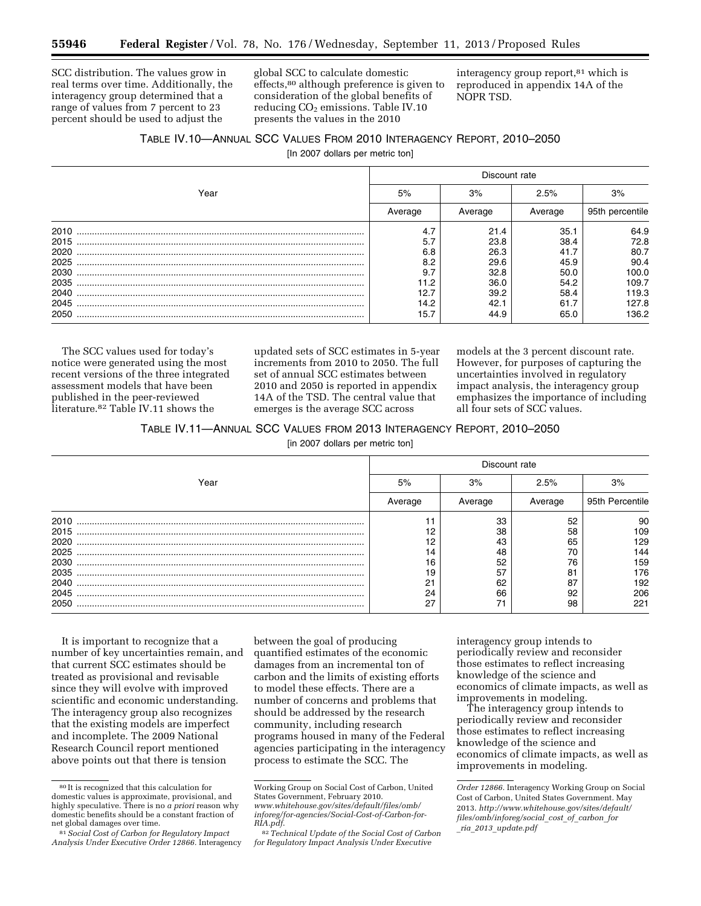SCC distribution. The values grow in real terms over time. Additionally, the interagency group determined that a range of values from 7 percent to 23 percent should be used to adjust the global SCC to calculate domestic effects,[80] although preference is given to consideration of the global benefits of reducing $CO_2$ emissions. Table IV.10 presents the values in the 2010 interagency group report,[81] which is reproduced in appendix 14A of the NOPR TSD.

TABLE IV.10—ANNUAL SCC VALUES FROM 2010 INTERAGENCY REPORT, 2010–2050

[In 2007 dollars per metric ton]

| Year | Discount rate | | | |
|---|---|---|---|---|
| | 5% | 3% | 2.5% | 3% |
| | Average | Average | Average | 95th percentile |
| 2010 | 4.7 | 21.4 | 35.1 | 64.9 |
| 2015 | 5.7 | 23.8 | 38.4 | 72.8 |
| 2020 | 6.8 | 26.3 | 41.7 | 80.7 |
| 2025 | 8.2 | 29.6 | 45.9 | 90.4 |
| 2030 | 9.7 | 32.8 | 50.0 | 100.0 |
| 2035 | 11.2 | 36.0 | 54.2 | 109.7 |
| 2040 | 12.7 | 39.2 | 58.4 | 119.3 |
| 2045 | 14.2 | 42.1 | 61.7 | 127.8 |
| 2050 | 15.7 | 44.9 | 65.0 | 136.2 |

The SCC values used for today's notice were generated using the most recent versions of the three integrated assessment models that have been published in the peer-reviewed literature.[82] Table IV.11 shows the updated sets of SCC estimates in 5-year increments from 2010 to 2050. The full set of annual SCC estimates between 2010 and 2050 is reported in appendix 14A of the TSD. The central value that emerges is the average SCC across models at the 3 percent discount rate. However, for purposes of capturing the uncertainties involved in regulatory impact analysis, the interagency group emphasizes the importance of including all four sets of SCC values.

TABLE IV.11—ANNUAL SCC VALUES FROM 2013 INTERAGENCY REPORT, 2010–2050

[in 2007 dollars per metric ton]

| Year | Discount rate | | | |
|---|---|---|---|---|
| | 5% | 3% | 2.5% | 3% |
| | Average | Average | Average | 95th Percentile |
| 2010 | 11 | 33 | 52 | 90 |
| 2015 | 12 | 38 | 58 | 109 |
| 2020 | 12 | 43 | 65 | 129 |
| 2025 | 14 | 48 | 70 | 144 |
| 2030 | 16 | 52 | 76 | 159 |
| 2035 | 19 | 57 | 81 | 176 |
| 2040 | 21 | 62 | 87 | 192 |
| 2045 | 24 | 66 | 92 | 206 |
| 2050 | 27 | 71 | 98 | 221 |

It is important to recognize that a number of key uncertainties remain, and that current SCC estimates should be treated as provisional and revisable since they will evolve with improved scientific and economic understanding. The interagency group also recognizes that the existing models are imperfect and incomplete. The 2009 National Research Council report mentioned above points out that there is tension between the goal of producing quantified estimates of the economic damages from an incremental ton of carbon and the limits of existing efforts to model these effects. There are a number of concerns and problems that should be addressed by the research community, including research programs housed in many of the Federal agencies participating in the interagency process to estimate the SCC. The interagency group intends to periodically review and reconsider those estimates to reflect increasing knowledge of the science and economics of climate impacts, as well as improvements in modeling.

The interagency group intends to periodically review and reconsider those estimates to reflect increasing knowledge of the science and economics of climate impacts, as well as improvements in modeling.

---

[80] It is recognized that this calculation for domestic values is approximate, provisional, and highly speculative. There is no *a priori* reason why domestic benefits should be a constant fraction of net global damages over time.

[81] *Social Cost of Carbon for Regulatory Impact Analysis Under Executive Order 12866.* Interagency Working Group on Social Cost of Carbon, United States Government, February 2010. *www.whitehouse.gov/sites/default/files/omb/inforeg/for-agencies/Social-Cost-of-Carbon-for-RIA.pdf.*

[82] *Technical Update of the Social Cost of Carbon for Regulatory Impact Analysis Under Executive Order 12866.* Interagency Working Group on Social Cost of Carbon, United States Government. May 2013. *http://www.whitehouse.gov/sites/default/files/omb/inforeg/social_cost_of_carbon_for_ria_2013_update.pdf*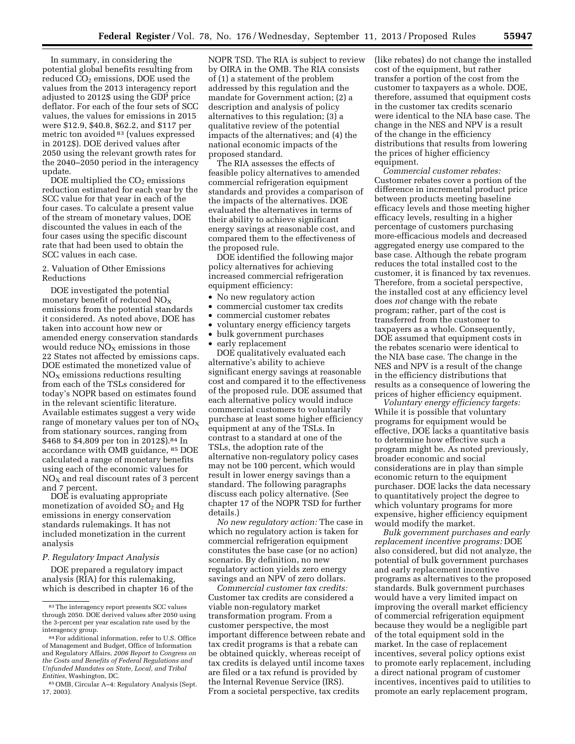In summary, in considering the potential global benefits resulting from reduced $CO_2$ emissions, DOE used the values from the 2013 interagency report adjusted to 2012$ using the GDP price deflator. For each of the four sets of SCC values, the values for emissions in 2015 were $12.9, $40.8, $62.2, and $117 per metric ton avoided [83] (values expressed in 2012$). DOE derived values after 2050 using the relevant growth rates for the 2040–2050 period in the interagency update.

DOE multiplied the $CO_2$ emissions reduction estimated for each year by the SCC value for that year in each of the four cases. To calculate a present value of the stream of monetary values, DOE discounted the values in each of the four cases using the specific discount rate that had been used to obtain the SCC values in each case.

### 2. Valuation of Other Emissions Reductions

DOE investigated the potential monetary benefit of reduced $NO_X$ emissions from the potential standards it considered. As noted above, DOE has taken into account how new or amended energy conservation standards would reduce $NO_X$ emissions in those 22 States not affected by emissions caps. DOE estimated the monetized value of $NO_X$ emissions reductions resulting from each of the TSLs considered for today's NOPR based on estimates found in the relevant scientific literature. Available estimates suggest a very wide range of monetary values per ton of $NO_X$ from stationary sources, ranging from $468 to $4,809 per ton in 2012$).[84] In accordance with OMB guidance, [85] DOE calculated a range of monetary benefits using each of the economic values for $NO_X$ and real discount rates of 3 percent and 7 percent.

DOE is evaluating appropriate monetization of avoided $SO_2$ and Hg emissions in energy conservation standards rulemakings. It has not included monetization in the current analysis

### *P. Regulatory Impact Analysis*

DOE prepared a regulatory impact analysis (RIA) for this rulemaking, which is described in chapter 16 of the NOPR TSD. The RIA is subject to review by OIRA in the OMB. The RIA consists of (1) a statement of the problem addressed by this regulation and the mandate for Government action; (2) a description and analysis of policy alternatives to this regulation; (3) a qualitative review of the potential impacts of the alternatives; and (4) the national economic impacts of the proposed standard.

The RIA assesses the effects of feasible policy alternatives to amended commercial refrigeration equipment standards and provides a comparison of the impacts of the alternatives. DOE evaluated the alternatives in terms of their ability to achieve significant energy savings at reasonable cost, and compared them to the effectiveness of the proposed rule.

DOE identified the following major policy alternatives for achieving increased commercial refrigeration equipment efficiency:

- No new regulatory action
- commercial customer tax credits
- commercial customer rebates
- voluntary energy efficiency targets
- bulk government purchases
- early replacement

DOE qualitatively evaluated each alternative's ability to achieve significant energy savings at reasonable cost and compared it to the effectiveness of the proposed rule. DOE assumed that each alternative policy would induce commercial customers to voluntarily purchase at least some higher efficiency equipment at any of the TSLs. In contrast to a standard at one of the TSLs, the adoption rate of the alternative non-regulatory policy cases may not be 100 percent, which would result in lower energy savings than a standard. The following paragraphs discuss each policy alternative. (See chapter 17 of the NOPR TSD for further details.)

*No new regulatory action:* The case in which no regulatory action is taken for commercial refrigeration equipment constitutes the base case (or no action) scenario. By definition, no new regulatory action yields zero energy savings and an NPV of zero dollars.

*Commercial customer tax credits:* Customer tax credits are considered a viable non-regulatory market transformation program. From a customer perspective, the most important difference between rebate and tax credit programs is that a rebate can be obtained quickly, whereas receipt of tax credits is delayed until income taxes are filed or a tax refund is provided by the Internal Revenue Service (IRS). From a societal perspective, tax credits (like rebates) do not change the installed cost of the equipment, but rather transfer a portion of the cost from the customer to taxpayers as a whole. DOE, therefore, assumed that equipment costs in the customer tax credits scenario were identical to the NIA base case. The change in the NES and NPV is a result of the change in the efficiency distributions that results from lowering the prices of higher efficiency equipment.

*Commercial customer rebates:* Customer rebates cover a portion of the difference in incremental product price between products meeting baseline efficacy levels and those meeting higher efficacy levels, resulting in a higher percentage of customers purchasing more-efficacious models and decreased aggregated energy use compared to the base case. Although the rebate program reduces the total installed cost to the customer, it is financed by tax revenues. Therefore, from a societal perspective, the installed cost at any efficiency level does *not* change with the rebate program; rather, part of the cost is transferred from the customer to taxpayers as a whole. Consequently, DOE assumed that equipment costs in the rebates scenario were identical to the NIA base case. The change in the NES and NPV is a result of the change in the efficiency distributions that results as a consequence of lowering the prices of higher efficiency equipment.

*Voluntary energy efficiency targets:* While it is possible that voluntary programs for equipment would be effective, DOE lacks a quantitative basis to determine how effective such a program might be. As noted previously, broader economic and social considerations are in play than simple economic return to the equipment purchaser. DOE lacks the data necessary to quantitatively project the degree to which voluntary programs for more expensive, higher efficiency equipment would modify the market.

*Bulk government purchases and early replacement incentive programs:* DOE also considered, but did not analyze, the potential of bulk government purchases and early replacement incentive programs as alternatives to the proposed standards. Bulk government purchases would have a very limited impact on improving the overall market efficiency of commercial refrigeration equipment because they would be a negligible part of the total equipment sold in the market. In the case of replacement incentives, several policy options exist to promote early replacement, including a direct national program of customer incentives, incentives paid to utilities to promote an early replacement program,

---

[83] The interagency report presents SCC values through 2050. DOE derived values after 2050 using the 3-percent per year escalation rate used by the interagency group.

[84] For additional information, refer to U.S. Office of Management and Budget, Office of Information and Regulatory Affairs, *2006 Report to Congress on the Costs and Benefits of Federal Regulations and Unfunded Mandates on State, Local, and Tribal Entities,* Washington, DC.

[85] OMB, Circular A–4: Regulatory Analysis (Sept. 17, 2003).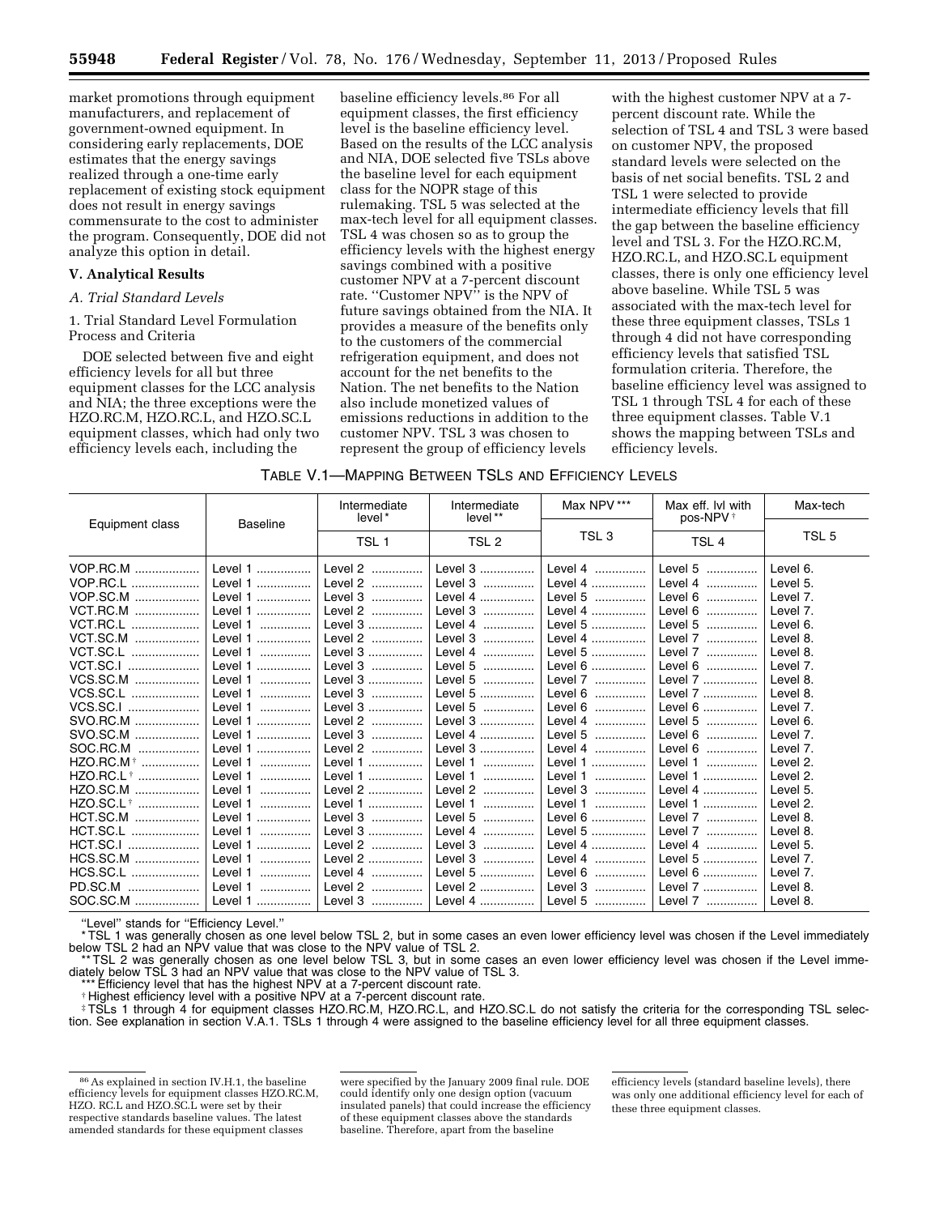market promotions through equipment manufacturers, and replacement of government-owned equipment. In considering early replacements, DOE estimates that the energy savings realized through a one-time early replacement of existing stock equipment does not result in energy savings commensurate to the cost to administer the program. Consequently, DOE did not analyze this option in detail.

## V. Analytical Results

### A. Trial Standard Levels

#### 1. Trial Standard Level Formulation Process and Criteria

DOE selected between five and eight efficiency levels for all but three equipment classes for the LCC analysis and NIA; the three exceptions were the HZO.RC.M, HZO.RC.L, and HZO.SC.L equipment classes, which had only two efficiency levels each, including the baseline efficiency levels.[86] For all equipment classes, the first efficiency level is the baseline efficiency level. Based on the results of the LCC analysis and NIA, DOE selected five TSLs above the baseline level for each equipment class for the NOPR stage of this rulemaking. TSL 5 was selected at the max-tech level for all equipment classes. TSL 4 was chosen so as to group the efficiency levels with the highest energy savings combined with a positive customer NPV at a 7-percent discount rate. ''Customer NPV'' is the NPV of future savings obtained from the NIA. It provides a measure of the benefits only to the customers of the commercial refrigeration equipment, and does not account for the net benefits to the Nation. The net benefits to the Nation also include monetized values of emissions reductions in addition to the customer NPV. TSL 3 was chosen to represent the group of efficiency levels with the highest customer NPV at a 7-percent discount rate. While the selection of TSL 4 and TSL 3 were based on customer NPV, the proposed standard levels were selected on the basis of net social benefits. TSL 2 and TSL 1 were selected to provide intermediate efficiency levels that fill the gap between the baseline efficiency level and TSL 3. For the HZO.RC.M, HZO.RC.L, and HZO.SC.L equipment classes, there is only one efficiency level above baseline. While TSL 5 was associated with the max-tech level for these three equipment classes, TSLs 1 through 4 did not have corresponding efficiency levels that satisfied TSL formulation criteria. Therefore, the baseline efficiency level was assigned to TSL 1 through TSL 4 for each of these three equipment classes. Table V.1 shows the mapping between TSLs and efficiency levels.

TABLE V.1—MAPPING BETWEEN TSLS AND EFFICIENCY LEVELS

| Equipment class | Baseline | Intermediate level* | Intermediate level** | Max NPV*** | Max eff. lvl with pos-NPV† | Max-tech |
|---|---|---|---|---|---|---|
| | | TSL 1 | TSL 2 | TSL 3 | TSL 4 | TSL 5 |
| VOP.RC.M | Level 1 | Level 2 | Level 3 | Level 4 | Level 5 | Level 6. |
| VOP.RC.L | Level 1 | Level 2 | Level 3 | Level 4 | Level 4 | Level 5. |
| VOP.SC.M | Level 1 | Level 3 | Level 4 | Level 5 | Level 6 | Level 7. |
| VCT.RC.M | Level 1 | Level 2 | Level 3 | Level 4 | Level 6 | Level 7. |
| VCT.RC.L | Level 1 | Level 3 | Level 4 | Level 5 | Level 5 | Level 6. |
| VCT.SC.M | Level 1 | Level 2 | Level 3 | Level 4 | Level 7 | Level 8. |
| VCT.SC.L | Level 1 | Level 3 | Level 4 | Level 5 | Level 7 | Level 8. |
| VCT.SC.I | Level 1 | Level 3 | Level 5 | Level 6 | Level 6 | Level 7. |
| VCS.SC.M | Level 1 | Level 3 | Level 5 | Level 7 | Level 7 | Level 8. |
| VCS.SC.L | Level 1 | Level 3 | Level 5 | Level 6 | Level 7 | Level 8. |
| VCS.SC.I | Level 1 | Level 3 | Level 5 | Level 6 | Level 6 | Level 7. |
| SVO.RC.M | Level 1 | Level 2 | Level 3 | Level 4 | Level 5 | Level 6. |
| SVO.SC.M | Level 1 | Level 3 | Level 4 | Level 5 | Level 6 | Level 7. |
| SOC.RC.M | Level 1 | Level 2 | Level 3 | Level 4 | Level 6 | Level 7. |
| HZO.RC.M‡ | Level 1 | Level 1 | Level 1 | Level 1 | Level 1 | Level 2. |
| HZO.RC.L‡ | Level 1 | Level 1 | Level 1 | Level 1 | Level 1 | Level 2. |
| HZO.SC.M | Level 1 | Level 2 | Level 2 | Level 3 | Level 4 | Level 5. |
| HZO.SC.L‡ | Level 1 | Level 1 | Level 1 | Level 1 | Level 1 | Level 2. |
| HCT.SC.M | Level 1 | Level 3 | Level 5 | Level 6 | Level 7 | Level 8. |
| HCT.SC.L | Level 1 | Level 3 | Level 4 | Level 5 | Level 7 | Level 8. |
| HCT.SC.I | Level 1 | Level 2 | Level 3 | Level 4 | Level 4 | Level 5. |
| HCS.SC.M | Level 1 | Level 2 | Level 3 | Level 4 | Level 5 | Level 7. |
| HCS.SC.L | Level 1 | Level 4 | Level 5 | Level 6 | Level 6 | Level 7. |
| PD.SC.M | Level 1 | Level 2 | Level 2 | Level 3 | Level 7 | Level 8. |
| SOC.SC.M | Level 1 | Level 3 | Level 4 | Level 5 | Level 7 | Level 8. |

''Level'' stands for ''Efficiency Level.''

\* TSL 1 was generally chosen as one level below TSL 2, but in some cases an even lower efficiency level was chosen if the Level immediately below TSL 2 had an NPV value that was close to the NPV value of TSL 2.

\** TSL 2 was generally chosen as one level below TSL 3, but in some cases an even lower efficiency level was chosen if the Level immediately below TSL 3 had an NPV value that was close to the NPV value of TSL 3.

\*** Efficiency level that has the highest NPV at a 7-percent discount rate.

† Highest efficiency level with a positive NPV at a 7-percent discount rate.

‡ TSLs 1 through 4 for equipment classes HZO.RC.M, HZO.RC.L, and HZO.SC.L do not satisfy the criteria for the corresponding TSL selection. See explanation in section V.A.1. TSLs 1 through 4 were assigned to the baseline efficiency level for all three equipment classes.

[86] As explained in section IV.H.1, the baseline efficiency levels for equipment classes HZO.RC.M, HZO. RC.L and HZO.SC.L were set by their respective standards baseline values. The latest amended standards for these equipment classes were specified by the January 2009 final rule. DOE could identify only one design option (vacuum insulated panels) that could increase the efficiency of these equipment classes above the standards baseline. Therefore, apart from the baseline efficiency levels (standard baseline levels), there was only one additional efficiency level for each of these three equipment classes.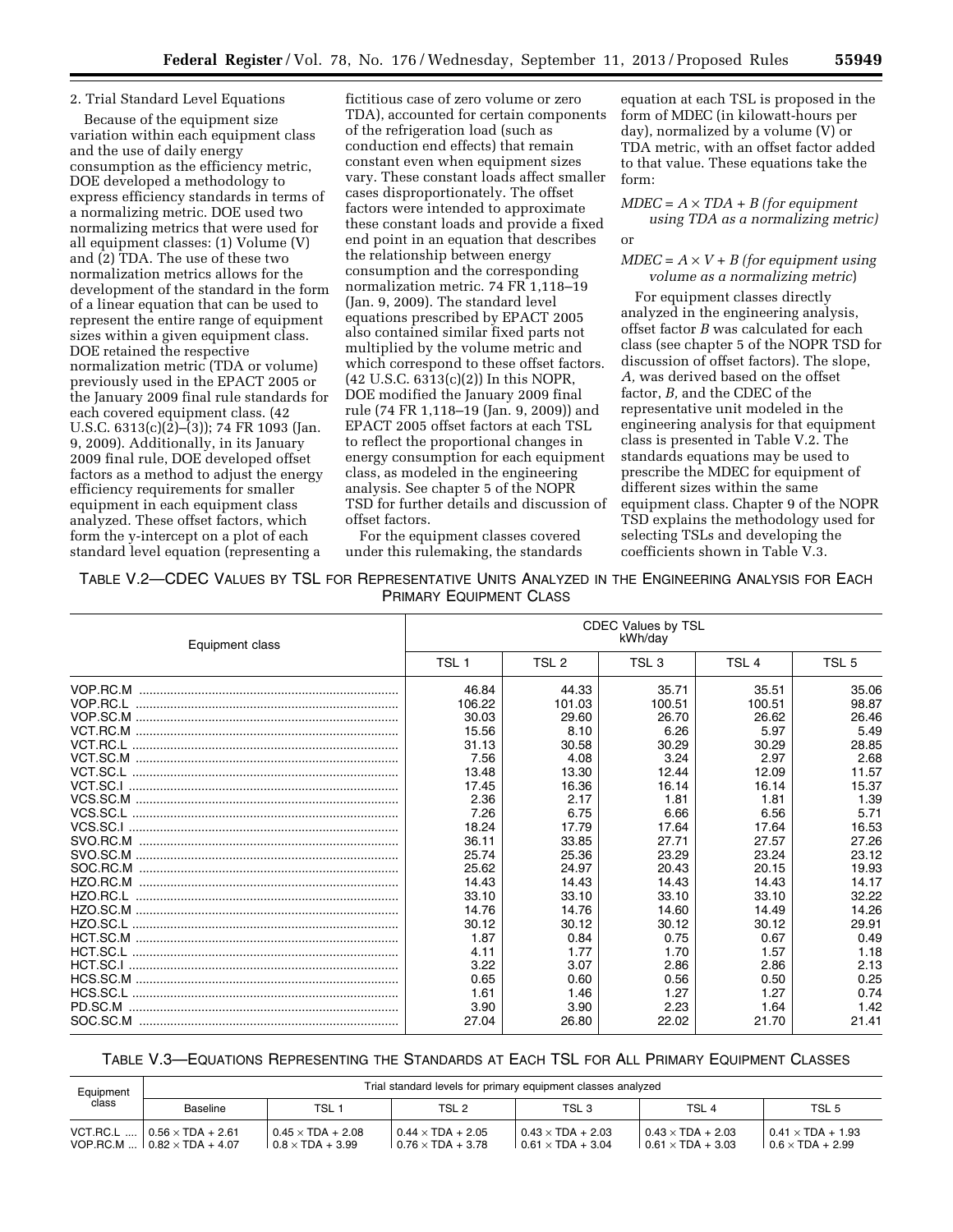2. Trial Standard Level Equations

Because of the equipment size variation within each equipment class and the use of daily energy consumption as the efficiency metric, DOE developed a methodology to express efficiency standards in terms of a normalizing metric. DOE used two normalizing metrics that were used for all equipment classes: (1) Volume (V) and (2) TDA. The use of these two normalization metrics allows for the development of the standard in the form of a linear equation that can be used to represent the entire range of equipment sizes within a given equipment class. DOE retained the respective normalization metric (TDA or volume) previously used in the EPACT 2005 or the January 2009 final rule standards for each covered equipment class. (42 U.S.C. 6313(c)(2)–(3)); 74 FR 1093 (Jan. 9, 2009). Additionally, in its January 2009 final rule, DOE developed offset factors as a method to adjust the energy efficiency requirements for smaller equipment in each equipment class analyzed. These offset factors, which form the y-intercept on a plot of each standard level equation (representing a fictitious case of zero volume or zero TDA), accounted for certain components of the refrigeration load (such as conduction end effects) that remain constant even when equipment sizes vary. These constant loads affect smaller cases disproportionately. The offset factors were intended to approximate these constant loads and provide a fixed end point in an equation that describes the relationship between energy consumption and the corresponding normalization metric. 74 FR 1,118–19 (Jan. 9, 2009). The standard level equations prescribed by EPACT 2005 also contained similar fixed parts not multiplied by the volume metric and which correspond to these offset factors. (42 U.S.C. 6313(c)(2)) In this NOPR, DOE modified the January 2009 final rule (74 FR 1,118–19 (Jan. 9, 2009)) and EPACT 2005 offset factors at each TSL to reflect the proportional changes in energy consumption for each equipment class, as modeled in the engineering analysis. See chapter 5 of the NOPR TSD for further details and discussion of offset factors.

For the equipment classes covered under this rulemaking, the standards equation at each TSL is proposed in the form of MDEC (in kilowatt-hours per day), normalized by a volume (V) or TDA metric, with an offset factor added to that value. These equations take the form:

*MDEC* = *A* × *TDA* + *B* *(for equipment using TDA as a normalizing metric)*

or

*MDEC* = *A* × *V* + *B* *(for equipment using volume as a normalizing metric)*

For equipment classes directly analyzed in the engineering analysis, offset factor *B* was calculated for each class (see chapter 5 of the NOPR TSD for discussion of offset factors). The slope, *A,* was derived based on the offset factor, *B,* and the CDEC of the representative unit modeled in the engineering analysis for that equipment class is presented in Table V.2. The standards equations may be used to prescribe the MDEC for equipment of different sizes within the same equipment class. Chapter 9 of the NOPR TSD explains the methodology used for selecting TSLs and developing the coefficients shown in Table V.3.

TABLE V.2—CDEC VALUES BY TSL FOR REPRESENTATIVE UNITS ANALYZED IN THE ENGINEERING ANALYSIS FOR EACH PRIMARY EQUIPMENT CLASS

| Equipment class | CDEC Values by TSL kWh/day | | | | |
|---|---|---|---|---|---|
| | TSL 1 | TSL 2 | TSL 3 | TSL 4 | TSL 5 |
| VOP.RC.M | 46.84 | 44.33 | 35.71 | 35.51 | 35.06 |
| VOP.RC.L | 106.22 | 101.03 | 100.51 | 100.51 | 98.87 |
| VOP.SC.M | 30.03 | 29.60 | 26.70 | 26.62 | 26.46 |
| VCT.RC.M | 15.56 | 8.10 | 6.26 | 5.97 | 5.49 |
| VCT.RC.L | 31.13 | 30.58 | 30.29 | 30.29 | 28.85 |
| VCT.SC.M | 7.56 | 4.08 | 3.24 | 2.97 | 2.68 |
| VCT.SC.L | 13.48 | 13.30 | 12.44 | 12.09 | 11.57 |
| VCT.SC.I | 17.45 | 16.36 | 16.14 | 16.14 | 15.37 |
| VCS.SC.M | 2.36 | 2.17 | 1.81 | 1.81 | 1.39 |
| VCS.SC.L | 7.26 | 6.75 | 6.66 | 6.56 | 5.71 |
| VCS.SC.I | 18.24 | 17.79 | 17.64 | 17.64 | 16.53 |
| SVO.RC.M | 36.11 | 33.85 | 27.71 | 27.57 | 27.26 |
| SVO.SC.M | 25.74 | 25.36 | 23.29 | 23.24 | 23.12 |
| SOC.RC.M | 25.62 | 24.97 | 20.43 | 20.15 | 19.93 |
| HZO.RC.M | 14.43 | 14.43 | 14.43 | 14.43 | 14.17 |
| HZO.RC.L | 33.10 | 33.10 | 33.10 | 33.10 | 32.22 |
| HZO.SC.M | 14.76 | 14.76 | 14.60 | 14.49 | 14.26 |
| HZO.SC.L | 30.12 | 30.12 | 30.12 | 30.12 | 29.91 |
| HCT.SC.M | 1.87 | 0.84 | 0.75 | 0.67 | 0.49 |
| HCT.SC.L | 4.11 | 1.77 | 1.70 | 1.57 | 1.18 |
| HCT.SC.I | 3.22 | 3.07 | 2.86 | 2.86 | 2.13 |
| HCS.SC.M | 0.65 | 0.60 | 0.56 | 0.50 | 0.25 |
| HCS.SC.L | 1.61 | 1.46 | 1.27 | 1.27 | 0.74 |
| PD.SC.M | 3.90 | 3.90 | 2.23 | 1.64 | 1.42 |
| SOC.SC.M | 27.04 | 26.80 | 22.02 | 21.70 | 21.41 |

TABLE V.3—EQUATIONS REPRESENTING THE STANDARDS AT EACH TSL FOR ALL PRIMARY EQUIPMENT CLASSES

| Equipment class | Trial standard levels for primary equipment classes analyzed | | | | | |
|---|---|---|---|---|---|---|
| | Baseline | TSL 1 | TSL 2 | TSL 3 | TSL 4 | TSL 5 |
| VCT.RC.L | 0.56 × TDA + 2.61 | 0.45 × TDA + 2.08 | 0.44 × TDA + 2.05 | 0.43 × TDA + 2.03 | 0.43 × TDA + 2.03 | 0.41 × TDA + 1.93 |
| VOP.RC.M | 0.82 × TDA + 4.07 | 0.8 × TDA + 3.99 | 0.76 × TDA + 3.78 | 0.61 × TDA + 3.04 | 0.61 × TDA + 3.03 | 0.6 × TDA + 2.99 |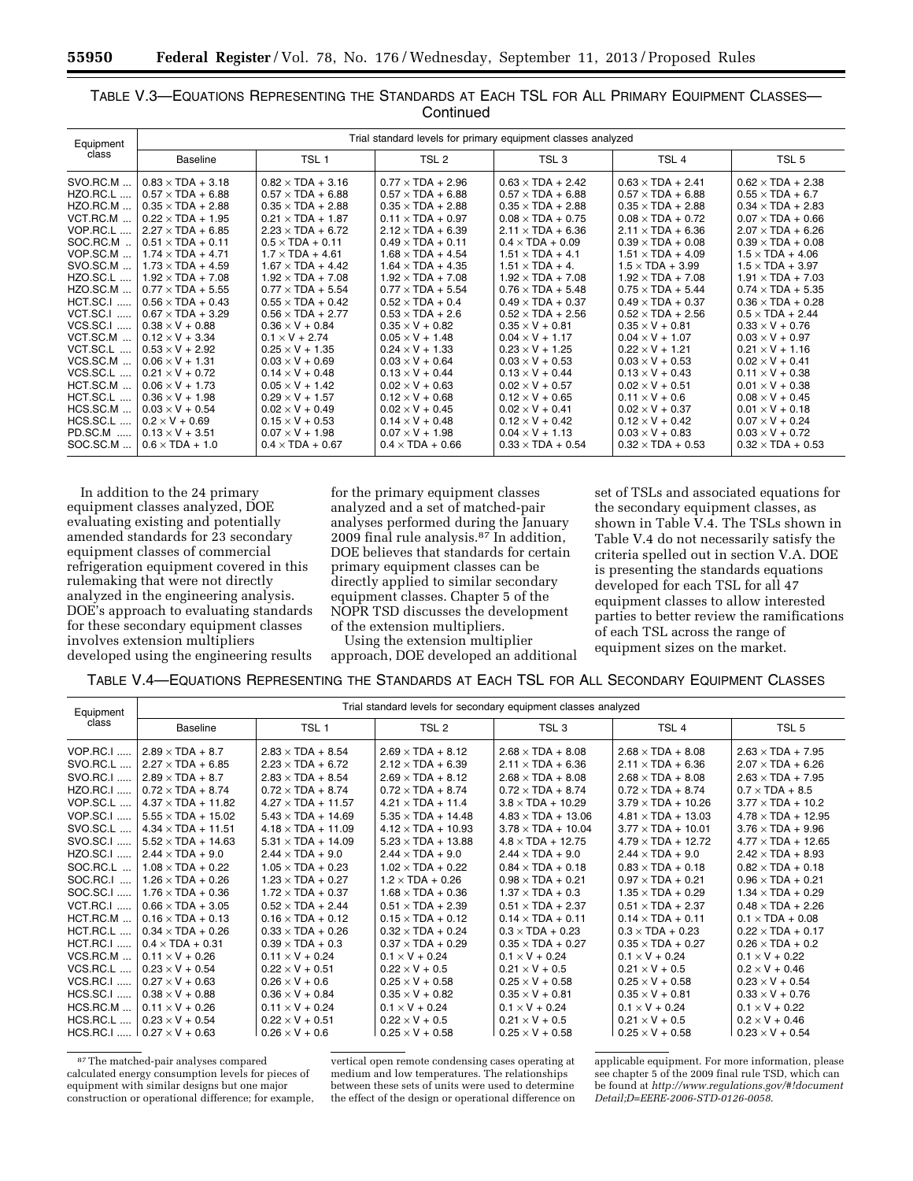TABLE V.3—EQUATIONS REPRESENTING THE STANDARDS AT EACH TSL FOR ALL PRIMARY EQUIPMENT CLASSES—Continued

| Equipment class | Trial standard levels for primary equipment classes analyzed | | | | | |
|---|---|---|---|---|---|---|
| | Baseline | TSL 1 | TSL 2 | TSL 3 | TSL 4 | TSL 5 |
| SVO.RC.M | 0.83 × TDA + 3.18 | 0.82 × TDA + 3.16 | 0.77 × TDA + 2.96 | 0.63 × TDA + 2.42 | 0.63 × TDA + 2.41 | 0.62 × TDA + 2.38 |
| HZO.RC.L | 0.57 × TDA + 6.88 | 0.57 × TDA + 6.88 | 0.57 × TDA + 6.88 | 0.57 × TDA + 6.88 | 0.57 × TDA + 6.88 | 0.55 × TDA + 6.7 |
| HZO.RC.M | 0.35 × TDA + 2.88 | 0.35 × TDA + 2.88 | 0.35 × TDA + 2.88 | 0.35 × TDA + 2.88 | 0.35 × TDA + 2.88 | 0.34 × TDA + 2.83 |
| VCT.RC.M | 0.22 × TDA + 1.95 | 0.21 × TDA + 1.87 | 0.11 × TDA + 0.97 | 0.08 × TDA + 0.75 | 0.08 × TDA + 0.72 | 0.07 × TDA + 0.66 |
| VOP.RC.L | 2.27 × TDA + 6.85 | 2.23 × TDA + 6.72 | 2.12 × TDA + 6.39 | 2.11 × TDA + 6.36 | 2.11 × TDA + 6.36 | 2.07 × TDA + 6.26 |
| SOC.RC.M | 0.51 × TDA + 0.11 | 0.5 × TDA + 0.11 | 0.49 × TDA + 0.11 | 0.4 × TDA + 0.09 | 0.39 × TDA + 0.08 | 0.39 × TDA + 0.08 |
| VOP.SC.M | 1.74 × TDA + 4.71 | 1.7 × TDA + 4.61 | 1.68 × TDA + 4.54 | 1.51 × TDA + 4.1 | 1.51 × TDA + 4.09 | 1.5 × TDA + 4.06 |
| SVO.SC.M | 1.73 × TDA + 4.59 | 1.67 × TDA + 4.42 | 1.64 × TDA + 4.35 | 1.51 × TDA + 4. | 1.5 × TDA + 3.99 | 1.5 × TDA + 3.97 |
| HZO.SC.L | 1.92 × TDA + 7.08 | 1.92 × TDA + 7.08 | 1.92 × TDA + 7.08 | 1.92 × TDA + 7.08 | 1.92 × TDA + 7.08 | 1.91 × TDA + 7.03 |
| HZO.SC.M | 0.77 × TDA + 5.55 | 0.77 × TDA + 5.54 | 0.77 × TDA + 5.54 | 0.76 × TDA + 5.48 | 0.75 × TDA + 5.44 | 0.74 × TDA + 5.35 |
| HCT.SC.I | 0.56 × TDA + 0.43 | 0.55 × TDA + 0.42 | 0.52 × TDA + 0.4 | 0.49 × TDA + 0.37 | 0.49 × TDA + 0.37 | 0.36 × TDA + 0.28 |
| VCT.SC.I | 0.67 × TDA + 3.29 | 0.56 × TDA + 2.77 | 0.53 × TDA + 2.6 | 0.52 × TDA + 2.56 | 0.52 × TDA + 2.56 | 0.5 × TDA + 2.44 |
| VCS.SC.I | 0.38 × V + 0.88 | 0.36 × V + 0.84 | 0.35 × V + 0.82 | 0.35 × V + 0.81 | 0.35 × V + 0.81 | 0.33 × V + 0.76 |
| VCT.SC.M | 0.12 × V + 3.34 | 0.1 × V + 2.74 | 0.05 × V + 1.48 | 0.04 × V + 1.17 | 0.04 × V + 1.07 | 0.03 × V + 0.97 |
| VCT.SC.L | 0.53 × V + 2.92 | 0.25 × V + 1.35 | 0.24 × V + 1.33 | 0.23 × V + 1.25 | 0.22 × V + 1.21 | 0.21 × V + 1.16 |
| VCS.SC.M | 0.06 × V + 1.31 | 0.03 × V + 0.69 | 0.03 × V + 0.64 | 0.03 × V + 0.53 | 0.03 × V + 0.53 | 0.02 × V + 0.41 |
| VCS.SC.L | 0.21 × V + 0.72 | 0.14 × V + 0.48 | 0.13 × V + 0.44 | 0.13 × V + 0.44 | 0.13 × V + 0.43 | 0.11 × V + 0.38 |
| HCT.SC.M | 0.06 × V + 1.73 | 0.05 × V + 1.42 | 0.02 × V + 0.63 | 0.02 × V + 0.57 | 0.02 × V + 0.51 | 0.01 × V + 0.38 |
| HCT.SC.L | 0.36 × V + 1.98 | 0.29 × V + 1.57 | 0.12 × V + 0.68 | 0.12 × V + 0.65 | 0.11 × V + 0.6 | 0.08 × V + 0.45 |
| HCS.SC.M | 0.03 × V + 0.54 | 0.02 × V + 0.49 | 0.02 × V + 0.45 | 0.02 × V + 0.41 | 0.02 × V + 0.37 | 0.01 × V + 0.18 |
| HCS.SC.L | 0.2 × V + 0.69 | 0.15 × V + 0.53 | 0.14 × V + 0.48 | 0.12 × V + 0.42 | 0.12 × V + 0.42 | 0.07 × V + 0.24 |
| PD.SC.M | 0.13 × V + 3.51 | 0.07 × V + 1.98 | 0.07 × V + 1.98 | 0.04 × V + 1.13 | 0.03 × V + 0.83 | 0.03 × V + 0.72 |
| SOC.SC.M | 0.6 × TDA + 1.0 | 0.4 × TDA + 0.67 | 0.4 × TDA + 0.66 | 0.33 × TDA + 0.54 | 0.32 × TDA + 0.53 | 0.32 × TDA + 0.53 |

In addition to the 24 primary equipment classes analyzed, DOE evaluating existing and potentially amended standards for 23 secondary equipment classes of commercial refrigeration equipment covered in this rulemaking that were not directly analyzed in the engineering analysis. DOE's approach to evaluating standards for these secondary equipment classes involves extension multipliers developed using the engineering results for the primary equipment classes analyzed and a set of matched-pair analyses performed during the January 2009 final rule analysis.[87] In addition, DOE believes that standards for certain primary equipment classes can be directly applied to similar secondary equipment classes. Chapter 5 of the NOPR TSD discusses the development of the extension multipliers.

Using the extension multiplier approach, DOE developed an additional set of TSLs and associated equations for the secondary equipment classes, as shown in Table V.4. The TSLs shown in Table V.4 do not necessarily satisfy the criteria spelled out in section V.A. DOE is presenting the standards equations developed for each TSL for all 47 equipment classes to allow interested parties to better review the ramifications of each TSL across the range of equipment sizes on the market.

TABLE V.4—EQUATIONS REPRESENTING THE STANDARDS AT EACH TSL FOR ALL SECONDARY EQUIPMENT CLASSES

| Equipment class | Trial standard levels for secondary equipment classes analyzed | | | | | |
|---|---|---|---|---|---|---|
| | Baseline | TSL 1 | TSL 2 | TSL 3 | TSL 4 | TSL 5 |
| VOP.RC.I | 2.89 × TDA + 8.7 | 2.83 × TDA + 8.54 | 2.69 × TDA + 8.12 | 2.68 × TDA + 8.08 | 2.68 × TDA + 8.08 | 2.63 × TDA + 7.95 |
| SVO.RC.L | 2.27 × TDA + 6.85 | 2.23 × TDA + 6.72 | 2.12 × TDA + 6.39 | 2.11 × TDA + 6.36 | 2.11 × TDA + 6.36 | 2.07 × TDA + 6.26 |
| SVO.RC.I | 2.89 × TDA + 8.7 | 2.83 × TDA + 8.54 | 2.69 × TDA + 8.12 | 2.68 × TDA + 8.08 | 2.68 × TDA + 8.08 | 2.63 × TDA + 7.95 |
| HZO.RC.I | 0.72 × TDA + 8.74 | 0.72 × TDA + 8.74 | 0.72 × TDA + 8.74 | 0.72 × TDA + 8.74 | 0.72 × TDA + 8.74 | 0.7 × TDA + 8.5 |
| VOP.SC.L | 4.37 × TDA + 11.82 | 4.27 × TDA + 11.57 | 4.21 × TDA + 11.4 | 3.8 × TDA + 10.29 | 3.79 × TDA + 10.26 | 3.77 × TDA + 10.2 |
| VOP.SC.I | 5.55 × TDA + 15.02 | 5.43 × TDA + 14.69 | 5.35 × TDA + 14.48 | 4.83 × TDA + 13.06 | 4.81 × TDA + 13.03 | 4.78 × TDA + 12.95 |
| SVO.SC.L | 4.34 × TDA + 11.51 | 4.18 × TDA + 11.09 | 4.12 × TDA + 10.93 | 3.78 × TDA + 10.04 | 3.77 × TDA + 10.01 | 3.76 × TDA + 9.96 |
| SVO.SC.I | 5.52 × TDA + 14.63 | 5.31 × TDA + 14.09 | 5.23 × TDA + 13.88 | 4.8 × TDA + 12.75 | 4.79 × TDA + 12.72 | 4.77 × TDA + 12.65 |
| HZO.SC.I | 2.44 × TDA + 9.0 | 2.44 × TDA + 9.0 | 2.44 × TDA + 9.0 | 2.44 × TDA + 9.0 | 2.44 × TDA + 9.0 | 2.42 × TDA + 8.93 |
| SOC.RC.L | 1.08 × TDA + 0.22 | 1.05 × TDA + 0.23 | 1.02 × TDA + 0.22 | 0.84 × TDA + 0.18 | 0.83 × TDA + 0.18 | 0.82 × TDA + 0.18 |
| SOC.RC.I | 1.26 × TDA + 0.26 | 1.23 × TDA + 0.27 | 1.2 × TDA + 0.26 | 0.98 × TDA + 0.21 | 0.97 × TDA + 0.21 | 0.96 × TDA + 0.21 |
| SOC.SC.I | 1.76 × TDA + 0.36 | 1.72 × TDA + 0.37 | 1.68 × TDA + 0.36 | 1.37 × TDA + 0.3 | 1.35 × TDA + 0.29 | 1.34 × TDA + 0.29 |
| VCT.RC.I | 0.66 × TDA + 3.05 | 0.52 × TDA + 2.44 | 0.51 × TDA + 2.39 | 0.51 × TDA + 2.37 | 0.51 × TDA + 2.37 | 0.48 × TDA + 2.26 |
| HCT.RC.M | 0.16 × TDA + 0.13 | 0.16 × TDA + 0.12 | 0.15 × TDA + 0.12 | 0.14 × TDA + 0.11 | 0.14 × TDA + 0.11 | 0.1 × TDA + 0.08 |
| HCT.RC.L | 0.34 × TDA + 0.26 | 0.33 × TDA + 0.26 | 0.32 × TDA + 0.24 | 0.3 × TDA + 0.23 | 0.3 × TDA + 0.23 | 0.22 × TDA + 0.17 |
| HCT.RC.I | 0.4 × TDA + 0.31 | 0.39 × TDA + 0.3 | 0.37 × TDA + 0.29 | 0.35 × TDA + 0.27 | 0.35 × TDA + 0.27 | 0.26 × TDA + 0.2 |
| VCS.RC.M | 0.11 × V + 0.26 | 0.11 × V + 0.24 | 0.1 × V + 0.24 | 0.1 × V + 0.24 | 0.1 × V + 0.24 | 0.1 × V + 0.22 |
| VCS.RC.L | 0.23 × V + 0.54 | 0.22 × V + 0.51 | 0.22 × V + 0.5 | 0.21 × V + 0.5 | 0.21 × V + 0.5 | 0.2 × V + 0.46 |
| VCS.RC.I | 0.27 × V + 0.63 | 0.26 × V + 0.6 | 0.25 × V + 0.58 | 0.25 × V + 0.58 | 0.25 × V + 0.58 | 0.23 × V + 0.54 |
| HCS.SC.I | 0.38 × V + 0.88 | 0.36 × V + 0.84 | 0.35 × V + 0.82 | 0.35 × V + 0.81 | 0.35 × V + 0.81 | 0.33 × V + 0.76 |
| HCS.RC.M | 0.11 × V + 0.26 | 0.11 × V + 0.24 | 0.1 × V + 0.24 | 0.1 × V + 0.24 | 0.1 × V + 0.24 | 0.1 × V + 0.22 |
| HCS.RC.L | 0.23 × V + 0.54 | 0.22 × V + 0.51 | 0.22 × V + 0.5 | 0.21 × V + 0.5 | 0.21 × V + 0.5 | 0.2 × V + 0.46 |
| HCS.RC.I | 0.27 × V + 0.63 | 0.26 × V + 0.6 | 0.25 × V + 0.58 | 0.25 × V + 0.58 | 0.25 × V + 0.58 | 0.23 × V + 0.54 |

[87] The matched-pair analyses compared calculated energy consumption levels for pieces of equipment with similar designs but one major construction or operational difference; for example, vertical open remote condensing cases operating at medium and low temperatures. The relationships between these sets of units were used to determine the effect of the design or operational difference on applicable equipment. For more information, please see chapter 5 of the 2009 final rule TSD, which can be found at *http://www.regulations.gov/#!documentDetail;D=EERE-2006-STD-0126-0058*.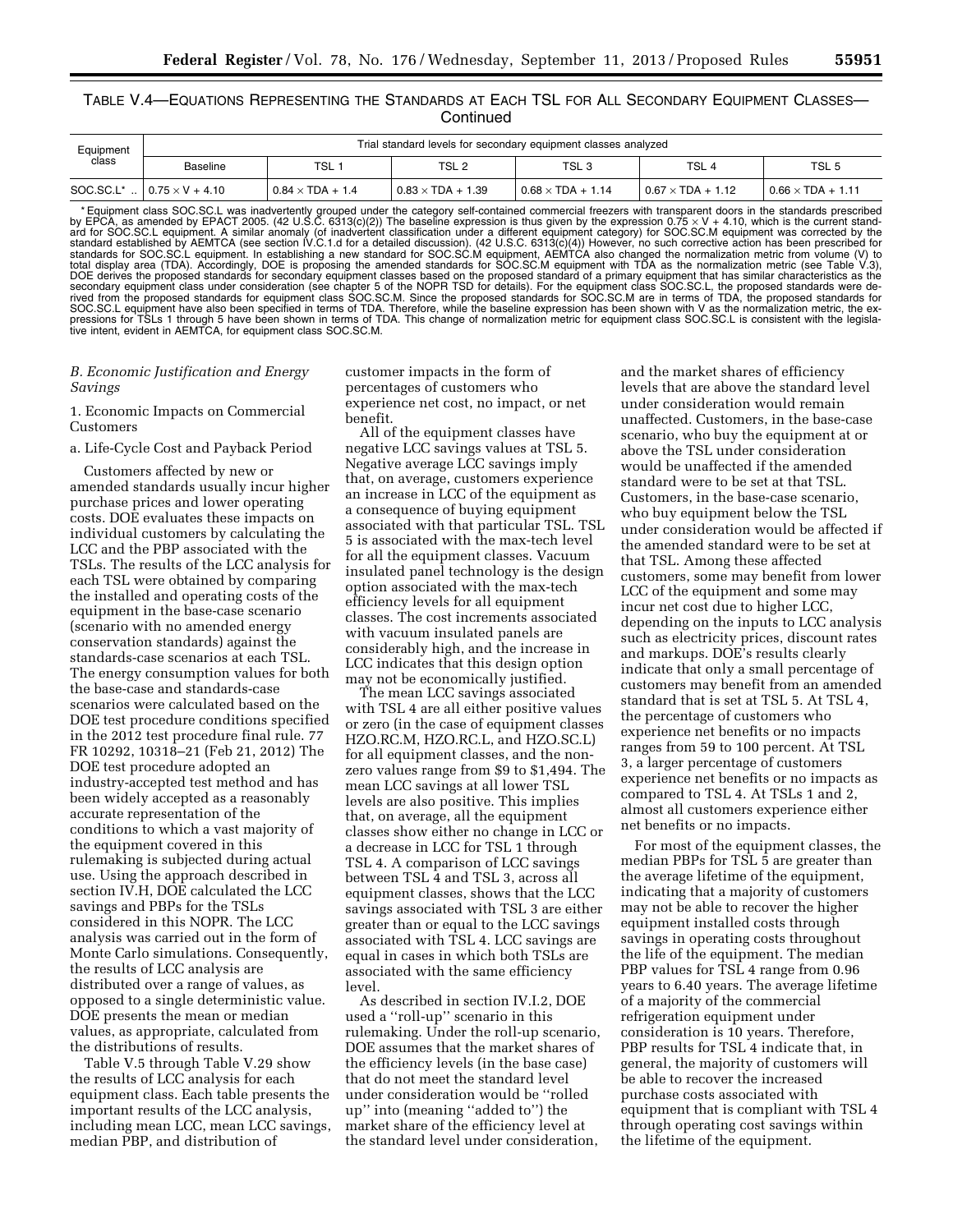TABLE V.4—EQUATIONS REPRESENTING THE STANDARDS AT EACH TSL FOR ALL SECONDARY EQUIPMENT CLASSES—Continued

| Equipment class | Trial standard levels for secondary equipment classes analyzed | | | | | |
|---|---|---|---|---|---|---|
| | Baseline | TSL 1 | TSL 2 | TSL 3 | TSL 4 | TSL 5 |
| SOC.SC.L* .. | $0.75 \times V + 4.10$ | $0.84 \times TDA + 1.4$ | $0.83 \times TDA + 1.39$ | $0.68 \times TDA + 1.14$ | $0.67 \times TDA + 1.12$ | $0.66 \times TDA + 1.11$ |

* Equipment class SOC.SC.L was inadvertently grouped under the category self-contained commercial freezers with transparent doors in the standards prescribed by EPCA, as amended by EPACT 2005. (42 U.S.C. 6313(c)(2)) The baseline expression is thus given by the expression $0.75 \times V + 4.10$, which is the current standard for SOC.SC.L equipment. A similar anomaly (of inadvertent classification under a different equipment category) for SOC.SC.M equipment was corrected by the standard established by AEMTCA (see section IV.C.1.d for a detailed discussion). (42 U.S.C. 6313(c)(4)) However, no such corrective action has been prescribed for standards for SOC.SC.L equipment. In establishing a new standard for SOC.SC.M equipment, AEMTCA also changed the normalization metric from volume (V) to total display area (TDA). Accordingly, DOE is proposing the amended standards for SOC.SC.M equipment with TDA as the normalization metric (see Table V.3), DOE derives the proposed standards for secondary equipment classes based on the proposed standard of a primary equipment that has similar characteristics as the secondary equipment class under consideration (see chapter 5 of the NOPR TSD for details). For the equipment class SOC.SC.L, the proposed standards were derived from the proposed standards for equipment class SOC.SC.M. Since the proposed standards for SOC.SC.M are in terms of TDA, the proposed standards for SOC.SC.L equipment have also been specified in terms of TDA. Therefore, while the baseline expression has been shown with V as the normalization metric, the expressions for TSLs 1 through 5 have been shown in terms of TDA. This change of normalization metric for equipment class SOC.SC.L is consistent with the legislative intent, evident in AEMTCA, for equipment class SOC.SC.M.

### *B. Economic Justification and Energy Savings*

#### 1. Economic Impacts on Commercial Customers

##### a. Life-Cycle Cost and Payback Period

Customers affected by new or amended standards usually incur higher purchase prices and lower operating costs. DOE evaluates these impacts on individual customers by calculating the LCC and the PBP associated with the TSLs. The results of the LCC analysis for each TSL were obtained by comparing the installed and operating costs of the equipment in the base-case scenario (scenario with no amended energy conservation standards) against the standards-case scenarios at each TSL. The energy consumption values for both the base-case and standards-case scenarios were calculated based on the DOE test procedure conditions specified in the 2012 test procedure final rule. 77 FR 10292, 10318–21 (Feb 21, 2012) The DOE test procedure adopted an industry-accepted test method and has been widely accepted as a reasonably accurate representation of the conditions to which a vast majority of the equipment covered in this rulemaking is subjected during actual use. Using the approach described in section IV.H, DOE calculated the LCC savings and PBPs for the TSLs considered in this NOPR. The LCC analysis was carried out in the form of Monte Carlo simulations. Consequently, the results of LCC analysis are distributed over a range of values, as opposed to a single deterministic value. DOE presents the mean or median values, as appropriate, calculated from the distributions of results.

Table V.5 through Table V.29 show the results of LCC analysis for each equipment class. Each table presents the important results of the LCC analysis, including mean LCC, mean LCC savings, median PBP, and distribution of customer impacts in the form of percentages of customers who experience net cost, no impact, or net benefit.

All of the equipment classes have negative LCC savings values at TSL 5. Negative average LCC savings imply that, on average, customers experience an increase in LCC of the equipment as a consequence of buying equipment associated with that particular TSL. TSL 5 is associated with the max-tech level for all the equipment classes. Vacuum insulated panel technology is the design option associated with the max-tech efficiency levels for all equipment classes. The cost increments associated with vacuum insulated panels are considerably high, and the increase in LCC indicates that this design option may not be economically justified.

The mean LCC savings associated with TSL 4 are all either positive values or zero (in the case of equipment classes HZO.RC.M, HZO.RC.L, and HZO.SC.L) for all equipment classes, and the non-zero values range from $9 to $1,494. The mean LCC savings at all lower TSL levels are also positive. This implies that, on average, all the equipment classes show either no change in LCC or a decrease in LCC for TSL 1 through TSL 4. A comparison of LCC savings between TSL 4 and TSL 3, across all equipment classes, shows that the LCC savings associated with TSL 3 are either greater than or equal to the LCC savings associated with TSL 4. LCC savings are equal in cases in which both TSLs are associated with the same efficiency level.

As described in section IV.I.2, DOE used a ''roll-up'' scenario in this rulemaking. Under the roll-up scenario, DOE assumes that the market shares of the efficiency levels (in the base case) that do not meet the standard level under consideration would be ''rolled up'' into (meaning ''added to'') the market share of the efficiency level at the standard level under consideration, and the market shares of efficiency levels that are above the standard level under consideration would remain unaffected. Customers, in the base-case scenario, who buy the equipment at or above the TSL under consideration would be unaffected if the amended standard were to be set at that TSL. Customers, in the base-case scenario, who buy equipment below the TSL under consideration would be affected if the amended standard were to be set at that TSL. Among these affected customers, some may benefit from lower LCC of the equipment and some may incur net cost due to higher LCC, depending on the inputs to LCC analysis such as electricity prices, discount rates and markups. DOE's results clearly indicate that only a small percentage of customers may benefit from an amended standard that is set at TSL 5. At TSL 4, the percentage of customers who experience net benefits or no impacts ranges from 59 to 100 percent. At TSL 3, a larger percentage of customers experience net benefits or no impacts as compared to TSL 4. At TSLs 1 and 2, almost all customers experience either net benefits or no impacts.

For most of the equipment classes, the median PBPs for TSL 5 are greater than the average lifetime of the equipment, indicating that a majority of customers may not be able to recover the higher equipment installed costs through savings in operating costs throughout the life of the equipment. The median PBP values for TSL 4 range from 0.96 years to 6.40 years. The average lifetime of a majority of the commercial refrigeration equipment under consideration is 10 years. Therefore, PBP results for TSL 4 indicate that, in general, the majority of customers will be able to recover the increased purchase costs associated with equipment that is compliant with TSL 4 through operating cost savings within the lifetime of the equipment.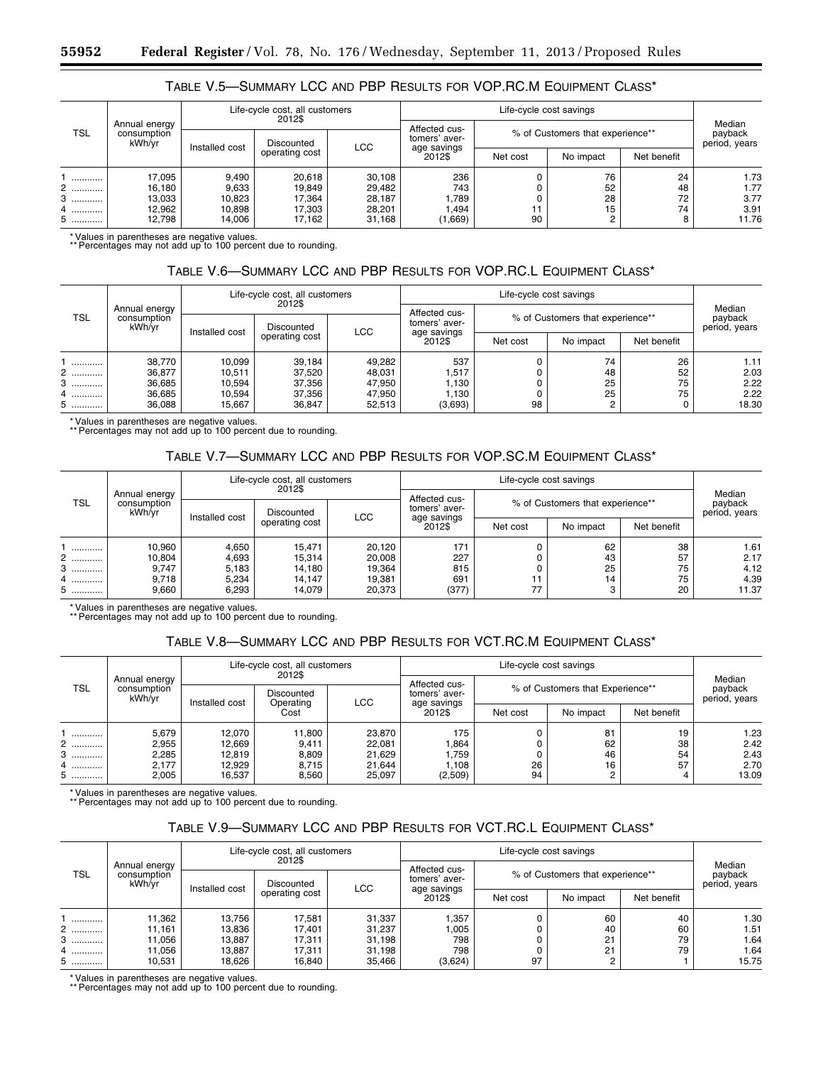### TABLE V.5—SUMMARY LCC AND PBP RESULTS FOR VOP.RC.M EQUIPMENT CLASS*

| TSL | Annual energy consumption kWh/yr | Life-cycle cost, all customers 2012$ | | | Life-cycle cost savings | | | | Median payback period, years |
|---|---|---|---|---|---|---|---|---|---|
| | | Installed cost | Discounted operating cost | LCC | Affected customers' average savings 2012$ | % of Customers that experience** | | | |
| | | | | | | Net cost | No impact | Net benefit | |
| 1 | 17,095 | 9,490 | 20,618 | 30,108 | 236 | 0 | 76 | 24 | 1.73 |
| 2 | 16,180 | 9,633 | 19,849 | 29,482 | 743 | 0 | 52 | 48 | 1.77 |
| 3 | 13,033 | 10,823 | 17,364 | 28,187 | 1,789 | 0 | 28 | 72 | 3.77 |
| 4 | 12,962 | 10,898 | 17,303 | 28,201 | 1,494 | 11 | 15 | 74 | 3.91 |
| 5 | 12,798 | 14,006 | 17,162 | 31,168 | (1,669) | 90 | 2 | 8 | 11.76 |

* Values in parentheses are negative values.
** Percentages may not add up to 100 percent due to rounding.

### TABLE V.6—SUMMARY LCC AND PBP RESULTS FOR VOP.RC.L EQUIPMENT CLASS*

| TSL | Annual energy consumption kWh/yr | Life-cycle cost, all customers 2012$ | | | Life-cycle cost savings | | | | Median payback period, years |
|---|---|---|---|---|---|---|---|---|---|
| | | Installed cost | Discounted operating cost | LCC | Affected customers' average savings 2012$ | % of Customers that experience** | | | |
| | | | | | | Net cost | No impact | Net benefit | |
| 1 | 38,770 | 10,099 | 39,184 | 49,282 | 537 | 0 | 74 | 26 | 1.11 |
| 2 | 36,877 | 10,511 | 37,520 | 48,031 | 1,517 | 0 | 48 | 52 | 2.03 |
| 3 | 36,685 | 10,594 | 37,356 | 47,950 | 1,130 | 0 | 25 | 75 | 2.22 |
| 4 | 36,685 | 10,594 | 37,356 | 47,950 | 1,130 | 0 | 25 | 75 | 2.22 |
| 5 | 36,088 | 15,667 | 36,847 | 52,513 | (3,693) | 98 | 2 | 0 | 18.30 |

* Values in parentheses are negative values.
** Percentages may not add up to 100 percent due to rounding.

### TABLE V.7—SUMMARY LCC AND PBP RESULTS FOR VOP.SC.M EQUIPMENT CLASS*

| TSL | Annual energy consumption kWh/yr | Life-cycle cost, all customers 2012$ | | | Life-cycle cost savings | | | | Median payback period, years |
|---|---|---|---|---|---|---|---|---|---|
| | | Installed cost | Discounted operating cost | LCC | Affected customers' average savings 2012$ | % of Customers that experience** | | | |
| | | | | | | Net cost | No impact | Net benefit | |
| 1 | 10,960 | 4,650 | 15,471 | 20,120 | 171 | 0 | 62 | 38 | 1.61 |
| 2 | 10,804 | 4,693 | 15,314 | 20,008 | 227 | 0 | 43 | 57 | 2.17 |
| 3 | 9,747 | 5,183 | 14,180 | 19,364 | 815 | 0 | 25 | 75 | 4.12 |
| 4 | 9,718 | 5,234 | 14,147 | 19,381 | 691 | 11 | 14 | 75 | 4.39 |
| 5 | 9,660 | 6,293 | 14,079 | 20,373 | (377) | 77 | 3 | 20 | 11.37 |

* Values in parentheses are negative values.
** Percentages may not add up to 100 percent due to rounding.

### TABLE V.8—SUMMARY LCC AND PBP RESULTS FOR VCT.RC.M EQUIPMENT CLASS*

| TSL | Annual energy consumption kWh/yr | Life-cycle cost, all customers 2012$ | | | Life-cycle cost savings | | | | Median payback period, years |
|---|---|---|---|---|---|---|---|---|---|
| | | Installed cost | Discounted Operating Cost | LCC | Affected customers' average savings 2012$ | % of Customers that Experience** | | | |
| | | | | | | Net cost | No impact | Net benefit | |
| 1 | 5,679 | 12,070 | 11,800 | 23,870 | 175 | 0 | 81 | 19 | 1.23 |
| 2 | 2,955 | 12,669 | 9,411 | 22,081 | 1,864 | 0 | 62 | 38 | 2.42 |
| 3 | 2,285 | 12,819 | 8,809 | 21,629 | 1,759 | 0 | 46 | 54 | 2.43 |
| 4 | 2,177 | 12,929 | 8,715 | 21,644 | 1,108 | 26 | 16 | 57 | 2.70 |
| 5 | 2,005 | 16,537 | 8,560 | 25,097 | (2,509) | 94 | 2 | 4 | 13.09 |

* Values in parentheses are negative values.
** Percentages may not add up to 100 percent due to rounding.

### TABLE V.9—SUMMARY LCC AND PBP RESULTS FOR VCT.RC.L EQUIPMENT CLASS*

| TSL | Annual energy consumption kWh/yr | Life-cycle cost, all customers 2012$ | | | Life-cycle cost savings | | | | Median payback period, years |
|---|---|---|---|---|---|---|---|---|---|
| | | Installed cost | Discounted operating cost | LCC | Affected customers' average savings 2012$ | % of Customers that experience** | | | |
| | | | | | | Net cost | No impact | Net benefit | |
| 1 | 11,362 | 13,756 | 17,581 | 31,337 | 1,357 | 0 | 60 | 40 | 1.30 |
| 2 | 11,161 | 13,836 | 17,401 | 31,237 | 1,005 | 0 | 40 | 60 | 1.51 |
| 3 | 11,056 | 13,887 | 17,311 | 31,198 | 798 | 0 | 21 | 79 | 1.64 |
| 4 | 11,056 | 13,887 | 17,311 | 31,198 | 798 | 0 | 21 | 79 | 1.64 |
| 5 | 10,531 | 18,626 | 16,840 | 35,466 | (3,624) | 97 | 2 | 1 | 15.75 |

* Values in parentheses are negative values.
** Percentages may not add up to 100 percent due to rounding.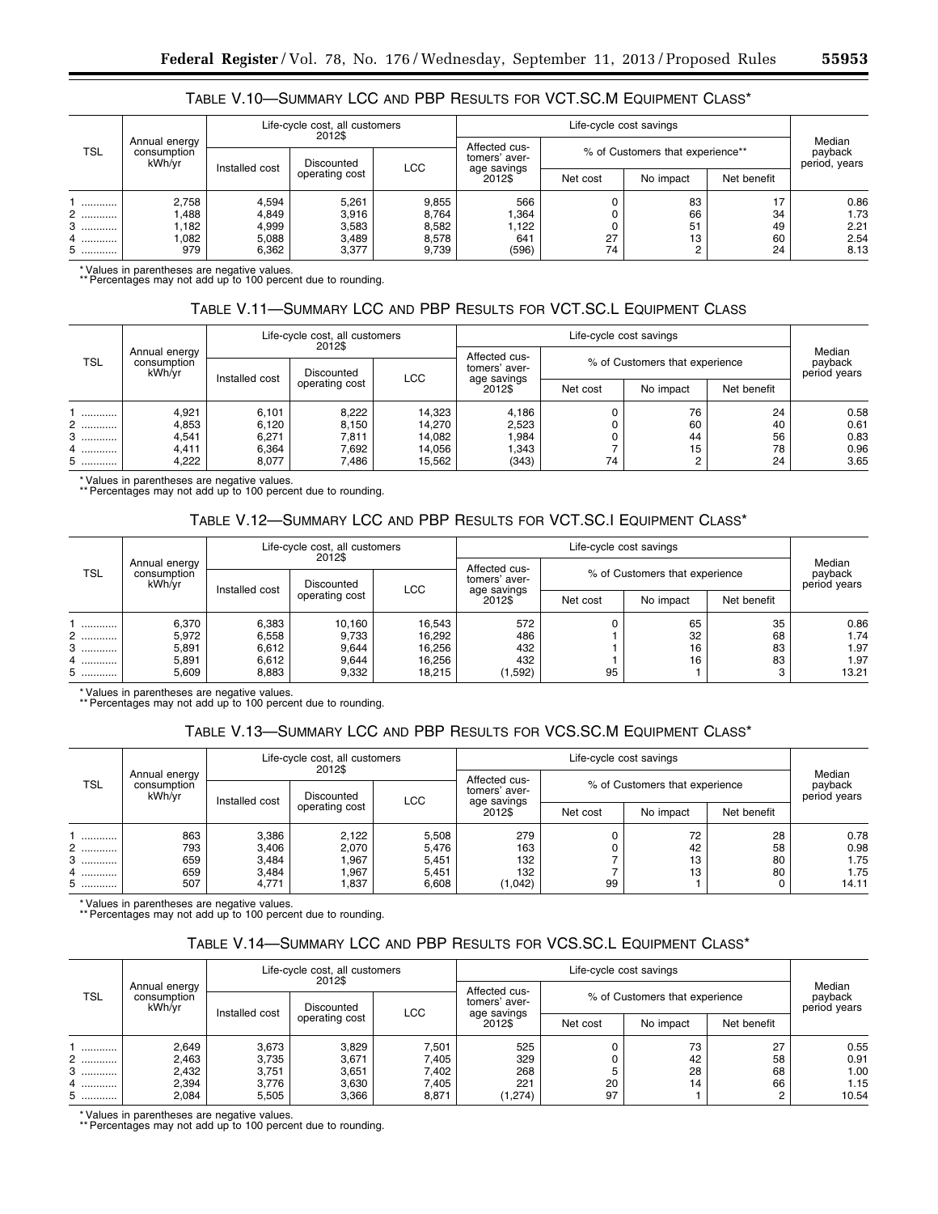### TABLE V.10—SUMMARY LCC AND PBP RESULTS FOR VCT.SC.M EQUIPMENT CLASS*

| TSL | Annual energy consumption kWh/yr | Life-cycle cost, all customers 2012$ | | | Life-cycle cost savings | | | | Median payback period, years |
|---|---|---|---|---|---|---|---|---|---|
| | | Installed cost | Discounted operating cost | LCC | Affected customers' average savings 2012$ | % of Customers that experience** | | | |
| | | | | | | Net cost | No impact | Net benefit | |
| 1 | 2,758 | 4,594 | 5,261 | 9,855 | 566 | 0 | 83 | 17 | 0.86 |
| 2 | 1,488 | 4,849 | 3,916 | 8,764 | 1,364 | 0 | 66 | 34 | 1.73 |
| 3 | 1,182 | 4,999 | 3,583 | 8,582 | 1,122 | 0 | 51 | 49 | 2.21 |
| 4 | 1,082 | 5,088 | 3,489 | 8,578 | 641 | 27 | 13 | 60 | 2.54 |
| 5 | 979 | 6,362 | 3,377 | 9,739 | (596) | 74 | 2 | 24 | 8.13 |

* Values in parentheses are negative values.
** Percentages may not add up to 100 percent due to rounding.

### TABLE V.11—SUMMARY LCC AND PBP RESULTS FOR VCT.SC.L EQUIPMENT CLASS

| TSL | Annual energy consumption kWh/yr | Life-cycle cost, all customers 2012$ | | | Life-cycle cost savings | | | | Median payback period years |
|---|---|---|---|---|---|---|---|---|---|
| | | Installed cost | Discounted operating cost | LCC | Affected customers' average savings 2012$ | % of Customers that experience | | | |
| | | | | | | Net cost | No impact | Net benefit | |
| 1 | 4,921 | 6,101 | 8,222 | 14,323 | 4,186 | 0 | 76 | 24 | 0.58 |
| 2 | 4,853 | 6,120 | 8,150 | 14,270 | 2,523 | 0 | 60 | 40 | 0.61 |
| 3 | 4,541 | 6,271 | 7,811 | 14,082 | 1,984 | 0 | 44 | 56 | 0.83 |
| 4 | 4,411 | 6,364 | 7,692 | 14,056 | 1,343 | 7 | 15 | 78 | 0.96 |
| 5 | 4,222 | 8,077 | 7,486 | 15,562 | (343) | 74 | 2 | 24 | 3.65 |

* Values in parentheses are negative values.
** Percentages may not add up to 100 percent due to rounding.

### TABLE V.12—SUMMARY LCC AND PBP RESULTS FOR VCT.SC.I EQUIPMENT CLASS*

| TSL | Annual energy consumption kWh/yr | Life-cycle cost, all customers 2012$ | | | Life-cycle cost savings | | | | Median payback period years |
|---|---|---|---|---|---|---|---|---|---|
| | | Installed cost | Discounted operating cost | LCC | Affected customers' average savings 2012$ | % of Customers that experience | | | |
| | | | | | | Net cost | No impact | Net benefit | |
| 1 | 6,370 | 6,383 | 10,160 | 16,543 | 572 | 0 | 65 | 35 | 0.86 |
| 2 | 5,972 | 6,558 | 9,733 | 16,292 | 486 | 1 | 32 | 68 | 1.74 |
| 3 | 5,891 | 6,612 | 9,644 | 16,256 | 432 | 1 | 16 | 83 | 1.97 |
| 4 | 5,891 | 6,612 | 9,644 | 16,256 | 432 | 1 | 16 | 83 | 1.97 |
| 5 | 5,609 | 8,883 | 9,332 | 18,215 | (1,592) | 95 | 1 | 3 | 13.21 |

* Values in parentheses are negative values.
** Percentages may not add up to 100 percent due to rounding.

### TABLE V.13—SUMMARY LCC AND PBP RESULTS FOR VCS.SC.M EQUIPMENT CLASS*

| TSL | Annual energy consumption kWh/yr | Life-cycle cost, all customers 2012$ | | | Life-cycle cost savings | | | | Median payback period years |
|---|---|---|---|---|---|---|---|---|---|
| | | Installed cost | Discounted operating cost | LCC | Affected customers' average savings 2012$ | % of Customers that experience | | | |
| | | | | | | Net cost | No impact | Net benefit | |
| 1 | 863 | 3,386 | 2,122 | 5,508 | 279 | 0 | 72 | 28 | 0.78 |
| 2 | 793 | 3,406 | 2,070 | 5,476 | 163 | 0 | 42 | 58 | 0.98 |
| 3 | 659 | 3,484 | 1,967 | 5,451 | 132 | 7 | 13 | 80 | 1.75 |
| 4 | 659 | 3,484 | 1,967 | 5,451 | 132 | 7 | 13 | 80 | 1.75 |
| 5 | 507 | 4,771 | 1,837 | 6,608 | (1,042) | 99 | 1 | 0 | 14.11 |

* Values in parentheses are negative values.
** Percentages may not add up to 100 percent due to rounding.

### TABLE V.14—SUMMARY LCC AND PBP RESULTS FOR VCS.SC.L EQUIPMENT CLASS*

| TSL | Annual energy consumption kWh/yr | Life-cycle cost, all customers 2012$ | | | Life-cycle cost savings | | | | Median payback period years |
|---|---|---|---|---|---|---|---|---|---|
| | | Installed cost | Discounted operating cost | LCC | Affected customers' average savings 2012$ | % of Customers that experience | | | |
| | | | | | | Net cost | No impact | Net benefit | |
| 1 | 2,649 | 3,673 | 3,829 | 7,501 | 525 | 0 | 73 | 27 | 0.55 |
| 2 | 2,463 | 3,735 | 3,671 | 7,405 | 329 | 0 | 42 | 58 | 0.91 |
| 3 | 2,432 | 3,751 | 3,651 | 7,402 | 268 | 5 | 28 | 68 | 1.00 |
| 4 | 2,394 | 3,776 | 3,630 | 7,405 | 221 | 20 | 14 | 66 | 1.15 |
| 5 | 2,084 | 5,505 | 3,366 | 8,871 | (1,274) | 97 | 1 | 2 | 10.54 |

* Values in parentheses are negative values.
** Percentages may not add up to 100 percent due to rounding.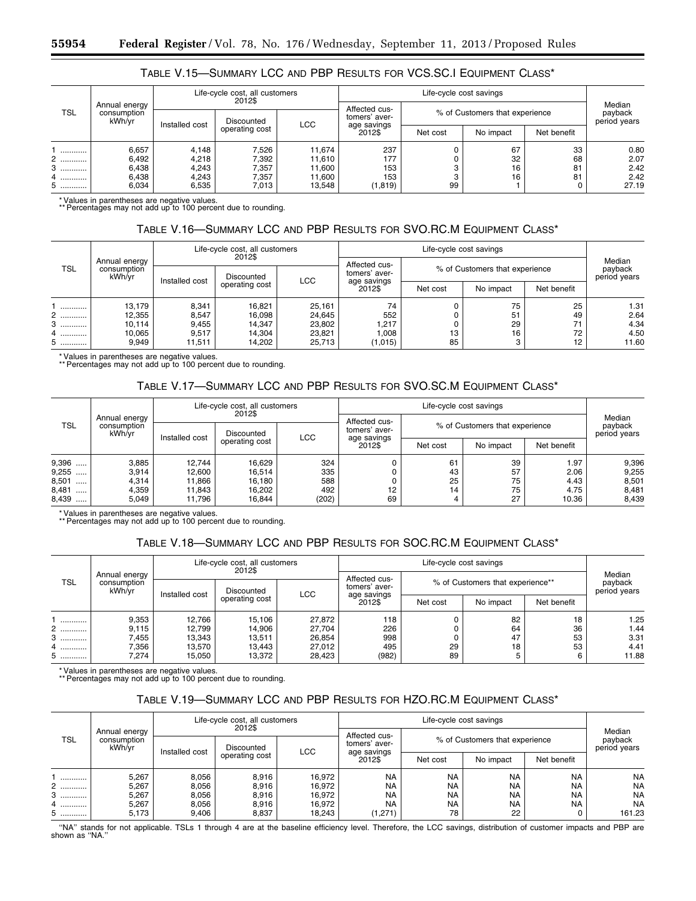TABLE V.15—SUMMARY LCC AND PBP RESULTS FOR VCS.SC.I EQUIPMENT CLASS*

| TSL | Annual energy consumption kWh/yr | Life-cycle cost, all customers 2012$ | | | Life-cycle cost savings | | | | Median payback period years |
|---|---|---|---|---|---|---|---|---|---|
| | | Installed cost | Discounted operating cost | LCC | Affected customers' average savings 2012$ | % of Customers that experience: Net cost | No impact | Net benefit | |
| 1 | 6,657 | 4,148 | 7,526 | 11,674 | 237 | 0 | 67 | 33 | 0.80 |
| 2 | 6,492 | 4,218 | 7,392 | 11,610 | 177 | 0 | 32 | 68 | 2.07 |
| 3 | 6,438 | 4,243 | 7,357 | 11,600 | 153 | 3 | 16 | 81 | 2.42 |
| 4 | 6,438 | 4,243 | 7,357 | 11,600 | 153 | 3 | 16 | 81 | 2.42 |
| 5 | 6,034 | 6,535 | 7,013 | 13,548 | (1,819) | 99 | 1 | 0 | 27.19 |

* Values in parentheses are negative values.
** Percentages may not add up to 100 percent due to rounding.

TABLE V.16—SUMMARY LCC AND PBP RESULTS FOR SVO.RC.M EQUIPMENT CLASS*

| TSL | Annual energy consumption kWh/yr | Life-cycle cost, all customers 2012$ | | | Life-cycle cost savings | | | | Median payback period years |
|---|---|---|---|---|---|---|---|---|---|
| | | Installed cost | Discounted operating cost | LCC | Affected customers' average savings 2012$ | % of Customers that experience: Net cost | No impact | Net benefit | |
| 1 | 13,179 | 8,341 | 16,821 | 25,161 | 74 | 0 | 75 | 25 | 1.31 |
| 2 | 12,355 | 8,547 | 16,098 | 24,645 | 552 | 0 | 51 | 49 | 2.64 |
| 3 | 10,114 | 9,455 | 14,347 | 23,802 | 1,217 | 0 | 29 | 71 | 4.34 |
| 4 | 10,065 | 9,517 | 14,304 | 23,821 | 1,008 | 13 | 16 | 72 | 4.50 |
| 5 | 9,949 | 11,511 | 14,202 | 25,713 | (1,015) | 85 | 3 | 12 | 11.60 |

* Values in parentheses are negative values.
** Percentages may not add up to 100 percent due to rounding.

TABLE V.17—SUMMARY LCC AND PBP RESULTS FOR SVO.SC.M EQUIPMENT CLASS*

| TSL | Annual energy consumption kWh/yr | Life-cycle cost, all customers 2012$ | | | Life-cycle cost savings | | | | Median payback period years |
|---|---|---|---|---|---|---|---|---|---|
| | | Installed cost | Discounted operating cost | LCC | Affected customers' average savings 2012$ | % of Customers that experience: Net cost | No impact | Net benefit | |
| 9,396 | 3,885 | 12,744 | 16,629 | 324 | 0 | 61 | 39 | 1.97 | 9,396 |
| 9,255 | 3,914 | 12,600 | 16,514 | 335 | 0 | 43 | 57 | 2.06 | 9,255 |
| 8,501 | 4,314 | 11,866 | 16,180 | 588 | 0 | 25 | 75 | 4.43 | 8,501 |
| 8,481 | 4,359 | 11,843 | 16,202 | 492 | 12 | 14 | 75 | 4.75 | 8,481 |
| 8,439 | 5,049 | 11,796 | 16,844 | (202) | 69 | 4 | 27 | 10.36 | 8,439 |

* Values in parentheses are negative values.
** Percentages may not add up to 100 percent due to rounding.

TABLE V.18—SUMMARY LCC AND PBP RESULTS FOR SOC.RC.M EQUIPMENT CLASS*

| TSL | Annual energy consumption kWh/yr | Life-cycle cost, all customers 2012$ | | | Life-cycle cost savings | | | | Median payback period years |
|---|---|---|---|---|---|---|---|---|---|
| | | Installed cost | Discounted operating cost | LCC | Affected customers' average savings 2012$ | % of Customers that experience**: Net cost | No impact | Net benefit | |
| 1 | 9,353 | 12,766 | 15,106 | 27,872 | 118 | 0 | 82 | 18 | 1.25 |
| 2 | 9,115 | 12,799 | 14,906 | 27,704 | 226 | 0 | 64 | 36 | 1.44 |
| 3 | 7,455 | 13,343 | 13,511 | 26,854 | 998 | 0 | 47 | 53 | 3.31 |
| 4 | 7,356 | 13,570 | 13,443 | 27,012 | 495 | 29 | 18 | 53 | 4.41 |
| 5 | 7,274 | 15,050 | 13,372 | 28,423 | (982) | 89 | 5 | 6 | 11.88 |

* Values in parentheses are negative values.
** Percentages may not add up to 100 percent due to rounding.

TABLE V.19—SUMMARY LCC AND PBP RESULTS FOR HZO.RC.M EQUIPMENT CLASS*

| TSL | Annual energy consumption kWh/yr | Life-cycle cost, all customers 2012$ | | | Life-cycle cost savings | | | | Median payback period years |
|---|---|---|---|---|---|---|---|---|---|
| | | Installed cost | Discounted operating cost | LCC | Affected customers' average savings 2012$ | % of Customers that experience: Net cost | No impact | Net benefit | |
| 1 | 5,267 | 8,056 | 8,916 | 16,972 | NA | NA | NA | NA | NA |
| 2 | 5,267 | 8,056 | 8,916 | 16,972 | NA | NA | NA | NA | NA |
| 3 | 5,267 | 8,056 | 8,916 | 16,972 | NA | NA | NA | NA | NA |
| 4 | 5,267 | 8,056 | 8,916 | 16,972 | NA | NA | NA | NA | NA |
| 5 | 5,173 | 9,406 | 8,837 | 18,243 | (1,271) | 78 | 22 | 0 | 161.23 |

"NA" stands for not applicable. TSLs 1 through 4 are at the baseline efficiency level. Therefore, the LCC savings, distribution of customer impacts and PBP are shown as "NA."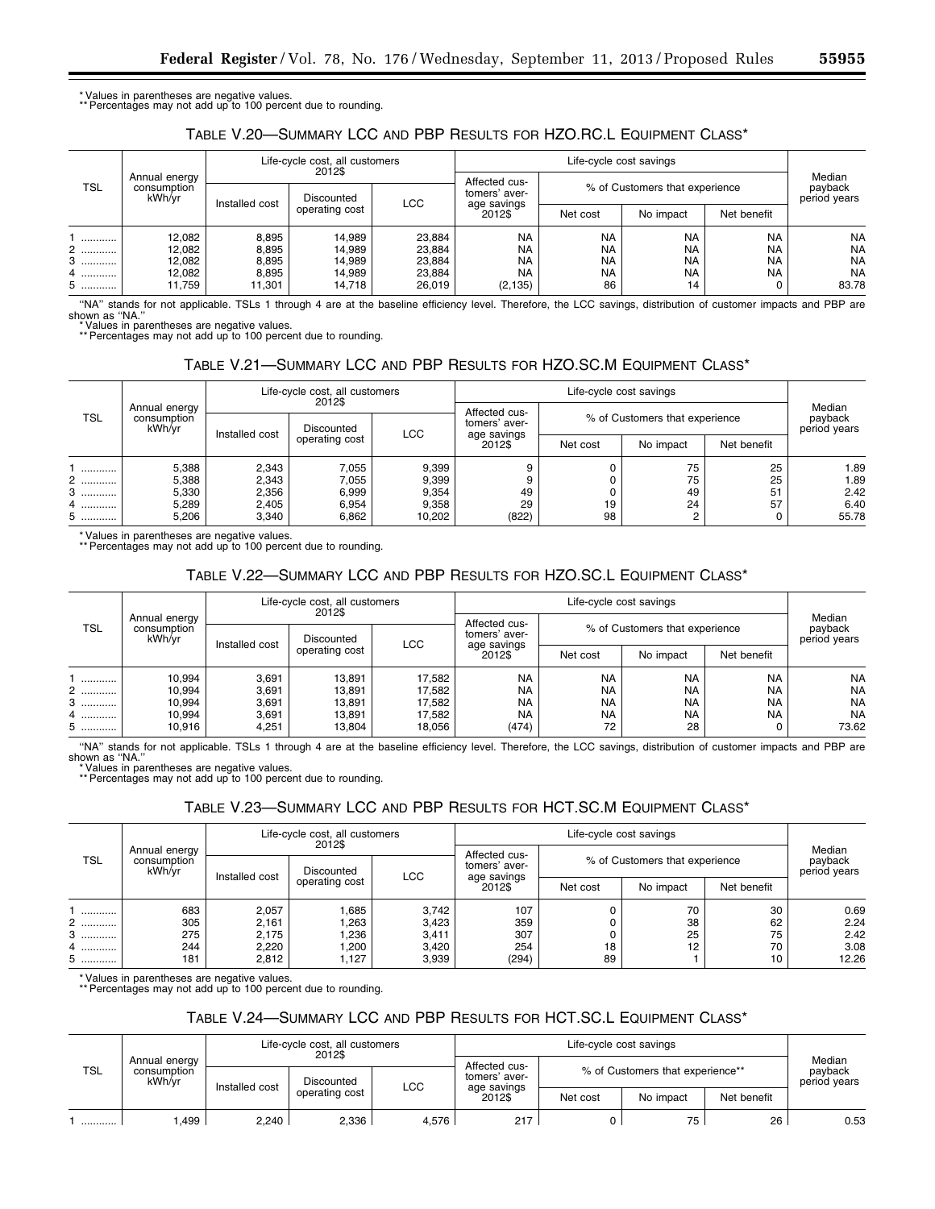* Values in parentheses are negative values.
** Percentages may not add up to 100 percent due to rounding.

### TABLE V.20—SUMMARY LCC AND PBP RESULTS FOR HZO.RC.L EQUIPMENT CLASS*

| TSL | Annual energy consumption kWh/yr | Life-cycle cost, all customers 2012$ | | | Life-cycle cost savings | | | | Median payback period years |
|---|---|---|---|---|---|---|---|---|---|
| | | Installed cost | Discounted operating cost | LCC | Affected customers' average savings 2012$ | % of Customers that experience | | | |
| | | | | | | Net cost | No impact | Net benefit | |
| 1 | 12,082 | 8,895 | 14,989 | 23,884 | NA | NA | NA | NA | NA |
| 2 | 12,082 | 8,895 | 14,989 | 23,884 | NA | NA | NA | NA | NA |
| 3 | 12,082 | 8,895 | 14,989 | 23,884 | NA | NA | NA | NA | NA |
| 4 | 12,082 | 8,895 | 14,989 | 23,884 | NA | NA | NA | NA | NA |
| 5 | 11,759 | 11,301 | 14,718 | 26,019 | (2,135) | 86 | 14 | 0 | 83.78 |

"NA" stands for not applicable. TSLs 1 through 4 are at the baseline efficiency level. Therefore, the LCC savings, distribution of customer impacts and PBP are shown as "NA."
* Values in parentheses are negative values.
** Percentages may not add up to 100 percent due to rounding.

### TABLE V.21—SUMMARY LCC AND PBP RESULTS FOR HZO.SC.M EQUIPMENT CLASS*

| TSL | Annual energy consumption kWh/yr | Life-cycle cost, all customers 2012$ | | | Life-cycle cost savings | | | | Median payback period years |
|---|---|---|---|---|---|---|---|---|---|
| | | Installed cost | Discounted operating cost | LCC | Affected customers' average savings 2012$ | % of Customers that experience | | | |
| | | | | | | Net cost | No impact | Net benefit | |
| 1 | 5,388 | 2,343 | 7,055 | 9,399 | 9 | 0 | 75 | 25 | 1.89 |
| 2 | 5,388 | 2,343 | 7,055 | 9,399 | 9 | 0 | 75 | 25 | 1.89 |
| 3 | 5,330 | 2,356 | 6,999 | 9,354 | 49 | 0 | 49 | 51 | 2.42 |
| 4 | 5,289 | 2,405 | 6,954 | 9,358 | 29 | 19 | 24 | 57 | 6.40 |
| 5 | 5,206 | 3,340 | 6,862 | 10,202 | (822) | 98 | 2 | 0 | 55.78 |

* Values in parentheses are negative values.
** Percentages may not add up to 100 percent due to rounding.

### TABLE V.22—SUMMARY LCC AND PBP RESULTS FOR HZO.SC.L EQUIPMENT CLASS*

| TSL | Annual energy consumption kWh/yr | Life-cycle cost, all customers 2012$ | | | Life-cycle cost savings | | | | Median payback period years |
|---|---|---|---|---|---|---|---|---|---|
| | | Installed cost | Discounted operating cost | LCC | Affected customers' average savings 2012$ | % of Customers that experience | | | |
| | | | | | | Net cost | No impact | Net benefit | |
| 1 | 10,994 | 3,691 | 13,891 | 17,582 | NA | NA | NA | NA | NA |
| 2 | 10,994 | 3,691 | 13,891 | 17,582 | NA | NA | NA | NA | NA |
| 3 | 10,994 | 3,691 | 13,891 | 17,582 | NA | NA | NA | NA | NA |
| 4 | 10,994 | 3,691 | 13,891 | 17,582 | NA | NA | NA | NA | NA |
| 5 | 10,916 | 4,251 | 13,804 | 18,056 | (474) | 72 | 28 | 0 | 73.62 |

"NA" stands for not applicable. TSLs 1 through 4 are at the baseline efficiency level. Therefore, the LCC savings, distribution of customer impacts and PBP are shown as "NA."
* Values in parentheses are negative values.
** Percentages may not add up to 100 percent due to rounding.

### TABLE V.23—SUMMARY LCC AND PBP RESULTS FOR HCT.SC.M EQUIPMENT CLASS*

| TSL | Annual energy consumption kWh/yr | Life-cycle cost, all customers 2012$ | | | Life-cycle cost savings | | | | Median payback period years |
|---|---|---|---|---|---|---|---|---|---|
| | | Installed cost | Discounted operating cost | LCC | Affected customers' average savings 2012$ | % of Customers that experience | | | |
| | | | | | | Net cost | No impact | Net benefit | |
| 1 | 683 | 2,057 | 1,685 | 3,742 | 107 | 0 | 70 | 30 | 0.69 |
| 2 | 305 | 2,161 | 1,263 | 3,423 | 359 | 0 | 38 | 62 | 2.24 |
| 3 | 275 | 2,175 | 1,236 | 3,411 | 307 | 0 | 25 | 75 | 2.42 |
| 4 | 244 | 2,220 | 1,200 | 3,420 | 254 | 18 | 12 | 70 | 3.08 |
| 5 | 181 | 2,812 | 1,127 | 3,939 | (294) | 89 | 1 | 10 | 12.26 |

* Values in parentheses are negative values.
** Percentages may not add up to 100 percent due to rounding.

### TABLE V.24—SUMMARY LCC AND PBP RESULTS FOR HCT.SC.L EQUIPMENT CLASS*

| TSL | Annual energy consumption kWh/yr | Life-cycle cost, all customers 2012$ | | | Life-cycle cost savings | | | | Median payback period years |
|---|---|---|---|---|---|---|---|---|---|
| | | Installed cost | Discounted operating cost | LCC | Affected customers' average savings 2012$ | % of Customers that experience** | | | |
| | | | | | | Net cost | No impact | Net benefit | |
| 1 | 1,499 | 2,240 | 2,336 | 4,576 | 217 | 0 | 75 | 26 | 0.53 |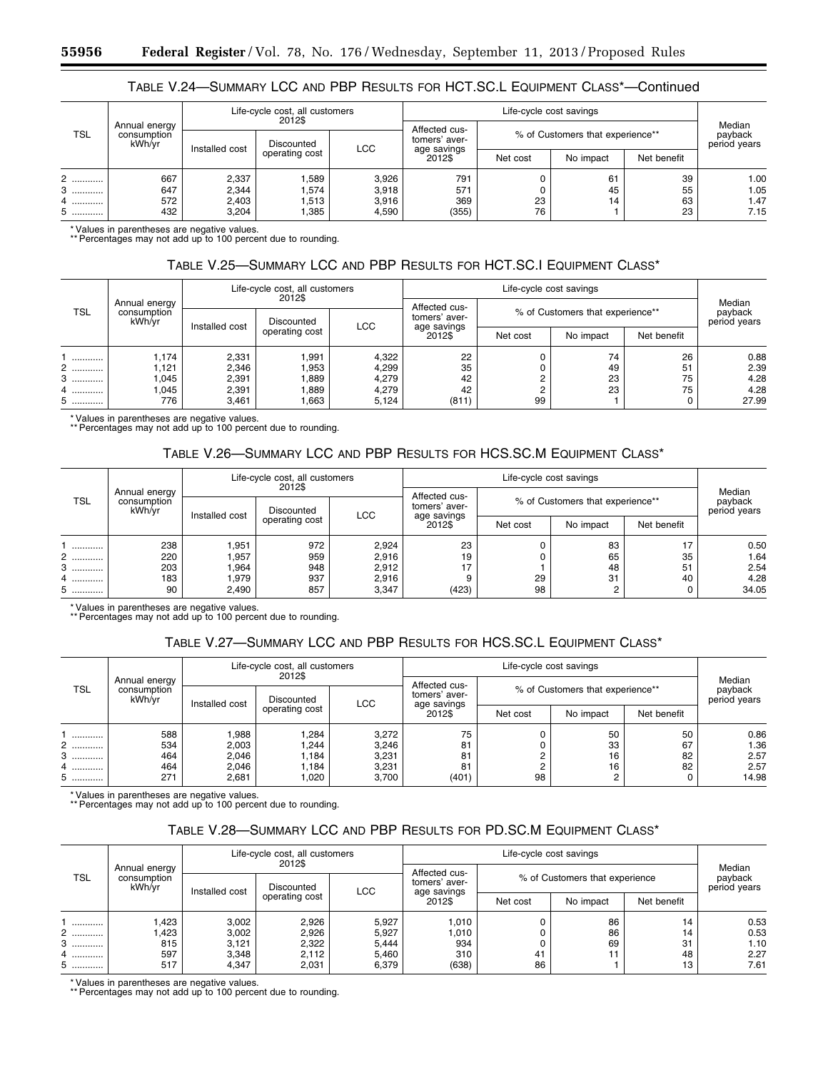## TABLE V.24—SUMMARY LCC AND PBP RESULTS FOR HCT.SC.L EQUIPMENT CLASS*—Continued

| TSL | Annual energy consumption kWh/yr | Life-cycle cost, all customers 2012$ | | | Life-cycle cost savings | | | | Median payback period years |
|---|---|---|---|---|---|---|---|---|---|
| | | Installed cost | Discounted operating cost | LCC | Affected customers' average savings 2012$ | % of Customers that experience** | | | |
| | | | | | | Net cost | No impact | Net benefit | |
| 2 | 667 | 2,337 | 1,589 | 3,926 | 791 | 0 | 61 | 39 | 1.00 |
| 3 | 647 | 2,344 | 1,574 | 3,918 | 571 | 0 | 45 | 55 | 1.05 |
| 4 | 572 | 2,403 | 1,513 | 3,916 | 369 | 23 | 14 | 63 | 1.47 |
| 5 | 432 | 3,204 | 1,385 | 4,590 | (355) | 76 | 1 | 23 | 7.15 |

* Values in parentheses are negative values.
** Percentages may not add up to 100 percent due to rounding.

## TABLE V.25—SUMMARY LCC AND PBP RESULTS FOR HCT.SC.I EQUIPMENT CLASS*

| TSL | Annual energy consumption kWh/yr | Life-cycle cost, all customers 2012$ | | | Life-cycle cost savings | | | | Median payback period years |
|---|---|---|---|---|---|---|---|---|---|
| | | Installed cost | Discounted operating cost | LCC | Affected customers' average savings 2012$ | % of Customers that experience** | | | |
| | | | | | | Net cost | No impact | Net benefit | |
| 1 | 1,174 | 2,331 | 1,991 | 4,322 | 22 | 0 | 74 | 26 | 0.88 |
| 2 | 1,121 | 2,346 | 1,953 | 4,299 | 35 | 0 | 49 | 51 | 2.39 |
| 3 | 1,045 | 2,391 | 1,889 | 4,279 | 42 | 2 | 23 | 75 | 4.28 |
| 4 | 1,045 | 2,391 | 1,889 | 4,279 | 42 | 2 | 23 | 75 | 4.28 |
| 5 | 776 | 3,461 | 1,663 | 5,124 | (811) | 99 | 1 | 0 | 27.99 |

* Values in parentheses are negative values.
** Percentages may not add up to 100 percent due to rounding.

## TABLE V.26—SUMMARY LCC AND PBP RESULTS FOR HCS.SC.M EQUIPMENT CLASS*

| TSL | Annual energy consumption kWh/yr | Life-cycle cost, all customers 2012$ | | | Life-cycle cost savings | | | | Median payback period years |
|---|---|---|---|---|---|---|---|---|---|
| | | Installed cost | Discounted operating cost | LCC | Affected customers' average savings 2012$ | % of Customers that experience** | | | |
| | | | | | | Net cost | No impact | Net benefit | |
| 1 | 238 | 1,951 | 972 | 2,924 | 23 | 0 | 83 | 17 | 0.50 |
| 2 | 220 | 1,957 | 959 | 2,916 | 19 | 0 | 65 | 35 | 1.64 |
| 3 | 203 | 1,964 | 948 | 2,912 | 17 | 1 | 48 | 51 | 2.54 |
| 4 | 183 | 1,979 | 937 | 2,916 | 9 | 29 | 31 | 40 | 4.28 |
| 5 | 90 | 2,490 | 857 | 3,347 | (423) | 98 | 2 | 0 | 34.05 |

* Values in parentheses are negative values.
** Percentages may not add up to 100 percent due to rounding.

## TABLE V.27—SUMMARY LCC AND PBP RESULTS FOR HCS.SC.L EQUIPMENT CLASS*

| TSL | Annual energy consumption kWh/yr | Life-cycle cost, all customers 2012$ | | | Life-cycle cost savings | | | | Median payback period years |
|---|---|---|---|---|---|---|---|---|---|
| | | Installed cost | Discounted operating cost | LCC | Affected customers' average savings 2012$ | % of Customers that experience** | | | |
| | | | | | | Net cost | No impact | Net benefit | |
| 1 | 588 | 1,988 | 1,284 | 3,272 | 75 | 0 | 50 | 50 | 0.86 |
| 2 | 534 | 2,003 | 1,244 | 3,246 | 81 | 0 | 33 | 67 | 1.36 |
| 3 | 464 | 2,046 | 1,184 | 3,231 | 81 | 2 | 16 | 82 | 2.57 |
| 4 | 464 | 2,046 | 1,184 | 3,231 | 81 | 2 | 16 | 82 | 2.57 |
| 5 | 271 | 2,681 | 1,020 | 3,700 | (401) | 98 | 2 | 0 | 14.98 |

* Values in parentheses are negative values.
** Percentages may not add up to 100 percent due to rounding.

## TABLE V.28—SUMMARY LCC AND PBP RESULTS FOR PD.SC.M EQUIPMENT CLASS*

| TSL | Annual energy consumption kWh/yr | Life-cycle cost, all customers 2012$ | | | Life-cycle cost savings | | | | Median payback period years |
|---|---|---|---|---|---|---|---|---|---|
| | | Installed cost | Discounted operating cost | LCC | Affected customers' average savings 2012$ | % of Customers that experience | | | |
| | | | | | | Net cost | No impact | Net benefit | |
| 1 | 1,423 | 3,002 | 2,926 | 5,927 | 1,010 | 0 | 86 | 14 | 0.53 |
| 2 | 1,423 | 3,002 | 2,926 | 5,927 | 1,010 | 0 | 86 | 14 | 0.53 |
| 3 | 815 | 3,121 | 2,322 | 5,444 | 934 | 0 | 69 | 31 | 1.10 |
| 4 | 597 | 3,348 | 2,112 | 5,460 | 310 | 41 | 11 | 48 | 2.27 |
| 5 | 517 | 4,347 | 2,031 | 6,379 | (638) | 86 | 1 | 13 | 7.61 |

* Values in parentheses are negative values.
** Percentages may not add up to 100 percent due to rounding.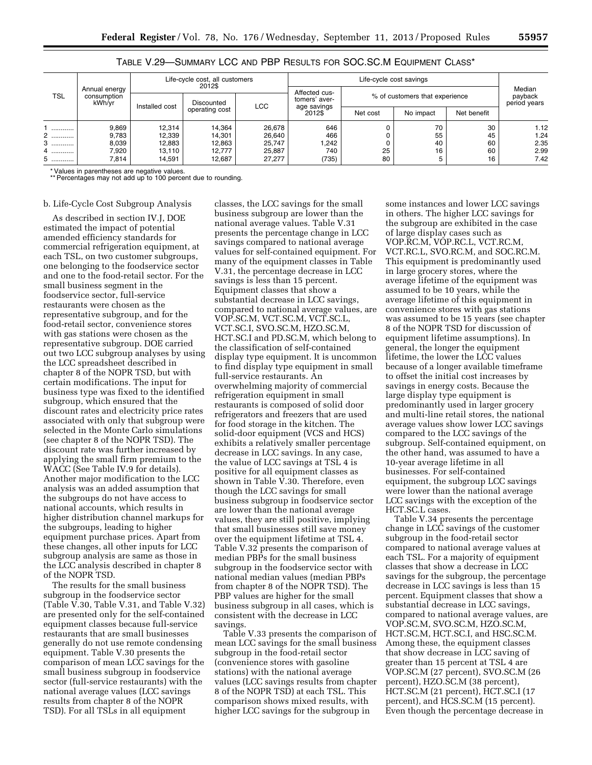TABLE V.29—SUMMARY LCC AND PBP RESULTS FOR SOC.SC.M EQUIPMENT CLASS*

| TSL | Annual energy consumption kWh/yr | Life-cycle cost, all customers 2012$ | | | Life-cycle cost savings | | | | Median payback period years |
|---|---|---|---|---|---|---|---|---|---|
| | | Installed cost | Discounted operating cost | LCC | Affected customers' average savings 2012$ | % of customers that experience | | | |
| | | | | | | Net cost | No impact | Net benefit | |
| 1 | 9,869 | 12,314 | 14,364 | 26,678 | 646 | 0 | 70 | 30 | 1.12 |
| 2 | 9,783 | 12,339 | 14,301 | 26,640 | 466 | 0 | 55 | 45 | 1.24 |
| 3 | 8,039 | 12,883 | 12,863 | 25,747 | 1,242 | 0 | 40 | 60 | 2.35 |
| 4 | 7,920 | 13,110 | 12,777 | 25,887 | 740 | 25 | 16 | 60 | 2.99 |
| 5 | 7,814 | 14,591 | 12,687 | 27,277 | (735) | 80 | 5 | 16 | 7.42 |

* Values in parentheses are negative values.
** Percentages may not add up to 100 percent due to rounding.

b. Life-Cycle Cost Subgroup Analysis

As described in section IV.J, DOE estimated the impact of potential amended efficiency standards for commercial refrigeration equipment, at each TSL, on two customer subgroups, one belonging to the foodservice sector and one to the food-retail sector. For the small business segment in the foodservice sector, full-service restaurants were chosen as the representative subgroup, and for the food-retail sector, convenience stores with gas stations were chosen as the representative subgroup. DOE carried out two LCC subgroup analyses by using the LCC spreadsheet described in chapter 8 of the NOPR TSD, but with certain modifications. The input for business type was fixed to the identified subgroup, which ensured that the discount rates and electricity price rates associated with only that subgroup were selected in the Monte Carlo simulations (see chapter 8 of the NOPR TSD). The discount rate was further increased by applying the small firm premium to the WACC (See Table IV.9 for details). Another major modification to the LCC analysis was an added assumption that the subgroups do not have access to national accounts, which results in higher distribution channel markups for the subgroups, leading to higher equipment purchase prices. Apart from these changes, all other inputs for LCC subgroup analysis are same as those in the LCC analysis described in chapter 8 of the NOPR TSD.

The results for the small business subgroup in the foodservice sector (Table V.30, Table V.31, and Table V.32) are presented only for the self-contained equipment classes because full-service restaurants that are small businesses generally do not use remote condensing equipment. Table V.30 presents the comparison of mean LCC savings for the small business subgroup in foodservice sector (full-service restaurants) with the national average values (LCC savings results from chapter 8 of the NOPR TSD). For all TSLs in all equipment classes, the LCC savings for the small business subgroup are lower than the national average values. Table V.31 presents the percentage change in LCC savings compared to national average values for self-contained equipment. For many of the equipment classes in Table V.31, the percentage decrease in LCC savings is less than 15 percent. Equipment classes that show a substantial decrease in LCC savings, compared to national average values, are VOP.SC.M, VCT.SC.M, VCT.SC.L, VCT.SC.I, SVO.SC.M, HZO.SC.M, HCT.SC.I and PD.SC.M, which belong to the classification of self-contained display type equipment. It is uncommon to find display type equipment in small full-service restaurants. An overwhelming majority of commercial refrigeration equipment in small restaurants is composed of solid door refrigerators and freezers that are used for food storage in the kitchen. The solid-door equipment (VCS and HCS) exhibits a relatively smaller percentage decrease in LCC savings. In any case, the value of LCC savings at TSL 4 is positive for all equipment classes as shown in Table V.30. Therefore, even though the LCC savings for small business subgroup in foodservice sector are lower than the national average values, they are still positive, implying that small businesses still save money over the equipment lifetime at TSL 4. Table V.32 presents the comparison of median PBPs for the small business subgroup in the foodservice sector with national median values (median PBPs from chapter 8 of the NOPR TSD). The PBP values are higher for the small business subgroup in all cases, which is consistent with the decrease in LCC savings.

Table V.33 presents the comparison of mean LCC savings for the small business subgroup in the food-retail sector (convenience stores with gasoline stations) with the national average values (LCC savings results from chapter 8 of the NOPR TSD) at each TSL. This comparison shows mixed results, with higher LCC savings for the subgroup in some instances and lower LCC savings in others. The higher LCC savings for the subgroup are exhibited in the case of large display cases such as VOP.RC.M, VOP.RC.L, VCT.RC.M, VCT.RC.L, SVO.RC.M, and SOC.RC.M. This equipment is predominantly used in large grocery stores, where the average lifetime of the equipment was assumed to be 10 years, while the average lifetime of this equipment in convenience stores with gas stations was assumed to be 15 years (see chapter 8 of the NOPR TSD for discussion of equipment lifetime assumptions). In general, the longer the equipment lifetime, the lower the LCC values because of a longer available timeframe to offset the initial cost increases by savings in energy costs. Because the large display type equipment is predominantly used in larger grocery and multi-line retail stores, the national average values show lower LCC savings compared to the LCC savings of the subgroup. Self-contained equipment, on the other hand, was assumed to have a 10-year average lifetime in all businesses. For self-contained equipment, the subgroup LCC savings were lower than the national average LCC savings with the exception of the HCT.SC.L cases.

Table V.34 presents the percentage change in LCC savings of the customer subgroup in the food-retail sector compared to national average values at each TSL. For a majority of equipment classes that show a decrease in LCC savings for the subgroup, the percentage decrease in LCC savings is less than 15 percent. Equipment classes that show a substantial decrease in LCC savings, compared to national average values, are VOP.SC.M, SVO.SC.M, HZO.SC.M, HCT.SC.M, HCT.SC.I, and HSC.SC.M. Among these, the equipment classes that show decrease in LCC saving of greater than 15 percent at TSL 4 are VOP.SC.M (27 percent), SVO.SC.M (26 percent), HZO.SC.M (38 percent), HCT.SC.M (21 percent), HCT.SC.I (17 percent), and HCS.SC.M (15 percent). Even though the percentage decrease in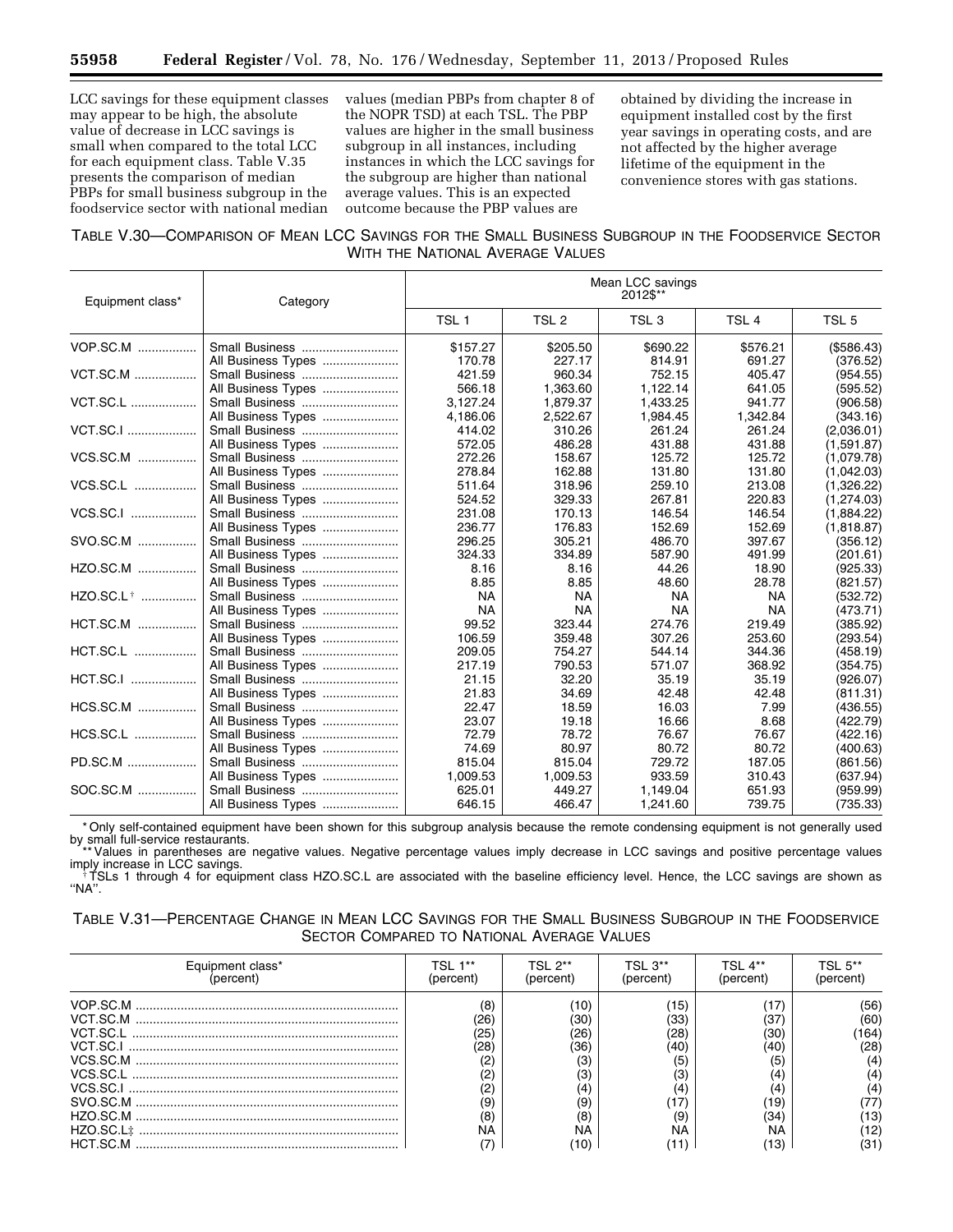LCC savings for these equipment classes may appear to be high, the absolute value of decrease in LCC savings is small when compared to the total LCC for each equipment class. Table V.35 presents the comparison of median PBPs for small business subgroup in the foodservice sector with national median values (median PBPs from chapter 8 of the NOPR TSD) at each TSL. The PBP values are higher in the small business subgroup in all instances, including instances in which the LCC savings for the subgroup are higher than national average values. This is an expected outcome because the PBP values are obtained by dividing the increase in equipment installed cost by the first year savings in operating costs, and are not affected by the higher average lifetime of the equipment in the convenience stores with gas stations.

TABLE V.30—COMPARISON OF MEAN LCC SAVINGS FOR THE SMALL BUSINESS SUBGROUP IN THE FOODSERVICE SECTOR WITH THE NATIONAL AVERAGE VALUES

| Equipment class* | Category | Mean LCC savings 2012$** | | | | |
|---|---|---|---|---|---|---|
| | | TSL 1 | TSL 2 | TSL 3 | TSL 4 | TSL 5 |
| VOP.SC.M | Small Business | $157.27 | $205.50 | $690.22 | $576.21 | ($586.43) |
| | All Business Types | 170.78 | 227.17 | 814.91 | 691.27 | (376.52) |
| VCT.SC.M | Small Business | 421.59 | 960.34 | 752.15 | 405.47 | (954.55) |
| | All Business Types | 566.18 | 1,363.60 | 1,122.14 | 641.05 | (595.52) |
| VCT.SC.L | Small Business | 3,127.24 | 1,879.37 | 1,433.25 | 941.77 | (906.58) |
| | All Business Types | 4,186.06 | 2,522.67 | 1,984.45 | 1,342.84 | (343.16) |
| VCT.SC.I | Small Business | 414.02 | 310.26 | 261.24 | 261.24 | (2,036.01) |
| | All Business Types | 572.05 | 486.28 | 431.88 | 431.88 | (1,591.87) |
| VCS.SC.M | Small Business | 272.26 | 158.67 | 125.72 | 125.72 | (1,079.78) |
| | All Business Types | 278.84 | 162.88 | 131.80 | 131.80 | (1,042.03) |
| VCS.SC.L | Small Business | 511.64 | 318.96 | 259.10 | 213.08 | (1,326.22) |
| | All Business Types | 524.52 | 329.33 | 267.81 | 220.83 | (1,274.03) |
| VCS.SC.I | Small Business | 231.08 | 170.13 | 146.54 | 146.54 | (1,884.22) |
| | All Business Types | 236.77 | 176.83 | 152.69 | 152.69 | (1,818.87) |
| SVO.SC.M | Small Business | 296.25 | 305.21 | 486.70 | 397.67 | (356.12) |
| | All Business Types | 324.33 | 334.89 | 587.90 | 491.99 | (201.61) |
| HZO.SC.M | Small Business | 8.16 | 8.16 | 44.26 | 18.90 | (925.33) |
| | All Business Types | 8.85 | 8.85 | 48.60 | 28.78 | (821.57) |
| HZO.SC.L † | Small Business | NA | NA | NA | NA | (532.72) |
| | All Business Types | NA | NA | NA | NA | (473.71) |
| HCT.SC.M | Small Business | 99.52 | 323.44 | 274.76 | 219.49 | (385.92) |
| | All Business Types | 106.59 | 359.48 | 307.26 | 253.60 | (293.54) |
| HCT.SC.L | Small Business | 209.05 | 754.27 | 544.14 | 344.36 | (458.19) |
| | All Business Types | 217.19 | 790.53 | 571.07 | 368.92 | (354.75) |
| HCT.SC.I | Small Business | 21.15 | 32.20 | 35.19 | 35.19 | (926.07) |
| | All Business Types | 21.83 | 34.69 | 42.48 | 42.48 | (811.31) |
| HCS.SC.M | Small Business | 22.47 | 18.59 | 16.03 | 7.99 | (436.55) |
| | All Business Types | 23.07 | 19.18 | 16.66 | 8.68 | (422.79) |
| HCS.SC.L | Small Business | 72.79 | 78.72 | 76.67 | 76.67 | (422.16) |
| | All Business Types | 74.69 | 80.97 | 80.72 | 80.72 | (400.63) |
| PD.SC.M | Small Business | 815.04 | 815.04 | 729.72 | 187.05 | (861.56) |
| | All Business Types | 1,009.53 | 1,009.53 | 933.59 | 310.43 | (637.94) |
| SOC.SC.M | Small Business | 625.01 | 449.27 | 1,149.04 | 651.93 | (959.99) |
| | All Business Types | 646.15 | 466.47 | 1,241.60 | 739.75 | (735.33) |

* Only self-contained equipment have been shown for this subgroup analysis because the remote condensing equipment is not generally used by small full-service restaurants.

** Values in parentheses are negative values. Negative percentage values imply decrease in LCC savings and positive percentage values imply increase in LCC savings.

† TSLs 1 through 4 for equipment class HZO.SC.L are associated with the baseline efficiency level. Hence, the LCC savings are shown as "NA".

TABLE V.31—PERCENTAGE CHANGE IN MEAN LCC SAVINGS FOR THE SMALL BUSINESS SUBGROUP IN THE FOODSERVICE SECTOR COMPARED TO NATIONAL AVERAGE VALUES

| Equipment class* (percent) | TSL 1** (percent) | TSL 2** (percent) | TSL 3** (percent) | TSL 4** (percent) | TSL 5** (percent) |
|---|---|---|---|---|---|
| VOP.SC.M | (8) | (10) | (15) | (17) | (56) |
| VCT.SC.M | (26) | (30) | (33) | (37) | (60) |
| VCT.SC.L | (25) | (26) | (28) | (30) | (164) |
| VCT.SC.I | (28) | (36) | (40) | (40) | (28) |
| VCS.SC.M | (2) | (3) | (5) | (5) | (4) |
| VCS.SC.L | (2) | (3) | (3) | (4) | (4) |
| VCS.SC.I | (2) | (4) | (4) | (4) | (4) |
| SVO.SC.M | (9) | (9) | (17) | (19) | (77) |
| HZO.SC.M | (8) | (8) | (9) | (34) | (13) |
| HZO.SC.L‡ | NA | NA | NA | NA | (12) |
| HCT.SC.M | (7) | (10) | (11) | (13) | (31) |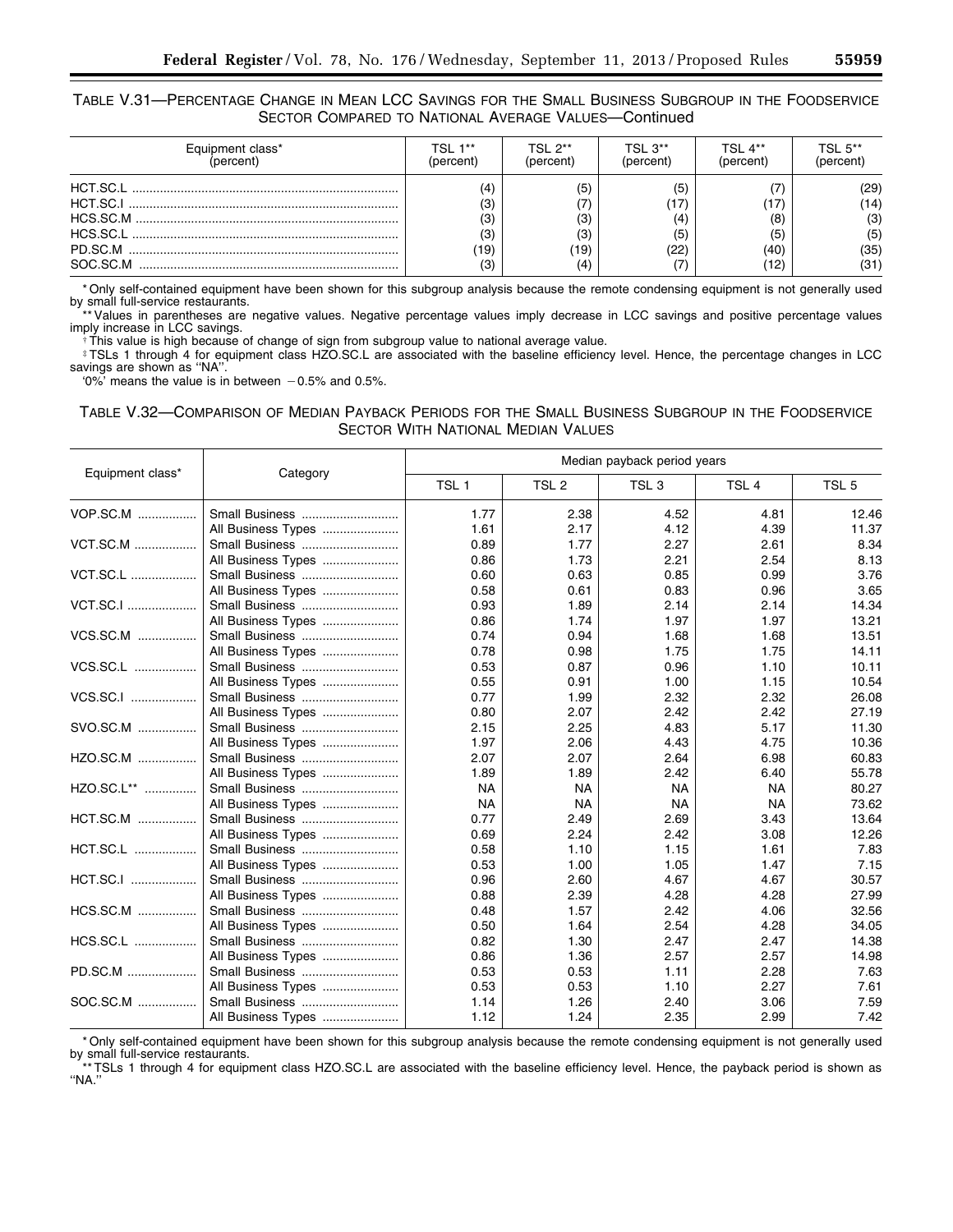TABLE V.31—PERCENTAGE CHANGE IN MEAN LCC SAVINGS FOR THE SMALL BUSINESS SUBGROUP IN THE FOODSERVICE SECTOR COMPARED TO NATIONAL AVERAGE VALUES—Continued

| Equipment class* (percent) | TSL 1** (percent) | TSL 2** (percent) | TSL 3** (percent) | TSL 4** (percent) | TSL 5** (percent) |
|---|---|---|---|---|---|
| HCT.SC.L | (4) | (5) | (5) | (7) | (29) |
| HCT.SC.I | (3) | (7) | (17) | (17) | (14) |
| HCS.SC.M | (3) | (3) | (4) | (8) | (3) |
| HCS.SC.L | (3) | (3) | (5) | (5) | (5) |
| PD.SC.M | (19) | (19) | (22) | (40) | (35) |
| SOC.SC.M | (3) | (4) | (7) | (12) | (31) |

* Only self-contained equipment have been shown for this subgroup analysis because the remote condensing equipment is not generally used by small full-service restaurants.

** Values in parentheses are negative values. Negative percentage values imply decrease in LCC savings and positive percentage values imply increase in LCC savings.

† This value is high because of change of sign from subgroup value to national average value.

‡ TSLs 1 through 4 for equipment class HZO.SC.L are associated with the baseline efficiency level. Hence, the percentage changes in LCC savings are shown as "NA".

'0%' means the value is in between −0.5% and 0.5%.

TABLE V.32—COMPARISON OF MEDIAN PAYBACK PERIODS FOR THE SMALL BUSINESS SUBGROUP IN THE FOODSERVICE SECTOR WITH NATIONAL MEDIAN VALUES

| Equipment class* | Category | Median payback period years | | | | |
|---|---|---|---|---|---|---|
| | | TSL 1 | TSL 2 | TSL 3 | TSL 4 | TSL 5 |
| VOP.SC.M | Small Business | 1.77 | 2.38 | 4.52 | 4.81 | 12.46 |
| | All Business Types | 1.61 | 2.17 | 4.12 | 4.39 | 11.37 |
| VCT.SC.M | Small Business | 0.89 | 1.77 | 2.27 | 2.61 | 8.34 |
| | All Business Types | 0.86 | 1.73 | 2.21 | 2.54 | 8.13 |
| VCT.SC.L | Small Business | 0.60 | 0.63 | 0.85 | 0.99 | 3.76 |
| | All Business Types | 0.58 | 0.61 | 0.83 | 0.96 | 3.65 |
| VCT.SC.I | Small Business | 0.93 | 1.89 | 2.14 | 2.14 | 14.34 |
| | All Business Types | 0.86 | 1.74 | 1.97 | 1.97 | 13.21 |
| VCS.SC.M | Small Business | 0.74 | 0.94 | 1.68 | 1.68 | 13.51 |
| | All Business Types | 0.78 | 0.98 | 1.75 | 1.75 | 14.11 |
| VCS.SC.L | Small Business | 0.53 | 0.87 | 0.96 | 1.10 | 10.11 |
| | All Business Types | 0.55 | 0.91 | 1.00 | 1.15 | 10.54 |
| VCS.SC.I | Small Business | 0.77 | 1.99 | 2.32 | 2.32 | 26.08 |
| | All Business Types | 0.80 | 2.07 | 2.42 | 2.42 | 27.19 |
| SVO.SC.M | Small Business | 2.15 | 2.25 | 4.83 | 5.17 | 11.30 |
| | All Business Types | 1.97 | 2.06 | 4.43 | 4.75 | 10.36 |
| HZO.SC.M | Small Business | 2.07 | 2.07 | 2.64 | 6.98 | 60.83 |
| | All Business Types | 1.89 | 1.89 | 2.42 | 6.40 | 55.78 |
| HZO.SC.L** | Small Business | NA | NA | NA | NA | 80.27 |
| | All Business Types | NA | NA | NA | NA | 73.62 |
| HCT.SC.M | Small Business | 0.77 | 2.49 | 2.69 | 3.43 | 13.64 |
| | All Business Types | 0.69 | 2.24 | 2.42 | 3.08 | 12.26 |
| HCT.SC.L | Small Business | 0.58 | 1.10 | 1.15 | 1.61 | 7.83 |
| | All Business Types | 0.53 | 1.00 | 1.05 | 1.47 | 7.15 |
| HCT.SC.I | Small Business | 0.96 | 2.60 | 4.67 | 4.67 | 30.57 |
| | All Business Types | 0.88 | 2.39 | 4.28 | 4.28 | 27.99 |
| HCS.SC.M | Small Business | 0.48 | 1.57 | 2.42 | 4.06 | 32.56 |
| | All Business Types | 0.50 | 1.64 | 2.54 | 4.28 | 34.05 |
| HCS.SC.L | Small Business | 0.82 | 1.30 | 2.47 | 2.47 | 14.38 |
| | All Business Types | 0.86 | 1.36 | 2.57 | 2.57 | 14.98 |
| PD.SC.M | Small Business | 0.53 | 0.53 | 1.11 | 2.28 | 7.63 |
| | All Business Types | 0.53 | 0.53 | 1.10 | 2.27 | 7.61 |
| SOC.SC.M | Small Business | 1.14 | 1.26 | 2.40 | 3.06 | 7.59 |
| | All Business Types | 1.12 | 1.24 | 2.35 | 2.99 | 7.42 |

* Only self-contained equipment have been shown for this subgroup analysis because the remote condensing equipment is not generally used by small full-service restaurants.

** TSLs 1 through 4 for equipment class HZO.SC.L are associated with the baseline efficiency level. Hence, the payback period is shown as "NA."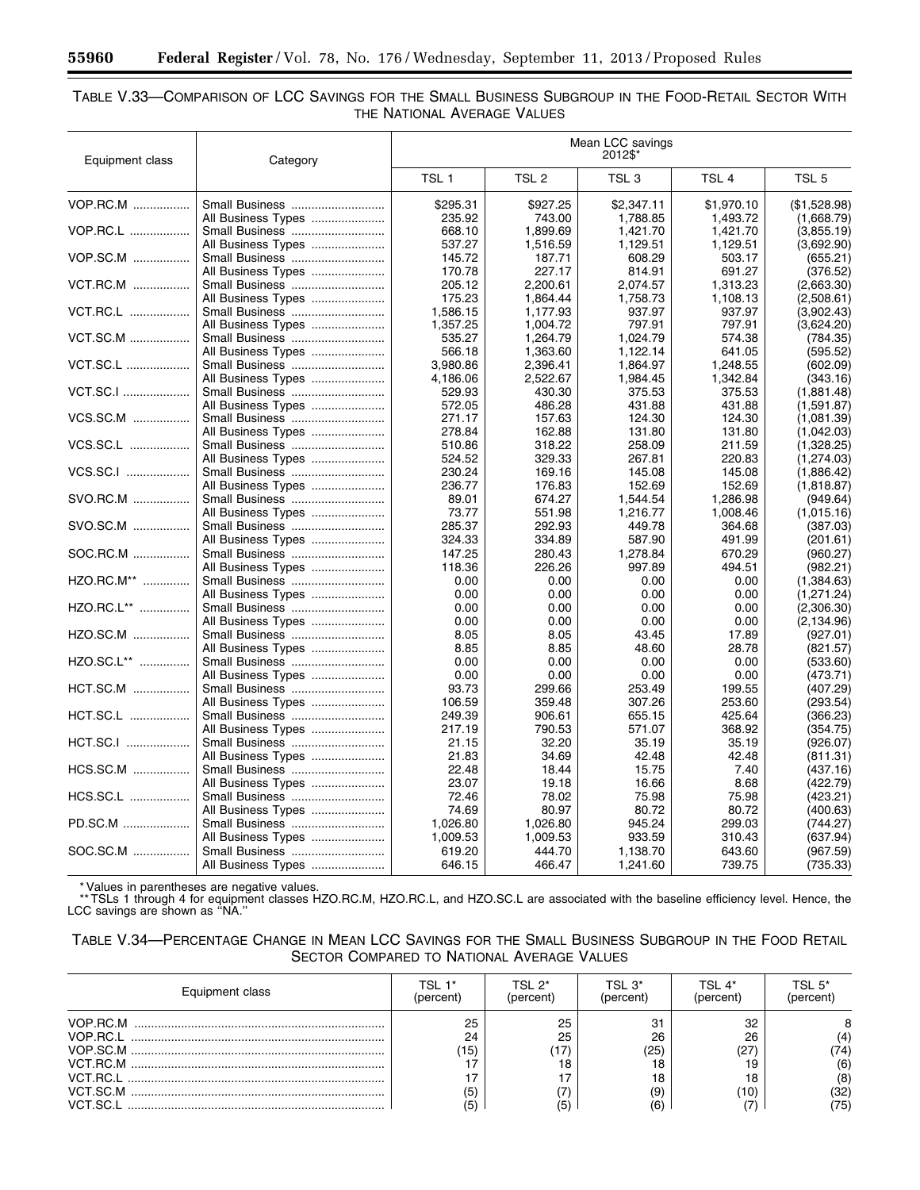TABLE V.33—COMPARISON OF LCC SAVINGS FOR THE SMALL BUSINESS SUBGROUP IN THE FOOD-RETAIL SECTOR WITH THE NATIONAL AVERAGE VALUES

| Equipment class | Category | Mean LCC savings 2012$* | | | | |
|---|---|---|---|---|---|---|
| | | TSL 1 | TSL 2 | TSL 3 | TSL 4 | TSL 5 |
| VOP.RC.M | Small Business | $295.31 | $927.25 | $2,347.11 | $1,970.10 | ($1,528.98) |
| | All Business Types | 235.92 | 743.00 | 1,788.85 | 1,493.72 | (1,668.79) |
| VOP.RC.L | Small Business | 668.10 | 1,899.69 | 1,421.70 | 1,421.70 | (3,855.19) |
| | All Business Types | 537.27 | 1,516.59 | 1,129.51 | 1,129.51 | (3,692.90) |
| VOP.SC.M | Small Business | 145.72 | 187.71 | 608.29 | 503.17 | (655.21) |
| | All Business Types | 170.78 | 227.17 | 814.91 | 691.27 | (376.52) |
| VCT.RC.M | Small Business | 205.12 | 2,200.61 | 2,074.57 | 1,313.23 | (2,663.30) |
| | All Business Types | 175.23 | 1,864.44 | 1,758.73 | 1,108.13 | (2,508.61) |
| VCT.RC.L | Small Business | 1,586.15 | 1,177.93 | 937.97 | 937.97 | (3,902.43) |
| | All Business Types | 1,357.25 | 1,004.72 | 797.91 | 797.91 | (3,624.20) |
| VCT.SC.M | Small Business | 535.27 | 1,264.79 | 1,024.79 | 574.38 | (784.35) |
| | All Business Types | 566.18 | 1,363.60 | 1,122.14 | 641.05 | (595.52) |
| VCT.SC.L | Small Business | 3,980.86 | 2,396.41 | 1,864.97 | 1,248.55 | (602.09) |
| | All Business Types | 4,186.06 | 2,522.67 | 1,984.45 | 1,342.84 | (343.16) |
| VCT.SC.I | Small Business | 529.93 | 430.30 | 375.53 | 375.53 | (1,881.48) |
| | All Business Types | 572.05 | 486.28 | 431.88 | 431.88 | (1,591.87) |
| VCS.SC.M | Small Business | 271.17 | 157.63 | 124.30 | 124.30 | (1,081.39) |
| | All Business Types | 278.84 | 162.88 | 131.80 | 131.80 | (1,042.03) |
| VCS.SC.L | Small Business | 510.86 | 318.22 | 258.09 | 211.59 | (1,328.25) |
| | All Business Types | 524.52 | 329.33 | 267.81 | 220.83 | (1,274.03) |
| VCS.SC.I | Small Business | 230.24 | 169.16 | 145.08 | 145.08 | (1,886.42) |
| | All Business Types | 236.77 | 176.83 | 152.69 | 152.69 | (1,818.87) |
| SVO.RC.M | Small Business | 89.01 | 674.27 | 1,544.54 | 1,286.98 | (949.64) |
| | All Business Types | 73.77 | 551.98 | 1,216.77 | 1,008.46 | (1,015.16) |
| SVO.SC.M | Small Business | 285.37 | 292.93 | 449.78 | 364.68 | (387.03) |
| | All Business Types | 324.33 | 334.89 | 587.90 | 491.99 | (201.61) |
| SOC.RC.M | Small Business | 147.25 | 280.43 | 1,278.84 | 670.29 | (960.27) |
| | All Business Types | 118.36 | 226.26 | 997.89 | 494.51 | (982.21) |
| HZO.RC.M** | Small Business | 0.00 | 0.00 | 0.00 | 0.00 | (1,384.63) |
| | All Business Types | 0.00 | 0.00 | 0.00 | 0.00 | (1,271.24) |
| HZO.RC.L** | Small Business | 0.00 | 0.00 | 0.00 | 0.00 | (2,306.30) |
| | All Business Types | 0.00 | 0.00 | 0.00 | 0.00 | (2,134.96) |
| HZO.SC.M | Small Business | 8.05 | 8.05 | 43.45 | 17.89 | (927.01) |
| | All Business Types | 8.85 | 8.85 | 48.60 | 28.78 | (821.57) |
| HZO.SC.L** | Small Business | 0.00 | 0.00 | 0.00 | 0.00 | (533.60) |
| | All Business Types | 0.00 | 0.00 | 0.00 | 0.00 | (473.71) |
| HCT.SC.M | Small Business | 93.73 | 299.66 | 253.49 | 199.55 | (407.29) |
| | All Business Types | 106.59 | 359.48 | 307.26 | 253.60 | (293.54) |
| HCT.SC.L | Small Business | 249.39 | 906.61 | 655.15 | 425.64 | (366.23) |
| | All Business Types | 217.19 | 790.53 | 571.07 | 368.92 | (354.75) |
| HCT.SC.I | Small Business | 21.15 | 32.20 | 35.19 | 35.19 | (926.07) |
| | All Business Types | 21.83 | 34.69 | 42.48 | 42.48 | (811.31) |
| HCS.SC.M | Small Business | 22.48 | 18.44 | 15.75 | 7.40 | (437.16) |
| | All Business Types | 23.07 | 19.18 | 16.66 | 8.68 | (422.79) |
| HCS.SC.L | Small Business | 72.46 | 78.02 | 75.98 | 75.98 | (423.21) |
| | All Business Types | 74.69 | 80.97 | 80.72 | 80.72 | (400.63) |
| PD.SC.M | Small Business | 1,026.80 | 1,026.80 | 945.24 | 299.03 | (744.27) |
| | All Business Types | 1,009.53 | 1,009.53 | 933.59 | 310.43 | (637.94) |
| SOC.SC.M | Small Business | 619.20 | 444.70 | 1,138.70 | 643.60 | (967.59) |
| | All Business Types | 646.15 | 466.47 | 1,241.60 | 739.75 | (735.33) |

* Values in parentheses are negative values.

** TSLs 1 through 4 for equipment classes HZO.RC.M, HZO.RC.L, and HZO.SC.L are associated with the baseline efficiency level. Hence, the LCC savings are shown as "NA."

TABLE V.34—PERCENTAGE CHANGE IN MEAN LCC SAVINGS FOR THE SMALL BUSINESS SUBGROUP IN THE FOOD RETAIL SECTOR COMPARED TO NATIONAL AVERAGE VALUES

| Equipment class | TSL 1* (percent) | TSL 2* (percent) | TSL 3* (percent) | TSL 4* (percent) | TSL 5* (percent) |
|---|---|---|---|---|---|
| VOP.RC.M | 25 | 25 | 31 | 32 | 8 |
| VOP.RC.L | 24 | 25 | 26 | 26 | (4) |
| VOP.SC.M | (15) | (17) | (25) | (27) | (74) |
| VCT.RC.M | 17 | 18 | 18 | 19 | (6) |
| VCT.RC.L | 17 | 17 | 18 | 18 | (8) |
| VCT.SC.M | (5) | (7) | (9) | (10) | (32) |
| VCT.SC.L | (5) | (5) | (6) | (7) | (75) |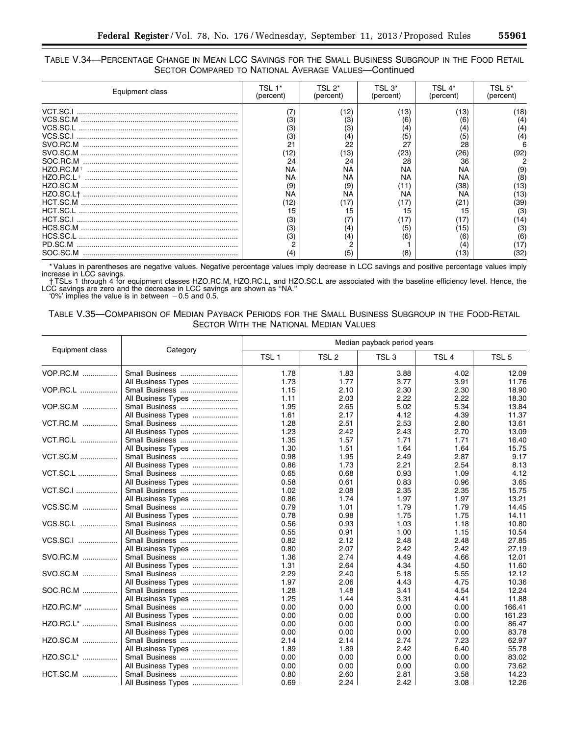TABLE V.34—PERCENTAGE CHANGE IN MEAN LCC SAVINGS FOR THE SMALL BUSINESS SUBGROUP IN THE FOOD RETAIL SECTOR COMPARED TO NATIONAL AVERAGE VALUES—Continued

| Equipment class | TSL 1* (percent) | TSL 2* (percent) | TSL 3* (percent) | TSL 4* (percent) | TSL 5* (percent) |
|---|---|---|---|---|---|
| VCT.SC.I | (7) | (12) | (13) | (13) | (18) |
| VCS.SC.M | (3) | (3) | (6) | (6) | (4) |
| VCS.SC.L | (3) | (3) | (4) | (4) | (4) |
| VCS.SC.I | (3) | (4) | (5) | (5) | (4) |
| SVO.RC.M | 21 | 22 | 27 | 28 | 6 |
| SVO.SC.M | (12) | (13) | (23) | (26) | (92) |
| SOC.RC.M | 24 | 24 | 28 | 36 | 2 |
| HZO.RC.M† | NA | NA | NA | NA | (9) |
| HZO.RC.L† | NA | NA | NA | NA | (8) |
| HZO.SC.M | (9) | (9) | (11) | (38) | (13) |
| HZO.SC.L† | NA | NA | NA | NA | (13) |
| HCT.SC.M | (12) | (17) | (17) | (21) | (39) |
| HCT.SC.L | 15 | 15 | 15 | 15 | (3) |
| HCT.SC.I | (3) | (7) | (17) | (17) | (14) |
| HCS.SC.M | (3) | (4) | (5) | (15) | (3) |
| HCS.SC.L | (3) | (4) | (6) | (6) | (6) |
| PD.SC.M | 2 | 2 | 1 | (4) | (17) |
| SOC.SC.M | (4) | (5) | (8) | (13) | (32) |

* Values in parentheses are negative values. Negative percentage values imply decrease in LCC savings and positive percentage values imply increase in LCC savings.

† TSLs 1 through 4 for equipment classes HZO.RC.M, HZO.RC.L, and HZO.SC.L are associated with the baseline efficiency level. Hence, the LCC savings are zero and the decrease in LCC savings are shown as "NA."

'0%' implies the value is in between −0.5 and 0.5.

TABLE V.35—COMPARISON OF MEDIAN PAYBACK PERIODS FOR THE SMALL BUSINESS SUBGROUP IN THE FOOD-RETAIL SECTOR WITH THE NATIONAL MEDIAN VALUES

| Equipment class | Category | Median payback period years | | | | |
|---|---|---|---|---|---|---|
| | | TSL 1 | TSL 2 | TSL 3 | TSL 4 | TSL 5 |
| VOP.RC.M | Small Business | 1.78 | 1.83 | 3.88 | 4.02 | 12.09 |
| | All Business Types | 1.73 | 1.77 | 3.77 | 3.91 | 11.76 |
| VOP.RC.L | Small Business | 1.15 | 2.10 | 2.30 | 2.30 | 18.90 |
| | All Business Types | 1.11 | 2.03 | 2.22 | 2.22 | 18.30 |
| VOP.SC.M | Small Business | 1.95 | 2.65 | 5.02 | 5.34 | 13.84 |
| | All Business Types | 1.61 | 2.17 | 4.12 | 4.39 | 11.37 |
| VCT.RC.M | Small Business | 1.28 | 2.51 | 2.53 | 2.80 | 13.61 |
| | All Business Types | 1.23 | 2.42 | 2.43 | 2.70 | 13.09 |
| VCT.RC.L | Small Business | 1.35 | 1.57 | 1.71 | 1.71 | 16.40 |
| | All Business Types | 1.30 | 1.51 | 1.64 | 1.64 | 15.75 |
| VCT.SC.M | Small Business | 0.98 | 1.95 | 2.49 | 2.87 | 9.17 |
| | All Business Types | 0.86 | 1.73 | 2.21 | 2.54 | 8.13 |
| VCT.SC.L | Small Business | 0.65 | 0.68 | 0.93 | 1.09 | 4.12 |
| | All Business Types | 0.58 | 0.61 | 0.83 | 0.96 | 3.65 |
| VCT.SC.I | Small Business | 1.02 | 2.08 | 2.35 | 2.35 | 15.75 |
| | All Business Types | 0.86 | 1.74 | 1.97 | 1.97 | 13.21 |
| VCS.SC.M | Small Business | 0.79 | 1.01 | 1.79 | 1.79 | 14.45 |
| | All Business Types | 0.78 | 0.98 | 1.75 | 1.75 | 14.11 |
| VCS.SC.L | Small Business | 0.56 | 0.93 | 1.03 | 1.18 | 10.80 |
| | All Business Types | 0.55 | 0.91 | 1.00 | 1.15 | 10.54 |
| VCS.SC.I | Small Business | 0.82 | 2.12 | 2.48 | 2.48 | 27.85 |
| | All Business Types | 0.80 | 2.07 | 2.42 | 2.42 | 27.19 |
| SVO.RC.M | Small Business | 1.36 | 2.74 | 4.49 | 4.66 | 12.01 |
| | All Business Types | 1.31 | 2.64 | 4.34 | 4.50 | 11.60 |
| SVO.SC.M | Small Business | 2.29 | 2.40 | 5.18 | 5.55 | 12.12 |
| | All Business Types | 1.97 | 2.06 | 4.43 | 4.75 | 10.36 |
| SOC.RC.M | Small Business | 1.28 | 1.48 | 3.41 | 4.54 | 12.24 |
| | All Business Types | 1.25 | 1.44 | 3.31 | 4.41 | 11.88 |
| HZO.RC.M* | Small Business | 0.00 | 0.00 | 0.00 | 0.00 | 166.41 |
| | All Business Types | 0.00 | 0.00 | 0.00 | 0.00 | 161.23 |
| HZO.RC.L* | Small Business | 0.00 | 0.00 | 0.00 | 0.00 | 86.47 |
| | All Business Types | 0.00 | 0.00 | 0.00 | 0.00 | 83.78 |
| HZO.SC.M | Small Business | 2.14 | 2.14 | 2.74 | 7.23 | 62.97 |
| | All Business Types | 1.89 | 1.89 | 2.42 | 6.40 | 55.78 |
| HZO.SC.L* | Small Business | 0.00 | 0.00 | 0.00 | 0.00 | 83.02 |
| | All Business Types | 0.00 | 0.00 | 0.00 | 0.00 | 73.62 |
| HCT.SC.M | Small Business | 0.80 | 2.60 | 2.81 | 3.58 | 14.23 |
| | All Business Types | 0.69 | 2.24 | 2.42 | 3.08 | 12.26 |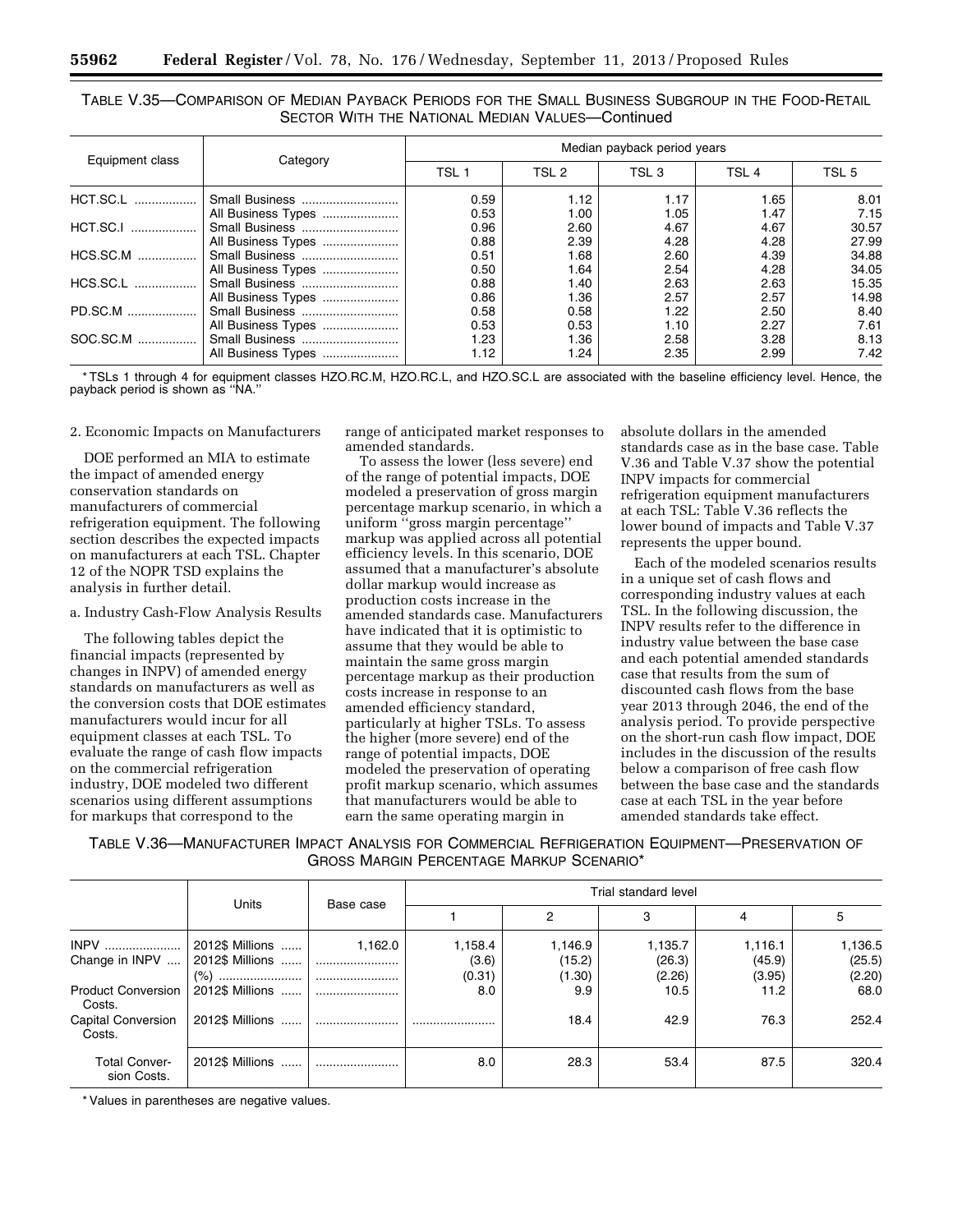TABLE V.35—COMPARISON OF MEDIAN PAYBACK PERIODS FOR THE SMALL BUSINESS SUBGROUP IN THE FOOD-RETAIL SECTOR WITH THE NATIONAL MEDIAN VALUES—Continued

| Equipment class | Category | Median payback period years | | | | |
|---|---|---|---|---|---|---|
| | | TSL 1 | TSL 2 | TSL 3 | TSL 4 | TSL 5 |
| HCT.SC.L | Small Business | 0.59 | 1.12 | 1.17 | 1.65 | 8.01 |
| | All Business Types | 0.53 | 1.00 | 1.05 | 1.47 | 7.15 |
| HCT.SC.I | Small Business | 0.96 | 2.60 | 4.67 | 4.67 | 30.57 |
| | All Business Types | 0.88 | 2.39 | 4.28 | 4.28 | 27.99 |
| HCS.SC.M | Small Business | 0.51 | 1.68 | 2.60 | 4.39 | 34.88 |
| | All Business Types | 0.50 | 1.64 | 2.54 | 4.28 | 34.05 |
| HCS.SC.L | Small Business | 0.88 | 1.40 | 2.63 | 2.63 | 15.35 |
| | All Business Types | 0.86 | 1.36 | 2.57 | 2.57 | 14.98 |
| PD.SC.M | Small Business | 0.58 | 0.58 | 1.22 | 2.50 | 8.40 |
| | All Business Types | 0.53 | 0.53 | 1.10 | 2.27 | 7.61 |
| SOC.SC.M | Small Business | 1.23 | 1.36 | 2.58 | 3.28 | 8.13 |
| | All Business Types | 1.12 | 1.24 | 2.35 | 2.99 | 7.42 |

* TSLs 1 through 4 for equipment classes HZO.RC.M, HZO.RC.L, and HZO.SC.L are associated with the baseline efficiency level. Hence, the payback period is shown as "NA."

2. Economic Impacts on Manufacturers

DOE performed an MIA to estimate the impact of amended energy conservation standards on manufacturers of commercial refrigeration equipment. The following section describes the expected impacts on manufacturers at each TSL. Chapter 12 of the NOPR TSD explains the analysis in further detail.

a. Industry Cash-Flow Analysis Results

The following tables depict the financial impacts (represented by changes in INPV) of amended energy standards on manufacturers as well as the conversion costs that DOE estimates manufacturers would incur for all equipment classes at each TSL. To evaluate the range of cash flow impacts on the commercial refrigeration industry, DOE modeled two different scenarios using different assumptions for markups that correspond to the range of anticipated market responses to amended standards.

To assess the lower (less severe) end of the range of potential impacts, DOE modeled a preservation of gross margin percentage markup scenario, in which a uniform "gross margin percentage" markup was applied across all potential efficiency levels. In this scenario, DOE assumed that a manufacturer's absolute dollar markup would increase as production costs increase in the amended standards case. Manufacturers have indicated that it is optimistic to assume that they would be able to maintain the same gross margin percentage markup as their production costs increase in response to an amended efficiency standard, particularly at higher TSLs. To assess the higher (more severe) end of the range of potential impacts, DOE modeled the preservation of operating profit markup scenario, which assumes that manufacturers would be able to earn the same operating margin in absolute dollars in the amended standards case as in the base case. Table V.36 and Table V.37 show the potential INPV impacts for commercial refrigeration equipment manufacturers at each TSL: Table V.36 reflects the lower bound of impacts and Table V.37 represents the upper bound.

Each of the modeled scenarios results in a unique set of cash flows and corresponding industry values at each TSL. In the following discussion, the INPV results refer to the difference in industry value between the base case and each potential amended standards case that results from the sum of discounted cash flows from the base year 2013 through 2046, the end of the analysis period. To provide perspective on the short-run cash flow impact, DOE includes in the discussion of the results below a comparison of free cash flow between the base case and the standards case at each TSL in the year before amended standards take effect.

TABLE V.36—MANUFACTURER IMPACT ANALYSIS FOR COMMERCIAL REFRIGERATION EQUIPMENT—PRESERVATION OF GROSS MARGIN PERCENTAGE MARKUP SCENARIO*

| | Units | Base case | Trial standard level | | | | |
|---|---|---|---|---|---|---|---|
| | | | 1 | 2 | 3 | 4 | 5 |
| INPV | 2012$ Millions | 1,162.0 | 1,158.4 | 1,146.9 | 1,135.7 | 1,116.1 | 1,136.5 |
| Change in INPV | 2012$ Millions | | (3.6) | (15.2) | (26.3) | (45.9) | (25.5) |
| | (%) | | (0.31) | (1.30) | (2.26) | (3.95) | (2.20) |
| Product Conversion Costs. | 2012$ Millions | | 8.0 | 9.9 | 10.5 | 11.2 | 68.0 |
| Capital Conversion Costs. | 2012$ Millions | | | 18.4 | 42.9 | 76.3 | 252.4 |
| Total Conversion Costs. | 2012$ Millions | | 8.0 | 28.3 | 53.4 | 87.5 | 320.4 |

* Values in parentheses are negative values.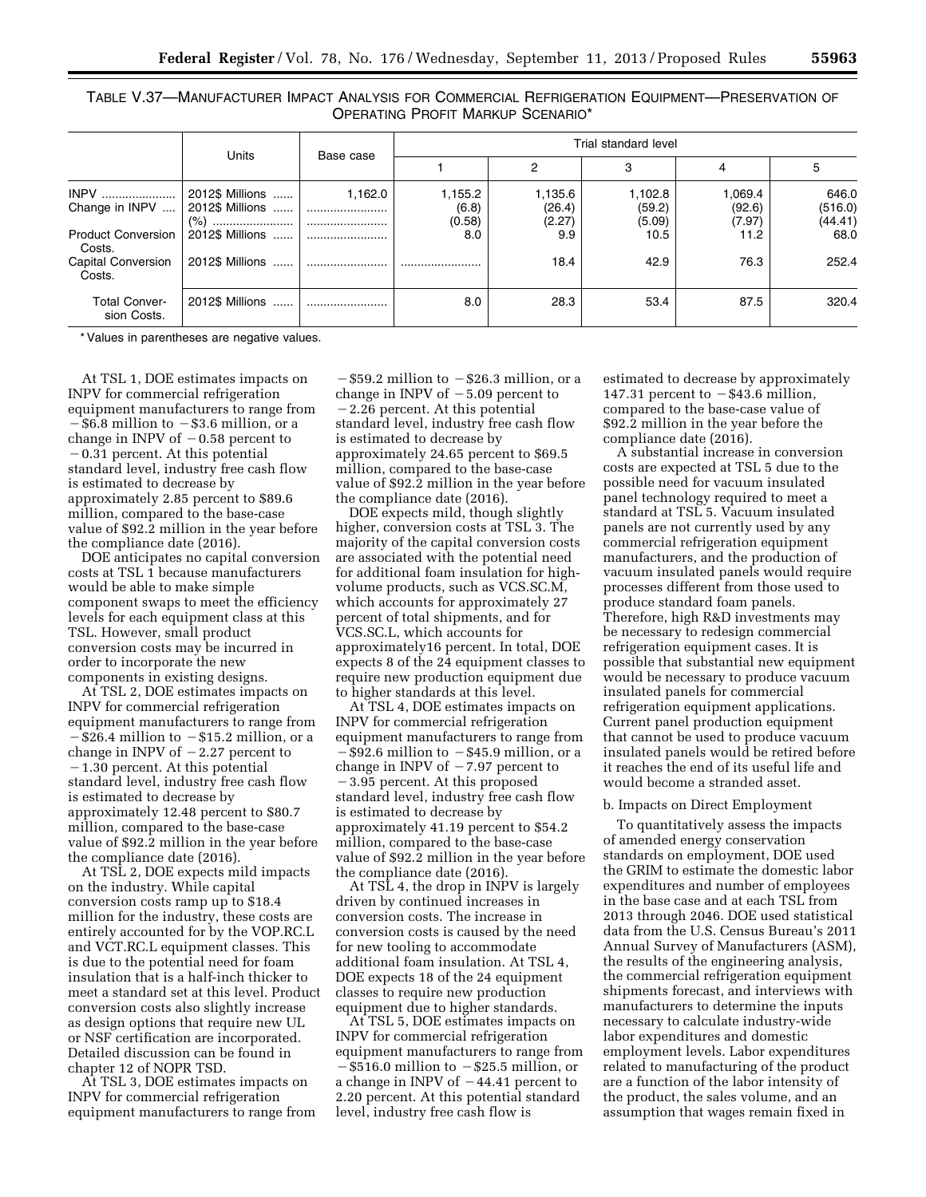TABLE V.37—MANUFACTURER IMPACT ANALYSIS FOR COMMERCIAL REFRIGERATION EQUIPMENT—PRESERVATION OF OPERATING PROFIT MARKUP SCENARIO*

| | Units | Base case | Trial standard level | | | | |
|---|---|---|---|---|---|---|---|
| | | | 1 | 2 | 3 | 4 | 5 |
| INPV | 2012$ Millions | 1,162.0 | 1,155.2 | 1,135.6 | 1,102.8 | 1,069.4 | 646.0 |
| Change in INPV | 2012$ Millions | | (6.8) | (26.4) | (59.2) | (92.6) | (516.0) |
| | (%) | | (0.58) | (2.27) | (5.09) | (7.97) | (44.41) |
| Product Conversion Costs. | 2012$ Millions | | 8.0 | 9.9 | 10.5 | 11.2 | 68.0 |
| Capital Conversion Costs. | 2012$ Millions | | | 18.4 | 42.9 | 76.3 | 252.4 |
| Total Conversion Costs. | 2012$ Millions | | 8.0 | 28.3 | 53.4 | 87.5 | 320.4 |

* Values in parentheses are negative values.

At TSL 1, DOE estimates impacts on INPV for commercial refrigeration equipment manufacturers to range from −$6.8 million to −$3.6 million, or a change in INPV of −0.58 percent to −0.31 percent. At this potential standard level, industry free cash flow is estimated to decrease by approximately 2.85 percent to $89.6 million, compared to the base-case value of $92.2 million in the year before the compliance date (2016).

DOE anticipates no capital conversion costs at TSL 1 because manufacturers would be able to make simple component swaps to meet the efficiency levels for each equipment class at this TSL. However, small product conversion costs may be incurred in order to incorporate the new components in existing designs.

At TSL 2, DOE estimates impacts on INPV for commercial refrigeration equipment manufacturers to range from −$26.4 million to −$15.2 million, or a change in INPV of −2.27 percent to −1.30 percent. At this potential standard level, industry free cash flow is estimated to decrease by approximately 12.48 percent to $80.7 million, compared to the base-case value of $92.2 million in the year before the compliance date (2016).

At TSL 2, DOE expects mild impacts on the industry. While capital conversion costs ramp up to $18.4 million for the industry, these costs are entirely accounted for by the VOP.RC.L and VCT.RC.L equipment classes. This is due to the potential need for foam insulation that is a half-inch thicker to meet a standard set at this level. Product conversion costs also slightly increase as design options that require new UL or NSF certification are incorporated. Detailed discussion can be found in chapter 12 of NOPR TSD.

At TSL 3, DOE estimates impacts on INPV for commercial refrigeration equipment manufacturers to range from −$59.2 million to −$26.3 million, or a change in INPV of −5.09 percent to −2.26 percent. At this potential standard level, industry free cash flow is estimated to decrease by approximately 24.65 percent to $69.5 million, compared to the base-case value of $92.2 million in the year before the compliance date (2016).

DOE expects mild, though slightly higher, conversion costs at TSL 3. The majority of the capital conversion costs are associated with the potential need for additional foam insulation for high-volume products, such as VCS.SC.M, which accounts for approximately 27 percent of total shipments, and for VCS.SC.L, which accounts for approximately16 percent. In total, DOE expects 8 of the 24 equipment classes to require new production equipment due to higher standards at this level.

At TSL 4, DOE estimates impacts on INPV for commercial refrigeration equipment manufacturers to range from −$92.6 million to −$45.9 million, or a change in INPV of −7.97 percent to −3.95 percent. At this proposed standard level, industry free cash flow is estimated to decrease by approximately 41.19 percent to $54.2 million, compared to the base-case value of $92.2 million in the year before the compliance date (2016).

At TSL 4, the drop in INPV is largely driven by continued increases in conversion costs. The increase in conversion costs is caused by the need for new tooling to accommodate additional foam insulation. At TSL 4, DOE expects 18 of the 24 equipment classes to require new production equipment due to higher standards.

At TSL 5, DOE estimates impacts on INPV for commercial refrigeration equipment manufacturers to range from −$516.0 million to −$25.5 million, or a change in INPV of −44.41 percent to 2.20 percent. At this potential standard level, industry free cash flow is estimated to decrease by approximately 147.31 percent to −$43.6 million, compared to the base-case value of $92.2 million in the year before the compliance date (2016).

A substantial increase in conversion costs are expected at TSL 5 due to the possible need for vacuum insulated panel technology required to meet a standard at TSL 5. Vacuum insulated panels are not currently used by any commercial refrigeration equipment manufacturers, and the production of vacuum insulated panels would require processes different from those used to produce standard foam panels. Therefore, high R&D investments may be necessary to redesign commercial refrigeration equipment cases. It is possible that substantial new equipment would be necessary to produce vacuum insulated panels for commercial refrigeration equipment applications. Current panel production equipment that cannot be used to produce vacuum insulated panels would be retired before it reaches the end of its useful life and would become a stranded asset.

b. Impacts on Direct Employment

To quantitatively assess the impacts of amended energy conservation standards on employment, DOE used the GRIM to estimate the domestic labor expenditures and number of employees in the base case and at each TSL from 2013 through 2046. DOE used statistical data from the U.S. Census Bureau's 2011 Annual Survey of Manufacturers (ASM), the results of the engineering analysis, the commercial refrigeration equipment shipments forecast, and interviews with manufacturers to determine the inputs necessary to calculate industry-wide labor expenditures and domestic employment levels. Labor expenditures related to manufacturing of the product are a function of the labor intensity of the product, the sales volume, and an assumption that wages remain fixed in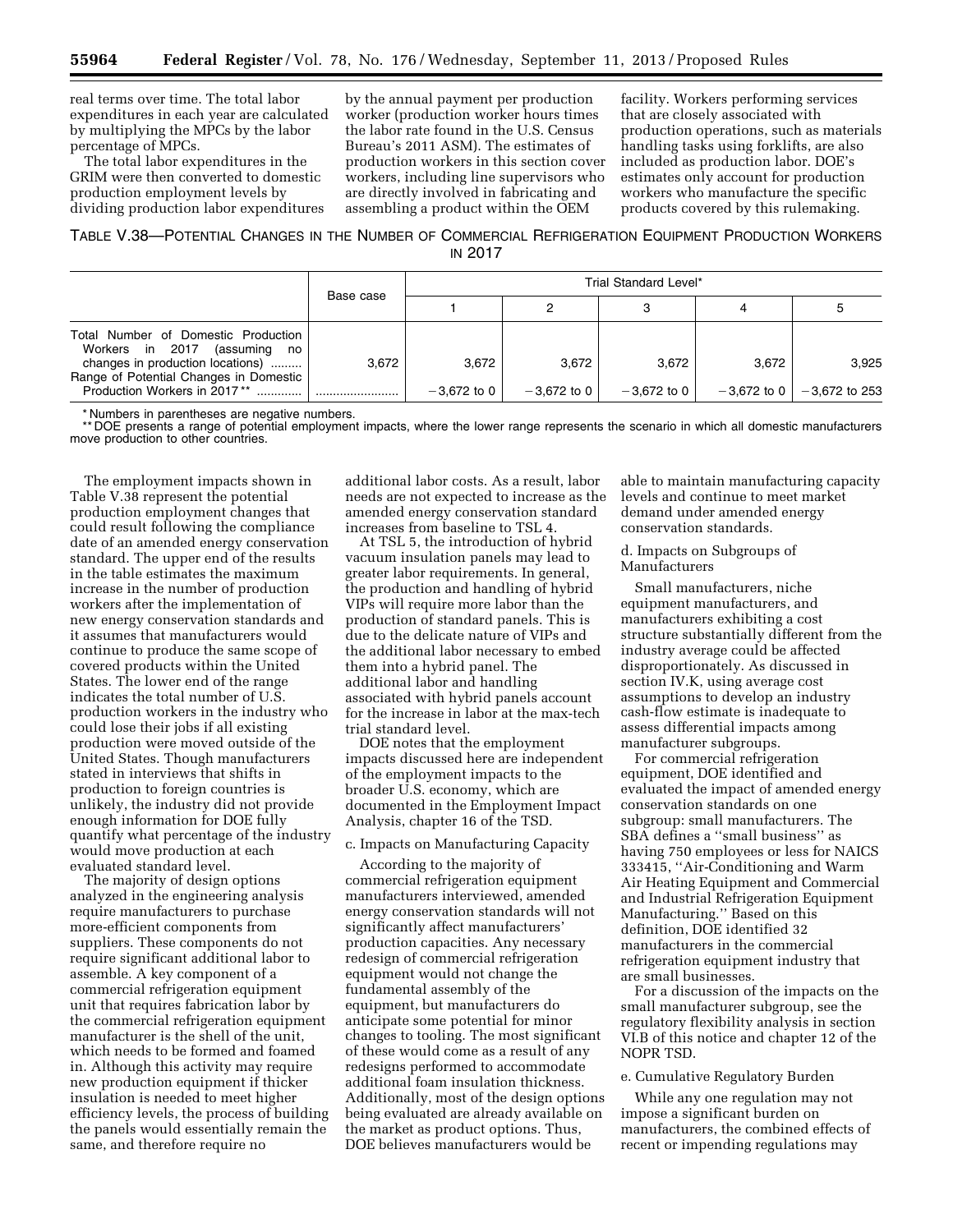real terms over time. The total labor expenditures in each year are calculated by multiplying the MPCs by the labor percentage of MPCs.

The total labor expenditures in the GRIM were then converted to domestic production employment levels by dividing production labor expenditures by the annual payment per production worker (production worker hours times the labor rate found in the U.S. Census Bureau's 2011 ASM). The estimates of production workers in this section cover workers, including line supervisors who are directly involved in fabricating and assembling a product within the OEM facility. Workers performing services that are closely associated with production operations, such as materials handling tasks using forklifts, are also included as production labor. DOE's estimates only account for production workers who manufacture the specific products covered by this rulemaking.

TABLE V.38—POTENTIAL CHANGES IN THE NUMBER OF COMMERCIAL REFRIGERATION EQUIPMENT PRODUCTION WORKERS IN 2017

| | Base case | Trial Standard Level* | | | | |
|---|---|---|---|---|---|---|
| | | 1 | 2 | 3 | 4 | 5 |
| Total Number of Domestic Production Workers in 2017 (assuming no changes in production locations) | 3,672 | 3,672 | 3,672 | 3,672 | 3,672 | 3,925 |
| Range of Potential Changes in Domestic Production Workers in 2017** | | −3,672 to 0 | −3,672 to 0 | −3,672 to 0 | −3,672 to 0 | −3,672 to 253 |

\* Numbers in parentheses are negative numbers.

\*\* DOE presents a range of potential employment impacts, where the lower range represents the scenario in which all domestic manufacturers move production to other countries.

The employment impacts shown in Table V.38 represent the potential production employment changes that could result following the compliance date of an amended energy conservation standard. The upper end of the results in the table estimates the maximum increase in the number of production workers after the implementation of new energy conservation standards and it assumes that manufacturers would continue to produce the same scope of covered products within the United States. The lower end of the range indicates the total number of U.S. production workers in the industry who could lose their jobs if all existing production were moved outside of the United States. Though manufacturers stated in interviews that shifts in production to foreign countries is unlikely, the industry did not provide enough information for DOE fully quantify what percentage of the industry would move production at each evaluated standard level.

The majority of design options analyzed in the engineering analysis require manufacturers to purchase more-efficient components from suppliers. These components do not require significant additional labor to assemble. A key component of a commercial refrigeration equipment unit that requires fabrication labor by the commercial refrigeration equipment manufacturer is the shell of the unit, which needs to be formed and foamed in. Although this activity may require new production equipment if thicker insulation is needed to meet higher efficiency levels, the process of building the panels would essentially remain the same, and therefore require no additional labor costs. As a result, labor needs are not expected to increase as the amended energy conservation standard increases from baseline to TSL 4.

At TSL 5, the introduction of hybrid vacuum insulation panels may lead to greater labor requirements. In general, the production and handling of hybrid VIPs will require more labor than the production of standard panels. This is due to the delicate nature of VIPs and the additional labor necessary to embed them into a hybrid panel. The additional labor and handling associated with hybrid panels account for the increase in labor at the max-tech trial standard level.

DOE notes that the employment impacts discussed here are independent of the employment impacts to the broader U.S. economy, which are documented in the Employment Impact Analysis, chapter 16 of the TSD.

c. Impacts on Manufacturing Capacity

According to the majority of commercial refrigeration equipment manufacturers interviewed, amended energy conservation standards will not significantly affect manufacturers' production capacities. Any necessary redesign of commercial refrigeration equipment would not change the fundamental assembly of the equipment, but manufacturers do anticipate some potential for minor changes to tooling. The most significant of these would come as a result of any redesigns performed to accommodate additional foam insulation thickness. Additionally, most of the design options being evaluated are already available on the market as product options. Thus, DOE believes manufacturers would be able to maintain manufacturing capacity levels and continue to meet market demand under amended energy conservation standards.

d. Impacts on Subgroups of Manufacturers

Small manufacturers, niche equipment manufacturers, and manufacturers exhibiting a cost structure substantially different from the industry average could be affected disproportionately. As discussed in section IV.K, using average cost assumptions to develop an industry cash-flow estimate is inadequate to assess differential impacts among manufacturer subgroups.

For commercial refrigeration equipment, DOE identified and evaluated the impact of amended energy conservation standards on one subgroup: small manufacturers. The SBA defines a ''small business'' as having 750 employees or less for NAICS 333415, ''Air-Conditioning and Warm Air Heating Equipment and Commercial and Industrial Refrigeration Equipment Manufacturing.'' Based on this definition, DOE identified 32 manufacturers in the commercial refrigeration equipment industry that are small businesses.

For a discussion of the impacts on the small manufacturer subgroup, see the regulatory flexibility analysis in section VI.B of this notice and chapter 12 of the NOPR TSD.

e. Cumulative Regulatory Burden

While any one regulation may not impose a significant burden on manufacturers, the combined effects of recent or impending regulations may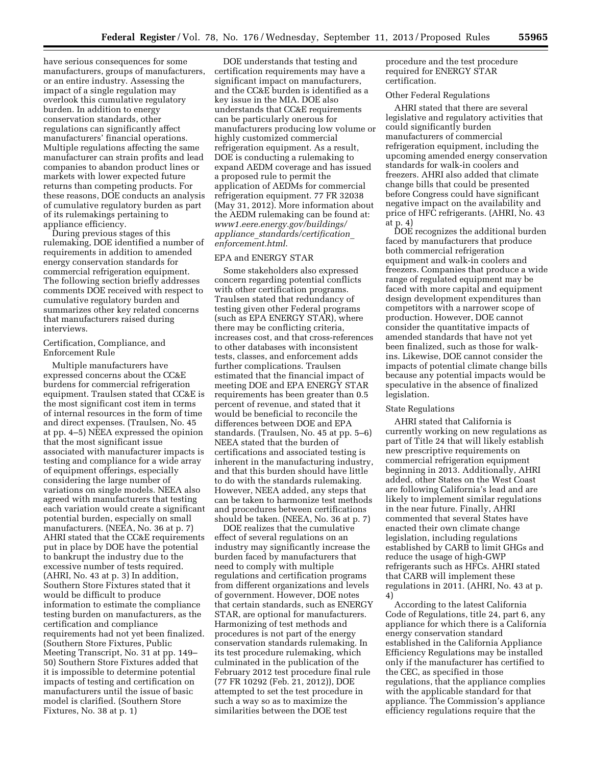have serious consequences for some manufacturers, groups of manufacturers, or an entire industry. Assessing the impact of a single regulation may overlook this cumulative regulatory burden. In addition to energy conservation standards, other regulations can significantly affect manufacturers' financial operations. Multiple regulations affecting the same manufacturer can strain profits and lead companies to abandon product lines or markets with lower expected future returns than competing products. For these reasons, DOE conducts an analysis of cumulative regulatory burden as part of its rulemakings pertaining to appliance efficiency.

During previous stages of this rulemaking, DOE identified a number of requirements in addition to amended energy conservation standards for commercial refrigeration equipment. The following section briefly addresses comments DOE received with respect to cumulative regulatory burden and summarizes other key related concerns that manufacturers raised during interviews.

Certification, Compliance, and Enforcement Rule

Multiple manufacturers have expressed concerns about the CC&E burdens for commercial refrigeration equipment. Traulsen stated that CC&E is the most significant cost item in terms of internal resources in the form of time and direct expenses. (Traulsen, No. 45 at pp. 4–5) NEEA expressed the opinion that the most significant issue associated with manufacturer impacts is testing and compliance for a wide array of equipment offerings, especially considering the large number of variations on single models. NEEA also agreed with manufacturers that testing each variation would create a significant potential burden, especially on small manufacturers. (NEEA, No. 36 at p. 7) AHRI stated that the CC&E requirements put in place by DOE have the potential to bankrupt the industry due to the excessive number of tests required. (AHRI, No. 43 at p. 3) In addition, Southern Store Fixtures stated that it would be difficult to produce information to estimate the compliance testing burden on manufacturers, as the certification and compliance requirements had not yet been finalized. (Southern Store Fixtures, Public Meeting Transcript, No. 31 at pp. 149–50) Southern Store Fixtures added that it is impossible to determine potential impacts of testing and certification on manufacturers until the issue of basic model is clarified. (Southern Store Fixtures, No. 38 at p. 1)

DOE understands that testing and certification requirements may have a significant impact on manufacturers, and the CC&E burden is identified as a key issue in the MIA. DOE also understands that CC&E requirements can be particularly onerous for manufacturers producing low volume or highly customized commercial refrigeration equipment. As a result, DOE is conducting a rulemaking to expand AEDM coverage and has issued a proposed rule to permit the application of AEDMs for commercial refrigeration equipment. 77 FR 32038 (May 31, 2012). More information about the AEDM rulemaking can be found at: *www1.eere.energy.gov/buildings/appliance_standards/certification_enforcement.html*.

EPA and ENERGY STAR

Some stakeholders also expressed concern regarding potential conflicts with other certification programs. Traulsen stated that redundancy of testing given other Federal programs (such as EPA ENERGY STAR), where there may be conflicting criteria, increases cost, and that cross-references to other databases with inconsistent tests, classes, and enforcement adds further complications. Traulsen estimated that the financial impact of meeting DOE and EPA ENERGY STAR requirements has been greater than 0.5 percent of revenue, and stated that it would be beneficial to reconcile the differences between DOE and EPA standards. (Traulsen, No. 45 at pp. 5–6) NEEA stated that the burden of certifications and associated testing is inherent in the manufacturing industry, and that this burden should have little to do with the standards rulemaking. However, NEEA added, any steps that can be taken to harmonize test methods and procedures between certifications should be taken. (NEEA, No. 36 at p. 7)

DOE realizes that the cumulative effect of several regulations on an industry may significantly increase the burden faced by manufacturers that need to comply with multiple regulations and certification programs from different organizations and levels of government. However, DOE notes that certain standards, such as ENERGY STAR, are optional for manufacturers. Harmonizing of test methods and procedures is not part of the energy conservation standards rulemaking. In its test procedure rulemaking, which culminated in the publication of the February 2012 test procedure final rule (77 FR 10292 (Feb. 21, 2012)), DOE attempted to set the test procedure in such a way so as to maximize the similarities between the DOE test procedure and the test procedure required for ENERGY STAR certification.

Other Federal Regulations

AHRI stated that there are several legislative and regulatory activities that could significantly burden manufacturers of commercial refrigeration equipment, including the upcoming amended energy conservation standards for walk-in coolers and freezers. AHRI also added that climate change bills that could be presented before Congress could have significant negative impact on the availability and price of HFC refrigerants. (AHRI, No. 43 at p. 4)

DOE recognizes the additional burden faced by manufacturers that produce both commercial refrigeration equipment and walk-in coolers and freezers. Companies that produce a wide range of regulated equipment may be faced with more capital and equipment design development expenditures than competitors with a narrower scope of production. However, DOE cannot consider the quantitative impacts of amended standards that have not yet been finalized, such as those for walk-ins. Likewise, DOE cannot consider the impacts of potential climate change bills because any potential impacts would be speculative in the absence of finalized legislation.

State Regulations

AHRI stated that California is currently working on new regulations as part of Title 24 that will likely establish new prescriptive requirements on commercial refrigeration equipment beginning in 2013. Additionally, AHRI added, other States on the West Coast are following California's lead and are likely to implement similar regulations in the near future. Finally, AHRI commented that several States have enacted their own climate change legislation, including regulations established by CARB to limit GHGs and reduce the usage of high-GWP refrigerants such as HFCs. AHRI stated that CARB will implement these regulations in 2011. (AHRI, No. 43 at p. 4)

According to the latest California Code of Regulations, title 24, part 6, any appliance for which there is a California energy conservation standard established in the California Appliance Efficiency Regulations may be installed only if the manufacturer has certified to the CEC, as specified in those regulations, that the appliance complies with the applicable standard for that appliance. The Commission's appliance efficiency regulations require that the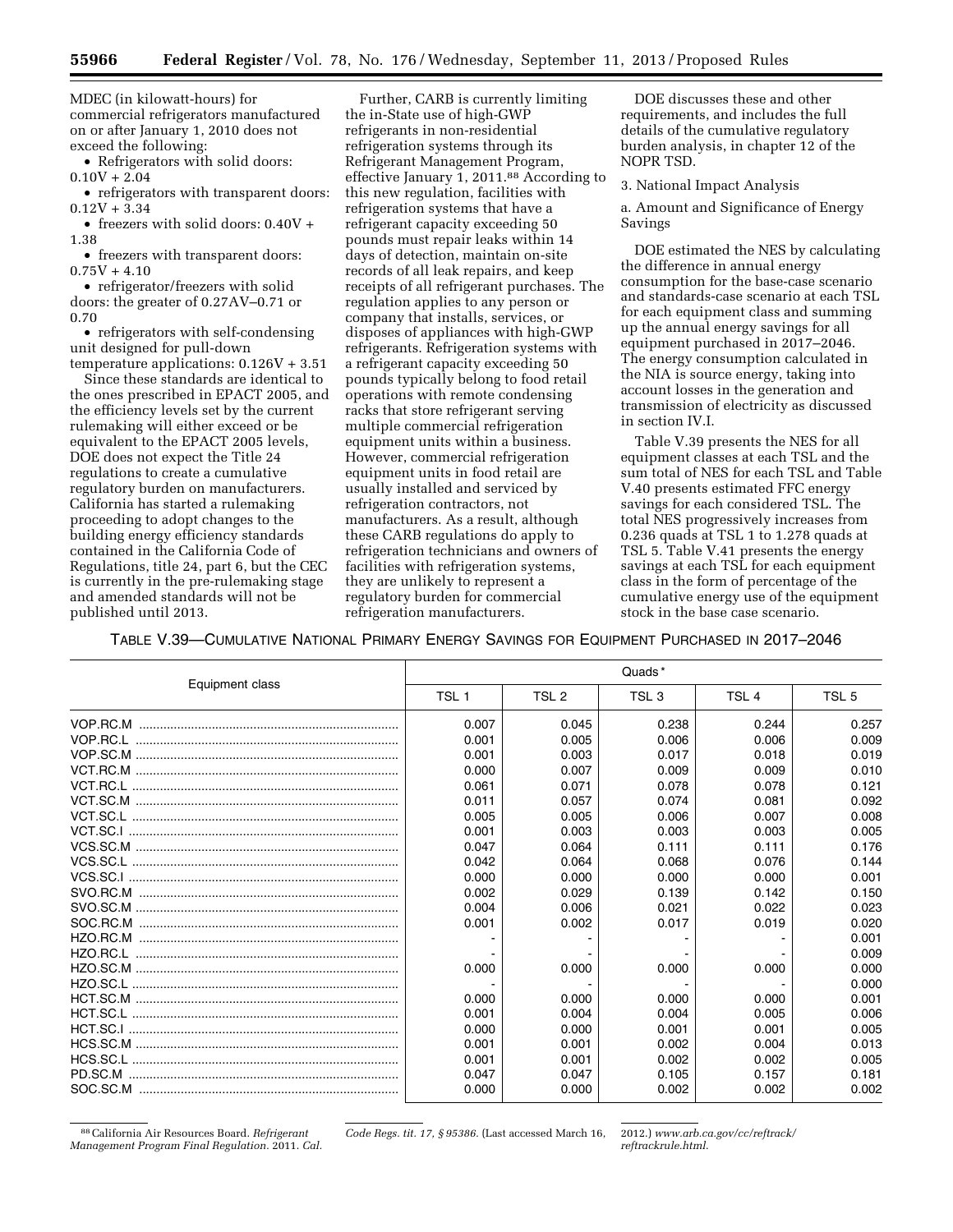MDEC (in kilowatt-hours) for commercial refrigerators manufactured on or after January 1, 2010 does not exceed the following:

- Refrigerators with solid doors: 0.10V + 2.04
- refrigerators with transparent doors: 0.12V + 3.34
- freezers with solid doors: 0.40V + 1.38
- freezers with transparent doors: 0.75V + 4.10
- refrigerator/freezers with solid doors: the greater of 0.27AV–0.71 or 0.70
- refrigerators with self-condensing unit designed for pull-down temperature applications: 0.126V + 3.51

Since these standards are identical to the ones prescribed in EPACT 2005, and the efficiency levels set by the current rulemaking will either exceed or be equivalent to the EPACT 2005 levels, DOE does not expect the Title 24 regulations to create a cumulative regulatory burden on manufacturers. California has started a rulemaking proceeding to adopt changes to the building energy efficiency standards contained in the California Code of Regulations, title 24, part 6, but the CEC is currently in the pre-rulemaking stage and amended standards will not be published until 2013.

Further, CARB is currently limiting the in-State use of high-GWP refrigerants in non-residential refrigeration systems through its Refrigerant Management Program, effective January 1, 2011.[88] According to this new regulation, facilities with refrigeration systems that have a refrigerant capacity exceeding 50 pounds must repair leaks within 14 days of detection, maintain on-site records of all leak repairs, and keep receipts of all refrigerant purchases. The regulation applies to any person or company that installs, services, or disposes of appliances with high-GWP refrigerants. Refrigeration systems with a refrigerant capacity exceeding 50 pounds typically belong to food retail operations with remote condensing racks that store refrigerant serving multiple commercial refrigeration equipment units within a business. However, commercial refrigeration equipment units in food retail are usually installed and serviced by refrigeration contractors, not manufacturers. As a result, although these CARB regulations do apply to refrigeration technicians and owners of facilities with refrigeration systems, they are unlikely to represent a regulatory burden for commercial refrigeration manufacturers.

DOE discusses these and other requirements, and includes the full details of the cumulative regulatory burden analysis, in chapter 12 of the NOPR TSD.

3. National Impact Analysis

a. Amount and Significance of Energy Savings

DOE estimated the NES by calculating the difference in annual energy consumption for the base-case scenario and standards-case scenario at each TSL for each equipment class and summing up the annual energy savings for all equipment purchased in 2017–2046. The energy consumption calculated in the NIA is source energy, taking into account losses in the generation and transmission of electricity as discussed in section IV.I.

Table V.39 presents the NES for all equipment classes at each TSL and the sum total of NES for each TSL and Table V.40 presents estimated FFC energy savings for each considered TSL. The total NES progressively increases from 0.236 quads at TSL 1 to 1.278 quads at TSL 5. Table V.41 presents the energy savings at each TSL for each equipment class in the form of percentage of the cumulative energy use of the equipment stock in the base case scenario.

TABLE V.39—CUMULATIVE NATIONAL PRIMARY ENERGY SAVINGS FOR EQUIPMENT PURCHASED IN 2017–2046

| Equipment class | Quads* | | | | |
|---|---|---|---|---|---|
| | TSL 1 | TSL 2 | TSL 3 | TSL 4 | TSL 5 |
| VOP.RC.M | 0.007 | 0.045 | 0.238 | 0.244 | 0.257 |
| VOP.RC.L | 0.001 | 0.005 | 0.006 | 0.006 | 0.009 |
| VOP.SC.M | 0.001 | 0.003 | 0.017 | 0.018 | 0.019 |
| VCT.RC.M | 0.000 | 0.007 | 0.009 | 0.009 | 0.010 |
| VCT.RC.L | 0.061 | 0.071 | 0.078 | 0.078 | 0.121 |
| VCT.SC.M | 0.011 | 0.057 | 0.074 | 0.081 | 0.092 |
| VCT.SC.L | 0.005 | 0.005 | 0.006 | 0.007 | 0.008 |
| VCT.SC.I | 0.001 | 0.003 | 0.003 | 0.003 | 0.005 |
| VCS.SC.M | 0.047 | 0.064 | 0.111 | 0.111 | 0.176 |
| VCS.SC.L | 0.042 | 0.064 | 0.068 | 0.076 | 0.144 |
| VCS.SC.I | 0.000 | 0.000 | 0.000 | 0.000 | 0.001 |
| SVO.RC.M | 0.002 | 0.029 | 0.139 | 0.142 | 0.150 |
| SVO.SC.M | 0.004 | 0.006 | 0.021 | 0.022 | 0.023 |
| SOC.RC.M | 0.001 | 0.002 | 0.017 | 0.019 | 0.020 |
| HZO.RC.M | - | - | - | - | 0.001 |
| HZO.RC.L | - | - | - | - | 0.009 |
| HZO.SC.M | 0.000 | 0.000 | 0.000 | 0.000 | 0.000 |
| HZO.SC.L | - | - | - | - | 0.000 |
| HCT.SC.M | 0.000 | 0.000 | 0.000 | 0.000 | 0.001 |
| HCT.SC.L | 0.001 | 0.004 | 0.004 | 0.005 | 0.006 |
| HCT.SC.I | 0.000 | 0.000 | 0.001 | 0.001 | 0.005 |
| HCS.SC.M | 0.001 | 0.001 | 0.002 | 0.004 | 0.013 |
| HCS.SC.L | 0.001 | 0.001 | 0.002 | 0.002 | 0.005 |
| PD.SC.M | 0.047 | 0.047 | 0.105 | 0.157 | 0.181 |
| SOC.SC.M | 0.000 | 0.000 | 0.002 | 0.002 | 0.002 |

[88] California Air Resources Board. *Refrigerant Management Program Final Regulation.* 2011. *Cal. Code Regs. tit. 17, § 95386.* (Last accessed March 16, 2012.) *www.arb.ca.gov/cc/reftrack/reftrackrule.html.*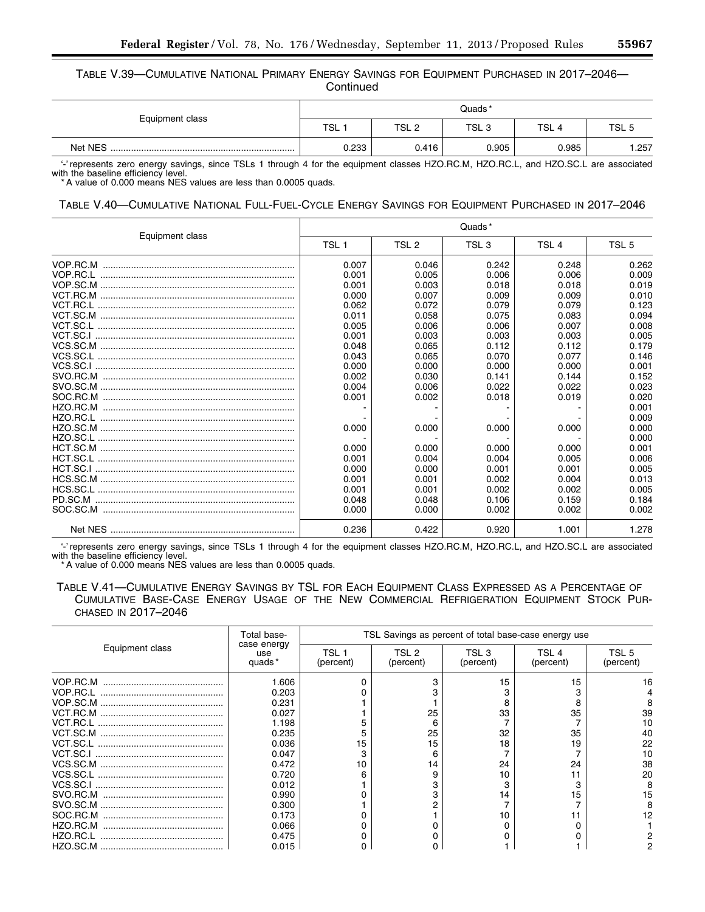TABLE V.39—CUMULATIVE NATIONAL PRIMARY ENERGY SAVINGS FOR EQUIPMENT PURCHASED IN 2017–2046—Continued

| Equipment class | Quads* | | | | |
|---|---|---|---|---|---|
| | TSL 1 | TSL 2 | TSL 3 | TSL 4 | TSL 5 |
| Net NES | 0.233 | 0.416 | 0.905 | 0.985 | 1.257 |

'-' represents zero energy savings, since TSLs 1 through 4 for the equipment classes HZO.RC.M, HZO.RC.L, and HZO.SC.L are associated with the baseline efficiency level.
* A value of 0.000 means NES values are less than 0.0005 quads.

TABLE V.40—CUMULATIVE NATIONAL FULL-FUEL-CYCLE ENERGY SAVINGS FOR EQUIPMENT PURCHASED IN 2017–2046

| Equipment class | Quads* | | | | |
|---|---|---|---|---|---|
| | TSL 1 | TSL 2 | TSL 3 | TSL 4 | TSL 5 |
| VOP.RC.M | 0.007 | 0.046 | 0.242 | 0.248 | 0.262 |
| VOP.RC.L | 0.001 | 0.005 | 0.006 | 0.006 | 0.009 |
| VOP.SC.M | 0.001 | 0.003 | 0.018 | 0.018 | 0.019 |
| VCT.RC.M | 0.000 | 0.007 | 0.009 | 0.009 | 0.010 |
| VCT.RC.L | 0.062 | 0.072 | 0.079 | 0.079 | 0.123 |
| VCT.SC.M | 0.011 | 0.058 | 0.075 | 0.083 | 0.094 |
| VCT.SC.L | 0.005 | 0.006 | 0.006 | 0.007 | 0.008 |
| VCT.SC.I | 0.001 | 0.003 | 0.003 | 0.003 | 0.005 |
| VCS.SC.M | 0.048 | 0.065 | 0.112 | 0.112 | 0.179 |
| VCS.SC.L | 0.043 | 0.065 | 0.070 | 0.077 | 0.146 |
| VCS.SC.I | 0.000 | 0.000 | 0.000 | 0.000 | 0.001 |
| SVO.RC.M | 0.002 | 0.030 | 0.141 | 0.144 | 0.152 |
| SVO.SC.M | 0.004 | 0.006 | 0.022 | 0.022 | 0.023 |
| SOC.RC.M | 0.001 | 0.002 | 0.018 | 0.019 | 0.020 |
| HZO.RC.M | - | - | - | - | 0.001 |
| HZO.RC.L | - | - | - | - | 0.009 |
| HZO.SC.M | 0.000 | 0.000 | 0.000 | 0.000 | 0.000 |
| HZO.SC.L | - | - | - | - | 0.000 |
| HCT.SC.M | 0.000 | 0.000 | 0.000 | 0.000 | 0.001 |
| HCT.SC.L | 0.001 | 0.004 | 0.004 | 0.005 | 0.006 |
| HCT.SC.I | 0.000 | 0.000 | 0.001 | 0.001 | 0.005 |
| HCS.SC.M | 0.001 | 0.001 | 0.002 | 0.004 | 0.013 |
| HCS.SC.L | 0.001 | 0.001 | 0.002 | 0.002 | 0.005 |
| PD.SC.M | 0.048 | 0.048 | 0.106 | 0.159 | 0.184 |
| SOC.SC.M | 0.000 | 0.000 | 0.002 | 0.002 | 0.002 |
| Net NES | 0.236 | 0.422 | 0.920 | 1.001 | 1.278 |

'-' represents zero energy savings, since TSLs 1 through 4 for the equipment classes HZO.RC.M, HZO.RC.L, and HZO.SC.L are associated with the baseline efficiency level.
* A value of 0.000 means NES values are less than 0.0005 quads.

TABLE V.41—CUMULATIVE ENERGY SAVINGS BY TSL FOR EACH EQUIPMENT CLASS EXPRESSED AS A PERCENTAGE OF CUMULATIVE BASE-CASE ENERGY USAGE OF THE NEW COMMERCIAL REFRIGERATION EQUIPMENT STOCK PURCHASED IN 2017–2046

| Equipment class | Total base-case energy use quads* | TSL Savings as percent of total base-case energy use | | | | |
|---|---|---|---|---|---|---|
| | | TSL 1 (percent) | TSL 2 (percent) | TSL 3 (percent) | TSL 4 (percent) | TSL 5 (percent) |
| VOP.RC.M | 1.606 | 0 | 3 | 15 | 15 | 16 |
| VOP.RC.L | 0.203 | 0 | 3 | 3 | 3 | 4 |
| VOP.SC.M | 0.231 | 1 | 1 | 8 | 8 | 8 |
| VCT.RC.M | 0.027 | 1 | 25 | 33 | 35 | 39 |
| VCT.RC.L | 1.198 | 5 | 6 | 7 | 7 | 10 |
| VCT.SC.M | 0.235 | 5 | 25 | 32 | 35 | 40 |
| VCT.SC.L | 0.036 | 15 | 15 | 18 | 19 | 22 |
| VCT.SC.I | 0.047 | 3 | 6 | 7 | 7 | 10 |
| VCS.SC.M | 0.472 | 10 | 14 | 24 | 24 | 38 |
| VCS.SC.L | 0.720 | 6 | 9 | 10 | 11 | 20 |
| VCS.SC.I | 0.012 | 1 | 3 | 3 | 3 | 8 |
| SVO.RC.M | 0.990 | 0 | 3 | 14 | 15 | 15 |
| SVO.SC.M | 0.300 | 1 | 2 | 7 | 7 | 8 |
| SOC.RC.M | 0.173 | 0 | 1 | 10 | 11 | 12 |
| HZO.RC.M | 0.066 | 0 | 0 | 0 | 0 | 1 |
| HZO.RC.L | 0.475 | 0 | 0 | 0 | 0 | 2 |
| HZO.SC.M | 0.015 | 0 | 0 | 1 | 1 | 2 |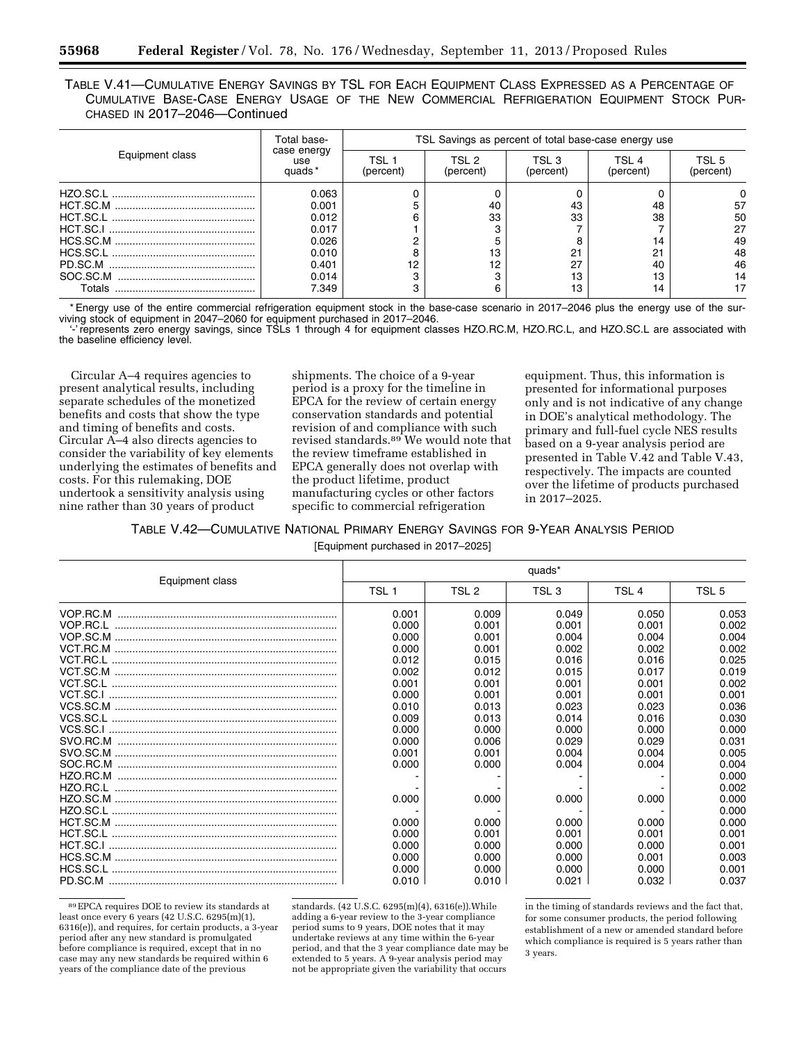TABLE V.41—CUMULATIVE ENERGY SAVINGS BY TSL FOR EACH EQUIPMENT CLASS EXPRESSED AS A PERCENTAGE OF CUMULATIVE BASE-CASE ENERGY USAGE OF THE NEW COMMERCIAL REFRIGERATION EQUIPMENT STOCK PURCHASED IN 2017–2046—Continued

| Equipment class | Total base-case energy use quads* | TSL Savings as percent of total base-case energy use | | | | |
|---|---|---|---|---|---|---|
| | | TSL 1 (percent) | TSL 2 (percent) | TSL 3 (percent) | TSL 4 (percent) | TSL 5 (percent) |
| HZO.SC.L | 0.063 | 0 | 0 | 0 | 0 | 0 |
| HCT.SC.M | 0.001 | 5 | 40 | 43 | 48 | 57 |
| HCT.SC.L | 0.012 | 6 | 33 | 33 | 38 | 50 |
| HCT.SC.I | 0.017 | 1 | 3 | 7 | 7 | 27 |
| HCS.SC.M | 0.026 | 2 | 5 | 8 | 14 | 49 |
| HCS.SC.L | 0.010 | 8 | 13 | 21 | 21 | 48 |
| PD.SC.M | 0.401 | 12 | 12 | 27 | 40 | 46 |
| SOC.SC.M | 0.014 | 3 | 3 | 13 | 13 | 14 |
| Totals | 7.349 | 3 | 6 | 13 | 14 | 17 |

* Energy use of the entire commercial refrigeration equipment stock in the base-case scenario in 2017–2046 plus the energy use of the surviving stock of equipment in 2047–2060 for equipment purchased in 2017–2046.

'-' represents zero energy savings, since TSLs 1 through 4 for equipment classes HZO.RC.M, HZO.RC.L, and HZO.SC.L are associated with the baseline efficiency level.

Circular A–4 requires agencies to present analytical results, including separate schedules of the monetized benefits and costs that show the type and timing of benefits and costs. Circular A–4 also directs agencies to consider the variability of key elements underlying the estimates of benefits and costs. For this rulemaking, DOE undertook a sensitivity analysis using nine rather than 30 years of product shipments. The choice of a 9-year period is a proxy for the timeline in EPCA for the review of certain energy conservation standards and potential revision of and compliance with such revised standards.[89] We would note that the review timeframe established in EPCA generally does not overlap with the product lifetime, product manufacturing cycles or other factors specific to commercial refrigeration equipment. Thus, this information is presented for informational purposes only and is not indicative of any change in DOE's analytical methodology. The primary and full-fuel cycle NES results based on a 9-year analysis period are presented in Table V.42 and Table V.43, respectively. The impacts are counted over the lifetime of products purchased in 2017–2025.

TABLE V.42—CUMULATIVE NATIONAL PRIMARY ENERGY SAVINGS FOR 9-YEAR ANALYSIS PERIOD

[Equipment purchased in 2017–2025]

| Equipment class | quads* | | | | |
|---|---|---|---|---|---|
| | TSL 1 | TSL 2 | TSL 3 | TSL 4 | TSL 5 |
| VOP.RC.M | 0.001 | 0.009 | 0.049 | 0.050 | 0.053 |
| VOP.RC.L | 0.000 | 0.001 | 0.001 | 0.001 | 0.002 |
| VOP.SC.M | 0.000 | 0.001 | 0.004 | 0.004 | 0.004 |
| VCT.RC.M | 0.000 | 0.001 | 0.002 | 0.002 | 0.002 |
| VCT.RC.L | 0.012 | 0.015 | 0.016 | 0.016 | 0.025 |
| VCT.SC.M | 0.002 | 0.012 | 0.015 | 0.017 | 0.019 |
| VCT.SC.L | 0.001 | 0.001 | 0.001 | 0.001 | 0.002 |
| VCT.SC.I | 0.000 | 0.001 | 0.001 | 0.001 | 0.001 |
| VCS.SC.M | 0.010 | 0.013 | 0.023 | 0.023 | 0.036 |
| VCS.SC.L | 0.009 | 0.013 | 0.014 | 0.016 | 0.030 |
| VCS.SC.I | 0.000 | 0.000 | 0.000 | 0.000 | 0.000 |
| SVO.RC.M | 0.000 | 0.006 | 0.029 | 0.029 | 0.031 |
| SVO.SC.M | 0.001 | 0.001 | 0.004 | 0.004 | 0.005 |
| SOC.RC.M | 0.000 | 0.000 | 0.004 | 0.004 | 0.004 |
| HZO.RC.M | - | - | - | - | 0.000 |
| HZO.RC.L | - | - | - | - | 0.002 |
| HZO.SC.M | 0.000 | 0.000 | 0.000 | 0.000 | 0.000 |
| HZO.SC.L | - | - | - | - | 0.000 |
| HCT.SC.M | 0.000 | 0.000 | 0.000 | 0.000 | 0.000 |
| HCT.SC.L | 0.000 | 0.001 | 0.001 | 0.001 | 0.001 |
| HCT.SC.I | 0.000 | 0.000 | 0.000 | 0.000 | 0.001 |
| HCS.SC.M | 0.000 | 0.000 | 0.000 | 0.001 | 0.003 |
| HCS.SC.L | 0.000 | 0.000 | 0.000 | 0.000 | 0.001 |
| PD.SC.M | 0.010 | 0.010 | 0.021 | 0.032 | 0.037 |

[89] EPCA requires DOE to review its standards at least once every 6 years (42 U.S.C. 6295(m)(1), 6316(e)), and requires, for certain products, a 3-year period after any new standard is promulgated before compliance is required, except that in no case may any new standards be required within 6 years of the compliance date of the previous standards. (42 U.S.C. 6295(m)(4), 6316(e)).While adding a 6-year review to the 3-year compliance period sums to 9 years, DOE notes that it may undertake reviews at any time within the 6-year period, and that the 3 year compliance date may be extended to 5 years. A 9-year analysis period may not be appropriate given the variability that occurs in the timing of standards reviews and the fact that, for some consumer products, the period following establishment of a new or amended standard before which compliance is required is 5 years rather than 3 years.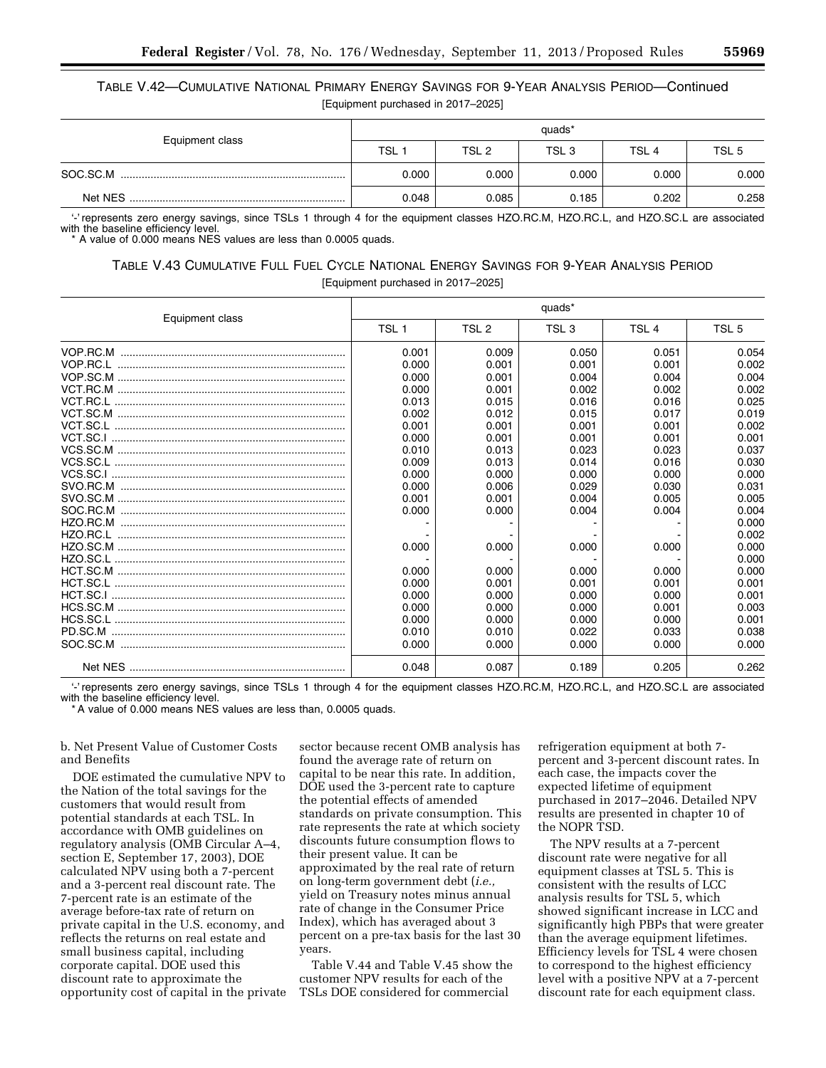TABLE V.42—CUMULATIVE NATIONAL PRIMARY ENERGY SAVINGS FOR 9-YEAR ANALYSIS PERIOD—Continued

[Equipment purchased in 2017–2025]

| Equipment class | quads* | | | | |
|---|---|---|---|---|---|
| | TSL 1 | TSL 2 | TSL 3 | TSL 4 | TSL 5 |
| SOC.SC.M | 0.000 | 0.000 | 0.000 | 0.000 | 0.000 |
| Net NES | 0.048 | 0.085 | 0.185 | 0.202 | 0.258 |

'-' represents zero energy savings, since TSLs 1 through 4 for the equipment classes HZO.RC.M, HZO.RC.L, and HZO.SC.L are associated with the baseline efficiency level.

* A value of 0.000 means NES values are less than 0.0005 quads.

TABLE V.43 CUMULATIVE FULL FUEL CYCLE NATIONAL ENERGY SAVINGS FOR 9-YEAR ANALYSIS PERIOD

[Equipment purchased in 2017–2025]

| Equipment class | quads* | | | | |
|---|---|---|---|---|---|
| | TSL 1 | TSL 2 | TSL 3 | TSL 4 | TSL 5 |
| VOP.RC.M | 0.001 | 0.009 | 0.050 | 0.051 | 0.054 |
| VOP.RC.L | 0.000 | 0.001 | 0.001 | 0.001 | 0.002 |
| VOP.SC.M | 0.000 | 0.001 | 0.004 | 0.004 | 0.004 |
| VCT.RC.M | 0.000 | 0.001 | 0.002 | 0.002 | 0.002 |
| VCT.RC.L | 0.013 | 0.015 | 0.016 | 0.016 | 0.025 |
| VCT.SC.M | 0.002 | 0.012 | 0.015 | 0.017 | 0.019 |
| VCT.SC.L | 0.001 | 0.001 | 0.001 | 0.001 | 0.002 |
| VCT.SC.I | 0.000 | 0.001 | 0.001 | 0.001 | 0.001 |
| VCS.SC.M | 0.010 | 0.013 | 0.023 | 0.023 | 0.037 |
| VCS.SC.L | 0.009 | 0.013 | 0.014 | 0.016 | 0.030 |
| VCS.SC.I | 0.000 | 0.000 | 0.000 | 0.000 | 0.000 |
| SVO.RC.M | 0.000 | 0.006 | 0.029 | 0.030 | 0.031 |
| SVO.SC.M | 0.001 | 0.001 | 0.004 | 0.005 | 0.005 |
| SOC.RC.M | 0.000 | 0.000 | 0.004 | 0.004 | 0.004 |
| HZO.RC.M | - | - | - | - | 0.000 |
| HZO.RC.L | - | - | - | - | 0.002 |
| HZO.SC.M | 0.000 | 0.000 | 0.000 | 0.000 | 0.000 |
| HZO.SC.L | - | - | - | - | 0.000 |
| HCT.SC.M | 0.000 | 0.000 | 0.000 | 0.000 | 0.000 |
| HCT.SC.L | 0.000 | 0.001 | 0.001 | 0.001 | 0.001 |
| HCT.SC.I | 0.000 | 0.000 | 0.000 | 0.000 | 0.001 |
| HCS.SC.M | 0.000 | 0.000 | 0.000 | 0.001 | 0.003 |
| HCS.SC.L | 0.000 | 0.000 | 0.000 | 0.000 | 0.001 |
| PD.SC.M | 0.010 | 0.010 | 0.022 | 0.033 | 0.038 |
| SOC.SC.M | 0.000 | 0.000 | 0.000 | 0.000 | 0.000 |
| Net NES | 0.048 | 0.087 | 0.189 | 0.205 | 0.262 |

'-' represents zero energy savings, since TSLs 1 through 4 for the equipment classes HZO.RC.M, HZO.RC.L, and HZO.SC.L are associated with the baseline efficiency level.

* A value of 0.000 means NES values are less than, 0.0005 quads.

b. Net Present Value of Customer Costs and Benefits

DOE estimated the cumulative NPV to the Nation of the total savings for the customers that would result from potential standards at each TSL. In accordance with OMB guidelines on regulatory analysis (OMB Circular A–4, section E, September 17, 2003), DOE calculated NPV using both a 7-percent and a 3-percent real discount rate. The 7-percent rate is an estimate of the average before-tax rate of return on private capital in the U.S. economy, and reflects the returns on real estate and small business capital, including corporate capital. DOE used this discount rate to approximate the opportunity cost of capital in the private sector because recent OMB analysis has found the average rate of return on capital to be near this rate. In addition, DOE used the 3-percent rate to capture the potential effects of amended standards on private consumption. This rate represents the rate at which society discounts future consumption flows to their present value. It can be approximated by the real rate of return on long-term government debt (*i.e.,* yield on Treasury notes minus annual rate of change in the Consumer Price Index), which has averaged about 3 percent on a pre-tax basis for the last 30 years.

Table V.44 and Table V.45 show the customer NPV results for each of the TSLs DOE considered for commercial refrigeration equipment at both 7-percent and 3-percent discount rates. In each case, the impacts cover the expected lifetime of equipment purchased in 2017–2046. Detailed NPV results are presented in chapter 10 of the NOPR TSD.

The NPV results at a 7-percent discount rate were negative for all equipment classes at TSL 5. This is consistent with the results of LCC analysis results for TSL 5, which showed significant increase in LCC and significantly high PBPs that were greater than the average equipment lifetimes. Efficiency levels for TSL 4 were chosen to correspond to the highest efficiency level with a positive NPV at a 7-percent discount rate for each equipment class.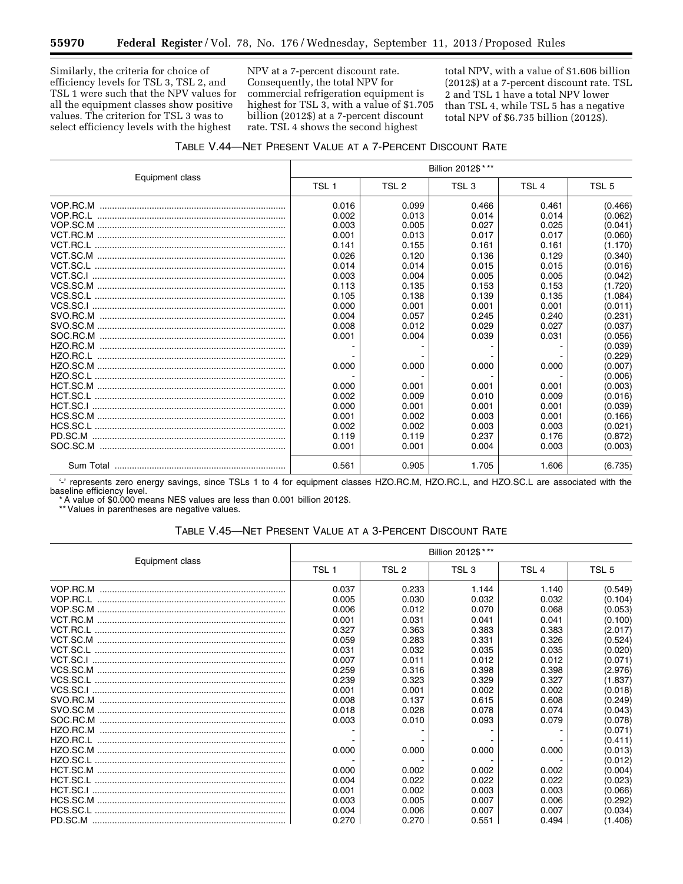Similarly, the criteria for choice of efficiency levels for TSL 3, TSL 2, and TSL 1 were such that the NPV values for all the equipment classes show positive values. The criterion for TSL 3 was to select efficiency levels with the highest NPV at a 7-percent discount rate. Consequently, the total NPV for commercial refrigeration equipment is highest for TSL 3, with a value of $1.705 billion (2012$) at a 7-percent discount rate. TSL 4 shows the second highest total NPV, with a value of $1.606 billion (2012$) at a 7-percent discount rate. TSL 2 and TSL 1 have a total NPV lower than TSL 4, while TSL 5 has a negative total NPV of $6.735 billion (2012$).

TABLE V.44—NET PRESENT VALUE AT A 7-PERCENT DISCOUNT RATE

| Equipment class | Billion 2012$ * ** | | | | |
|---|---|---|---|---|---|
| | TSL 1 | TSL 2 | TSL 3 | TSL 4 | TSL 5 |
| VOP.RC.M | 0.016 | 0.099 | 0.466 | 0.461 | (0.466) |
| VOP.RC.L | 0.002 | 0.013 | 0.014 | 0.014 | (0.062) |
| VOP.SC.M | 0.003 | 0.005 | 0.027 | 0.025 | (0.041) |
| VCT.RC.M | 0.001 | 0.013 | 0.017 | 0.017 | (0.060) |
| VCT.RC.L | 0.141 | 0.155 | 0.161 | 0.161 | (1.170) |
| VCT.SC.M | 0.026 | 0.120 | 0.136 | 0.129 | (0.340) |
| VCT.SC.L | 0.014 | 0.014 | 0.015 | 0.015 | (0.016) |
| VCT.SC.I | 0.003 | 0.004 | 0.005 | 0.005 | (0.042) |
| VCS.SC.M | 0.113 | 0.135 | 0.153 | 0.153 | (1.720) |
| VCS.SC.L | 0.105 | 0.138 | 0.139 | 0.135 | (1.084) |
| VCS.SC.I | 0.000 | 0.001 | 0.001 | 0.001 | (0.011) |
| SVO.RC.M | 0.004 | 0.057 | 0.245 | 0.240 | (0.231) |
| SVO.SC.M | 0.008 | 0.012 | 0.029 | 0.027 | (0.037) |
| SOC.RC.M | 0.001 | 0.004 | 0.039 | 0.031 | (0.056) |
| HZO.RC.M | - | - | - | - | (0.039) |
| HZO.RC.L | - | - | - | - | (0.229) |
| HZO.SC.M | 0.000 | 0.000 | 0.000 | 0.000 | (0.007) |
| HZO.SC.L | - | - | - | - | (0.006) |
| HCT.SC.M | 0.000 | 0.001 | 0.001 | 0.001 | (0.003) |
| HCT.SC.L | 0.002 | 0.009 | 0.010 | 0.009 | (0.016) |
| HCT.SC.I | 0.000 | 0.001 | 0.001 | 0.001 | (0.039) |
| HCS.SC.M | 0.001 | 0.002 | 0.003 | 0.001 | (0.166) |
| HCS.SC.L | 0.002 | 0.002 | 0.003 | 0.003 | (0.021) |
| PD.SC.M | 0.119 | 0.119 | 0.237 | 0.176 | (0.872) |
| SOC.SC.M | 0.001 | 0.001 | 0.004 | 0.003 | (0.003) |
| Sum Total | 0.561 | 0.905 | 1.705 | 1.606 | (6.735) |

'-' represents zero energy savings, since TSLs 1 to 4 for equipment classes HZO.RC.M, HZO.RC.L, and HZO.SC.L are associated with the baseline efficiency level.

* A value of $0.000 means NES values are less than 0.001 billion 2012$.

** Values in parentheses are negative values.

TABLE V.45—NET PRESENT VALUE AT A 3-PERCENT DISCOUNT RATE

| Equipment class | Billion 2012$ * ** | | | | |
|---|---|---|---|---|---|
| | TSL 1 | TSL 2 | TSL 3 | TSL 4 | TSL 5 |
| VOP.RC.M | 0.037 | 0.233 | 1.144 | 1.140 | (0.549) |
| VOP.RC.L | 0.005 | 0.030 | 0.032 | 0.032 | (0.104) |
| VOP.SC.M | 0.006 | 0.012 | 0.070 | 0.068 | (0.053) |
| VCT.RC.M | 0.001 | 0.031 | 0.041 | 0.041 | (0.100) |
| VCT.RC.L | 0.327 | 0.363 | 0.383 | 0.383 | (2.017) |
| VCT.SC.M | 0.059 | 0.283 | 0.331 | 0.326 | (0.524) |
| VCT.SC.L | 0.031 | 0.032 | 0.035 | 0.035 | (0.020) |
| VCT.SC.I | 0.007 | 0.011 | 0.012 | 0.012 | (0.071) |
| VCS.SC.M | 0.259 | 0.316 | 0.398 | 0.398 | (2.976) |
| VCS.SC.L | 0.239 | 0.323 | 0.329 | 0.327 | (1.837) |
| VCS.SC.I | 0.001 | 0.001 | 0.002 | 0.002 | (0.018) |
| SVO.RC.M | 0.008 | 0.137 | 0.615 | 0.608 | (0.249) |
| SVO.SC.M | 0.018 | 0.028 | 0.078 | 0.074 | (0.043) |
| SOC.RC.M | 0.003 | 0.010 | 0.093 | 0.079 | (0.078) |
| HZO.RC.M | - | - | - | - | (0.071) |
| HZO.RC.L | - | - | - | - | (0.411) |
| HZO.SC.M | 0.000 | 0.000 | 0.000 | 0.000 | (0.013) |
| HZO.SC.L | - | - | - | - | (0.012) |
| HCT.SC.M | 0.000 | 0.002 | 0.002 | 0.002 | (0.004) |
| HCT.SC.L | 0.004 | 0.022 | 0.022 | 0.022 | (0.023) |
| HCT.SC.I | 0.001 | 0.002 | 0.003 | 0.003 | (0.066) |
| HCS.SC.M | 0.003 | 0.005 | 0.007 | 0.006 | (0.292) |
| HCS.SC.L | 0.004 | 0.006 | 0.007 | 0.007 | (0.034) |
| PD.SC.M | 0.270 | 0.270 | 0.551 | 0.494 | (1.406) |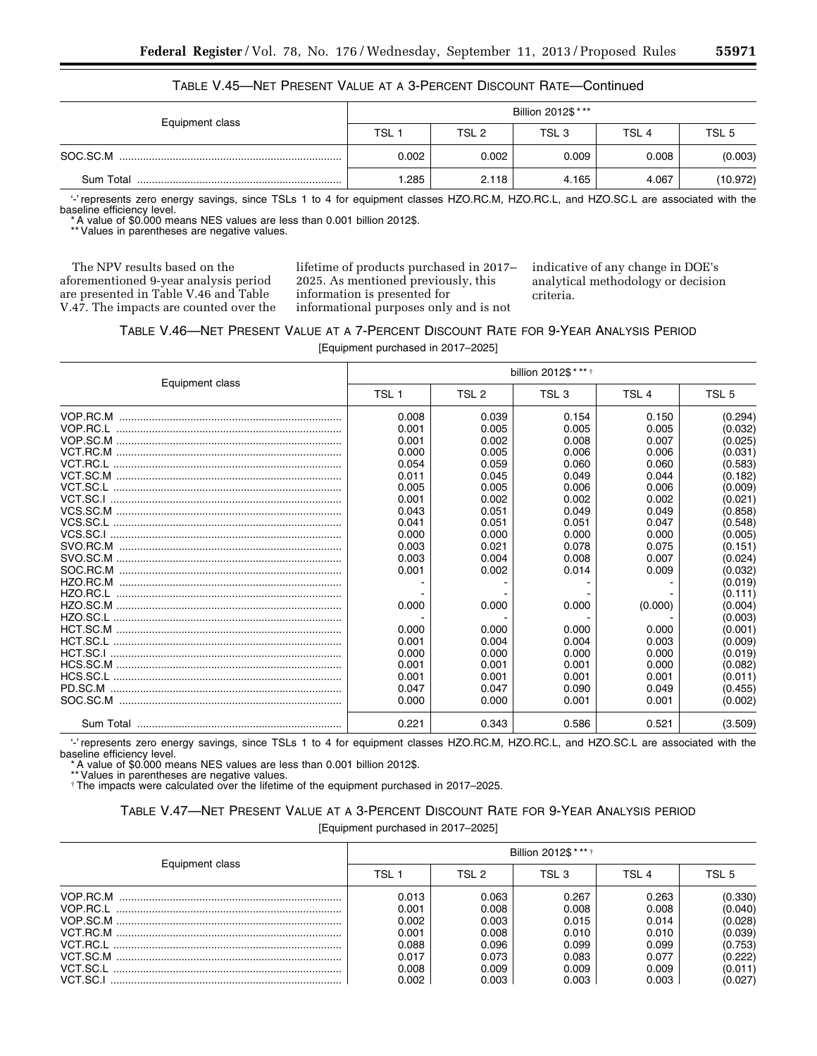TABLE V.45—NET PRESENT VALUE AT A 3-PERCENT DISCOUNT RATE—Continued

| Equipment class | Billion 2012$*** | | | | |
|---|---|---|---|---|---|
| | TSL 1 | TSL 2 | TSL 3 | TSL 4 | TSL 5 |
| SOC.SC.M | 0.002 | 0.002 | 0.009 | 0.008 | (0.003) |
| Sum Total | 1.285 | 2.118 | 4.165 | 4.067 | (10.972) |

'-' represents zero energy savings, since TSLs 1 to 4 for equipment classes HZO.RC.M, HZO.RC.L, and HZO.SC.L are associated with the baseline efficiency level.
* A value of $0.000 means NES values are less than 0.001 billion 2012$.
** Values in parentheses are negative values.

The NPV results based on the aforementioned 9-year analysis period are presented in Table V.46 and Table V.47. The impacts are counted over the lifetime of products purchased in 2017–2025. As mentioned previously, this information is presented for informational purposes only and is not indicative of any change in DOE's analytical methodology or decision criteria.

TABLE V.46—NET PRESENT VALUE AT A 7-PERCENT DISCOUNT RATE FOR 9-YEAR ANALYSIS PERIOD

[Equipment purchased in 2017–2025]

| Equipment class | billion 2012$***† | | | | |
|---|---|---|---|---|---|
| | TSL 1 | TSL 2 | TSL 3 | TSL 4 | TSL 5 |
| VOP.RC.M | 0.008 | 0.039 | 0.154 | 0.150 | (0.294) |
| VOP.RC.L | 0.001 | 0.005 | 0.005 | 0.005 | (0.032) |
| VOP.SC.M | 0.001 | 0.002 | 0.008 | 0.007 | (0.025) |
| VCT.RC.M | 0.000 | 0.005 | 0.006 | 0.006 | (0.031) |
| VCT.RC.L | 0.054 | 0.059 | 0.060 | 0.060 | (0.583) |
| VCT.SC.M | 0.011 | 0.045 | 0.049 | 0.044 | (0.182) |
| VCT.SC.L | 0.005 | 0.005 | 0.006 | 0.006 | (0.009) |
| VCT.SC.I | 0.001 | 0.002 | 0.002 | 0.002 | (0.021) |
| VCS.SC.M | 0.043 | 0.051 | 0.049 | 0.049 | (0.858) |
| VCS.SC.L | 0.041 | 0.051 | 0.051 | 0.047 | (0.548) |
| VCS.SC.I | 0.000 | 0.000 | 0.000 | 0.000 | (0.005) |
| SVO.RC.M | 0.003 | 0.021 | 0.078 | 0.075 | (0.151) |
| SVO.SC.M | 0.003 | 0.004 | 0.008 | 0.007 | (0.024) |
| SOC.RC.M | 0.001 | 0.002 | 0.014 | 0.009 | (0.032) |
| HZO.RC.M | - | - | - | - | (0.019) |
| HZO.RC.L | - | - | - | - | (0.111) |
| HZO.SC.M | 0.000 | 0.000 | 0.000 | (0.000) | (0.004) |
| HZO.SC.L | - | - | - | - | (0.003) |
| HCT.SC.M | 0.000 | 0.000 | 0.000 | 0.000 | (0.001) |
| HCT.SC.L | 0.001 | 0.004 | 0.004 | 0.003 | (0.009) |
| HCT.SC.I | 0.000 | 0.000 | 0.000 | 0.000 | (0.019) |
| HCS.SC.M | 0.001 | 0.001 | 0.001 | 0.000 | (0.082) |
| HCS.SC.L | 0.001 | 0.001 | 0.001 | 0.001 | (0.011) |
| PD.SC.M | 0.047 | 0.047 | 0.090 | 0.049 | (0.455) |
| SOC.SC.M | 0.000 | 0.000 | 0.001 | 0.001 | (0.002) |
| Sum Total | 0.221 | 0.343 | 0.586 | 0.521 | (3.509) |

'-' represents zero energy savings, since TSLs 1 to 4 for equipment classes HZO.RC.M, HZO.RC.L, and HZO.SC.L are associated with the baseline efficiency level.
* A value of $0.000 means NES values are less than 0.001 billion 2012$.
** Values in parentheses are negative values.
† The impacts were calculated over the lifetime of the equipment purchased in 2017–2025.

TABLE V.47—NET PRESENT VALUE AT A 3-PERCENT DISCOUNT RATE FOR 9-YEAR ANALYSIS PERIOD

[Equipment purchased in 2017–2025]

| Equipment class | Billion 2012$***† | | | | |
|---|---|---|---|---|---|
| | TSL 1 | TSL 2 | TSL 3 | TSL 4 | TSL 5 |
| VOP.RC.M | 0.013 | 0.063 | 0.267 | 0.263 | (0.330) |
| VOP.RC.L | 0.001 | 0.008 | 0.008 | 0.008 | (0.040) |
| VOP.SC.M | 0.002 | 0.003 | 0.015 | 0.014 | (0.028) |
| VCT.RC.M | 0.001 | 0.008 | 0.010 | 0.010 | (0.039) |
| VCT.RC.L | 0.088 | 0.096 | 0.099 | 0.099 | (0.753) |
| VCT.SC.M | 0.017 | 0.073 | 0.083 | 0.077 | (0.222) |
| VCT.SC.L | 0.008 | 0.009 | 0.009 | 0.009 | (0.011) |
| VCT.SC.I | 0.002 | 0.003 | 0.003 | 0.003 | (0.027) |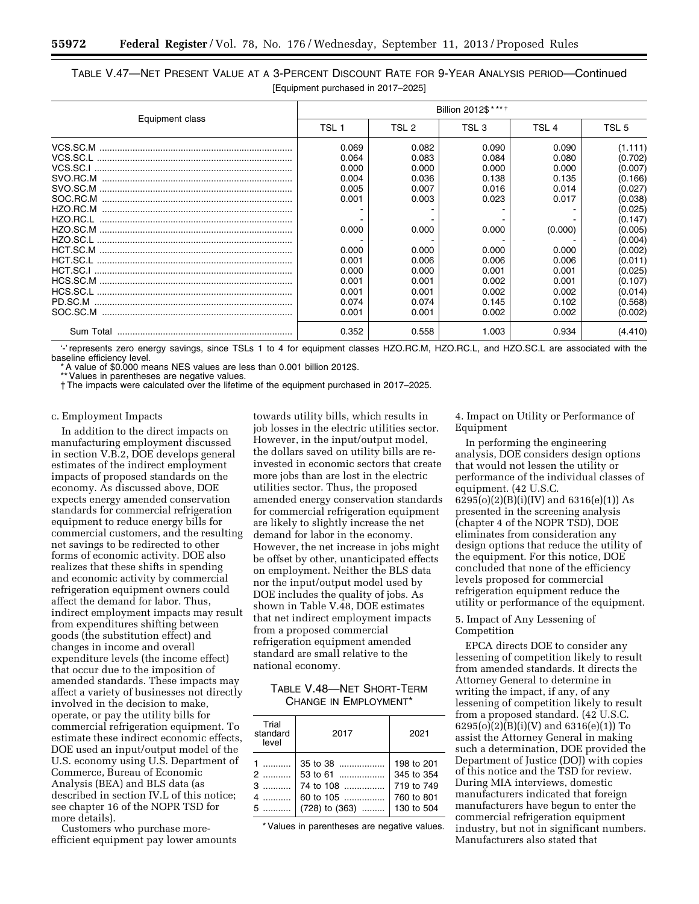TABLE V.47—NET PRESENT VALUE AT A 3-PERCENT DISCOUNT RATE FOR 9-YEAR ANALYSIS PERIOD—Continued

[Equipment purchased in 2017–2025]

| Equipment class | Billion 2012$ * ** † | | | | |
|---|---|---|---|---|---|
| | TSL 1 | TSL 2 | TSL 3 | TSL 4 | TSL 5 |
| VCS.SC.M | 0.069 | 0.082 | 0.090 | 0.090 | (1.111) |
| VCS.SC.L | 0.064 | 0.083 | 0.084 | 0.080 | (0.702) |
| VCS.SC.I | 0.000 | 0.000 | 0.000 | 0.000 | (0.007) |
| SVO.RC.M | 0.004 | 0.036 | 0.138 | 0.135 | (0.166) |
| SVO.SC.M | 0.005 | 0.007 | 0.016 | 0.014 | (0.027) |
| SOC.RC.M | 0.001 | 0.003 | 0.023 | 0.017 | (0.038) |
| HZO.RC.M | - | - | - | - | (0.025) |
| HZO.RC.L | - | - | - | - | (0.147) |
| HZO.SC.M | 0.000 | 0.000 | 0.000 | (0.000) | (0.005) |
| HZO.SC.L | - | - | - | - | (0.004) |
| HCT.SC.M | 0.000 | 0.000 | 0.000 | 0.000 | (0.002) |
| HCT.SC.L | 0.001 | 0.006 | 0.006 | 0.006 | (0.011) |
| HCT.SC.I | 0.000 | 0.000 | 0.001 | 0.001 | (0.025) |
| HCS.SC.M | 0.001 | 0.001 | 0.002 | 0.001 | (0.107) |
| HCS.SC.L | 0.001 | 0.001 | 0.002 | 0.002 | (0.014) |
| PD.SC.M | 0.074 | 0.074 | 0.145 | 0.102 | (0.568) |
| SOC.SC.M | 0.001 | 0.001 | 0.002 | 0.002 | (0.002) |
| Sum Total | 0.352 | 0.558 | 1.003 | 0.934 | (4.410) |

'-' represents zero energy savings, since TSLs 1 to 4 for equipment classes HZO.RC.M, HZO.RC.L, and HZO.SC.L are associated with the baseline efficiency level.

* A value of $0.000 means NES values are less than 0.001 billion 2012$.

** Values in parentheses are negative values.

† The impacts were calculated over the lifetime of the equipment purchased in 2017–2025.

c. Employment Impacts

In addition to the direct impacts on manufacturing employment discussed in section V.B.2, DOE develops general estimates of the indirect employment impacts of proposed standards on the economy. As discussed above, DOE expects energy amended conservation standards for commercial refrigeration equipment to reduce energy bills for commercial customers, and the resulting net savings to be redirected to other forms of economic activity. DOE also realizes that these shifts in spending and economic activity by commercial refrigeration equipment owners could affect the demand for labor. Thus, indirect employment impacts may result from expenditures shifting between goods (the substitution effect) and changes in income and overall expenditure levels (the income effect) that occur due to the imposition of amended standards. These impacts may affect a variety of businesses not directly involved in the decision to make, operate, or pay the utility bills for commercial refrigeration equipment. To estimate these indirect economic effects, DOE used an input/output model of the U.S. economy using U.S. Department of Commerce, Bureau of Economic Analysis (BEA) and BLS data (as described in section IV.L of this notice; see chapter 16 of the NOPR TSD for more details).

Customers who purchase more-efficient equipment pay lower amounts towards utility bills, which results in job losses in the electric utilities sector. However, in the input/output model, the dollars saved on utility bills are re-invested in economic sectors that create more jobs than are lost in the electric utilities sector. Thus, the proposed amended energy conservation standards for commercial refrigeration equipment are likely to slightly increase the net demand for labor in the economy. However, the net increase in jobs might be offset by other, unanticipated effects on employment. Neither the BLS data nor the input/output model used by DOE includes the quality of jobs. As shown in Table V.48, DOE estimates that net indirect employment impacts from a proposed commercial refrigeration equipment amended standard are small relative to the national economy.

TABLE V.48—NET SHORT-TERM CHANGE IN EMPLOYMENT*

| Trial standard level | 2017 | 2021 |
|---|---|---|
| 1 | 35 to 38 | 198 to 201 |
| 2 | 53 to 61 | 345 to 354 |
| 3 | 74 to 108 | 719 to 749 |
| 4 | 60 to 105 | 760 to 801 |
| 5 | (728) to (363) | 130 to 504 |

* Values in parentheses are negative values.

4. Impact on Utility or Performance of Equipment

In performing the engineering analysis, DOE considers design options that would not lessen the utility or performance of the individual classes of equipment. (42 U.S.C. 6295(o)(2)(B)(i)(IV) and 6316(e)(1)) As presented in the screening analysis (chapter 4 of the NOPR TSD), DOE eliminates from consideration any design options that reduce the utility of the equipment. For this notice, DOE concluded that none of the efficiency levels proposed for commercial refrigeration equipment reduce the utility or performance of the equipment.

5. Impact of Any Lessening of Competition

EPCA directs DOE to consider any lessening of competition likely to result from amended standards. It directs the Attorney General to determine in writing the impact, if any, of any lessening of competition likely to result from a proposed standard. (42 U.S.C. 6295(o)(2)(B)(i)(V) and 6316(e)(1)) To assist the Attorney General in making such a determination, DOE provided the Department of Justice (DOJ) with copies of this notice and the TSD for review. During MIA interviews, domestic manufacturers indicated that foreign manufacturers have begun to enter the commercial refrigeration equipment industry, but not in significant numbers. Manufacturers also stated that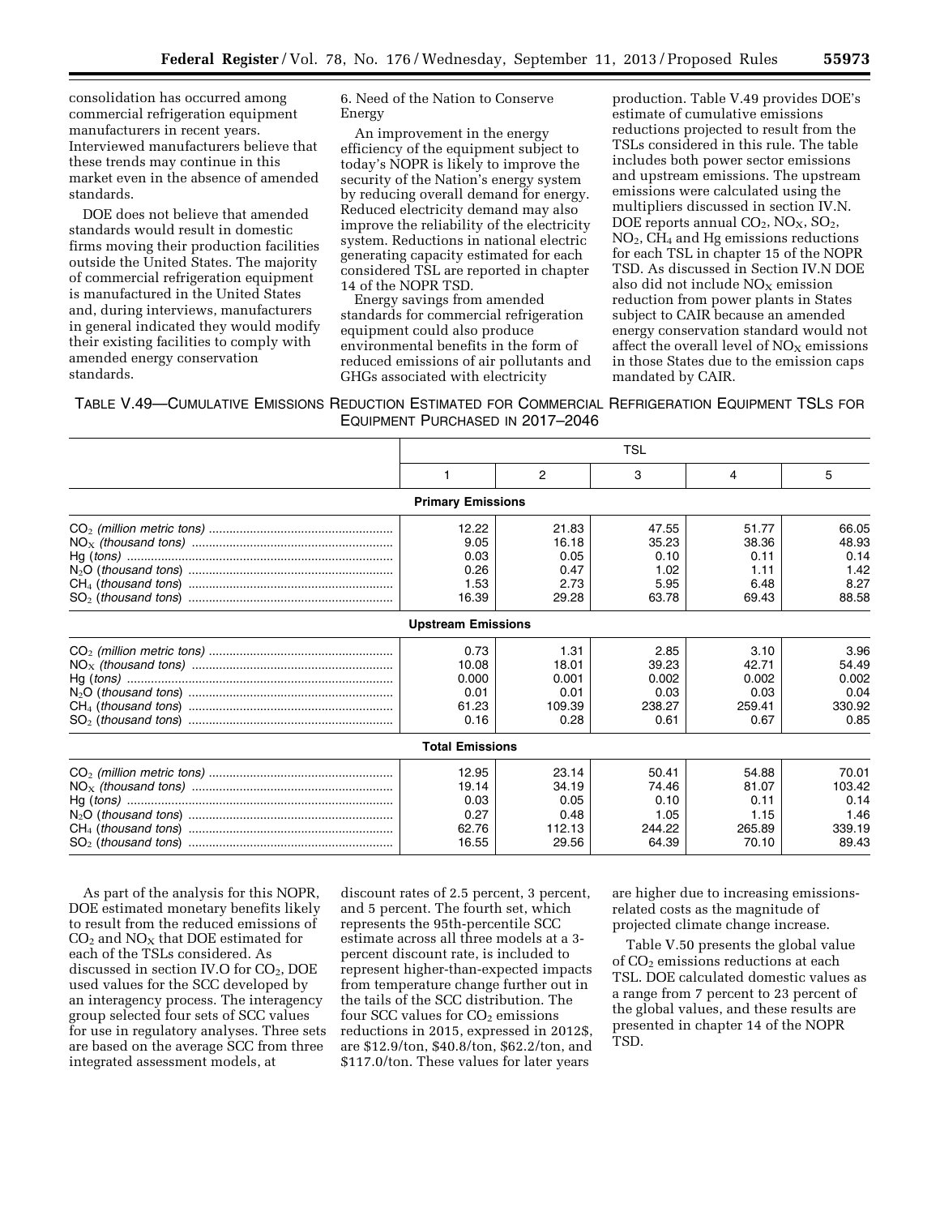consolidation has occurred among commercial refrigeration equipment manufacturers in recent years. Interviewed manufacturers believe that these trends may continue in this market even in the absence of amended standards.

DOE does not believe that amended standards would result in domestic firms moving their production facilities outside the United States. The majority of commercial refrigeration equipment is manufactured in the United States and, during interviews, manufacturers in general indicated they would modify their existing facilities to comply with amended energy conservation standards.

6. Need of the Nation to Conserve Energy

An improvement in the energy efficiency of the equipment subject to today's NOPR is likely to improve the security of the Nation's energy system by reducing overall demand for energy. Reduced electricity demand may also improve the reliability of the electricity system. Reductions in national electric generating capacity estimated for each considered TSL are reported in chapter 14 of the NOPR TSD.

Energy savings from amended standards for commercial refrigeration equipment could also produce environmental benefits in the form of reduced emissions of air pollutants and GHGs associated with electricity production. Table V.49 provides DOE's estimate of cumulative emissions reductions projected to result from the TSLs considered in this rule. The table includes both power sector emissions and upstream emissions. The upstream emissions were calculated using the multipliers discussed in section IV.N. DOE reports annual $CO_2$, $NO_X$, $SO_2$, $NO_2$, $CH_4$ and Hg emissions reductions for each TSL in chapter 15 of the NOPR TSD. As discussed in Section IV.N DOE also did not include $NO_X$ emission reduction from power plants in States subject to CAIR because an amended energy conservation standard would not affect the overall level of $NO_X$ emissions in those States due to the emission caps mandated by CAIR.

TABLE V.49—CUMULATIVE EMISSIONS REDUCTION ESTIMATED FOR COMMERCIAL REFRIGERATION EQUIPMENT TSLS FOR EQUIPMENT PURCHASED IN 2017–2046

| | TSL | | | | |
|---|---|---|---|---|---|
| | 1 | 2 | 3 | 4 | 5 |
| **Primary Emissions** | | | | | |
| $CO_2$ *(million metric tons)* | 12.22 | 21.83 | 47.55 | 51.77 | 66.05 |
| $NO_X$ *(thousand tons)* | 9.05 | 16.18 | 35.23 | 38.36 | 48.93 |
| Hg *(tons)* | 0.03 | 0.05 | 0.10 | 0.11 | 0.14 |
| $N_2O$ *(thousand tons)* | 0.26 | 0.47 | 1.02 | 1.11 | 1.42 |
| $CH_4$ *(thousand tons)* | 1.53 | 2.73 | 5.95 | 6.48 | 8.27 |
| $SO_2$ *(thousand tons)* | 16.39 | 29.28 | 63.78 | 69.43 | 88.58 |
| **Upstream Emissions** | | | | | |
| $CO_2$ *(million metric tons)* | 0.73 | 1.31 | 2.85 | 3.10 | 3.96 |
| $NO_X$ *(thousand tons)* | 10.08 | 18.01 | 39.23 | 42.71 | 54.49 |
| Hg *(tons)* | 0.000 | 0.001 | 0.002 | 0.002 | 0.002 |
| $N_2O$ *(thousand tons)* | 0.01 | 0.01 | 0.03 | 0.03 | 0.04 |
| $CH_4$ *(thousand tons)* | 61.23 | 109.39 | 238.27 | 259.41 | 330.92 |
| $SO_2$ *(thousand tons)* | 0.16 | 0.28 | 0.61 | 0.67 | 0.85 |
| **Total Emissions** | | | | | |
| $CO_2$ *(million metric tons)* | 12.95 | 23.14 | 50.41 | 54.88 | 70.01 |
| $NO_X$ *(thousand tons)* | 19.14 | 34.19 | 74.46 | 81.07 | 103.42 |
| Hg *(tons)* | 0.03 | 0.05 | 0.10 | 0.11 | 0.14 |
| $N_2O$ *(thousand tons)* | 0.27 | 0.48 | 1.05 | 1.15 | 1.46 |
| $CH_4$ *(thousand tons)* | 62.76 | 112.13 | 244.22 | 265.89 | 339.19 |
| $SO_2$ *(thousand tons)* | 16.55 | 29.56 | 64.39 | 70.10 | 89.43 |

As part of the analysis for this NOPR, DOE estimated monetary benefits likely to result from the reduced emissions of $CO_2$ and $NO_X$ that DOE estimated for each of the TSLs considered. As discussed in section IV.O for $CO_2$, DOE used values for the SCC developed by an interagency process. The interagency group selected four sets of SCC values for use in regulatory analyses. Three sets are based on the average SCC from three integrated assessment models, at discount rates of 2.5 percent, 3 percent, and 5 percent. The fourth set, which represents the 95th-percentile SCC estimate across all three models at a 3-percent discount rate, is included to represent higher-than-expected impacts from temperature change further out in the tails of the SCC distribution. The four SCC values for $CO_2$ emissions reductions in 2015, expressed in 2012$, are $12.9/ton, $40.8/ton, $62.2/ton, and $117.0/ton. These values for later years are higher due to increasing emissions-related costs as the magnitude of projected climate change increase.

Table V.50 presents the global value of $CO_2$ emissions reductions at each TSL. DOE calculated domestic values as a range from 7 percent to 23 percent of the global values, and these results are presented in chapter 14 of the NOPR TSD.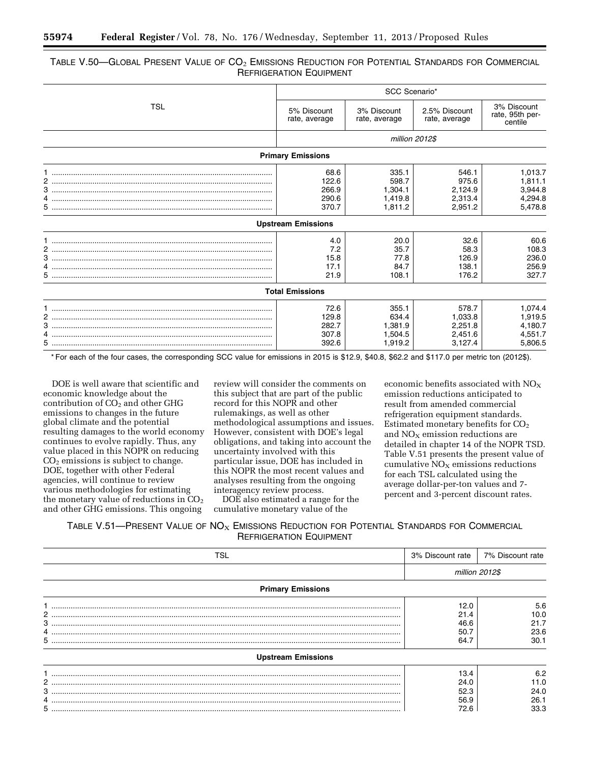TABLE V.50—GLOBAL PRESENT VALUE OF $CO_2$ EMISSIONS REDUCTION FOR POTENTIAL STANDARDS FOR COMMERCIAL REFRIGERATION EQUIPMENT

| TSL | SCC Scenario* | | | |
|---|---|---|---|---|
| | 5% Discount rate, average | 3% Discount rate, average | 2.5% Discount rate, average | 3% Discount rate, 95th percentile |
| | *million 2012$* | | | |
| **Primary Emissions** | | | | |
| 1 | 68.6 | 335.1 | 546.1 | 1,013.7 |
| 2 | 122.6 | 598.7 | 975.6 | 1,811.1 |
| 3 | 266.9 | 1,304.1 | 2,124.9 | 3,944.8 |
| 4 | 290.6 | 1,419.8 | 2,313.4 | 4,294.8 |
| 5 | 370.7 | 1,811.2 | 2,951.2 | 5,478.8 |
| **Upstream Emissions** | | | | |
| 1 | 4.0 | 20.0 | 32.6 | 60.6 |
| 2 | 7.2 | 35.7 | 58.3 | 108.3 |
| 3 | 15.8 | 77.8 | 126.9 | 236.0 |
| 4 | 17.1 | 84.7 | 138.1 | 256.9 |
| 5 | 21.9 | 108.1 | 176.2 | 327.7 |
| **Total Emissions** | | | | |
| 1 | 72.6 | 355.1 | 578.7 | 1,074.4 |
| 2 | 129.8 | 634.4 | 1,033.8 | 1,919.5 |
| 3 | 282.7 | 1,381.9 | 2,251.8 | 4,180.7 |
| 4 | 307.8 | 1,504.5 | 2,451.6 | 4,551.7 |
| 5 | 392.6 | 1,919.2 | 3,127.4 | 5,806.5 |

* For each of the four cases, the corresponding SCC value for emissions in 2015 is $12.9, $40.8, $62.2 and $117.0 per metric ton (2012$).

DOE is well aware that scientific and economic knowledge about the contribution of $CO_2$ and other GHG emissions to changes in the future global climate and the potential resulting damages to the world economy continues to evolve rapidly. Thus, any value placed in this NOPR on reducing $CO_2$ emissions is subject to change. DOE, together with other Federal agencies, will continue to review various methodologies for estimating the monetary value of reductions in $CO_2$ and other GHG emissions. This ongoing review will consider the comments on this subject that are part of the public record for this NOPR and other rulemakings, as well as other methodological assumptions and issues. However, consistent with DOE's legal obligations, and taking into account the uncertainty involved with this particular issue, DOE has included in this NOPR the most recent values and analyses resulting from the ongoing interagency review process.

DOE also estimated a range for the cumulative monetary value of the economic benefits associated with $NO_X$ emission reductions anticipated to result from amended commercial refrigeration equipment standards. Estimated monetary benefits for $CO_2$ and $NO_X$ emission reductions are detailed in chapter 14 of the NOPR TSD. Table V.51 presents the present value of cumulative $NO_X$ emissions reductions for each TSL calculated using the average dollar-per-ton values and 7-percent and 3-percent discount rates.

TABLE V.51—PRESENT VALUE OF $NO_X$ EMISSIONS REDUCTION FOR POTENTIAL STANDARDS FOR COMMERCIAL REFRIGERATION EQUIPMENT

| TSL | 3% Discount rate | 7% Discount rate |
|---|---|---|
| | *million 2012$* | |
| **Primary Emissions** | | |
| 1 | 12.0 | 5.6 |
| 2 | 21.4 | 10.0 |
| 3 | 46.6 | 21.7 |
| 4 | 50.7 | 23.6 |
| 5 | 64.7 | 30.1 |
| **Upstream Emissions** | | |
| 1 | 13.4 | 6.2 |
| 2 | 24.0 | 11.0 |
| 3 | 52.3 | 24.0 |
| 4 | 56.9 | 26.1 |
| 5 | 72.6 | 33.3 |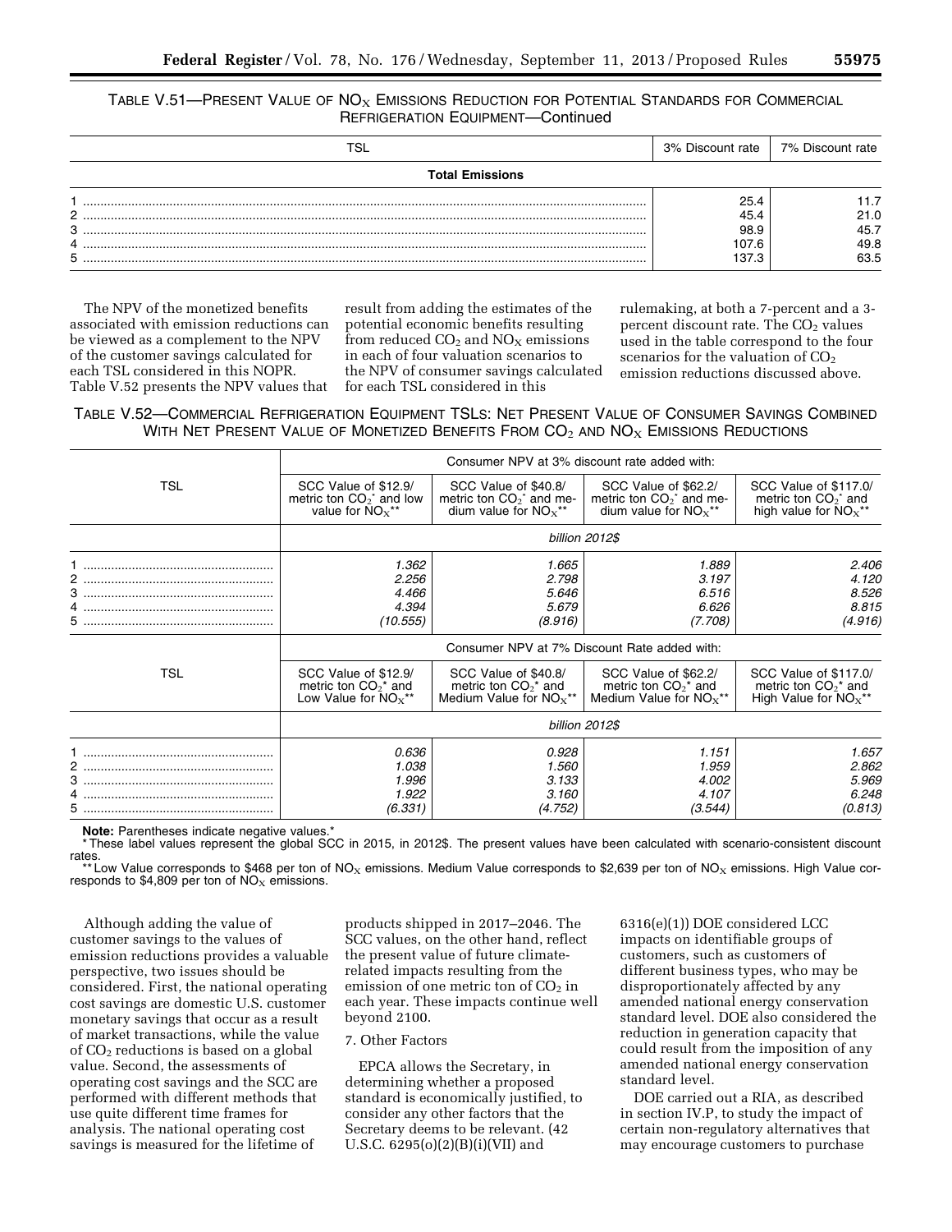TABLE V.51—PRESENT VALUE OF $NO_X$ EMISSIONS REDUCTION FOR POTENTIAL STANDARDS FOR COMMERCIAL REFRIGERATION EQUIPMENT—Continued

| TSL | 3% Discount rate | 7% Discount rate |
|---|---|---|
| **Total Emissions** | | |
| 1 | 25.4 | 11.7 |
| 2 | 45.4 | 21.0 |
| 3 | 98.9 | 45.7 |
| 4 | 107.6 | 49.8 |
| 5 | 137.3 | 63.5 |

The NPV of the monetized benefits associated with emission reductions can be viewed as a complement to the NPV of the customer savings calculated for each TSL considered in this NOPR. Table V.52 presents the NPV values that result from adding the estimates of the potential economic benefits resulting from reduced $CO_2$ and $NO_X$ emissions in each of four valuation scenarios to the NPV of consumer savings calculated for each TSL considered in this rulemaking, at both a 7-percent and a 3-percent discount rate. The $CO_2$ values used in the table correspond to the four scenarios for the valuation of $CO_2$ emission reductions discussed above.

TABLE V.52—COMMERCIAL REFRIGERATION EQUIPMENT TSLS: NET PRESENT VALUE OF CONSUMER SAVINGS COMBINED WITH NET PRESENT VALUE OF MONETIZED BENEFITS FROM $CO_2$ AND $NO_X$ EMISSIONS REDUCTIONS

| TSL | Consumer NPV at 3% discount rate added with: | | | |
|---|---|---|---|---|
| | SCC Value of $12.9/metric ton $CO_2$* and low value for $NO_X$** | SCC Value of $40.8/metric ton $CO_2$* and medium value for $NO_X$** | SCC Value of $62.2/metric ton $CO_2$* and medium value for $NO_X$** | SCC Value of $117.0/metric ton $CO_2$* and high value for $NO_X$** |
| | *billion 2012$* | | | |
| 1 | *1.362* | *1.665* | *1.889* | *2.406* |
| 2 | *2.256* | *2.798* | *3.197* | *4.120* |
| 3 | *4.466* | *5.646* | *6.516* | *8.526* |
| 4 | *4.394* | *5.679* | *6.626* | *8.815* |
| 5 | *(10.555)* | *(8.916)* | *(7.708)* | *(4.916)* |
| TSL | Consumer NPV at 7% Discount Rate added with: | | | |
| | SCC Value of $12.9/metric ton $CO_2$* and Low Value for $NO_X$** | SCC Value of $40.8/metric ton $CO_2$* and Medium Value for $NO_X$** | SCC Value of $62.2/metric ton $CO_2$* and Medium Value for $NO_X$** | SCC Value of $117.0/metric ton $CO_2$* and High Value for $NO_X$** |
| | *billion 2012$* | | | |
| 1 | *0.636* | *0.928* | *1.151* | *1.657* |
| 2 | *1.038* | *1.560* | *1.959* | *2.862* |
| 3 | *1.996* | *3.133* | *4.002* | *5.969* |
| 4 | *1.922* | *3.160* | *4.107* | *6.248* |
| 5 | *(6.331)* | *(4.752)* | *(3.544)* | *(0.813)* |

**Note:** Parentheses indicate negative values.*

* These label values represent the global SCC in 2015, in 2012$. The present values have been calculated with scenario-consistent discount rates.

** Low Value corresponds to $468 per ton of $NO_X$ emissions. Medium Value corresponds to $2,639 per ton of $NO_X$ emissions. High Value corresponds to $4,809 per ton of $NO_X$ emissions.

Although adding the value of customer savings to the values of emission reductions provides a valuable perspective, two issues should be considered. First, the national operating cost savings are domestic U.S. customer monetary savings that occur as a result of market transactions, while the value of $CO_2$ reductions is based on a global value. Second, the assessments of operating cost savings and the SCC are performed with different methods that use quite different time frames for analysis. The national operating cost savings is measured for the lifetime of products shipped in 2017–2046. The SCC values, on the other hand, reflect the present value of future climate-related impacts resulting from the emission of one metric ton of $CO_2$ in each year. These impacts continue well beyond 2100.

7. Other Factors

EPCA allows the Secretary, in determining whether a proposed standard is economically justified, to consider any other factors that the Secretary deems to be relevant. (42 U.S.C. 6295(o)(2)(B)(i)(VII) and 6316(e)(1)) DOE considered LCC impacts on identifiable groups of customers, such as customers of different business types, who may be disproportionately affected by any amended national energy conservation standard level. DOE also considered the reduction in generation capacity that could result from the imposition of any amended national energy conservation standard level.

DOE carried out a RIA, as described in section IV.P, to study the impact of certain non-regulatory alternatives that may encourage customers to purchase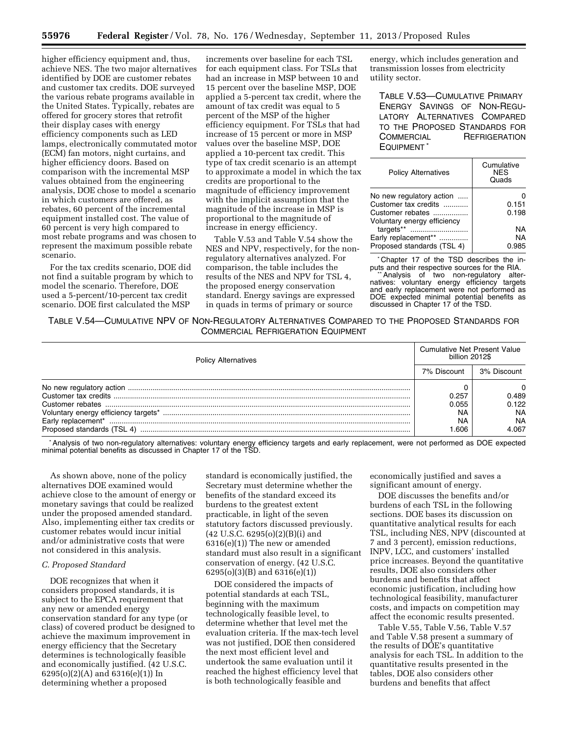higher efficiency equipment and, thus, achieve NES. The two major alternatives identified by DOE are customer rebates and customer tax credits. DOE surveyed the various rebate programs available in the United States. Typically, rebates are offered for grocery stores that retrofit their display cases with energy efficiency components such as LED lamps, electronically commutated motor (ECM) fan motors, night curtains, and higher efficiency doors. Based on comparison with the incremental MSP values obtained from the engineering analysis, DOE chose to model a scenario in which customers are offered, as rebates, 60 percent of the incremental equipment installed cost. The value of 60 percent is very high compared to most rebate programs and was chosen to represent the maximum possible rebate scenario.

For the tax credits scenario, DOE did not find a suitable program by which to model the scenario. Therefore, DOE used a 5-percent/10-percent tax credit scenario. DOE first calculated the MSP increments over baseline for each TSL for each equipment class. For TSLs that had an increase in MSP between 10 and 15 percent over the baseline MSP, DOE applied a 5-percent tax credit, where the amount of tax credit was equal to 5 percent of the MSP of the higher efficiency equipment. For TSLs that had increase of 15 percent or more in MSP values over the baseline MSP, DOE applied a 10-percent tax credit. This type of tax credit scenario is an attempt to approximate a model in which the tax credits are proportional to the magnitude of efficiency improvement with the implicit assumption that the magnitude of the increase in MSP is proportional to the magnitude of increase in energy efficiency.

Table V.53 and Table V.54 show the NES and NPV, respectively, for the non-regulatory alternatives analyzed. For comparison, the table includes the results of the NES and NPV for TSL 4, the proposed energy conservation standard. Energy savings are expressed in quads in terms of primary or source energy, which includes generation and transmission losses from electricity utility sector.

TABLE V.53—CUMULATIVE PRIMARY ENERGY SAVINGS OF NON-REGULATORY ALTERNATIVES COMPARED TO THE PROPOSED STANDARDS FOR COMMERCIAL REFRIGERATION EQUIPMENT *

| Policy Alternatives | Cumulative NES Quads |
|---|---|
| No new regulatory action | 0 |
| Customer tax credits | 0.151 |
| Customer rebates | 0.198 |
| Voluntary energy efficiency targets** | NA |
| Early replacement** | NA |
| Proposed standards (TSL 4) | 0.985 |

* Chapter 17 of the TSD describes the inputs and their respective sources for the RIA.

** Analysis of two non-regulatory alternatives: voluntary energy efficiency targets and early replacement were not performed as DOE expected minimal potential benefits as discussed in Chapter 17 of the TSD.

TABLE V.54—CUMULATIVE NPV OF NON-REGULATORY ALTERNATIVES COMPARED TO THE PROPOSED STANDARDS FOR COMMERCIAL REFRIGERATION EQUIPMENT

| Policy Alternatives | Cumulative Net Present Value billion 2012$ | |
|---|---|---|
| | 7% Discount | 3% Discount |
| No new regulatory action | 0 | 0 |
| Customer tax credits | 0.257 | 0.489 |
| Customer rebates | 0.055 | 0.122 |
| Voluntary energy efficiency targets* | NA | NA |
| Early replacement* | NA | NA |
| Proposed standards (TSL 4) | 1.606 | 4.067 |

* Analysis of two non-regulatory alternatives: voluntary energy efficiency targets and early replacement, were not performed as DOE expected minimal potential benefits as discussed in Chapter 17 of the TSD.

As shown above, none of the policy alternatives DOE examined would achieve close to the amount of energy or monetary savings that could be realized under the proposed amended standard. Also, implementing either tax credits or customer rebates would incur initial and/or administrative costs that were not considered in this analysis.

### *C. Proposed Standard*

DOE recognizes that when it considers proposed standards, it is subject to the EPCA requirement that any new or amended energy conservation standard for any type (or class) of covered product be designed to achieve the maximum improvement in energy efficiency that the Secretary determines is technologically feasible and economically justified. (42 U.S.C. 6295(o)(2)(A) and 6316(e)(1)) In determining whether a proposed standard is economically justified, the Secretary must determine whether the benefits of the standard exceed its burdens to the greatest extent practicable, in light of the seven statutory factors discussed previously. (42 U.S.C. 6295(o)(2)(B)(i) and 6316(e)(1)) The new or amended standard must also result in a significant conservation of energy. (42 U.S.C. 6295(o)(3)(B) and 6316(e)(1))

DOE considered the impacts of potential standards at each TSL, beginning with the maximum technologically feasible level, to determine whether that level met the evaluation criteria. If the max-tech level was not justified, DOE then considered the next most efficient level and undertook the same evaluation until it reached the highest efficiency level that is both technologically feasible and economically justified and saves a significant amount of energy.

DOE discusses the benefits and/or burdens of each TSL in the following sections. DOE bases its discussion on quantitative analytical results for each TSL, including NES, NPV (discounted at 7 and 3 percent), emission reductions, INPV, LCC, and customers' installed price increases. Beyond the quantitative results, DOE also considers other burdens and benefits that affect economic justification, including how technological feasibility, manufacturer costs, and impacts on competition may affect the economic results presented.

Table V.55, Table V.56, Table V.57 and Table V.58 present a summary of the results of DOE's quantitative analysis for each TSL. In addition to the quantitative results presented in the tables, DOE also considers other burdens and benefits that affect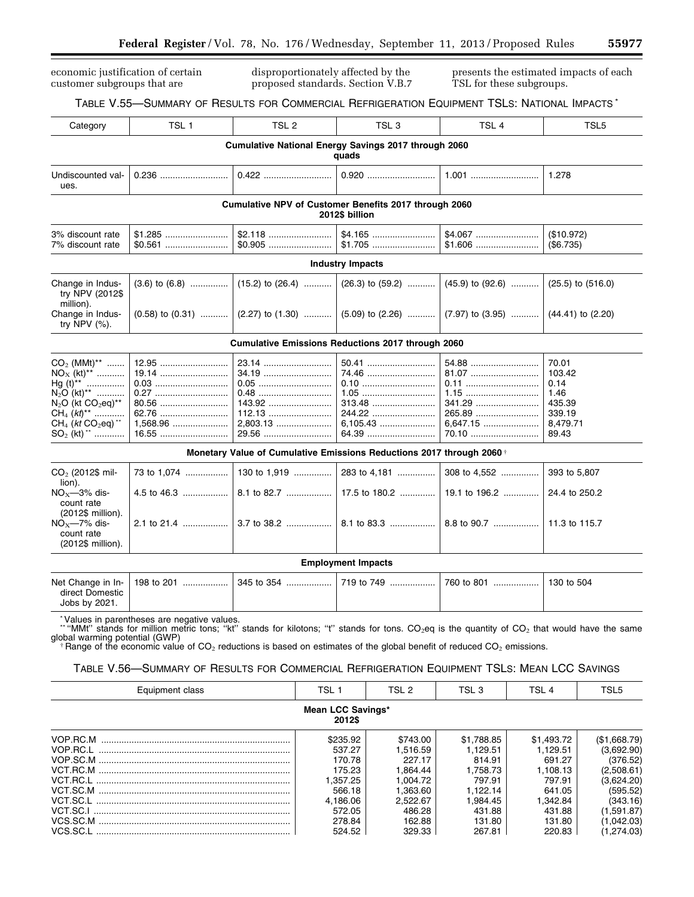economic justification of certain customer subgroups that are disproportionately affected by the proposed standards. Section V.B.7 presents the estimated impacts of each TSL for these subgroups.

TABLE V.55—SUMMARY OF RESULTS FOR COMMERCIAL REFRIGERATION EQUIPMENT TSLS: NATIONAL IMPACTS *

| Category | TSL 1 | TSL 2 | TSL 3 | TSL 4 | TSL5 |
|---|---|---|---|---|---|
| **Cumulative National Energy Savings 2017 through 2060 quads** | | | | | |
| Undiscounted values. | 0.236 | 0.422 | 0.920 | 1.001 | 1.278 |
| **Cumulative NPV of Customer Benefits 2017 through 2060 2012$ billion** | | | | | |
| 3% discount rate | $1.285 | $2.118 | $4.165 | $4.067 | ($10.972) |
| 7% discount rate | $0.561 | $0.905 | $1.705 | $1.606 | ($6.735) |
| **Industry Impacts** | | | | | |
| Change in Industry NPV (2012$ million). | (3.6) to (6.8) | (15.2) to (26.4) | (26.3) to (59.2) | (45.9) to (92.6) | (25.5) to (516.0) |
| Change in Industry NPV (%). | (0.58) to (0.31) | (2.27) to (1.30) | (5.09) to (2.26) | (7.97) to (3.95) | (44.41) to (2.20) |
| **Cumulative Emissions Reductions 2017 through 2060** | | | | | |
| $CO_2$ (MMt)** | 12.95 | 23.14 | 50.41 | 54.88 | 70.01 |
| $NO_X$ (kt)** | 19.14 | 34.19 | 74.46 | 81.07 | 103.42 |
| Hg (t)** | 0.03 | 0.05 | 0.10 | 0.11 | 0.14 |
| $N_2O$ (kt)** | 0.27 | 0.48 | 1.05 | 1.15 | 1.46 |
| $N_2O$ (kt $CO_2$eq)** | 80.56 | 143.92 | 313.48 | 341.29 | 435.39 |
| $CH_4$ (*kt*)** | 62.76 | 112.13 | 244.22 | 265.89 | 339.19 |
| $CH_4$ (*kt* $CO_2$eq)** | 1,568.96 | 2,803.13 | 6,105.43 | 6,647.15 | 8,479.71 |
| $SO_2$ (kt)** | 16.55 | 29.56 | 64.39 | 70.10 | 89.43 |
| **Monetary Value of Cumulative Emissions Reductions 2017 through 2060** † | | | | | |
| $CO_2$ (2012$ million). | 73 to 1,074 | 130 to 1,919 | 283 to 4,181 | 308 to 4,552 | 393 to 5,807 |
| $NO_X$—3% discount rate (2012$ million). | 4.5 to 46.3 | 8.1 to 82.7 | 17.5 to 180.2 | 19.1 to 196.2 | 24.4 to 250.2 |
| $NO_X$—7% discount rate (2012$ million). | 2.1 to 21.4 | 3.7 to 38.2 | 8.1 to 83.3 | 8.8 to 90.7 | 11.3 to 115.7 |
| **Employment Impacts** | | | | | |
| Net Change in Indirect Domestic Jobs by 2021. | 198 to 201 | 345 to 354 | 719 to 749 | 760 to 801 | 130 to 504 |

* Values in parentheses are negative values.
** "MMt" stands for million metric tons; "kt" stands for kilotons; "t" stands for tons. $CO_2$eq is the quantity of $CO_2$ that would have the same global warming potential (GWP)
† Range of the economic value of $CO_2$ reductions is based on estimates of the global benefit of reduced $CO_2$ emissions.

TABLE V.56—SUMMARY OF RESULTS FOR COMMERCIAL REFRIGERATION EQUIPMENT TSLS: MEAN LCC SAVINGS

| Equipment class | TSL 1 | TSL 2 | TSL 3 | TSL 4 | TSL5 |
|---|---|---|---|---|---|
| **Mean LCC Savings* 2012$** | | | | | |
| VOP.RC.M | $235.92 | $743.00 | $1,788.85 | $1,493.72 | ($1,668.79) |
| VOP.RC.L | 537.27 | 1,516.59 | 1,129.51 | 1,129.51 | (3,692.90) |
| VOP.SC.M | 170.78 | 227.17 | 814.91 | 691.27 | (376.52) |
| VCT.RC.M | 175.23 | 1,864.44 | 1,758.73 | 1,108.13 | (2,508.61) |
| VCT.RC.L | 1,357.25 | 1,004.72 | 797.91 | 797.91 | (3,624.20) |
| VCT.SC.M | 566.18 | 1,363.60 | 1,122.14 | 641.05 | (595.52) |
| VCT.SC.L | 4,186.06 | 2,522.67 | 1,984.45 | 1,342.84 | (343.16) |
| VCT.SC.I | 572.05 | 486.28 | 431.88 | 431.88 | (1,591.87) |
| VCS.SC.M | 278.84 | 162.88 | 131.80 | 131.80 | (1,042.03) |
| VCS.SC.L | 524.52 | 329.33 | 267.81 | 220.83 | (1,274.03) |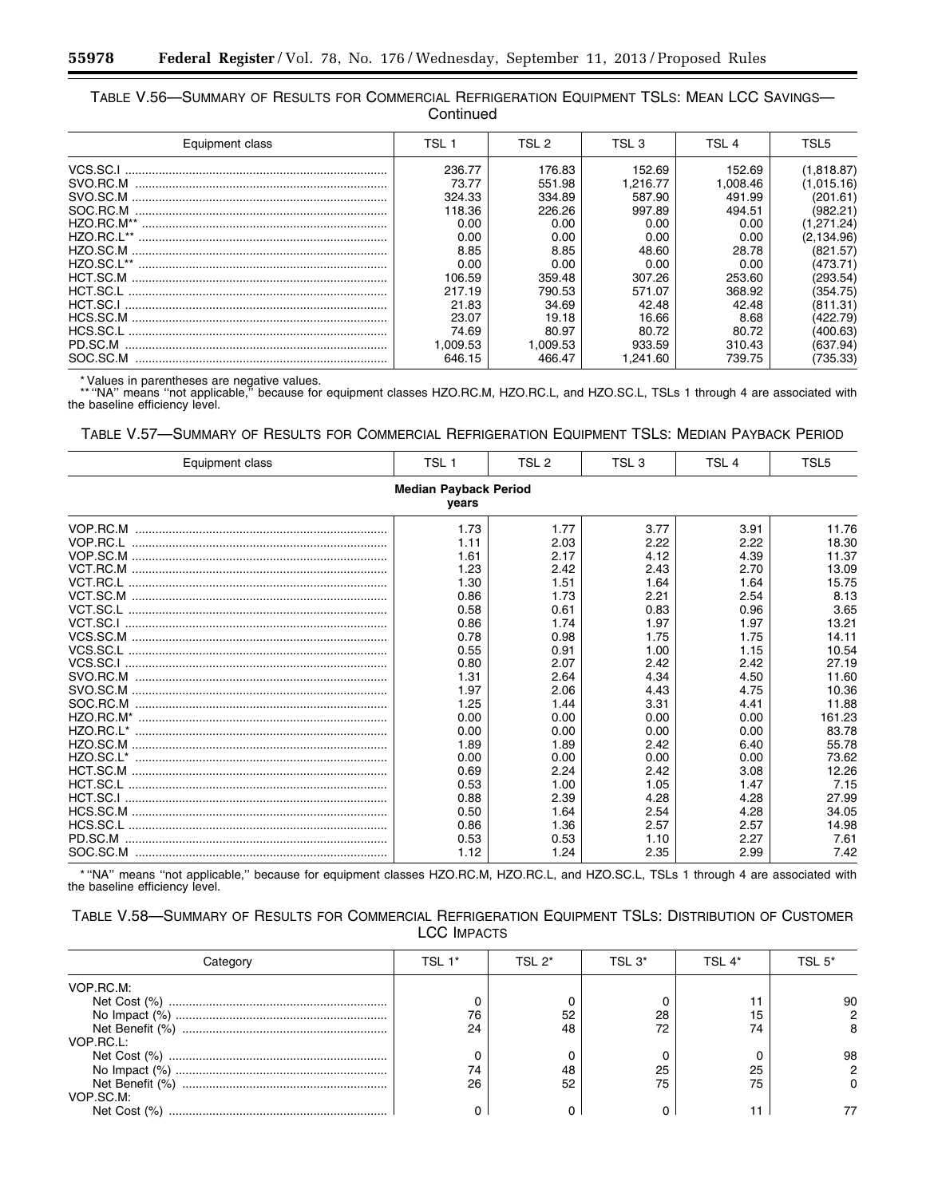TABLE V.56—SUMMARY OF RESULTS FOR COMMERCIAL REFRIGERATION EQUIPMENT TSLS: MEAN LCC SAVINGS—Continued

| Equipment class | TSL 1 | TSL 2 | TSL 3 | TSL 4 | TSL5 |
|---|---|---|---|---|---|
| VCS.SC.I | 236.77 | 176.83 | 152.69 | 152.69 | (1,818.87) |
| SVO.RC.M | 73.77 | 551.98 | 1,216.77 | 1,008.46 | (1,015.16) |
| SVO.SC.M | 324.33 | 334.89 | 587.90 | 491.99 | (201.61) |
| SOC.RC.M | 118.36 | 226.26 | 997.89 | 494.51 | (982.21) |
| HZO.RC.M** | 0.00 | 0.00 | 0.00 | 0.00 | (1,271.24) |
| HZO.RC.L** | 0.00 | 0.00 | 0.00 | 0.00 | (2,134.96) |
| HZO.SC.M | 8.85 | 8.85 | 48.60 | 28.78 | (821.57) |
| HZO.SC.L** | 0.00 | 0.00 | 0.00 | 0.00 | (473.71) |
| HCT.SC.M | 106.59 | 359.48 | 307.26 | 253.60 | (293.54) |
| HCT.SC.L | 217.19 | 790.53 | 571.07 | 368.92 | (354.75) |
| HCT.SC.I | 21.83 | 34.69 | 42.48 | 42.48 | (811.31) |
| HCS.SC.M | 23.07 | 19.18 | 16.66 | 8.68 | (422.79) |
| HCS.SC.L | 74.69 | 80.97 | 80.72 | 80.72 | (400.63) |
| PD.SC.M | 1,009.53 | 1,009.53 | 933.59 | 310.43 | (637.94) |
| SOC.SC.M | 646.15 | 466.47 | 1,241.60 | 739.75 | (735.33) |

* Values in parentheses are negative values.
** "NA" means "not applicable," because for equipment classes HZO.RC.M, HZO.RC.L, and HZO.SC.L, TSLs 1 through 4 are associated with the baseline efficiency level.

TABLE V.57—SUMMARY OF RESULTS FOR COMMERCIAL REFRIGERATION EQUIPMENT TSLS: MEDIAN PAYBACK PERIOD

| Equipment class | TSL 1 | TSL 2 | TSL 3 | TSL 4 | TSL5 |
|---|---|---|---|---|---|
| | **Median Payback Period years** | | | | |
| VOP.RC.M | 1.73 | 1.77 | 3.77 | 3.91 | 11.76 |
| VOP.RC.L | 1.11 | 2.03 | 2.22 | 2.22 | 18.30 |
| VOP.SC.M | 1.61 | 2.17 | 4.12 | 4.39 | 11.37 |
| VCT.RC.M | 1.23 | 2.42 | 2.43 | 2.70 | 13.09 |
| VCT.RC.L | 1.30 | 1.51 | 1.64 | 1.64 | 15.75 |
| VCT.SC.M | 0.86 | 1.73 | 2.21 | 2.54 | 8.13 |
| VCT.SC.L | 0.58 | 0.61 | 0.83 | 0.96 | 3.65 |
| VCT.SC.I | 0.86 | 1.74 | 1.97 | 1.97 | 13.21 |
| VCS.SC.M | 0.78 | 0.98 | 1.75 | 1.75 | 14.11 |
| VCS.SC.L | 0.55 | 0.91 | 1.00 | 1.15 | 10.54 |
| VCS.SC.I | 0.80 | 2.07 | 2.42 | 2.42 | 27.19 |
| SVO.RC.M | 1.31 | 2.64 | 4.34 | 4.50 | 11.60 |
| SVO.SC.M | 1.97 | 2.06 | 4.43 | 4.75 | 10.36 |
| SOC.RC.M | 1.25 | 1.44 | 3.31 | 4.41 | 11.88 |
| HZO.RC.M* | 0.00 | 0.00 | 0.00 | 0.00 | 161.23 |
| HZO.RC.L* | 0.00 | 0.00 | 0.00 | 0.00 | 83.78 |
| HZO.SC.M | 1.89 | 1.89 | 2.42 | 6.40 | 55.78 |
| HZO.SC.L* | 0.00 | 0.00 | 0.00 | 0.00 | 73.62 |
| HCT.SC.M | 0.69 | 2.24 | 2.42 | 3.08 | 12.26 |
| HCT.SC.L | 0.53 | 1.00 | 1.05 | 1.47 | 7.15 |
| HCT.SC.I | 0.88 | 2.39 | 4.28 | 4.28 | 27.99 |
| HCS.SC.M | 0.50 | 1.64 | 2.54 | 4.28 | 34.05 |
| HCS.SC.L | 0.86 | 1.36 | 2.57 | 2.57 | 14.98 |
| PD.SC.M | 0.53 | 0.53 | 1.10 | 2.27 | 7.61 |
| SOC.SC.M | 1.12 | 1.24 | 2.35 | 2.99 | 7.42 |

* "NA" means "not applicable," because for equipment classes HZO.RC.M, HZO.RC.L, and HZO.SC.L, TSLs 1 through 4 are associated with the baseline efficiency level.

TABLE V.58—SUMMARY OF RESULTS FOR COMMERCIAL REFRIGERATION EQUIPMENT TSLS: DISTRIBUTION OF CUSTOMER LCC IMPACTS

| Category | TSL 1* | TSL 2* | TSL 3* | TSL 4* | TSL 5* |
|---|---|---|---|---|---|
| VOP.RC.M: | | | | | |
| Net Cost (%) | 0 | 0 | 0 | 11 | 90 |
| No Impact (%) | 76 | 52 | 28 | 15 | 2 |
| Net Benefit (%) | 24 | 48 | 72 | 74 | 8 |
| VOP.RC.L: | | | | | |
| Net Cost (%) | 0 | 0 | 0 | 0 | 98 |
| No Impact (%) | 74 | 48 | 25 | 25 | 2 |
| Net Benefit (%) | 26 | 52 | 75 | 75 | 0 |
| VOP.SC.M: | | | | | |
| Net Cost (%) | 0 | 0 | 0 | 11 | 77 |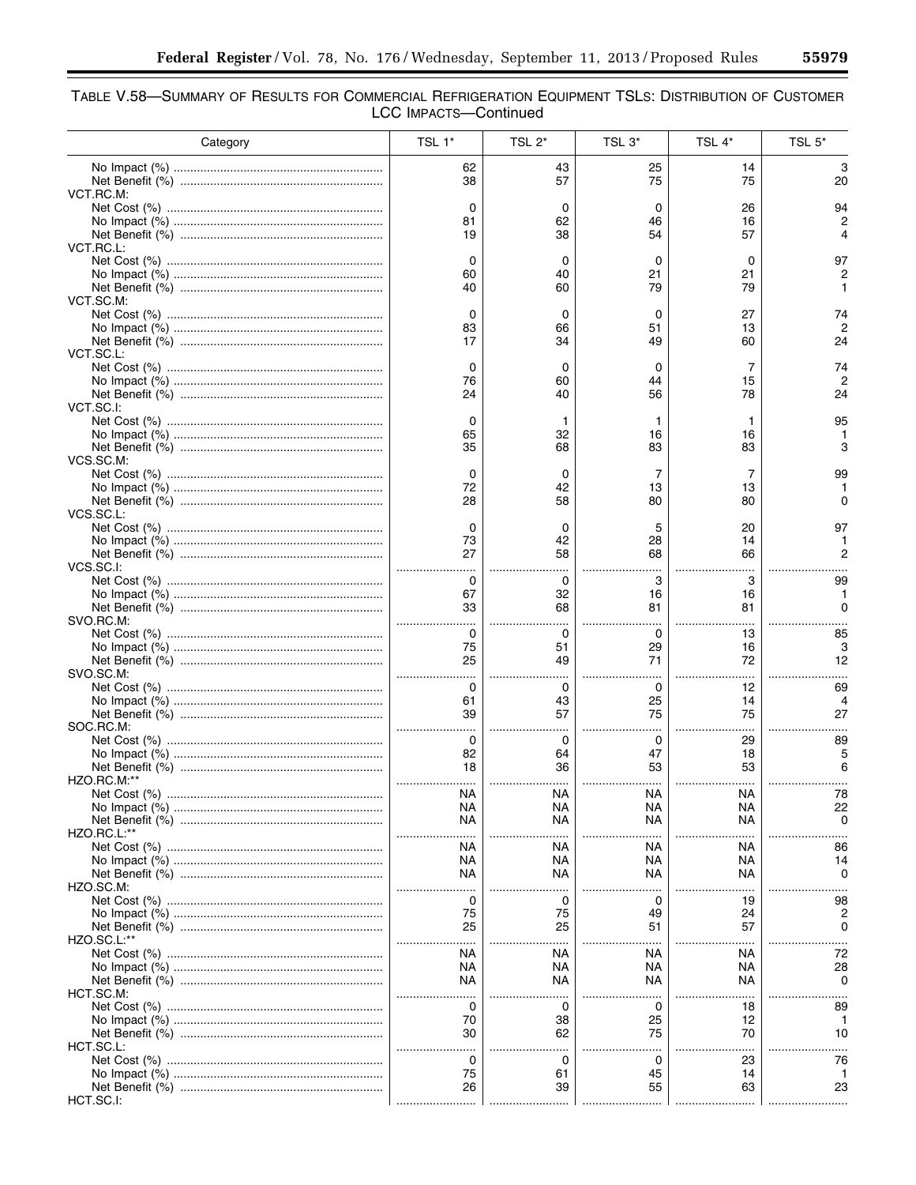TABLE V.58—SUMMARY OF RESULTS FOR COMMERCIAL REFRIGERATION EQUIPMENT TSLS: DISTRIBUTION OF CUSTOMER LCC IMPACTS—Continued

| Category | TSL 1* | TSL 2* | TSL 3* | TSL 4* | TSL 5* |
|---|---|---|---|---|---|
| No Impact (%) | 62 | 43 | 25 | 14 | 3 |
| Net Benefit (%) | 38 | 57 | 75 | 75 | 20 |
| VCT.RC.M: | | | | | |
| Net Cost (%) | 0 | 0 | 0 | 26 | 94 |
| No Impact (%) | 81 | 62 | 46 | 16 | 2 |
| Net Benefit (%) | 19 | 38 | 54 | 57 | 4 |
| VCT.RC.L: | | | | | |
| Net Cost (%) | 0 | 0 | 0 | 0 | 97 |
| No Impact (%) | 60 | 40 | 21 | 21 | 2 |
| Net Benefit (%) | 40 | 60 | 79 | 79 | 1 |
| VCT.SC.M: | | | | | |
| Net Cost (%) | 0 | 0 | 0 | 27 | 74 |
| No Impact (%) | 83 | 66 | 51 | 13 | 2 |
| Net Benefit (%) | 17 | 34 | 49 | 60 | 24 |
| VCT.SC.L: | | | | | |
| Net Cost (%) | 0 | 0 | 0 | 7 | 74 |
| No Impact (%) | 76 | 60 | 44 | 15 | 2 |
| Net Benefit (%) | 24 | 40 | 56 | 78 | 24 |
| VCT.SC.I: | | | | | |
| Net Cost (%) | 0 | 1 | 1 | 1 | 95 |
| No Impact (%) | 65 | 32 | 16 | 16 | 1 |
| Net Benefit (%) | 35 | 68 | 83 | 83 | 3 |
| VCS.SC.M: | | | | | |
| Net Cost (%) | 0 | 0 | 7 | 7 | 99 |
| No Impact (%) | 72 | 42 | 13 | 13 | 1 |
| Net Benefit (%) | 28 | 58 | 80 | 80 | 0 |
| VCS.SC.L: | | | | | |
| Net Cost (%) | 0 | 0 | 5 | 20 | 97 |
| No Impact (%) | 73 | 42 | 28 | 14 | 1 |
| Net Benefit (%) | 27 | 58 | 68 | 66 | 2 |
| VCS.SC.I: | | | | | |
| Net Cost (%) | 0 | 0 | 3 | 3 | 99 |
| No Impact (%) | 67 | 32 | 16 | 16 | 1 |
| Net Benefit (%) | 33 | 68 | 81 | 81 | 0 |
| SVO.RC.M: | | | | | |
| Net Cost (%) | 0 | 0 | 0 | 13 | 85 |
| No Impact (%) | 75 | 51 | 29 | 16 | 3 |
| Net Benefit (%) | 25 | 49 | 71 | 72 | 12 |
| SVO.SC.M: | | | | | |
| Net Cost (%) | 0 | 0 | 0 | 12 | 69 |
| No Impact (%) | 61 | 43 | 25 | 14 | 4 |
| Net Benefit (%) | 39 | 57 | 75 | 75 | 27 |
| SOC.RC.M: | | | | | |
| Net Cost (%) | 0 | 0 | 0 | 29 | 89 |
| No Impact (%) | 82 | 64 | 47 | 18 | 5 |
| Net Benefit (%) | 18 | 36 | 53 | 53 | 6 |
| HZO.RC.M:** | | | | | |
| Net Cost (%) | NA | NA | NA | NA | 78 |
| No Impact (%) | NA | NA | NA | NA | 22 |
| Net Benefit (%) | NA | NA | NA | NA | 0 |
| HZO.RC.L:** | | | | | |
| Net Cost (%) | NA | NA | NA | NA | 86 |
| No Impact (%) | NA | NA | NA | NA | 14 |
| Net Benefit (%) | NA | NA | NA | NA | 0 |
| HZO.SC.M: | | | | | |
| Net Cost (%) | 0 | 0 | 0 | 19 | 98 |
| No Impact (%) | 75 | 75 | 49 | 24 | 2 |
| Net Benefit (%) | 25 | 25 | 51 | 57 | 0 |
| HZO.SC.L:** | | | | | |
| Net Cost (%) | NA | NA | NA | NA | 72 |
| No Impact (%) | NA | NA | NA | NA | 28 |
| Net Benefit (%) | NA | NA | NA | NA | 0 |
| HCT.SC.M: | | | | | |
| Net Cost (%) | 0 | 0 | 0 | 18 | 89 |
| No Impact (%) | 70 | 38 | 25 | 12 | 1 |
| Net Benefit (%) | 30 | 62 | 75 | 70 | 10 |
| HCT.SC.L: | | | | | |
| Net Cost (%) | 0 | 0 | 0 | 23 | 76 |
| No Impact (%) | 75 | 61 | 45 | 14 | 1 |
| Net Benefit (%) | 26 | 39 | 55 | 63 | 23 |
| HCT.SC.I: | | | | | |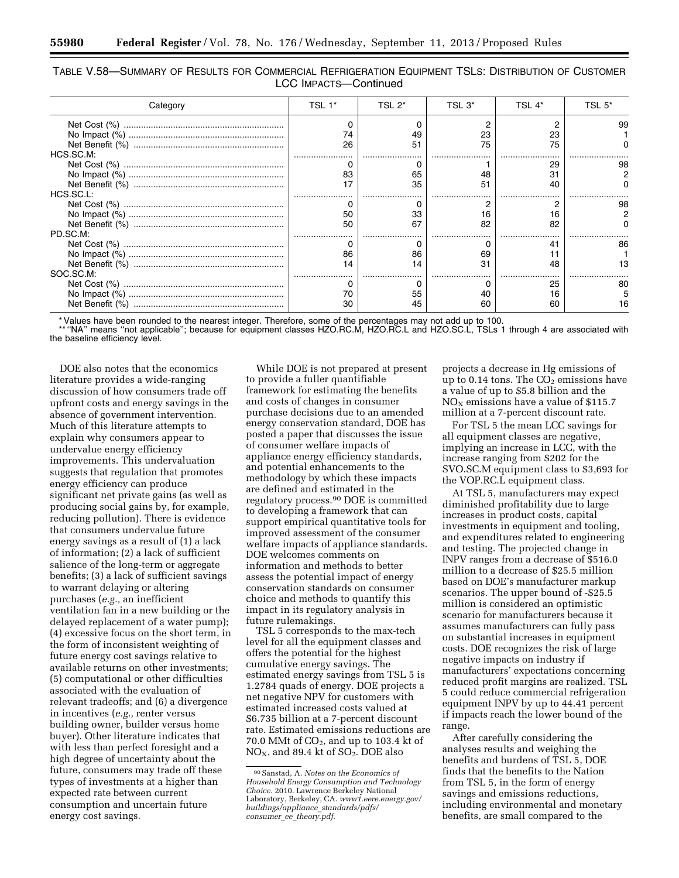TABLE V.58—SUMMARY OF RESULTS FOR COMMERCIAL REFRIGERATION EQUIPMENT TSLS: DISTRIBUTION OF CUSTOMER LCC IMPACTS—Continued

| Category | TSL 1* | TSL 2* | TSL 3* | TSL 4* | TSL 5* |
|---|---|---|---|---|---|
| Net Cost (%) | 0 | 0 | 2 | 2 | 99 |
| No Impact (%) | 74 | 49 | 23 | 23 | 1 |
| Net Benefit (%) | 26 | 51 | 75 | 75 | 0 |
| HCS.SC.M: | | | | | |
| Net Cost (%) | 0 | 0 | 1 | 29 | 98 |
| No Impact (%) | 83 | 65 | 48 | 31 | 2 |
| Net Benefit (%) | 17 | 35 | 51 | 40 | 0 |
| HCS.SC.L: | | | | | |
| Net Cost (%) | 0 | 0 | 2 | 2 | 98 |
| No Impact (%) | 50 | 33 | 16 | 16 | 2 |
| Net Benefit (%) | 50 | 67 | 82 | 82 | 0 |
| PD.SC.M: | | | | | |
| Net Cost (%) | 0 | 0 | 0 | 41 | 86 |
| No Impact (%) | 86 | 86 | 69 | 11 | 1 |
| Net Benefit (%) | 14 | 14 | 31 | 48 | 13 |
| SOC.SC.M: | | | | | |
| Net Cost (%) | 0 | 0 | 0 | 25 | 80 |
| No Impact (%) | 70 | 55 | 40 | 16 | 5 |
| Net Benefit (%) | 30 | 45 | 60 | 60 | 16 |

\* Values have been rounded to the nearest integer. Therefore, some of the percentages may not add up to 100.

\*\* "NA" means "not applicable"; because for equipment classes HZO.RC.M, HZO.RC.L and HZO.SC.L, TSLs 1 through 4 are associated with the baseline efficiency level.

DOE also notes that the economics literature provides a wide-ranging discussion of how consumers trade off upfront costs and energy savings in the absence of government intervention. Much of this literature attempts to explain why consumers appear to undervalue energy efficiency improvements. This undervaluation suggests that regulation that promotes energy efficiency can produce significant net private gains (as well as producing social gains by, for example, reducing pollution). There is evidence that consumers undervalue future energy savings as a result of (1) a lack of information; (2) a lack of sufficient salience of the long-term or aggregate benefits; (3) a lack of sufficient savings to warrant delaying or altering purchases (*e.g.,* an inefficient ventilation fan in a new building or the delayed replacement of a water pump); (4) excessive focus on the short term, in the form of inconsistent weighting of future energy cost savings relative to available returns on other investments; (5) computational or other difficulties associated with the evaluation of relevant tradeoffs; and (6) a divergence in incentives (*e.g.,* renter versus building owner, builder versus home buyer). Other literature indicates that with less than perfect foresight and a high degree of uncertainty about the future, consumers may trade off these types of investments at a higher than expected rate between current consumption and uncertain future energy cost savings.

While DOE is not prepared at present to provide a fuller quantifiable framework for estimating the benefits and costs of changes in consumer purchase decisions due to an amended energy conservation standard, DOE has posted a paper that discusses the issue of consumer welfare impacts of appliance energy efficiency standards, and potential enhancements to the methodology by which these impacts are defined and estimated in the regulatory process.[90] DOE is committed to developing a framework that can support empirical quantitative tools for improved assessment of the consumer welfare impacts of appliance standards. DOE welcomes comments on information and methods to better assess the potential impact of energy conservation standards on consumer choice and methods to quantify this impact in its regulatory analysis in future rulemakings.

TSL 5 corresponds to the max-tech level for all the equipment classes and offers the potential for the highest cumulative energy savings. The estimated energy savings from TSL 5 is 1.2784 quads of energy. DOE projects a net negative NPV for customers with estimated increased costs valued at $6.735 billion at a 7-percent discount rate. Estimated emissions reductions are 70.0 MMt of $CO_2$, and up to 103.4 kt of $NO_X$, and 89.4 kt of $SO_2$. DOE also projects a decrease in Hg emissions of up to 0.14 tons. The $CO_2$ emissions have a value of up to $5.8 billion and the $NO_X$ emissions have a value of $115.7 million at a 7-percent discount rate.

For TSL 5 the mean LCC savings for all equipment classes are negative, implying an increase in LCC, with the increase ranging from $202 for the SVO.SC.M equipment class to $3,693 for the VOP.RC.L equipment class.

At TSL 5, manufacturers may expect diminished profitability due to large increases in product costs, capital investments in equipment and tooling, and expenditures related to engineering and testing. The projected change in INPV ranges from a decrease of $516.0 million to a decrease of $25.5 million based on DOE's manufacturer markup scenarios. The upper bound of -$25.5 million is considered an optimistic scenario for manufacturers because it assumes manufacturers can fully pass on substantial increases in equipment costs. DOE recognizes the risk of large negative impacts on industry if manufacturers' expectations concerning reduced profit margins are realized. TSL 5 could reduce commercial refrigeration equipment INPV by up to 44.41 percent if impacts reach the lower bound of the range.

After carefully considering the analyses results and weighing the benefits and burdens of TSL 5, DOE finds that the benefits to the Nation from TSL 5, in the form of energy savings and emissions reductions, including environmental and monetary benefits, are small compared to the

[90] Sanstad, A. *Notes on the Economics of Household Energy Consumption and Technology Choice.* 2010. Lawrence Berkeley National Laboratory, Berkeley, CA. *www1.eere.energy.gov/buildings/appliance_standards/pdfs/consumer_ee_theory.pdf.*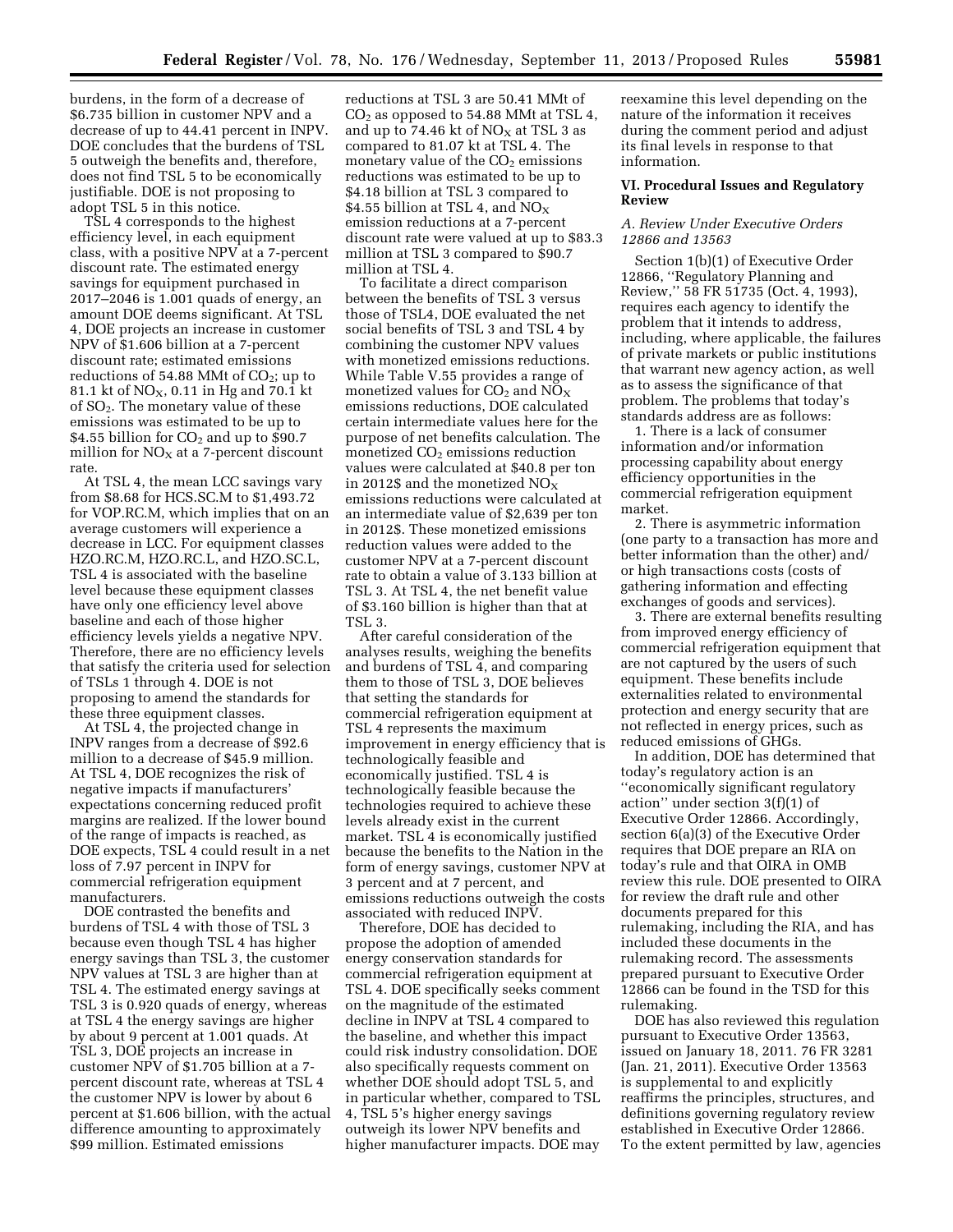burdens, in the form of a decrease of \$6.735 billion in customer NPV and a decrease of up to 44.41 percent in INPV. DOE concludes that the burdens of TSL 5 outweigh the benefits and, therefore, does not find TSL 5 to be economically justifiable. DOE is not proposing to adopt TSL 5 in this notice.

TSL 4 corresponds to the highest efficiency level, in each equipment class, with a positive NPV at a 7-percent discount rate. The estimated energy savings for equipment purchased in 2017–2046 is 1.001 quads of energy, an amount DOE deems significant. At TSL 4, DOE projects an increase in customer NPV of \$1.606 billion at a 7-percent discount rate; estimated emissions reductions of 54.88 MMt of $CO_2$; up to 81.1 kt of $NO_X$, 0.11 in Hg and 70.1 kt of $SO_2$. The monetary value of these emissions was estimated to be up to \$4.55 billion for $CO_2$ and up to \$90.7 million for $NO_X$ at a 7-percent discount rate.

At TSL 4, the mean LCC savings vary from \$8.68 for HCS.SC.M to \$1,493.72 for VOP.RC.M, which implies that on an average customers will experience a decrease in LCC. For equipment classes HZO.RC.M, HZO.RC.L, and HZO.SC.L, TSL 4 is associated with the baseline level because these equipment classes have only one efficiency level above baseline and each of those higher efficiency levels yields a negative NPV. Therefore, there are no efficiency levels that satisfy the criteria used for selection of TSLs 1 through 4. DOE is not proposing to amend the standards for these three equipment classes.

At TSL 4, the projected change in INPV ranges from a decrease of \$92.6 million to a decrease of \$45.9 million. At TSL 4, DOE recognizes the risk of negative impacts if manufacturers' expectations concerning reduced profit margins are realized. If the lower bound of the range of impacts is reached, as DOE expects, TSL 4 could result in a net loss of 7.97 percent in INPV for commercial refrigeration equipment manufacturers.

DOE contrasted the benefits and burdens of TSL 4 with those of TSL 3 because even though TSL 4 has higher energy savings than TSL 3, the customer NPV values at TSL 3 are higher than at TSL 4. The estimated energy savings at TSL 3 is 0.920 quads of energy, whereas at TSL 4 the energy savings are higher by about 9 percent at 1.001 quads. At TSL 3, DOE projects an increase in customer NPV of \$1.705 billion at a 7-percent discount rate, whereas at TSL 4 the customer NPV is lower by about 6 percent at \$1.606 billion, with the actual difference amounting to approximately \$99 million. Estimated emissions reductions at TSL 3 are 50.41 MMt of $CO_2$ as opposed to 54.88 MMt at TSL 4, and up to 74.46 kt of $NO_X$ at TSL 3 as compared to 81.07 kt at TSL 4. The monetary value of the $CO_2$ emissions reductions was estimated to be up to \$4.18 billion at TSL 3 compared to \$4.55 billion at TSL 4, and $NO_X$ emission reductions at a 7-percent discount rate were valued at up to \$83.3 million at TSL 3 compared to \$90.7 million at TSL 4.

To facilitate a direct comparison between the benefits of TSL 3 versus those of TSL4, DOE evaluated the net social benefits of TSL 3 and TSL 4 by combining the customer NPV values with monetized emissions reductions. While Table V.55 provides a range of monetized values for $CO_2$ and $NO_X$ emissions reductions, DOE calculated certain intermediate values here for the purpose of net benefits calculation. The monetized $CO_2$ emissions reduction values were calculated at \$40.8 per ton in 2012\$ and the monetized $NO_X$ emissions reductions were calculated at an intermediate value of \$2,639 per ton in 2012\$. These monetized emissions reduction values were added to the customer NPV at a 7-percent discount rate to obtain a value of 3.133 billion at TSL 3. At TSL 4, the net benefit value of \$3.160 billion is higher than that at TSL 3.

After careful consideration of the analyses results, weighing the benefits and burdens of TSL 4, and comparing them to those of TSL 3, DOE believes that setting the standards for commercial refrigeration equipment at TSL 4 represents the maximum improvement in energy efficiency that is technologically feasible and economically justified. TSL 4 is technologically feasible because the technologies required to achieve these levels already exist in the current market. TSL 4 is economically justified because the benefits to the Nation in the form of energy savings, customer NPV at 3 percent and at 7 percent, and emissions reductions outweigh the costs associated with reduced INPV.

Therefore, DOE has decided to propose the adoption of amended energy conservation standards for commercial refrigeration equipment at TSL 4. DOE specifically seeks comment on the magnitude of the estimated decline in INPV at TSL 4 compared to the baseline, and whether this impact could risk industry consolidation. DOE also specifically requests comment on whether DOE should adopt TSL 5, and in particular whether, compared to TSL 4, TSL 5's higher energy savings outweigh its lower NPV benefits and higher manufacturer impacts. DOE may reexamine this level depending on the nature of the information it receives during the comment period and adjust its final levels in response to that information.

## VI. Procedural Issues and Regulatory Review

### *A. Review Under Executive Orders 12866 and 13563*

Section 1(b)(1) of Executive Order 12866, ''Regulatory Planning and Review,'' 58 FR 51735 (Oct. 4, 1993), requires each agency to identify the problem that it intends to address, including, where applicable, the failures of private markets or public institutions that warrant new agency action, as well as to assess the significance of that problem. The problems that today's standards address are as follows:

1. There is a lack of consumer information and/or information processing capability about energy efficiency opportunities in the commercial refrigeration equipment market.

2. There is asymmetric information (one party to a transaction has more and better information than the other) and/or high transactions costs (costs of gathering information and effecting exchanges of goods and services).

3. There are external benefits resulting from improved energy efficiency of commercial refrigeration equipment that are not captured by the users of such equipment. These benefits include externalities related to environmental protection and energy security that are not reflected in energy prices, such as reduced emissions of GHGs.

In addition, DOE has determined that today's regulatory action is an ''economically significant regulatory action'' under section 3(f)(1) of Executive Order 12866. Accordingly, section 6(a)(3) of the Executive Order requires that DOE prepare an RIA on today's rule and that OIRA in OMB review this rule. DOE presented to OIRA for review the draft rule and other documents prepared for this rulemaking, including the RIA, and has included these documents in the rulemaking record. The assessments prepared pursuant to Executive Order 12866 can be found in the TSD for this rulemaking.

DOE has also reviewed this regulation pursuant to Executive Order 13563, issued on January 18, 2011. 76 FR 3281 (Jan. 21, 2011). Executive Order 13563 is supplemental to and explicitly reaffirms the principles, structures, and definitions governing regulatory review established in Executive Order 12866. To the extent permitted by law, agencies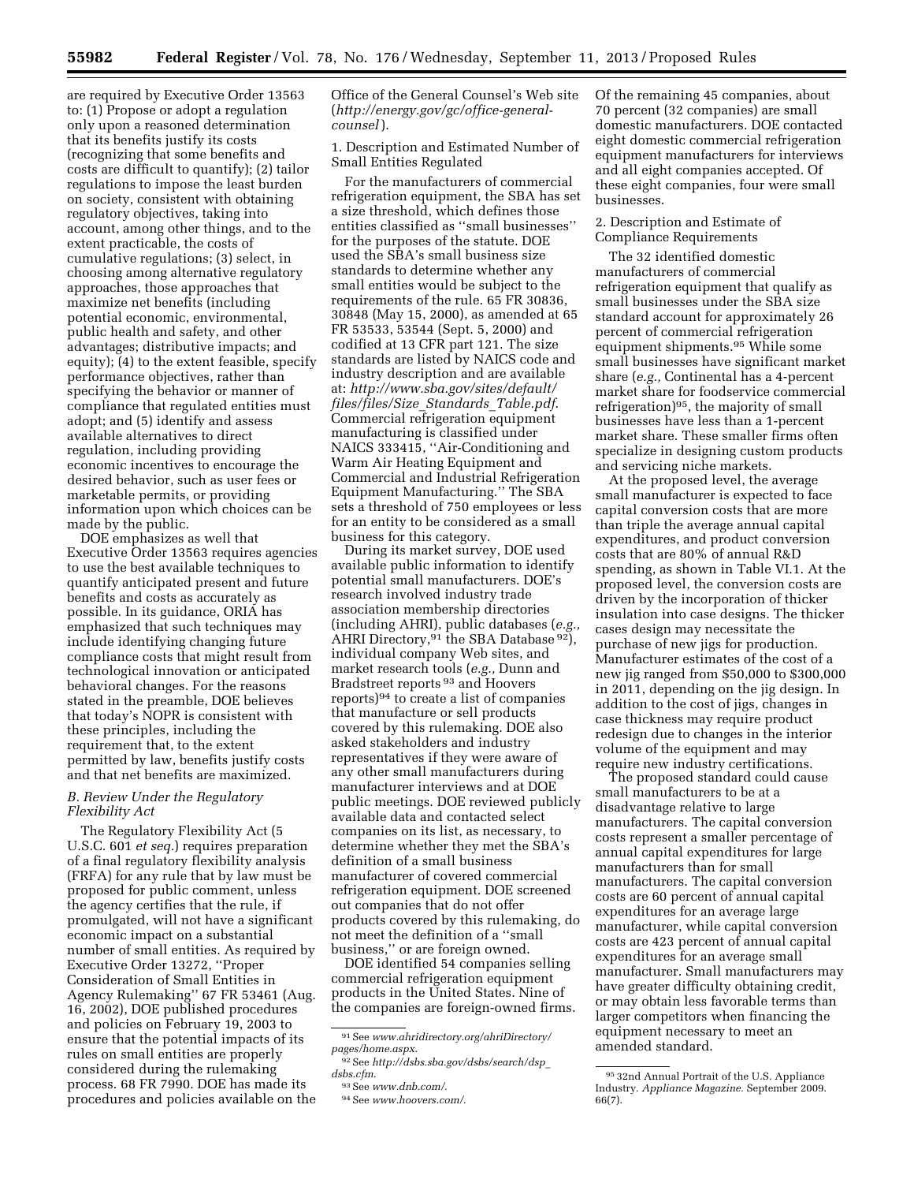are required by Executive Order 13563 to: (1) Propose or adopt a regulation only upon a reasoned determination that its benefits justify its costs (recognizing that some benefits and costs are difficult to quantify); (2) tailor regulations to impose the least burden on society, consistent with obtaining regulatory objectives, taking into account, among other things, and to the extent practicable, the costs of cumulative regulations; (3) select, in choosing among alternative regulatory approaches, those approaches that maximize net benefits (including potential economic, environmental, public health and safety, and other advantages; distributive impacts; and equity); (4) to the extent feasible, specify performance objectives, rather than specifying the behavior or manner of compliance that regulated entities must adopt; and (5) identify and assess available alternatives to direct regulation, including providing economic incentives to encourage the desired behavior, such as user fees or marketable permits, or providing information upon which choices can be made by the public.

DOE emphasizes as well that Executive Order 13563 requires agencies to use the best available techniques to quantify anticipated present and future benefits and costs as accurately as possible. In its guidance, ORIA has emphasized that such techniques may include identifying changing future compliance costs that might result from technological innovation or anticipated behavioral changes. For the reasons stated in the preamble, DOE believes that today's NOPR is consistent with these principles, including the requirement that, to the extent permitted by law, benefits justify costs and that net benefits are maximized.

### *B. Review Under the Regulatory Flexibility Act*

The Regulatory Flexibility Act (5 U.S.C. 601 *et seq.*) requires preparation of a final regulatory flexibility analysis (FRFA) for any rule that by law must be proposed for public comment, unless the agency certifies that the rule, if promulgated, will not have a significant economic impact on a substantial number of small entities. As required by Executive Order 13272, ''Proper Consideration of Small Entities in Agency Rulemaking'' 67 FR 53461 (Aug. 16, 2002), DOE published procedures and policies on February 19, 2003 to ensure that the potential impacts of its rules on small entities are properly considered during the rulemaking process. 68 FR 7990. DOE has made its procedures and policies available on the Office of the General Counsel's Web site (*http://energy.gov/gc/office-general-counsel*).

1. Description and Estimated Number of Small Entities Regulated

For the manufacturers of commercial refrigeration equipment, the SBA has set a size threshold, which defines those entities classified as ''small businesses'' for the purposes of the statute. DOE used the SBA's small business size standards to determine whether any small entities would be subject to the requirements of the rule. 65 FR 30836, 30848 (May 15, 2000), as amended at 65 FR 53533, 53544 (Sept. 5, 2000) and codified at 13 CFR part 121. The size standards are listed by NAICS code and industry description and are available at: *http://www.sba.gov/sites/default/files/files/Size_Standards_Table.pdf.* Commercial refrigeration equipment manufacturing is classified under NAICS 333415, ''Air-Conditioning and Warm Air Heating Equipment and Commercial and Industrial Refrigeration Equipment Manufacturing.'' The SBA sets a threshold of 750 employees or less for an entity to be considered as a small business for this category.

During its market survey, DOE used available public information to identify potential small manufacturers. DOE's research involved industry trade association membership directories (including AHRI), public databases (*e.g.,* AHRI Directory,[91] the SBA Database[92]), individual company Web sites, and market research tools (*e.g.,* Dunn and Bradstreet reports[93] and Hoovers reports)[94] to create a list of companies that manufacture or sell products covered by this rulemaking. DOE also asked stakeholders and industry representatives if they were aware of any other small manufacturers during manufacturer interviews and at DOE public meetings. DOE reviewed publicly available data and contacted select companies on its list, as necessary, to determine whether they met the SBA's definition of a small business manufacturer of covered commercial refrigeration equipment. DOE screened out companies that do not offer products covered by this rulemaking, do not meet the definition of a ''small business,'' or are foreign owned.

DOE identified 54 companies selling commercial refrigeration equipment products in the United States. Nine of the companies are foreign-owned firms. Of the remaining 45 companies, about 70 percent (32 companies) are small domestic manufacturers. DOE contacted eight domestic commercial refrigeration equipment manufacturers for interviews and all eight companies accepted. Of these eight companies, four were small businesses.

2. Description and Estimate of Compliance Requirements

The 32 identified domestic manufacturers of commercial refrigeration equipment that qualify as small businesses under the SBA size standard account for approximately 26 percent of commercial refrigeration equipment shipments.[95] While some small businesses have significant market share (*e.g.,* Continental has a 4-percent market share for foodservice commercial refrigeration)[95], the majority of small businesses have less than a 1-percent market share. These smaller firms often specialize in designing custom products and servicing niche markets.

At the proposed level, the average small manufacturer is expected to face capital conversion costs that are more than triple the average annual capital expenditures, and product conversion costs that are 80% of annual R&D spending, as shown in Table VI.1. At the proposed level, the conversion costs are driven by the incorporation of thicker insulation into case designs. The thicker cases design may necessitate the purchase of new jigs for production. Manufacturer estimates of the cost of a new jig ranged from $50,000 to $300,000 in 2011, depending on the jig design. In addition to the cost of jigs, changes in case thickness may require product redesign due to changes in the interior volume of the equipment and may require new industry certifications.

The proposed standard could cause small manufacturers to be at a disadvantage relative to large manufacturers. The capital conversion costs represent a smaller percentage of annual capital expenditures for large manufacturers than for small manufacturers. The capital conversion costs are 60 percent of annual capital expenditures for an average large manufacturer, while capital conversion costs are 423 percent of annual capital expenditures for an average small manufacturer. Small manufacturers may have greater difficulty obtaining credit, or may obtain less favorable terms than larger competitors when financing the equipment necessary to meet an amended standard.

---

[91] See *www.ahridirectory.org/ahriDirectory/pages/home.aspx.*

[92] See *http://dsbs.sba.gov/dsbs/search/dsp_dsbs.cfm.*

[93] See *www.dnb.com/.*

[94] See *www.hoovers.com/.*

[95] 32nd Annual Portrait of the U.S. Appliance Industry. *Appliance Magazine.* September 2009. 66(7).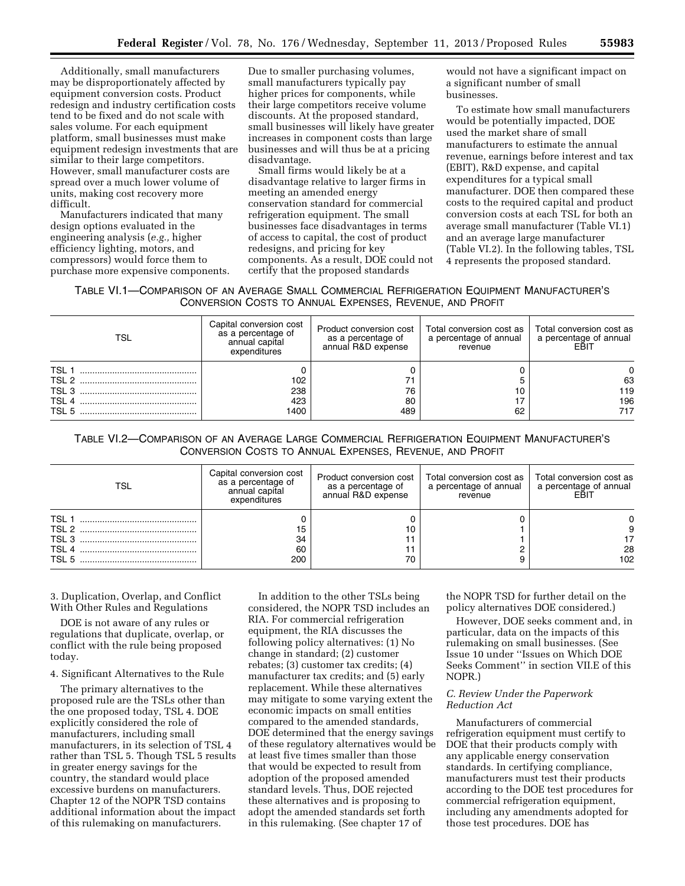Additionally, small manufacturers may be disproportionately affected by equipment conversion costs. Product redesign and industry certification costs tend to be fixed and do not scale with sales volume. For each equipment platform, small businesses must make equipment redesign investments that are similar to their large competitors. However, small manufacturer costs are spread over a much lower volume of units, making cost recovery more difficult.

Manufacturers indicated that many design options evaluated in the engineering analysis (*e.g.,* higher efficiency lighting, motors, and compressors) would force them to purchase more expensive components. Due to smaller purchasing volumes, small manufacturers typically pay higher prices for components, while their large competitors receive volume discounts. At the proposed standard, small businesses will likely have greater increases in component costs than large businesses and will thus be at a pricing disadvantage.

Small firms would likely be at a disadvantage relative to larger firms in meeting an amended energy conservation standard for commercial refrigeration equipment. The small businesses face disadvantages in terms of access to capital, the cost of product redesigns, and pricing for key components. As a result, DOE could not certify that the proposed standards would not have a significant impact on a significant number of small businesses.

To estimate how small manufacturers would be potentially impacted, DOE used the market share of small manufacturers to estimate the annual revenue, earnings before interest and tax (EBIT), R&D expense, and capital expenditures for a typical small manufacturer. DOE then compared these costs to the required capital and product conversion costs at each TSL for both an average small manufacturer (Table VI.1) and an average large manufacturer (Table VI.2). In the following tables, TSL 4 represents the proposed standard.

TABLE VI.1—COMPARISON OF AN AVERAGE SMALL COMMERCIAL REFRIGERATION EQUIPMENT MANUFACTURER'S CONVERSION COSTS TO ANNUAL EXPENSES, REVENUE, AND PROFIT

| TSL | Capital conversion cost as a percentage of annual capital expenditures | Product conversion cost as a percentage of annual R&D expense | Total conversion cost as a percentage of annual revenue | Total conversion cost as a percentage of annual EBIT |
|---|---|---|---|---|
| TSL 1 | 0 | 0 | 0 | 0 |
| TSL 2 | 102 | 71 | 5 | 63 |
| TSL 3 | 238 | 76 | 10 | 119 |
| TSL 4 | 423 | 80 | 17 | 196 |
| TSL 5 | 1400 | 489 | 62 | 717 |

TABLE VI.2—COMPARISON OF AN AVERAGE LARGE COMMERCIAL REFRIGERATION EQUIPMENT MANUFACTURER'S CONVERSION COSTS TO ANNUAL EXPENSES, REVENUE, AND PROFIT

| TSL | Capital conversion cost as a percentage of annual capital expenditures | Product conversion cost as a percentage of annual R&D expense | Total conversion cost as a percentage of annual revenue | Total conversion cost as a percentage of annual EBIT |
|---|---|---|---|---|
| TSL 1 | 0 | 0 | 0 | 0 |
| TSL 2 | 15 | 10 | 1 | 9 |
| TSL 3 | 34 | 11 | 1 | 17 |
| TSL 4 | 60 | 11 | 2 | 28 |
| TSL 5 | 200 | 70 | 9 | 102 |

3. Duplication, Overlap, and Conflict With Other Rules and Regulations

DOE is not aware of any rules or regulations that duplicate, overlap, or conflict with the rule being proposed today.

4. Significant Alternatives to the Rule

The primary alternatives to the proposed rule are the TSLs other than the one proposed today, TSL 4. DOE explicitly considered the role of manufacturers, including small manufacturers, in its selection of TSL 4 rather than TSL 5. Though TSL 5 results in greater energy savings for the country, the standard would place excessive burdens on manufacturers. Chapter 12 of the NOPR TSD contains additional information about the impact of this rulemaking on manufacturers.

In addition to the other TSLs being considered, the NOPR TSD includes an RIA. For commercial refrigeration equipment, the RIA discusses the following policy alternatives: (1) No change in standard; (2) customer rebates; (3) customer tax credits; (4) manufacturer tax credits; and (5) early replacement. While these alternatives may mitigate to some varying extent the economic impacts on small entities compared to the amended standards, DOE determined that the energy savings of these regulatory alternatives would be at least five times smaller than those that would be expected to result from adoption of the proposed amended standard levels. Thus, DOE rejected these alternatives and is proposing to adopt the amended standards set forth in this rulemaking. (See chapter 17 of the NOPR TSD for further detail on the policy alternatives DOE considered.)

However, DOE seeks comment and, in particular, data on the impacts of this rulemaking on small businesses. (See Issue 10 under ''Issues on Which DOE Seeks Comment'' in section VII.E of this NOPR.)

### *C. Review Under the Paperwork Reduction Act*

Manufacturers of commercial refrigeration equipment must certify to DOE that their products comply with any applicable energy conservation standards. In certifying compliance, manufacturers must test their products according to the DOE test procedures for commercial refrigeration equipment, including any amendments adopted for those test procedures. DOE has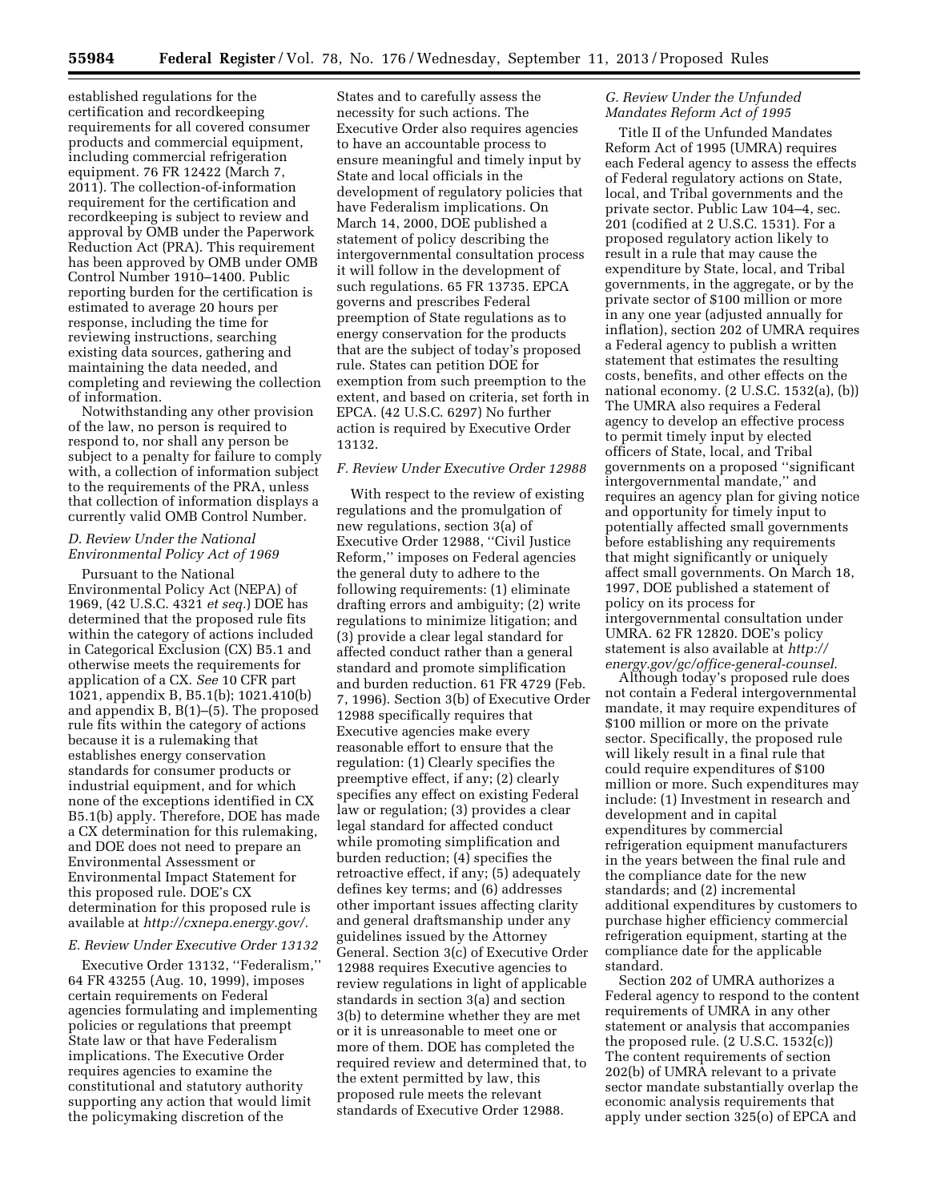established regulations for the certification and recordkeeping requirements for all covered consumer products and commercial equipment, including commercial refrigeration equipment. 76 FR 12422 (March 7, 2011). The collection-of-information requirement for the certification and recordkeeping is subject to review and approval by OMB under the Paperwork Reduction Act (PRA). This requirement has been approved by OMB under OMB Control Number 1910–1400. Public reporting burden for the certification is estimated to average 20 hours per response, including the time for reviewing instructions, searching existing data sources, gathering and maintaining the data needed, and completing and reviewing the collection of information.

Notwithstanding any other provision of the law, no person is required to respond to, nor shall any person be subject to a penalty for failure to comply with, a collection of information subject to the requirements of the PRA, unless that collection of information displays a currently valid OMB Control Number.

### *D. Review Under the National Environmental Policy Act of 1969*

Pursuant to the National Environmental Policy Act (NEPA) of 1969, (42 U.S.C. 4321 *et seq.*) DOE has determined that the proposed rule fits within the category of actions included in Categorical Exclusion (CX) B5.1 and otherwise meets the requirements for application of a CX. *See* 10 CFR part 1021, appendix B, B5.1(b); 1021.410(b) and appendix B, B(1)–(5). The proposed rule fits within the category of actions because it is a rulemaking that establishes energy conservation standards for consumer products or industrial equipment, and for which none of the exceptions identified in CX B5.1(b) apply. Therefore, DOE has made a CX determination for this rulemaking, and DOE does not need to prepare an Environmental Assessment or Environmental Impact Statement for this proposed rule. DOE's CX determination for this proposed rule is available at *http://cxnepa.energy.gov/.*

### *E. Review Under Executive Order 13132*

Executive Order 13132, ''Federalism,'' 64 FR 43255 (Aug. 10, 1999), imposes certain requirements on Federal agencies formulating and implementing policies or regulations that preempt State law or that have Federalism implications. The Executive Order requires agencies to examine the constitutional and statutory authority supporting any action that would limit the policymaking discretion of the States and to carefully assess the necessity for such actions. The Executive Order also requires agencies to have an accountable process to ensure meaningful and timely input by State and local officials in the development of regulatory policies that have Federalism implications. On March 14, 2000, DOE published a statement of policy describing the intergovernmental consultation process it will follow in the development of such regulations. 65 FR 13735. EPCA governs and prescribes Federal preemption of State regulations as to energy conservation for the products that are the subject of today's proposed rule. States can petition DOE for exemption from such preemption to the extent, and based on criteria, set forth in EPCA. (42 U.S.C. 6297) No further action is required by Executive Order 13132.

### *F. Review Under Executive Order 12988*

With respect to the review of existing regulations and the promulgation of new regulations, section 3(a) of Executive Order 12988, ''Civil Justice Reform,'' imposes on Federal agencies the general duty to adhere to the following requirements: (1) eliminate drafting errors and ambiguity; (2) write regulations to minimize litigation; and (3) provide a clear legal standard for affected conduct rather than a general standard and promote simplification and burden reduction. 61 FR 4729 (Feb. 7, 1996). Section 3(b) of Executive Order 12988 specifically requires that Executive agencies make every reasonable effort to ensure that the regulation: (1) Clearly specifies the preemptive effect, if any; (2) clearly specifies any effect on existing Federal law or regulation; (3) provides a clear legal standard for affected conduct while promoting simplification and burden reduction; (4) specifies the retroactive effect, if any; (5) adequately defines key terms; and (6) addresses other important issues affecting clarity and general draftsmanship under any guidelines issued by the Attorney General. Section 3(c) of Executive Order 12988 requires Executive agencies to review regulations in light of applicable standards in section 3(a) and section 3(b) to determine whether they are met or it is unreasonable to meet one or more of them. DOE has completed the required review and determined that, to the extent permitted by law, this proposed rule meets the relevant standards of Executive Order 12988.

### *G. Review Under the Unfunded Mandates Reform Act of 1995*

Title II of the Unfunded Mandates Reform Act of 1995 (UMRA) requires each Federal agency to assess the effects of Federal regulatory actions on State, local, and Tribal governments and the private sector. Public Law 104–4, sec. 201 (codified at 2 U.S.C. 1531). For a proposed regulatory action likely to result in a rule that may cause the expenditure by State, local, and Tribal governments, in the aggregate, or by the private sector of $100 million or more in any one year (adjusted annually for inflation), section 202 of UMRA requires a Federal agency to publish a written statement that estimates the resulting costs, benefits, and other effects on the national economy. (2 U.S.C. 1532(a), (b)) The UMRA also requires a Federal agency to develop an effective process to permit timely input by elected officers of State, local, and Tribal governments on a proposed ''significant intergovernmental mandate,'' and requires an agency plan for giving notice and opportunity for timely input to potentially affected small governments before establishing any requirements that might significantly or uniquely affect small governments. On March 18, 1997, DOE published a statement of policy on its process for intergovernmental consultation under UMRA. 62 FR 12820. DOE's policy statement is also available at *http://energy.gov/gc/office-general-counsel*.

Although today's proposed rule does not contain a Federal intergovernmental mandate, it may require expenditures of $100 million or more on the private sector. Specifically, the proposed rule will likely result in a final rule that could require expenditures of $100 million or more. Such expenditures may include: (1) Investment in research and development and in capital expenditures by commercial refrigeration equipment manufacturers in the years between the final rule and the compliance date for the new standards; and (2) incremental additional expenditures by customers to purchase higher efficiency commercial refrigeration equipment, starting at the compliance date for the applicable standard.

Section 202 of UMRA authorizes a Federal agency to respond to the content requirements of UMRA in any other statement or analysis that accompanies the proposed rule. (2 U.S.C. 1532(c)) The content requirements of section 202(b) of UMRA relevant to a private sector mandate substantially overlap the economic analysis requirements that apply under section 325(o) of EPCA and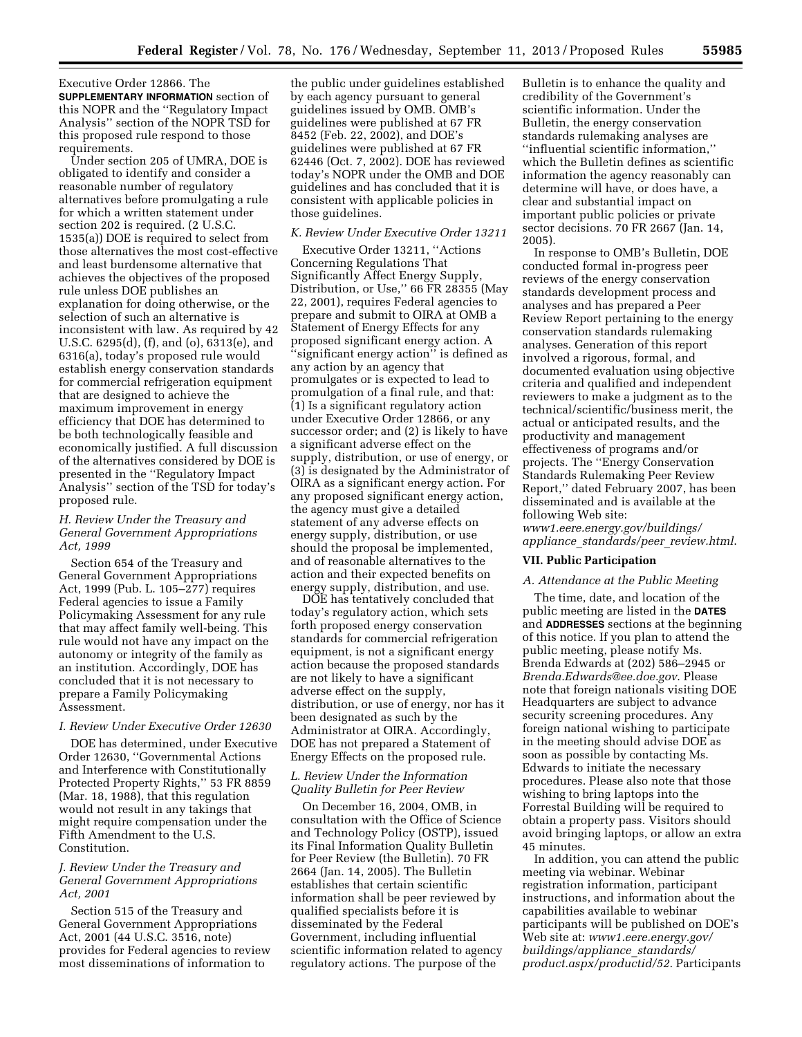Executive Order 12866. The **SUPPLEMENTARY INFORMATION** section of this NOPR and the ''Regulatory Impact Analysis'' section of the NOPR TSD for this proposed rule respond to those requirements.

Under section 205 of UMRA, DOE is obligated to identify and consider a reasonable number of regulatory alternatives before promulgating a rule for which a written statement under section 202 is required. (2 U.S.C. 1535(a)) DOE is required to select from those alternatives the most cost-effective and least burdensome alternative that achieves the objectives of the proposed rule unless DOE publishes an explanation for doing otherwise, or the selection of such an alternative is inconsistent with law. As required by 42 U.S.C. 6295(d), (f), and (o), 6313(e), and 6316(a), today's proposed rule would establish energy conservation standards for commercial refrigeration equipment that are designed to achieve the maximum improvement in energy efficiency that DOE has determined to be both technologically feasible and economically justified. A full discussion of the alternatives considered by DOE is presented in the ''Regulatory Impact Analysis'' section of the TSD for today's proposed rule.

### *H. Review Under the Treasury and General Government Appropriations Act, 1999*

Section 654 of the Treasury and General Government Appropriations Act, 1999 (Pub. L. 105–277) requires Federal agencies to issue a Family Policymaking Assessment for any rule that may affect family well-being. This rule would not have any impact on the autonomy or integrity of the family as an institution. Accordingly, DOE has concluded that it is not necessary to prepare a Family Policymaking Assessment.

### *I. Review Under Executive Order 12630*

DOE has determined, under Executive Order 12630, ''Governmental Actions and Interference with Constitutionally Protected Property Rights,'' 53 FR 8859 (Mar. 18, 1988), that this regulation would not result in any takings that might require compensation under the Fifth Amendment to the U.S. Constitution.

### *J. Review Under the Treasury and General Government Appropriations Act, 2001*

Section 515 of the Treasury and General Government Appropriations Act, 2001 (44 U.S.C. 3516, note) provides for Federal agencies to review most disseminations of information to the public under guidelines established by each agency pursuant to general guidelines issued by OMB. OMB's guidelines were published at 67 FR 8452 (Feb. 22, 2002), and DOE's guidelines were published at 67 FR 62446 (Oct. 7, 2002). DOE has reviewed today's NOPR under the OMB and DOE guidelines and has concluded that it is consistent with applicable policies in those guidelines.

### *K. Review Under Executive Order 13211*

Executive Order 13211, ''Actions Concerning Regulations That Significantly Affect Energy Supply, Distribution, or Use,'' 66 FR 28355 (May 22, 2001), requires Federal agencies to prepare and submit to OIRA at OMB a Statement of Energy Effects for any proposed significant energy action. A ''significant energy action'' is defined as any action by an agency that promulgates or is expected to lead to promulgation of a final rule, and that: (1) Is a significant regulatory action under Executive Order 12866, or any successor order; and (2) is likely to have a significant adverse effect on the supply, distribution, or use of energy, or (3) is designated by the Administrator of OIRA as a significant energy action. For any proposed significant energy action, the agency must give a detailed statement of any adverse effects on energy supply, distribution, or use should the proposal be implemented, and of reasonable alternatives to the action and their expected benefits on energy supply, distribution, and use.

DOE has tentatively concluded that today's regulatory action, which sets forth proposed energy conservation standards for commercial refrigeration equipment, is not a significant energy action because the proposed standards are not likely to have a significant adverse effect on the supply, distribution, or use of energy, nor has it been designated as such by the Administrator at OIRA. Accordingly, DOE has not prepared a Statement of Energy Effects on the proposed rule.

### *L. Review Under the Information Quality Bulletin for Peer Review*

On December 16, 2004, OMB, in consultation with the Office of Science and Technology Policy (OSTP), issued its Final Information Quality Bulletin for Peer Review (the Bulletin). 70 FR 2664 (Jan. 14, 2005). The Bulletin establishes that certain scientific information shall be peer reviewed by qualified specialists before it is disseminated by the Federal Government, including influential scientific information related to agency regulatory actions. The purpose of the Bulletin is to enhance the quality and credibility of the Government's scientific information. Under the Bulletin, the energy conservation standards rulemaking analyses are ''influential scientific information,'' which the Bulletin defines as scientific information the agency reasonably can determine will have, or does have, a clear and substantial impact on important public policies or private sector decisions. 70 FR 2667 (Jan. 14, 2005).

In response to OMB's Bulletin, DOE conducted formal in-progress peer reviews of the energy conservation standards development process and analyses and has prepared a Peer Review Report pertaining to the energy conservation standards rulemaking analyses. Generation of this report involved a rigorous, formal, and documented evaluation using objective criteria and qualified and independent reviewers to make a judgment as to the technical/scientific/business merit, the actual or anticipated results, and the productivity and management effectiveness of programs and/or projects. The ''Energy Conservation Standards Rulemaking Peer Review Report,'' dated February 2007, has been disseminated and is available at the following Web site: *www1.eere.energy.gov/buildings/appliance_standards/peer_review.html*.

## VII. Public Participation

### *A. Attendance at the Public Meeting*

The time, date, and location of the public meeting are listed in the **DATES** and **ADDRESSES** sections at the beginning of this notice. If you plan to attend the public meeting, please notify Ms. Brenda Edwards at (202) 586–2945 or *Brenda.Edwards@ee.doe.gov*. Please note that foreign nationals visiting DOE Headquarters are subject to advance security screening procedures. Any foreign national wishing to participate in the meeting should advise DOE as soon as possible by contacting Ms. Edwards to initiate the necessary procedures. Please also note that those wishing to bring laptops into the Forrestal Building will be required to obtain a property pass. Visitors should avoid bringing laptops, or allow an extra 45 minutes.

In addition, you can attend the public meeting via webinar. Webinar registration information, participant instructions, and information about the capabilities available to webinar participants will be published on DOE's Web site at: *www1.eere.energy.gov/buildings/appliance_standards/product.aspx/productid/52*. Participants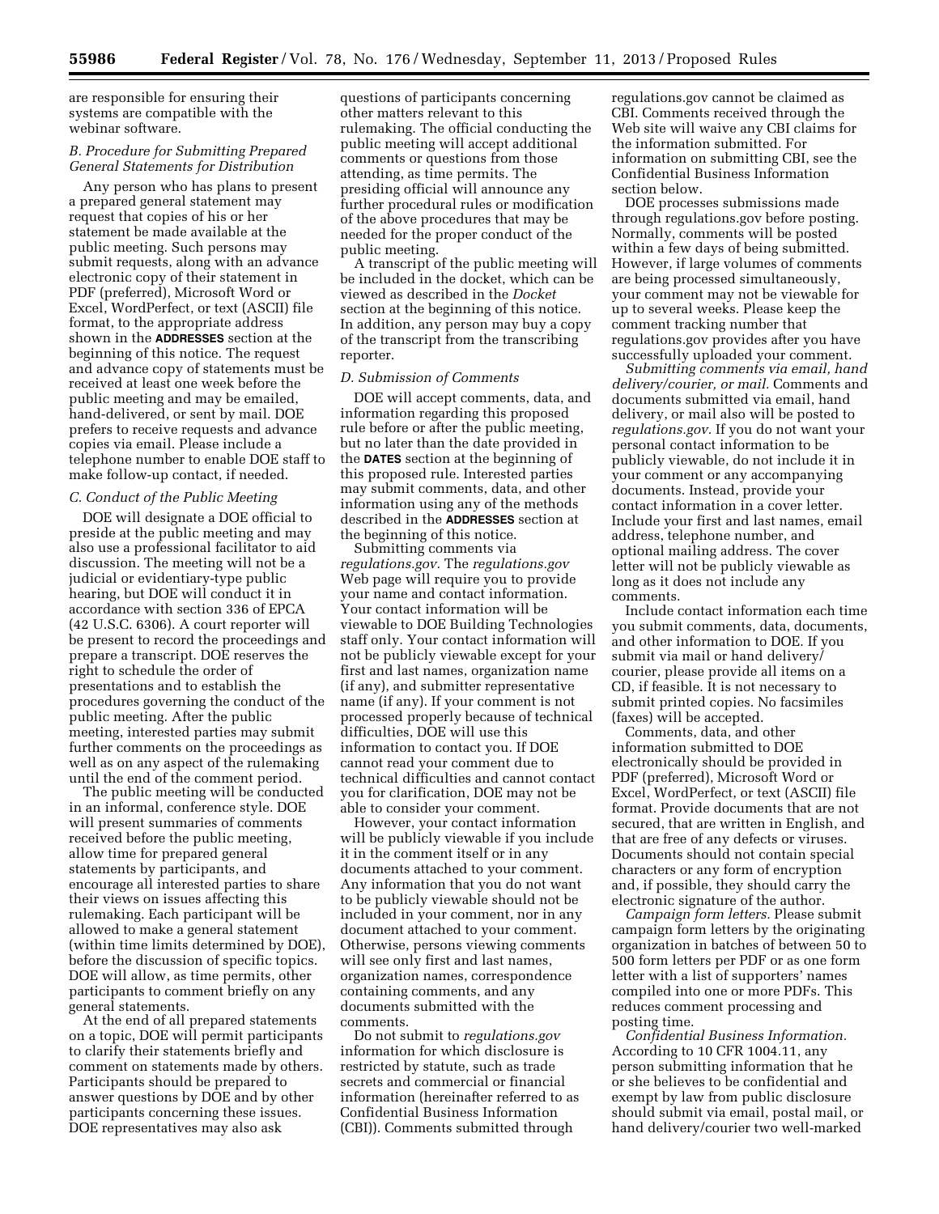are responsible for ensuring their systems are compatible with the webinar software.

### *B. Procedure for Submitting Prepared General Statements for Distribution*

Any person who has plans to present a prepared general statement may request that copies of his or her statement be made available at the public meeting. Such persons may submit requests, along with an advance electronic copy of their statement in PDF (preferred), Microsoft Word or Excel, WordPerfect, or text (ASCII) file format, to the appropriate address shown in the **ADDRESSES** section at the beginning of this notice. The request and advance copy of statements must be received at least one week before the public meeting and may be emailed, hand-delivered, or sent by mail. DOE prefers to receive requests and advance copies via email. Please include a telephone number to enable DOE staff to make follow-up contact, if needed.

### *C. Conduct of the Public Meeting*

DOE will designate a DOE official to preside at the public meeting and may also use a professional facilitator to aid discussion. The meeting will not be a judicial or evidentiary-type public hearing, but DOE will conduct it in accordance with section 336 of EPCA (42 U.S.C. 6306). A court reporter will be present to record the proceedings and prepare a transcript. DOE reserves the right to schedule the order of presentations and to establish the procedures governing the conduct of the public meeting. After the public meeting, interested parties may submit further comments on the proceedings as well as on any aspect of the rulemaking until the end of the comment period.

The public meeting will be conducted in an informal, conference style. DOE will present summaries of comments received before the public meeting, allow time for prepared general statements by participants, and encourage all interested parties to share their views on issues affecting this rulemaking. Each participant will be allowed to make a general statement (within time limits determined by DOE), before the discussion of specific topics. DOE will allow, as time permits, other participants to comment briefly on any general statements.

At the end of all prepared statements on a topic, DOE will permit participants to clarify their statements briefly and comment on statements made by others. Participants should be prepared to answer questions by DOE and by other participants concerning these issues. DOE representatives may also ask questions of participants concerning other matters relevant to this rulemaking. The official conducting the public meeting will accept additional comments or questions from those attending, as time permits. The presiding official will announce any further procedural rules or modification of the above procedures that may be needed for the proper conduct of the public meeting.

A transcript of the public meeting will be included in the docket, which can be viewed as described in the *Docket* section at the beginning of this notice. In addition, any person may buy a copy of the transcript from the transcribing reporter.

### *D. Submission of Comments*

DOE will accept comments, data, and information regarding this proposed rule before or after the public meeting, but no later than the date provided in the **DATES** section at the beginning of this proposed rule. Interested parties may submit comments, data, and other information using any of the methods described in the **ADDRESSES** section at the beginning of this notice.

Submitting comments via *regulations.gov.* The *regulations.gov* Web page will require you to provide your name and contact information. Your contact information will be viewable to DOE Building Technologies staff only. Your contact information will not be publicly viewable except for your first and last names, organization name (if any), and submitter representative name (if any). If your comment is not processed properly because of technical difficulties, DOE will use this information to contact you. If DOE cannot read your comment due to technical difficulties and cannot contact you for clarification, DOE may not be able to consider your comment.

However, your contact information will be publicly viewable if you include it in the comment itself or in any documents attached to your comment. Any information that you do not want to be publicly viewable should not be included in your comment, nor in any document attached to your comment. Otherwise, persons viewing comments will see only first and last names, organization names, correspondence containing comments, and any documents submitted with the comments.

Do not submit to *regulations.gov* information for which disclosure is restricted by statute, such as trade secrets and commercial or financial information (hereinafter referred to as Confidential Business Information (CBI)). Comments submitted through regulations.gov cannot be claimed as CBI. Comments received through the Web site will waive any CBI claims for the information submitted. For information on submitting CBI, see the Confidential Business Information section below.

DOE processes submissions made through regulations.gov before posting. Normally, comments will be posted within a few days of being submitted. However, if large volumes of comments are being processed simultaneously, your comment may not be viewable for up to several weeks. Please keep the comment tracking number that regulations.gov provides after you have successfully uploaded your comment.

*Submitting comments via email, hand delivery/courier, or mail.* Comments and documents submitted via email, hand delivery, or mail also will be posted to *regulations.gov.* If you do not want your personal contact information to be publicly viewable, do not include it in your comment or any accompanying documents. Instead, provide your contact information in a cover letter. Include your first and last names, email address, telephone number, and optional mailing address. The cover letter will not be publicly viewable as long as it does not include any comments.

Include contact information each time you submit comments, data, documents, and other information to DOE. If you submit via mail or hand delivery/courier, please provide all items on a CD, if feasible. It is not necessary to submit printed copies. No facsimiles (faxes) will be accepted.

Comments, data, and other information submitted to DOE electronically should be provided in PDF (preferred), Microsoft Word or Excel, WordPerfect, or text (ASCII) file format. Provide documents that are not secured, that are written in English, and that are free of any defects or viruses. Documents should not contain special characters or any form of encryption and, if possible, they should carry the electronic signature of the author.

*Campaign form letters.* Please submit campaign form letters by the originating organization in batches of between 50 to 500 form letters per PDF or as one form letter with a list of supporters' names compiled into one or more PDFs. This reduces comment processing and posting time.

*Confidential Business Information.* According to 10 CFR 1004.11, any person submitting information that he or she believes to be confidential and exempt by law from public disclosure should submit via email, postal mail, or hand delivery/courier two well-marked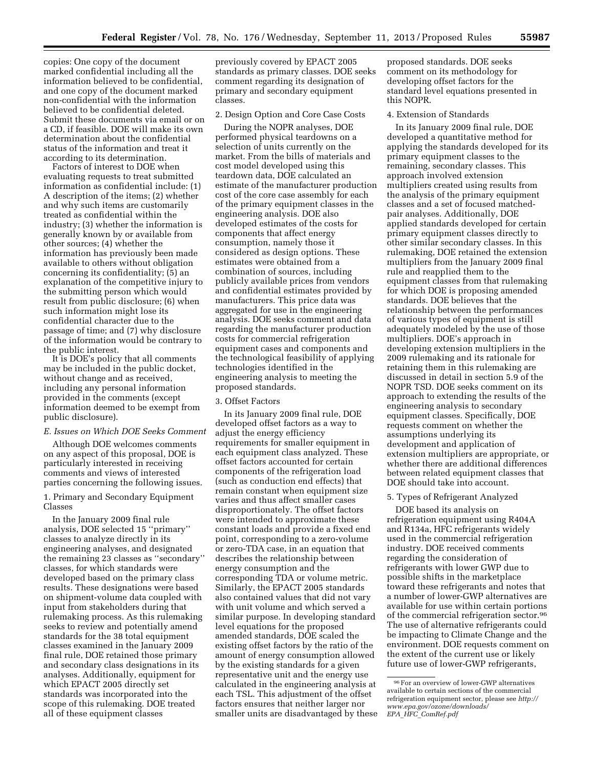copies: One copy of the document marked confidential including all the information believed to be confidential, and one copy of the document marked non-confidential with the information believed to be confidential deleted. Submit these documents via email or on a CD, if feasible. DOE will make its own determination about the confidential status of the information and treat it according to its determination.

Factors of interest to DOE when evaluating requests to treat submitted information as confidential include: (1) A description of the items; (2) whether and why such items are customarily treated as confidential within the industry; (3) whether the information is generally known by or available from other sources; (4) whether the information has previously been made available to others without obligation concerning its confidentiality; (5) an explanation of the competitive injury to the submitting person which would result from public disclosure; (6) when such information might lose its confidential character due to the passage of time; and (7) why disclosure of the information would be contrary to the public interest.

It is DOE's policy that all comments may be included in the public docket, without change and as received, including any personal information provided in the comments (except information deemed to be exempt from public disclosure).

*E. Issues on Which DOE Seeks Comment*

Although DOE welcomes comments on any aspect of this proposal, DOE is particularly interested in receiving comments and views of interested parties concerning the following issues.

1. Primary and Secondary Equipment Classes

In the January 2009 final rule analysis, DOE selected 15 ''primary'' classes to analyze directly in its engineering analyses, and designated the remaining 23 classes as ''secondary'' classes, for which standards were developed based on the primary class results. These designations were based on shipment-volume data coupled with input from stakeholders during that rulemaking process. As this rulemaking seeks to review and potentially amend standards for the 38 total equipment classes examined in the January 2009 final rule, DOE retained those primary and secondary class designations in its analyses. Additionally, equipment for which EPACT 2005 directly set standards was incorporated into the scope of this rulemaking. DOE treated all of these equipment classes previously covered by EPACT 2005 standards as primary classes. DOE seeks comment regarding its designation of primary and secondary equipment classes.

2. Design Option and Core Case Costs

During the NOPR analyses, DOE performed physical teardowns on a selection of units currently on the market. From the bills of materials and cost model developed using this teardown data, DOE calculated an estimate of the manufacturer production cost of the core case assembly for each of the primary equipment classes in the engineering analysis. DOE also developed estimates of the costs for components that affect energy consumption, namely those it considered as design options. These estimates were obtained from a combination of sources, including publicly available prices from vendors and confidential estimates provided by manufacturers. This price data was aggregated for use in the engineering analysis. DOE seeks comment and data regarding the manufacturer production costs for commercial refrigeration equipment cases and components and the technological feasibility of applying technologies identified in the engineering analysis to meeting the proposed standards.

3. Offset Factors

In its January 2009 final rule, DOE developed offset factors as a way to adjust the energy efficiency requirements for smaller equipment in each equipment class analyzed. These offset factors accounted for certain components of the refrigeration load (such as conduction end effects) that remain constant when equipment size varies and thus affect smaller cases disproportionately. The offset factors were intended to approximate these constant loads and provide a fixed end point, corresponding to a zero-volume or zero-TDA case, in an equation that describes the relationship between energy consumption and the corresponding TDA or volume metric. Similarly, the EPACT 2005 standards also contained values that did not vary with unit volume and which served a similar purpose. In developing standard level equations for the proposed amended standards, DOE scaled the existing offset factors by the ratio of the amount of energy consumption allowed by the existing standards for a given representative unit and the energy use calculated in the engineering analysis at each TSL. This adjustment of the offset factors ensures that neither larger nor smaller units are disadvantaged by these proposed standards. DOE seeks comment on its methodology for developing offset factors for the standard level equations presented in this NOPR.

4. Extension of Standards

In its January 2009 final rule, DOE developed a quantitative method for applying the standards developed for its primary equipment classes to the remaining, secondary classes. This approach involved extension multipliers created using results from the analysis of the primary equipment classes and a set of focused matched-pair analyses. Additionally, DOE applied standards developed for certain primary equipment classes directly to other similar secondary classes. In this rulemaking, DOE retained the extension multipliers from the January 2009 final rule and reapplied them to the equipment classes from that rulemaking for which DOE is proposing amended standards. DOE believes that the relationship between the performances of various types of equipment is still adequately modeled by the use of those multipliers. DOE's approach in developing extension multipliers in the 2009 rulemaking and its rationale for retaining them in this rulemaking are discussed in detail in section 5.9 of the NOPR TSD. DOE seeks comment on its approach to extending the results of the engineering analysis to secondary equipment classes. Specifically, DOE requests comment on whether the assumptions underlying its development and application of extension multipliers are appropriate, or whether there are additional differences between related equipment classes that DOE should take into account.

5. Types of Refrigerant Analyzed

DOE based its analysis on refrigeration equipment using R404A and R134a, HFC refrigerants widely used in the commercial refrigeration industry. DOE received comments regarding the consideration of refrigerants with lower GWP due to possible shifts in the marketplace toward these refrigerants and notes that a number of lower-GWP alternatives are available for use within certain portions of the commercial refrigeration sector.[96] The use of alternative refrigerants could be impacting to Climate Change and the environment. DOE requests comment on the extent of the current use or likely future use of lower-GWP refrigerants,

[96] For an overview of lower-GWP alternatives available to certain sections of the commercial refrigeration equipment sector, please see *http://www.epa.gov/ozone/downloads/EPA_HFC_ComRef.pdf*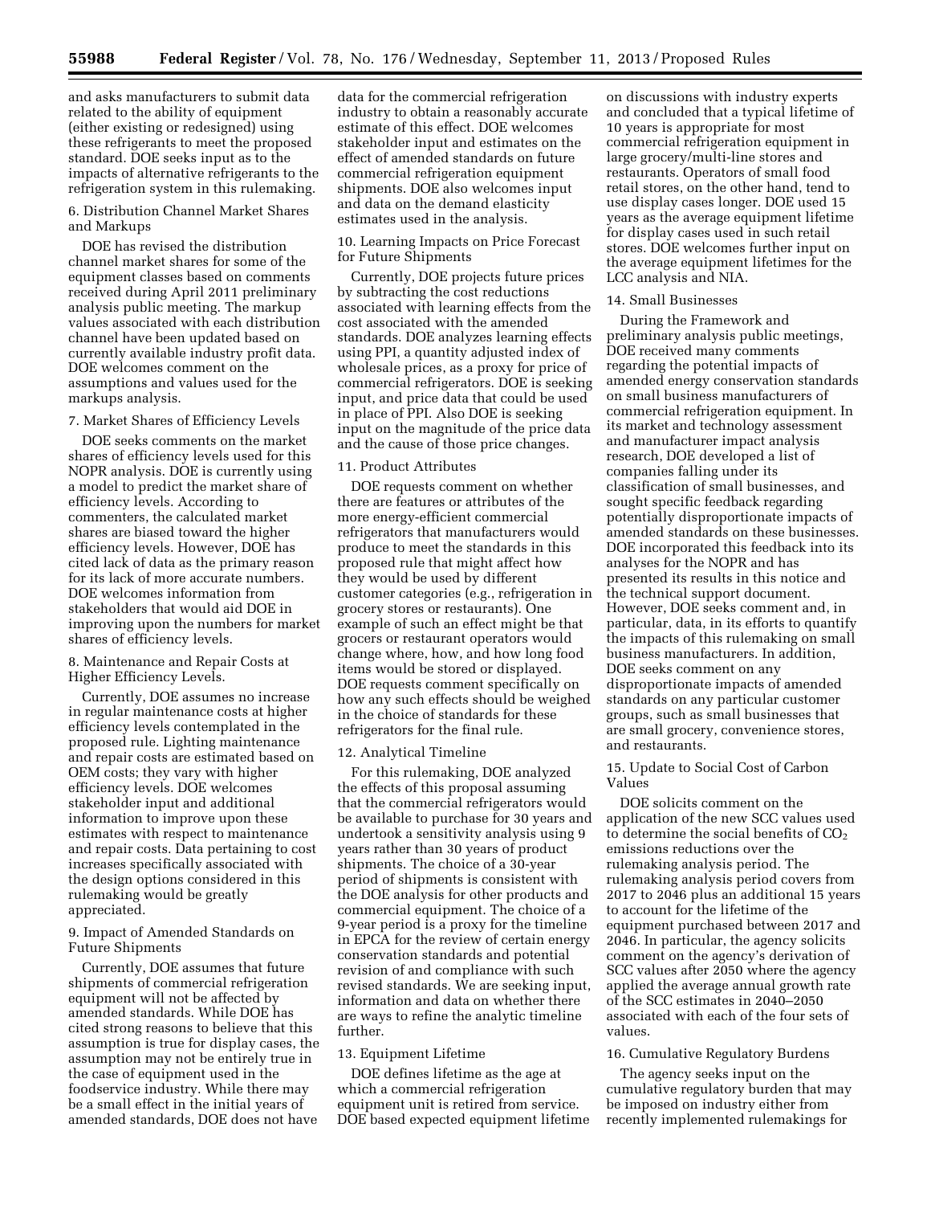and asks manufacturers to submit data related to the ability of equipment (either existing or redesigned) using these refrigerants to meet the proposed standard. DOE seeks input as to the impacts of alternative refrigerants to the refrigeration system in this rulemaking.

6. Distribution Channel Market Shares and Markups

DOE has revised the distribution channel market shares for some of the equipment classes based on comments received during April 2011 preliminary analysis public meeting. The markup values associated with each distribution channel have been updated based on currently available industry profit data. DOE welcomes comment on the assumptions and values used for the markups analysis.

7. Market Shares of Efficiency Levels

DOE seeks comments on the market shares of efficiency levels used for this NOPR analysis. DOE is currently using a model to predict the market share of efficiency levels. According to commenters, the calculated market shares are biased toward the higher efficiency levels. However, DOE has cited lack of data as the primary reason for its lack of more accurate numbers. DOE welcomes information from stakeholders that would aid DOE in improving upon the numbers for market shares of efficiency levels.

8. Maintenance and Repair Costs at Higher Efficiency Levels.

Currently, DOE assumes no increase in regular maintenance costs at higher efficiency levels contemplated in the proposed rule. Lighting maintenance and repair costs are estimated based on OEM costs; they vary with higher efficiency levels. DOE welcomes stakeholder input and additional information to improve upon these estimates with respect to maintenance and repair costs. Data pertaining to cost increases specifically associated with the design options considered in this rulemaking would be greatly appreciated.

9. Impact of Amended Standards on Future Shipments

Currently, DOE assumes that future shipments of commercial refrigeration equipment will not be affected by amended standards. While DOE has cited strong reasons to believe that this assumption is true for display cases, the assumption may not be entirely true in the case of equipment used in the foodservice industry. While there may be a small effect in the initial years of amended standards, DOE does not have data for the commercial refrigeration industry to obtain a reasonably accurate estimate of this effect. DOE welcomes stakeholder input and estimates on the effect of amended standards on future commercial refrigeration equipment shipments. DOE also welcomes input and data on the demand elasticity estimates used in the analysis.

10. Learning Impacts on Price Forecast for Future Shipments

Currently, DOE projects future prices by subtracting the cost reductions associated with learning effects from the cost associated with the amended standards. DOE analyzes learning effects using PPI, a quantity adjusted index of wholesale prices, as a proxy for price of commercial refrigerators. DOE is seeking input, and price data that could be used in place of PPI. Also DOE is seeking input on the magnitude of the price data and the cause of those price changes.

11. Product Attributes

DOE requests comment on whether there are features or attributes of the more energy-efficient commercial refrigerators that manufacturers would produce to meet the standards in this proposed rule that might affect how they would be used by different customer categories (e.g., refrigeration in grocery stores or restaurants). One example of such an effect might be that grocers or restaurant operators would change where, how, and how long food items would be stored or displayed. DOE requests comment specifically on how any such effects should be weighed in the choice of standards for these refrigerators for the final rule.

12. Analytical Timeline

For this rulemaking, DOE analyzed the effects of this proposal assuming that the commercial refrigerators would be available to purchase for 30 years and undertook a sensitivity analysis using 9 years rather than 30 years of product shipments. The choice of a 30-year period of shipments is consistent with the DOE analysis for other products and commercial equipment. The choice of a 9-year period is a proxy for the timeline in EPCA for the review of certain energy conservation standards and potential revision of and compliance with such revised standards. We are seeking input, information and data on whether there are ways to refine the analytic timeline further.

13. Equipment Lifetime

DOE defines lifetime as the age at which a commercial refrigeration equipment unit is retired from service. DOE based expected equipment lifetime on discussions with industry experts and concluded that a typical lifetime of 10 years is appropriate for most commercial refrigeration equipment in large grocery/multi-line stores and restaurants. Operators of small food retail stores, on the other hand, tend to use display cases longer. DOE used 15 years as the average equipment lifetime for display cases used in such retail stores. DOE welcomes further input on the average equipment lifetimes for the LCC analysis and NIA.

14. Small Businesses

During the Framework and preliminary analysis public meetings, DOE received many comments regarding the potential impacts of amended energy conservation standards on small business manufacturers of commercial refrigeration equipment. In its market and technology assessment and manufacturer impact analysis research, DOE developed a list of companies falling under its classification of small businesses, and sought specific feedback regarding potentially disproportionate impacts of amended standards on these businesses. DOE incorporated this feedback into its analyses for the NOPR and has presented its results in this notice and the technical support document. However, DOE seeks comment and, in particular, data, in its efforts to quantify the impacts of this rulemaking on small business manufacturers. In addition, DOE seeks comment on any disproportionate impacts of amended standards on any particular customer groups, such as small businesses that are small grocery, convenience stores, and restaurants.

15. Update to Social Cost of Carbon Values

DOE solicits comment on the application of the new SCC values used to determine the social benefits of $CO_2$ emissions reductions over the rulemaking analysis period. The rulemaking analysis period covers from 2017 to 2046 plus an additional 15 years to account for the lifetime of the equipment purchased between 2017 and 2046. In particular, the agency solicits comment on the agency's derivation of SCC values after 2050 where the agency applied the average annual growth rate of the SCC estimates in 2040–2050 associated with each of the four sets of values.

16. Cumulative Regulatory Burdens

The agency seeks input on the cumulative regulatory burden that may be imposed on industry either from recently implemented rulemakings for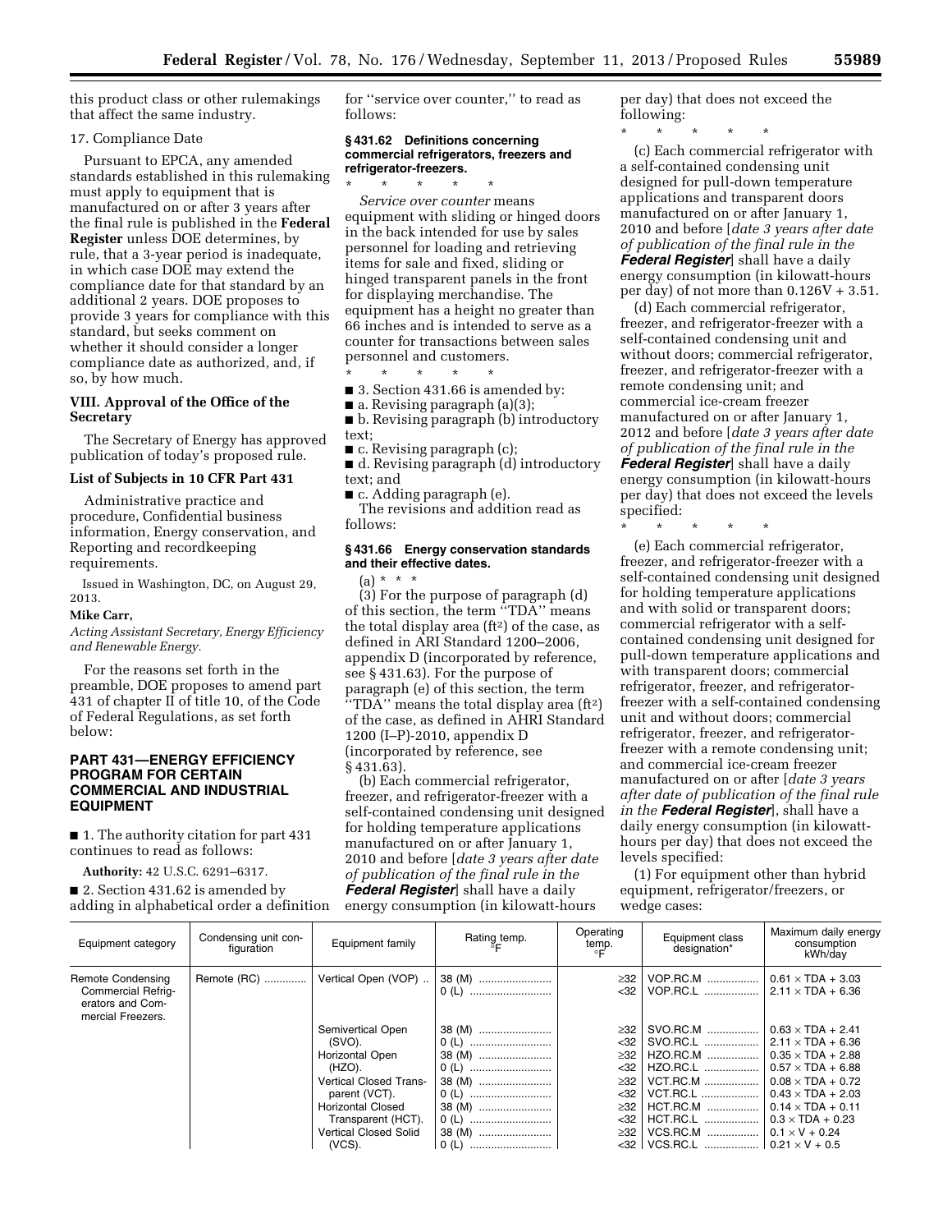this product class or other rulemakings that affect the same industry.

17. Compliance Date

Pursuant to EPCA, any amended standards established in this rulemaking must apply to equipment that is manufactured on or after 3 years after the final rule is published in the **Federal Register** unless DOE determines, by rule, that a 3-year period is inadequate, in which case DOE may extend the compliance date for that standard by an additional 2 years. DOE proposes to provide 3 years for compliance with this standard, but seeks comment on whether it should consider a longer compliance date as authorized, and, if so, by how much.

### VIII. Approval of the Office of the Secretary

The Secretary of Energy has approved publication of today's proposed rule.

### List of Subjects in 10 CFR Part 431

Administrative practice and procedure, Confidential business information, Energy conservation, and Reporting and recordkeeping requirements.

Issued in Washington, DC, on August 29, 2013.

**Mike Carr,**

*Acting Assistant Secretary, Energy Efficiency and Renewable Energy.*

For the reasons set forth in the preamble, DOE proposes to amend part 431 of chapter II of title 10, of the Code of Federal Regulations, as set forth below:

## PART 431—ENERGY EFFICIENCY PROGRAM FOR CERTAIN COMMERCIAL AND INDUSTRIAL EQUIPMENT

■ 1. The authority citation for part 431 continues to read as follows:

**Authority:** 42 U.S.C. 6291–6317.

■ 2. Section 431.62 is amended by adding in alphabetical order a definition for ''service over counter,'' to read as follows:

### § 431.62 Definitions concerning commercial refrigerators, freezers and refrigerator-freezers.

\* \* \* \* \*

*Service over counter* means equipment with sliding or hinged doors in the back intended for use by sales personnel for loading and retrieving items for sale and fixed, sliding or hinged transparent panels in the front for displaying merchandise. The equipment has a height no greater than 66 inches and is intended to serve as a counter for transactions between sales personnel and customers.

\* \* \* \* \*

■ 3. Section 431.66 is amended by:

■ a. Revising paragraph (a)(3);

■ b. Revising paragraph (b) introductory text;

■ c. Revising paragraph (c);

■ d. Revising paragraph (d) introductory text; and

■ c. Adding paragraph (e).

The revisions and addition read as follows:

### § 431.66 Energy conservation standards and their effective dates.

(a) \* \* \*

(3) For the purpose of paragraph (d) of this section, the term ''TDA'' means the total display area (ft$^2$) of the case, as defined in ARI Standard 1200–2006, appendix D (incorporated by reference, see § 431.63). For the purpose of paragraph (e) of this section, the term ''TDA'' means the total display area (ft$^2$) of the case, as defined in AHRI Standard 1200 (I–P)-2010, appendix D (incorporated by reference, see § 431.63).

(b) Each commercial refrigerator, freezer, and refrigerator-freezer with a self-contained condensing unit designed for holding temperature applications manufactured on or after January 1, 2010 and before [*date 3 years after date of publication of the final rule in the **Federal Register***] shall have a daily energy consumption (in kilowatt-hours per day) that does not exceed the following:

\* \* \* \* \*

(c) Each commercial refrigerator with a self-contained condensing unit designed for pull-down temperature applications and transparent doors manufactured on or after January 1, 2010 and before [*date 3 years after date of publication of the final rule in the **Federal Register***] shall have a daily energy consumption (in kilowatt-hours per day) of not more than 0.126V + 3.51.

(d) Each commercial refrigerator, freezer, and refrigerator-freezer with a self-contained condensing unit and without doors; commercial refrigerator, freezer, and refrigerator-freezer with a remote condensing unit; and commercial ice-cream freezer manufactured on or after January 1, 2012 and before [*date 3 years after date of publication of the final rule in the **Federal Register***] shall have a daily energy consumption (in kilowatt-hours per day) that does not exceed the levels specified:

\* \* \* \* \*

(e) Each commercial refrigerator, freezer, and refrigerator-freezer with a self-contained condensing unit designed for holding temperature applications and with solid or transparent doors; commercial refrigerator with a self-contained condensing unit designed for pull-down temperature applications and with transparent doors; commercial refrigerator, freezer, and refrigerator-freezer with a self-contained condensing unit and without doors; commercial refrigerator, freezer, and refrigerator-freezer with a remote condensing unit; and commercial ice-cream freezer manufactured on or after [*date 3 years after date of publication of the final rule in the **Federal Register***], shall have a daily energy consumption (in kilowatt-hours per day) that does not exceed the levels specified:

(1) For equipment other than hybrid equipment, refrigerator/freezers, or wedge cases:

| Equipment category | Condensing unit configuration | Equipment family | Rating temp. °F | Operating temp. °F | Equipment class designation* | Maximum daily energy consumption kWh/day |
|---|---|---|---|---|---|---|
| Remote Condensing Commercial Refrigerators and Commercial Freezers. | Remote (RC) | Vertical Open (VOP) | 38 (M) | ≥32 | VOP.RC.M | 0.61 × TDA + 3.03 |
| | | | 0 (L) | <32 | VOP.RC.L | 2.11 × TDA + 6.36 |
| | | Semivertical Open (SVO). | 38 (M) | ≥32 | SVO.RC.M | 0.63 × TDA + 2.41 |
| | | | 0 (L) | <32 | SVO.RC.L | 2.11 × TDA + 6.36 |
| | | Horizontal Open (HZO). | 38 (M) | ≥32 | HZO.RC.M | 0.35 × TDA + 2.88 |
| | | | 0 (L) | <32 | HZO.RC.L | 0.57 × TDA + 6.88 |
| | | Vertical Closed Transparent (VCT). | 38 (M) | ≥32 | VCT.RC.M | 0.08 × TDA + 0.72 |
| | | | 0 (L) | <32 | VCT.RC.L | 0.43 × TDA + 2.03 |
| | | Horizontal Closed Transparent (HCT). | 38 (M) | ≥32 | HCT.RC.M | 0.14 × TDA + 0.11 |
| | | | 0 (L) | <32 | HCT.RC.L | 0.3 × TDA + 0.23 |
| | | Vertical Closed Solid (VCS). | 38 (M) | ≥32 | VCS.RC.M | 0.1 × V + 0.24 |
| | | | 0 (L) | <32 | VCS.RC.L | 0.21 × V + 0.5 |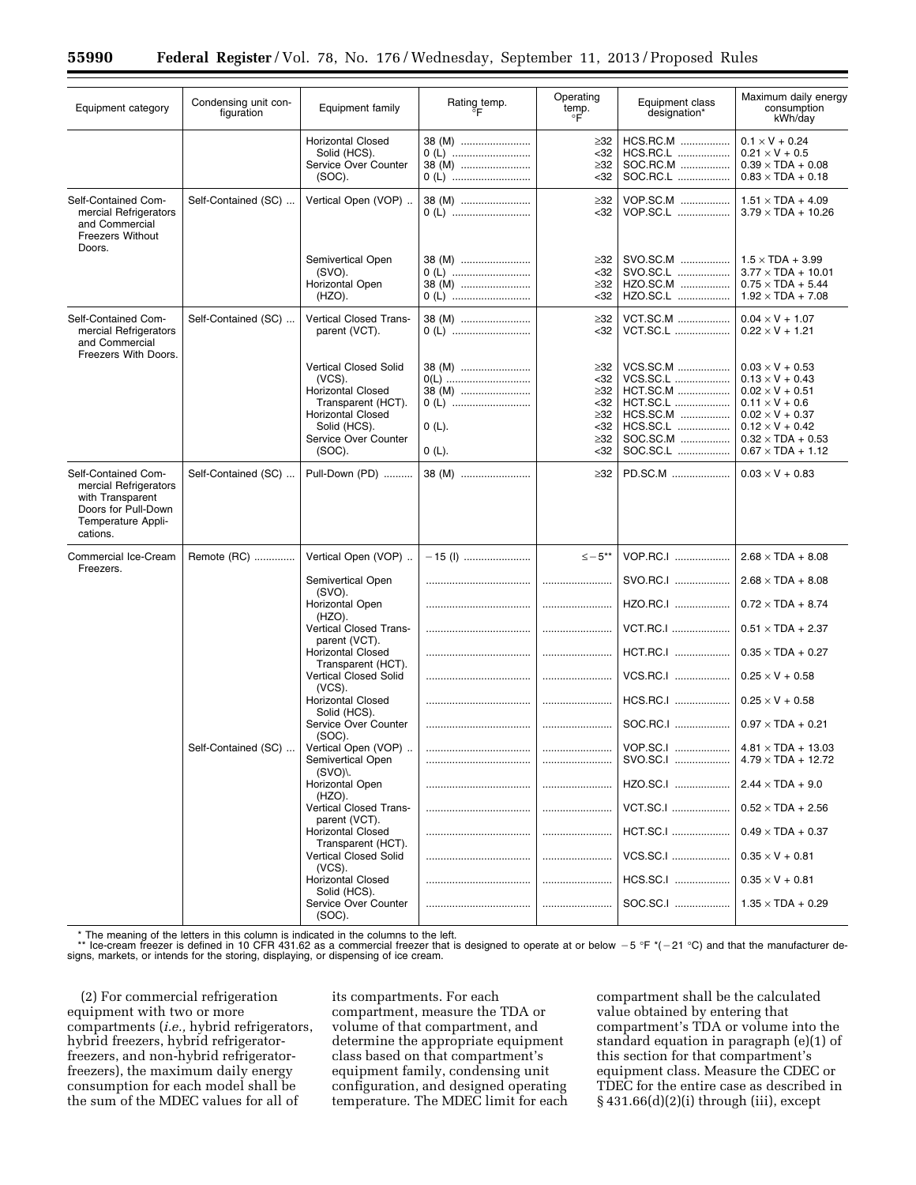| Equipment category | Condensing unit configuration | Equipment family | Rating temp. °F | Operating temp. °F | Equipment class designation* | Maximum daily energy consumption kWh/day |
|---|---|---|---|---|---|---|
| | | Horizontal Closed Solid (HCS). | 38 (M) | ≥32 | HCS.RC.M | $0.1 \times V + 0.24$ |
| | | | 0 (L) | <32 | HCS.RC.L | $0.21 \times V + 0.5$ |
| | | Service Over Counter (SOC). | 38 (M) | ≥32 | SOC.RC.M | $0.39 \times TDA + 0.08$ |
| | | | 0 (L) | <32 | SOC.RC.L | $0.83 \times TDA + 0.18$ |
| Self-Contained Commercial Refrigerators and Commercial Freezers Without Doors. | Self-Contained (SC) | Vertical Open (VOP) | 38 (M) | ≥32 | VOP.SC.M | $1.51 \times TDA + 4.09$ |
| | | | 0 (L) | <32 | VOP.SC.L | $3.79 \times TDA + 10.26$ |
| | | Semivertical Open (SVO). | 38 (M) | ≥32 | SVO.SC.M | $1.5 \times TDA + 3.99$ |
| | | | 0 (L) | <32 | SVO.SC.L | $3.77 \times TDA + 10.01$ |
| | | Horizontal Open (HZO). | 38 (M) | ≥32 | HZO.SC.M | $0.75 \times TDA + 5.44$ |
| | | | 0 (L) | <32 | HZO.SC.L | $1.92 \times TDA + 7.08$ |
| Self-Contained Commercial Refrigerators and Commercial Freezers With Doors. | Self-Contained (SC) | Vertical Closed Transparent (VCT). | 38 (M) | ≥32 | VCT.SC.M | $0.04 \times V + 1.07$ |
| | | | 0 (L) | <32 | VCT.SC.L | $0.22 \times V + 1.21$ |
| | | Vertical Closed Solid (VCS). | 38 (M) | ≥32 | VCS.SC.M | $0.03 \times V + 0.53$ |
| | | | 0(L) | <32 | VCS.SC.L | $0.13 \times V + 0.43$ |
| | | Horizontal Closed Transparent (HCT). | 38 (M) | ≥32 | HCT.SC.M | $0.02 \times V + 0.51$ |
| | | | 0 (L) | <32 | HCT.SC.L | $0.11 \times V + 0.6$ |
| | | Horizontal Closed Solid (HCS). | | ≥32 | HCS.SC.M | $0.02 \times V + 0.37$ |
| | | | 0 (L). | <32 | HCS.SC.L | $0.12 \times V + 0.42$ |
| | | Service Over Counter (SOC). | | ≥32 | SOC.SC.M | $0.32 \times TDA + 0.53$ |
| | | | 0 (L). | <32 | SOC.SC.L | $0.67 \times TDA + 1.12$ |
| Self-Contained Commercial Refrigerators with Transparent Doors for Pull-Down Temperature Applications. | Self-Contained (SC) | Pull-Down (PD) | 38 (M) | ≥32 | PD.SC.M | $0.03 \times V + 0.83$ |
| Commercial Ice-Cream Freezers. | Remote (RC) | Vertical Open (VOP) | −15 (I) | ≤−5** | VOP.RC.I | $2.68 \times TDA + 8.08$ |
| | | Semivertical Open (SVO). | | | SVO.RC.I | $2.68 \times TDA + 8.08$ |
| | | Horizontal Open (HZO). | | | HZO.RC.I | $0.72 \times TDA + 8.74$ |
| | | Vertical Closed Transparent (VCT). | | | VCT.RC.I | $0.51 \times TDA + 2.37$ |
| | | Horizontal Closed Transparent (HCT). | | | HCT.RC.I | $0.35 \times TDA + 0.27$ |
| | | Vertical Closed Solid (VCS). | | | VCS.RC.I | $0.25 \times V + 0.58$ |
| | | Horizontal Closed Solid (HCS). | | | HCS.RC.I | $0.25 \times V + 0.58$ |
| | | Service Over Counter (SOC). | | | SOC.RC.I | $0.97 \times TDA + 0.21$ |
| | Self-Contained (SC) | Vertical Open (VOP) | | | VOP.SC.I | $4.81 \times TDA + 13.03$ |
| | | Semivertical Open (SVO)\. | | | SVO.SC.I | $4.79 \times TDA + 12.72$ |
| | | Horizontal Open (HZO). | | | HZO.SC.I | $2.44 \times TDA + 9.0$ |
| | | Vertical Closed Transparent (VCT). | | | VCT.SC.I | $0.52 \times TDA + 2.56$ |
| | | Horizontal Closed Transparent (HCT). | | | HCT.SC.I | $0.49 \times TDA + 0.37$ |
| | | Vertical Closed Solid (VCS). | | | VCS.SC.I | $0.35 \times V + 0.81$ |
| | | Horizontal Closed Solid (HCS). | | | HCS.SC.I | $0.35 \times V + 0.81$ |
| | | Service Over Counter (SOC). | | | SOC.SC.I | $1.35 \times TDA + 0.29$ |

\* The meaning of the letters in this column is indicated in the columns to the left.

\*\* Ice-cream freezer is defined in 10 CFR 431.62 as a commercial freezer that is designed to operate at or below −5 °F *(−21 °C) and that the manufacturer designs, markets, or intends for the storing, displaying, or dispensing of ice cream.

(2) For commercial refrigeration equipment with two or more compartments (*i.e.,* hybrid refrigerators, hybrid freezers, hybrid refrigerator-freezers, and non-hybrid refrigerator-freezers), the maximum daily energy consumption for each model shall be the sum of the MDEC values for all of its compartments. For each compartment, measure the TDA or volume of that compartment, and determine the appropriate equipment class based on that compartment's equipment family, condensing unit configuration, and designed operating temperature. The MDEC limit for each compartment shall be the calculated value obtained by entering that compartment's TDA or volume into the standard equation in paragraph (e)(1) of this section for that compartment's equipment class. Measure the CDEC or TDEC for the entire case as described in § 431.66(d)(2)(i) through (iii), except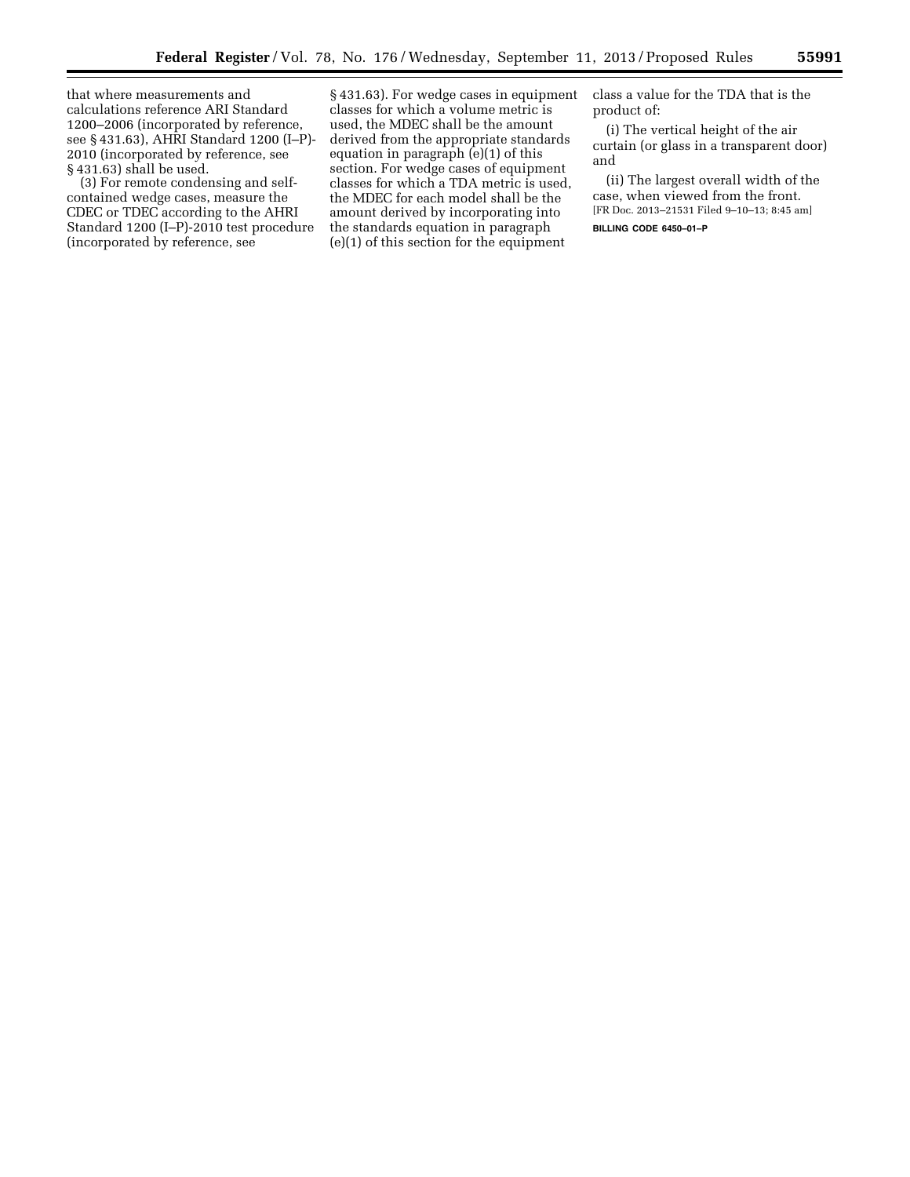that where measurements and calculations reference ARI Standard 1200–2006 (incorporated by reference, see § 431.63), AHRI Standard 1200 (I–P)-2010 (incorporated by reference, see § 431.63) shall be used.

(3) For remote condensing and self-contained wedge cases, measure the CDEC or TDEC according to the AHRI Standard 1200 (I–P)-2010 test procedure (incorporated by reference, see § 431.63). For wedge cases in equipment classes for which a volume metric is used, the MDEC shall be the amount derived from the appropriate standards equation in paragraph (e)(1) of this section. For wedge cases of equipment classes for which a TDA metric is used, the MDEC for each model shall be the amount derived by incorporating into the standards equation in paragraph (e)(1) of this section for the equipment class a value for the TDA that is the product of:

(i) The vertical height of the air curtain (or glass in a transparent door) and

(ii) The largest overall width of the case, when viewed from the front.

[FR Doc. 2013–21531 Filed 9–10–13; 8:45 am]

BILLING CODE 6450–01–P